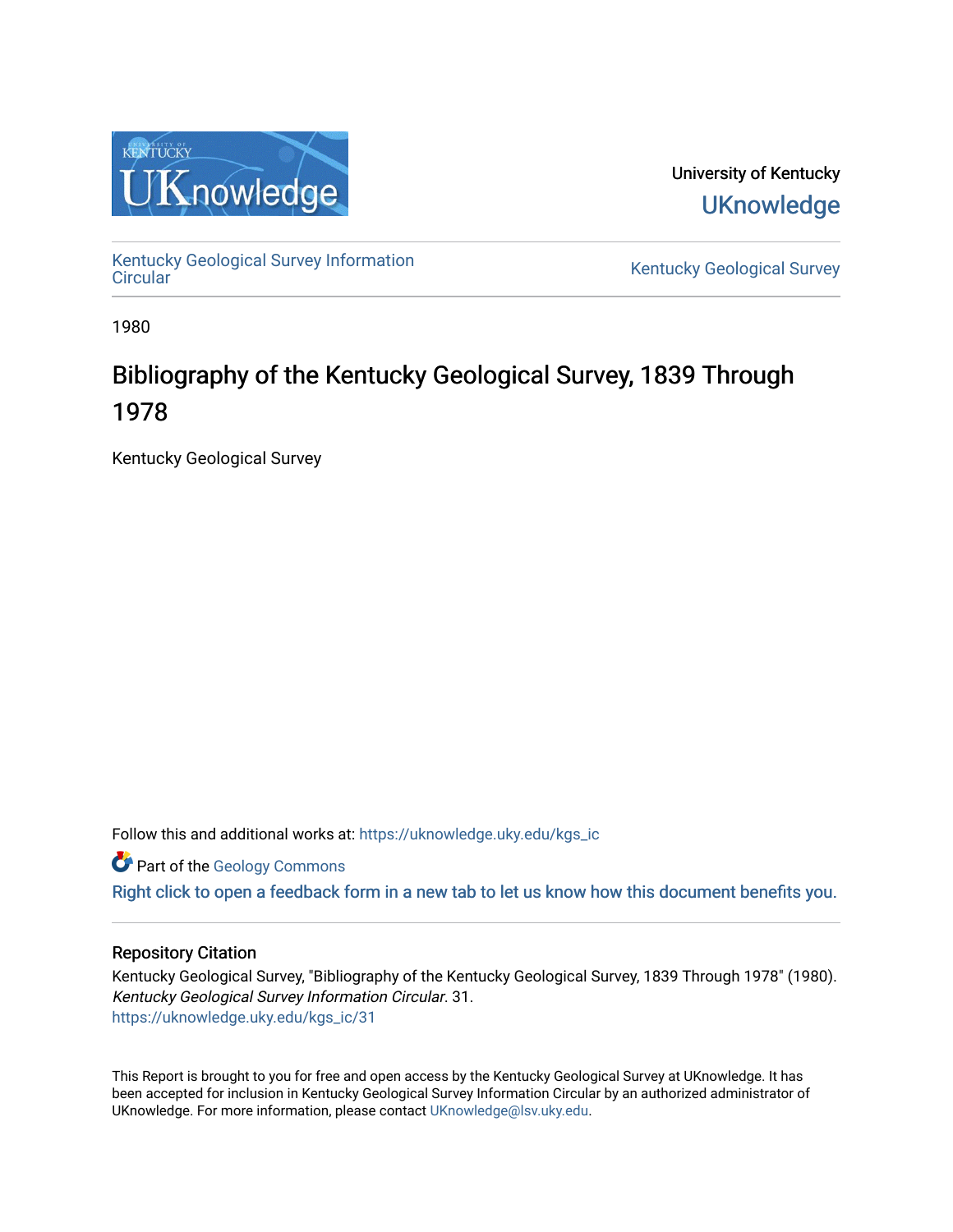University of Kentucky
UKnowledge

Kentucky Geological Survey Information Circular

Kentucky Geological Survey

1980

# Bibliography of the Kentucky Geological Survey, 1839 Through 1978

Kentucky Geological Survey

Follow this and additional works at: https://uknowledge.uky.edu/kgs_ic

Part of the Geology Commons

Right click to open a feedback form in a new tab to let us know how this document benefits you.

## Repository Citation

Kentucky Geological Survey, "Bibliography of the Kentucky Geological Survey, 1839 Through 1978" (1980). *Kentucky Geological Survey Information Circular*. 31.
https://uknowledge.uky.edu/kgs_ic/31

This Report is brought to you for free and open access by the Kentucky Geological Survey at UKnowledge. It has been accepted for inclusion in Kentucky Geological Survey Information Circular by an authorized administrator of UKnowledge. For more information, please contact UKnowledge@lsv.uky.edu.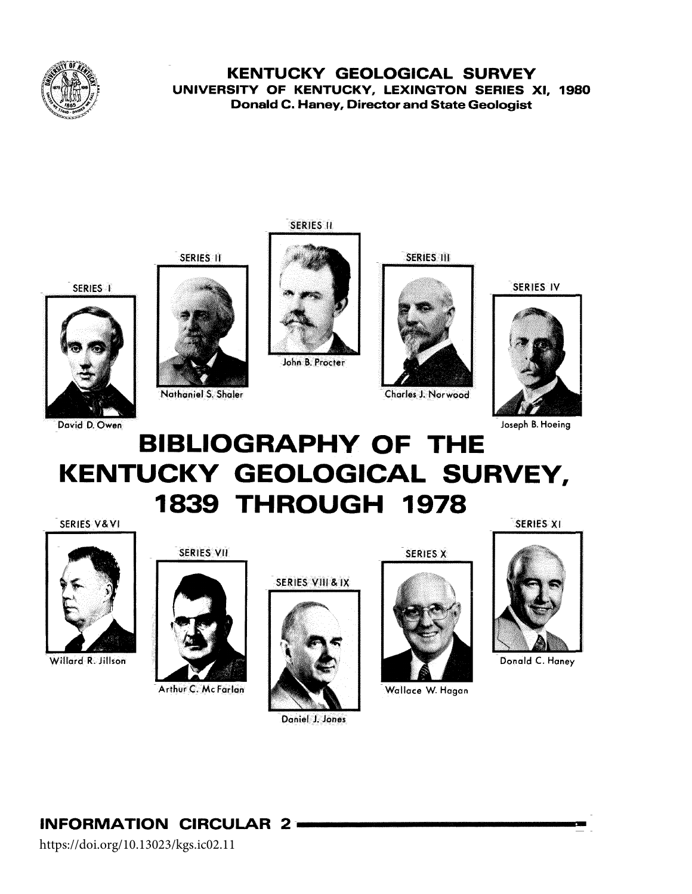KENTUCKY GEOLOGICAL SURVEY
UNIVERSITY OF KENTUCKY, LEXINGTON SERIES XI, 1980
Donald C. Haney, Director and State Geologist

SERIES I
David D. Owen

SERIES II
Nathaniel S. Shaler

SERIES II
John B. Procter

SERIES III
Charles J. Norwood

SERIES IV
Joseph B. Hoeing

# BIBLIOGRAPHY OF THE KENTUCKY GEOLOGICAL SURVEY, 1839 THROUGH 1978

SERIES V & VI
Willard R. Jillson

SERIES VII
Arthur C. McFarlan

SERIES VIII & IX
Daniel J. Jones

SERIES X
Wallace W. Hagan

SERIES XI
Donald C. Haney

INFORMATION CIRCULAR 2

https://doi.org/10.13023/kgs.ic02.11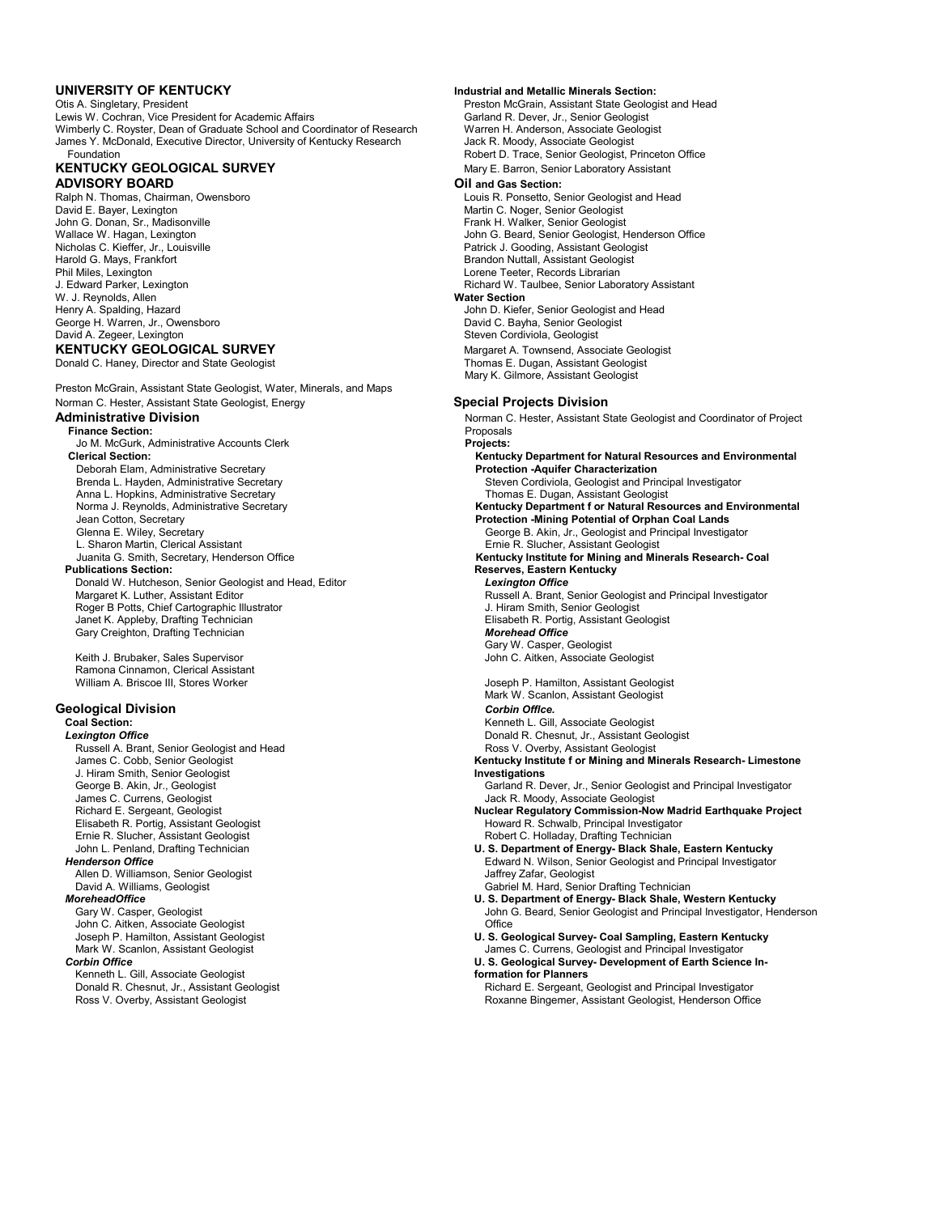## UNIVERSITY OF KENTUCKY

Otis A. Singletary, President
Lewis W. Cochran, Vice President for Academic Affairs
Wimberly C. Royster, Dean of Graduate School and Coordinator of Research
James Y. McDonald, Executive Director, University of Kentucky Research Foundation

## KENTUCKY GEOLOGICAL SURVEY ADVISORY BOARD

Ralph N. Thomas, Chairman, Owensboro
David E. Bayer, Lexington
John G. Donan, Sr., Madisonville
Wallace W. Hagan, Lexington
Nicholas C. Kieffer, Jr., Louisville
Harold G. Mays, Frankfort
Phil Miles, Lexington
J. Edward Parker, Lexington
W. J. Reynolds, Allen
Henry A. Spalding, Hazard
George H. Warren, Jr., Owensboro
David A. Zegeer, Lexington

## KENTUCKY GEOLOGICAL SURVEY

Donald C. Haney, Director and State Geologist

Preston McGrain, Assistant State Geologist, Water, Minerals, and Maps
Norman C. Hester, Assistant State Geologist, Energy

### Administrative Division

**Finance Section:**
Jo M. McGurk, Administrative Accounts Clerk

**Clerical Section:**
Deborah Elam, Administrative Secretary
Brenda L. Hayden, Administrative Secretary
Anna L. Hopkins, Administrative Secretary
Norma J. Reynolds, Administrative Secretary
Jean Cotton, Secretary
Glenna E. Wiley, Secretary
L. Sharon Martin, Clerical Assistant
Juanita G. Smith, Secretary, Henderson Office

**Publications Section:**
Donald W. Hutcheson, Senior Geologist and Head, Editor
Margaret K. Luther, Assistant Editor
Roger B Potts, Chief Cartographic Illustrator
Janet K. Appleby, Drafting Technician
Gary Creighton, Drafting Technician

Keith J. Brubaker, Sales Supervisor
Ramona Cinnamon, Clerical Assistant
William A. Briscoe III, Stores Worker

### Geological Division

**Coal Section:**

***Lexington Office***
Russell A. Brant, Senior Geologist and Head
James C. Cobb, Senior Geologist
J. Hiram Smith, Senior Geologist
George B. Akin, Jr., Geologist
James C. Currens, Geologist
Richard E. Sergeant, Geologist
Elisabeth R. Portig, Assistant Geologist
Ernie R. Slucher, Assistant Geologist
John L. Penland, Drafting Technician

***Henderson Office***
Allen D. Williamson, Senior Geologist
David A. Williams, Geologist

***MoreheadOffice***
Gary W. Casper, Geologist
John C. Aitken, Associate Geologist
Joseph P. Hamilton, Assistant Geologist
Mark W. Scanlon, Assistant Geologist

***Corbin Office***
Kenneth L. Gill, Associate Geologist
Donald R. Chesnut, Jr., Assistant Geologist
Ross V. Overby, Assistant Geologist

**Industrial and Metallic Minerals Section:**
Preston McGrain, Assistant State Geologist and Head
Garland R. Dever, Jr., Senior Geologist
Warren H. Anderson, Associate Geologist
Jack R. Moody, Associate Geologist
Robert D. Trace, Senior Geologist, Princeton Office
Mary E. Barron, Senior Laboratory Assistant

**Oil and Gas Section:**
Louis R. Ponsetto, Senior Geologist and Head
Martin C. Noger, Senior Geologist
Frank H. Walker, Senior Geologist
John G. Beard, Senior Geologist, Henderson Office
Patrick J. Gooding, Assistant Geologist
Brandon Nuttall, Assistant Geologist
Lorene Teeter, Records Librarian
Richard W. Taulbee, Senior Laboratory Assistant

**Water Section**
John D. Kiefer, Senior Geologist and Head
David C. Bayha, Senior Geologist
Steven Cordiviola, Geologist
Margaret A. Townsend, Associate Geologist
Thomas E. Dugan, Assistant Geologist
Mary K. Gilmore, Assistant Geologist

### Special Projects Division

Norman C. Hester, Assistant State Geologist and Coordinator of Project Proposals

**Projects:**

**Kentucky Department for Natural Resources and Environmental Protection -Aquifer Characterization**
Steven Cordiviola, Geologist and Principal Investigator
Thomas E. Dugan, Assistant Geologist

**Kentucky Department f or Natural Resources and Environmental Protection -Mining Potential of Orphan Coal Lands**
George B. Akin, Jr., Geologist and Principal Investigator
Ernie R. Slucher, Assistant Geologist

**Kentucky Institute for Mining and Minerals Research- Coal Reserves, Eastern Kentucky**

***Lexington Office***
Russell A. Brant, Senior Geologist and Principal Investigator
J. Hiram Smith, Senior Geologist
Elisabeth R. Portig, Assistant Geologist

***Morehead Office***
Gary W. Casper, Geologist
John C. Aitken, Associate Geologist

Joseph P. Hamilton, Assistant Geologist
Mark W. Scanlon, Assistant Geologist

***Corbin Offlce.***
Kenneth L. Gill, Associate Geologist
Donald R. Chesnut, Jr., Assistant Geologist
Ross V. Overby, Assistant Geologist

**Kentucky Institute f or Mining and Minerals Research- Limestone Investigations**
Garland R. Dever, Jr., Senior Geologist and Principal Investigator
Jack R. Moody, Associate Geologist

**Nuclear Regulatory Commission-Now Madrid Earthquake Project**
Howard R. Schwalb, Principal Investigator
Robert C. Holladay, Drafting Technician

**U. S. Department of Energy- Black Shale, Eastern Kentucky**
Edward N. Wilson, Senior Geologist and Principal Investigator
Jaffrey Zafar, Geologist
Gabriel M. Hard, Senior Drafting Technician

**U. S. Department of Energy- Black Shale, Western Kentucky**
John G. Beard, Senior Geologist and Principal Investigator, Henderson Office

**U. S. Geological Survey- Coal Sampling, Eastern Kentucky**
James C. Currens, Geologist and Principal Investigator

**U. S. Geological Survey- Development of Earth Science Information for Planners**
Richard E. Sergeant, Geologist and Principal Investigator
Roxanne Bingemer, Assistant Geologist, Henderson Office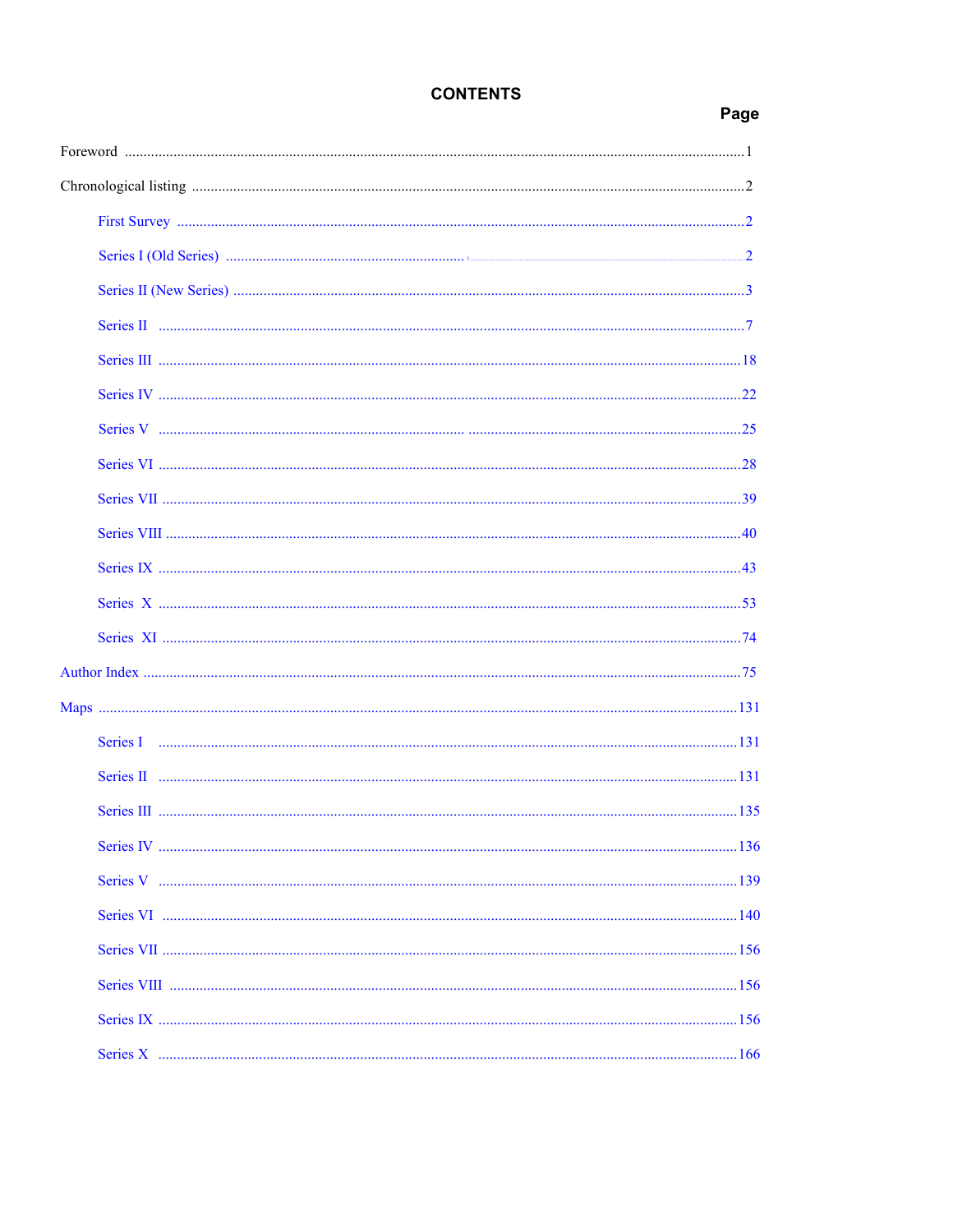# CONTENTS

| | Page |
|---|---|
| Foreword | 1 |
| Chronological listing | 2 |
| First Survey | 2 |
| Series I (Old Series) | 2 |
| Series II (New Series) | 3 |
| Series II | 7 |
| Series III | 18 |
| Series IV | 22 |
| Series V | 25 |
| Series VI | 28 |
| Series VII | 39 |
| Series VIII | 40 |
| Series IX | 43 |
| Series X | 53 |
| Series XI | 74 |
| Author Index | 75 |
| Maps | 131 |
| Series I | 131 |
| Series II | 131 |
| Series III | 135 |
| Series IV | 136 |
| Series V | 139 |
| Series VI | 140 |
| Series VII | 156 |
| Series VIII | 156 |
| Series IX | 156 |
| Series X | 166 |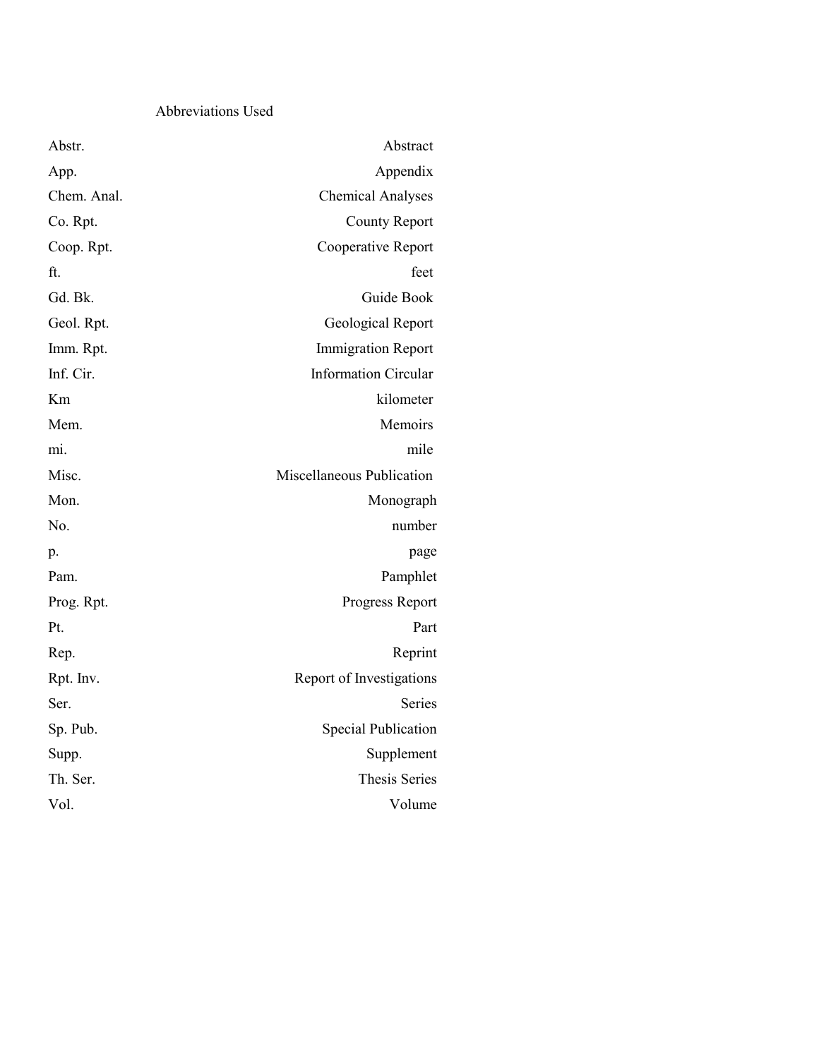## Abbreviations Used

| Abbreviation | Meaning |
| --- | --- |
| Abstr. | Abstract |
| App. | Appendix |
| Chem. Anal. | Chemical Analyses |
| Co. Rpt. | County Report |
| Coop. Rpt. | Cooperative Report |
| ft. | feet |
| Gd. Bk. | Guide Book |
| Geol. Rpt. | Geological Report |
| Imm. Rpt. | Immigration Report |
| Inf. Cir. | Information Circular |
| Km | kilometer |
| Mem. | Memoirs |
| mi. | mile |
| Misc. | Miscellaneous Publication |
| Mon. | Monograph |
| No. | number |
| p. | page |
| Pam. | Pamphlet |
| Prog. Rpt. | Progress Report |
| Pt. | Part |
| Rep. | Reprint |
| Rpt. Inv. | Report of Investigations |
| Ser. | Series |
| Sp. Pub. | Special Publication |
| Supp. | Supplement |
| Th. Ser. | Thesis Series |
| Vol. | Volume |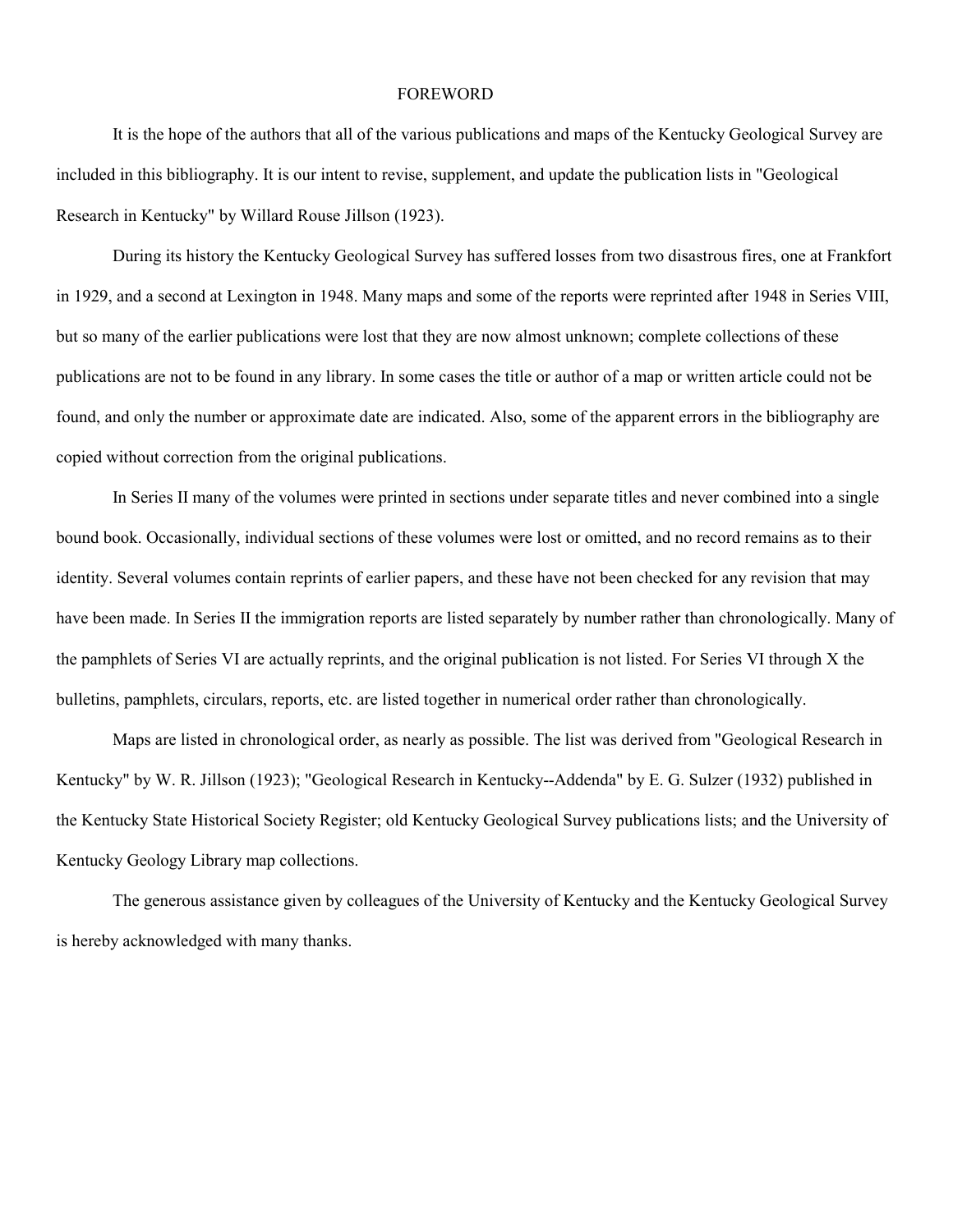# FOREWORD

It is the hope of the authors that all of the various publications and maps of the Kentucky Geological Survey are included in this bibliography. It is our intent to revise, supplement, and update the publication lists in "Geological Research in Kentucky" by Willard Rouse Jillson (1923).

During its history the Kentucky Geological Survey has suffered losses from two disastrous fires, one at Frankfort in 1929, and a second at Lexington in 1948. Many maps and some of the reports were reprinted after 1948 in Series VIII, but so many of the earlier publications were lost that they are now almost unknown; complete collections of these publications are not to be found in any library. In some cases the title or author of a map or written article could not be found, and only the number or approximate date are indicated. Also, some of the apparent errors in the bibliography are copied without correction from the original publications.

In Series II many of the volumes were printed in sections under separate titles and never combined into a single bound book. Occasionally, individual sections of these volumes were lost or omitted, and no record remains as to their identity. Several volumes contain reprints of earlier papers, and these have not been checked for any revision that may have been made. In Series II the immigration reports are listed separately by number rather than chronologically. Many of the pamphlets of Series VI are actually reprints, and the original publication is not listed. For Series VI through X the bulletins, pamphlets, circulars, reports, etc. are listed together in numerical order rather than chronologically.

Maps are listed in chronological order, as nearly as possible. The list was derived from "Geological Research in Kentucky" by W. R. Jillson (1923); "Geological Research in Kentucky--Addenda" by E. G. Sulzer (1932) published in the Kentucky State Historical Society Register; old Kentucky Geological Survey publications lists; and the University of Kentucky Geology Library map collections.

The generous assistance given by colleagues of the University of Kentucky and the Kentucky Geological Survey is hereby acknowledged with many thanks.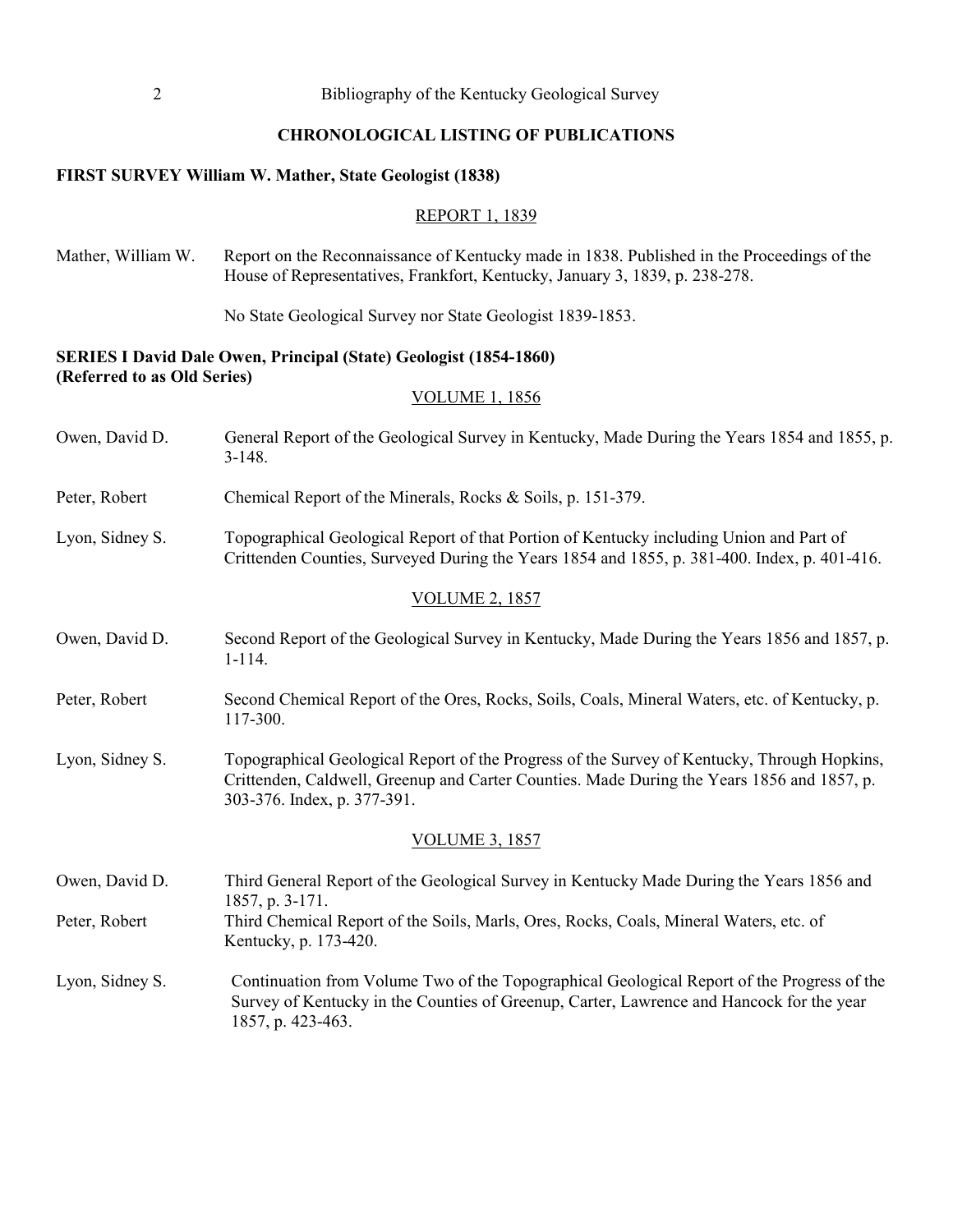## CHRONOLOGICAL LISTING OF PUBLICATIONS

### FIRST SURVEY William W. Mather, State Geologist (1838)

#### REPORT 1, 1839

Mather, William W. — Report on the Reconnaissance of Kentucky made in 1838. Published in the Proceedings of the House of Representatives, Frankfort, Kentucky, January 3, 1839, p. 238-278.

No State Geological Survey nor State Geologist 1839-1853.

### SERIES I David Dale Owen, Principal (State) Geologist (1854-1860) (Referred to as Old Series)

#### VOLUME 1, 1856

Owen, David D. — General Report of the Geological Survey in Kentucky, Made During the Years 1854 and 1855, p. 3-148.

Peter, Robert — Chemical Report of the Minerals, Rocks & Soils, p. 151-379.

Lyon, Sidney S. — Topographical Geological Report of that Portion of Kentucky including Union and Part of Crittenden Counties, Surveyed During the Years 1854 and 1855, p. 381-400. Index, p. 401-416.

#### VOLUME 2, 1857

Owen, David D. — Second Report of the Geological Survey in Kentucky, Made During the Years 1856 and 1857, p. 1-114.

Peter, Robert — Second Chemical Report of the Ores, Rocks, Soils, Coals, Mineral Waters, etc. of Kentucky, p. 117-300.

Lyon, Sidney S. — Topographical Geological Report of the Progress of the Survey of Kentucky, Through Hopkins, Crittenden, Caldwell, Greenup and Carter Counties. Made During the Years 1856 and 1857, p. 303-376. Index, p. 377-391.

#### VOLUME 3, 1857

Owen, David D. — Third General Report of the Geological Survey in Kentucky Made During the Years 1856 and 1857, p. 3-171.

Peter, Robert — Third Chemical Report of the Soils, Marls, Ores, Rocks, Coals, Mineral Waters, etc. of Kentucky, p. 173-420.

Lyon, Sidney S. — Continuation from Volume Two of the Topographical Geological Report of the Progress of the Survey of Kentucky in the Counties of Greenup, Carter, Lawrence and Hancock for the year 1857, p. 423-463.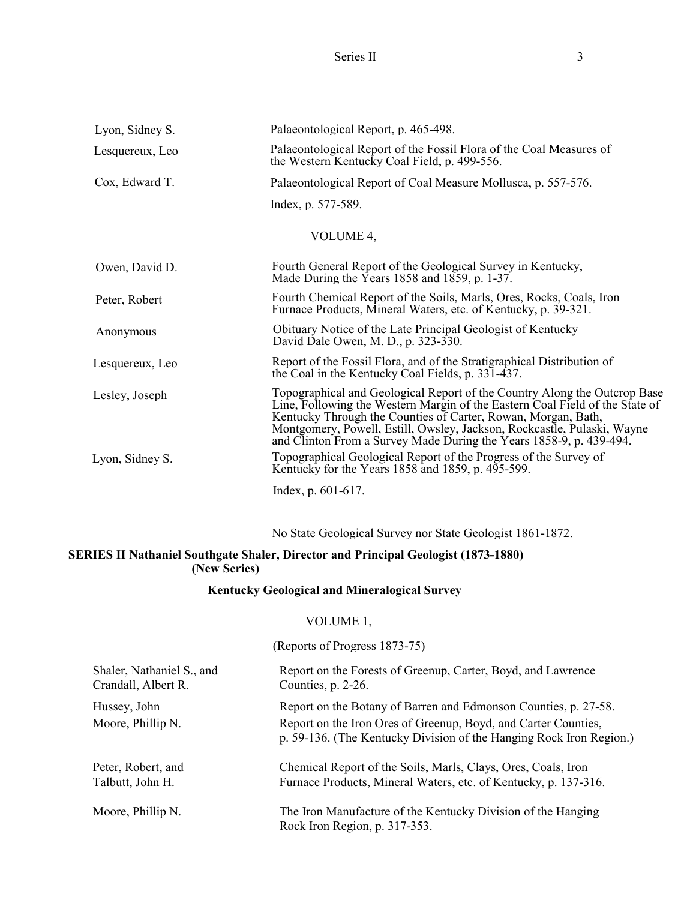| | |
|---|---|
| Lyon, Sidney S. | Palaeontological Report, p. 465-498. |
| Lesquereux, Leo | Palaeontological Report of the Fossil Flora of the Coal Measures of the Western Kentucky Coal Field, p. 499-556. |
| Cox, Edward T. | Palaeontological Report of Coal Measure Mollusca, p. 557-576. |
| | Index, p. 577-589. |

VOLUME 4,

| | |
|---|---|
| Owen, David D. | Fourth General Report of the Geological Survey in Kentucky, Made During the Years 1858 and 1859, p. 1-37. |
| Peter, Robert | Fourth Chemical Report of the Soils, Marls, Ores, Rocks, Coals, Iron Furnace Products, Mineral Waters, etc. of Kentucky, p. 39-321. |
| Anonymous | Obituary Notice of the Late Principal Geologist of Kentucky David Dale Owen, M. D., p. 323-330. |
| Lesquereux, Leo | Report of the Fossil Flora, and of the Stratigraphical Distribution of the Coal in the Kentucky Coal Fields, p. 331-437. |
| Lesley, Joseph | Topographical and Geological Report of the Country Along the Outcrop Base Line, Following the Western Margin of the Eastern Coal Field of the State of Kentucky Through the Counties of Carter, Rowan, Morgan, Bath, Montgomery, Powell, Estill, Owsley, Jackson, Rockcastle, Pulaski, Wayne and Clinton From a Survey Made During the Years 1858-9, p. 439-494. |
| Lyon, Sidney S. | Topographical Geological Report of the Progress of the Survey of Kentucky for the Years 1858 and 1859, p. 495-599. |
| | Index, p. 601-617. |

No State Geological Survey nor State Geologist 1861-1872.

**SERIES II Nathaniel Southgate Shaler, Director and Principal Geologist (1873-1880) (New Series)**

**Kentucky Geological and Mineralogical Survey**

VOLUME 1,

(Reports of Progress 1873-75)

| | |
|---|---|
| Shaler, Nathaniel S., and Crandall, Albert R. | Report on the Forests of Greenup, Carter, Boyd, and Lawrence Counties, p. 2-26. |
| Hussey, John | Report on the Botany of Barren and Edmonson Counties, p. 27-58. |
| Moore, Phillip N. | Report on the Iron Ores of Greenup, Boyd, and Carter Counties, p. 59-136. (The Kentucky Division of the Hanging Rock Iron Region.) |
| Peter, Robert, and Talbutt, John H. | Chemical Report of the Soils, Marls, Clays, Ores, Coals, Iron Furnace Products, Mineral Waters, etc. of Kentucky, p. 137-316. |
| Moore, Phillip N. | The Iron Manufacture of the Kentucky Division of the Hanging Rock Iron Region, p. 317-353. |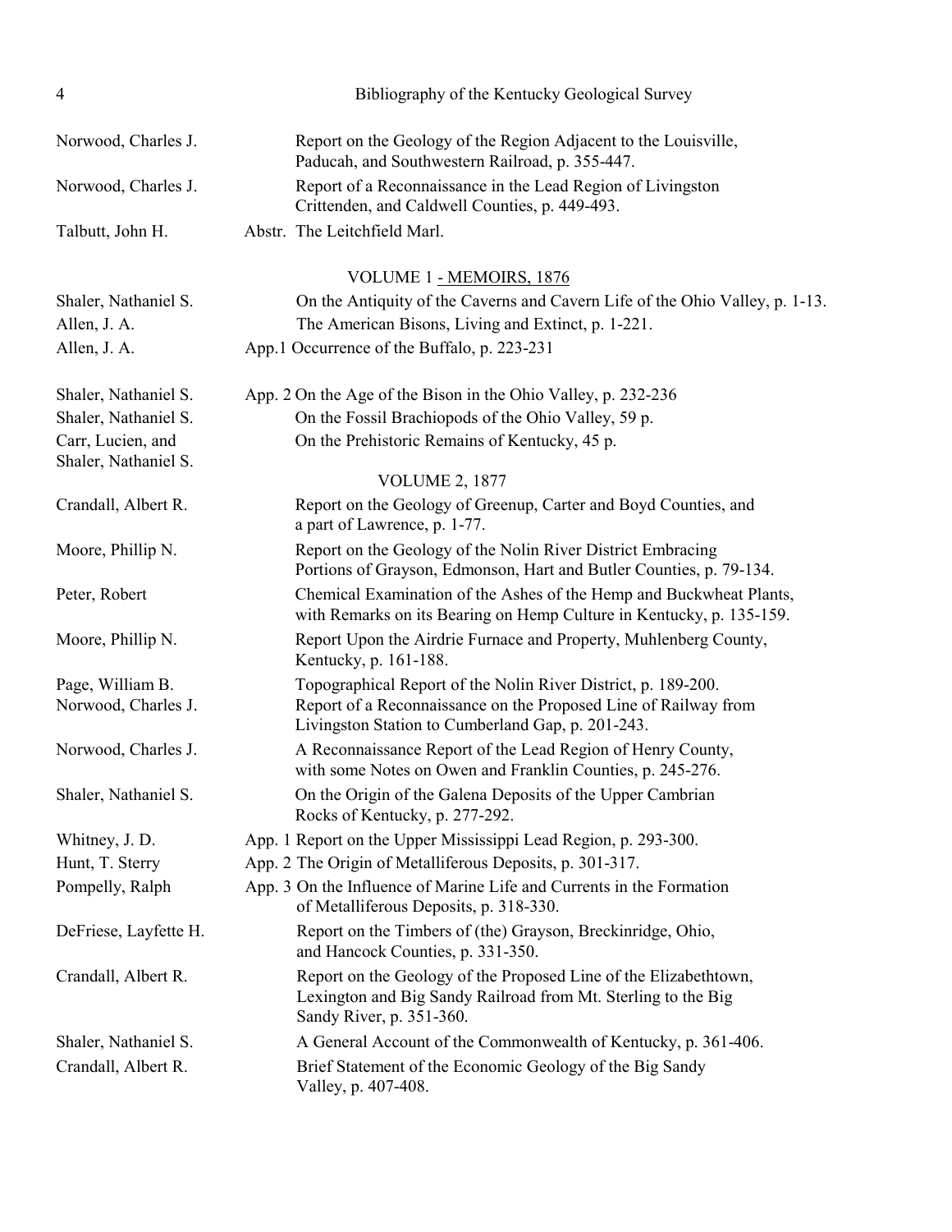| | |
|---|---|
| Norwood, Charles J. | Report on the Geology of the Region Adjacent to the Louisville, Paducah, and Southwestern Railroad, p. 355-447. |
| Norwood, Charles J. | Report of a Reconnaissance in the Lead Region of Livingston Crittenden, and Caldwell Counties, p. 449-493. |
| Talbutt, John H. | Abstr. The Leitchfield Marl. |

VOLUME 1 - MEMOIRS, 1876

| | |
|---|---|
| Shaler, Nathaniel S. | On the Antiquity of the Caverns and Cavern Life of the Ohio Valley, p. 1-13. |
| Allen, J. A. | The American Bisons, Living and Extinct, p. 1-221. |
| Allen, J. A. | App.1 Occurrence of the Buffalo, p. 223-231 |
| Shaler, Nathaniel S. | App. 2 On the Age of the Bison in the Ohio Valley, p. 232-236 |
| Shaler, Nathaniel S. | On the Fossil Brachiopods of the Ohio Valley, 59 p. |
| Carr, Lucien, and Shaler, Nathaniel S. | On the Prehistoric Remains of Kentucky, 45 p. |

VOLUME 2, 1877

| | |
|---|---|
| Crandall, Albert R. | Report on the Geology of Greenup, Carter and Boyd Counties, and a part of Lawrence, p. 1-77. |
| Moore, Phillip N. | Report on the Geology of the Nolin River District Embracing Portions of Grayson, Edmonson, Hart and Butler Counties, p. 79-134. |
| Peter, Robert | Chemical Examination of the Ashes of the Hemp and Buckwheat Plants, with Remarks on its Bearing on Hemp Culture in Kentucky, p. 135-159. |
| Moore, Phillip N. | Report Upon the Airdrie Furnace and Property, Muhlenberg County, Kentucky, p. 161-188. |
| Page, William B. | Topographical Report of the Nolin River District, p. 189-200. |
| Norwood, Charles J. | Report of a Reconnaissance on the Proposed Line of Railway from Livingston Station to Cumberland Gap, p. 201-243. |
| Norwood, Charles J. | A Reconnaissance Report of the Lead Region of Henry County, with some Notes on Owen and Franklin Counties, p. 245-276. |
| Shaler, Nathaniel S. | On the Origin of the Galena Deposits of the Upper Cambrian Rocks of Kentucky, p. 277-292. |
| Whitney, J. D. | App. 1 Report on the Upper Mississippi Lead Region, p. 293-300. |
| Hunt, T. Sterry | App. 2 The Origin of Metalliferous Deposits, p. 301-317. |
| Pompelly, Ralph | App. 3 On the Influence of Marine Life and Currents in the Formation of Metalliferous Deposits, p. 318-330. |
| DeFriese, Layfette H. | Report on the Timbers of (the) Grayson, Breckinridge, Ohio, and Hancock Counties, p. 331-350. |
| Crandall, Albert R. | Report on the Geology of the Proposed Line of the Elizabethtown, Lexington and Big Sandy Railroad from Mt. Sterling to the Big Sandy River, p. 351-360. |
| Shaler, Nathaniel S. | A General Account of the Commonwealth of Kentucky, p. 361-406. |
| Crandall, Albert R. | Brief Statement of the Economic Geology of the Big Sandy Valley, p. 407-408. |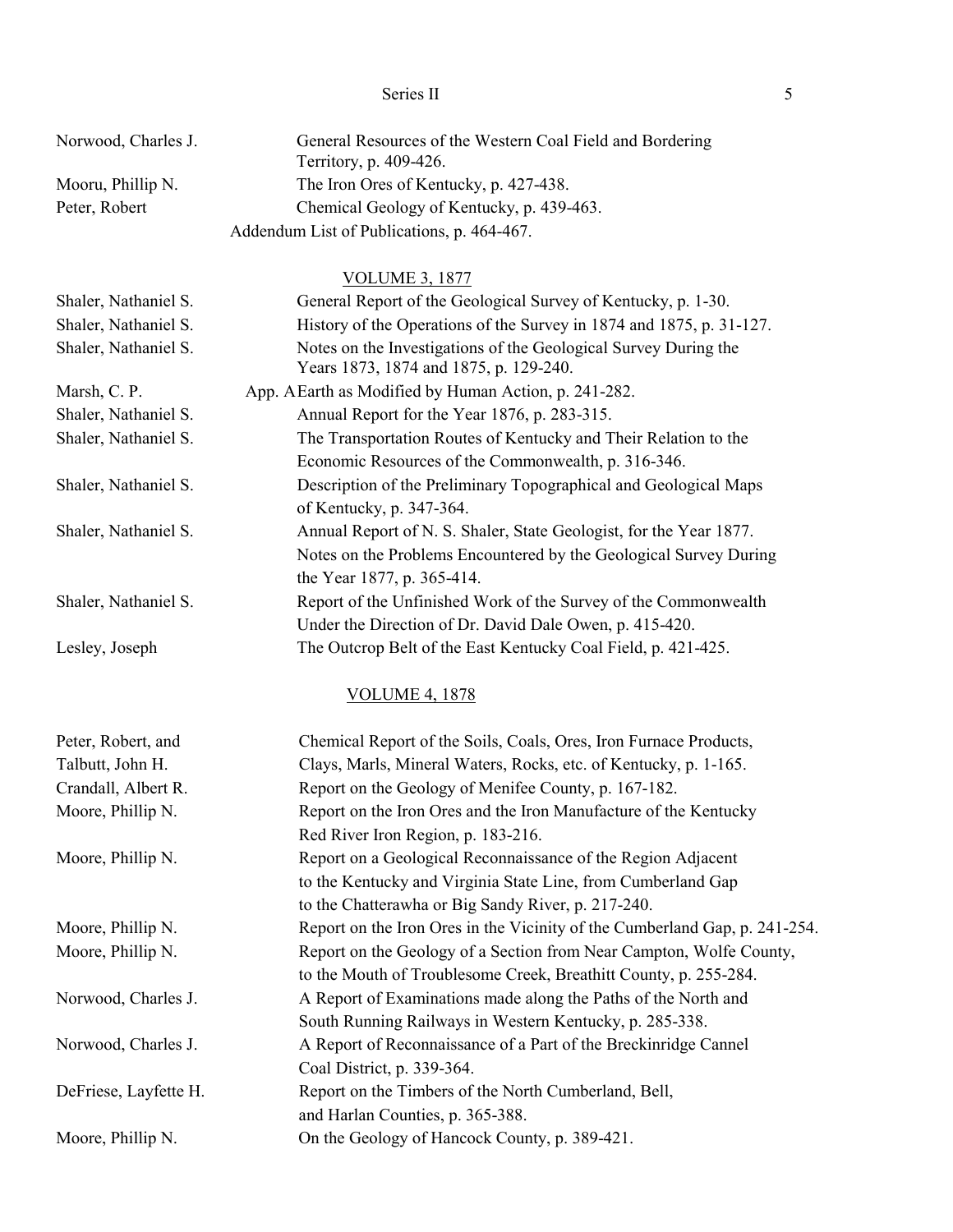| | |
|---|---|
| Norwood, Charles J. | General Resources of the Western Coal Field and Bordering Territory, p. 409-426. |
| Mooru, Phillip N. | The Iron Ores of Kentucky, p. 427-438. |
| Peter, Robert | Chemical Geology of Kentucky, p. 439-463. |
| | Addendum List of Publications, p. 464-467. |

VOLUME 3, 1877

| | |
|---|---|
| Shaler, Nathaniel S. | General Report of the Geological Survey of Kentucky, p. 1-30. |
| Shaler, Nathaniel S. | History of the Operations of the Survey in 1874 and 1875, p. 31-127. |
| Shaler, Nathaniel S. | Notes on the Investigations of the Geological Survey During the Years 1873, 1874 and 1875, p. 129-240. |
| Marsh, C. P. | App. A Earth as Modified by Human Action, p. 241-282. |
| Shaler, Nathaniel S. | Annual Report for the Year 1876, p. 283-315. |
| Shaler, Nathaniel S. | The Transportation Routes of Kentucky and Their Relation to the Economic Resources of the Commonwealth, p. 316-346. |
| Shaler, Nathaniel S. | Description of the Preliminary Topographical and Geological Maps of Kentucky, p. 347-364. |
| Shaler, Nathaniel S. | Annual Report of N. S. Shaler, State Geologist, for the Year 1877. Notes on the Problems Encountered by the Geological Survey During the Year 1877, p. 365-414. |
| Shaler, Nathaniel S. | Report of the Unfinished Work of the Survey of the Commonwealth Under the Direction of Dr. David Dale Owen, p. 415-420. |
| Lesley, Joseph | The Outcrop Belt of the East Kentucky Coal Field, p. 421-425. |

VOLUME 4, 1878

| | |
|---|---|
| Peter, Robert, and Talbutt, John H. | Chemical Report of the Soils, Coals, Ores, Iron Furnace Products, Clays, Marls, Mineral Waters, Rocks, etc. of Kentucky, p. 1-165. |
| Crandall, Albert R. | Report on the Geology of Menifee County, p. 167-182. |
| Moore, Phillip N. | Report on the Iron Ores and the Iron Manufacture of the Kentucky Red River Iron Region, p. 183-216. |
| Moore, Phillip N. | Report on a Geological Reconnaissance of the Region Adjacent to the Kentucky and Virginia State Line, from Cumberland Gap to the Chatterawha or Big Sandy River, p. 217-240. |
| Moore, Phillip N. | Report on the Iron Ores in the Vicinity of the Cumberland Gap, p. 241-254. |
| Moore, Phillip N. | Report on the Geology of a Section from Near Campton, Wolfe County, to the Mouth of Troublesome Creek, Breathitt County, p. 255-284. |
| Norwood, Charles J. | A Report of Examinations made along the Paths of the North and South Running Railways in Western Kentucky, p. 285-338. |
| Norwood, Charles J. | A Report of Reconnaissance of a Part of the Breckinridge Cannel Coal District, p. 339-364. |
| DeFriese, Layfette H. | Report on the Timbers of the North Cumberland, Bell, and Harlan Counties, p. 365-388. |
| Moore, Phillip N. | On the Geology of Hancock County, p. 389-421. |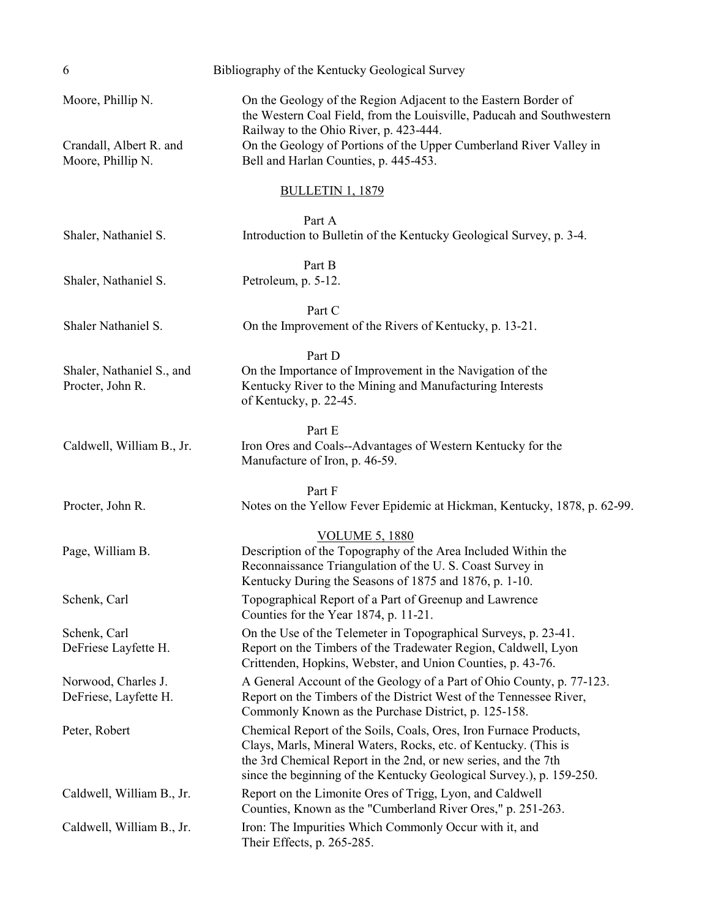| | |
|---|---|
| Moore, Phillip N. | On the Geology of the Region Adjacent to the Eastern Border of the Western Coal Field, from the Louisville, Paducah and Southwestern Railway to the Ohio River, p. 423-444. |
| Crandall, Albert R. and Moore, Phillip N. | On the Geology of Portions of the Upper Cumberland River Valley in Bell and Harlan Counties, p. 445-453. |

## BULLETIN 1, 1879

Part A

| | |
|---|---|
| Shaler, Nathaniel S. | Introduction to Bulletin of the Kentucky Geological Survey, p. 3-4. |

Part B

| | |
|---|---|
| Shaler, Nathaniel S. | Petroleum, p. 5-12. |

Part C

| | |
|---|---|
| Shaler Nathaniel S. | On the Improvement of the Rivers of Kentucky, p. 13-21. |

Part D

| | |
|---|---|
| Shaler, Nathaniel S., and Procter, John R. | On the Importance of Improvement in the Navigation of the Kentucky River to the Mining and Manufacturing Interests of Kentucky, p. 22-45. |

Part E

| | |
|---|---|
| Caldwell, William B., Jr. | Iron Ores and Coals--Advantages of Western Kentucky for the Manufacture of Iron, p. 46-59. |

Part F

| | |
|---|---|
| Procter, John R. | Notes on the Yellow Fever Epidemic at Hickman, Kentucky, 1878, p. 62-99. |

## VOLUME 5, 1880

| | |
|---|---|
| Page, William B. | Description of the Topography of the Area Included Within the Reconnaissance Triangulation of the U. S. Coast Survey in Kentucky During the Seasons of 1875 and 1876, p. 1-10. |
| Schenk, Carl | Topographical Report of a Part of Greenup and Lawrence Counties for the Year 1874, p. 11-21. |
| Schenk, Carl | On the Use of the Telemeter in Topographical Surveys, p. 23-41. |
| DeFriese Layfette H. | Report on the Timbers of the Tradewater Region, Caldwell, Lyon Crittenden, Hopkins, Webster, and Union Counties, p. 43-76. |
| Norwood, Charles J. | A General Account of the Geology of a Part of Ohio County, p. 77-123. |
| DeFriese, Layfette H. | Report on the Timbers of the District West of the Tennessee River, Commonly Known as the Purchase District, p. 125-158. |
| Peter, Robert | Chemical Report of the Soils, Coals, Ores, Iron Furnace Products, Clays, Marls, Mineral Waters, Rocks, etc. of Kentucky. (This is the 3rd Chemical Report in the 2nd, or new series, and the 7th since the beginning of the Kentucky Geological Survey.), p. 159-250. |
| Caldwell, William B., Jr. | Report on the Limonite Ores of Trigg, Lyon, and Caldwell Counties, Known as the "Cumberland River Ores," p. 251-263. |
| Caldwell, William B., Jr. | Iron: The Impurities Which Commonly Occur with it, and Their Effects, p. 265-285. |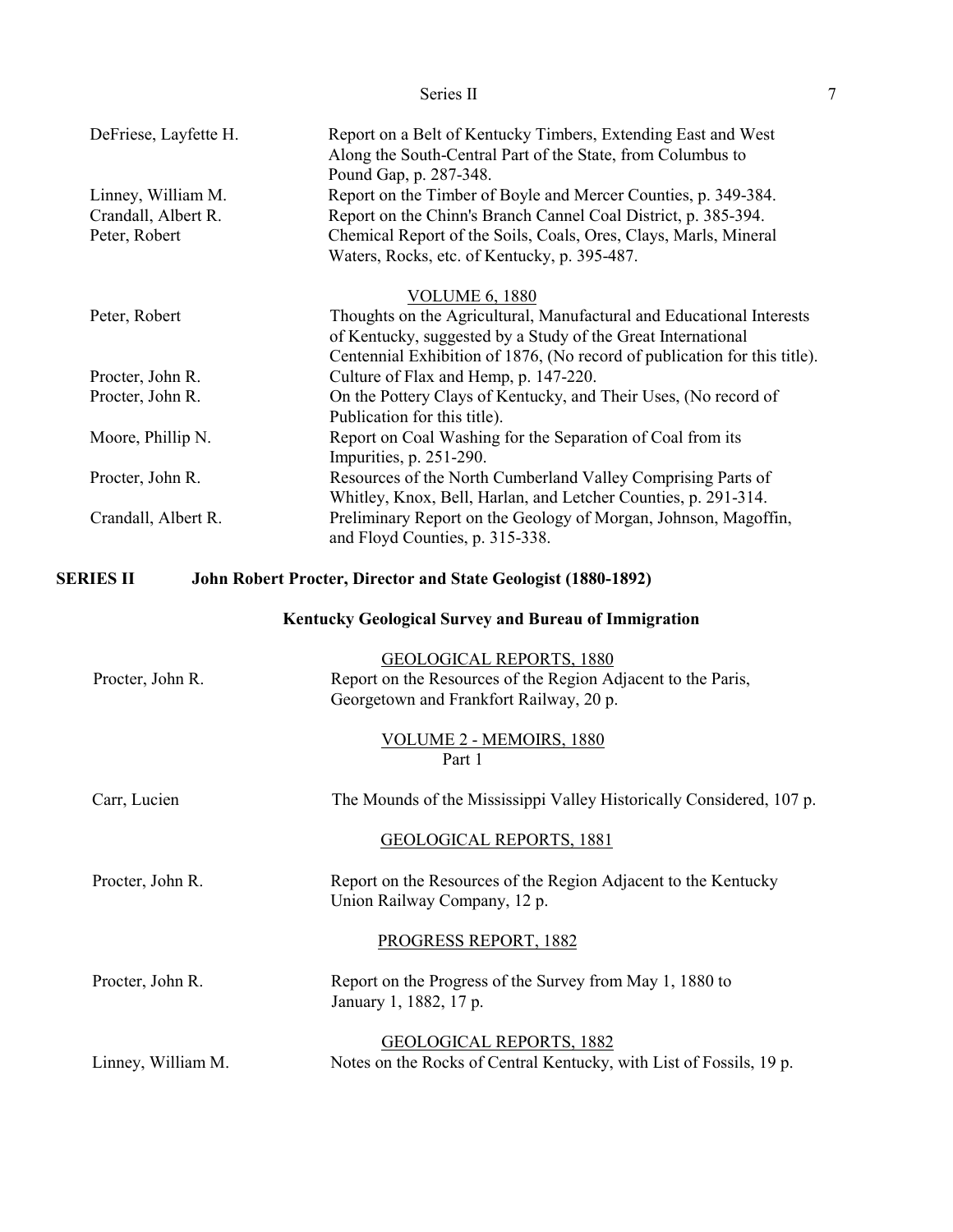| | |
|---|---|
| DeFriese, Layfette H. | Report on a Belt of Kentucky Timbers, Extending East and West Along the South-Central Part of the State, from Columbus to Pound Gap, p. 287-348. |
| Linney, William M. | Report on the Timber of Boyle and Mercer Counties, p. 349-384. |
| Crandall, Albert R. | Report on the Chinn's Branch Cannel Coal District, p. 385-394. |
| Peter, Robert | Chemical Report of the Soils, Coals, Ores, Clays, Marls, Mineral Waters, Rocks, etc. of Kentucky, p. 395-487. |

<u>VOLUME 6, 1880</u>

| | |
|---|---|
| Peter, Robert | Thoughts on the Agricultural, Manufactural and Educational Interests of Kentucky, suggested by a Study of the Great International Centennial Exhibition of 1876, (No record of publication for this title). |
| Procter, John R. | Culture of Flax and Hemp, p. 147-220. |
| Procter, John R. | On the Pottery Clays of Kentucky, and Their Uses, (No record of Publication for this title). |
| Moore, Phillip N. | Report on Coal Washing for the Separation of Coal from its Impurities, p. 251-290. |
| Procter, John R. | Resources of the North Cumberland Valley Comprising Parts of Whitley, Knox, Bell, Harlan, and Letcher Counties, p. 291-314. |
| Crandall, Albert R. | Preliminary Report on the Geology of Morgan, Johnson, Magoffin, and Floyd Counties, p. 315-338. |

## SERIES II John Robert Procter, Director and State Geologist (1880-1892)

### Kentucky Geological Survey and Bureau of Immigration

<u>GEOLOGICAL REPORTS, 1880</u>

| | |
|---|---|
| Procter, John R. | Report on the Resources of the Region Adjacent to the Paris, Georgetown and Frankfort Railway, 20 p. |

<u>VOLUME 2 - MEMOIRS, 1880</u>
Part 1

| | |
|---|---|
| Carr, Lucien | The Mounds of the Mississippi Valley Historically Considered, 107 p. |

<u>GEOLOGICAL REPORTS, 1881</u>

| | |
|---|---|
| Procter, John R. | Report on the Resources of the Region Adjacent to the Kentucky Union Railway Company, 12 p. |

<u>PROGRESS REPORT, 1882</u>

| | |
|---|---|
| Procter, John R. | Report on the Progress of the Survey from May 1, 1880 to January 1, 1882, 17 p. |

<u>GEOLOGICAL REPORTS, 1882</u>

| | |
|---|---|
| Linney, William M. | Notes on the Rocks of Central Kentucky, with List of Fossils, 19 p. |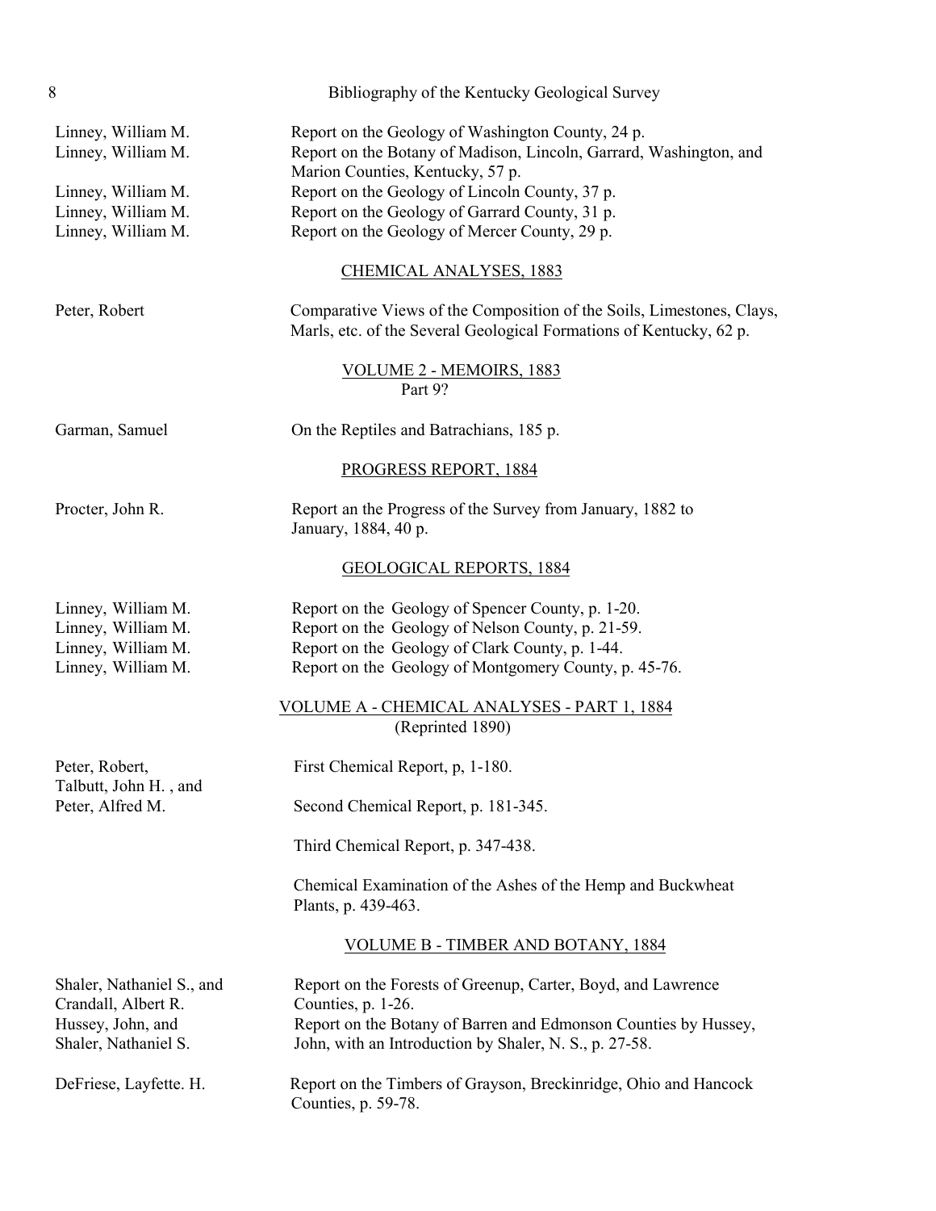| | |
|---|---|
| Linney, William M. | Report on the Geology of Washington County, 24 p. |
| Linney, William M. | Report on the Botany of Madison, Lincoln, Garrard, Washington, and Marion Counties, Kentucky, 57 p. |
| Linney, William M. | Report on the Geology of Lincoln County, 37 p. |
| Linney, William M. | Report on the Geology of Garrard County, 31 p. |
| Linney, William M. | Report on the Geology of Mercer County, 29 p. |

## CHEMICAL ANALYSES, 1883

| | |
|---|---|
| Peter, Robert | Comparative Views of the Composition of the Soils, Limestones, Clays, Marls, etc. of the Several Geological Formations of Kentucky, 62 p. |

## VOLUME 2 - MEMOIRS, 1883
Part 9?

| | |
|---|---|
| Garman, Samuel | On the Reptiles and Batrachians, 185 p. |

## PROGRESS REPORT, 1884

| | |
|---|---|
| Procter, John R. | Report an the Progress of the Survey from January, 1882 to January, 1884, 40 p. |

## GEOLOGICAL REPORTS, 1884

| | |
|---|---|
| Linney, William M. | Report on the Geology of Spencer County, p. 1-20. |
| Linney, William M. | Report on the Geology of Nelson County, p. 21-59. |
| Linney, William M. | Report on the Geology of Clark County, p. 1-44. |
| Linney, William M. | Report on the Geology of Montgomery County, p. 45-76. |

## VOLUME A - CHEMICAL ANALYSES - PART 1, 1884
(Reprinted 1890)

| | |
|---|---|
| Peter, Robert, Talbutt, John H. , and Peter, Alfred M. | First Chemical Report, p, 1-180. |
| | Second Chemical Report, p. 181-345. |
| | Third Chemical Report, p. 347-438. |
| | Chemical Examination of the Ashes of the Hemp and Buckwheat Plants, p. 439-463. |

## VOLUME B - TIMBER AND BOTANY, 1884

| | |
|---|---|
| Shaler, Nathaniel S., and Crandall, Albert R. | Report on the Forests of Greenup, Carter, Boyd, and Lawrence Counties, p. 1-26. |
| Hussey, John, and Shaler, Nathaniel S. | Report on the Botany of Barren and Edmonson Counties by Hussey, John, with an Introduction by Shaler, N. S., p. 27-58. |
| DeFriese, Layfette. H. | Report on the Timbers of Grayson, Breckinridge, Ohio and Hancock Counties, p. 59-78. |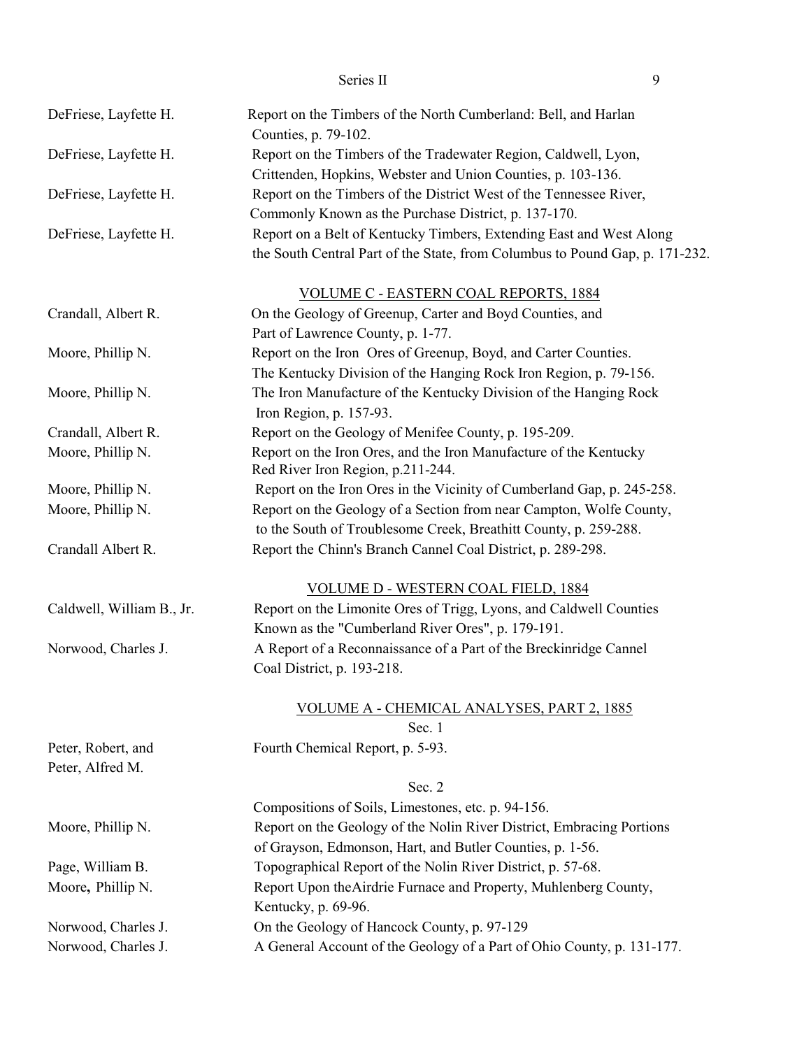| | |
|---|---|
| DeFriese, Layfette H. | Report on the Timbers of the North Cumberland: Bell, and Harlan Counties, p. 79-102. |
| DeFriese, Layfette H. | Report on the Timbers of the Tradewater Region, Caldwell, Lyon, Crittenden, Hopkins, Webster and Union Counties, p. 103-136. |
| DeFriese, Layfette H. | Report on the Timbers of the District West of the Tennessee River, Commonly Known as the Purchase District, p. 137-170. |
| DeFriese, Layfette H. | Report on a Belt of Kentucky Timbers, Extending East and West Along the South Central Part of the State, from Columbus to Pound Gap, p. 171-232. |

## VOLUME C - EASTERN COAL REPORTS, 1884

| | |
|---|---|
| Crandall, Albert R. | On the Geology of Greenup, Carter and Boyd Counties, and Part of Lawrence County, p. 1-77. |
| Moore, Phillip N. | Report on the Iron Ores of Greenup, Boyd, and Carter Counties. The Kentucky Division of the Hanging Rock Iron Region, p. 79-156. |
| Moore, Phillip N. | The Iron Manufacture of the Kentucky Division of the Hanging Rock Iron Region, p. 157-93. |
| Crandall, Albert R. | Report on the Geology of Menifee County, p. 195-209. |
| Moore, Phillip N. | Report on the Iron Ores, and the Iron Manufacture of the Kentucky Red River Iron Region, p.211-244. |
| Moore, Phillip N. | Report on the Iron Ores in the Vicinity of Cumberland Gap, p. 245-258. |
| Moore, Phillip N. | Report on the Geology of a Section from near Campton, Wolfe County, to the South of Troublesome Creek, Breathitt County, p. 259-288. |
| Crandall Albert R. | Report the Chinn's Branch Cannel Coal District, p. 289-298. |

## VOLUME D - WESTERN COAL FIELD, 1884

| | |
|---|---|
| Caldwell, William B., Jr. | Report on the Limonite Ores of Trigg, Lyons, and Caldwell Counties Known as the "Cumberland River Ores", p. 179-191. |
| Norwood, Charles J. | A Report of a Reconnaissance of a Part of the Breckinridge Cannel Coal District, p. 193-218. |

## VOLUME A - CHEMICAL ANALYSES, PART 2, 1885

Sec. 1

| | |
|---|---|
| Peter, Robert, and Peter, Alfred M. | Fourth Chemical Report, p. 5-93. |

Sec. 2

| | |
|---|---|
| | Compositions of Soils, Limestones, etc. p. 94-156. |
| Moore, Phillip N. | Report on the Geology of the Nolin River District, Embracing Portions of Grayson, Edmonson, Hart, and Butler Counties, p. 1-56. |
| Page, William B. | Topographical Report of the Nolin River District, p. 57-68. |
| Moore, Phillip N. | Report Upon theAirdrie Furnace and Property, Muhlenberg County, Kentucky, p. 69-96. |
| Norwood, Charles J. | On the Geology of Hancock County, p. 97-129 |
| Norwood, Charles J. | A General Account of the Geology of a Part of Ohio County, p. 131-177. |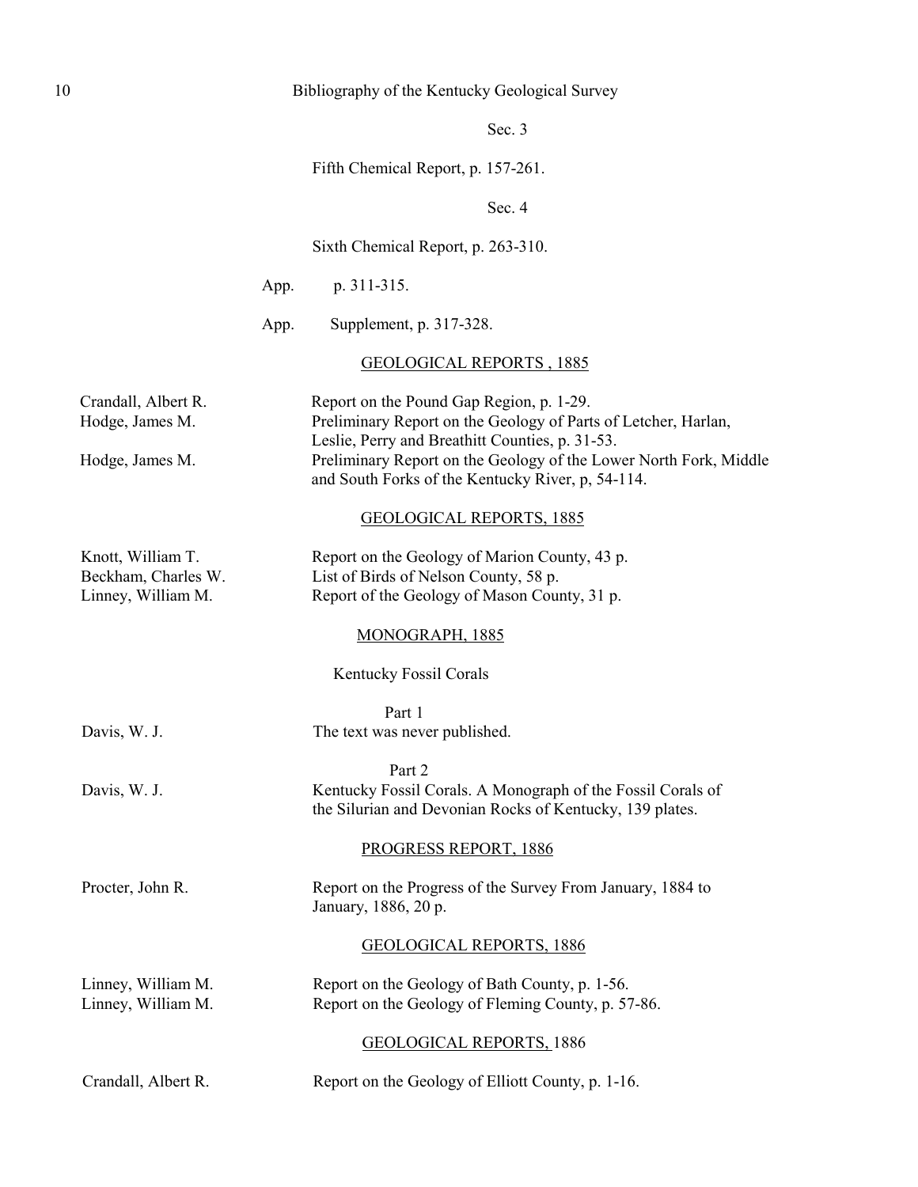Sec. 3

Fifth Chemical Report, p. 157-261.

Sec. 4

Sixth Chemical Report, p. 263-310.

App. p. 311-315.

App. Supplement, p. 317-328.

## GEOLOGICAL REPORTS , 1885

| | |
|---|---|
| Crandall, Albert R. | Report on the Pound Gap Region, p. 1-29. |
| Hodge, James M. | Preliminary Report on the Geology of Parts of Letcher, Harlan, Leslie, Perry and Breathitt Counties, p. 31-53. |
| Hodge, James M. | Preliminary Report on the Geology of the Lower North Fork, Middle and South Forks of the Kentucky River, p, 54-114. |

## GEOLOGICAL REPORTS, 1885

| | |
|---|---|
| Knott, William T. | Report on the Geology of Marion County, 43 p. |
| Beckham, Charles W. | List of Birds of Nelson County, 58 p. |
| Linney, William M. | Report of the Geology of Mason County, 31 p. |

## MONOGRAPH, 1885

Kentucky Fossil Corals

Part 1

| | |
|---|---|
| Davis, W. J. | The text was never published. |

Part 2

| | |
|---|---|
| Davis, W. J. | Kentucky Fossil Corals. A Monograph of the Fossil Corals of the Silurian and Devonian Rocks of Kentucky, 139 plates. |

## PROGRESS REPORT, 1886

| | |
|---|---|
| Procter, John R. | Report on the Progress of the Survey From January, 1884 to January, 1886, 20 p. |

## GEOLOGICAL REPORTS, 1886

| | |
|---|---|
| Linney, William M. | Report on the Geology of Bath County, p. 1-56. |
| Linney, William M. | Report on the Geology of Fleming County, p. 57-86. |

## GEOLOGICAL REPORTS, 1886

| | |
|---|---|
| Crandall, Albert R. | Report on the Geology of Elliott County, p. 1-16. |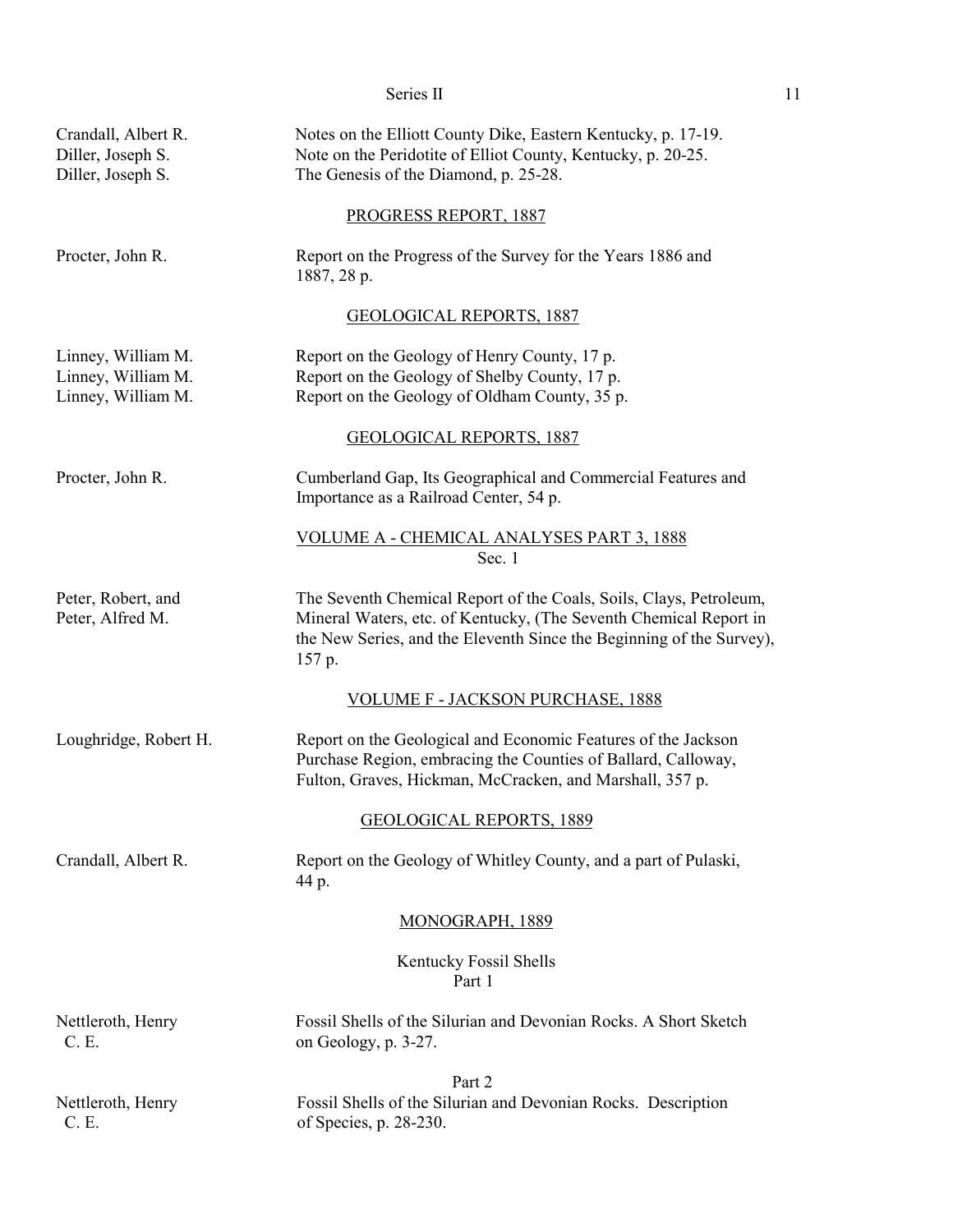| | |
|---|---|
| Crandall, Albert R. | Notes on the Elliott County Dike, Eastern Kentucky, p. 17-19. |
| Diller, Joseph S. | Note on the Peridotite of Elliot County, Kentucky, p. 20-25. |
| Diller, Joseph S. | The Genesis of the Diamond, p. 25-28. |

## PROGRESS REPORT, 1887

| | |
|---|---|
| Procter, John R. | Report on the Progress of the Survey for the Years 1886 and 1887, 28 p. |

## GEOLOGICAL REPORTS, 1887

| | |
|---|---|
| Linney, William M. | Report on the Geology of Henry County, 17 p. |
| Linney, William M. | Report on the Geology of Shelby County, 17 p. |
| Linney, William M. | Report on the Geology of Oldham County, 35 p. |

## GEOLOGICAL REPORTS, 1887

| | |
|---|---|
| Procter, John R. | Cumberland Gap, Its Geographical and Commercial Features and Importance as a Railroad Center, 54 p. |

## VOLUME A - CHEMICAL ANALYSES PART 3, 1888

Sec. 1

| | |
|---|---|
| Peter, Robert, and Peter, Alfred M. | The Seventh Chemical Report of the Coals, Soils, Clays, Petroleum, Mineral Waters, etc. of Kentucky, (The Seventh Chemical Report in the New Series, and the Eleventh Since the Beginning of the Survey), 157 p. |

## VOLUME F - JACKSON PURCHASE, 1888

| | |
|---|---|
| Loughridge, Robert H. | Report on the Geological and Economic Features of the Jackson Purchase Region, embracing the Counties of Ballard, Calloway, Fulton, Graves, Hickman, McCracken, and Marshall, 357 p. |

## GEOLOGICAL REPORTS, 1889

| | |
|---|---|
| Crandall, Albert R. | Report on the Geology of Whitley County, and a part of Pulaski, 44 p. |

## MONOGRAPH, 1889

### Kentucky Fossil Shells

Part 1

| | |
|---|---|
| Nettleroth, Henry C. E. | Fossil Shells of the Silurian and Devonian Rocks. A Short Sketch on Geology, p. 3-27. |

Part 2

| | |
|---|---|
| Nettleroth, Henry C. E. | Fossil Shells of the Silurian and Devonian Rocks. Description of Species, p. 28-230. |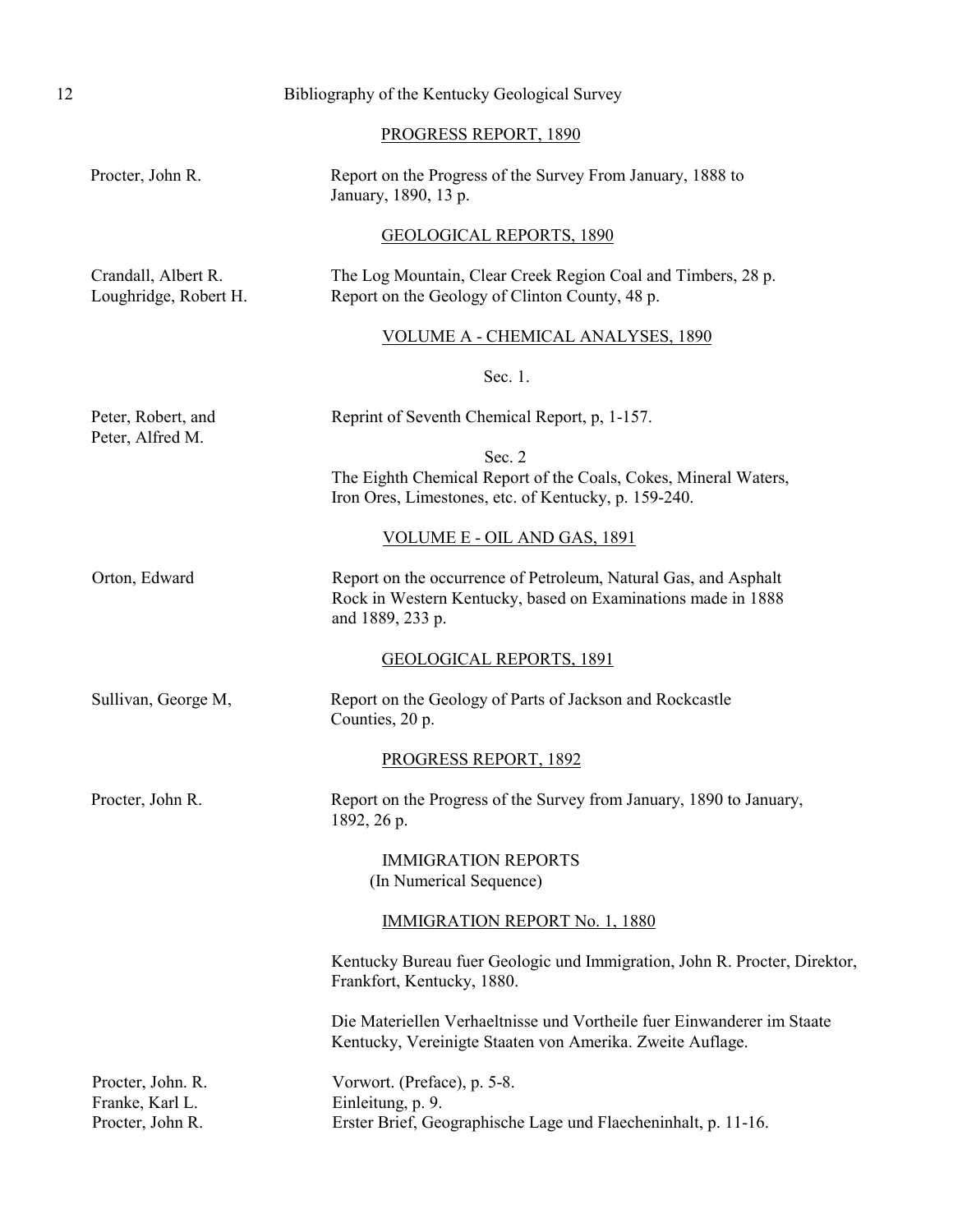## PROGRESS REPORT, 1890

| | |
|---|---|
| Procter, John R. | Report on the Progress of the Survey From January, 1888 to January, 1890, 13 p. |

## GEOLOGICAL REPORTS, 1890

| | |
|---|---|
| Crandall, Albert R. | The Log Mountain, Clear Creek Region Coal and Timbers, 28 p. |
| Loughridge, Robert H. | Report on the Geology of Clinton County, 48 p. |

## VOLUME A - CHEMICAL ANALYSES, 1890

Sec. 1.

| | |
|---|---|
| Peter, Robert, and Peter, Alfred M. | Reprint of Seventh Chemical Report, p, 1-157. |

Sec. 2

The Eighth Chemical Report of the Coals, Cokes, Mineral Waters, Iron Ores, Limestones, etc. of Kentucky, p. 159-240.

## VOLUME E - OIL AND GAS, 1891

| | |
|---|---|
| Orton, Edward | Report on the occurrence of Petroleum, Natural Gas, and Asphalt Rock in Western Kentucky, based on Examinations made in 1888 and 1889, 233 p. |

## GEOLOGICAL REPORTS, 1891

| | |
|---|---|
| Sullivan, George M, | Report on the Geology of Parts of Jackson and Rockcastle Counties, 20 p. |

## PROGRESS REPORT, 1892

| | |
|---|---|
| Procter, John R. | Report on the Progress of the Survey from January, 1890 to January, 1892, 26 p. |

## IMMIGRATION REPORTS
(In Numerical Sequence)

## IMMIGRATION REPORT No. 1, 1880

Kentucky Bureau fuer Geologic und Immigration, John R. Procter, Direktor, Frankfort, Kentucky, 1880.

Die Materiellen Verhaeltnisse und Vortheile fuer Einwanderer im Staate Kentucky, Vereinigte Staaten von Amerika. Zweite Auflage.

| | |
|---|---|
| Procter, John. R. | Vorwort. (Preface), p. 5-8. |
| Franke, Karl L. | Einleitung, p. 9. |
| Procter, John R. | Erster Brief, Geographische Lage und Flaecheninhalt, p. 11-16. |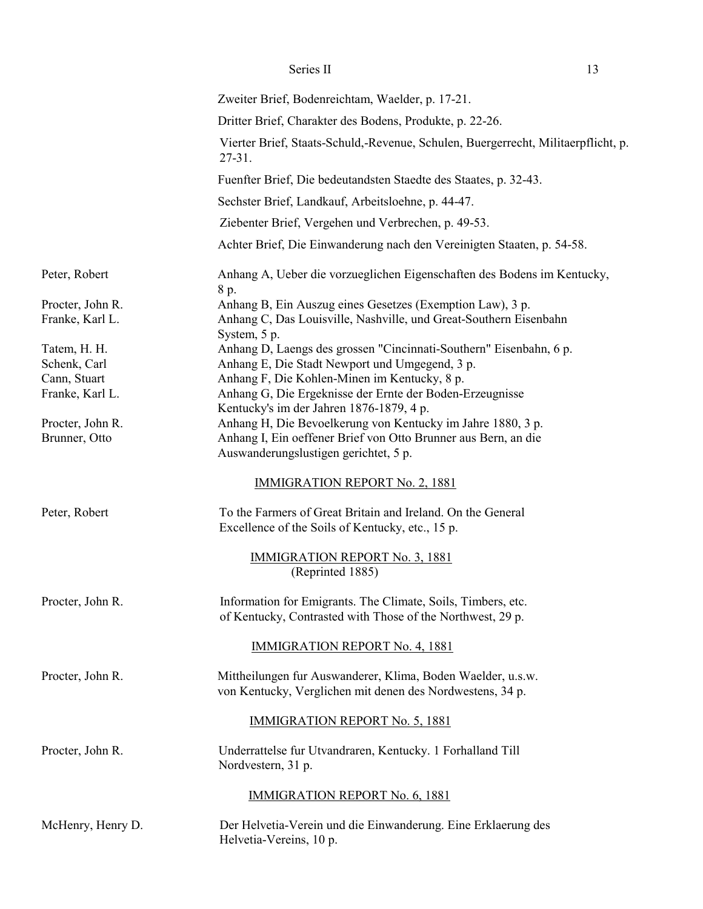Zweiter Brief, Bodenreichtam, Waelder, p. 17-21.

Dritter Brief, Charakter des Bodens, Produkte, p. 22-26.

Vierter Brief, Staats-Schuld,-Revenue, Schulen, Buergerrecht, Militaerpflicht, p. 27-31.

Fuenfter Brief, Die bedeutandsten Staedte des Staates, p. 32-43.

Sechster Brief, Landkauf, Arbeitsloehne, p. 44-47.

Ziebenter Brief, Vergehen und Verbrechen, p. 49-53.

Achter Brief, Die Einwanderung nach den Vereinigten Staaten, p. 54-58.

| | |
|---|---|
| Peter, Robert | Anhang A, Ueber die vorzueglichen Eigenschaften des Bodens im Kentucky, 8 p. |
| Procter, John R. | Anhang B, Ein Auszug eines Gesetzes (Exemption Law), 3 p. |
| Franke, Karl L. | Anhang C, Das Louisville, Nashville, und Great-Southern Eisenbahn System, 5 p. |
| Tatem, H. H. | Anhang D, Laengs des grossen "Cincinnati-Southern" Eisenbahn, 6 p. |
| Schenk, Carl | Anhang E, Die Stadt Newport und Umgegend, 3 p. |
| Cann, Stuart | Anhang F, Die Kohlen-Minen im Kentucky, 8 p. |
| Franke, Karl L. | Anhang G, Die Ergeknisse der Ernte der Boden-Erzeugnisse Kentucky's im der Jahren 1876-1879, 4 p. |
| Procter, John R. | Anhang H, Die Bevoelkerung von Kentucky im Jahre 1880, 3 p. |
| Brunner, Otto | Anhang I, Ein oeffener Brief von Otto Brunner aus Bern, an die Auswanderungslustigen gerichtet, 5 p. |

<u>IMMIGRATION REPORT No. 2, 1881</u>

| | |
|---|---|
| Peter, Robert | To the Farmers of Great Britain and Ireland. On the General Excellence of the Soils of Kentucky, etc., 15 p. |

<u>IMMIGRATION REPORT No. 3, 1881</u>
(Reprinted 1885)

| | |
|---|---|
| Procter, John R. | Information for Emigrants. The Climate, Soils, Timbers, etc. of Kentucky, Contrasted with Those of the Northwest, 29 p. |

<u>IMMIGRATION REPORT No. 4, 1881</u>

| | |
|---|---|
| Procter, John R. | Mittheilungen fur Auswanderer, Klima, Boden Waelder, u.s.w. von Kentucky, Verglichen mit denen des Nordwestens, 34 p. |

<u>IMMIGRATION REPORT No. 5, 1881</u>

| | |
|---|---|
| Procter, John R. | Underrattelse fur Utvandraren, Kentucky. 1 Forhalland Till Nordvestern, 31 p. |

<u>IMMIGRATION REPORT No. 6, 1881</u>

| | |
|---|---|
| McHenry, Henry D. | Der Helvetia-Verein und die Einwanderung. Eine Erklaerung des Helvetia-Vereins, 10 p. |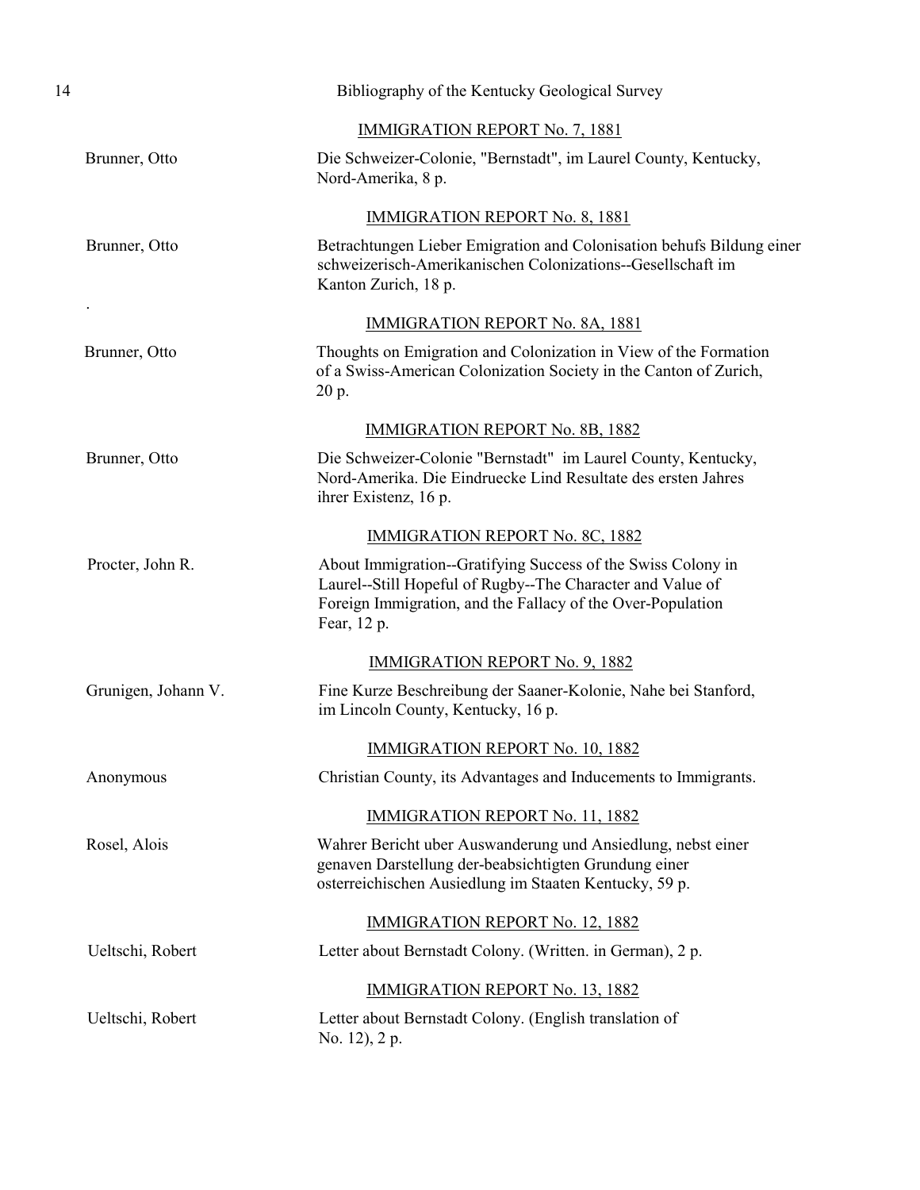### IMMIGRATION REPORT No. 7, 1881

Brunner, Otto — Die Schweizer-Colonie, "Bernstadt", im Laurel County, Kentucky, Nord-Amerika, 8 p.

### IMMIGRATION REPORT No. 8, 1881

Brunner, Otto — Betrachtungen Lieber Emigration and Colonisation behufs Bildung einer schweizerisch-Amerikanischen Colonizations--Gesellschaft im Kanton Zurich, 18 p.

### IMMIGRATION REPORT No. 8A, 1881

Brunner, Otto — Thoughts on Emigration and Colonization in View of the Formation of a Swiss-American Colonization Society in the Canton of Zurich, 20 p.

### IMMIGRATION REPORT No. 8B, 1882

Brunner, Otto — Die Schweizer-Colonie "Bernstadt" im Laurel County, Kentucky, Nord-Amerika. Die Eindruecke Lind Resultate des ersten Jahres ihrer Existenz, 16 p.

### IMMIGRATION REPORT No. 8C, 1882

Procter, John R. — About Immigration--Gratifying Success of the Swiss Colony in Laurel--Still Hopeful of Rugby--The Character and Value of Foreign Immigration, and the Fallacy of the Over-Population Fear, 12 p.

### IMMIGRATION REPORT No. 9, 1882

Grunigen, Johann V. — Fine Kurze Beschreibung der Saaner-Kolonie, Nahe bei Stanford, im Lincoln County, Kentucky, 16 p.

### IMMIGRATION REPORT No. 10, 1882

Anonymous — Christian County, its Advantages and Inducements to Immigrants.

### IMMIGRATION REPORT No. 11, 1882

Rosel, Alois — Wahrer Bericht uber Auswanderung und Ansiedlung, nebst einer genaven Darstellung der-beabsichtigten Grundung einer osterreichischen Ausiedlung im Staaten Kentucky, 59 p.

### IMMIGRATION REPORT No. 12, 1882

Ueltschi, Robert — Letter about Bernstadt Colony. (Written. in German), 2 p.

### IMMIGRATION REPORT No. 13, 1882

Ueltschi, Robert — Letter about Bernstadt Colony. (English translation of No. 12), 2 p.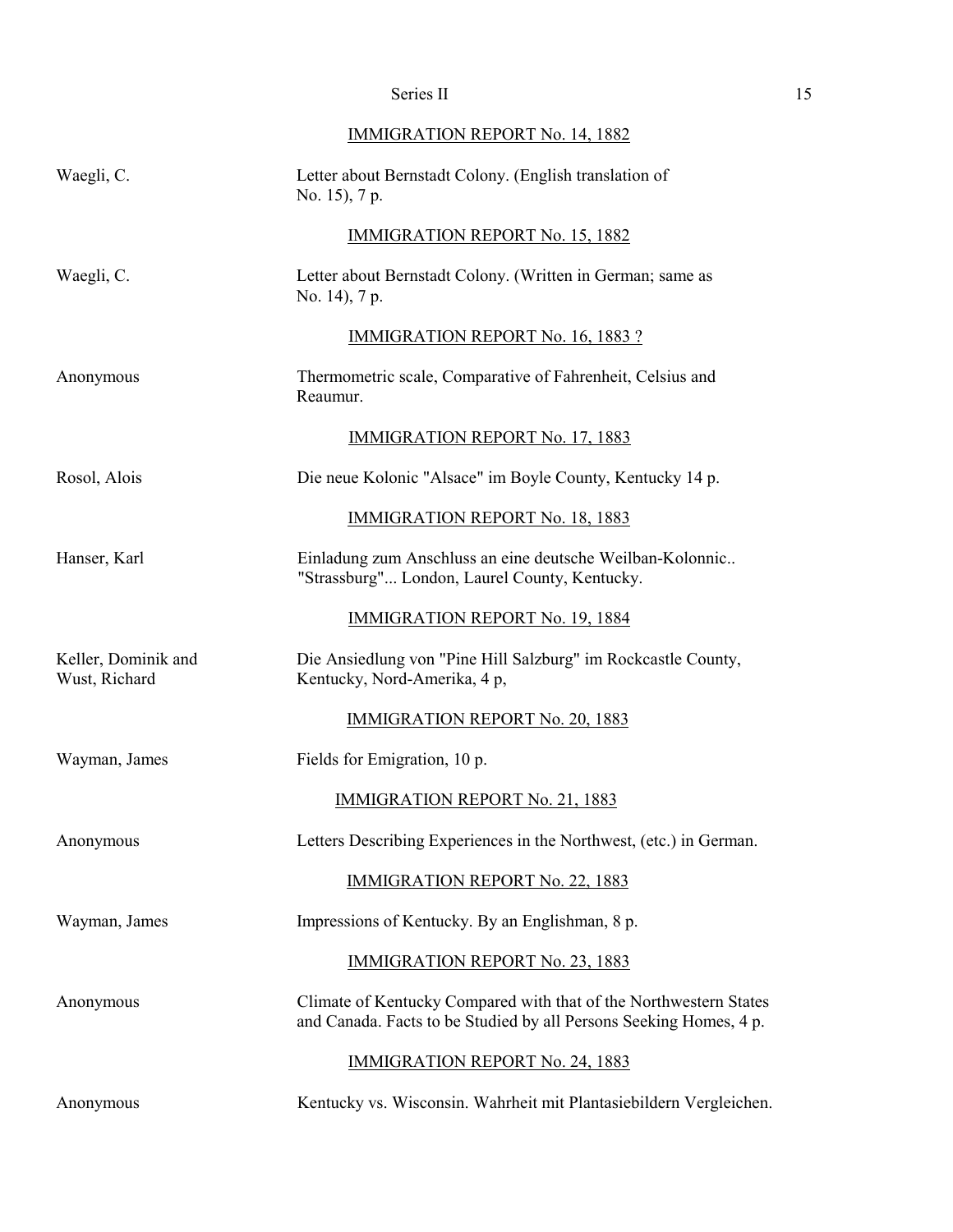## IMMIGRATION REPORT No. 14, 1882

| | |
|---|---|
| Waegli, C. | Letter about Bernstadt Colony. (English translation of No. 15), 7 p. |

## IMMIGRATION REPORT No. 15, 1882

| | |
|---|---|
| Waegli, C. | Letter about Bernstadt Colony. (Written in German; same as No. 14), 7 p. |

## IMMIGRATION REPORT No. 16, 1883 ?

| | |
|---|---|
| Anonymous | Thermometric scale, Comparative of Fahrenheit, Celsius and Reaumur. |

## IMMIGRATION REPORT No. 17, 1883

| | |
|---|---|
| Rosol, Alois | Die neue Kolonic "Alsace" im Boyle County, Kentucky 14 p. |

## IMMIGRATION REPORT No. 18, 1883

| | |
|---|---|
| Hanser, Karl | Einladung zum Anschluss an eine deutsche Weilban-Kolonnic.. "Strassburg"... London, Laurel County, Kentucky. |

## IMMIGRATION REPORT No. 19, 1884

| | |
|---|---|
| Keller, Dominik and Wust, Richard | Die Ansiedlung von "Pine Hill Salzburg" im Rockcastle County, Kentucky, Nord-Amerika, 4 p, |

## IMMIGRATION REPORT No. 20, 1883

| | |
|---|---|
| Wayman, James | Fields for Emigration, 10 p. |

## IMMIGRATION REPORT No. 21, 1883

| | |
|---|---|
| Anonymous | Letters Describing Experiences in the Northwest, (etc.) in German. |

## IMMIGRATION REPORT No. 22, 1883

| | |
|---|---|
| Wayman, James | Impressions of Kentucky. By an Englishman, 8 p. |

## IMMIGRATION REPORT No. 23, 1883

| | |
|---|---|
| Anonymous | Climate of Kentucky Compared with that of the Northwestern States and Canada. Facts to be Studied by all Persons Seeking Homes, 4 p. |

## IMMIGRATION REPORT No. 24, 1883

| | |
|---|---|
| Anonymous | Kentucky vs. Wisconsin. Wahrheit mit Plantasiebildern Vergleichen. |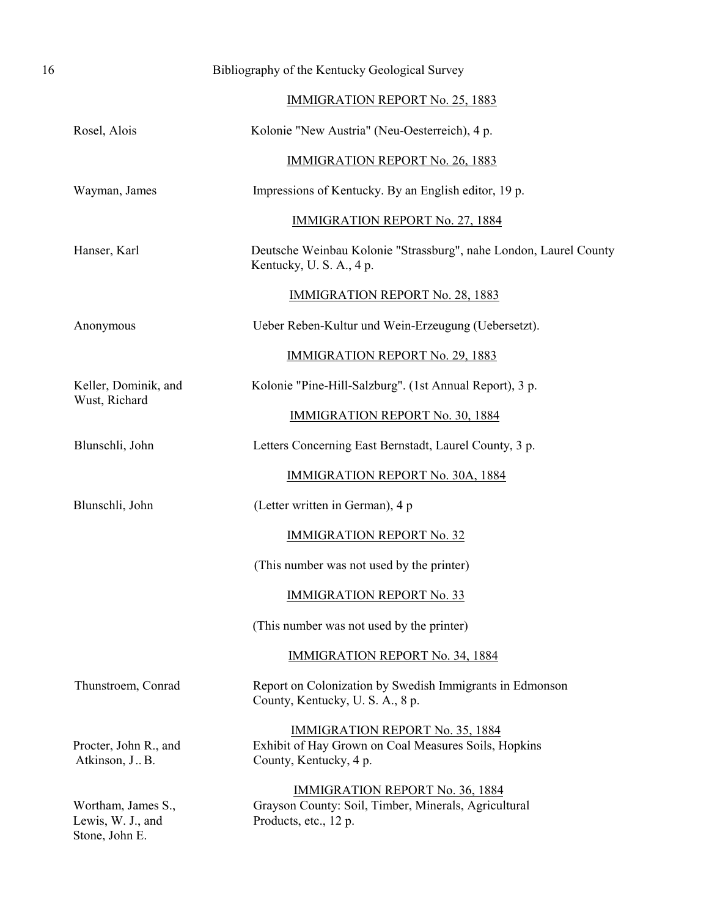IMMIGRATION REPORT No. 25, 1883

Rosel, Alois — Kolonie "New Austria" (Neu-Oesterreich), 4 p.

IMMIGRATION REPORT No. 26, 1883

Wayman, James — Impressions of Kentucky. By an English editor, 19 p.

IMMIGRATION REPORT No. 27, 1884

Hanser, Karl — Deutsche Weinbau Kolonie "Strassburg", nahe London, Laurel County Kentucky, U. S. A., 4 p.

IMMIGRATION REPORT No. 28, 1883

Anonymous — Ueber Reben-Kultur und Wein-Erzeugung (Uebersetzt).

IMMIGRATION REPORT No. 29, 1883

Keller, Dominik, and Wust, Richard — Kolonie "Pine-Hill-Salzburg". (1st Annual Report), 3 p.

IMMIGRATION REPORT No. 30, 1884

Blunschli, John — Letters Concerning East Bernstadt, Laurel County, 3 p.

IMMIGRATION REPORT No. 30A, 1884

Blunschli, John — (Letter written in German), 4 p

IMMIGRATION REPORT No. 32

(This number was not used by the printer)

IMMIGRATION REPORT No. 33

(This number was not used by the printer)

IMMIGRATION REPORT No. 34, 1884

Thunstroem, Conrad — Report on Colonization by Swedish Immigrants in Edmonson County, Kentucky, U. S. A., 8 p.

IMMIGRATION REPORT No. 35, 1884

Procter, John R., and Atkinson, J.. B. — Exhibit of Hay Grown on Coal Measures Soils, Hopkins County, Kentucky, 4 p.

IMMIGRATION REPORT No. 36, 1884

Wortham, James S., Lewis, W. J., and Stone, John E. — Grayson County: Soil, Timber, Minerals, Agricultural Products, etc., 12 p.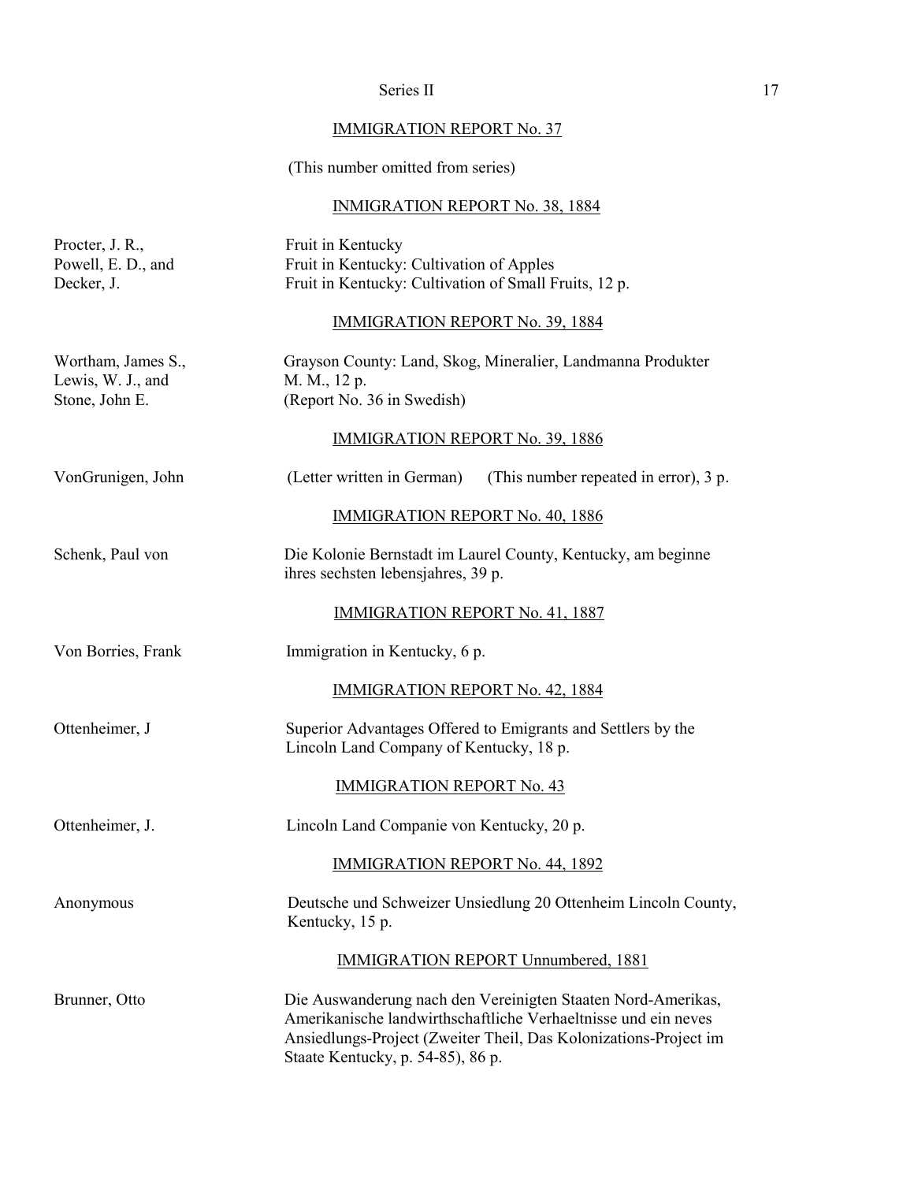## IMMIGRATION REPORT No. 37

(This number omitted from series)

## INMIGRATION REPORT No. 38, 1884

| | |
|---|---|
| Procter, J. R., | Fruit in Kentucky |
| Powell, E. D., and | Fruit in Kentucky: Cultivation of Apples |
| Decker, J. | Fruit in Kentucky: Cultivation of Small Fruits, 12 p. |

## IMMIGRATION REPORT No. 39, 1884

| | |
|---|---|
| Wortham, James S., | Grayson County: Land, Skog, Mineralier, Landmanna Produkter |
| Lewis, W. J., and | M. M., 12 p. |
| Stone, John E. | (Report No. 36 in Swedish) |

## IMMIGRATION REPORT No. 39, 1886

| | |
|---|---|
| VonGrunigen, John | (Letter written in German) (This number repeated in error), 3 p. |

## IMMIGRATION REPORT No. 40, 1886

| | |
|---|---|
| Schenk, Paul von | Die Kolonie Bernstadt im Laurel County, Kentucky, am beginne ihres sechsten lebensjahres, 39 p. |

## IMMIGRATION REPORT No. 41, 1887

| | |
|---|---|
| Von Borries, Frank | Immigration in Kentucky, 6 p. |

## IMMIGRATION REPORT No. 42, 1884

| | |
|---|---|
| Ottenheimer, J | Superior Advantages Offered to Emigrants and Settlers by the Lincoln Land Company of Kentucky, 18 p. |

## IMMIGRATION REPORT No. 43

| | |
|---|---|
| Ottenheimer, J. | Lincoln Land Companie von Kentucky, 20 p. |

## IMMIGRATION REPORT No. 44, 1892

| | |
|---|---|
| Anonymous | Deutsche und Schweizer Unsiedlung 20 Ottenheim Lincoln County, Kentucky, 15 p. |

## IMMIGRATION REPORT Unnumbered, 1881

| | |
|---|---|
| Brunner, Otto | Die Auswanderung nach den Vereinigten Staaten Nord-Amerikas, Amerikanische landwirthschaftliche Verhaeltnisse und ein neves Ansiedlungs-Project (Zweiter Theil, Das Kolonizations-Project im Staate Kentucky, p. 54-85), 86 p. |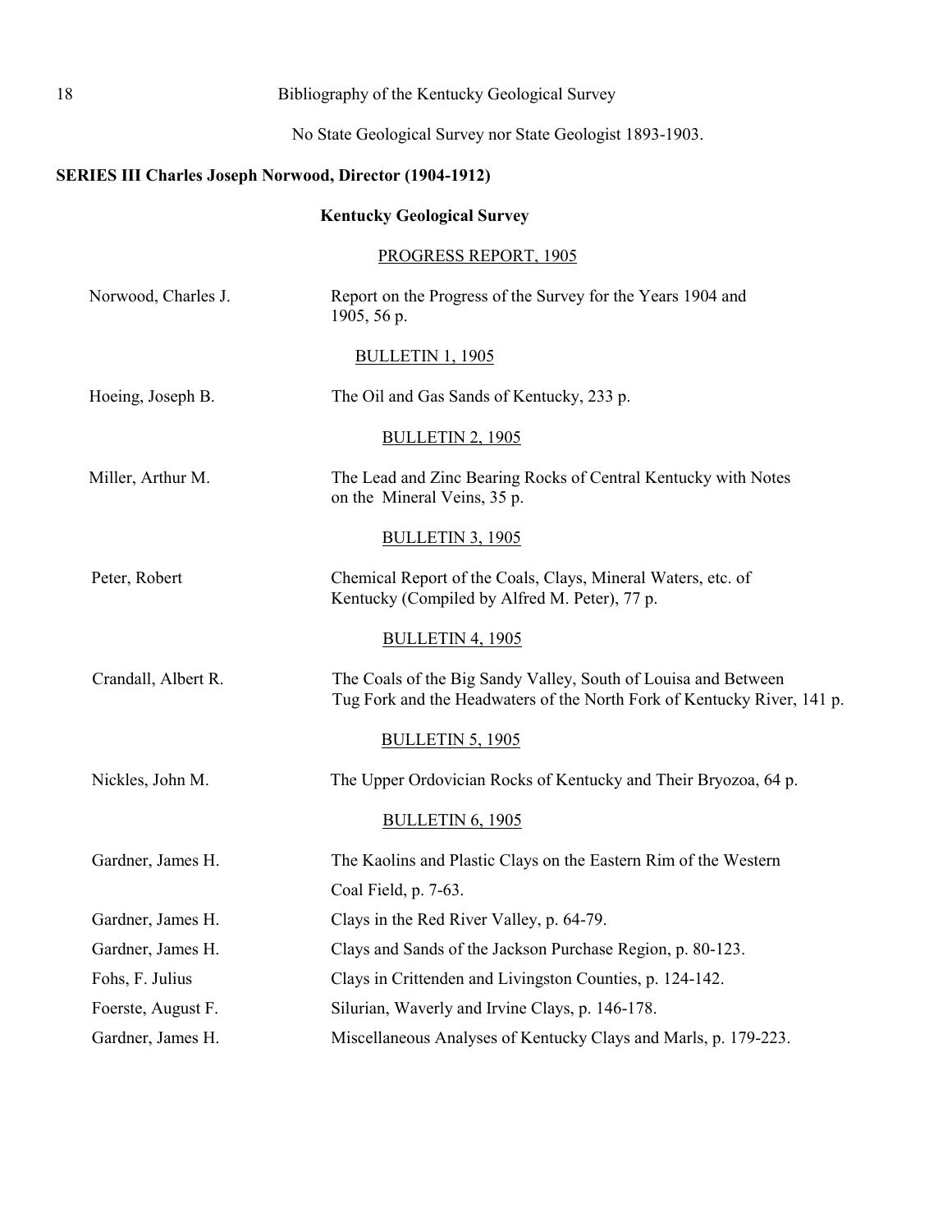No State Geological Survey nor State Geologist 1893-1903.

## SERIES III Charles Joseph Norwood, Director (1904-1912)

### Kentucky Geological Survey

PROGRESS REPORT, 1905

| | |
|---|---|
| Norwood, Charles J. | Report on the Progress of the Survey for the Years 1904 and 1905, 56 p. |

BULLETIN 1, 1905

| | |
|---|---|
| Hoeing, Joseph B. | The Oil and Gas Sands of Kentucky, 233 p. |

BULLETIN 2, 1905

| | |
|---|---|
| Miller, Arthur M. | The Lead and Zinc Bearing Rocks of Central Kentucky with Notes on the Mineral Veins, 35 p. |

BULLETIN 3, 1905

| | |
|---|---|
| Peter, Robert | Chemical Report of the Coals, Clays, Mineral Waters, etc. of Kentucky (Compiled by Alfred M. Peter), 77 p. |

BULLETIN 4, 1905

| | |
|---|---|
| Crandall, Albert R. | The Coals of the Big Sandy Valley, South of Louisa and Between Tug Fork and the Headwaters of the North Fork of Kentucky River, 141 p. |

BULLETIN 5, 1905

| | |
|---|---|
| Nickles, John M. | The Upper Ordovician Rocks of Kentucky and Their Bryozoa, 64 p. |

BULLETIN 6, 1905

| | |
|---|---|
| Gardner, James H. | The Kaolins and Plastic Clays on the Eastern Rim of the Western Coal Field, p. 7-63. |
| Gardner, James H. | Clays in the Red River Valley, p. 64-79. |
| Gardner, James H. | Clays and Sands of the Jackson Purchase Region, p. 80-123. |
| Fohs, F. Julius | Clays in Crittenden and Livingston Counties, p. 124-142. |
| Foerste, August F. | Silurian, Waverly and Irvine Clays, p. 146-178. |
| Gardner, James H. | Miscellaneous Analyses of Kentucky Clays and Marls, p. 179-223. |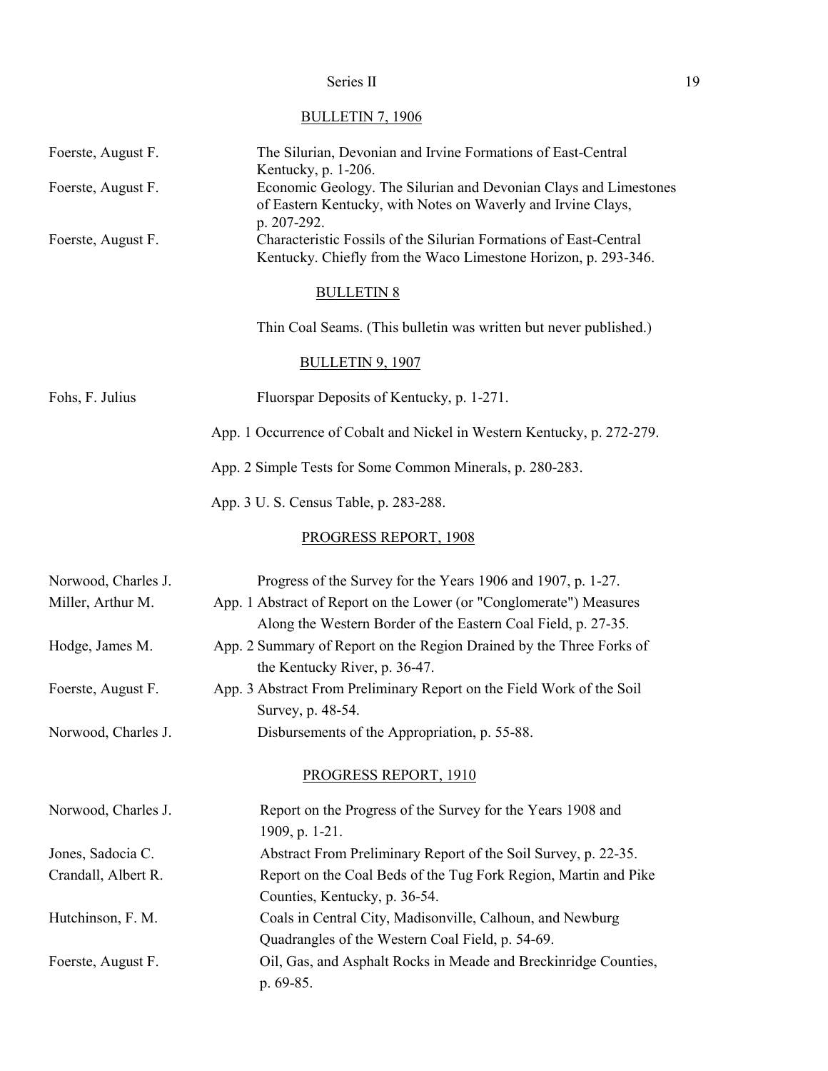## BULLETIN 7, 1906

| | |
|---|---|
| Foerste, August F. | The Silurian, Devonian and Irvine Formations of East-Central Kentucky, p. 1-206. |
| Foerste, August F. | Economic Geology. The Silurian and Devonian Clays and Limestones of Eastern Kentucky, with Notes on Waverly and Irvine Clays, p. 207-292. |
| Foerste, August F. | Characteristic Fossils of the Silurian Formations of East-Central Kentucky. Chiefly from the Waco Limestone Horizon, p. 293-346. |

## BULLETIN 8

Thin Coal Seams. (This bulletin was written but never published.)

## BULLETIN 9, 1907

| | |
|---|---|
| Fohs, F. Julius | Fluorspar Deposits of Kentucky, p. 1-271. |
| | App. 1 Occurrence of Cobalt and Nickel in Western Kentucky, p. 272-279. |
| | App. 2 Simple Tests for Some Common Minerals, p. 280-283. |
| | App. 3 U. S. Census Table, p. 283-288. |

## PROGRESS REPORT, 1908

| | |
|---|---|
| Norwood, Charles J. | Progress of the Survey for the Years 1906 and 1907, p. 1-27. |
| Miller, Arthur M. | App. 1 Abstract of Report on the Lower (or "Conglomerate") Measures Along the Western Border of the Eastern Coal Field, p. 27-35. |
| Hodge, James M. | App. 2 Summary of Report on the Region Drained by the Three Forks of the Kentucky River, p. 36-47. |
| Foerste, August F. | App. 3 Abstract From Preliminary Report on the Field Work of the Soil Survey, p. 48-54. |
| Norwood, Charles J. | Disbursements of the Appropriation, p. 55-88. |

## PROGRESS REPORT, 1910

| | |
|---|---|
| Norwood, Charles J. | Report on the Progress of the Survey for the Years 1908 and 1909, p. 1-21. |
| Jones, Sadocia C. | Abstract From Preliminary Report of the Soil Survey, p. 22-35. |
| Crandall, Albert R. | Report on the Coal Beds of the Tug Fork Region, Martin and Pike Counties, Kentucky, p. 36-54. |
| Hutchinson, F. M. | Coals in Central City, Madisonville, Calhoun, and Newburg Quadrangles of the Western Coal Field, p. 54-69. |
| Foerste, August F. | Oil, Gas, and Asphalt Rocks in Meade and Breckinridge Counties, p. 69-85. |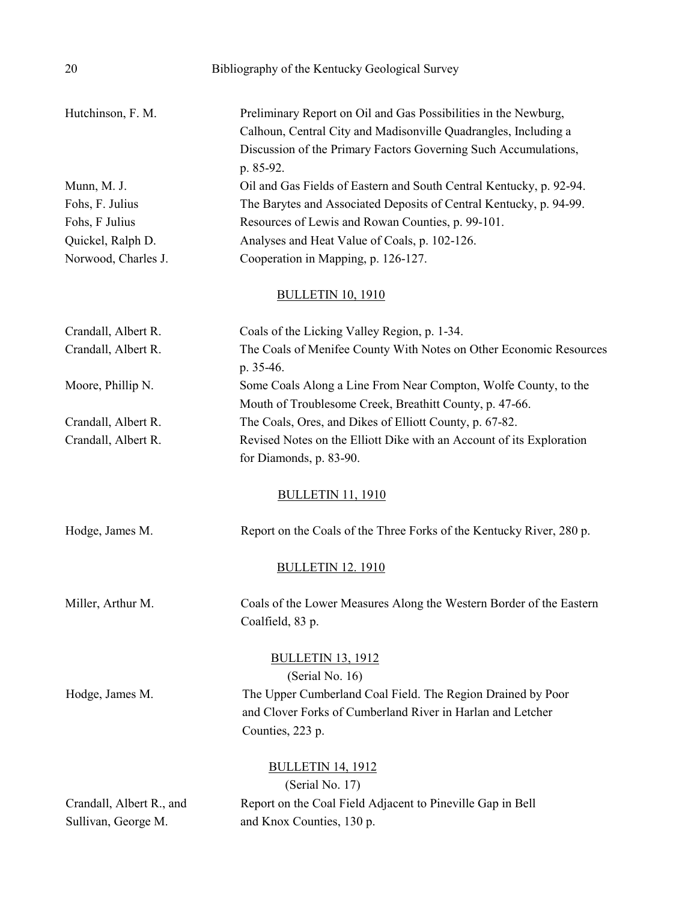| | |
|---|---|
| Hutchinson, F. M. | Preliminary Report on Oil and Gas Possibilities in the Newburg, Calhoun, Central City and Madisonville Quadrangles, Including a Discussion of the Primary Factors Governing Such Accumulations, p. 85-92. |
| Munn, M. J. | Oil and Gas Fields of Eastern and South Central Kentucky, p. 92-94. |
| Fohs, F. Julius | The Barytes and Associated Deposits of Central Kentucky, p. 94-99. |
| Fohs, F Julius | Resources of Lewis and Rowan Counties, p. 99-101. |
| Quickel, Ralph D. | Analyses and Heat Value of Coals, p. 102-126. |
| Norwood, Charles J. | Cooperation in Mapping, p. 126-127. |

## BULLETIN 10, 1910

| | |
|---|---|
| Crandall, Albert R. | Coals of the Licking Valley Region, p. 1-34. |
| Crandall, Albert R. | The Coals of Menifee County With Notes on Other Economic Resources p. 35-46. |
| Moore, Phillip N. | Some Coals Along a Line From Near Compton, Wolfe County, to the Mouth of Troublesome Creek, Breathitt County, p. 47-66. |
| Crandall, Albert R. | The Coals, Ores, and Dikes of Elliott County, p. 67-82. |
| Crandall, Albert R. | Revised Notes on the Elliott Dike with an Account of its Exploration for Diamonds, p. 83-90. |

## BULLETIN 11, 1910

| | |
|---|---|
| Hodge, James M. | Report on the Coals of the Three Forks of the Kentucky River, 280 p. |

## BULLETIN 12. 1910

| | |
|---|---|
| Miller, Arthur M. | Coals of the Lower Measures Along the Western Border of the Eastern Coalfield, 83 p. |

## BULLETIN 13, 1912

(Serial No. 16)

| | |
|---|---|
| Hodge, James M. | The Upper Cumberland Coal Field. The Region Drained by Poor and Clover Forks of Cumberland River in Harlan and Letcher Counties, 223 p. |

## BULLETIN 14, 1912

(Serial No. 17)

| | |
|---|---|
| Crandall, Albert R., and Sullivan, George M. | Report on the Coal Field Adjacent to Pineville Gap in Bell and Knox Counties, 130 p. |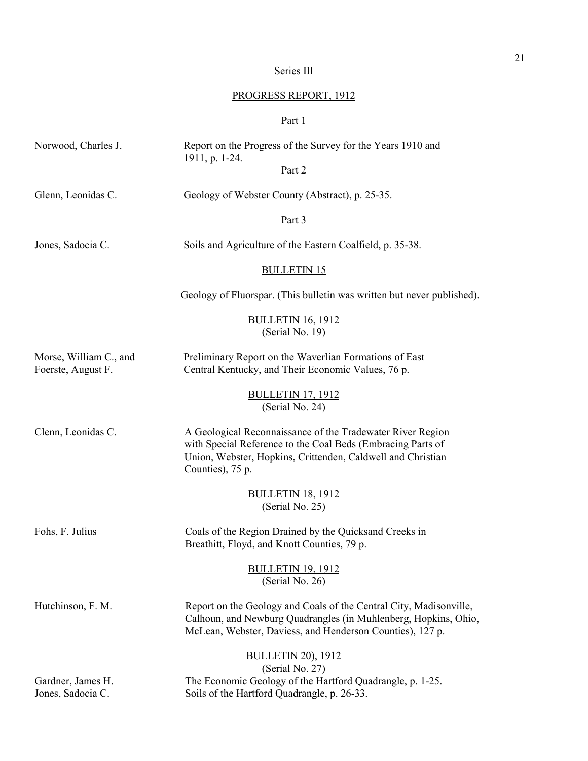## Series III

### PROGRESS REPORT, 1912

#### Part 1

Norwood, Charles J. — Report on the Progress of the Survey for the Years 1910 and 1911, p. 1-24.

#### Part 2

Glenn, Leonidas C. — Geology of Webster County (Abstract), p. 25-35.

#### Part 3

Jones, Sadocia C. — Soils and Agriculture of the Eastern Coalfield, p. 35-38.

### BULLETIN 15

Geology of Fluorspar. (This bulletin was written but never published).

### BULLETIN 16, 1912
(Serial No. 19)

Morse, William C., and Foerste, August F. — Preliminary Report on the Waverlian Formations of East Central Kentucky, and Their Economic Values, 76 p.

### BULLETIN 17, 1912
(Serial No. 24)

Clenn, Leonidas C. — A Geological Reconnaissance of the Tradewater River Region with Special Reference to the Coal Beds (Embracing Parts of Union, Webster, Hopkins, Crittenden, Caldwell and Christian Counties), 75 p.

### BULLETIN 18, 1912
(Serial No. 25)

Fohs, F. Julius — Coals of the Region Drained by the Quicksand Creeks in Breathitt, Floyd, and Knott Counties, 79 p.

### BULLETIN 19, 1912
(Serial No. 26)

Hutchinson, F. M. — Report on the Geology and Coals of the Central City, Madisonville, Calhoun, and Newburg Quadrangles (in Muhlenberg, Hopkins, Ohio, McLean, Webster, Daviess, and Henderson Counties), 127 p.

### BULLETIN 20), 1912
(Serial No. 27)

Gardner, James H. — The Economic Geology of the Hartford Quadrangle, p. 1-25.

Jones, Sadocia C. — Soils of the Hartford Quadrangle, p. 26-33.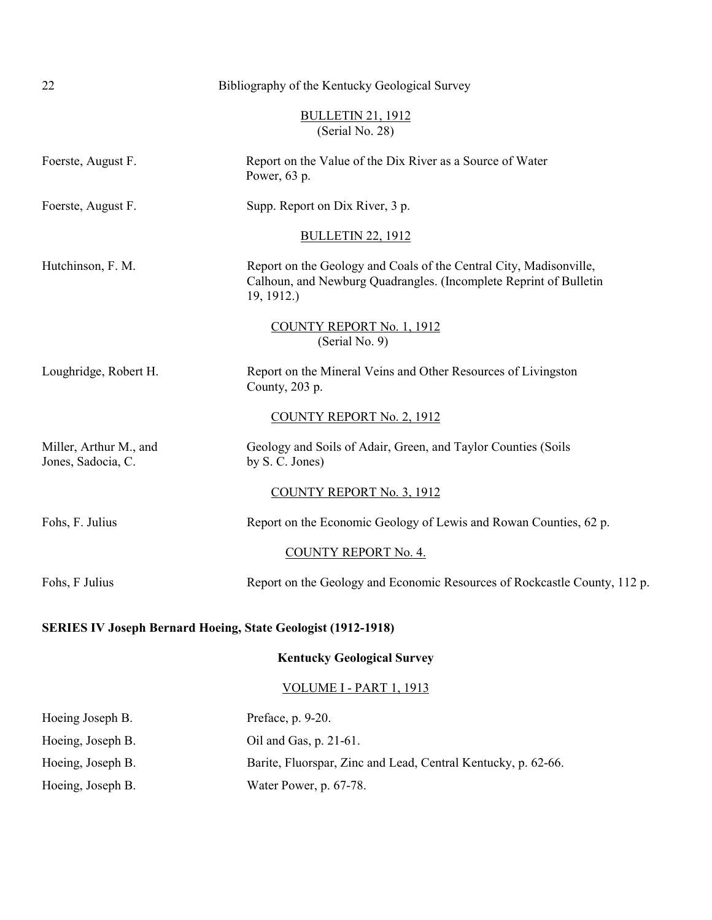### BULLETIN 21, 1912
(Serial No. 28)

| | |
|---|---|
| Foerste, August F. | Report on the Value of the Dix River as a Source of Water Power, 63 p. |
| Foerste, August F. | Supp. Report on Dix River, 3 p. |

### BULLETIN 22, 1912

| | |
|---|---|
| Hutchinson, F. M. | Report on the Geology and Coals of the Central City, Madisonville, Calhoun, and Newburg Quadrangles. (Incomplete Reprint of Bulletin 19, 1912.) |

### COUNTY REPORT No. 1, 1912
(Serial No. 9)

| | |
|---|---|
| Loughridge, Robert H. | Report on the Mineral Veins and Other Resources of Livingston County, 203 p. |

### COUNTY REPORT No. 2, 1912

| | |
|---|---|
| Miller, Arthur M., and Jones, Sadocia, C. | Geology and Soils of Adair, Green, and Taylor Counties (Soils by S. C. Jones) |

### COUNTY REPORT No. 3, 1912

| | |
|---|---|
| Fohs, F. Julius | Report on the Economic Geology of Lewis and Rowan Counties, 62 p. |

### COUNTY REPORT No. 4.

| | |
|---|---|
| Fohs, F Julius | Report on the Geology and Economic Resources of Rockcastle County, 112 p. |

## SERIES IV Joseph Bernard Hoeing, State Geologist (1912-1918)

### Kentucky Geological Survey

### VOLUME I - PART 1, 1913

| | |
|---|---|
| Hoeing Joseph B. | Preface, p. 9-20. |
| Hoeing, Joseph B. | Oil and Gas, p. 21-61. |
| Hoeing, Joseph B. | Barite, Fluorspar, Zinc and Lead, Central Kentucky, p. 62-66. |
| Hoeing, Joseph B. | Water Power, p. 67-78. |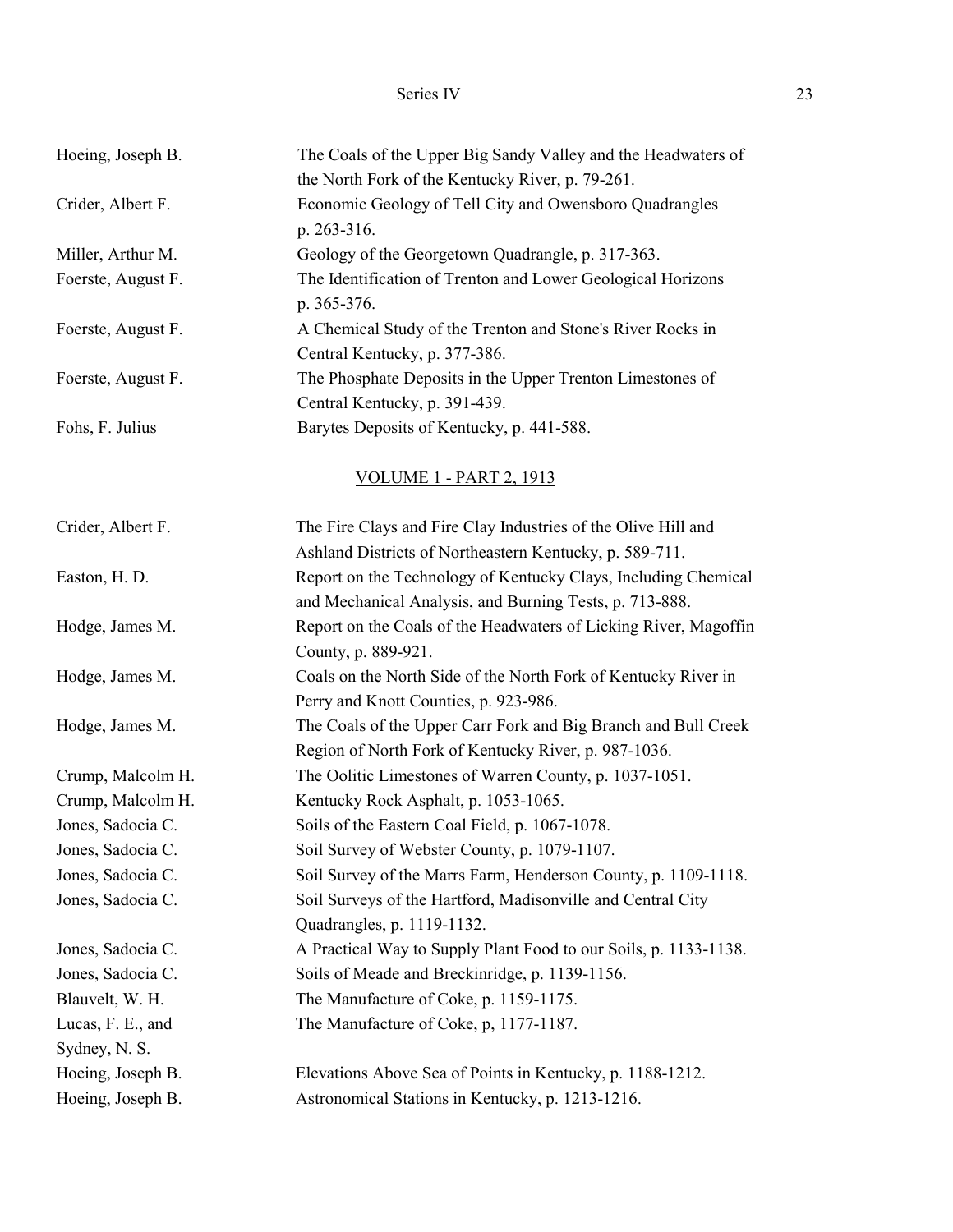| | |
|---|---|
| Hoeing, Joseph B. | The Coals of the Upper Big Sandy Valley and the Headwaters of the North Fork of the Kentucky River, p. 79-261. |
| Crider, Albert F. | Economic Geology of Tell City and Owensboro Quadrangles p. 263-316. |
| Miller, Arthur M. | Geology of the Georgetown Quadrangle, p. 317-363. |
| Foerste, August F. | The Identification of Trenton and Lower Geological Horizons p. 365-376. |
| Foerste, August F. | A Chemical Study of the Trenton and Stone's River Rocks in Central Kentucky, p. 377-386. |
| Foerste, August F. | The Phosphate Deposits in the Upper Trenton Limestones of Central Kentucky, p. 391-439. |
| Fohs, F. Julius | Barytes Deposits of Kentucky, p. 441-588. |

<u>VOLUME 1 - PART 2, 1913</u>

| | |
|---|---|
| Crider, Albert F. | The Fire Clays and Fire Clay Industries of the Olive Hill and Ashland Districts of Northeastern Kentucky, p. 589-711. |
| Easton, H. D. | Report on the Technology of Kentucky Clays, Including Chemical and Mechanical Analysis, and Burning Tests, p. 713-888. |
| Hodge, James M. | Report on the Coals of the Headwaters of Licking River, Magoffin County, p. 889-921. |
| Hodge, James M. | Coals on the North Side of the North Fork of Kentucky River in Perry and Knott Counties, p. 923-986. |
| Hodge, James M. | The Coals of the Upper Carr Fork and Big Branch and Bull Creek Region of North Fork of Kentucky River, p. 987-1036. |
| Crump, Malcolm H. | The Oolitic Limestones of Warren County, p. 1037-1051. |
| Crump, Malcolm H. | Kentucky Rock Asphalt, p. 1053-1065. |
| Jones, Sadocia C. | Soils of the Eastern Coal Field, p. 1067-1078. |
| Jones, Sadocia C. | Soil Survey of Webster County, p. 1079-1107. |
| Jones, Sadocia C. | Soil Survey of the Marrs Farm, Henderson County, p. 1109-1118. |
| Jones, Sadocia C. | Soil Surveys of the Hartford, Madisonville and Central City Quadrangles, p. 1119-1132. |
| Jones, Sadocia C. | A Practical Way to Supply Plant Food to our Soils, p. 1133-1138. |
| Jones, Sadocia C. | Soils of Meade and Breckinridge, p. 1139-1156. |
| Blauvelt, W. H. | The Manufacture of Coke, p. 1159-1175. |
| Lucas, F. E., and Sydney, N. S. | The Manufacture of Coke, p, 1177-1187. |
| Hoeing, Joseph B. | Elevations Above Sea of Points in Kentucky, p. 1188-1212. |
| Hoeing, Joseph B. | Astronomical Stations in Kentucky, p. 1213-1216. |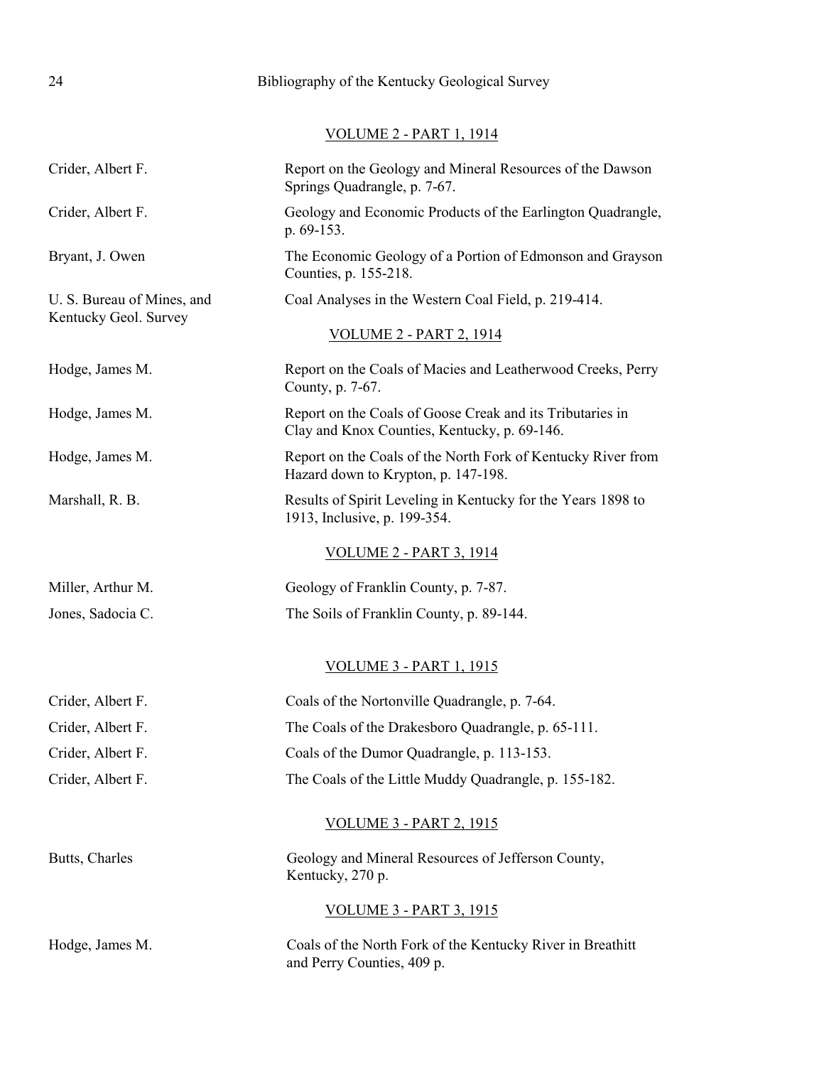## VOLUME 2 - PART 1, 1914

| | |
|---|---|
| Crider, Albert F. | Report on the Geology and Mineral Resources of the Dawson Springs Quadrangle, p. 7-67. |
| Crider, Albert F. | Geology and Economic Products of the Earlington Quadrangle, p. 69-153. |
| Bryant, J. Owen | The Economic Geology of a Portion of Edmonson and Grayson Counties, p. 155-218. |
| U. S. Bureau of Mines, and Kentucky Geol. Survey | Coal Analyses in the Western Coal Field, p. 219-414. |

## VOLUME 2 - PART 2, 1914

| | |
|---|---|
| Hodge, James M. | Report on the Coals of Macies and Leatherwood Creeks, Perry County, p. 7-67. |
| Hodge, James M. | Report on the Coals of Goose Creak and its Tributaries in Clay and Knox Counties, Kentucky, p. 69-146. |
| Hodge, James M. | Report on the Coals of the North Fork of Kentucky River from Hazard down to Krypton, p. 147-198. |
| Marshall, R. B. | Results of Spirit Leveling in Kentucky for the Years 1898 to 1913, Inclusive, p. 199-354. |

## VOLUME 2 - PART 3, 1914

| | |
|---|---|
| Miller, Arthur M. | Geology of Franklin County, p. 7-87. |
| Jones, Sadocia C. | The Soils of Franklin County, p. 89-144. |

## VOLUME 3 - PART 1, 1915

| | |
|---|---|
| Crider, Albert F. | Coals of the Nortonville Quadrangle, p. 7-64. |
| Crider, Albert F. | The Coals of the Drakesboro Quadrangle, p. 65-111. |
| Crider, Albert F. | Coals of the Dumor Quadrangle, p. 113-153. |
| Crider, Albert F. | The Coals of the Little Muddy Quadrangle, p. 155-182. |

## VOLUME 3 - PART 2, 1915

| | |
|---|---|
| Butts, Charles | Geology and Mineral Resources of Jefferson County, Kentucky, 270 p. |

## VOLUME 3 - PART 3, 1915

| | |
|---|---|
| Hodge, James M. | Coals of the North Fork of the Kentucky River in Breathitt and Perry Counties, 409 p. |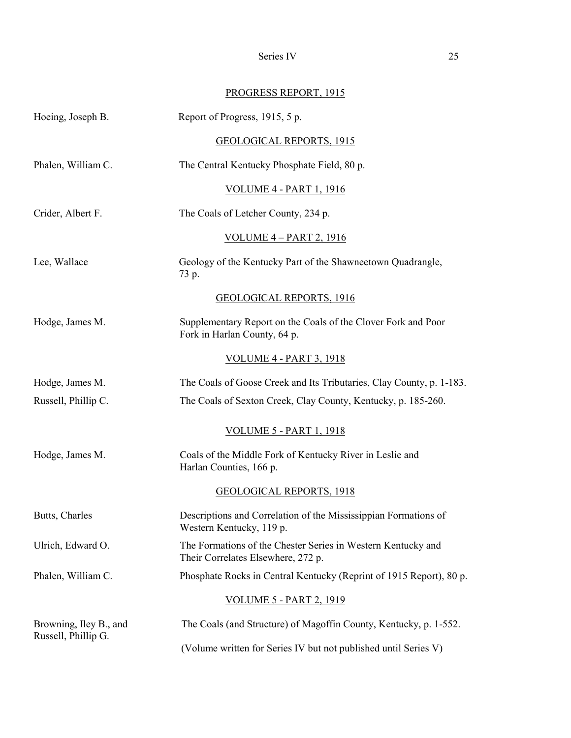PROGRESS REPORT, 1915

| | |
|---|---|
| Hoeing, Joseph B. | Report of Progress, 1915, 5 p. |

GEOLOGICAL REPORTS, 1915

| | |
|---|---|
| Phalen, William C. | The Central Kentucky Phosphate Field, 80 p. |

VOLUME 4 - PART 1, 1916

| | |
|---|---|
| Crider, Albert F. | The Coals of Letcher County, 234 p. |

VOLUME 4 – PART 2, 1916

| | |
|---|---|
| Lee, Wallace | Geology of the Kentucky Part of the Shawneetown Quadrangle, 73 p. |

GEOLOGICAL REPORTS, 1916

| | |
|---|---|
| Hodge, James M. | Supplementary Report on the Coals of the Clover Fork and Poor Fork in Harlan County, 64 p. |

VOLUME 4 - PART 3, 1918

| | |
|---|---|
| Hodge, James M. | The Coals of Goose Creek and Its Tributaries, Clay County, p. 1-183. |
| Russell, Phillip C. | The Coals of Sexton Creek, Clay County, Kentucky, p. 185-260. |

VOLUME 5 - PART 1, 1918

| | |
|---|---|
| Hodge, James M. | Coals of the Middle Fork of Kentucky River in Leslie and Harlan Counties, 166 p. |

GEOLOGICAL REPORTS, 1918

| | |
|---|---|
| Butts, Charles | Descriptions and Correlation of the Mississippian Formations of Western Kentucky, 119 p. |
| Ulrich, Edward O. | The Formations of the Chester Series in Western Kentucky and Their Correlates Elsewhere, 272 p. |
| Phalen, William C. | Phosphate Rocks in Central Kentucky (Reprint of 1915 Report), 80 p. |

VOLUME 5 - PART 2, 1919

| | |
|---|---|
| Browning, Iley B., and Russell, Phillip G. | The Coals (and Structure) of Magoffin County, Kentucky, p. 1-552. |
| | (Volume written for Series IV but not published until Series V) |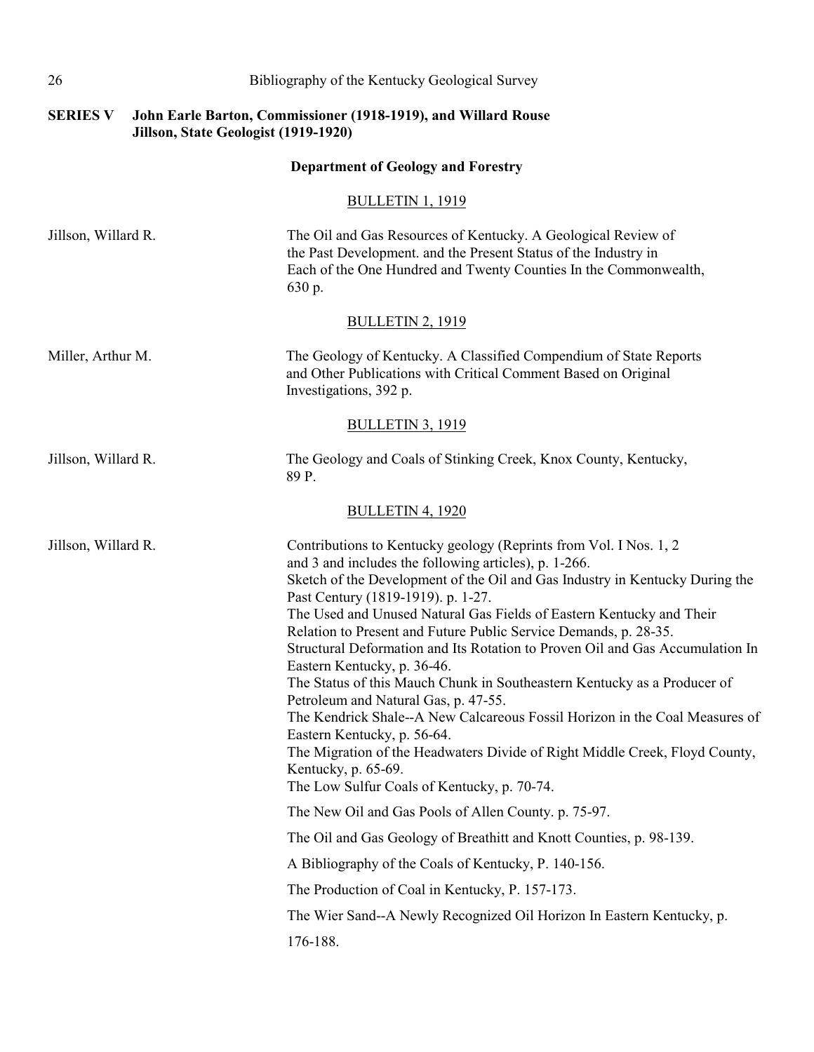## SERIES V John Earle Barton, Commissioner (1918-1919), and Willard Rouse Jillson, State Geologist (1919-1920)

### Department of Geology and Forestry

BULLETIN 1, 1919

Jillson, Willard R. — The Oil and Gas Resources of Kentucky. A Geological Review of the Past Development. and the Present Status of the Industry in Each of the One Hundred and Twenty Counties In the Commonwealth, 630 p.

BULLETIN 2, 1919

Miller, Arthur M. — The Geology of Kentucky. A Classified Compendium of State Reports and Other Publications with Critical Comment Based on Original Investigations, 392 p.

BULLETIN 3, 1919

Jillson, Willard R. — The Geology and Coals of Stinking Creek, Knox County, Kentucky, 89 P.

BULLETIN 4, 1920

Jillson, Willard R. — Contributions to Kentucky geology (Reprints from Vol. I Nos. 1, 2 and 3 and includes the following articles), p. 1-266.

Sketch of the Development of the Oil and Gas Industry in Kentucky During the Past Century (1819-1919). p. 1-27.

The Used and Unused Natural Gas Fields of Eastern Kentucky and Their Relation to Present and Future Public Service Demands, p. 28-35.

Structural Deformation and Its Rotation to Proven Oil and Gas Accumulation In Eastern Kentucky, p. 36-46.

The Status of this Mauch Chunk in Southeastern Kentucky as a Producer of Petroleum and Natural Gas, p. 47-55.

The Kendrick Shale--A New Calcareous Fossil Horizon in the Coal Measures of Eastern Kentucky, p. 56-64.

The Migration of the Headwaters Divide of Right Middle Creek, Floyd County, Kentucky, p. 65-69.

The Low Sulfur Coals of Kentucky, p. 70-74.

The New Oil and Gas Pools of Allen County. p. 75-97.

The Oil and Gas Geology of Breathitt and Knott Counties, p. 98-139.

A Bibliography of the Coals of Kentucky, P. 140-156.

The Production of Coal in Kentucky, P. 157-173.

The Wier Sand--A Newly Recognized Oil Horizon In Eastern Kentucky, p. 176-188.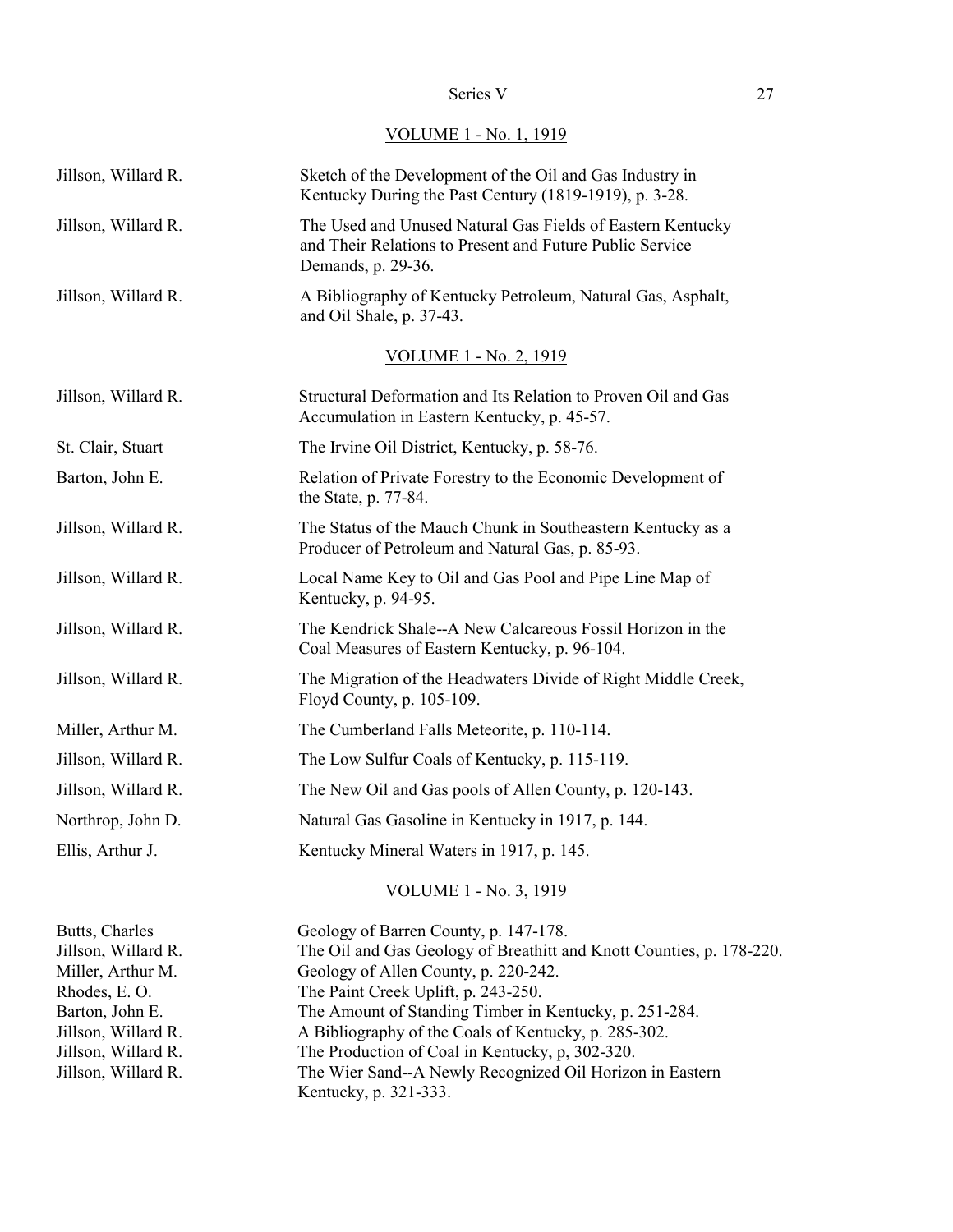## VOLUME 1 - No. 1, 1919

| | |
|---|---|
| Jillson, Willard R. | Sketch of the Development of the Oil and Gas Industry in Kentucky During the Past Century (1819-1919), p. 3-28. |
| Jillson, Willard R. | The Used and Unused Natural Gas Fields of Eastern Kentucky and Their Relations to Present and Future Public Service Demands, p. 29-36. |
| Jillson, Willard R. | A Bibliography of Kentucky Petroleum, Natural Gas, Asphalt, and Oil Shale, p. 37-43. |

## VOLUME 1 - No. 2, 1919

| | |
|---|---|
| Jillson, Willard R. | Structural Deformation and Its Relation to Proven Oil and Gas Accumulation in Eastern Kentucky, p. 45-57. |
| St. Clair, Stuart | The Irvine Oil District, Kentucky, p. 58-76. |
| Barton, John E. | Relation of Private Forestry to the Economic Development of the State, p. 77-84. |
| Jillson, Willard R. | The Status of the Mauch Chunk in Southeastern Kentucky as a Producer of Petroleum and Natural Gas, p. 85-93. |
| Jillson, Willard R. | Local Name Key to Oil and Gas Pool and Pipe Line Map of Kentucky, p. 94-95. |
| Jillson, Willard R. | The Kendrick Shale--A New Calcareous Fossil Horizon in the Coal Measures of Eastern Kentucky, p. 96-104. |
| Jillson, Willard R. | The Migration of the Headwaters Divide of Right Middle Creek, Floyd County, p. 105-109. |
| Miller, Arthur M. | The Cumberland Falls Meteorite, p. 110-114. |
| Jillson, Willard R. | The Low Sulfur Coals of Kentucky, p. 115-119. |
| Jillson, Willard R. | The New Oil and Gas pools of Allen County, p. 120-143. |
| Northrop, John D. | Natural Gas Gasoline in Kentucky in 1917, p. 144. |
| Ellis, Arthur J. | Kentucky Mineral Waters in 1917, p. 145. |

## VOLUME 1 - No. 3, 1919

| | |
|---|---|
| Butts, Charles | Geology of Barren County, p. 147-178. |
| Jillson, Willard R. | The Oil and Gas Geology of Breathitt and Knott Counties, p. 178-220. |
| Miller, Arthur M. | Geology of Allen County, p. 220-242. |
| Rhodes, E. O. | The Paint Creek Uplift, p. 243-250. |
| Barton, John E. | The Amount of Standing Timber in Kentucky, p. 251-284. |
| Jillson, Willard R. | A Bibliography of the Coals of Kentucky, p. 285-302. |
| Jillson, Willard R. | The Production of Coal in Kentucky, p, 302-320. |
| Jillson, Willard R. | The Wier Sand--A Newly Recognized Oil Horizon in Eastern Kentucky, p. 321-333. |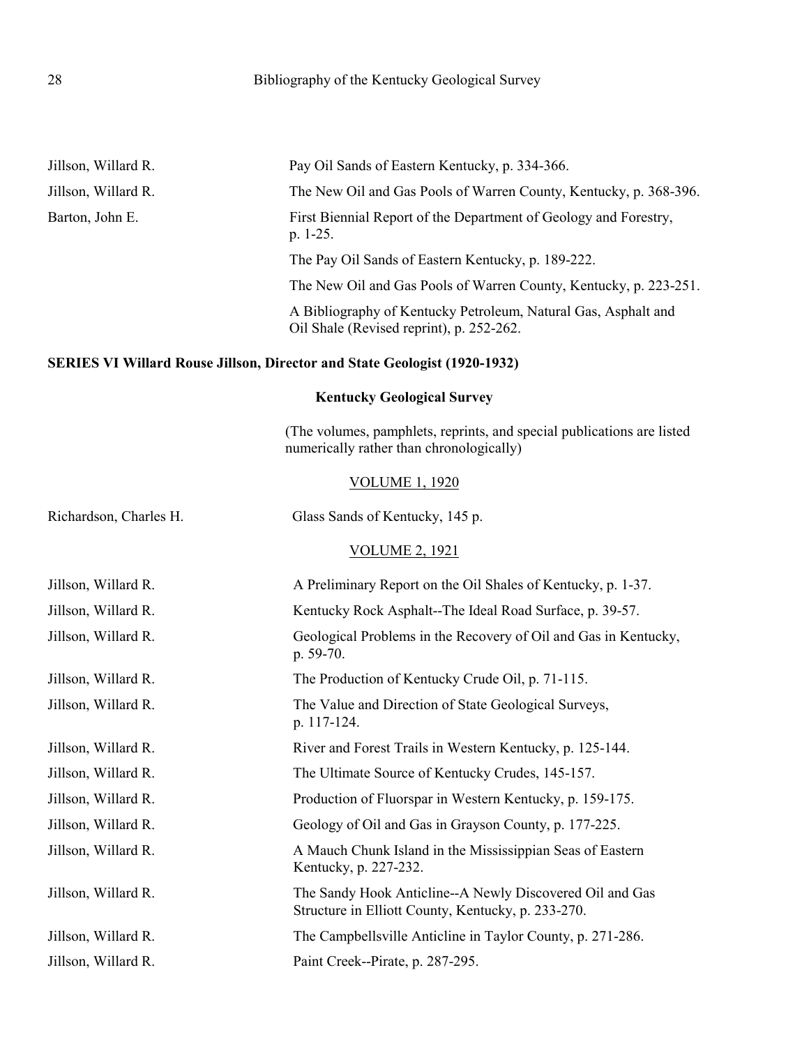| | |
|---|---|
| Jillson, Willard R. | Pay Oil Sands of Eastern Kentucky, p. 334-366. |
| Jillson, Willard R. | The New Oil and Gas Pools of Warren County, Kentucky, p. 368-396. |
| Barton, John E. | First Biennial Report of the Department of Geology and Forestry, p. 1-25. |
| | The Pay Oil Sands of Eastern Kentucky, p. 189-222. |
| | The New Oil and Gas Pools of Warren County, Kentucky, p. 223-251. |
| | A Bibliography of Kentucky Petroleum, Natural Gas, Asphalt and Oil Shale (Revised reprint), p. 252-262. |

## SERIES VI Willard Rouse Jillson, Director and State Geologist (1920-1932)

### Kentucky Geological Survey

(The volumes, pamphlets, reprints, and special publications are listed numerically rather than chronologically)

#### VOLUME 1, 1920

| | |
|---|---|
| Richardson, Charles H. | Glass Sands of Kentucky, 145 p. |

#### VOLUME 2, 1921

| | |
|---|---|
| Jillson, Willard R. | A Preliminary Report on the Oil Shales of Kentucky, p. 1-37. |
| Jillson, Willard R. | Kentucky Rock Asphalt--The Ideal Road Surface, p. 39-57. |
| Jillson, Willard R. | Geological Problems in the Recovery of Oil and Gas in Kentucky, p. 59-70. |
| Jillson, Willard R. | The Production of Kentucky Crude Oil, p. 71-115. |
| Jillson, Willard R. | The Value and Direction of State Geological Surveys, p. 117-124. |
| Jillson, Willard R. | River and Forest Trails in Western Kentucky, p. 125-144. |
| Jillson, Willard R. | The Ultimate Source of Kentucky Crudes, 145-157. |
| Jillson, Willard R. | Production of Fluorspar in Western Kentucky, p. 159-175. |
| Jillson, Willard R. | Geology of Oil and Gas in Grayson County, p. 177-225. |
| Jillson, Willard R. | A Mauch Chunk Island in the Mississippian Seas of Eastern Kentucky, p. 227-232. |
| Jillson, Willard R. | The Sandy Hook Anticline--A Newly Discovered Oil and Gas Structure in Elliott County, Kentucky, p. 233-270. |
| Jillson, Willard R. | The Campbellsville Anticline in Taylor County, p. 271-286. |
| Jillson, Willard R. | Paint Creek--Pirate, p. 287-295. |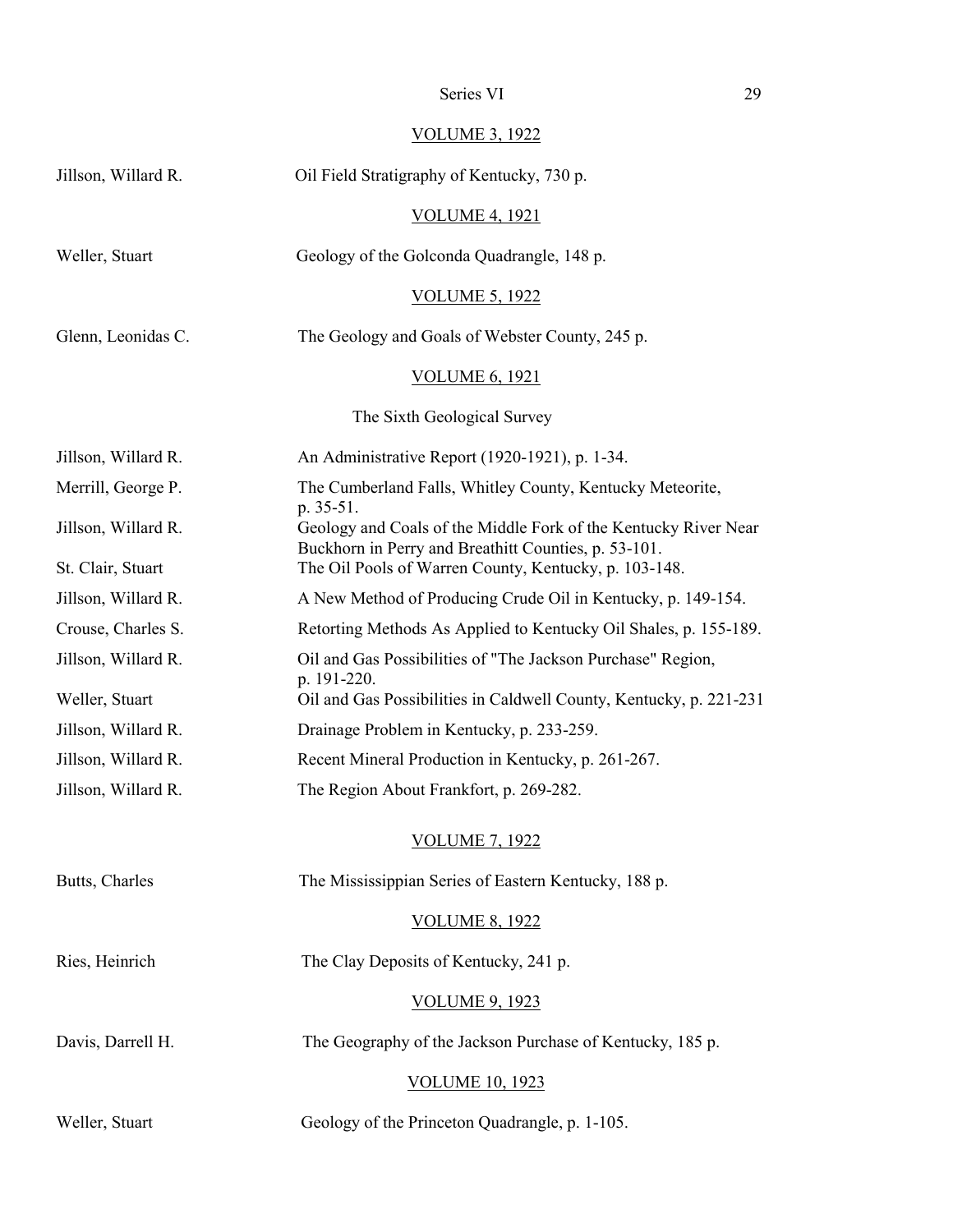VOLUME 3, 1922

Jillson, Willard R. — Oil Field Stratigraphy of Kentucky, 730 p.

VOLUME 4, 1921

Weller, Stuart — Geology of the Golconda Quadrangle, 148 p.

VOLUME 5, 1922

Glenn, Leonidas C. — The Geology and Goals of Webster County, 245 p.

VOLUME 6, 1921

The Sixth Geological Survey

| | |
|---|---|
| Jillson, Willard R. | An Administrative Report (1920-1921), p. 1-34. |
| Merrill, George P. | The Cumberland Falls, Whitley County, Kentucky Meteorite, p. 35-51. |
| Jillson, Willard R. | Geology and Coals of the Middle Fork of the Kentucky River Near Buckhorn in Perry and Breathitt Counties, p. 53-101. |
| St. Clair, Stuart | The Oil Pools of Warren County, Kentucky, p. 103-148. |
| Jillson, Willard R. | A New Method of Producing Crude Oil in Kentucky, p. 149-154. |
| Crouse, Charles S. | Retorting Methods As Applied to Kentucky Oil Shales, p. 155-189. |
| Jillson, Willard R. | Oil and Gas Possibilities of "The Jackson Purchase" Region, p. 191-220. |
| Weller, Stuart | Oil and Gas Possibilities in Caldwell County, Kentucky, p. 221-231 |
| Jillson, Willard R. | Drainage Problem in Kentucky, p. 233-259. |
| Jillson, Willard R. | Recent Mineral Production in Kentucky, p. 261-267. |
| Jillson, Willard R. | The Region About Frankfort, p. 269-282. |

VOLUME 7, 1922

Butts, Charles — The Mississippian Series of Eastern Kentucky, 188 p.

VOLUME 8, 1922

Ries, Heinrich — The Clay Deposits of Kentucky, 241 p.

VOLUME 9, 1923

Davis, Darrell H. — The Geography of the Jackson Purchase of Kentucky, 185 p.

VOLUME 10, 1923

Weller, Stuart — Geology of the Princeton Quadrangle, p. 1-105.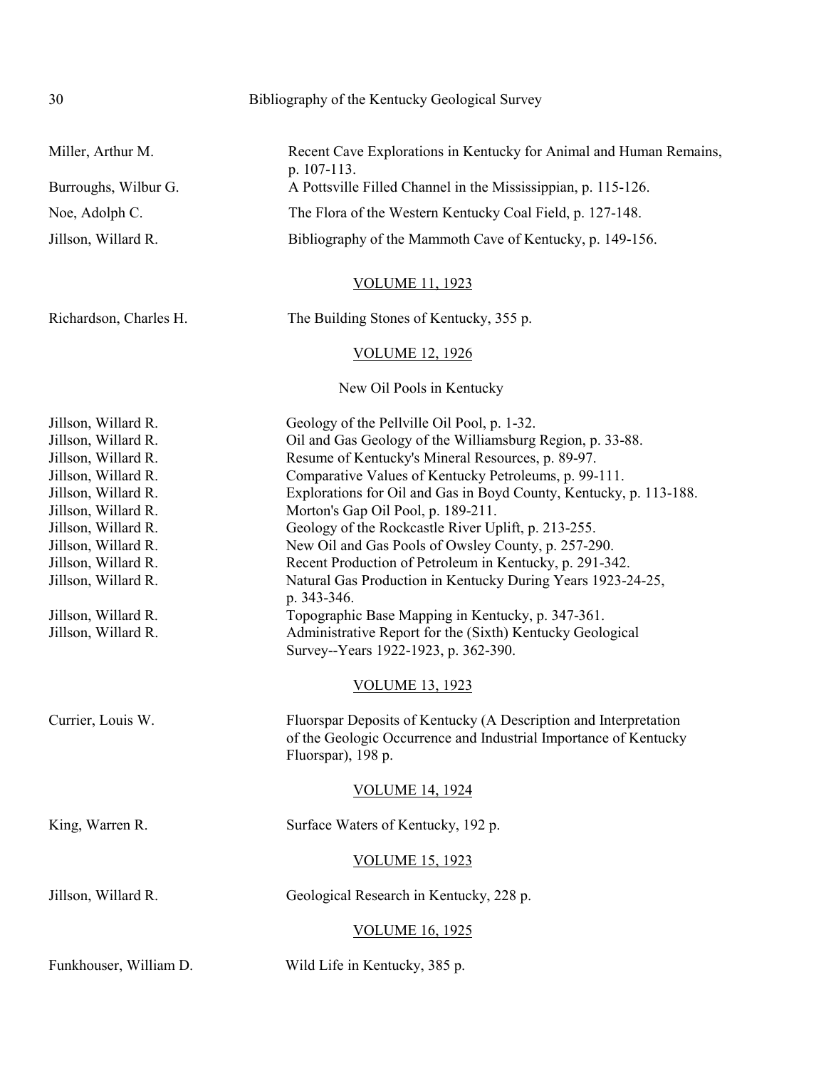| | |
|---|---|
| Miller, Arthur M. | Recent Cave Explorations in Kentucky for Animal and Human Remains, p. 107-113. |
| Burroughs, Wilbur G. | A Pottsville Filled Channel in the Mississippian, p. 115-126. |
| Noe, Adolph C. | The Flora of the Western Kentucky Coal Field, p. 127-148. |
| Jillson, Willard R. | Bibliography of the Mammoth Cave of Kentucky, p. 149-156. |

## VOLUME 11, 1923

| | |
|---|---|
| Richardson, Charles H. | The Building Stones of Kentucky, 355 p. |

## VOLUME 12, 1926

New Oil Pools in Kentucky

| | |
|---|---|
| Jillson, Willard R. | Geology of the Pellville Oil Pool, p. 1-32. |
| Jillson, Willard R. | Oil and Gas Geology of the Williamsburg Region, p. 33-88. |
| Jillson, Willard R. | Resume of Kentucky's Mineral Resources, p. 89-97. |
| Jillson, Willard R. | Comparative Values of Kentucky Petroleums, p. 99-111. |
| Jillson, Willard R. | Explorations for Oil and Gas in Boyd County, Kentucky, p. 113-188. |
| Jillson, Willard R. | Morton's Gap Oil Pool, p. 189-211. |
| Jillson, Willard R. | Geology of the Rockcastle River Uplift, p. 213-255. |
| Jillson, Willard R. | New Oil and Gas Pools of Owsley County, p. 257-290. |
| Jillson, Willard R. | Recent Production of Petroleum in Kentucky, p. 291-342. |
| Jillson, Willard R. | Natural Gas Production in Kentucky During Years 1923-24-25, p. 343-346. |
| Jillson, Willard R. | Topographic Base Mapping in Kentucky, p. 347-361. |
| Jillson, Willard R. | Administrative Report for the (Sixth) Kentucky Geological Survey--Years 1922-1923, p. 362-390. |

## VOLUME 13, 1923

| | |
|---|---|
| Currier, Louis W. | Fluorspar Deposits of Kentucky (A Description and Interpretation of the Geologic Occurrence and Industrial Importance of Kentucky Fluorspar), 198 p. |

## VOLUME 14, 1924

| | |
|---|---|
| King, Warren R. | Surface Waters of Kentucky, 192 p. |

## VOLUME 15, 1923

| | |
|---|---|
| Jillson, Willard R. | Geological Research in Kentucky, 228 p. |

## VOLUME 16, 1925

| | |
|---|---|
| Funkhouser, William D. | Wild Life in Kentucky, 385 p. |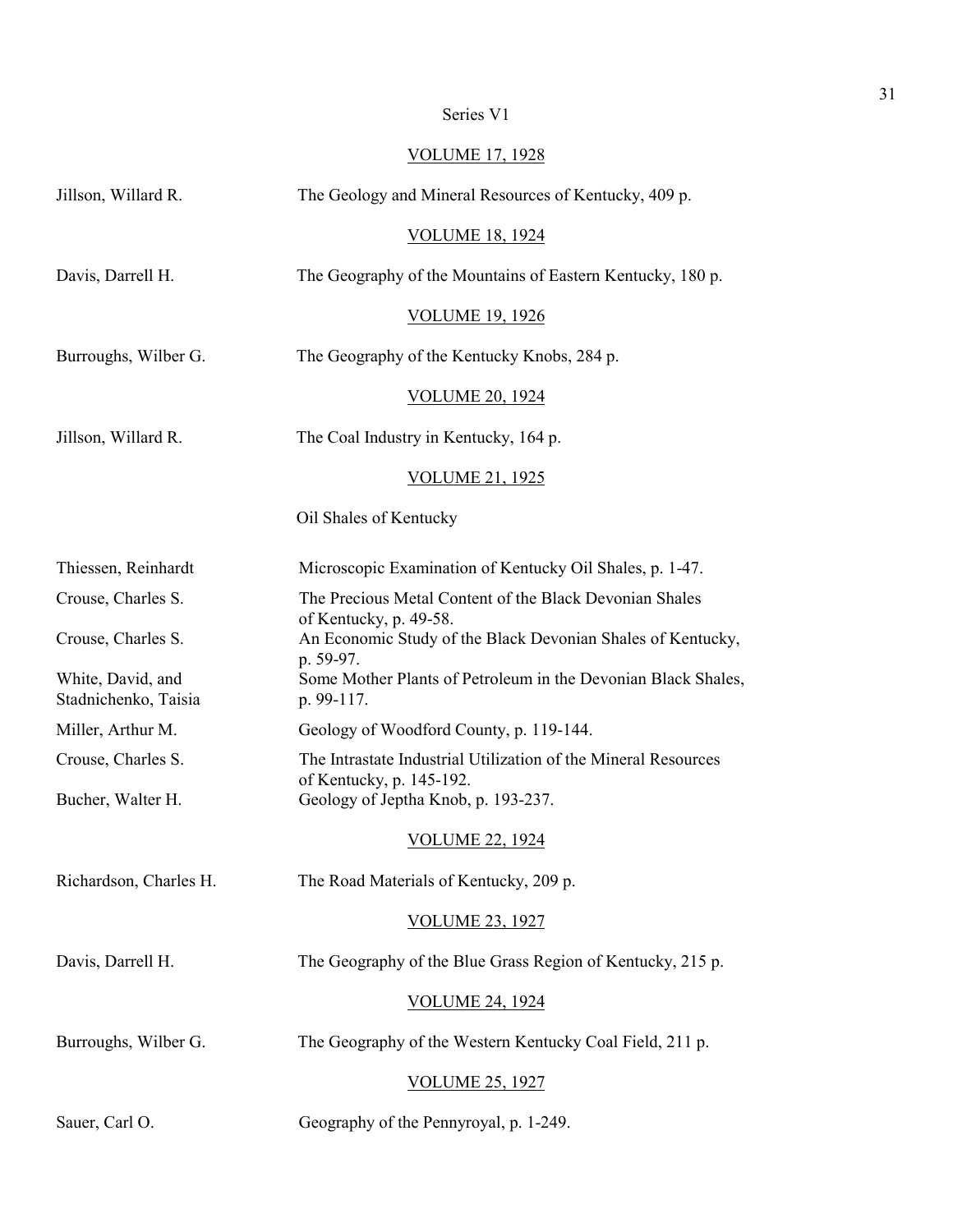Series V1

VOLUME 17, 1928

| | |
|---|---|
| Jillson, Willard R. | The Geology and Mineral Resources of Kentucky, 409 p. |

VOLUME 18, 1924

| | |
|---|---|
| Davis, Darrell H. | The Geography of the Mountains of Eastern Kentucky, 180 p. |

VOLUME 19, 1926

| | |
|---|---|
| Burroughs, Wilber G. | The Geography of the Kentucky Knobs, 284 p. |

VOLUME 20, 1924

| | |
|---|---|
| Jillson, Willard R. | The Coal Industry in Kentucky, 164 p. |

VOLUME 21, 1925

Oil Shales of Kentucky

| | |
|---|---|
| Thiessen, Reinhardt | Microscopic Examination of Kentucky Oil Shales, p. 1-47. |
| Crouse, Charles S. | The Precious Metal Content of the Black Devonian Shales of Kentucky, p. 49-58. |
| Crouse, Charles S. | An Economic Study of the Black Devonian Shales of Kentucky, p. 59-97. |
| White, David, and Stadnichenko, Taisia | Some Mother Plants of Petroleum in the Devonian Black Shales, p. 99-117. |
| Miller, Arthur M. | Geology of Woodford County, p. 119-144. |
| Crouse, Charles S. | The Intrastate Industrial Utilization of the Mineral Resources of Kentucky, p. 145-192. |
| Bucher, Walter H. | Geology of Jeptha Knob, p. 193-237. |

VOLUME 22, 1924

| | |
|---|---|
| Richardson, Charles H. | The Road Materials of Kentucky, 209 p. |

VOLUME 23, 1927

| | |
|---|---|
| Davis, Darrell H. | The Geography of the Blue Grass Region of Kentucky, 215 p. |

VOLUME 24, 1924

| | |
|---|---|
| Burroughs, Wilber G. | The Geography of the Western Kentucky Coal Field, 211 p. |

VOLUME 25, 1927

| | |
|---|---|
| Sauer, Carl O. | Geography of the Pennyroyal, p. 1-249. |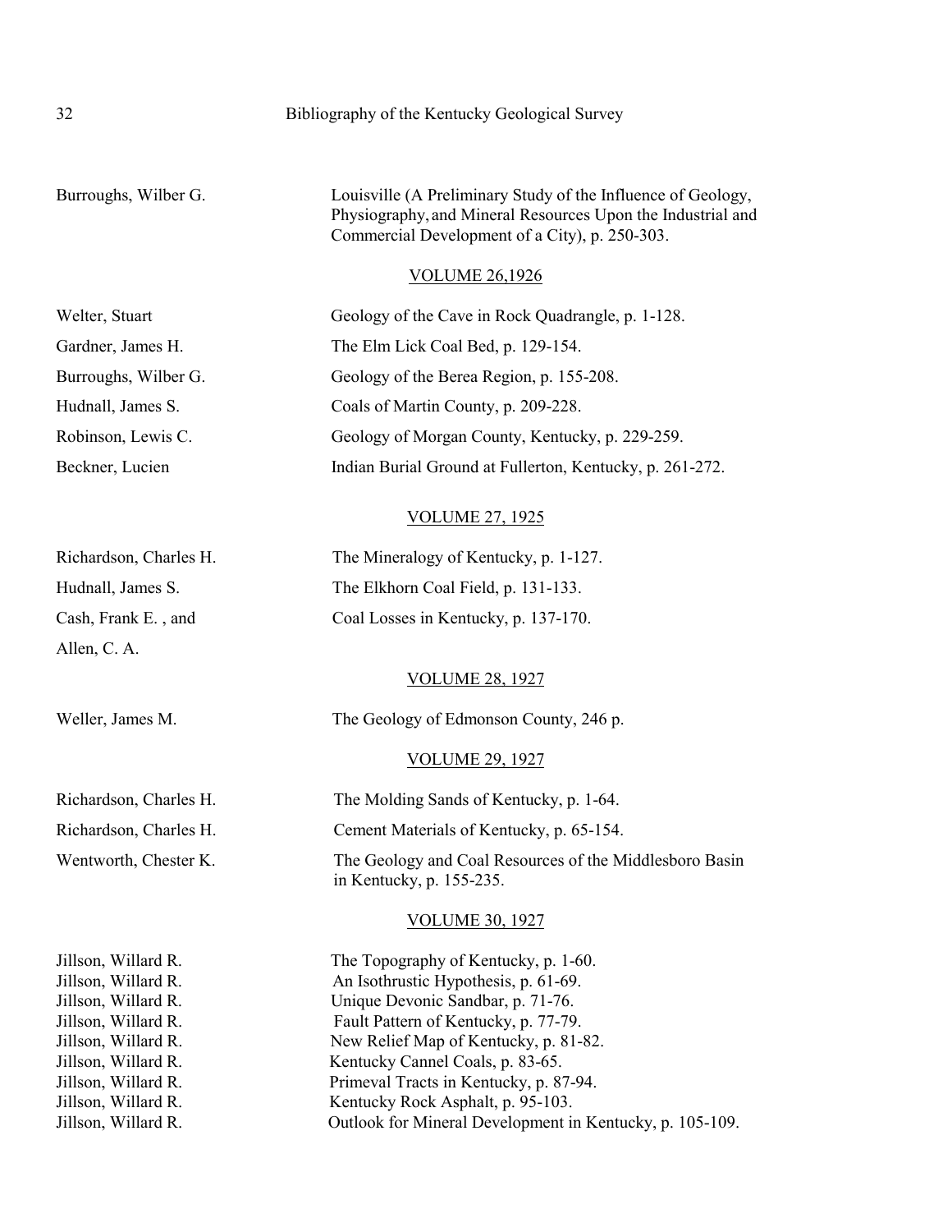| | |
|---|---|
| Burroughs, Wilber G. | Louisville (A Preliminary Study of the Influence of Geology, Physiography, and Mineral Resources Upon the Industrial and Commercial Development of a City), p. 250-303. |

## VOLUME 26,1926

| | |
|---|---|
| Welter, Stuart | Geology of the Cave in Rock Quadrangle, p. 1-128. |
| Gardner, James H. | The Elm Lick Coal Bed, p. 129-154. |
| Burroughs, Wilber G. | Geology of the Berea Region, p. 155-208. |
| Hudnall, James S. | Coals of Martin County, p. 209-228. |
| Robinson, Lewis C. | Geology of Morgan County, Kentucky, p. 229-259. |
| Beckner, Lucien | Indian Burial Ground at Fullerton, Kentucky, p. 261-272. |

## VOLUME 27, 1925

| | |
|---|---|
| Richardson, Charles H. | The Mineralogy of Kentucky, p. 1-127. |
| Hudnall, James S. | The Elkhorn Coal Field, p. 131-133. |
| Cash, Frank E. , and Allen, C. A. | Coal Losses in Kentucky, p. 137-170. |

## VOLUME 28, 1927

| | |
|---|---|
| Weller, James M. | The Geology of Edmonson County, 246 p. |

## VOLUME 29, 1927

| | |
|---|---|
| Richardson, Charles H. | The Molding Sands of Kentucky, p. 1-64. |
| Richardson, Charles H. | Cement Materials of Kentucky, p. 65-154. |
| Wentworth, Chester K. | The Geology and Coal Resources of the Middlesboro Basin in Kentucky, p. 155-235. |

## VOLUME 30, 1927

| | |
|---|---|
| Jillson, Willard R. | The Topography of Kentucky, p. 1-60. |
| Jillson, Willard R. | An Isothrustic Hypothesis, p. 61-69. |
| Jillson, Willard R. | Unique Devonic Sandbar, p. 71-76. |
| Jillson, Willard R. | Fault Pattern of Kentucky, p. 77-79. |
| Jillson, Willard R. | New Relief Map of Kentucky, p. 81-82. |
| Jillson, Willard R. | Kentucky Cannel Coals, p. 83-65. |
| Jillson, Willard R. | Primeval Tracts in Kentucky, p. 87-94. |
| Jillson, Willard R. | Kentucky Rock Asphalt, p. 95-103. |
| Jillson, Willard R. | Outlook for Mineral Development in Kentucky, p. 105-109. |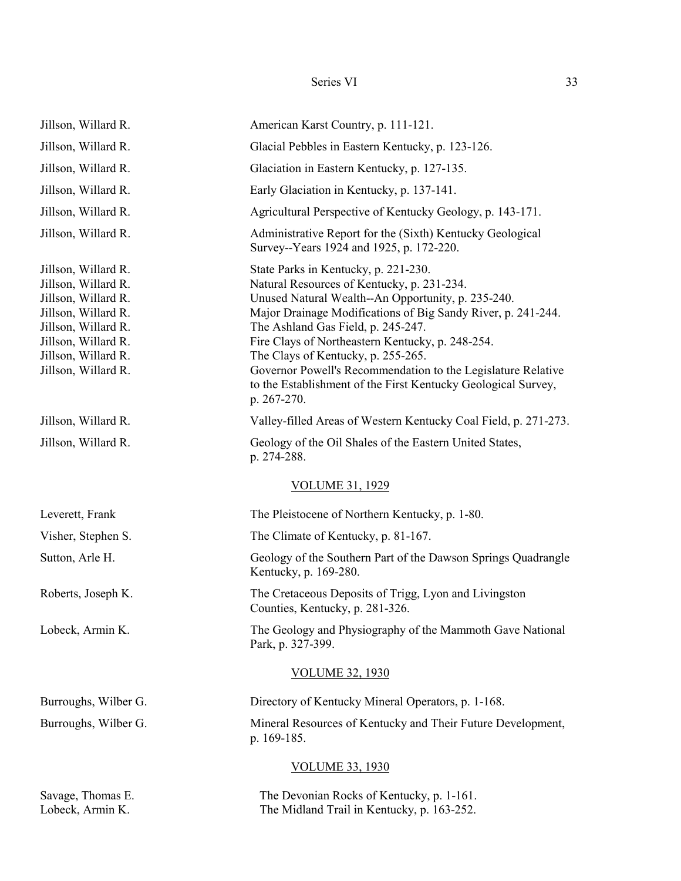| | |
|---|---|
| Jillson, Willard R. | American Karst Country, p. 111-121. |
| Jillson, Willard R. | Glacial Pebbles in Eastern Kentucky, p. 123-126. |
| Jillson, Willard R. | Glaciation in Eastern Kentucky, p. 127-135. |
| Jillson, Willard R. | Early Glaciation in Kentucky, p. 137-141. |
| Jillson, Willard R. | Agricultural Perspective of Kentucky Geology, p. 143-171. |
| Jillson, Willard R. | Administrative Report for the (Sixth) Kentucky Geological Survey--Years 1924 and 1925, p. 172-220. |
| Jillson, Willard R. | State Parks in Kentucky, p. 221-230. |
| Jillson, Willard R. | Natural Resources of Kentucky, p. 231-234. |
| Jillson, Willard R. | Unused Natural Wealth--An Opportunity, p. 235-240. |
| Jillson, Willard R. | Major Drainage Modifications of Big Sandy River, p. 241-244. |
| Jillson, Willard R. | The Ashland Gas Field, p. 245-247. |
| Jillson, Willard R. | Fire Clays of Northeastern Kentucky, p. 248-254. |
| Jillson, Willard R. | The Clays of Kentucky, p. 255-265. |
| Jillson, Willard R. | Governor Powell's Recommendation to the Legislature Relative to the Establishment of the First Kentucky Geological Survey, p. 267-270. |
| Jillson, Willard R. | Valley-filled Areas of Western Kentucky Coal Field, p. 271-273. |
| Jillson, Willard R. | Geology of the Oil Shales of the Eastern United States, p. 274-288. |

## VOLUME 31, 1929

| | |
|---|---|
| Leverett, Frank | The Pleistocene of Northern Kentucky, p. 1-80. |
| Visher, Stephen S. | The Climate of Kentucky, p. 81-167. |
| Sutton, Arle H. | Geology of the Southern Part of the Dawson Springs Quadrangle Kentucky, p. 169-280. |
| Roberts, Joseph K. | The Cretaceous Deposits of Trigg, Lyon and Livingston Counties, Kentucky, p. 281-326. |
| Lobeck, Armin K. | The Geology and Physiography of the Mammoth Gave National Park, p. 327-399. |

## VOLUME 32, 1930

| | |
|---|---|
| Burroughs, Wilber G. | Directory of Kentucky Mineral Operators, p. 1-168. |
| Burroughs, Wilber G. | Mineral Resources of Kentucky and Their Future Development, p. 169-185. |

## VOLUME 33, 1930

| | |
|---|---|
| Savage, Thomas E. | The Devonian Rocks of Kentucky, p. 1-161. |
| Lobeck, Armin K. | The Midland Trail in Kentucky, p. 163-252. |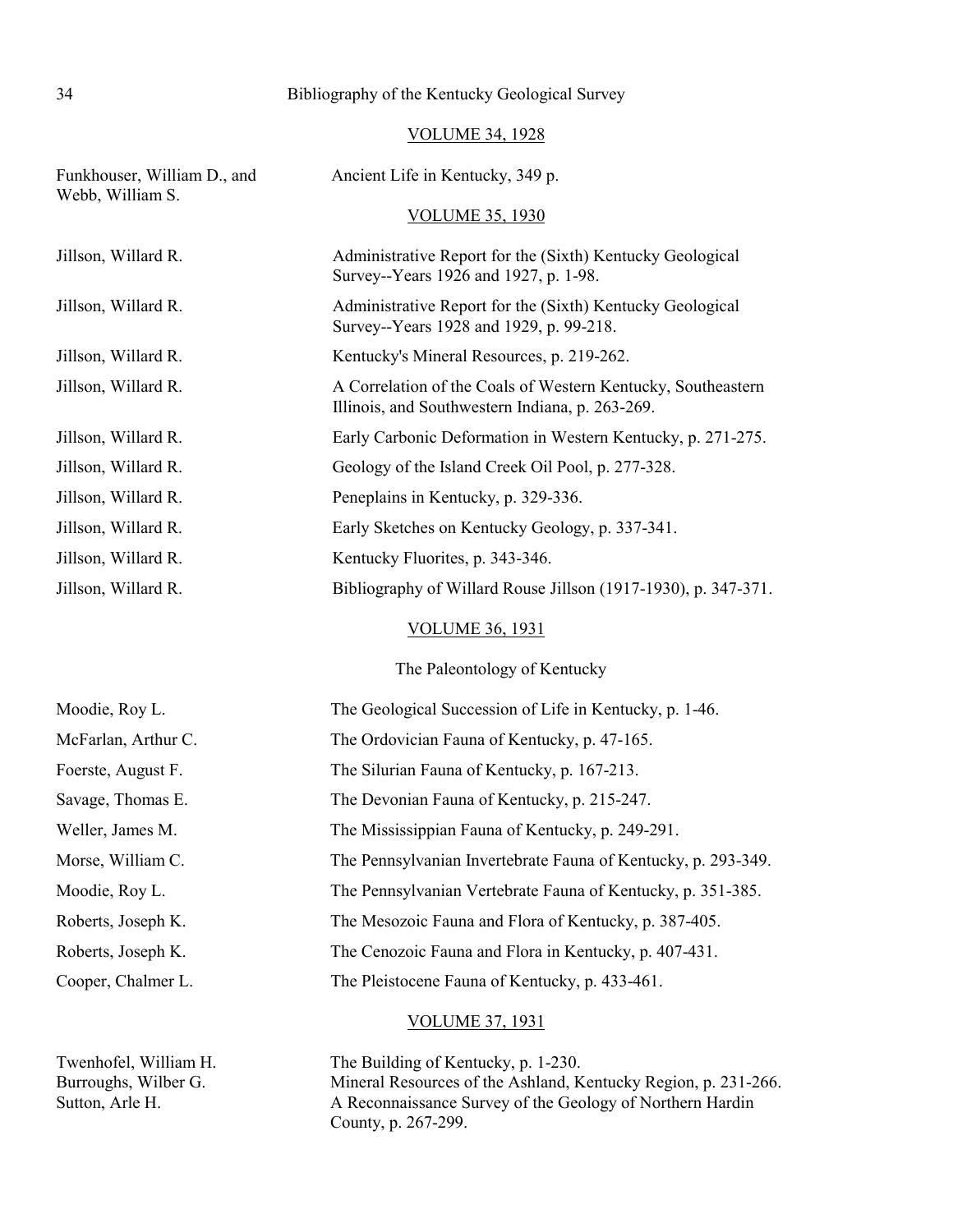### VOLUME 34, 1928

| | |
|---|---|
| Funkhouser, William D., and Webb, William S. | Ancient Life in Kentucky, 349 p. |

### VOLUME 35, 1930

| | |
|---|---|
| Jillson, Willard R. | Administrative Report for the (Sixth) Kentucky Geological Survey--Years 1926 and 1927, p. 1-98. |
| Jillson, Willard R. | Administrative Report for the (Sixth) Kentucky Geological Survey--Years 1928 and 1929, p. 99-218. |
| Jillson, Willard R. | Kentucky's Mineral Resources, p. 219-262. |
| Jillson, Willard R. | A Correlation of the Coals of Western Kentucky, Southeastern Illinois, and Southwestern Indiana, p. 263-269. |
| Jillson, Willard R. | Early Carbonic Deformation in Western Kentucky, p. 271-275. |
| Jillson, Willard R. | Geology of the Island Creek Oil Pool, p. 277-328. |
| Jillson, Willard R. | Peneplains in Kentucky, p. 329-336. |
| Jillson, Willard R. | Early Sketches on Kentucky Geology, p. 337-341. |
| Jillson, Willard R. | Kentucky Fluorites, p. 343-346. |
| Jillson, Willard R. | Bibliography of Willard Rouse Jillson (1917-1930), p. 347-371. |

### VOLUME 36, 1931

The Paleontology of Kentucky

| | |
|---|---|
| Moodie, Roy L. | The Geological Succession of Life in Kentucky, p. 1-46. |
| McFarlan, Arthur C. | The Ordovician Fauna of Kentucky, p. 47-165. |
| Foerste, August F. | The Silurian Fauna of Kentucky, p. 167-213. |
| Savage, Thomas E. | The Devonian Fauna of Kentucky, p. 215-247. |
| Weller, James M. | The Mississippian Fauna of Kentucky, p. 249-291. |
| Morse, William C. | The Pennsylvanian Invertebrate Fauna of Kentucky, p. 293-349. |
| Moodie, Roy L. | The Pennsylvanian Vertebrate Fauna of Kentucky, p. 351-385. |
| Roberts, Joseph K. | The Mesozoic Fauna and Flora of Kentucky, p. 387-405. |
| Roberts, Joseph K. | The Cenozoic Fauna and Flora in Kentucky, p. 407-431. |
| Cooper, Chalmer L. | The Pleistocene Fauna of Kentucky, p. 433-461. |

### VOLUME 37, 1931

| | |
|---|---|
| Twenhofel, William H. | The Building of Kentucky, p. 1-230. |
| Burroughs, Wilber G. | Mineral Resources of the Ashland, Kentucky Region, p. 231-266. |
| Sutton, Arle H. | A Reconnaissance Survey of the Geology of Northern Hardin County, p. 267-299. |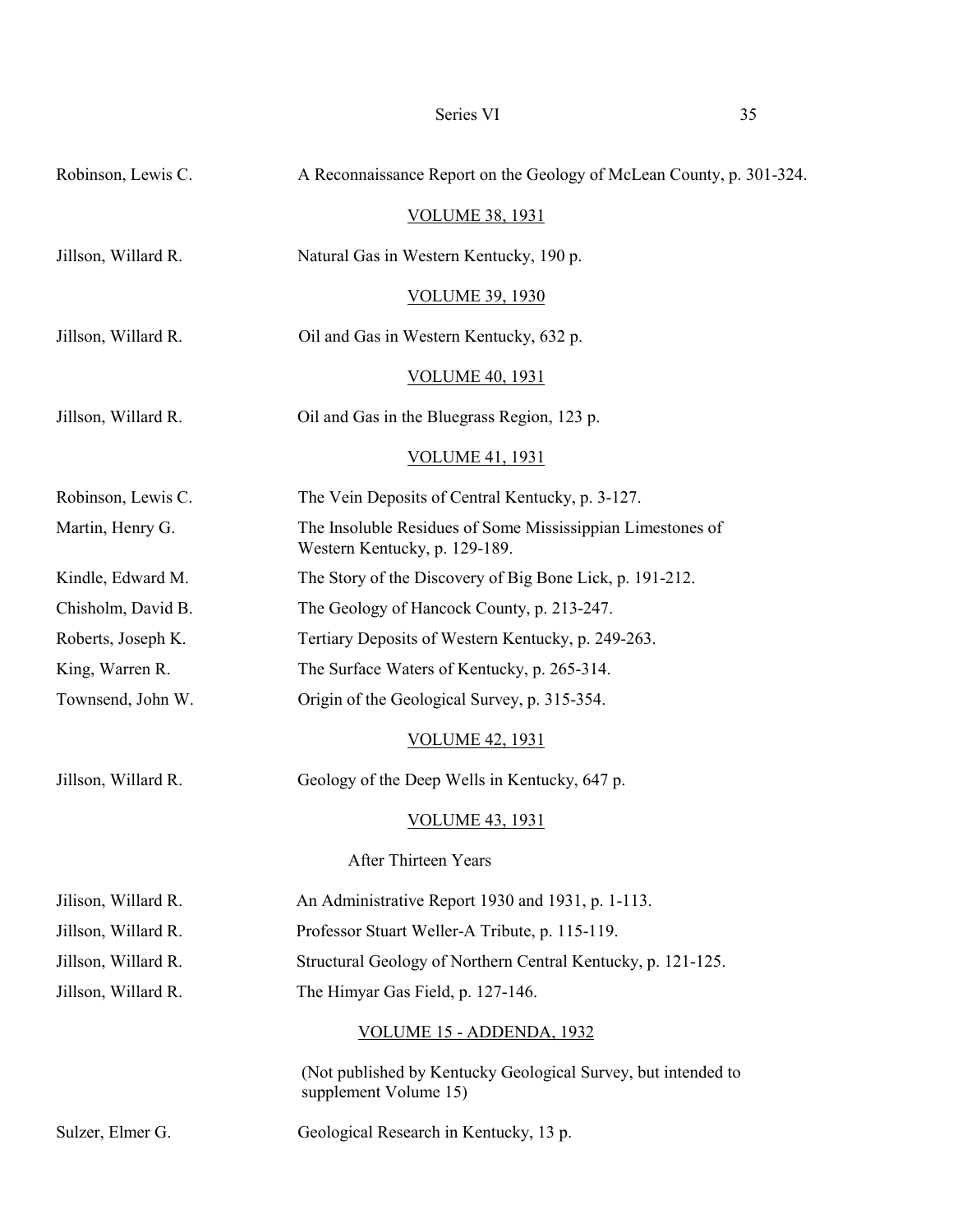Robinson, Lewis C. A Reconnaissance Report on the Geology of McLean County, p. 301-324.

VOLUME 38, 1931

Jillson, Willard R. Natural Gas in Western Kentucky, 190 p.

VOLUME 39, 1930

Jillson, Willard R. Oil and Gas in Western Kentucky, 632 p.

VOLUME 40, 1931

Jillson, Willard R. Oil and Gas in the Bluegrass Region, 123 p.

VOLUME 41, 1931

Robinson, Lewis C. The Vein Deposits of Central Kentucky, p. 3-127.

Martin, Henry G. The Insoluble Residues of Some Mississippian Limestones of Western Kentucky, p. 129-189.

Kindle, Edward M. The Story of the Discovery of Big Bone Lick, p. 191-212.

Chisholm, David B. The Geology of Hancock County, p. 213-247.

Roberts, Joseph K. Tertiary Deposits of Western Kentucky, p. 249-263.

King, Warren R. The Surface Waters of Kentucky, p. 265-314.

Townsend, John W. Origin of the Geological Survey, p. 315-354.

VOLUME 42, 1931

Jillson, Willard R. Geology of the Deep Wells in Kentucky, 647 p.

VOLUME 43, 1931

After Thirteen Years

Jilison, Willard R. An Administrative Report 1930 and 1931, p. 1-113.

Jillson, Willard R. Professor Stuart Weller-A Tribute, p. 115-119.

Jillson, Willard R. Structural Geology of Northern Central Kentucky, p. 121-125.

Jillson, Willard R. The Himyar Gas Field, p. 127-146.

VOLUME 15 - ADDENDA, 1932

(Not published by Kentucky Geological Survey, but intended to supplement Volume 15)

Sulzer, Elmer G. Geological Research in Kentucky, 13 p.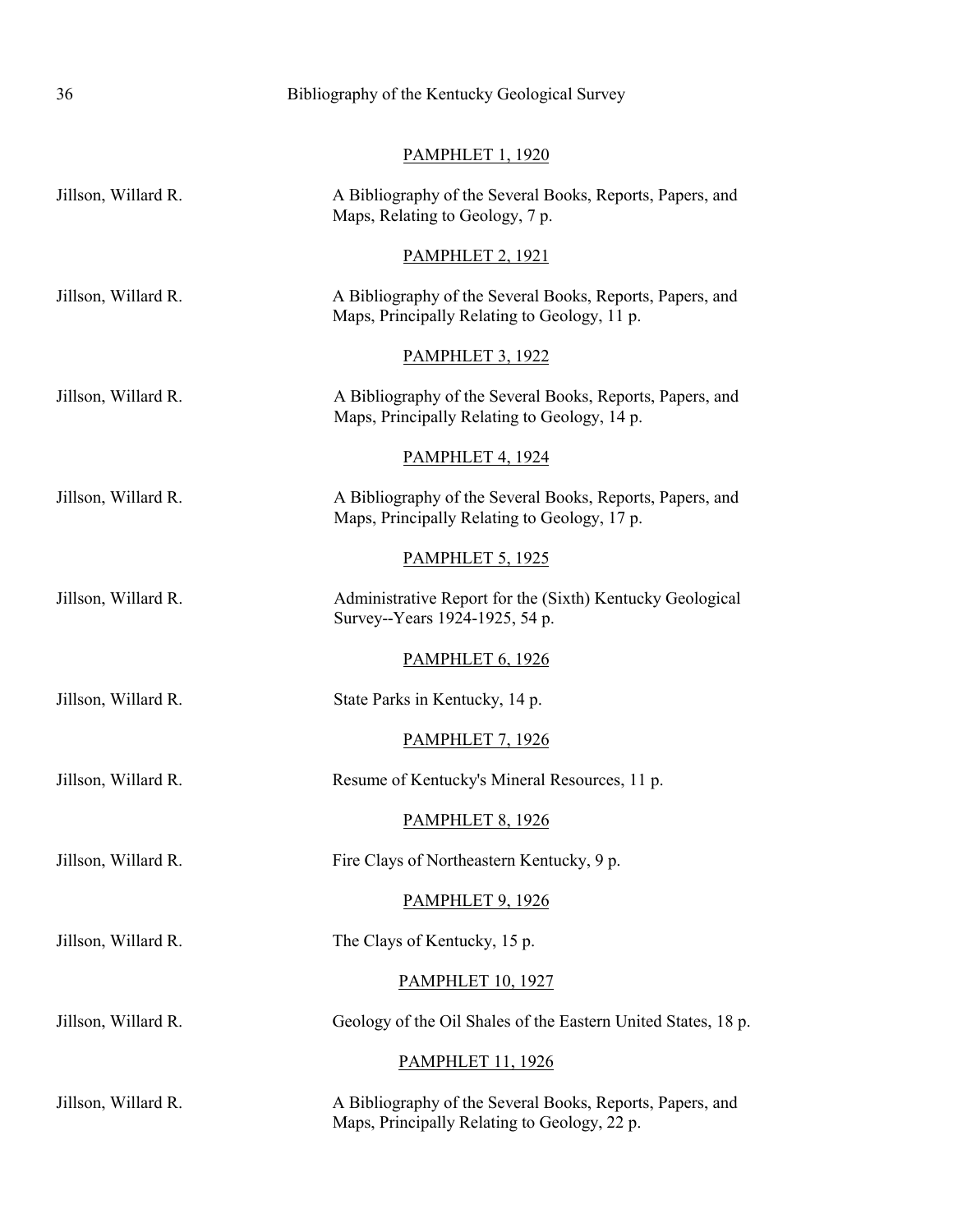### PAMPHLET 1, 1920

Jillson, Willard R. — A Bibliography of the Several Books, Reports, Papers, and Maps, Relating to Geology, 7 p.

### PAMPHLET 2, 1921

Jillson, Willard R. — A Bibliography of the Several Books, Reports, Papers, and Maps, Principally Relating to Geology, 11 p.

### PAMPHLET 3, 1922

Jillson, Willard R. — A Bibliography of the Several Books, Reports, Papers, and Maps, Principally Relating to Geology, 14 p.

### PAMPHLET 4, 1924

Jillson, Willard R. — A Bibliography of the Several Books, Reports, Papers, and Maps, Principally Relating to Geology, 17 p.

### PAMPHLET 5, 1925

Jillson, Willard R. — Administrative Report for the (Sixth) Kentucky Geological Survey--Years 1924-1925, 54 p.

### PAMPHLET 6, 1926

Jillson, Willard R. — State Parks in Kentucky, 14 p.

### PAMPHLET 7, 1926

Jillson, Willard R. — Resume of Kentucky's Mineral Resources, 11 p.

### PAMPHLET 8, 1926

Jillson, Willard R. — Fire Clays of Northeastern Kentucky, 9 p.

### PAMPHLET 9, 1926

Jillson, Willard R. — The Clays of Kentucky, 15 p.

### PAMPHLET 10, 1927

Jillson, Willard R. — Geology of the Oil Shales of the Eastern United States, 18 p.

### PAMPHLET 11, 1926

Jillson, Willard R. — A Bibliography of the Several Books, Reports, Papers, and Maps, Principally Relating to Geology, 22 p.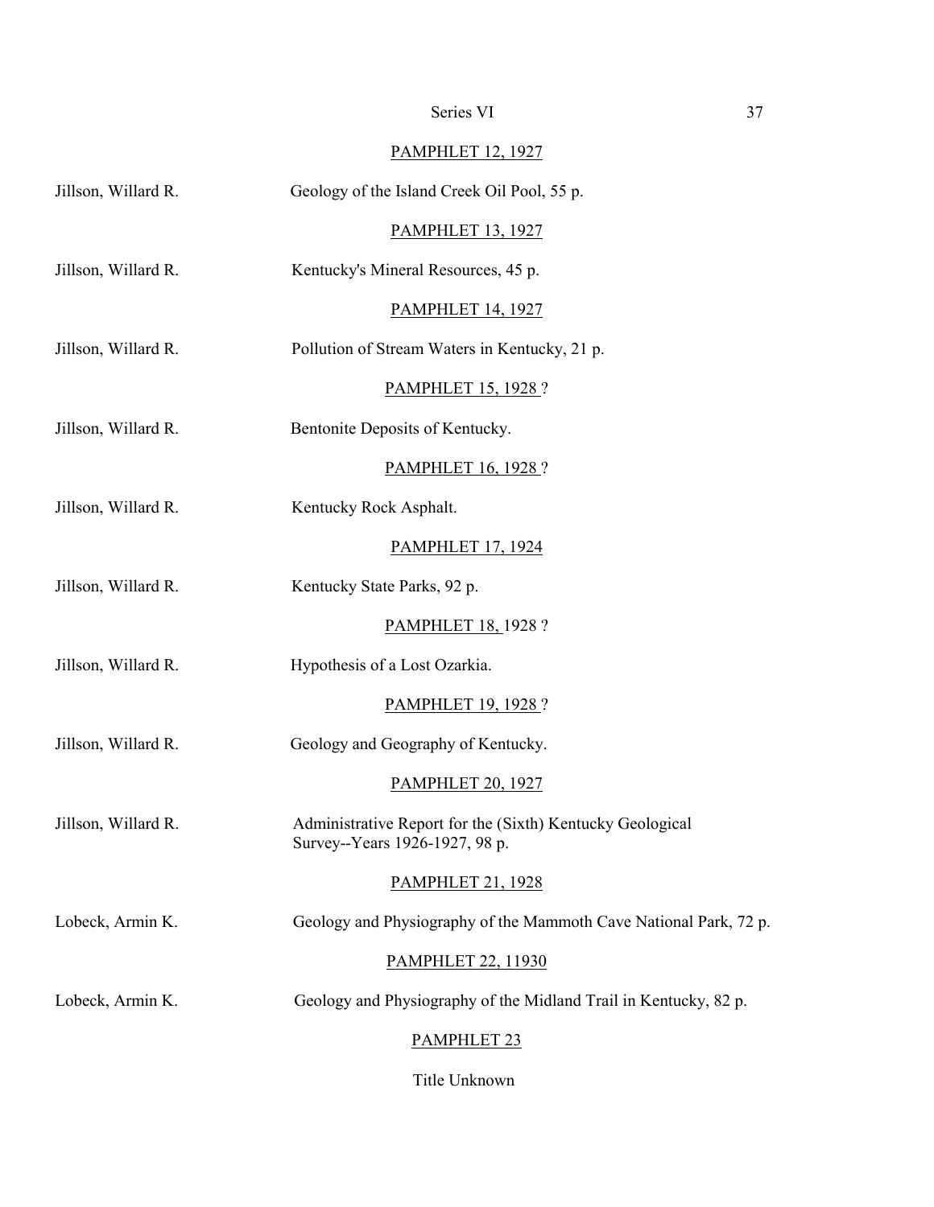Series VI

PAMPHLET 12, 1927

Jillson, Willard R. — Geology of the Island Creek Oil Pool, 55 p.

PAMPHLET 13, 1927

Jillson, Willard R. — Kentucky's Mineral Resources, 45 p.

PAMPHLET 14, 1927

Jillson, Willard R. — Pollution of Stream Waters in Kentucky, 21 p.

PAMPHLET 15, 1928 ?

Jillson, Willard R. — Bentonite Deposits of Kentucky.

PAMPHLET 16, 1928 ?

Jillson, Willard R. — Kentucky Rock Asphalt.

PAMPHLET 17, 1924

Jillson, Willard R. — Kentucky State Parks, 92 p.

PAMPHLET 18, 1928 ?

Jillson, Willard R. — Hypothesis of a Lost Ozarkia.

PAMPHLET 19, 1928 ?

Jillson, Willard R. — Geology and Geography of Kentucky.

PAMPHLET 20, 1927

Jillson, Willard R. — Administrative Report for the (Sixth) Kentucky Geological Survey--Years 1926-1927, 98 p.

PAMPHLET 21, 1928

Lobeck, Armin K. — Geology and Physiography of the Mammoth Cave National Park, 72 p.

PAMPHLET 22, 11930

Lobeck, Armin K. — Geology and Physiography of the Midland Trail in Kentucky, 82 p.

PAMPHLET 23

Title Unknown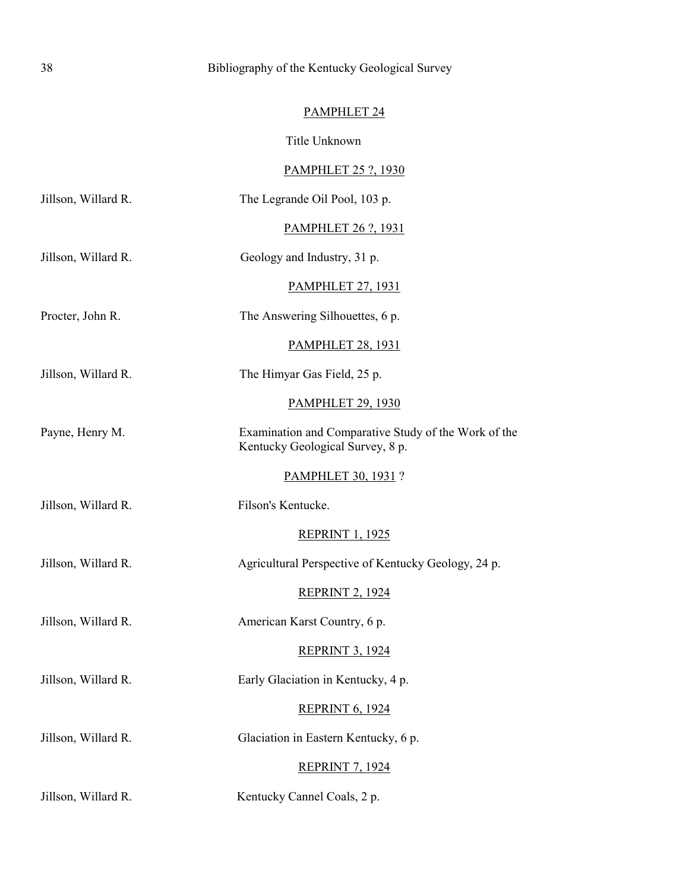PAMPHLET 24

Title Unknown

PAMPHLET 25 ?, 1930

Jillson, Willard R. The Legrande Oil Pool, 103 p.

PAMPHLET 26 ?, 1931

Jillson, Willard R. Geology and Industry, 31 p.

PAMPHLET 27, 1931

Procter, John R. The Answering Silhouettes, 6 p.

PAMPHLET 28, 1931

Jillson, Willard R. The Himyar Gas Field, 25 p.

PAMPHLET 29, 1930

Payne, Henry M. Examination and Comparative Study of the Work of the Kentucky Geological Survey, 8 p.

PAMPHLET 30, 1931 ?

Jillson, Willard R. Filson's Kentucke.

REPRINT 1, 1925

Jillson, Willard R. Agricultural Perspective of Kentucky Geology, 24 p.

REPRINT 2, 1924

Jillson, Willard R. American Karst Country, 6 p.

REPRINT 3, 1924

Jillson, Willard R. Early Glaciation in Kentucky, 4 p.

REPRINT 6, 1924

Jillson, Willard R. Glaciation in Eastern Kentucky, 6 p.

REPRINT 7, 1924

Jillson, Willard R. Kentucky Cannel Coals, 2 p.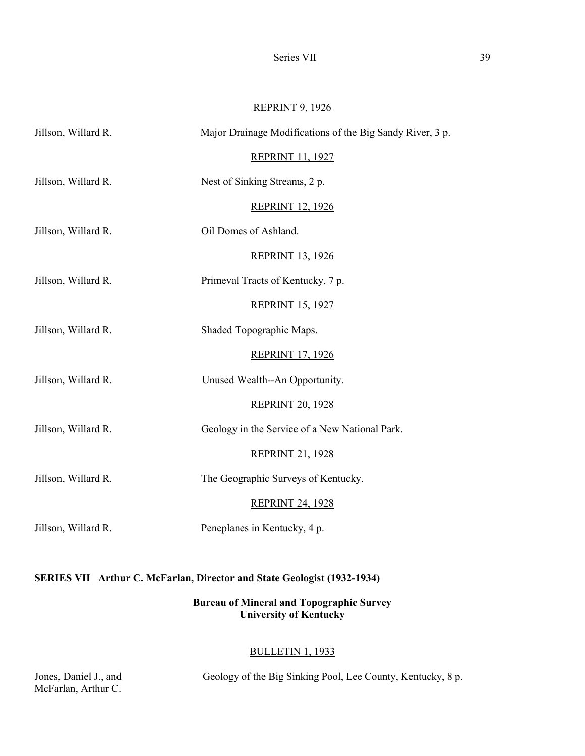REPRINT 9, 1926

Jillson, Willard R. Major Drainage Modifications of the Big Sandy River, 3 p.

REPRINT 11, 1927

Jillson, Willard R. Nest of Sinking Streams, 2 p.

REPRINT 12, 1926

Jillson, Willard R. Oil Domes of Ashland.

REPRINT 13, 1926

Jillson, Willard R. Primeval Tracts of Kentucky, 7 p.

REPRINT 15, 1927

Jillson, Willard R. Shaded Topographic Maps.

REPRINT 17, 1926

Jillson, Willard R. Unused Wealth--An Opportunity.

REPRINT 20, 1928

Jillson, Willard R. Geology in the Service of a New National Park.

REPRINT 21, 1928

Jillson, Willard R. The Geographic Surveys of Kentucky.

REPRINT 24, 1928

Jillson, Willard R. Peneplanes in Kentucky, 4 p.

## SERIES VII Arthur C. McFarlan, Director and State Geologist (1932-1934)

**Bureau of Mineral and Topographic Survey**
**University of Kentucky**

BULLETIN 1, 1933

Jones, Daniel J., and McFarlan, Arthur C. Geology of the Big Sinking Pool, Lee County, Kentucky, 8 p.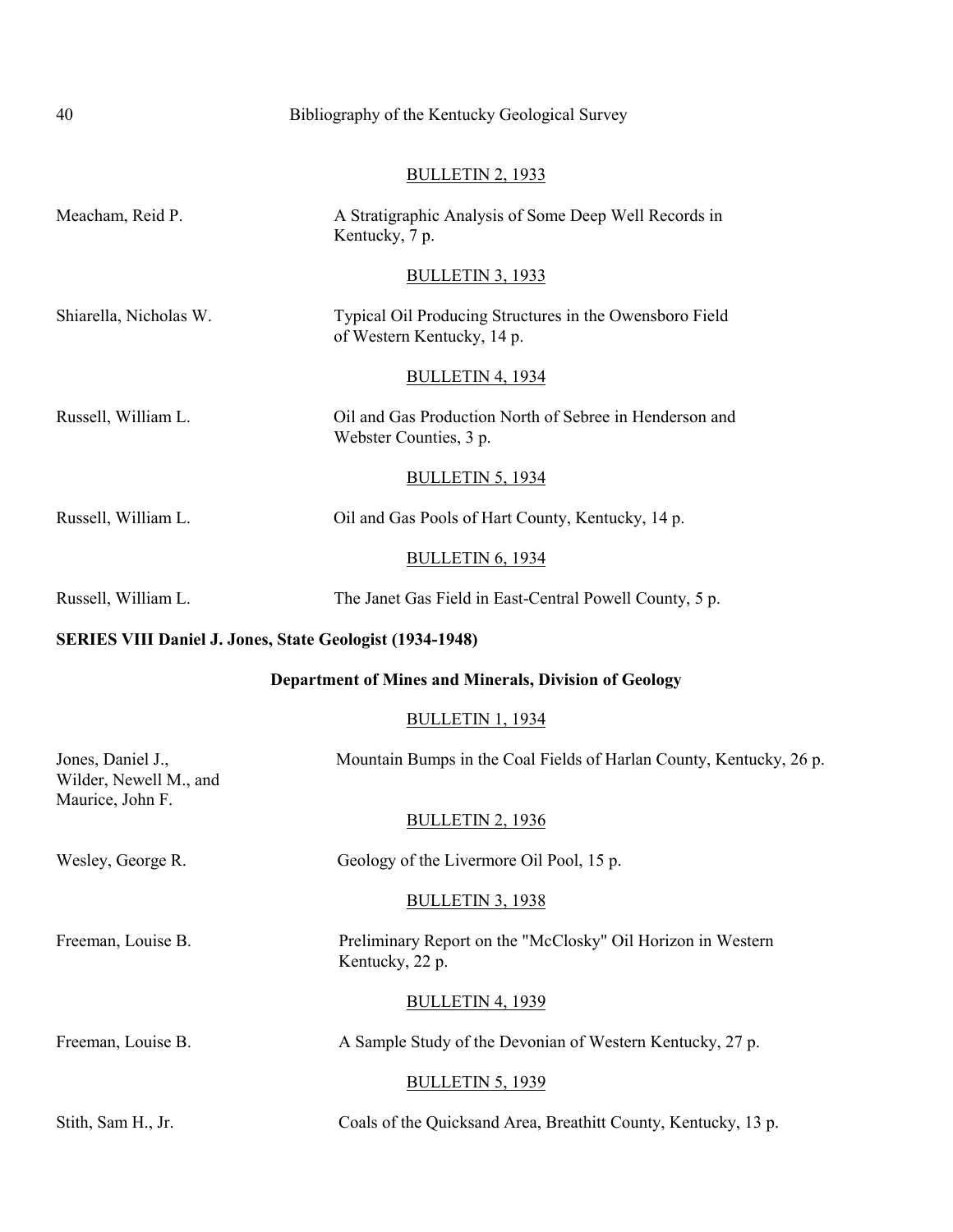BULLETIN 2, 1933

| | |
|---|---|
| Meacham, Reid P. | A Stratigraphic Analysis of Some Deep Well Records in Kentucky, 7 p. |

BULLETIN 3, 1933

| | |
|---|---|
| Shiarella, Nicholas W. | Typical Oil Producing Structures in the Owensboro Field of Western Kentucky, 14 p. |

BULLETIN 4, 1934

| | |
|---|---|
| Russell, William L. | Oil and Gas Production North of Sebree in Henderson and Webster Counties, 3 p. |

BULLETIN 5, 1934

| | |
|---|---|
| Russell, William L. | Oil and Gas Pools of Hart County, Kentucky, 14 p. |

BULLETIN 6, 1934

| | |
|---|---|
| Russell, William L. | The Janet Gas Field in East-Central Powell County, 5 p. |

**SERIES VIII Daniel J. Jones, State Geologist (1934-1948)**

**Department of Mines and Minerals, Division of Geology**

BULLETIN 1, 1934

| | |
|---|---|
| Jones, Daniel J., Wilder, Newell M., and Maurice, John F. | Mountain Bumps in the Coal Fields of Harlan County, Kentucky, 26 p. |

BULLETIN 2, 1936

| | |
|---|---|
| Wesley, George R. | Geology of the Livermore Oil Pool, 15 p. |

BULLETIN 3, 1938

| | |
|---|---|
| Freeman, Louise B. | Preliminary Report on the "McClosky" Oil Horizon in Western Kentucky, 22 p. |

BULLETIN 4, 1939

| | |
|---|---|
| Freeman, Louise B. | A Sample Study of the Devonian of Western Kentucky, 27 p. |

BULLETIN 5, 1939

| | |
|---|---|
| Stith, Sam H., Jr. | Coals of the Quicksand Area, Breathitt County, Kentucky, 13 p. |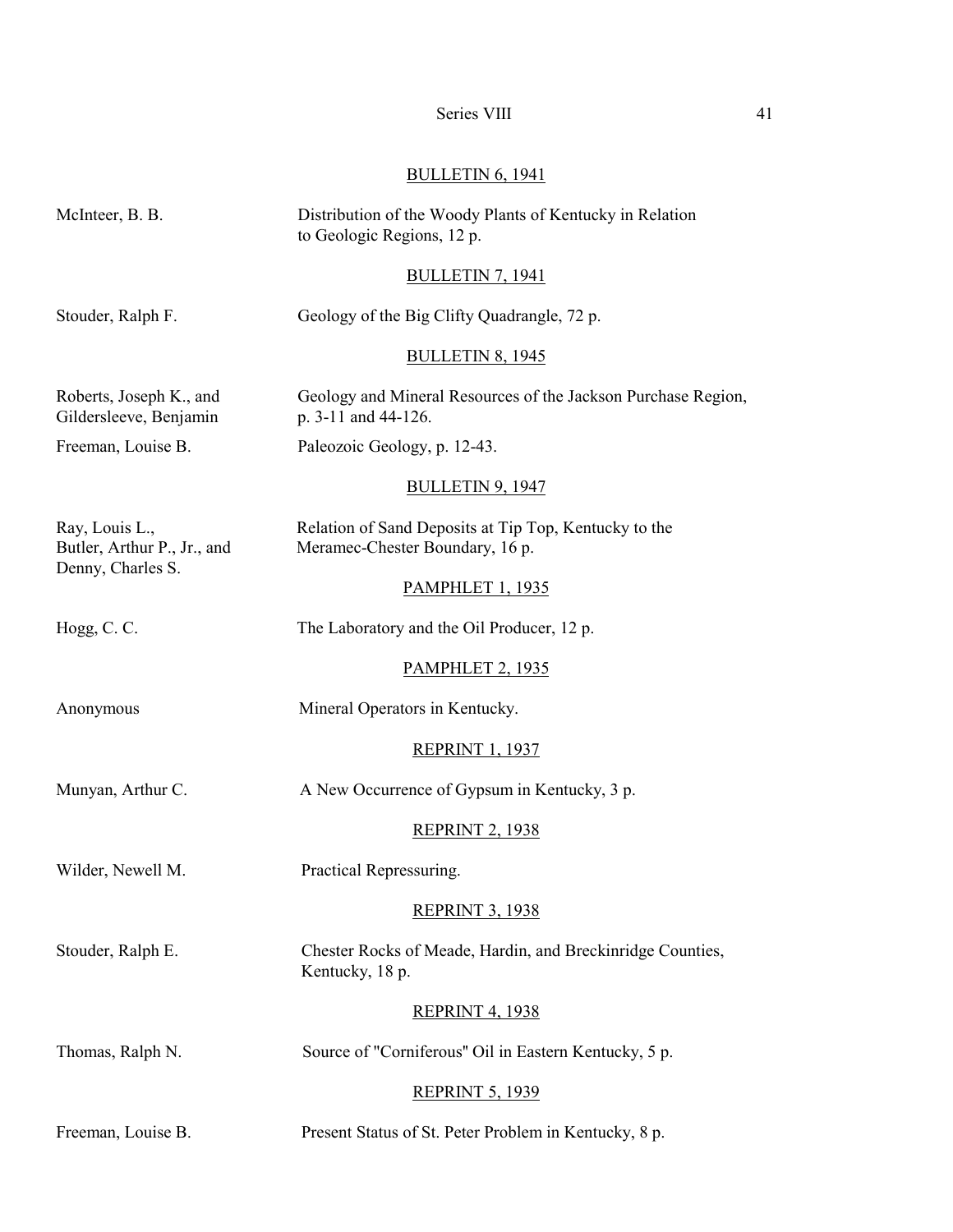<u>BULLETIN 6, 1941</u>

McInteer, B. B. — Distribution of the Woody Plants of Kentucky in Relation to Geologic Regions, 12 p.

<u>BULLETIN 7, 1941</u>

Stouder, Ralph F. — Geology of the Big Clifty Quadrangle, 72 p.

<u>BULLETIN 8, 1945</u>

Roberts, Joseph K., and Gildersleeve, Benjamin — Geology and Mineral Resources of the Jackson Purchase Region, p. 3-11 and 44-126.

Freeman, Louise B. — Paleozoic Geology, p. 12-43.

<u>BULLETIN 9, 1947</u>

Ray, Louis L., Butler, Arthur P., Jr., and Denny, Charles S. — Relation of Sand Deposits at Tip Top, Kentucky to the Meramec-Chester Boundary, 16 p.

<u>PAMPHLET 1, 1935</u>

Hogg, C. C. — The Laboratory and the Oil Producer, 12 p.

<u>PAMPHLET 2, 1935</u>

Anonymous — Mineral Operators in Kentucky.

<u>REPRINT 1, 1937</u>

Munyan, Arthur C. — A New Occurrence of Gypsum in Kentucky, 3 p.

<u>REPRINT 2, 1938</u>

Wilder, Newell M. — Practical Repressuring.

<u>REPRINT 3, 1938</u>

Stouder, Ralph E. — Chester Rocks of Meade, Hardin, and Breckinridge Counties, Kentucky, 18 p.

<u>REPRINT 4, 1938</u>

Thomas, Ralph N. — Source of "Corniferous" Oil in Eastern Kentucky, 5 p.

<u>REPRINT 5, 1939</u>

Freeman, Louise B. — Present Status of St. Peter Problem in Kentucky, 8 p.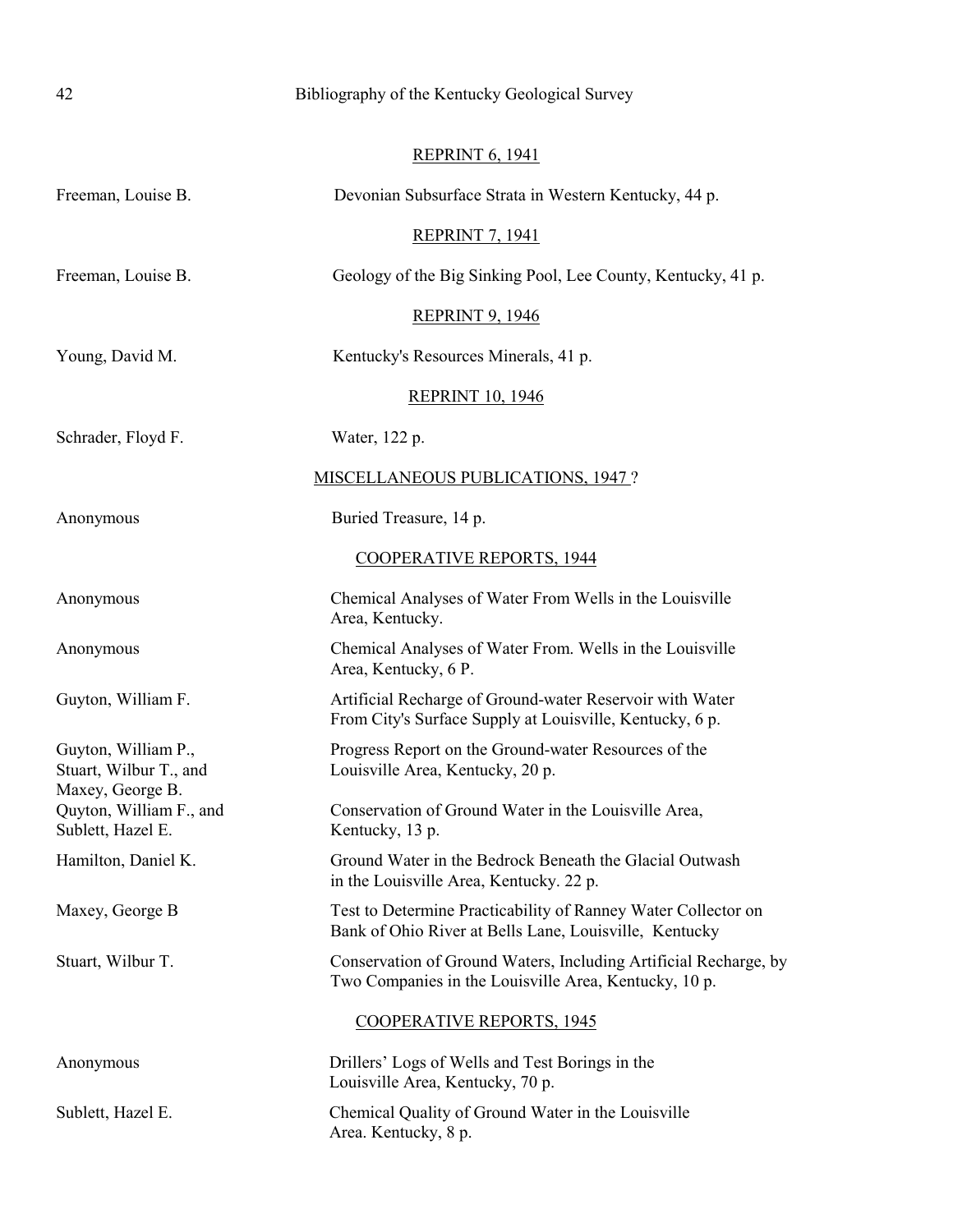REPRINT 6, 1941

| | |
|---|---|
| Freeman, Louise B. | Devonian Subsurface Strata in Western Kentucky, 44 p. |

REPRINT 7, 1941

| | |
|---|---|
| Freeman, Louise B. | Geology of the Big Sinking Pool, Lee County, Kentucky, 41 p. |

REPRINT 9, 1946

| | |
|---|---|
| Young, David M. | Kentucky's Resources Minerals, 41 p. |

REPRINT 10, 1946

| | |
|---|---|
| Schrader, Floyd F. | Water, 122 p. |

MISCELLANEOUS PUBLICATIONS, 1947 ?

| | |
|---|---|
| Anonymous | Buried Treasure, 14 p. |

COOPERATIVE REPORTS, 1944

| | |
|---|---|
| Anonymous | Chemical Analyses of Water From Wells in the Louisville Area, Kentucky. |
| Anonymous | Chemical Analyses of Water From. Wells in the Louisville Area, Kentucky, 6 P. |
| Guyton, William F. | Artificial Recharge of Ground-water Reservoir with Water From City's Surface Supply at Louisville, Kentucky, 6 p. |
| Guyton, William P., Stuart, Wilbur T., and Maxey, George B. | Progress Report on the Ground-water Resources of the Louisville Area, Kentucky, 20 p. |
| Quyton, William F., and Sublett, Hazel E. | Conservation of Ground Water in the Louisville Area, Kentucky, 13 p. |
| Hamilton, Daniel K. | Ground Water in the Bedrock Beneath the Glacial Outwash in the Louisville Area, Kentucky. 22 p. |
| Maxey, George B | Test to Determine Practicability of Ranney Water Collector on Bank of Ohio River at Bells Lane, Louisville, Kentucky |
| Stuart, Wilbur T. | Conservation of Ground Waters, Including Artificial Recharge, by Two Companies in the Louisville Area, Kentucky, 10 p. |

COOPERATIVE REPORTS, 1945

| | |
|---|---|
| Anonymous | Drillers' Logs of Wells and Test Borings in the Louisville Area, Kentucky, 70 p. |
| Sublett, Hazel E. | Chemical Quality of Ground Water in the Louisville Area. Kentucky, 8 p. |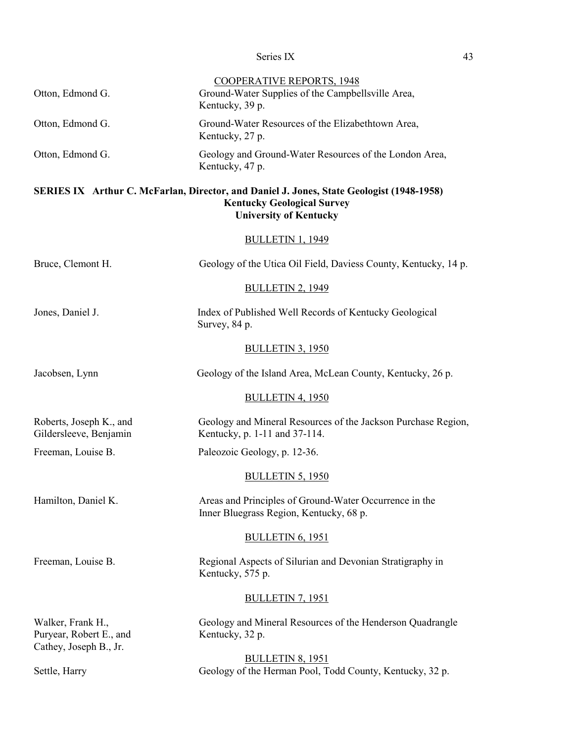COOPERATIVE REPORTS, 1948

| | |
|---|---|
| Otton, Edmond G. | Ground-Water Supplies of the Campbellsville Area, Kentucky, 39 p. |
| Otton, Edmond G. | Ground-Water Resources of the Elizabethtown Area, Kentucky, 27 p. |
| Otton, Edmond G. | Geology and Ground-Water Resources of the London Area, Kentucky, 47 p. |

## SERIES IX Arthur C. McFarlan, Director, and Daniel J. Jones, State Geologist (1948-1958)
### Kentucky Geological Survey
### University of Kentucky

BULLETIN 1, 1949

| | |
|---|---|
| Bruce, Clemont H. | Geology of the Utica Oil Field, Daviess County, Kentucky, 14 p. |

BULLETIN 2, 1949

| | |
|---|---|
| Jones, Daniel J. | Index of Published Well Records of Kentucky Geological Survey, 84 p. |

BULLETIN 3, 1950

| | |
|---|---|
| Jacobsen, Lynn | Geology of the Island Area, McLean County, Kentucky, 26 p. |

BULLETIN 4, 1950

| | |
|---|---|
| Roberts, Joseph K., and Gildersleeve, Benjamin | Geology and Mineral Resources of the Jackson Purchase Region, Kentucky, p. 1-11 and 37-114. |
| Freeman, Louise B. | Paleozoic Geology, p. 12-36. |

BULLETIN 5, 1950

| | |
|---|---|
| Hamilton, Daniel K. | Areas and Principles of Ground-Water Occurrence in the Inner Bluegrass Region, Kentucky, 68 p. |

BULLETIN 6, 1951

| | |
|---|---|
| Freeman, Louise B. | Regional Aspects of Silurian and Devonian Stratigraphy in Kentucky, 575 p. |

BULLETIN 7, 1951

| | |
|---|---|
| Walker, Frank H., Puryear, Robert E., and Cathey, Joseph B., Jr. | Geology and Mineral Resources of the Henderson Quadrangle Kentucky, 32 p. |

BULLETIN 8, 1951

| | |
|---|---|
| Settle, Harry | Geology of the Herman Pool, Todd County, Kentucky, 32 p. |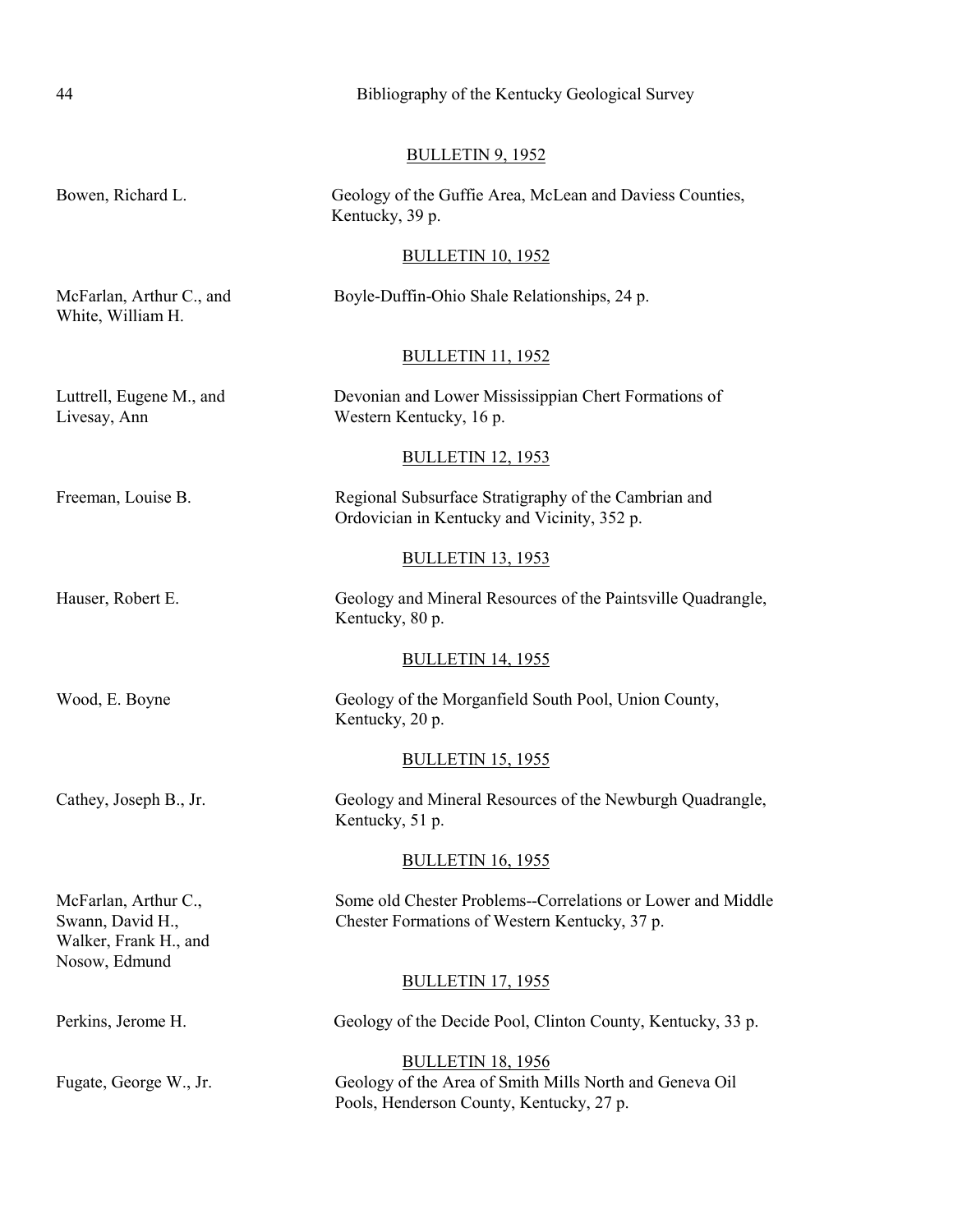BULLETIN 9, 1952

Bowen, Richard L. — Geology of the Guffie Area, McLean and Daviess Counties, Kentucky, 39 p.

BULLETIN 10, 1952

McFarlan, Arthur C., and White, William H. — Boyle-Duffin-Ohio Shale Relationships, 24 p.

BULLETIN 11, 1952

Luttrell, Eugene M., and Livesay, Ann — Devonian and Lower Mississippian Chert Formations of Western Kentucky, 16 p.

BULLETIN 12, 1953

Freeman, Louise B. — Regional Subsurface Stratigraphy of the Cambrian and Ordovician in Kentucky and Vicinity, 352 p.

BULLETIN 13, 1953

Hauser, Robert E. — Geology and Mineral Resources of the Paintsville Quadrangle, Kentucky, 80 p.

BULLETIN 14, 1955

Wood, E. Boyne — Geology of the Morganfield South Pool, Union County, Kentucky, 20 p.

BULLETIN 15, 1955

Cathey, Joseph B., Jr. — Geology and Mineral Resources of the Newburgh Quadrangle, Kentucky, 51 p.

BULLETIN 16, 1955

McFarlan, Arthur C., Swann, David H., Walker, Frank H., and Nosow, Edmund — Some old Chester Problems--Correlations or Lower and Middle Chester Formations of Western Kentucky, 37 p.

BULLETIN 17, 1955

Perkins, Jerome H. — Geology of the Decide Pool, Clinton County, Kentucky, 33 p.

BULLETIN 18, 1956

Fugate, George W., Jr. — Geology of the Area of Smith Mills North and Geneva Oil Pools, Henderson County, Kentucky, 27 p.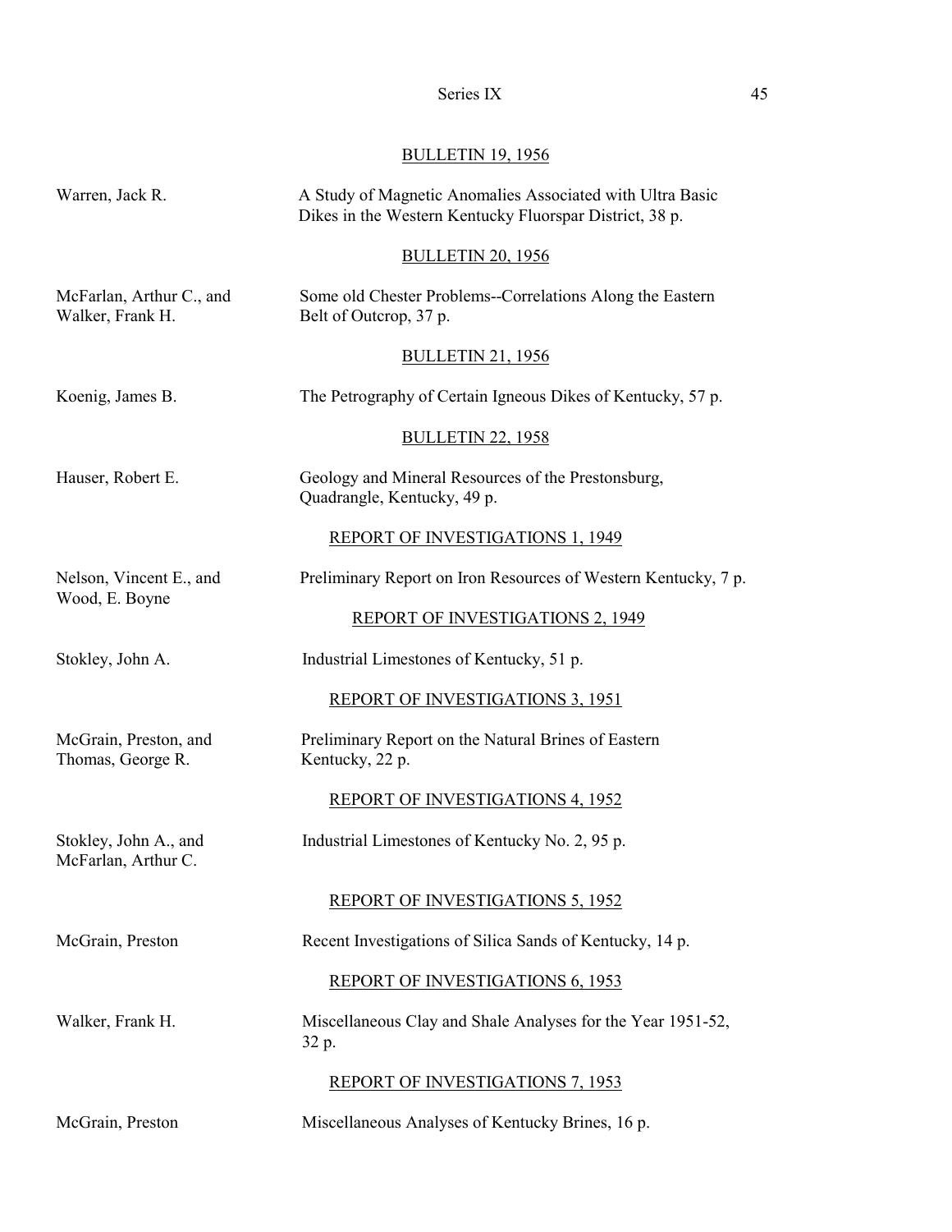BULLETIN 19, 1956

| | |
|---|---|
| Warren, Jack R. | A Study of Magnetic Anomalies Associated with Ultra Basic Dikes in the Western Kentucky Fluorspar District, 38 p. |

BULLETIN 20, 1956

| | |
|---|---|
| McFarlan, Arthur C., and Walker, Frank H. | Some old Chester Problems--Correlations Along the Eastern Belt of Outcrop, 37 p. |

BULLETIN 21, 1956

| | |
|---|---|
| Koenig, James B. | The Petrography of Certain Igneous Dikes of Kentucky, 57 p. |

BULLETIN 22, 1958

| | |
|---|---|
| Hauser, Robert E. | Geology and Mineral Resources of the Prestonsburg, Quadrangle, Kentucky, 49 p. |

REPORT OF INVESTIGATIONS 1, 1949

| | |
|---|---|
| Nelson, Vincent E., and Wood, E. Boyne | Preliminary Report on Iron Resources of Western Kentucky, 7 p. |

REPORT OF INVESTIGATIONS 2, 1949

| | |
|---|---|
| Stokley, John A. | Industrial Limestones of Kentucky, 51 p. |

REPORT OF INVESTIGATIONS 3, 1951

| | |
|---|---|
| McGrain, Preston, and Thomas, George R. | Preliminary Report on the Natural Brines of Eastern Kentucky, 22 p. |

REPORT OF INVESTIGATIONS 4, 1952

| | |
|---|---|
| Stokley, John A., and McFarlan, Arthur C. | Industrial Limestones of Kentucky No. 2, 95 p. |

REPORT OF INVESTIGATIONS 5, 1952

| | |
|---|---|
| McGrain, Preston | Recent Investigations of Silica Sands of Kentucky, 14 p. |

REPORT OF INVESTIGATIONS 6, 1953

| | |
|---|---|
| Walker, Frank H. | Miscellaneous Clay and Shale Analyses for the Year 1951-52, 32 p. |

REPORT OF INVESTIGATIONS 7, 1953

| | |
|---|---|
| McGrain, Preston | Miscellaneous Analyses of Kentucky Brines, 16 p. |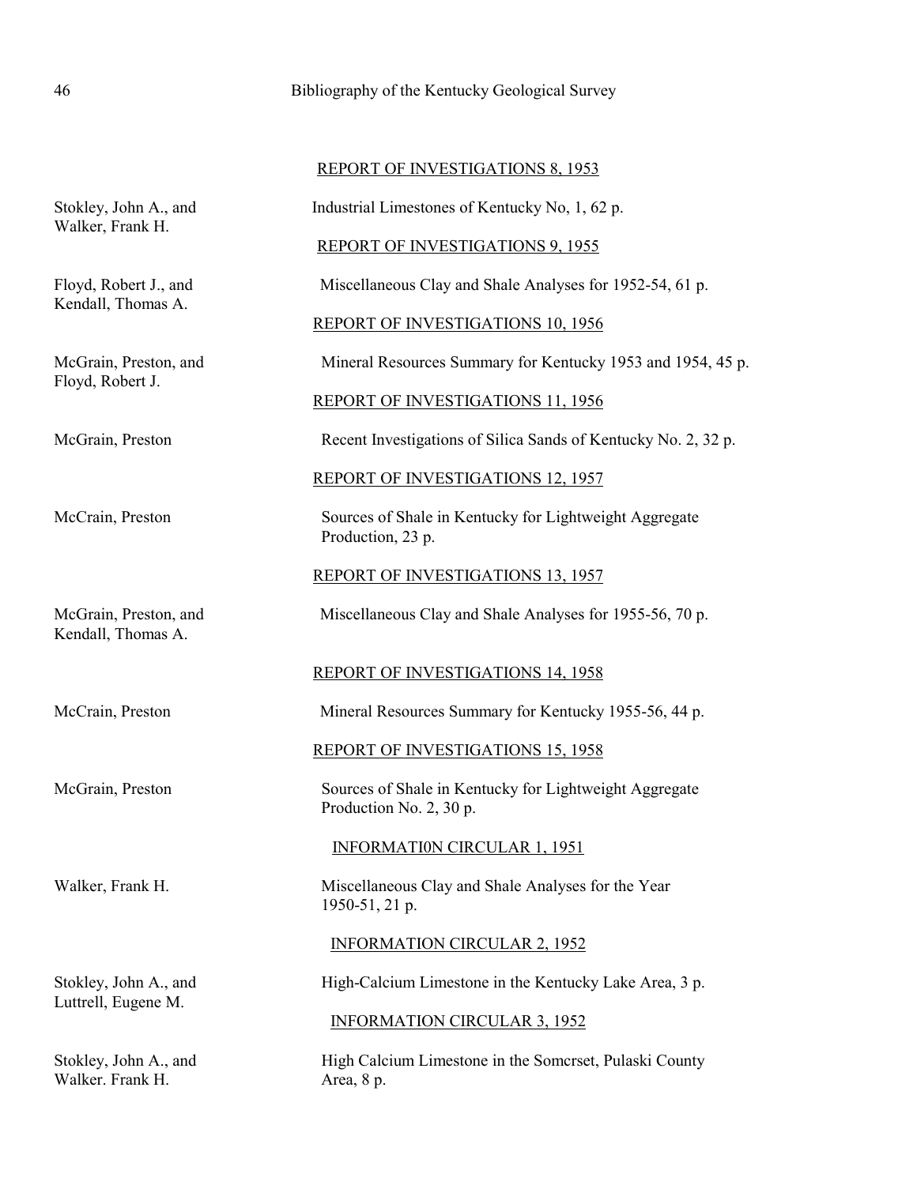REPORT OF INVESTIGATIONS 8, 1953

Stokley, John A., and Walker, Frank H. — Industrial Limestones of Kentucky No, 1, 62 p.

REPORT OF INVESTIGATIONS 9, 1955

Floyd, Robert J., and Kendall, Thomas A. — Miscellaneous Clay and Shale Analyses for 1952-54, 61 p.

REPORT OF INVESTIGATIONS 10, 1956

McGrain, Preston, and Floyd, Robert J. — Mineral Resources Summary for Kentucky 1953 and 1954, 45 p.

REPORT OF INVESTIGATIONS 11, 1956

McGrain, Preston — Recent Investigations of Silica Sands of Kentucky No. 2, 32 p.

REPORT OF INVESTIGATIONS 12, 1957

McCrain, Preston — Sources of Shale in Kentucky for Lightweight Aggregate Production, 23 p.

REPORT OF INVESTIGATIONS 13, 1957

McGrain, Preston, and Kendall, Thomas A. — Miscellaneous Clay and Shale Analyses for 1955-56, 70 p.

REPORT OF INVESTIGATIONS 14, 1958

McCrain, Preston — Mineral Resources Summary for Kentucky 1955-56, 44 p.

REPORT OF INVESTIGATIONS 15, 1958

McGrain, Preston — Sources of Shale in Kentucky for Lightweight Aggregate Production No. 2, 30 p.

INFORMATI0N CIRCULAR 1, 1951

Walker, Frank H. — Miscellaneous Clay and Shale Analyses for the Year 1950-51, 21 p.

INFORMATION CIRCULAR 2, 1952

Stokley, John A., and Luttrell, Eugene M. — High-Calcium Limestone in the Kentucky Lake Area, 3 p.

INFORMATION CIRCULAR 3, 1952

Stokley, John A., and Walker. Frank H. — High Calcium Limestone in the Somcrset, Pulaski County Area, 8 p.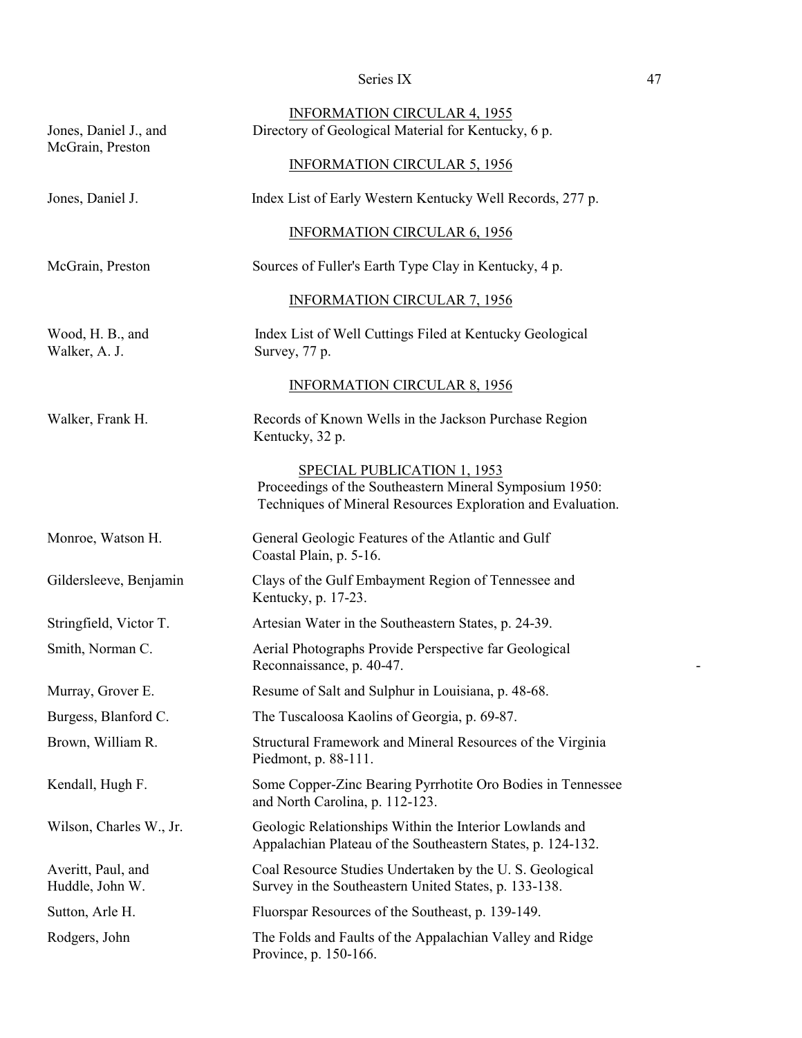#### INFORMATION CIRCULAR 4, 1955

Jones, Daniel J., and McGrain, Preston — Directory of Geological Material for Kentucky, 6 p.

#### INFORMATION CIRCULAR 5, 1956

Jones, Daniel J. — Index List of Early Western Kentucky Well Records, 277 p.

#### INFORMATION CIRCULAR 6, 1956

McGrain, Preston — Sources of Fuller's Earth Type Clay in Kentucky, 4 p.

#### INFORMATION CIRCULAR 7, 1956

Wood, H. B., and Walker, A. J. — Index List of Well Cuttings Filed at Kentucky Geological Survey, 77 p.

#### INFORMATION CIRCULAR 8, 1956

Walker, Frank H. — Records of Known Wells in the Jackson Purchase Region Kentucky, 32 p.

#### SPECIAL PUBLICATION 1, 1953

Proceedings of the Southeastern Mineral Symposium 1950: Techniques of Mineral Resources Exploration and Evaluation.

Monroe, Watson H. — General Geologic Features of the Atlantic and Gulf Coastal Plain, p. 5-16.

Gildersleeve, Benjamin — Clays of the Gulf Embayment Region of Tennessee and Kentucky, p. 17-23.

Stringfield, Victor T. — Artesian Water in the Southeastern States, p. 24-39.

Smith, Norman C. — Aerial Photographs Provide Perspective far Geological Reconnaissance, p. 40-47.

Murray, Grover E. — Resume of Salt and Sulphur in Louisiana, p. 48-68.

Burgess, Blanford C. — The Tuscaloosa Kaolins of Georgia, p. 69-87.

Brown, William R. — Structural Framework and Mineral Resources of the Virginia Piedmont, p. 88-111.

Kendall, Hugh F. — Some Copper-Zinc Bearing Pyrrhotite Oro Bodies in Tennessee and North Carolina, p. 112-123.

Wilson, Charles W., Jr. — Geologic Relationships Within the Interior Lowlands and Appalachian Plateau of the Southeastern States, p. 124-132.

Averitt, Paul, and Huddle, John W. — Coal Resource Studies Undertaken by the U. S. Geological Survey in the Southeastern United States, p. 133-138.

Sutton, Arle H. — Fluorspar Resources of the Southeast, p. 139-149.

Rodgers, John — The Folds and Faults of the Appalachian Valley and Ridge Province, p. 150-166.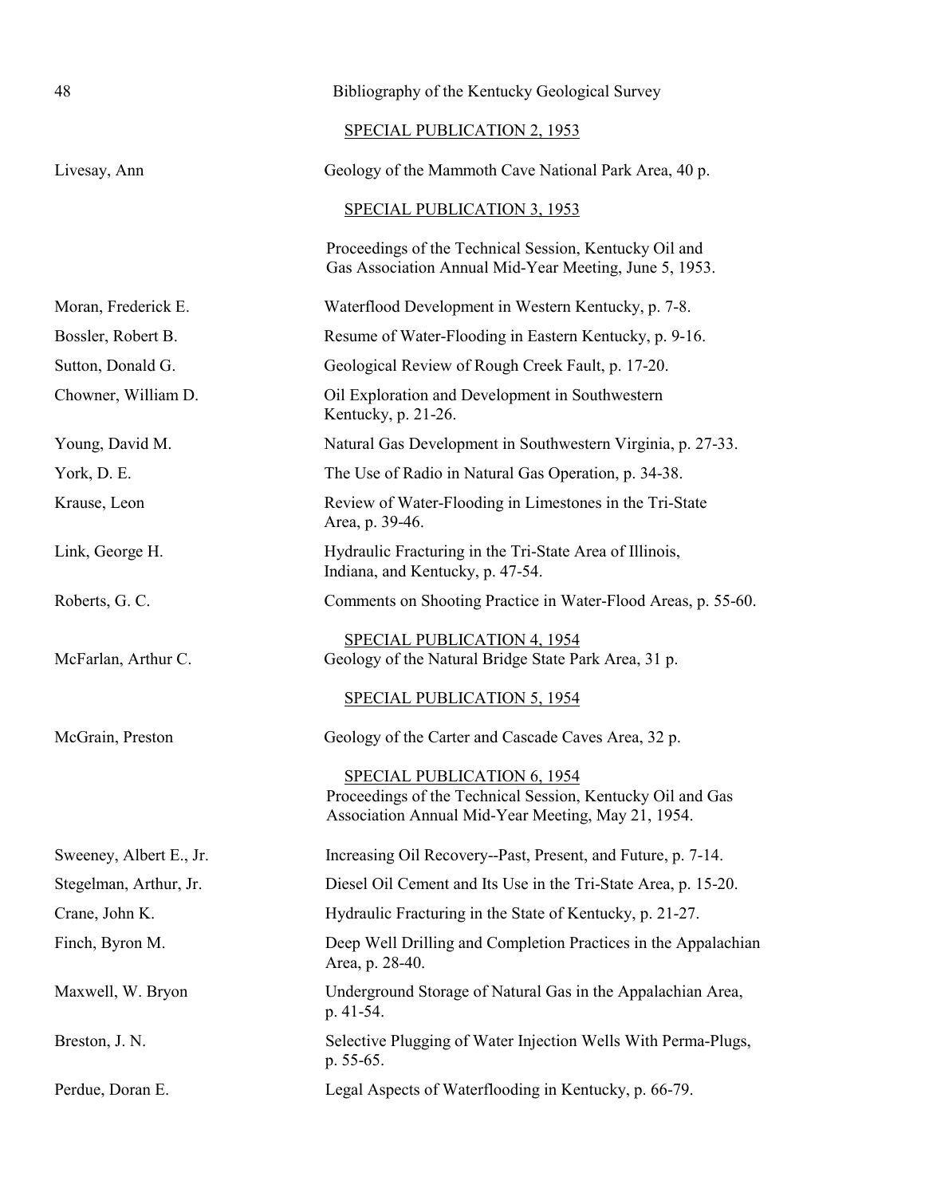## SPECIAL PUBLICATION 2, 1953

Livesay, Ann — Geology of the Mammoth Cave National Park Area, 40 p.

## SPECIAL PUBLICATION 3, 1953

Proceedings of the Technical Session, Kentucky Oil and Gas Association Annual Mid-Year Meeting, June 5, 1953.

Moran, Frederick E. — Waterflood Development in Western Kentucky, p. 7-8.

Bossler, Robert B. — Resume of Water-Flooding in Eastern Kentucky, p. 9-16.

Sutton, Donald G. — Geological Review of Rough Creek Fault, p. 17-20.

Chowner, William D. — Oil Exploration and Development in Southwestern Kentucky, p. 21-26.

Young, David M. — Natural Gas Development in Southwestern Virginia, p. 27-33.

York, D. E. — The Use of Radio in Natural Gas Operation, p. 34-38.

Krause, Leon — Review of Water-Flooding in Limestones in the Tri-State Area, p. 39-46.

Link, George H. — Hydraulic Fracturing in the Tri-State Area of Illinois, Indiana, and Kentucky, p. 47-54.

Roberts, G. C. — Comments on Shooting Practice in Water-Flood Areas, p. 55-60.

## SPECIAL PUBLICATION 4, 1954

McFarlan, Arthur C. — Geology of the Natural Bridge State Park Area, 31 p.

## SPECIAL PUBLICATION 5, 1954

McGrain, Preston — Geology of the Carter and Cascade Caves Area, 32 p.

## SPECIAL PUBLICATION 6, 1954

Proceedings of the Technical Session, Kentucky Oil and Gas Association Annual Mid-Year Meeting, May 21, 1954.

Sweeney, Albert E., Jr. — Increasing Oil Recovery--Past, Present, and Future, p. 7-14.

Stegelman, Arthur, Jr. — Diesel Oil Cement and Its Use in the Tri-State Area, p. 15-20.

Crane, John K. — Hydraulic Fracturing in the State of Kentucky, p. 21-27.

Finch, Byron M. — Deep Well Drilling and Completion Practices in the Appalachian Area, p. 28-40.

Maxwell, W. Bryon — Underground Storage of Natural Gas in the Appalachian Area, p. 41-54.

Breston, J. N. — Selective Plugging of Water Injection Wells With Perma-Plugs, p. 55-65.

Perdue, Doran E. — Legal Aspects of Waterflooding in Kentucky, p. 66-79.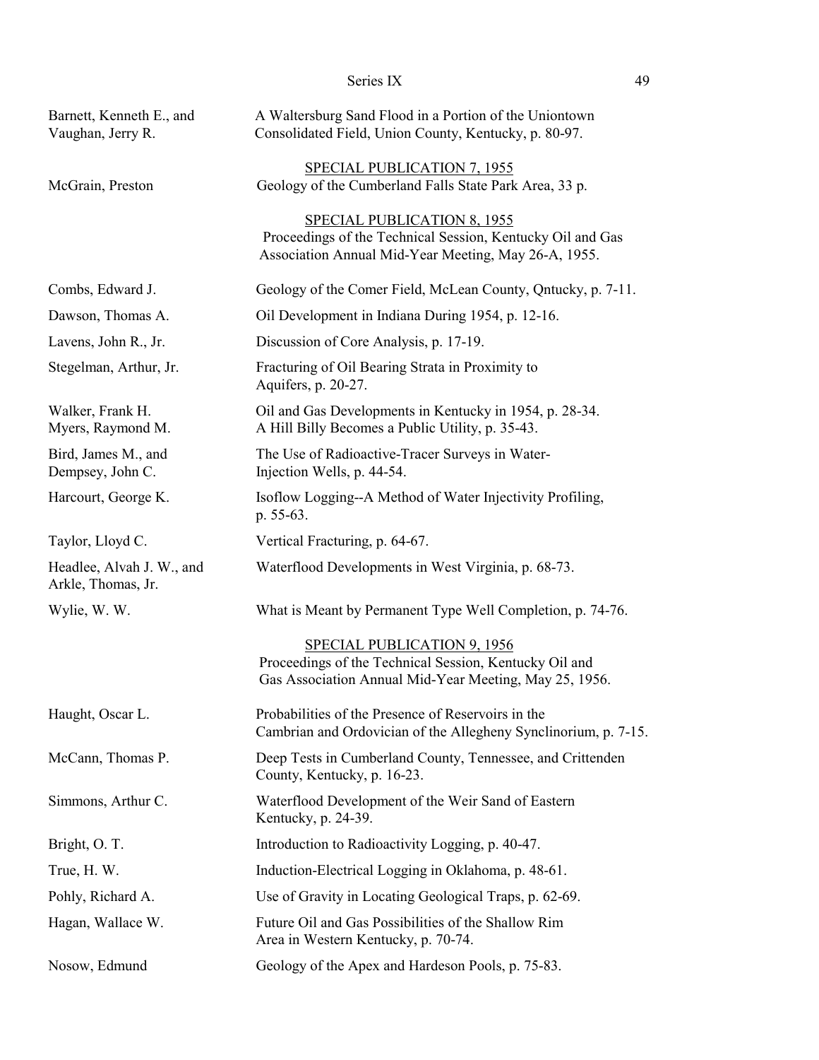| | |
|---|---|
| Barnett, Kenneth E., and Vaughan, Jerry R. | A Waltersburg Sand Flood in a Portion of the Uniontown Consolidated Field, Union County, Kentucky, p. 80-97. |

SPECIAL PUBLICATION 7, 1955

| | |
|---|---|
| McGrain, Preston | Geology of the Cumberland Falls State Park Area, 33 p. |

SPECIAL PUBLICATION 8, 1955

Proceedings of the Technical Session, Kentucky Oil and Gas Association Annual Mid-Year Meeting, May 26-A, 1955.

| | |
|---|---|
| Combs, Edward J. | Geology of the Comer Field, McLean County, Qntucky, p. 7-11. |
| Dawson, Thomas A. | Oil Development in Indiana During 1954, p. 12-16. |
| Lavens, John R., Jr. | Discussion of Core Analysis, p. 17-19. |
| Stegelman, Arthur, Jr. | Fracturing of Oil Bearing Strata in Proximity to Aquifers, p. 20-27. |
| Walker, Frank H. | Oil and Gas Developments in Kentucky in 1954, p. 28-34. |
| Myers, Raymond M. | A Hill Billy Becomes a Public Utility, p. 35-43. |
| Bird, James M., and Dempsey, John C. | The Use of Radioactive-Tracer Surveys in Water-Injection Wells, p. 44-54. |
| Harcourt, George K. | Isoflow Logging--A Method of Water Injectivity Profiling, p. 55-63. |
| Taylor, Lloyd C. | Vertical Fracturing, p. 64-67. |
| Headlee, Alvah J. W., and Arkle, Thomas, Jr. | Waterflood Developments in West Virginia, p. 68-73. |
| Wylie, W. W. | What is Meant by Permanent Type Well Completion, p. 74-76. |

SPECIAL PUBLICATION 9, 1956

Proceedings of the Technical Session, Kentucky Oil and Gas Association Annual Mid-Year Meeting, May 25, 1956.

| | |
|---|---|
| Haught, Oscar L. | Probabilities of the Presence of Reservoirs in the Cambrian and Ordovician of the Allegheny Synclinorium, p. 7-15. |
| McCann, Thomas P. | Deep Tests in Cumberland County, Tennessee, and Crittenden County, Kentucky, p. 16-23. |
| Simmons, Arthur C. | Waterflood Development of the Weir Sand of Eastern Kentucky, p. 24-39. |
| Bright, O. T. | Introduction to Radioactivity Logging, p. 40-47. |
| True, H. W. | Induction-Electrical Logging in Oklahoma, p. 48-61. |
| Pohly, Richard A. | Use of Gravity in Locating Geological Traps, p. 62-69. |
| Hagan, Wallace W. | Future Oil and Gas Possibilities of the Shallow Rim Area in Western Kentucky, p. 70-74. |
| Nosow, Edmund | Geology of the Apex and Hardeson Pools, p. 75-83. |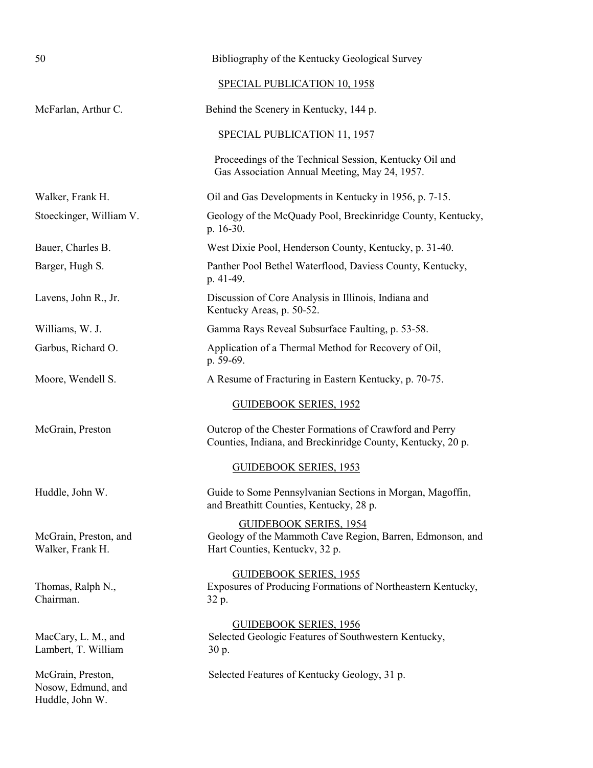## SPECIAL PUBLICATION 10, 1958

| | |
|---|---|
| McFarlan, Arthur C. | Behind the Scenery in Kentucky, 144 p. |

## SPECIAL PUBLICATION 11, 1957

Proceedings of the Technical Session, Kentucky Oil and Gas Association Annual Meeting, May 24, 1957.

| | |
|---|---|
| Walker, Frank H. | Oil and Gas Developments in Kentucky in 1956, p. 7-15. |
| Stoeckinger, William V. | Geology of the McQuady Pool, Breckinridge County, Kentucky, p. 16-30. |
| Bauer, Charles B. | West Dixie Pool, Henderson County, Kentucky, p. 31-40. |
| Barger, Hugh S. | Panther Pool Bethel Waterflood, Daviess County, Kentucky, p. 41-49. |
| Lavens, John R., Jr. | Discussion of Core Analysis in Illinois, Indiana and Kentucky Areas, p. 50-52. |
| Williams, W. J. | Gamma Rays Reveal Subsurface Faulting, p. 53-58. |
| Garbus, Richard O. | Application of a Thermal Method for Recovery of Oil, p. 59-69. |
| Moore, Wendell S. | A Resume of Fracturing in Eastern Kentucky, p. 70-75. |

## GUIDEBOOK SERIES, 1952

| | |
|---|---|
| McGrain, Preston | Outcrop of the Chester Formations of Crawford and Perry Counties, Indiana, and Breckinridge County, Kentucky, 20 p. |

## GUIDEBOOK SERIES, 1953

| | |
|---|---|
| Huddle, John W. | Guide to Some Pennsylvanian Sections in Morgan, Magoffin, and Breathitt Counties, Kentucky, 28 p. |

## GUIDEBOOK SERIES, 1954

| | |
|---|---|
| McGrain, Preston, and Walker, Frank H. | Geology of the Mammoth Cave Region, Barren, Edmonson, and Hart Counties, Kentuckv, 32 p. |

## GUIDEBOOK SERIES, 1955

| | |
|---|---|
| Thomas, Ralph N., Chairman. | Exposures of Producing Formations of Northeastern Kentucky, 32 p. |

## GUIDEBOOK SERIES, 1956

| | |
|---|---|
| MacCary, L. M., and Lambert, T. William | Selected Geologic Features of Southwestern Kentucky, 30 p. |
| McGrain, Preston, Nosow, Edmund, and Huddle, John W. | Selected Features of Kentucky Geology, 31 p. |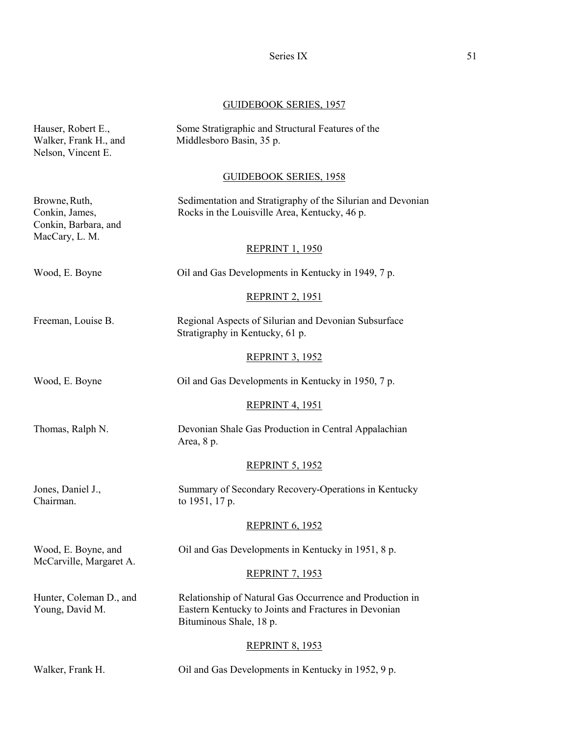## GUIDEBOOK SERIES, 1957

Hauser, Robert E., Walker, Frank H., and Nelson, Vincent E. — Some Stratigraphic and Structural Features of the Middlesboro Basin, 35 p.

## GUIDEBOOK SERIES, 1958

Browne, Ruth, Conkin, James, Conkin, Barbara, and MacCary, L. M. — Sedimentation and Stratigraphy of the Silurian and Devonian Rocks in the Louisville Area, Kentucky, 46 p.

## REPRINT 1, 1950

Wood, E. Boyne — Oil and Gas Developments in Kentucky in 1949, 7 p.

## REPRINT 2, 1951

Freeman, Louise B. — Regional Aspects of Silurian and Devonian Subsurface Stratigraphy in Kentucky, 61 p.

## REPRINT 3, 1952

Wood, E. Boyne — Oil and Gas Developments in Kentucky in 1950, 7 p.

## REPRINT 4, 1951

Thomas, Ralph N. — Devonian Shale Gas Production in Central Appalachian Area, 8 p.

## REPRINT 5, 1952

Jones, Daniel J., Chairman. — Summary of Secondary Recovery-Operations in Kentucky to 1951, 17 p.

## REPRINT 6, 1952

Wood, E. Boyne, and McCarville, Margaret A. — Oil and Gas Developments in Kentucky in 1951, 8 p.

## REPRINT 7, 1953

Hunter, Coleman D., and Young, David M. — Relationship of Natural Gas Occurrence and Production in Eastern Kentucky to Joints and Fractures in Devonian Bituminous Shale, 18 p.

## REPRINT 8, 1953

Walker, Frank H. — Oil and Gas Developments in Kentucky in 1952, 9 p.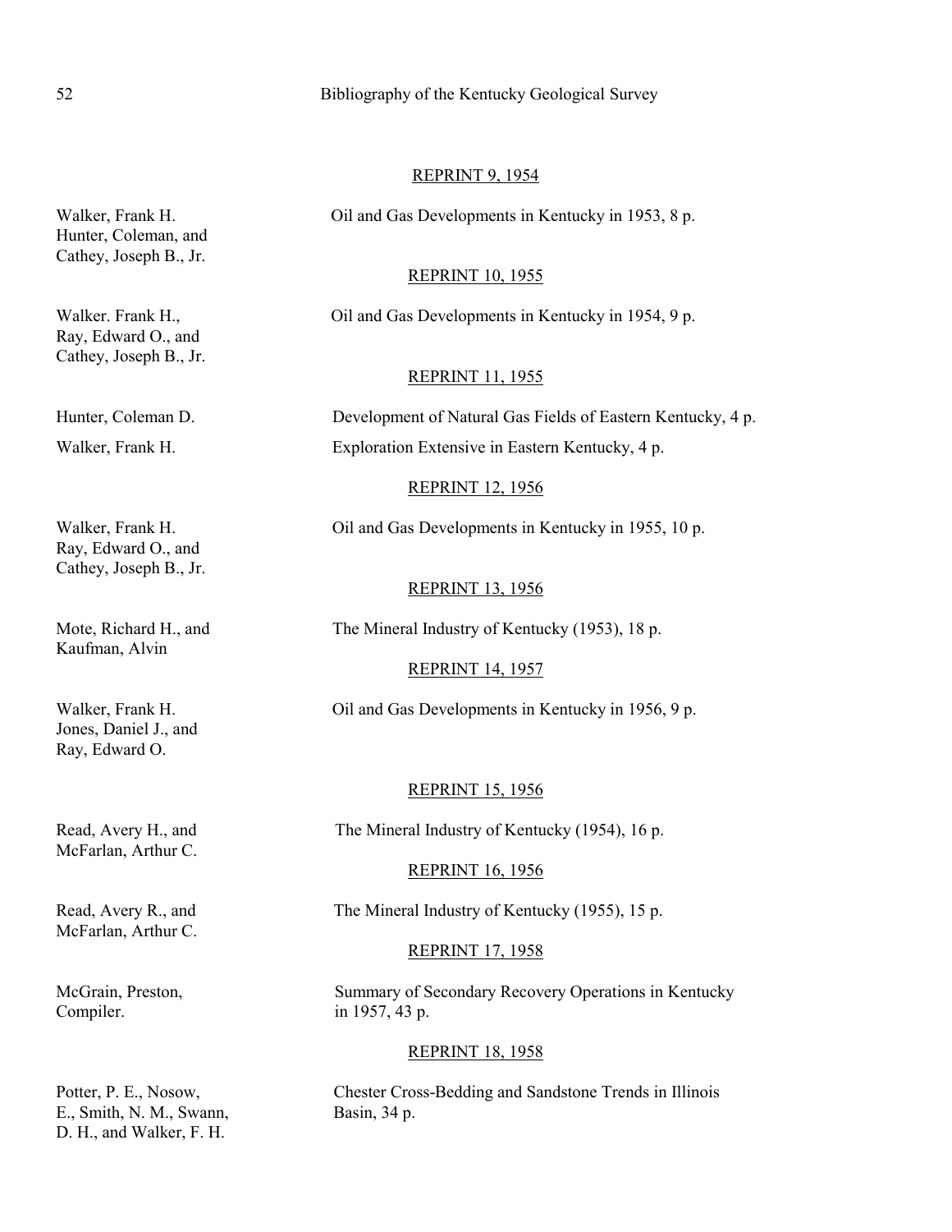REPRINT 9, 1954

Walker, Frank H.
Hunter, Coleman, and
Cathey, Joseph B., Jr.

Oil and Gas Developments in Kentucky in 1953, 8 p.

REPRINT 10, 1955

Walker. Frank H.,
Ray, Edward O., and
Cathey, Joseph B., Jr.

Oil and Gas Developments in Kentucky in 1954, 9 p.

REPRINT 11, 1955

Hunter, Coleman D.

Development of Natural Gas Fields of Eastern Kentucky, 4 p.

Walker, Frank H.

Exploration Extensive in Eastern Kentucky, 4 p.

REPRINT 12, 1956

Walker, Frank H.
Ray, Edward O., and
Cathey, Joseph B., Jr.

Oil and Gas Developments in Kentucky in 1955, 10 p.

REPRINT 13, 1956

Mote, Richard H., and
Kaufman, Alvin

The Mineral Industry of Kentucky (1953), 18 p.

REPRINT 14, 1957

Walker, Frank H.
Jones, Daniel J., and
Ray, Edward O.

Oil and Gas Developments in Kentucky in 1956, 9 p.

REPRINT 15, 1956

Read, Avery H., and
McFarlan, Arthur C.

The Mineral Industry of Kentucky (1954), 16 p.

REPRINT 16, 1956

Read, Avery R., and
McFarlan, Arthur C.

The Mineral Industry of Kentucky (1955), 15 p.

REPRINT 17, 1958

McGrain, Preston,
Compiler.

Summary of Secondary Recovery Operations in Kentucky in 1957, 43 p.

REPRINT 18, 1958

Potter, P. E., Nosow,
E., Smith, N. M., Swann,
D. H., and Walker, F. H.

Chester Cross-Bedding and Sandstone Trends in Illinois Basin, 34 p.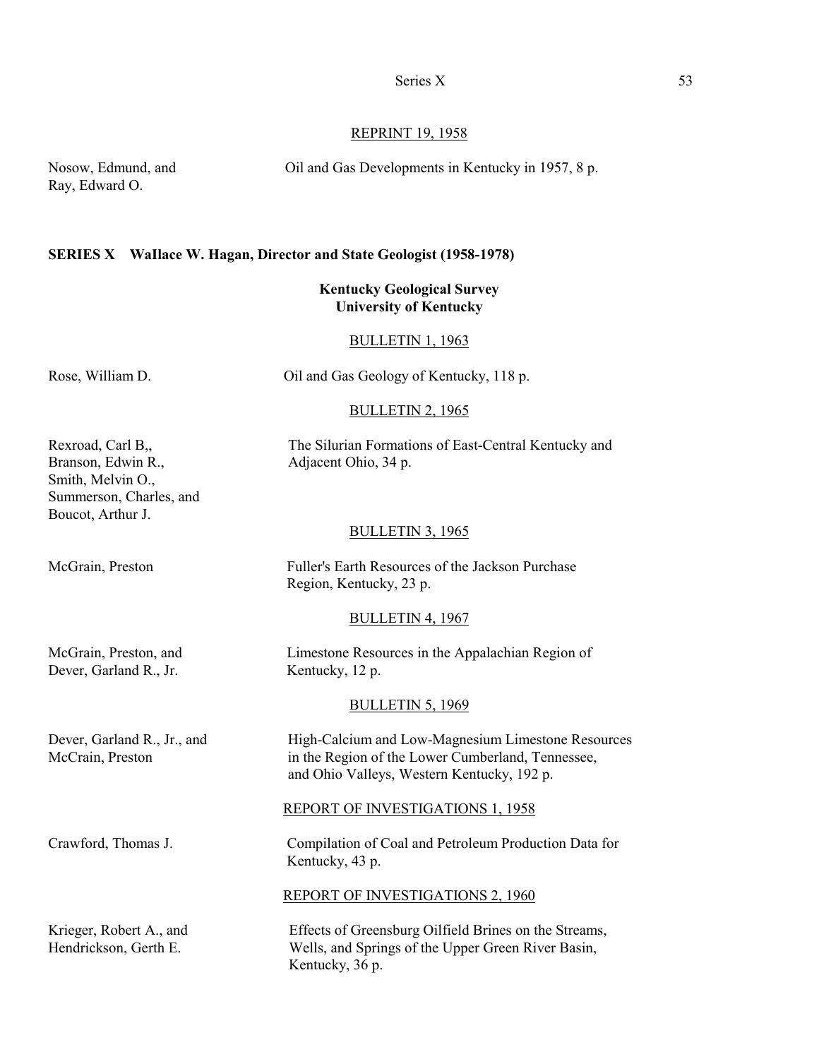REPRINT 19, 1958

Nosow, Edmund, and Ray, Edward O. — Oil and Gas Developments in Kentucky in 1957, 8 p.

**SERIES X Wallace W. Hagan, Director and State Geologist (1958-1978)**

**Kentucky Geological Survey**
**University of Kentucky**

BULLETIN 1, 1963

Rose, William D. — Oil and Gas Geology of Kentucky, 118 p.

BULLETIN 2, 1965

Rexroad, Carl B,, Branson, Edwin R., Smith, Melvin O., Summerson, Charles, and Boucot, Arthur J. — The Silurian Formations of East-Central Kentucky and Adjacent Ohio, 34 p.

BULLETIN 3, 1965

McGrain, Preston — Fuller's Earth Resources of the Jackson Purchase Region, Kentucky, 23 p.

BULLETIN 4, 1967

McGrain, Preston, and Dever, Garland R., Jr. — Limestone Resources in the Appalachian Region of Kentucky, 12 p.

BULLETIN 5, 1969

Dever, Garland R., Jr., and McCrain, Preston — High-Calcium and Low-Magnesium Limestone Resources in the Region of the Lower Cumberland, Tennessee, and Ohio Valleys, Western Kentucky, 192 p.

REPORT OF INVESTIGATIONS 1, 1958

Crawford, Thomas J. — Compilation of Coal and Petroleum Production Data for Kentucky, 43 p.

REPORT OF INVESTIGATIONS 2, 1960

Krieger, Robert A., and Hendrickson, Gerth E. — Effects of Greensburg Oilfield Brines on the Streams, Wells, and Springs of the Upper Green River Basin, Kentucky, 36 p.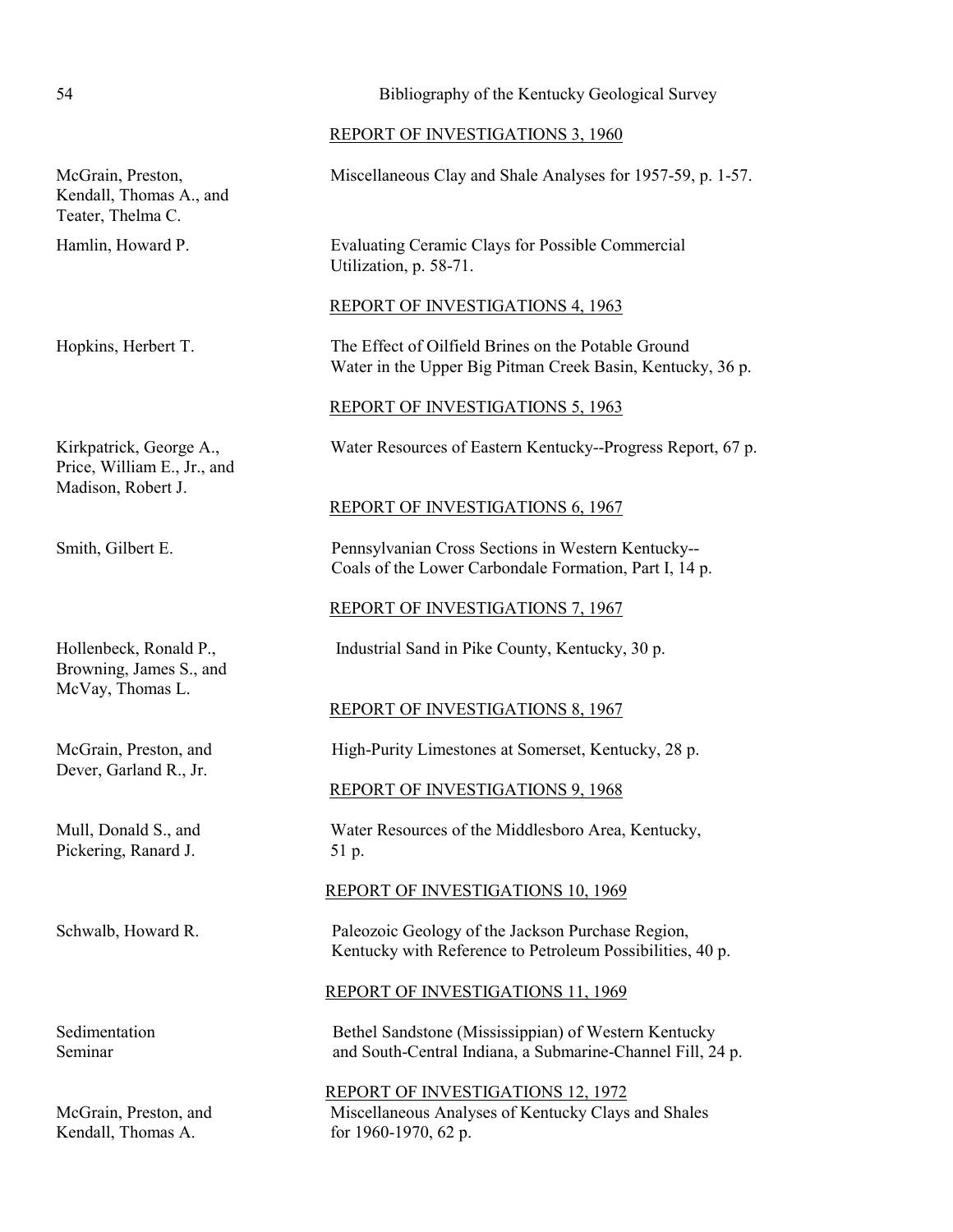REPORT OF INVESTIGATIONS 3, 1960

McGrain, Preston, Kendall, Thomas A., and Teater, Thelma C. — Miscellaneous Clay and Shale Analyses for 1957-59, p. 1-57.

Hamlin, Howard P. — Evaluating Ceramic Clays for Possible Commercial Utilization, p. 58-71.

REPORT OF INVESTIGATIONS 4, 1963

Hopkins, Herbert T. — The Effect of Oilfield Brines on the Potable Ground Water in the Upper Big Pitman Creek Basin, Kentucky, 36 p.

REPORT OF INVESTIGATIONS 5, 1963

Kirkpatrick, George A., Price, William E., Jr., and Madison, Robert J. — Water Resources of Eastern Kentucky--Progress Report, 67 p.

REPORT OF INVESTIGATIONS 6, 1967

Smith, Gilbert E. — Pennsylvanian Cross Sections in Western Kentucky--Coals of the Lower Carbondale Formation, Part I, 14 p.

REPORT OF INVESTIGATIONS 7, 1967

Hollenbeck, Ronald P., Browning, James S., and McVay, Thomas L. — Industrial Sand in Pike County, Kentucky, 30 p.

REPORT OF INVESTIGATIONS 8, 1967

McGrain, Preston, and Dever, Garland R., Jr. — High-Purity Limestones at Somerset, Kentucky, 28 p.

REPORT OF INVESTIGATIONS 9, 1968

Mull, Donald S., and Pickering, Ranard J. — Water Resources of the Middlesboro Area, Kentucky, 51 p.

REPORT OF INVESTIGATIONS 10, 1969

Schwalb, Howard R. — Paleozoic Geology of the Jackson Purchase Region, Kentucky with Reference to Petroleum Possibilities, 40 p.

REPORT OF INVESTIGATIONS 11, 1969

Sedimentation Seminar — Bethel Sandstone (Mississippian) of Western Kentucky and South-Central Indiana, a Submarine-Channel Fill, 24 p.

REPORT OF INVESTIGATIONS 12, 1972

McGrain, Preston, and Kendall, Thomas A. — Miscellaneous Analyses of Kentucky Clays and Shales for 1960-1970, 62 p.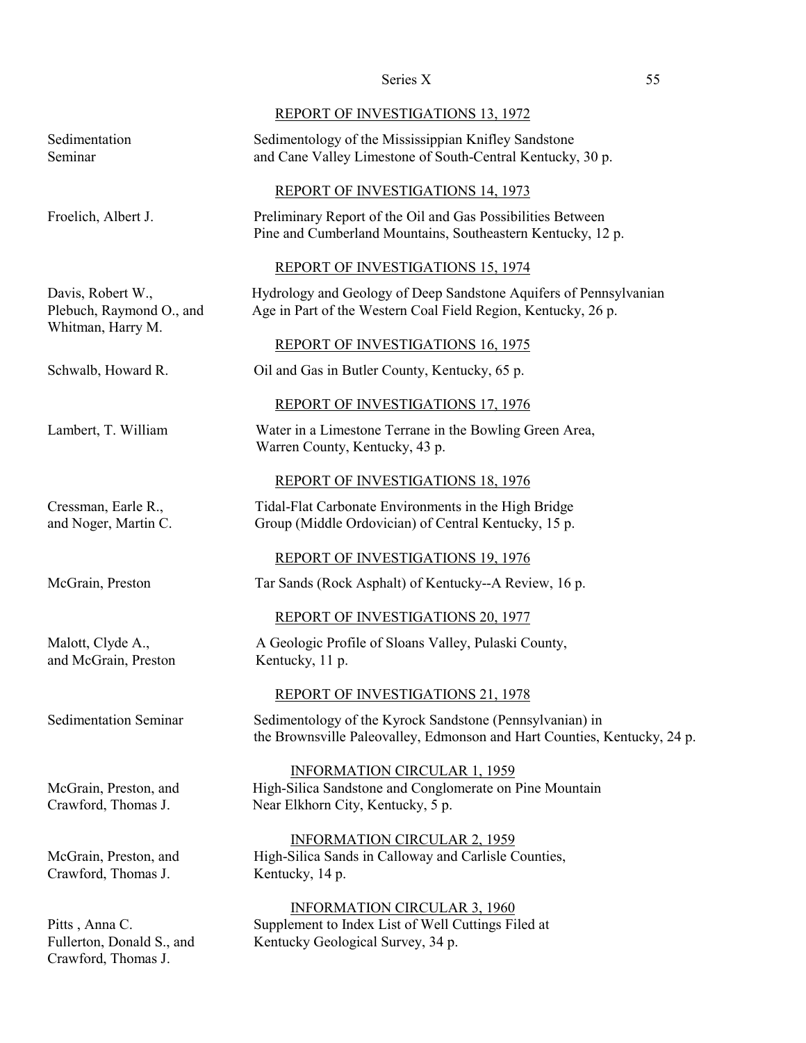#### REPORT OF INVESTIGATIONS 13, 1972

Sedimentation Seminar — Sedimentology of the Mississippian Knifley Sandstone and Cane Valley Limestone of South-Central Kentucky, 30 p.

#### REPORT OF INVESTIGATIONS 14, 1973

Froelich, Albert J. — Preliminary Report of the Oil and Gas Possibilities Between Pine and Cumberland Mountains, Southeastern Kentucky, 12 p.

#### REPORT OF INVESTIGATIONS 15, 1974

Davis, Robert W., Plebuch, Raymond O., and Whitman, Harry M. — Hydrology and Geology of Deep Sandstone Aquifers of Pennsylvanian Age in Part of the Western Coal Field Region, Kentucky, 26 p.

#### REPORT OF INVESTIGATIONS 16, 1975

Schwalb, Howard R. — Oil and Gas in Butler County, Kentucky, 65 p.

#### REPORT OF INVESTIGATIONS 17, 1976

Lambert, T. William — Water in a Limestone Terrane in the Bowling Green Area, Warren County, Kentucky, 43 p.

#### REPORT OF INVESTIGATIONS 18, 1976

Cressman, Earle R., and Noger, Martin C. — Tidal-Flat Carbonate Environments in the High Bridge Group (Middle Ordovician) of Central Kentucky, 15 p.

#### REPORT OF INVESTIGATIONS 19, 1976

McGrain, Preston — Tar Sands (Rock Asphalt) of Kentucky--A Review, 16 p.

#### REPORT OF INVESTIGATIONS 20, 1977

Malott, Clyde A., and McGrain, Preston — A Geologic Profile of Sloans Valley, Pulaski County, Kentucky, 11 p.

#### REPORT OF INVESTIGATIONS 21, 1978

Sedimentation Seminar — Sedimentology of the Kyrock Sandstone (Pennsylvanian) in the Brownsville Paleovalley, Edmonson and Hart Counties, Kentucky, 24 p.

#### INFORMATION CIRCULAR 1, 1959

McGrain, Preston, and Crawford, Thomas J. — High-Silica Sandstone and Conglomerate on Pine Mountain Near Elkhorn City, Kentucky, 5 p.

#### INFORMATION CIRCULAR 2, 1959

McGrain, Preston, and Crawford, Thomas J. — High-Silica Sands in Calloway and Carlisle Counties, Kentucky, 14 p.

#### INFORMATION CIRCULAR 3, 1960

Pitts , Anna C. Fullerton, Donald S., and Crawford, Thomas J. — Supplement to Index List of Well Cuttings Filed at Kentucky Geological Survey, 34 p.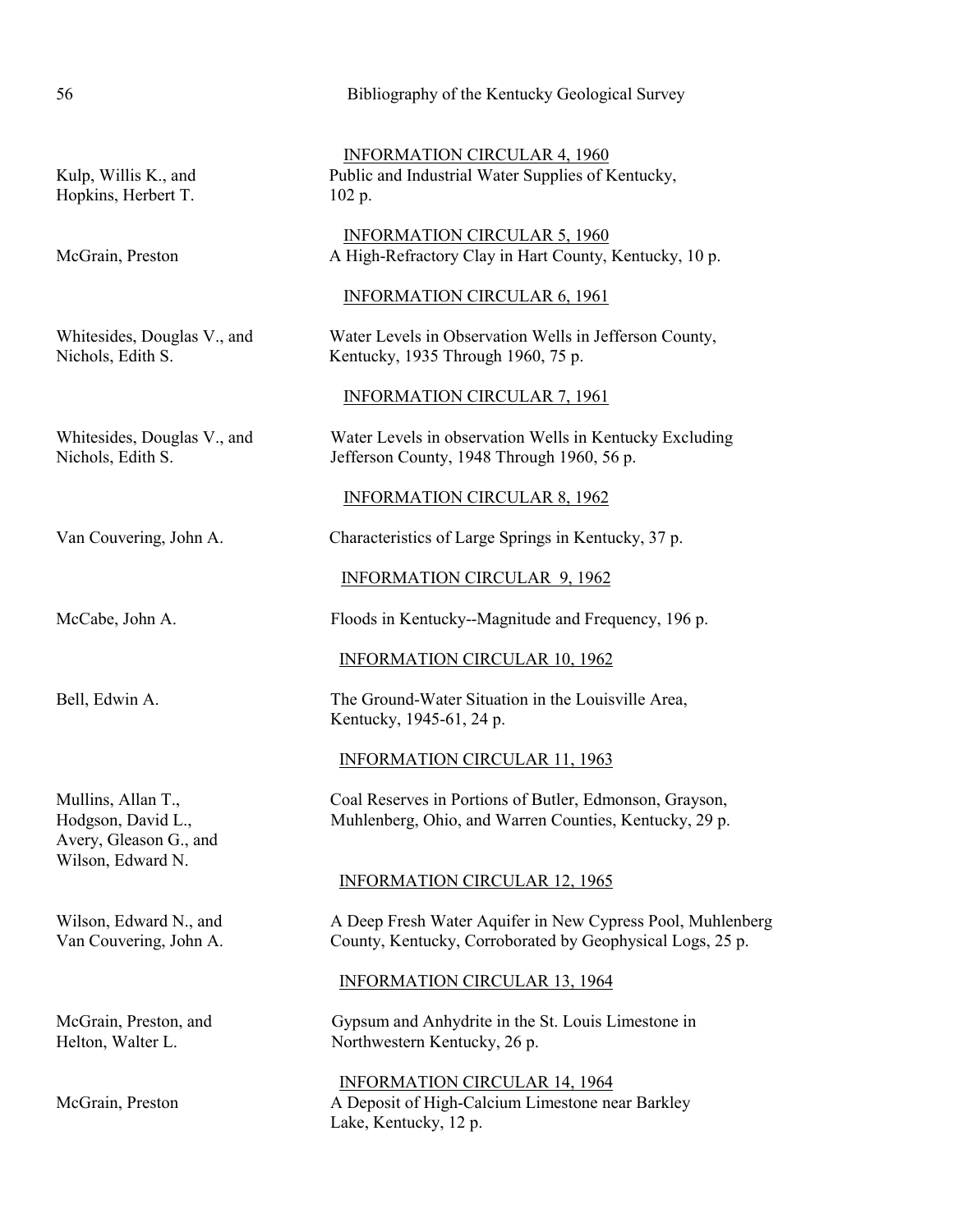INFORMATION CIRCULAR 4, 1960

Kulp, Willis K., and Hopkins, Herbert T. — Public and Industrial Water Supplies of Kentucky, 102 p.

INFORMATION CIRCULAR 5, 1960

McGrain, Preston — A High-Refractory Clay in Hart County, Kentucky, 10 p.

INFORMATION CIRCULAR 6, 1961

Whitesides, Douglas V., and Nichols, Edith S. — Water Levels in Observation Wells in Jefferson County, Kentucky, 1935 Through 1960, 75 p.

INFORMATION CIRCULAR 7, 1961

Whitesides, Douglas V., and Nichols, Edith S. — Water Levels in observation Wells in Kentucky Excluding Jefferson County, 1948 Through 1960, 56 p.

INFORMATION CIRCULAR 8, 1962

Van Couvering, John A. — Characteristics of Large Springs in Kentucky, 37 p.

INFORMATION CIRCULAR 9, 1962

McCabe, John A. — Floods in Kentucky--Magnitude and Frequency, 196 p.

INFORMATION CIRCULAR 10, 1962

Bell, Edwin A. — The Ground-Water Situation in the Louisville Area, Kentucky, 1945-61, 24 p.

INFORMATION CIRCULAR 11, 1963

Mullins, Allan T., Hodgson, David L., Avery, Gleason G., and Wilson, Edward N. — Coal Reserves in Portions of Butler, Edmonson, Grayson, Muhlenberg, Ohio, and Warren Counties, Kentucky, 29 p.

INFORMATION CIRCULAR 12, 1965

Wilson, Edward N., and Van Couvering, John A. — A Deep Fresh Water Aquifer in New Cypress Pool, Muhlenberg County, Kentucky, Corroborated by Geophysical Logs, 25 p.

INFORMATION CIRCULAR 13, 1964

McGrain, Preston, and Helton, Walter L. — Gypsum and Anhydrite in the St. Louis Limestone in Northwestern Kentucky, 26 p.

INFORMATION CIRCULAR 14, 1964

McGrain, Preston — A Deposit of High-Calcium Limestone near Barkley Lake, Kentucky, 12 p.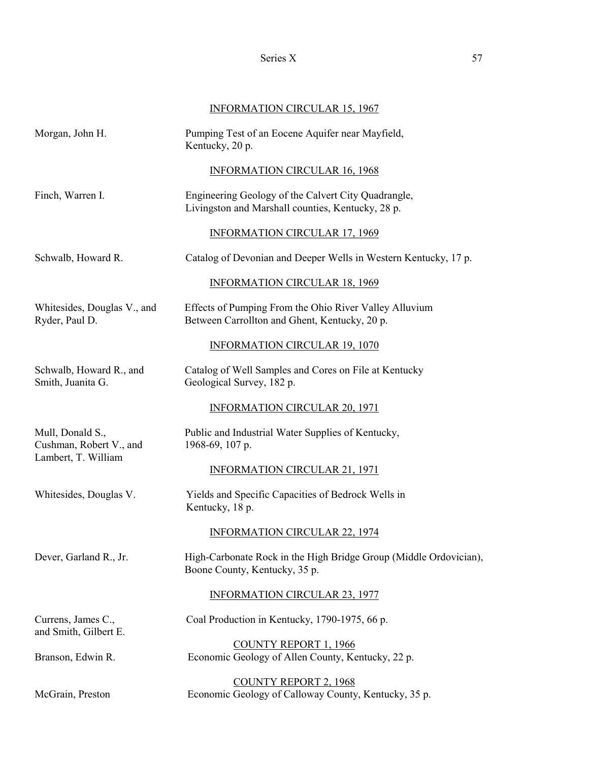#### INFORMATION CIRCULAR 15, 1967

| | |
|---|---|
| Morgan, John H. | Pumping Test of an Eocene Aquifer near Mayfield, Kentucky, 20 p. |

#### INFORMATION CIRCULAR 16, 1968

| | |
|---|---|
| Finch, Warren I. | Engineering Geology of the Calvert City Quadrangle, Livingston and Marshall counties, Kentucky, 28 p. |

#### INFORMATION CIRCULAR 17, 1969

| | |
|---|---|
| Schwalb, Howard R. | Catalog of Devonian and Deeper Wells in Western Kentucky, 17 p. |

#### INFORMATION CIRCULAR 18, 1969

| | |
|---|---|
| Whitesides, Douglas V., and Ryder, Paul D. | Effects of Pumping From the Ohio River Valley Alluvium Between Carrollton and Ghent, Kentucky, 20 p. |

#### INFORMATION CIRCULAR 19, 1070

| | |
|---|---|
| Schwalb, Howard R., and Smith, Juanita G. | Catalog of Well Samples and Cores on File at Kentucky Geological Survey, 182 p. |

#### INFORMATION CIRCULAR 20, 1971

| | |
|---|---|
| Mull, Donald S., Cushman, Robert V., and Lambert, T. William | Public and Industrial Water Supplies of Kentucky, 1968-69, 107 p. |

#### INFORMATION CIRCULAR 21, 1971

| | |
|---|---|
| Whitesides, Douglas V. | Yields and Specific Capacities of Bedrock Wells in Kentucky, 18 p. |

#### INFORMATION CIRCULAR 22, 1974

| | |
|---|---|
| Dever, Garland R., Jr. | High-Carbonate Rock in the High Bridge Group (Middle Ordovician), Boone County, Kentucky, 35 p. |

#### INFORMATION CIRCULAR 23, 1977

| | |
|---|---|
| Currens, James C., and Smith, Gilbert E. | Coal Production in Kentucky, 1790-1975, 66 p. |

#### COUNTY REPORT 1, 1966

| | |
|---|---|
| Branson, Edwin R. | Economic Geology of Allen County, Kentucky, 22 p. |

#### COUNTY REPORT 2, 1968

| | |
|---|---|
| McGrain, Preston | Economic Geology of Calloway County, Kentucky, 35 p. |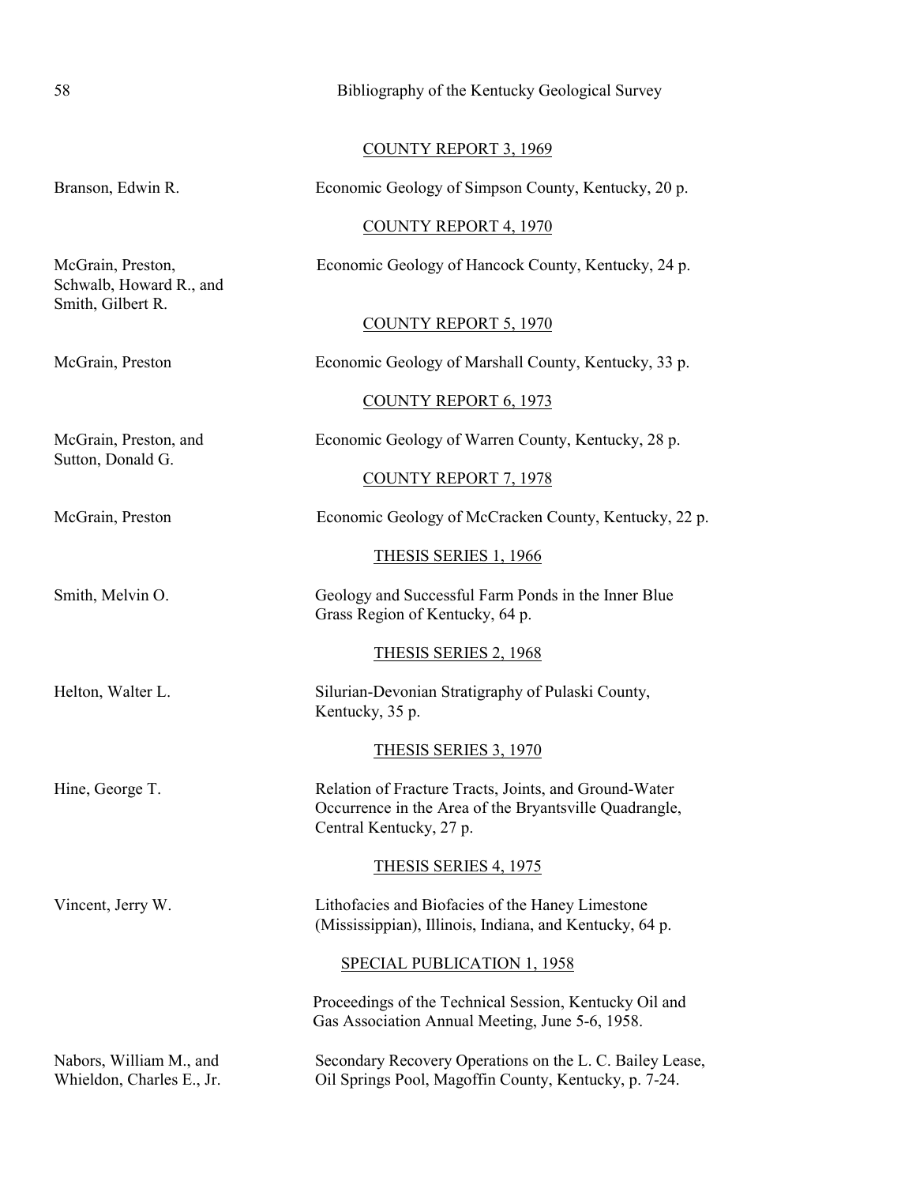## COUNTY REPORT 3, 1969

Branson, Edwin R. — Economic Geology of Simpson County, Kentucky, 20 p.

## COUNTY REPORT 4, 1970

McGrain, Preston, Schwalb, Howard R., and Smith, Gilbert R. — Economic Geology of Hancock County, Kentucky, 24 p.

## COUNTY REPORT 5, 1970

McGrain, Preston — Economic Geology of Marshall County, Kentucky, 33 p.

## COUNTY REPORT 6, 1973

McGrain, Preston, and Sutton, Donald G. — Economic Geology of Warren County, Kentucky, 28 p.

## COUNTY REPORT 7, 1978

McGrain, Preston — Economic Geology of McCracken County, Kentucky, 22 p.

## THESIS SERIES 1, 1966

Smith, Melvin O. — Geology and Successful Farm Ponds in the Inner Blue Grass Region of Kentucky, 64 p.

## THESIS SERIES 2, 1968

Helton, Walter L. — Silurian-Devonian Stratigraphy of Pulaski County, Kentucky, 35 p.

## THESIS SERIES 3, 1970

Hine, George T. — Relation of Fracture Tracts, Joints, and Ground-Water Occurrence in the Area of the Bryantsville Quadrangle, Central Kentucky, 27 p.

## THESIS SERIES 4, 1975

Vincent, Jerry W. — Lithofacies and Biofacies of the Haney Limestone (Mississippian), Illinois, Indiana, and Kentucky, 64 p.

## SPECIAL PUBLICATION 1, 1958

Proceedings of the Technical Session, Kentucky Oil and Gas Association Annual Meeting, June 5-6, 1958.

Nabors, William M., and Whieldon, Charles E., Jr. — Secondary Recovery Operations on the L. C. Bailey Lease, Oil Springs Pool, Magoffin County, Kentucky, p. 7-24.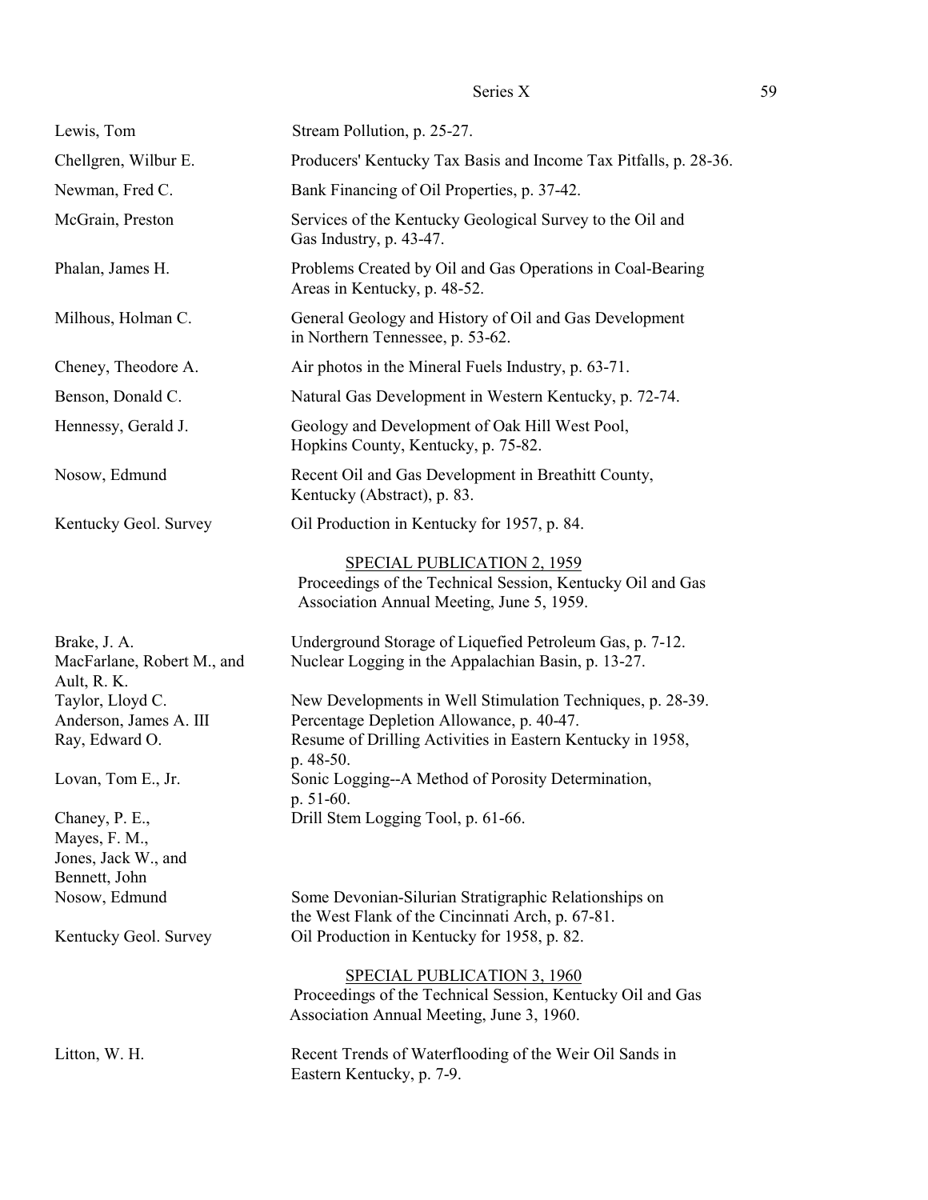| | |
|---|---|
| Lewis, Tom | Stream Pollution, p. 25-27. |
| Chellgren, Wilbur E. | Producers' Kentucky Tax Basis and Income Tax Pitfalls, p. 28-36. |
| Newman, Fred C. | Bank Financing of Oil Properties, p. 37-42. |
| McGrain, Preston | Services of the Kentucky Geological Survey to the Oil and Gas Industry, p. 43-47. |
| Phalan, James H. | Problems Created by Oil and Gas Operations in Coal-Bearing Areas in Kentucky, p. 48-52. |
| Milhous, Holman C. | General Geology and History of Oil and Gas Development in Northern Tennessee, p. 53-62. |
| Cheney, Theodore A. | Air photos in the Mineral Fuels Industry, p. 63-71. |
| Benson, Donald C. | Natural Gas Development in Western Kentucky, p. 72-74. |
| Hennessy, Gerald J. | Geology and Development of Oak Hill West Pool, Hopkins County, Kentucky, p. 75-82. |
| Nosow, Edmund | Recent Oil and Gas Development in Breathitt County, Kentucky (Abstract), p. 83. |
| Kentucky Geol. Survey | Oil Production in Kentucky for 1957, p. 84. |

<u>SPECIAL PUBLICATION 2, 1959</u>

Proceedings of the Technical Session, Kentucky Oil and Gas Association Annual Meeting, June 5, 1959.

| | |
|---|---|
| Brake, J. A. | Underground Storage of Liquefied Petroleum Gas, p. 7-12. |
| MacFarlane, Robert M., and Ault, R. K. | Nuclear Logging in the Appalachian Basin, p. 13-27. |
| Taylor, Lloyd C. | New Developments in Well Stimulation Techniques, p. 28-39. |
| Anderson, James A. III | Percentage Depletion Allowance, p. 40-47. |
| Ray, Edward O. | Resume of Drilling Activities in Eastern Kentucky in 1958, p. 48-50. |
| Lovan, Tom E., Jr. | Sonic Logging--A Method of Porosity Determination, p. 51-60. |
| Chaney, P. E., Mayes, F. M., Jones, Jack W., and Bennett, John | Drill Stem Logging Tool, p. 61-66. |
| Nosow, Edmund | Some Devonian-Silurian Stratigraphic Relationships on the West Flank of the Cincinnati Arch, p. 67-81. |
| Kentucky Geol. Survey | Oil Production in Kentucky for 1958, p. 82. |

<u>SPECIAL PUBLICATION 3, 1960</u>

Proceedings of the Technical Session, Kentucky Oil and Gas Association Annual Meeting, June 3, 1960.

| | |
|---|---|
| Litton, W. H. | Recent Trends of Waterflooding of the Weir Oil Sands in Eastern Kentucky, p. 7-9. |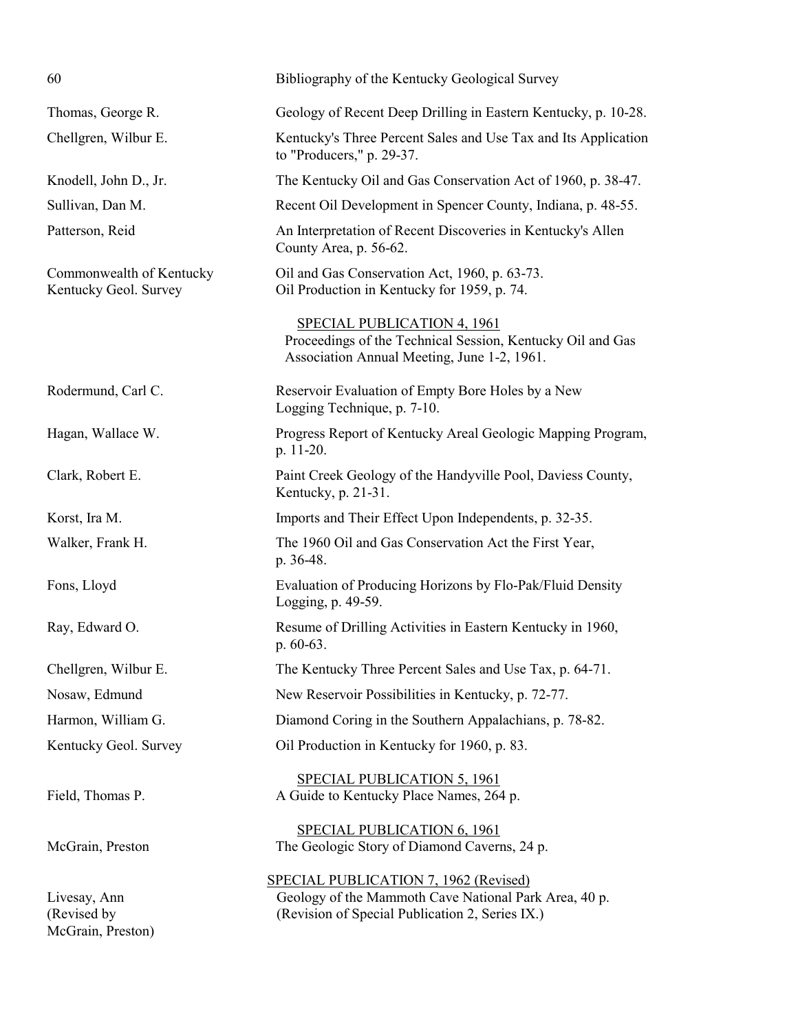Thomas, George R. — Geology of Recent Deep Drilling in Eastern Kentucky, p. 10-28.

Chellgren, Wilbur E. — Kentucky's Three Percent Sales and Use Tax and Its Application to "Producers," p. 29-37.

Knodell, John D., Jr. — The Kentucky Oil and Gas Conservation Act of 1960, p. 38-47.

Sullivan, Dan M. — Recent Oil Development in Spencer County, Indiana, p. 48-55.

Patterson, Reid — An Interpretation of Recent Discoveries in Kentucky's Allen County Area, p. 56-62.

Commonwealth of Kentucky — Oil and Gas Conservation Act, 1960, p. 63-73.

Kentucky Geol. Survey — Oil Production in Kentucky for 1959, p. 74.

SPECIAL PUBLICATION 4, 1961

Proceedings of the Technical Session, Kentucky Oil and Gas Association Annual Meeting, June 1-2, 1961.

Rodermund, Carl C. — Reservoir Evaluation of Empty Bore Holes by a New Logging Technique, p. 7-10.

Hagan, Wallace W. — Progress Report of Kentucky Areal Geologic Mapping Program, p. 11-20.

Clark, Robert E. — Paint Creek Geology of the Handyville Pool, Daviess County, Kentucky, p. 21-31.

Korst, Ira M. — Imports and Their Effect Upon Independents, p. 32-35.

Walker, Frank H. — The 1960 Oil and Gas Conservation Act the First Year, p. 36-48.

Fons, Lloyd — Evaluation of Producing Horizons by Flo-Pak/Fluid Density Logging, p. 49-59.

Ray, Edward O. — Resume of Drilling Activities in Eastern Kentucky in 1960, p. 60-63.

Chellgren, Wilbur E. — The Kentucky Three Percent Sales and Use Tax, p. 64-71.

Nosaw, Edmund — New Reservoir Possibilities in Kentucky, p. 72-77.

Harmon, William G. — Diamond Coring in the Southern Appalachians, p. 78-82.

Kentucky Geol. Survey — Oil Production in Kentucky for 1960, p. 83.

SPECIAL PUBLICATION 5, 1961

Field, Thomas P. — A Guide to Kentucky Place Names, 264 p.

SPECIAL PUBLICATION 6, 1961

McGrain, Preston — The Geologic Story of Diamond Caverns, 24 p.

SPECIAL PUBLICATION 7, 1962 (Revised)

Livesay, Ann (Revised by McGrain, Preston) — Geology of the Mammoth Cave National Park Area, 40 p. (Revision of Special Publication 2, Series IX.)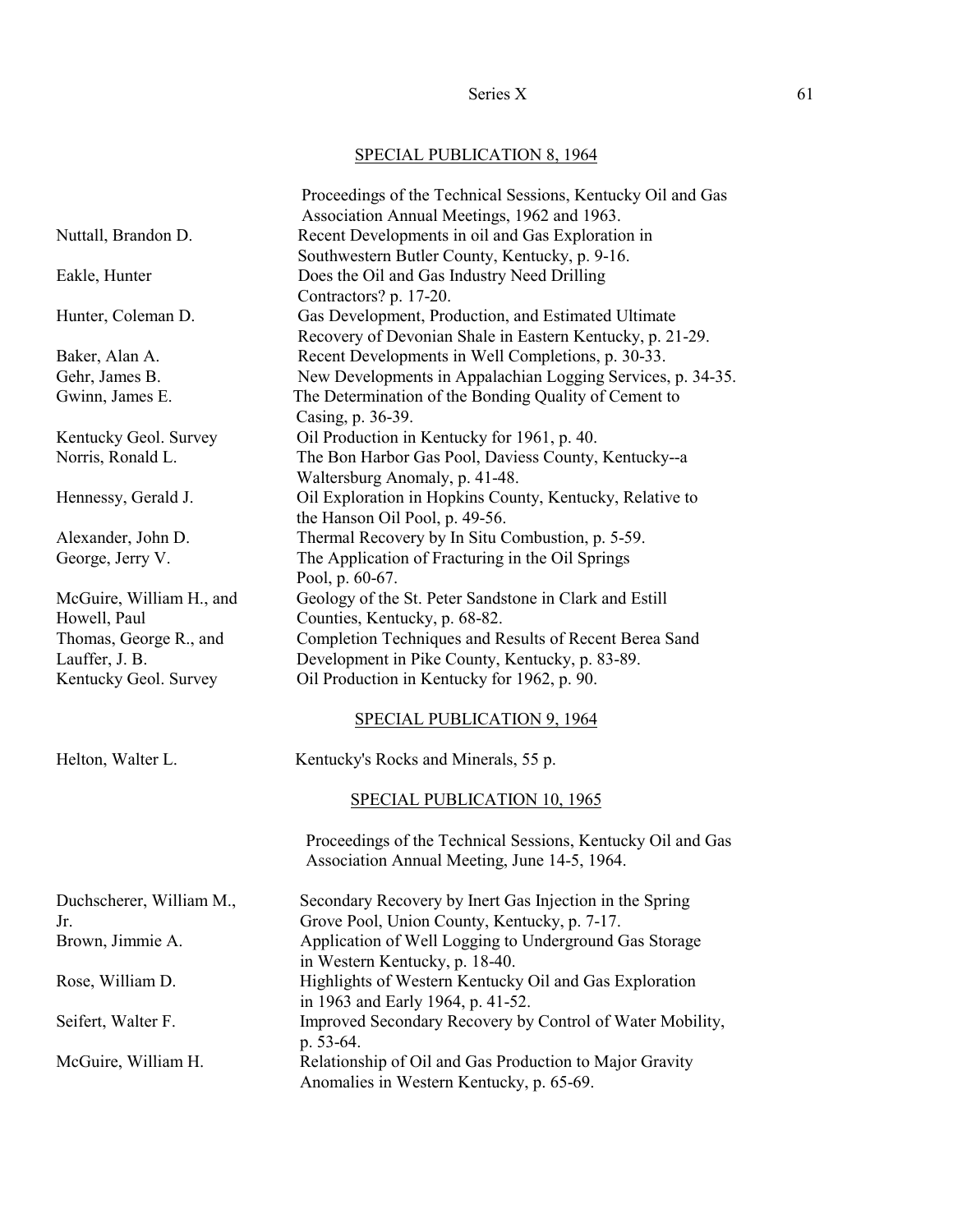## SPECIAL PUBLICATION 8, 1964

Proceedings of the Technical Sessions, Kentucky Oil and Gas Association Annual Meetings, 1962 and 1963.

| | |
|---|---|
| Nuttall, Brandon D. | Recent Developments in oil and Gas Exploration in Southwestern Butler County, Kentucky, p. 9-16. |
| Eakle, Hunter | Does the Oil and Gas Industry Need Drilling Contractors? p. 17-20. |
| Hunter, Coleman D. | Gas Development, Production, and Estimated Ultimate Recovery of Devonian Shale in Eastern Kentucky, p. 21-29. |
| Baker, Alan A. | Recent Developments in Well Completions, p. 30-33. |
| Gehr, James B. | New Developments in Appalachian Logging Services, p. 34-35. |
| Gwinn, James E. | The Determination of the Bonding Quality of Cement to Casing, p. 36-39. |
| Kentucky Geol. Survey | Oil Production in Kentucky for 1961, p. 40. |
| Norris, Ronald L. | The Bon Harbor Gas Pool, Daviess County, Kentucky--a Waltersburg Anomaly, p. 41-48. |
| Hennessy, Gerald J. | Oil Exploration in Hopkins County, Kentucky, Relative to the Hanson Oil Pool, p. 49-56. |
| Alexander, John D. | Thermal Recovery by In Situ Combustion, p. 5-59. |
| George, Jerry V. | The Application of Fracturing in the Oil Springs Pool, p. 60-67. |
| McGuire, William H., and Howell, Paul | Geology of the St. Peter Sandstone in Clark and Estill Counties, Kentucky, p. 68-82. |
| Thomas, George R., and Lauffer, J. B. | Completion Techniques and Results of Recent Berea Sand Development in Pike County, Kentucky, p. 83-89. |
| Kentucky Geol. Survey | Oil Production in Kentucky for 1962, p. 90. |

## SPECIAL PUBLICATION 9, 1964

| | |
|---|---|
| Helton, Walter L. | Kentucky's Rocks and Minerals, 55 p. |

## SPECIAL PUBLICATION 10, 1965

Proceedings of the Technical Sessions, Kentucky Oil and Gas Association Annual Meeting, June 14-5, 1964.

| | |
|---|---|
| Duchscherer, William M., Jr. | Secondary Recovery by Inert Gas Injection in the Spring Grove Pool, Union County, Kentucky, p. 7-17. |
| Brown, Jimmie A. | Application of Well Logging to Underground Gas Storage in Western Kentucky, p. 18-40. |
| Rose, William D. | Highlights of Western Kentucky Oil and Gas Exploration in 1963 and Early 1964, p. 41-52. |
| Seifert, Walter F. | Improved Secondary Recovery by Control of Water Mobility, p. 53-64. |
| McGuire, William H. | Relationship of Oil and Gas Production to Major Gravity Anomalies in Western Kentucky, p. 65-69. |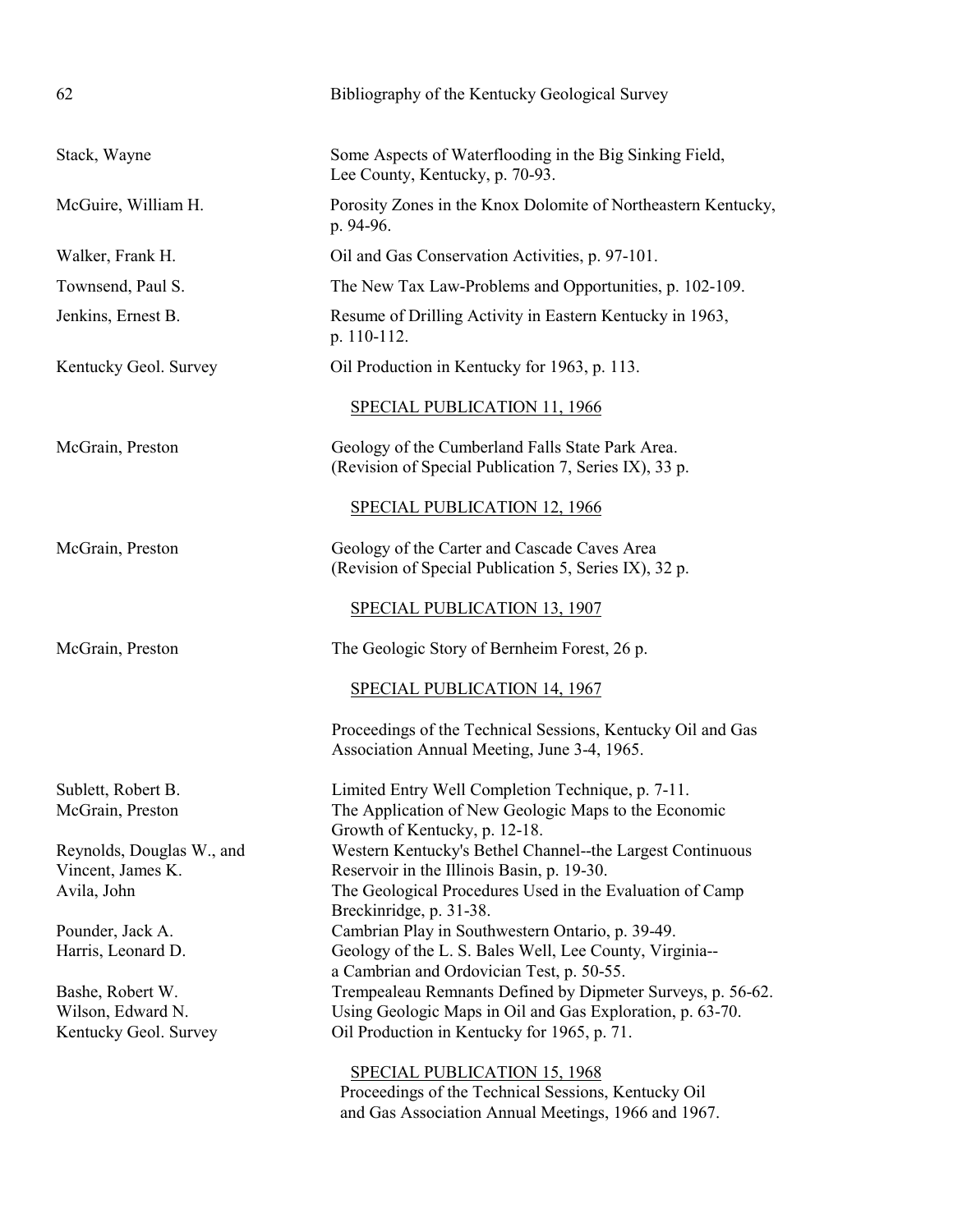| | |
|---|---|
| Stack, Wayne | Some Aspects of Waterflooding in the Big Sinking Field, Lee County, Kentucky, p. 70-93. |
| McGuire, William H. | Porosity Zones in the Knox Dolomite of Northeastern Kentucky, p. 94-96. |
| Walker, Frank H. | Oil and Gas Conservation Activities, p. 97-101. |
| Townsend, Paul S. | The New Tax Law-Problems and Opportunities, p. 102-109. |
| Jenkins, Ernest B. | Resume of Drilling Activity in Eastern Kentucky in 1963, p. 110-112. |
| Kentucky Geol. Survey | Oil Production in Kentucky for 1963, p. 113. |

## SPECIAL PUBLICATION 11, 1966

| | |
|---|---|
| McGrain, Preston | Geology of the Cumberland Falls State Park Area. (Revision of Special Publication 7, Series IX), 33 p. |

## SPECIAL PUBLICATION 12, 1966

| | |
|---|---|
| McGrain, Preston | Geology of the Carter and Cascade Caves Area (Revision of Special Publication 5, Series IX), 32 p. |

## SPECIAL PUBLICATION 13, 1907

| | |
|---|---|
| McGrain, Preston | The Geologic Story of Bernheim Forest, 26 p. |

## SPECIAL PUBLICATION 14, 1967

Proceedings of the Technical Sessions, Kentucky Oil and Gas Association Annual Meeting, June 3-4, 1965.

| | |
|---|---|
| Sublett, Robert B. | Limited Entry Well Completion Technique, p. 7-11. |
| McGrain, Preston | The Application of New Geologic Maps to the Economic Growth of Kentucky, p. 12-18. |
| Reynolds, Douglas W., and Vincent, James K. | Western Kentucky's Bethel Channel--the Largest Continuous Reservoir in the Illinois Basin, p. 19-30. |
| Avila, John | The Geological Procedures Used in the Evaluation of Camp Breckinridge, p. 31-38. |
| Pounder, Jack A. | Cambrian Play in Southwestern Ontario, p. 39-49. |
| Harris, Leonard D. | Geology of the L. S. Bales Well, Lee County, Virginia--a Cambrian and Ordovician Test, p. 50-55. |
| Bashe, Robert W. | Trempealeau Remnants Defined by Dipmeter Surveys, p. 56-62. |
| Wilson, Edward N. | Using Geologic Maps in Oil and Gas Exploration, p. 63-70. |
| Kentucky Geol. Survey | Oil Production in Kentucky for 1965, p. 71. |

## SPECIAL PUBLICATION 15, 1968

Proceedings of the Technical Sessions, Kentucky Oil and Gas Association Annual Meetings, 1966 and 1967.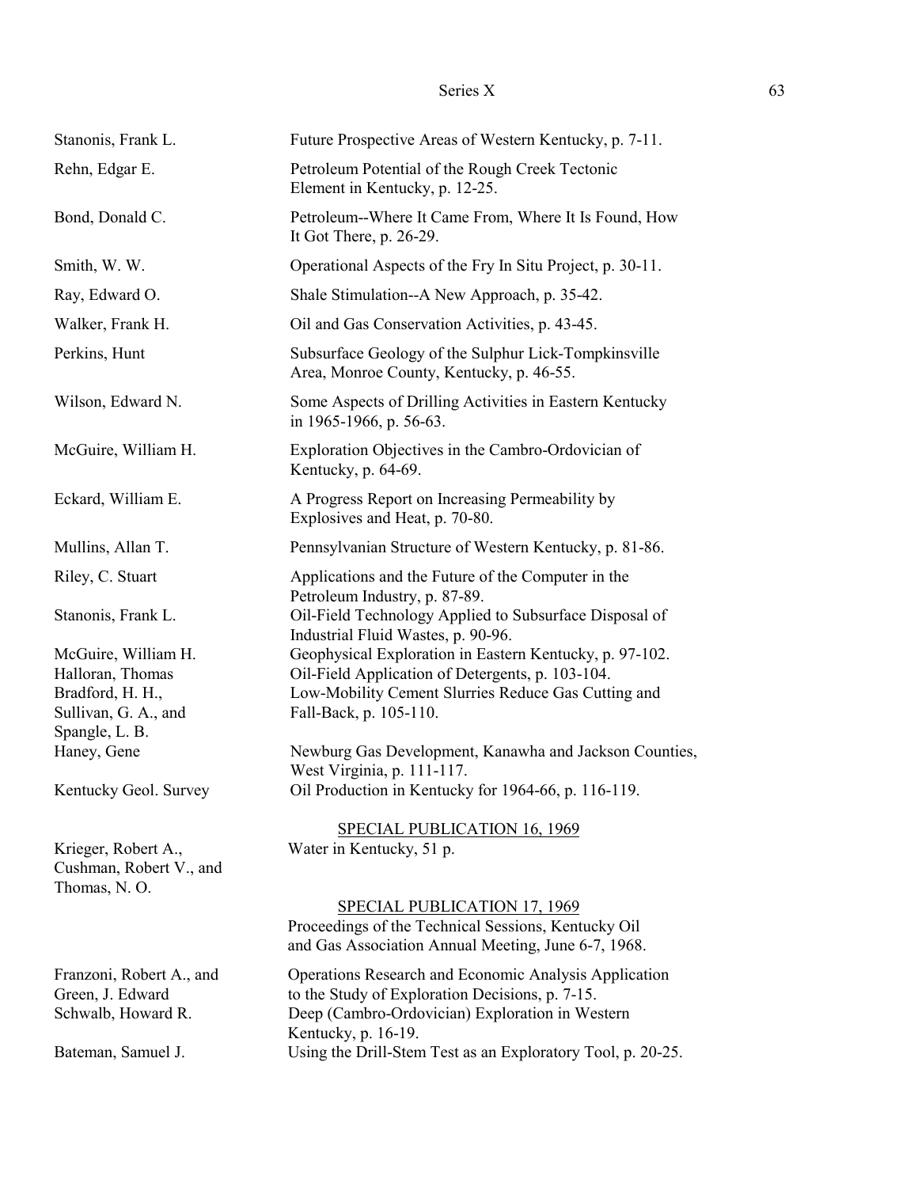| | |
|---|---|
| Stanonis, Frank L. | Future Prospective Areas of Western Kentucky, p. 7-11. |
| Rehn, Edgar E. | Petroleum Potential of the Rough Creek Tectonic Element in Kentucky, p. 12-25. |
| Bond, Donald C. | Petroleum--Where It Came From, Where It Is Found, How It Got There, p. 26-29. |
| Smith, W. W. | Operational Aspects of the Fry In Situ Project, p. 30-11. |
| Ray, Edward O. | Shale Stimulation--A New Approach, p. 35-42. |
| Walker, Frank H. | Oil and Gas Conservation Activities, p. 43-45. |
| Perkins, Hunt | Subsurface Geology of the Sulphur Lick-Tompkinsville Area, Monroe County, Kentucky, p. 46-55. |
| Wilson, Edward N. | Some Aspects of Drilling Activities in Eastern Kentucky in 1965-1966, p. 56-63. |
| McGuire, William H. | Exploration Objectives in the Cambro-Ordovician of Kentucky, p. 64-69. |
| Eckard, William E. | A Progress Report on Increasing Permeability by Explosives and Heat, p. 70-80. |
| Mullins, Allan T. | Pennsylvanian Structure of Western Kentucky, p. 81-86. |
| Riley, C. Stuart | Applications and the Future of the Computer in the Petroleum Industry, p. 87-89. |
| Stanonis, Frank L. | Oil-Field Technology Applied to Subsurface Disposal of Industrial Fluid Wastes, p. 90-96. |
| McGuire, William H. | Geophysical Exploration in Eastern Kentucky, p. 97-102. |
| Halloran, Thomas | Oil-Field Application of Detergents, p. 103-104. |
| Bradford, H. H., Sullivan, G. A., and Spangle, L. B. | Low-Mobility Cement Slurries Reduce Gas Cutting and Fall-Back, p. 105-110. |
| Haney, Gene | Newburg Gas Development, Kanawha and Jackson Counties, West Virginia, p. 111-117. |
| Kentucky Geol. Survey | Oil Production in Kentucky for 1964-66, p. 116-119. |

<u>SPECIAL PUBLICATION 16, 1969</u>

| | |
|---|---|
| Krieger, Robert A., Cushman, Robert V., and Thomas, N. O. | Water in Kentucky, 51 p. |

<u>SPECIAL PUBLICATION 17, 1969</u>

Proceedings of the Technical Sessions, Kentucky Oil and Gas Association Annual Meeting, June 6-7, 1968.

| | |
|---|---|
| Franzoni, Robert A., and Green, J. Edward | Operations Research and Economic Analysis Application to the Study of Exploration Decisions, p. 7-15. |
| Schwalb, Howard R. | Deep (Cambro-Ordovician) Exploration in Western Kentucky, p. 16-19. |
| Bateman, Samuel J. | Using the Drill-Stem Test as an Exploratory Tool, p. 20-25. |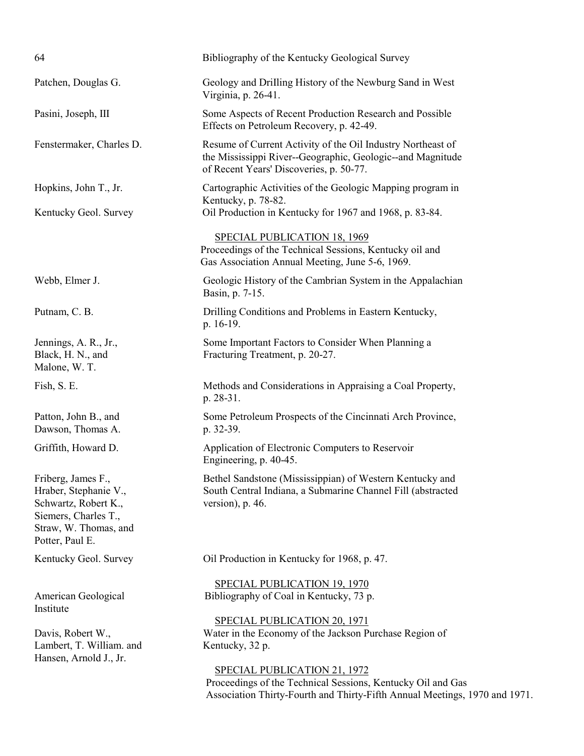Patchen, Douglas G. — Geology and DrIlling History of the Newburg Sand in West Virginia, p. 26-41.

Pasini, Joseph, III — Some Aspects of Recent Production Research and Possible Effects on Petroleum Recovery, p. 42-49.

Fenstermaker, Charles D. — Resume of Current Activity of the Oil Industry Northeast of the Mississippi River--Geographic, Geologic--and Magnitude of Recent Years' Discoveries, p. 50-77.

Hopkins, John T., Jr. — Cartographic Activities of the Geologic Mapping program in Kentucky, p. 78-82.

Kentucky Geol. Survey — Oil Production in Kentucky for 1967 and 1968, p. 83-84.

SPECIAL PUBLICATION 18, 1969

Proceedings of the Technical Sessions, Kentucky oil and Gas Association Annual Meeting, June 5-6, 1969.

Webb, Elmer J. — Geologic History of the Cambrian System in the Appalachian Basin, p. 7-15.

Putnam, C. B. — Drilling Conditions and Problems in Eastern Kentucky, p. 16-19.

Jennings, A. R., Jr., Black, H. N., and Malone, W. T. — Some Important Factors to Consider When Planning a Fracturing Treatment, p. 20-27.

Fish, S. E. — Methods and Considerations in Appraising a Coal Property, p. 28-31.

Patton, John B., and Dawson, Thomas A. — Some Petroleum Prospects of the Cincinnati Arch Province, p. 32-39.

Griffith, Howard D. — Application of Electronic Computers to Reservoir Engineering, p. 40-45.

Friberg, James F., Hraber, Stephanie V., Schwartz, Robert K., Siemers, Charles T., Straw, W. Thomas, and Potter, Paul E. — Bethel Sandstone (Mississippian) of Western Kentucky and South Central Indiana, a Submarine Channel Fill (abstracted version), p. 46.

Kentucky Geol. Survey — Oil Production in Kentucky for 1968, p. 47.

SPECIAL PUBLICATION 19, 1970

American Geological Institute — Bibliography of Coal in Kentucky, 73 p.

SPECIAL PUBLICATION 20, 1971

Davis, Robert W., Lambert, T. William. and Hansen, Arnold J., Jr. — Water in the Economy of the Jackson Purchase Region of Kentucky, 32 p.

SPECIAL PUBLICATION 21, 1972

Proceedings of the Technical Sessions, Kentucky Oil and Gas Association Thirty-Fourth and Thirty-Fifth Annual Meetings, 1970 and 1971.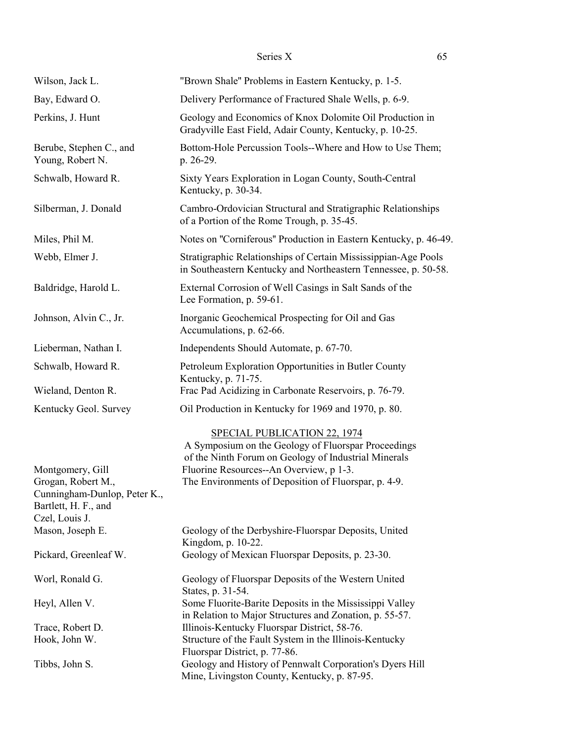| | |
|---|---|
| Wilson, Jack L. | "Brown Shale" Problems in Eastern Kentucky, p. 1-5. |
| Bay, Edward O. | Delivery Performance of Fractured Shale Wells, p. 6-9. |
| Perkins, J. Hunt | Geology and Economics of Knox Dolomite Oil Production in Gradyville East Field, Adair County, Kentucky, p. 10-25. |
| Berube, Stephen C., and Young, Robert N. | Bottom-Hole Percussion Tools--Where and How to Use Them; p. 26-29. |
| Schwalb, Howard R. | Sixty Years Exploration in Logan County, South-Central Kentucky, p. 30-34. |
| Silberman, J. Donald | Cambro-Ordovician Structural and Stratigraphic Relationships of a Portion of the Rome Trough, p. 35-45. |
| Miles, Phil M. | Notes on "Corniferous" Production in Eastern Kentucky, p. 46-49. |
| Webb, Elmer J. | Stratigraphic Relationships of Certain Mississippian-Age Pools in Southeastern Kentucky and Northeastern Tennessee, p. 50-58. |
| Baldridge, Harold L. | External Corrosion of Well Casings in Salt Sands of the Lee Formation, p. 59-61. |
| Johnson, Alvin C., Jr. | Inorganic Geochemical Prospecting for Oil and Gas Accumulations, p. 62-66. |
| Lieberman, Nathan I. | Independents Should Automate, p. 67-70. |
| Schwalb, Howard R. | Petroleum Exploration Opportunities in Butler County Kentucky, p. 71-75. |
| Wieland, Denton R. | Frac Pad Acidizing in Carbonate Reservoirs, p. 76-79. |
| Kentucky Geol. Survey | Oil Production in Kentucky for 1969 and 1970, p. 80. |

## SPECIAL PUBLICATION 22, 1974

A Symposium on the Geology of Fluorspar Proceedings of the Ninth Forum on Geology of Industrial Minerals

| | |
|---|---|
| Montgomery, Gill | Fluorine Resources--An Overview, p 1-3. |
| Grogan, Robert M., Cunningham-Dunlop, Peter K., Bartlett, H. F., and Czel, Louis J. | The Environments of Deposition of Fluorspar, p. 4-9. |
| Mason, Joseph E. | Geology of the Derbyshire-Fluorspar Deposits, United Kingdom, p. 10-22. |
| Pickard, Greenleaf W. | Geology of Mexican Fluorspar Deposits, p. 23-30. |
| Worl, Ronald G. | Geology of Fluorspar Deposits of the Western United States, p. 31-54. |
| Heyl, Allen V. | Some Fluorite-Barite Deposits in the Mississippi Valley in Relation to Major Structures and Zonation, p. 55-57. |
| Trace, Robert D. | Illinois-Kentucky Fluorspar District, 58-76. |
| Hook, John W. | Structure of the Fault System in the Illinois-Kentucky Fluorspar District, p. 77-86. |
| Tibbs, John S. | Geology and History of Pennwalt Corporation's Dyers Hill Mine, Livingston County, Kentucky, p. 87-95. |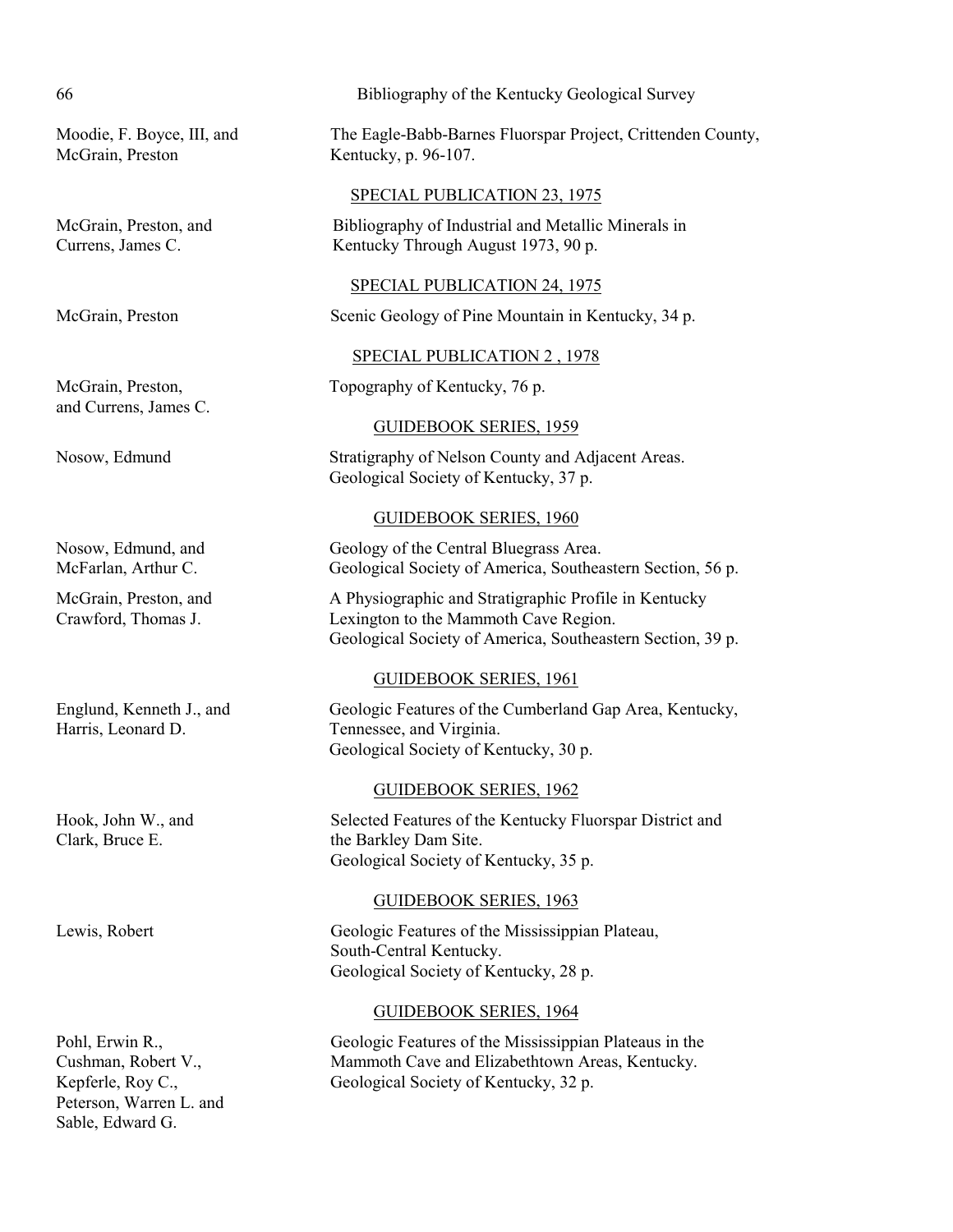Moodie, F. Boyce, III, and McGrain, Preston — The Eagle-Babb-Barnes Fluorspar Project, Crittenden County, Kentucky, p. 96-107.

SPECIAL PUBLICATION 23, 1975

McGrain, Preston, and Currens, James C. — Bibliography of Industrial and Metallic Minerals in Kentucky Through August 1973, 90 p.

SPECIAL PUBLICATION 24, 1975

McGrain, Preston — Scenic Geology of Pine Mountain in Kentucky, 34 p.

SPECIAL PUBLICATION 2 , 1978

McGrain, Preston, and Currens, James C. — Topography of Kentucky, 76 p.

GUIDEBOOK SERIES, 1959

Nosow, Edmund — Stratigraphy of Nelson County and Adjacent Areas. Geological Society of Kentucky, 37 p.

GUIDEBOOK SERIES, 1960

Nosow, Edmund, and McFarlan, Arthur C. — Geology of the Central Bluegrass Area. Geological Society of America, Southeastern Section, 56 p.

McGrain, Preston, and Crawford, Thomas J. — A Physiographic and Stratigraphic Profile in Kentucky Lexington to the Mammoth Cave Region. Geological Society of America, Southeastern Section, 39 p.

GUIDEBOOK SERIES, 1961

Englund, Kenneth J., and Harris, Leonard D. — Geologic Features of the Cumberland Gap Area, Kentucky, Tennessee, and Virginia. Geological Society of Kentucky, 30 p.

GUIDEBOOK SERIES, 1962

Hook, John W., and Clark, Bruce E. — Selected Features of the Kentucky Fluorspar District and the Barkley Dam Site. Geological Society of Kentucky, 35 p.

GUIDEBOOK SERIES, 1963

Lewis, Robert — Geologic Features of the Mississippian Plateau, South-Central Kentucky. Geological Society of Kentucky, 28 p.

GUIDEBOOK SERIES, 1964

Pohl, Erwin R., Cushman, Robert V., Kepferle, Roy C., Peterson, Warren L. and Sable, Edward G. — Geologic Features of the Mississippian Plateaus in the Mammoth Cave and Elizabethtown Areas, Kentucky. Geological Society of Kentucky, 32 p.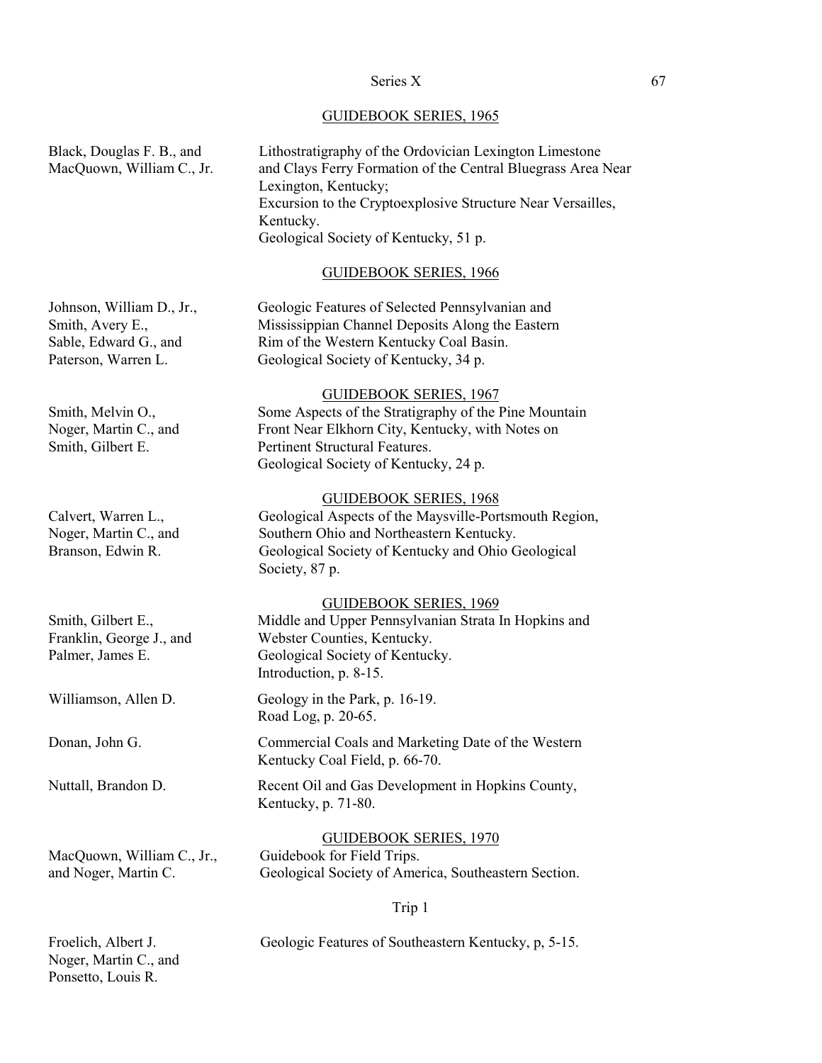## GUIDEBOOK SERIES, 1965

Black, Douglas F. B., and MacQuown, William C., Jr. — Lithostratigraphy of the Ordovician Lexington Limestone and Clays Ferry Formation of the Central Bluegrass Area Near Lexington, Kentucky;
Excursion to the Cryptoexplosive Structure Near Versailles, Kentucky.
Geological Society of Kentucky, 51 p.

## GUIDEBOOK SERIES, 1966

Johnson, William D., Jr., Smith, Avery E., Sable, Edward G., and Paterson, Warren L. — Geologic Features of Selected Pennsylvanian and Mississippian Channel Deposits Along the Eastern Rim of the Western Kentucky Coal Basin.
Geological Society of Kentucky, 34 p.

## GUIDEBOOK SERIES, 1967

Smith, Melvin O., Noger, Martin C., and Smith, Gilbert E. — Some Aspects of the Stratigraphy of the Pine Mountain Front Near Elkhorn City, Kentucky, with Notes on Pertinent Structural Features.
Geological Society of Kentucky, 24 p.

## GUIDEBOOK SERIES, 1968

Calvert, Warren L., Noger, Martin C., and Branson, Edwin R. — Geological Aspects of the Maysville-Portsmouth Region, Southern Ohio and Northeastern Kentucky.
Geological Society of Kentucky and Ohio Geological Society, 87 p.

## GUIDEBOOK SERIES, 1969

Smith, Gilbert E., Franklin, George J., and Palmer, James E. — Middle and Upper Pennsylvanian Strata In Hopkins and Webster Counties, Kentucky.
Geological Society of Kentucky.
Introduction, p. 8-15.

Williamson, Allen D. — Geology in the Park, p. 16-19.
Road Log, p. 20-65.

Donan, John G. — Commercial Coals and Marketing Date of the Western Kentucky Coal Field, p. 66-70.

Nuttall, Brandon D. — Recent Oil and Gas Development in Hopkins County, Kentucky, p. 71-80.

## GUIDEBOOK SERIES, 1970

MacQuown, William C., Jr., and Noger, Martin C. — Guidebook for Field Trips.
Geological Society of America, Southeastern Section.

Trip 1

Froelich, Albert J. Noger, Martin C., and Ponsetto, Louis R. — Geologic Features of Southeastern Kentucky, p, 5-15.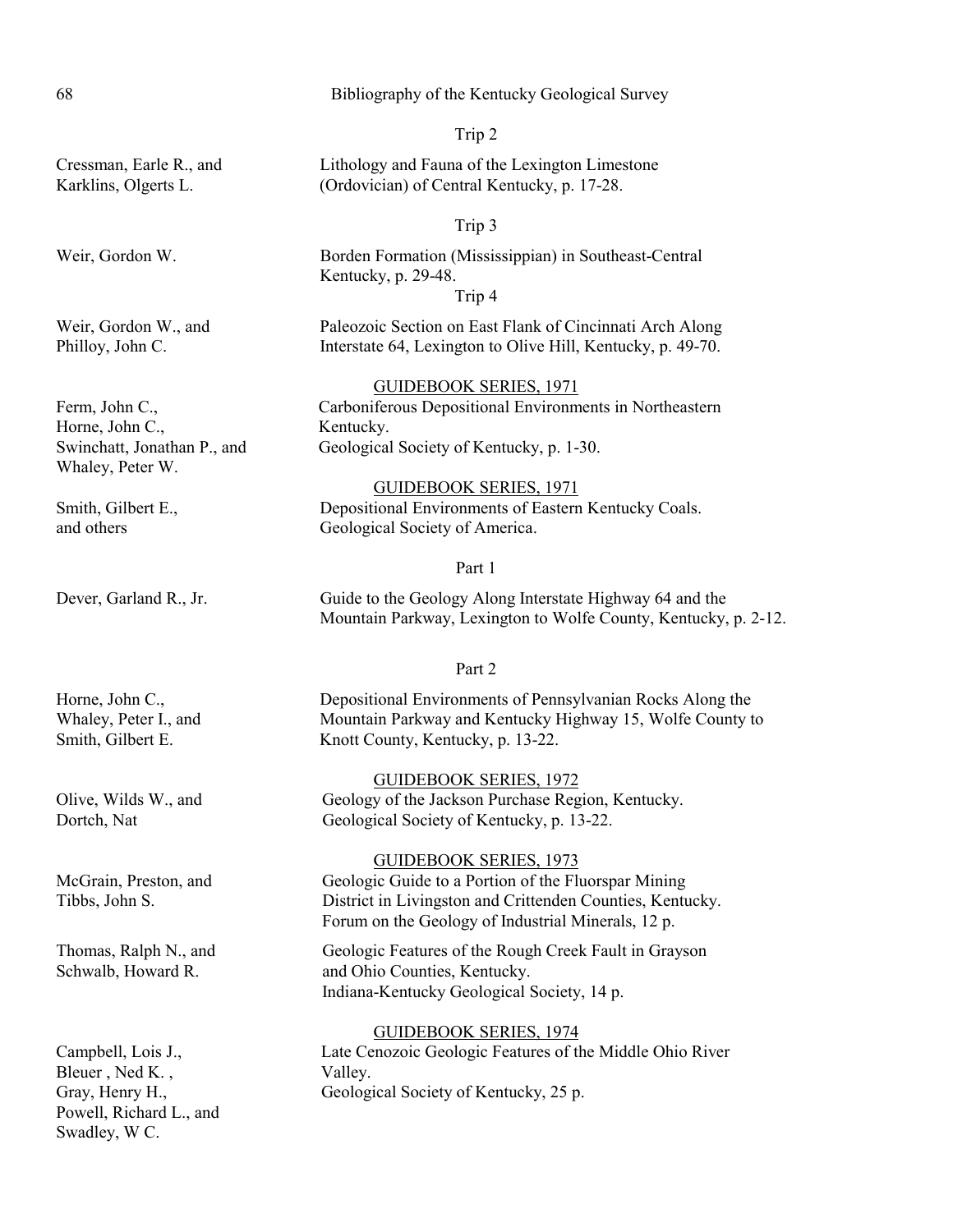Trip 2

| | |
|---|---|
| Cressman, Earle R., and Karklins, Olgerts L. | Lithology and Fauna of the Lexington Limestone (Ordovician) of Central Kentucky, p. 17-28. |

Trip 3

| | |
|---|---|
| Weir, Gordon W. | Borden Formation (Mississippian) in Southeast-Central Kentucky, p. 29-48. |

Trip 4

| | |
|---|---|
| Weir, Gordon W., and Philloy, John C. | Paleozoic Section on East Flank of Cincinnati Arch Along Interstate 64, Lexington to Olive Hill, Kentucky, p. 49-70. |

GUIDEBOOK SERIES, 1971

| | |
|---|---|
| Ferm, John C., Horne, John C., Swinchatt, Jonathan P., and Whaley, Peter W. | Carboniferous Depositional Environments in Northeastern Kentucky. Geological Society of Kentucky, p. 1-30. |

GUIDEBOOK SERIES, 1971

| | |
|---|---|
| Smith, Gilbert E., and others | Depositional Environments of Eastern Kentucky Coals. Geological Society of America. |

Part 1

| | |
|---|---|
| Dever, Garland R., Jr. | Guide to the Geology Along Interstate Highway 64 and the Mountain Parkway, Lexington to Wolfe County, Kentucky, p. 2-12. |

Part 2

| | |
|---|---|
| Horne, John C., Whaley, Peter I., and Smith, Gilbert E. | Depositional Environments of Pennsylvanian Rocks Along the Mountain Parkway and Kentucky Highway 15, Wolfe County to Knott County, Kentucky, p. 13-22. |

GUIDEBOOK SERIES, 1972

| | |
|---|---|
| Olive, Wilds W., and Dortch, Nat | Geology of the Jackson Purchase Region, Kentucky. Geological Society of Kentucky, p. 13-22. |

GUIDEBOOK SERIES, 1973

| | |
|---|---|
| McGrain, Preston, and Tibbs, John S. | Geologic Guide to a Portion of the Fluorspar Mining District in Livingston and Crittenden Counties, Kentucky. Forum on the Geology of Industrial Minerals, 12 p. |
| Thomas, Ralph N., and Schwalb, Howard R. | Geologic Features of the Rough Creek Fault in Grayson and Ohio Counties, Kentucky. Indiana-Kentucky Geological Society, 14 p. |

GUIDEBOOK SERIES, 1974

| | |
|---|---|
| Campbell, Lois J., Bleuer , Ned K. , Gray, Henry H., Powell, Richard L., and Swadley, W C. | Late Cenozoic Geologic Features of the Middle Ohio River Valley. Geological Society of Kentucky, 25 p. |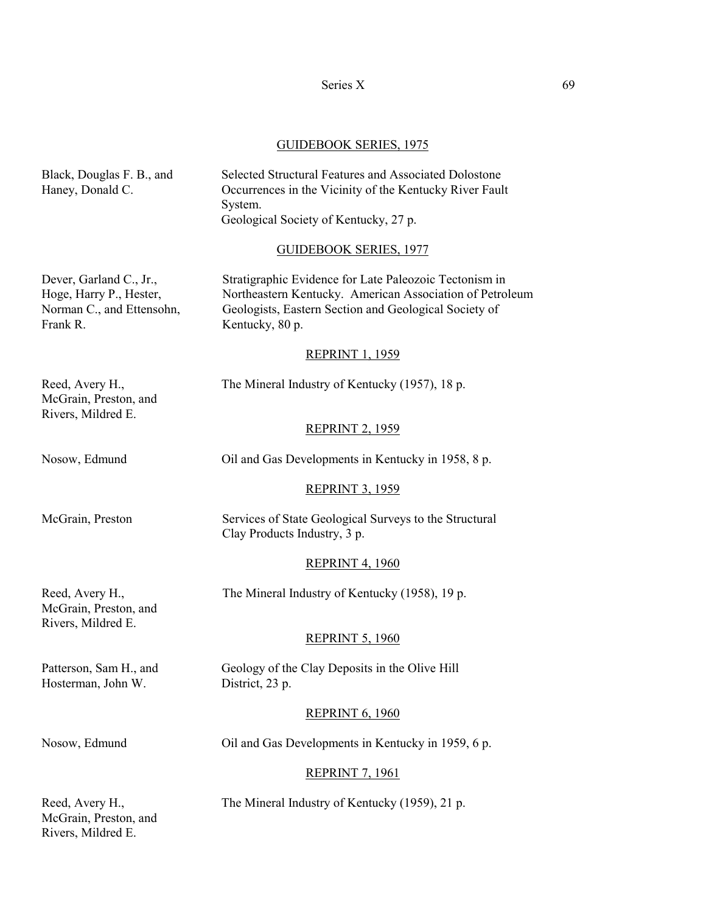## GUIDEBOOK SERIES, 1975

| | |
|---|---|
| Black, Douglas F. B., and Haney, Donald C. | Selected Structural Features and Associated Dolostone Occurrences in the Vicinity of the Kentucky River Fault System. Geological Society of Kentucky, 27 p. |

## GUIDEBOOK SERIES, 1977

| | |
|---|---|
| Dever, Garland C., Jr., Hoge, Harry P., Hester, Norman C., and Ettensohn, Frank R. | Stratigraphic Evidence for Late Paleozoic Tectonism in Northeastern Kentucky. American Association of Petroleum Geologists, Eastern Section and Geological Society of Kentucky, 80 p. |

## REPRINT 1, 1959

| | |
|---|---|
| Reed, Avery H., McGrain, Preston, and Rivers, Mildred E. | The Mineral Industry of Kentucky (1957), 18 p. |

## REPRINT 2, 1959

| | |
|---|---|
| Nosow, Edmund | Oil and Gas Developments in Kentucky in 1958, 8 p. |

## REPRINT 3, 1959

| | |
|---|---|
| McGrain, Preston | Services of State Geological Surveys to the Structural Clay Products Industry, 3 p. |

## REPRINT 4, 1960

| | |
|---|---|
| Reed, Avery H., McGrain, Preston, and Rivers, Mildred E. | The Mineral Industry of Kentucky (1958), 19 p. |

## REPRINT 5, 1960

| | |
|---|---|
| Patterson, Sam H., and Hosterman, John W. | Geology of the Clay Deposits in the Olive Hill District, 23 p. |

## REPRINT 6, 1960

| | |
|---|---|
| Nosow, Edmund | Oil and Gas Developments in Kentucky in 1959, 6 p. |

## REPRINT 7, 1961

| | |
|---|---|
| Reed, Avery H., McGrain, Preston, and Rivers, Mildred E. | The Mineral Industry of Kentucky (1959), 21 p. |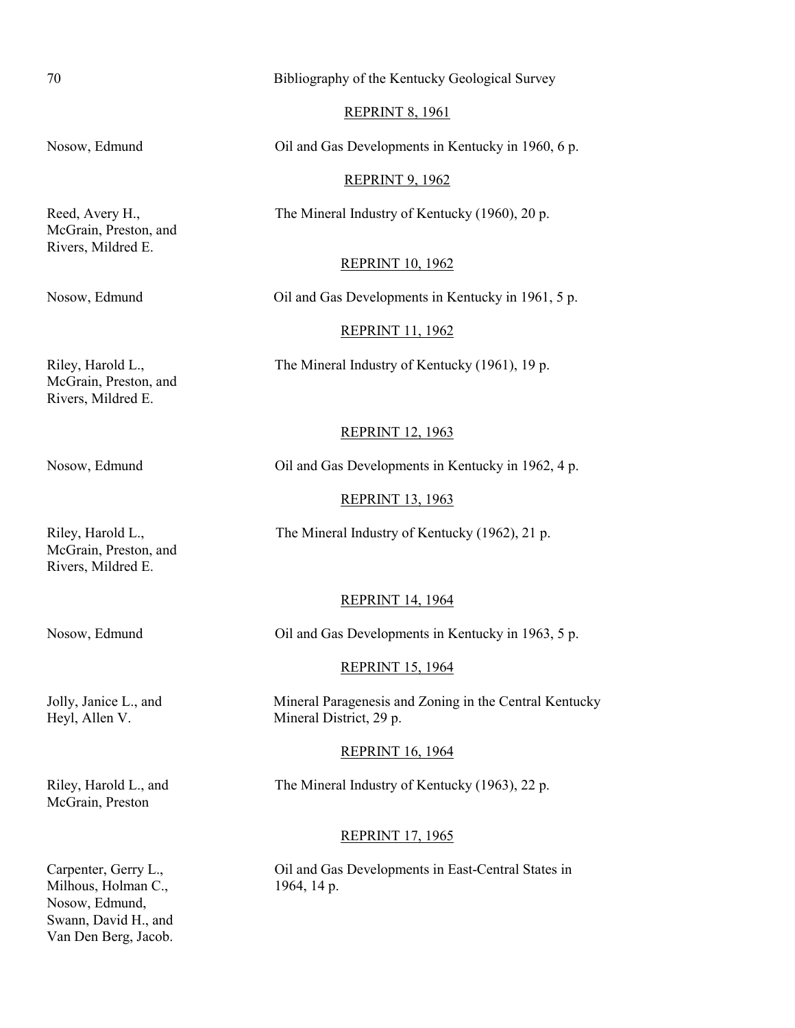REPRINT 8, 1961

Nosow, Edmund — Oil and Gas Developments in Kentucky in 1960, 6 p.

REPRINT 9, 1962

Reed, Avery H., McGrain, Preston, and Rivers, Mildred E. — The Mineral Industry of Kentucky (1960), 20 p.

REPRINT 10, 1962

Nosow, Edmund — Oil and Gas Developments in Kentucky in 1961, 5 p.

REPRINT 11, 1962

Riley, Harold L., McGrain, Preston, and Rivers, Mildred E. — The Mineral Industry of Kentucky (1961), 19 p.

REPRINT 12, 1963

Nosow, Edmund — Oil and Gas Developments in Kentucky in 1962, 4 p.

REPRINT 13, 1963

Riley, Harold L., McGrain, Preston, and Rivers, Mildred E. — The Mineral Industry of Kentucky (1962), 21 p.

REPRINT 14, 1964

Nosow, Edmund — Oil and Gas Developments in Kentucky in 1963, 5 p.

REPRINT 15, 1964

Jolly, Janice L., and Heyl, Allen V. — Mineral Paragenesis and Zoning in the Central Kentucky Mineral District, 29 p.

REPRINT 16, 1964

Riley, Harold L., and McGrain, Preston — The Mineral Industry of Kentucky (1963), 22 p.

REPRINT 17, 1965

Carpenter, Gerry L., Milhous, Holman C., Nosow, Edmund, Swann, David H., and Van Den Berg, Jacob. — Oil and Gas Developments in East-Central States in 1964, 14 p.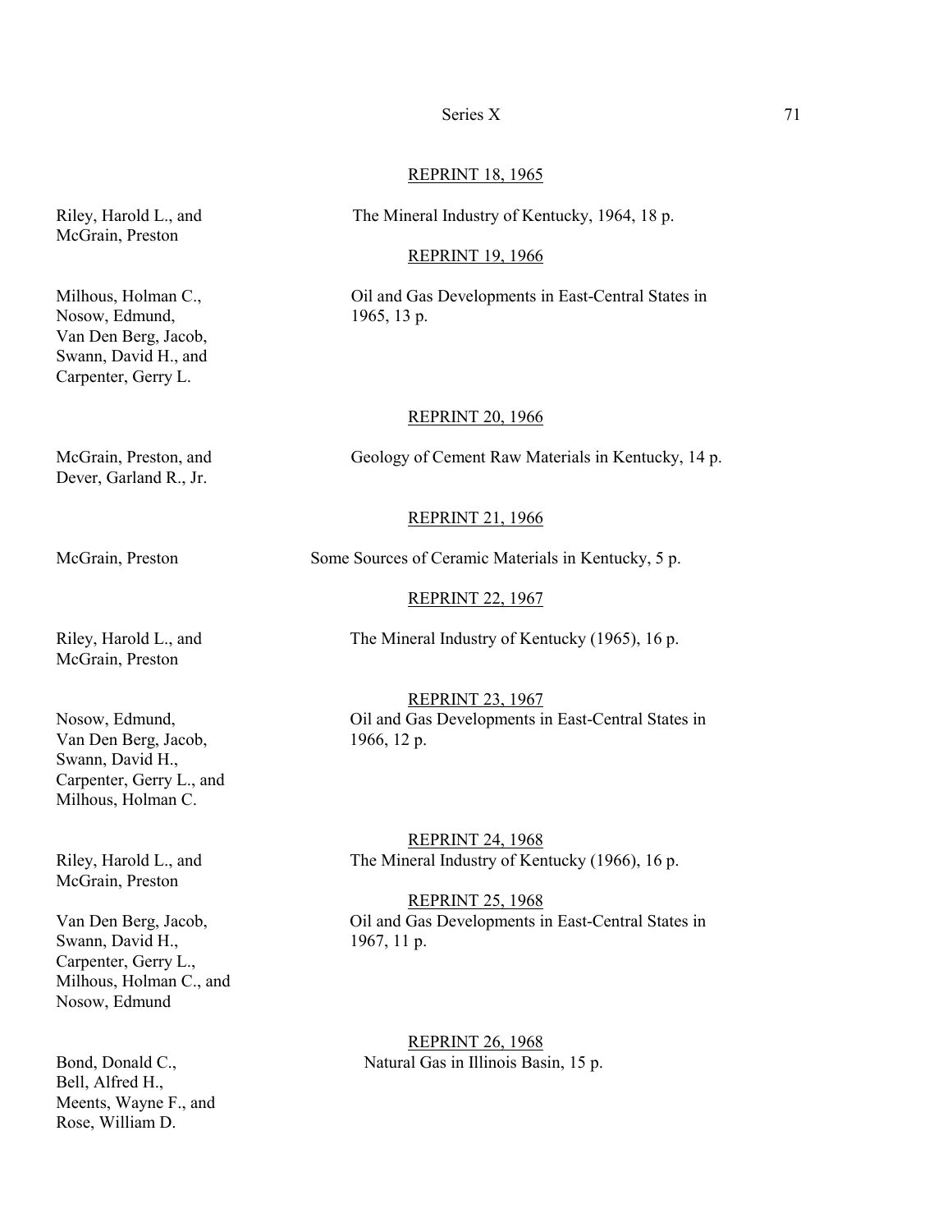REPRINT 18, 1965

Riley, Harold L., and McGrain, Preston — The Mineral Industry of Kentucky, 1964, 18 p.

REPRINT 19, 1966

Milhous, Holman C., Nosow, Edmund, Van Den Berg, Jacob, Swann, David H., and Carpenter, Gerry L. — Oil and Gas Developments in East-Central States in 1965, 13 p.

REPRINT 20, 1966

McGrain, Preston, and Dever, Garland R., Jr. — Geology of Cement Raw Materials in Kentucky, 14 p.

REPRINT 21, 1966

McGrain, Preston — Some Sources of Ceramic Materials in Kentucky, 5 p.

REPRINT 22, 1967

Riley, Harold L., and McGrain, Preston — The Mineral Industry of Kentucky (1965), 16 p.

REPRINT 23, 1967

Nosow, Edmund, Van Den Berg, Jacob, Swann, David H., Carpenter, Gerry L., and Milhous, Holman C. — Oil and Gas Developments in East-Central States in 1966, 12 p.

REPRINT 24, 1968

Riley, Harold L., and McGrain, Preston — The Mineral Industry of Kentucky (1966), 16 p.

REPRINT 25, 1968

Van Den Berg, Jacob, Swann, David H., Carpenter, Gerry L., Milhous, Holman C., and Nosow, Edmund — Oil and Gas Developments in East-Central States in 1967, 11 p.

REPRINT 26, 1968

Bond, Donald C., Bell, Alfred H., Meents, Wayne F., and Rose, William D. — Natural Gas in Illinois Basin, 15 p.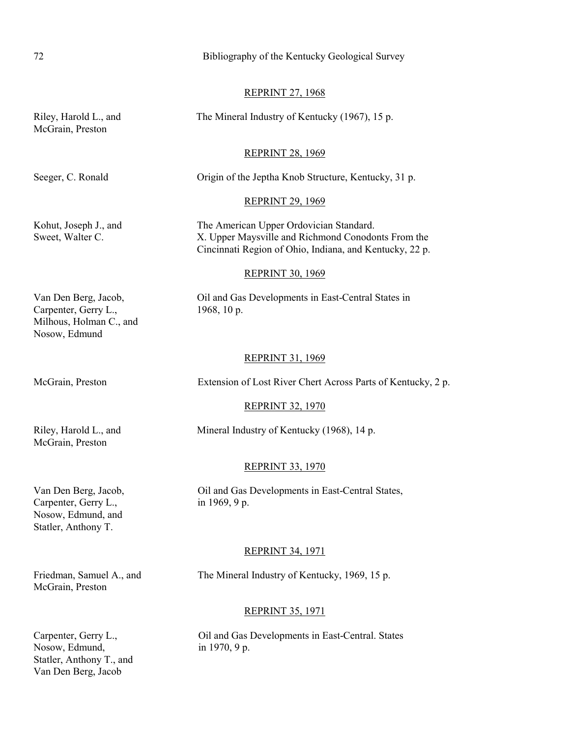REPRINT 27, 1968

Riley, Harold L., and McGrain, Preston — The Mineral Industry of Kentucky (1967), 15 p.

REPRINT 28, 1969

Seeger, C. Ronald — Origin of the Jeptha Knob Structure, Kentucky, 31 p.

REPRINT 29, 1969

Kohut, Joseph J., and Sweet, Walter C. — The American Upper Ordovician Standard. X. Upper Maysville and Richmond Conodonts From the Cincinnati Region of Ohio, Indiana, and Kentucky, 22 p.

REPRINT 30, 1969

Van Den Berg, Jacob, Carpenter, Gerry L., Milhous, Holman C., and Nosow, Edmund — Oil and Gas Developments in East-Central States in 1968, 10 p.

REPRINT 31, 1969

McGrain, Preston — Extension of Lost River Chert Across Parts of Kentucky, 2 p.

REPRINT 32, 1970

Riley, Harold L., and McGrain, Preston — Mineral Industry of Kentucky (1968), 14 p.

REPRINT 33, 1970

Van Den Berg, Jacob, Carpenter, Gerry L., Nosow, Edmund, and Statler, Anthony T. — Oil and Gas Developments in East-Central States, in 1969, 9 p.

REPRINT 34, 1971

Friedman, Samuel A., and McGrain, Preston — The Mineral Industry of Kentucky, 1969, 15 p.

REPRINT 35, 1971

Carpenter, Gerry L., Nosow, Edmund, Statler, Anthony T., and Van Den Berg, Jacob — Oil and Gas Developments in East-Central. States in 1970, 9 p.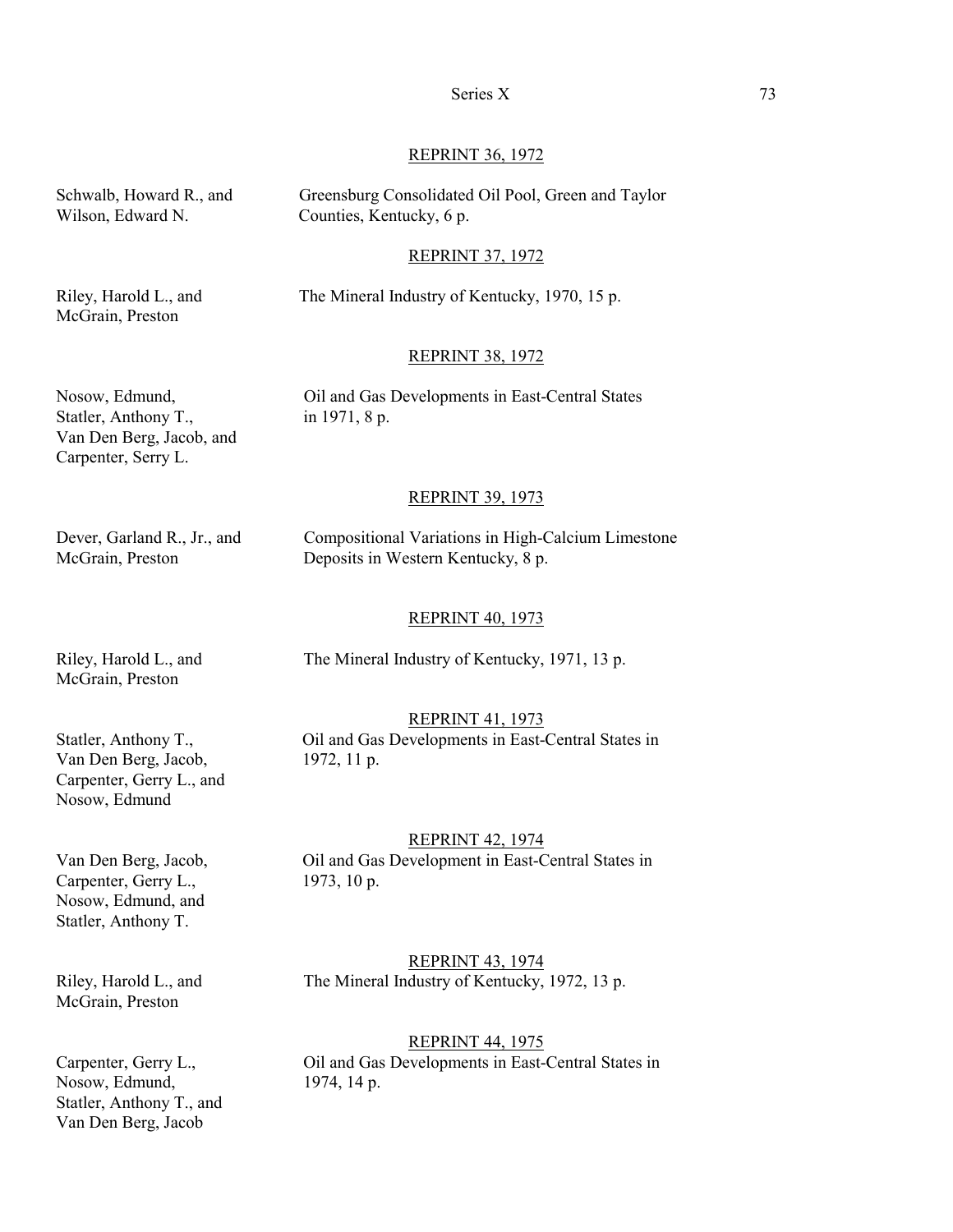REPRINT 36, 1972

Schwalb, Howard R., and Wilson, Edward N. — Greensburg Consolidated Oil Pool, Green and Taylor Counties, Kentucky, 6 p.

REPRINT 37, 1972

Riley, Harold L., and McGrain, Preston — The Mineral Industry of Kentucky, 1970, 15 p.

REPRINT 38, 1972

Nosow, Edmund, Statler, Anthony T., Van Den Berg, Jacob, and Carpenter, Serry L. — Oil and Gas Developments in East-Central States in 1971, 8 p.

REPRINT 39, 1973

Dever, Garland R., Jr., and McGrain, Preston — Compositional Variations in High-Calcium Limestone Deposits in Western Kentucky, 8 p.

REPRINT 40, 1973

Riley, Harold L., and McGrain, Preston — The Mineral Industry of Kentucky, 1971, 13 p.

REPRINT 41, 1973

Statler, Anthony T., Van Den Berg, Jacob, Carpenter, Gerry L., and Nosow, Edmund — Oil and Gas Developments in East-Central States in 1972, 11 p.

REPRINT 42, 1974

Van Den Berg, Jacob, Carpenter, Gerry L., Nosow, Edmund, and Statler, Anthony T. — Oil and Gas Development in East-Central States in 1973, 10 p.

REPRINT 43, 1974

Riley, Harold L., and McGrain, Preston — The Mineral Industry of Kentucky, 1972, 13 p.

REPRINT 44, 1975

Carpenter, Gerry L., Nosow, Edmund, Statler, Anthony T., and Van Den Berg, Jacob — Oil and Gas Developments in East-Central States in 1974, 14 p.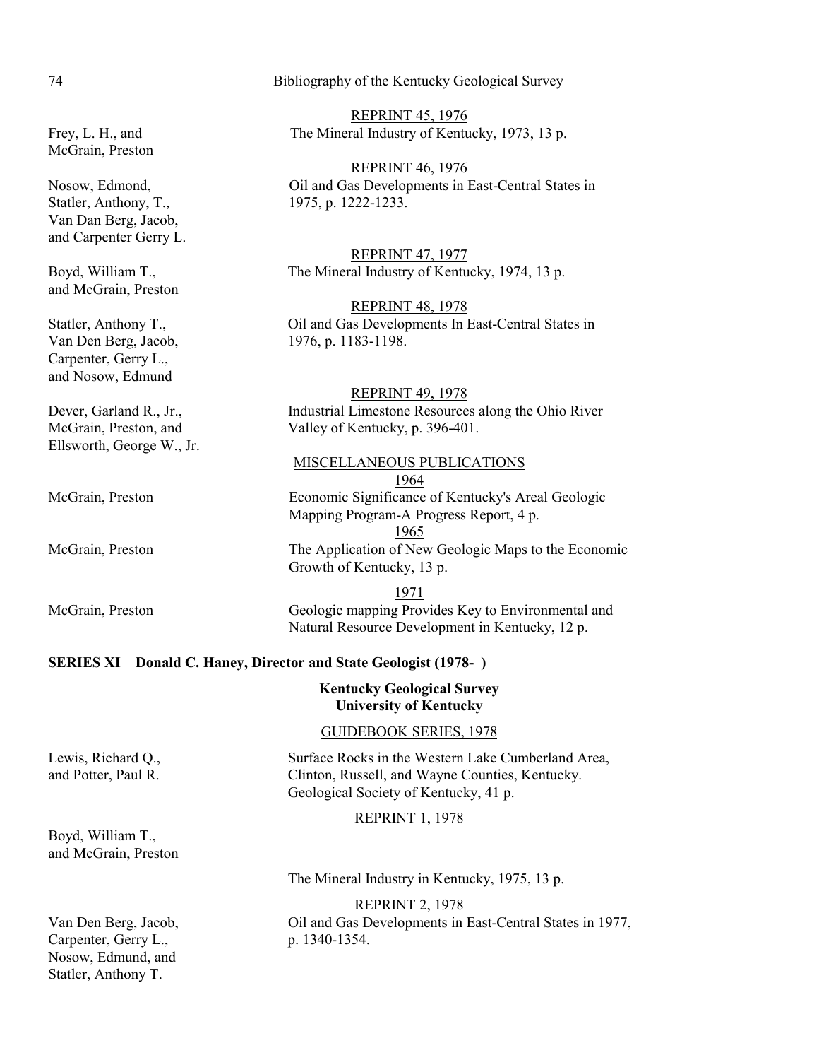REPRINT 45, 1976

Frey, L. H., and McGrain, Preston — The Mineral Industry of Kentucky, 1973, 13 p.

REPRINT 46, 1976

Nosow, Edmond, Statler, Anthony, T., Van Dan Berg, Jacob, and Carpenter Gerry L. — Oil and Gas Developments in East-Central States in 1975, p. 1222-1233.

REPRINT 47, 1977

Boyd, William T., and McGrain, Preston — The Mineral Industry of Kentucky, 1974, 13 p.

REPRINT 48, 1978

Statler, Anthony T., Van Den Berg, Jacob, Carpenter, Gerry L., and Nosow, Edmund — Oil and Gas Developments In East-Central States in 1976, p. 1183-1198.

REPRINT 49, 1978

Dever, Garland R., Jr., McGrain, Preston, and Ellsworth, George W., Jr. — Industrial Limestone Resources along the Ohio River Valley of Kentucky, p. 396-401.

MISCELLANEOUS PUBLICATIONS

1964

McGrain, Preston — Economic Significance of Kentucky's Areal Geologic Mapping Program-A Progress Report, 4 p.

1965

McGrain, Preston — The Application of New Geologic Maps to the Economic Growth of Kentucky, 13 p.

1971

McGrain, Preston — Geologic mapping Provides Key to Environmental and Natural Resource Development in Kentucky, 12 p.

## SERIES XI Donald C. Haney, Director and State Geologist (1978- )

**Kentucky Geological Survey**
**University of Kentucky**

GUIDEBOOK SERIES, 1978

Lewis, Richard Q., and Potter, Paul R. — Surface Rocks in the Western Lake Cumberland Area, Clinton, Russell, and Wayne Counties, Kentucky. Geological Society of Kentucky, 41 p.

REPRINT 1, 1978

Boyd, William T., and McGrain, Preston — The Mineral Industry in Kentucky, 1975, 13 p.

REPRINT 2, 1978

Van Den Berg, Jacob, Carpenter, Gerry L., Nosow, Edmund, and Statler, Anthony T. — Oil and Gas Developments in East-Central States in 1977, p. 1340-1354.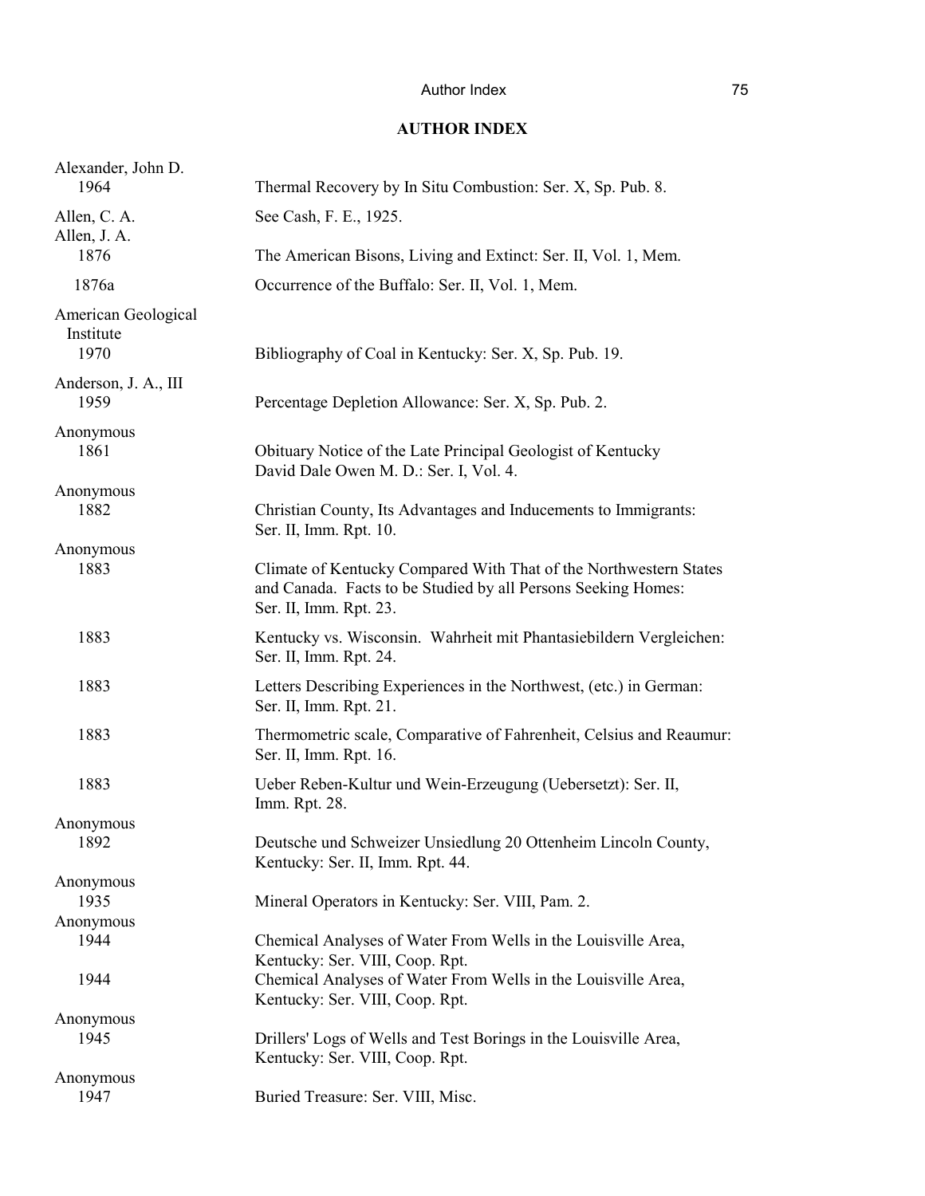# AUTHOR INDEX

Alexander, John D.
1964 — Thermal Recovery by In Situ Combustion: Ser. X, Sp. Pub. 8.

Allen, C. A. — See Cash, F. E., 1925.

Allen, J. A.
1876 — The American Bisons, Living and Extinct: Ser. II, Vol. 1, Mem.
1876a — Occurrence of the Buffalo: Ser. II, Vol. 1, Mem.

American Geological Institute
1970 — Bibliography of Coal in Kentucky: Ser. X, Sp. Pub. 19.

Anderson, J. A., III
1959 — Percentage Depletion Allowance: Ser. X, Sp. Pub. 2.

Anonymous
1861 — Obituary Notice of the Late Principal Geologist of Kentucky David Dale Owen M. D.: Ser. I, Vol. 4.

Anonymous
1882 — Christian County, Its Advantages and Inducements to Immigrants: Ser. II, Imm. Rpt. 10.

Anonymous
1883 — Climate of Kentucky Compared With That of the Northwestern States and Canada. Facts to be Studied by all Persons Seeking Homes: Ser. II, Imm. Rpt. 23.
1883 — Kentucky vs. Wisconsin. Wahrheit mit Phantasiebildern Vergleichen: Ser. II, Imm. Rpt. 24.
1883 — Letters Describing Experiences in the Northwest, (etc.) in German: Ser. II, Imm. Rpt. 21.
1883 — Thermometric scale, Comparative of Fahrenheit, Celsius and Reaumur: Ser. II, Imm. Rpt. 16.
1883 — Ueber Reben-Kultur und Wein-Erzeugung (Uebersetzt): Ser. II, Imm. Rpt. 28.

Anonymous
1892 — Deutsche und Schweizer Unsiedlung 20 Ottenheim Lincoln County, Kentucky: Ser. II, Imm. Rpt. 44.

Anonymous
1935 — Mineral Operators in Kentucky: Ser. VIII, Pam. 2.

Anonymous
1944 — Chemical Analyses of Water From Wells in the Louisville Area, Kentucky: Ser. VIII, Coop. Rpt.
1944 — Chemical Analyses of Water From Wells in the Louisville Area, Kentucky: Ser. VIII, Coop. Rpt.

Anonymous
1945 — Drillers' Logs of Wells and Test Borings in the Louisville Area, Kentucky: Ser. VIII, Coop. Rpt.

Anonymous
1947 — Buried Treasure: Ser. VIII, Misc.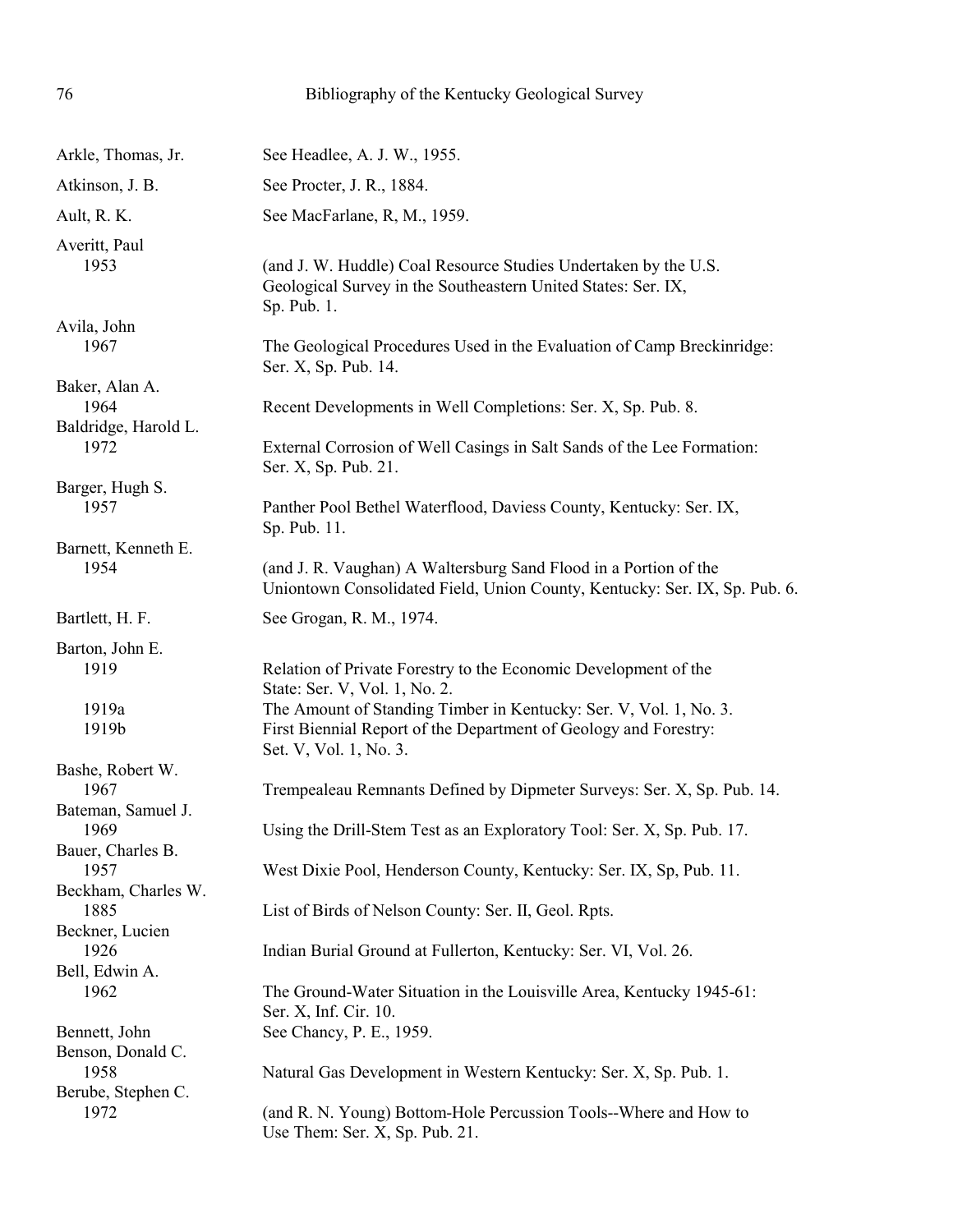Arkle, Thomas, Jr. See Headlee, A. J. W., 1955.

Atkinson, J. B. See Procter, J. R., 1884.

Ault, R. K. See MacFarlane, R, M., 1959.

Averitt, Paul
1953 (and J. W. Huddle) Coal Resource Studies Undertaken by the U.S. Geological Survey in the Southeastern United States: Ser. IX, Sp. Pub. 1.

Avila, John
1967 The Geological Procedures Used in the Evaluation of Camp Breckinridge: Ser. X, Sp. Pub. 14.

Baker, Alan A.
1964 Recent Developments in Well Completions: Ser. X, Sp. Pub. 8.

Baldridge, Harold L.
1972 External Corrosion of Well Casings in Salt Sands of the Lee Formation: Ser. X, Sp. Pub. 21.

Barger, Hugh S.
1957 Panther Pool Bethel Waterflood, Daviess County, Kentucky: Ser. IX, Sp. Pub. 11.

Barnett, Kenneth E.
1954 (and J. R. Vaughan) A Waltersburg Sand Flood in a Portion of the Uniontown Consolidated Field, Union County, Kentucky: Ser. IX, Sp. Pub. 6.

Bartlett, H. F. See Grogan, R. M., 1974.

Barton, John E.
1919 Relation of Private Forestry to the Economic Development of the State: Ser. V, Vol. 1, No. 2.
1919a The Amount of Standing Timber in Kentucky: Ser. V, Vol. 1, No. 3.
1919b First Biennial Report of the Department of Geology and Forestry: Set. V, Vol. 1, No. 3.

Bashe, Robert W.
1967 Trempealeau Remnants Defined by Dipmeter Surveys: Ser. X, Sp. Pub. 14.

Bateman, Samuel J.
1969 Using the Drill-Stem Test as an Exploratory Tool: Ser. X, Sp. Pub. 17.

Bauer, Charles B.
1957 West Dixie Pool, Henderson County, Kentucky: Ser. IX, Sp, Pub. 11.

Beckham, Charles W.
1885 List of Birds of Nelson County: Ser. II, Geol. Rpts.

Beckner, Lucien
1926 Indian Burial Ground at Fullerton, Kentucky: Ser. VI, Vol. 26.

Bell, Edwin A.
1962 The Ground-Water Situation in the Louisville Area, Kentucky 1945-61: Ser. X, Inf. Cir. 10.

Bennett, John See Chancy, P. E., 1959.

Benson, Donald C.
1958 Natural Gas Development in Western Kentucky: Ser. X, Sp. Pub. 1.

Berube, Stephen C.
1972 (and R. N. Young) Bottom-Hole Percussion Tools--Where and How to Use Them: Ser. X, Sp. Pub. 21.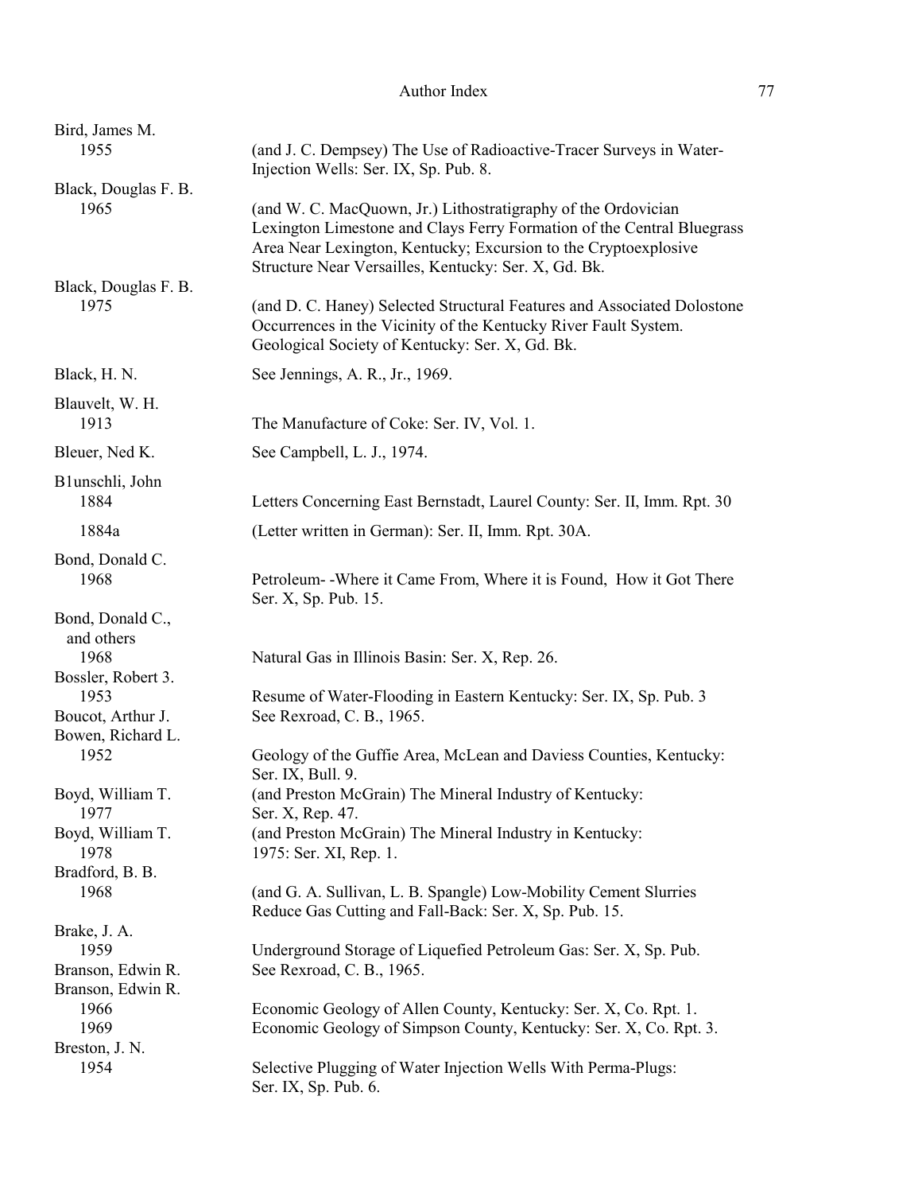Bird, James M.
  1955 — (and J. C. Dempsey) The Use of Radioactive-Tracer Surveys in Water-Injection Wells: Ser. IX, Sp. Pub. 8.

Black, Douglas F. B.
  1965 — (and W. C. MacQuown, Jr.) Lithostratigraphy of the Ordovician Lexington Limestone and Clays Ferry Formation of the Central Bluegrass Area Near Lexington, Kentucky; Excursion to the Cryptoexplosive Structure Near Versailles, Kentucky: Ser. X, Gd. Bk.

Black, Douglas F. B.
  1975 — (and D. C. Haney) Selected Structural Features and Associated Dolostone Occurrences in the Vicinity of the Kentucky River Fault System. Geological Society of Kentucky: Ser. X, Gd. Bk.

Black, H. N. — See Jennings, A. R., Jr., 1969.

Blauvelt, W. H.
  1913 — The Manufacture of Coke: Ser. IV, Vol. 1.

Bleuer, Ned K. — See Campbell, L. J., 1974.

B1unschli, John
  1884 — Letters Concerning East Bernstadt, Laurel County: Ser. II, Imm. Rpt. 30
  1884a — (Letter written in German): Ser. II, Imm. Rpt. 30A.

Bond, Donald C.
  1968 — Petroleum- -Where it Came From, Where it is Found, How it Got There Ser. X, Sp. Pub. 15.

Bond, Donald C., and others
  1968 — Natural Gas in Illinois Basin: Ser. X, Rep. 26.

Bossler, Robert 3.
  1953 — Resume of Water-Flooding in Eastern Kentucky: Ser. IX, Sp. Pub. 3

Boucot, Arthur J. — See Rexroad, C. B., 1965.

Bowen, Richard L.
  1952 — Geology of the Guffie Area, McLean and Daviess Counties, Kentucky: Ser. IX, Bull. 9.

Boyd, William T.
  1977 — (and Preston McGrain) The Mineral Industry of Kentucky: Ser. X, Rep. 47.

Boyd, William T.
  1978 — (and Preston McGrain) The Mineral Industry in Kentucky: 1975: Ser. XI, Rep. 1.

Bradford, B. B.
  1968 — (and G. A. Sullivan, L. B. Spangle) Low-Mobility Cement Slurries Reduce Gas Cutting and Fall-Back: Ser. X, Sp. Pub. 15.

Brake, J. A.
  1959 — Underground Storage of Liquefied Petroleum Gas: Ser. X, Sp. Pub.

Branson, Edwin R. — See Rexroad, C. B., 1965.

Branson, Edwin R.
  1966 — Economic Geology of Allen County, Kentucky: Ser. X, Co. Rpt. 1.
  1969 — Economic Geology of Simpson County, Kentucky: Ser. X, Co. Rpt. 3.

Breston, J. N.
  1954 — Selective Plugging of Water Injection Wells With Perma-Plugs: Ser. IX, Sp. Pub. 6.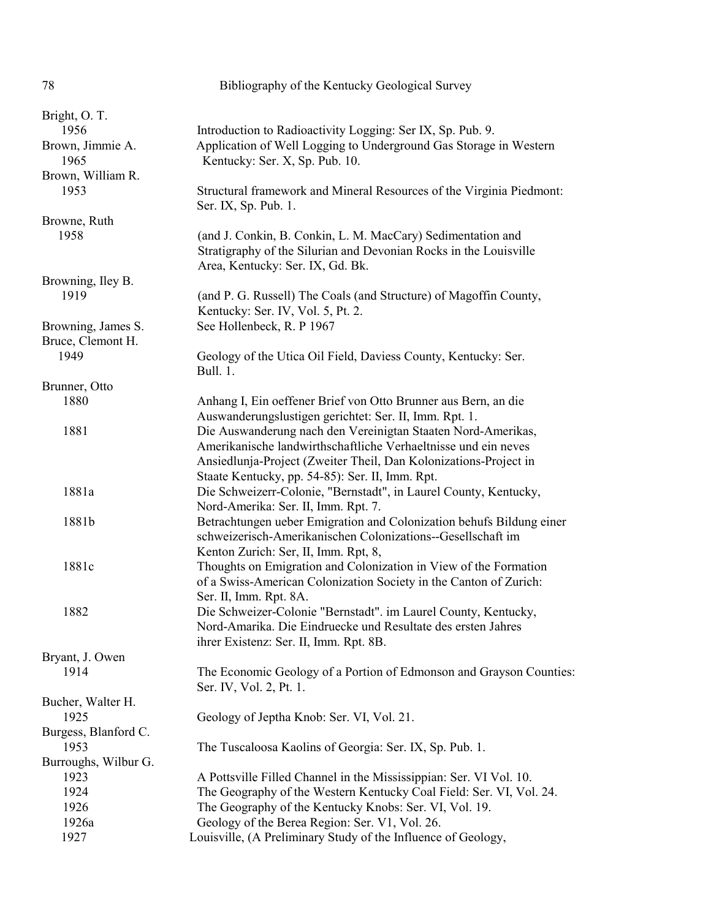Bright, O. T.
- 1956 — Introduction to Radioactivity Logging: Ser IX, Sp. Pub. 9.

Brown, Jimmie A.
- 1965 — Application of Well Logging to Underground Gas Storage in Western Kentucky: Ser. X, Sp. Pub. 10.

Brown, William R.
- 1953 — Structural framework and Mineral Resources of the Virginia Piedmont: Ser. IX, Sp. Pub. 1.

Browne, Ruth
- 1958 — (and J. Conkin, B. Conkin, L. M. MacCary) Sedimentation and Stratigraphy of the Silurian and Devonian Rocks in the Louisville Area, Kentucky: Ser. IX, Gd. Bk.

Browning, Iley B.
- 1919 — (and P. G. Russell) The Coals (and Structure) of Magoffin County, Kentucky: Ser. IV, Vol. 5, Pt. 2.

Browning, James S. — See Hollenbeck, R. P 1967

Bruce, Clemont H.
- 1949 — Geology of the Utica Oil Field, Daviess County, Kentucky: Ser. Bull. 1.

Brunner, Otto
- 1880 — Anhang I, Ein oeffener Brief von Otto Brunner aus Bern, an die Auswanderungslustigen gerichtet: Ser. II, Imm. Rpt. 1.
- 1881 — Die Auswanderung nach den Vereinigtan Staaten Nord-Amerikas, Amerikanische landwirthschaftliche Verhaeltnisse und ein neves Ansiedlunja-Project (Zweiter Theil, Dan Kolonizations-Project in Staate Kentucky, pp. 54-85): Ser. II, Imm. Rpt.
- 1881a — Die Schweizerr-Colonie, "Bernstadt", in Laurel County, Kentucky, Nord-Amerika: Ser. II, Imm. Rpt. 7.
- 1881b — Betrachtungen ueber Emigration and Colonization behufs Bildung einer schweizerisch-Amerikanischen Colonizations--Gesellschaft im Kenton Zurich: Ser, II, Imm. Rpt, 8,
- 1881c — Thoughts on Emigration and Colonization in View of the Formation of a Swiss-American Colonization Society in the Canton of Zurich: Ser. II, Imm. Rpt. 8A.
- 1882 — Die Schweizer-Colonie "Bernstadt". im Laurel County, Kentucky, Nord-Amarika. Die Eindruecke und Resultate des ersten Jahres ihrer Existenz: Ser. II, Imm. Rpt. 8B.

Bryant, J. Owen
- 1914 — The Economic Geology of a Portion of Edmonson and Grayson Counties: Ser. IV, Vol. 2, Pt. 1.

Bucher, Walter H.
- 1925 — Geology of Jeptha Knob: Ser. VI, Vol. 21.

Burgess, Blanford C.
- 1953 — The Tuscaloosa Kaolins of Georgia: Ser. IX, Sp. Pub. 1.

Burroughs, Wilbur G.
- 1923 — A Pottsville Filled Channel in the Mississippian: Ser. VI Vol. 10.
- 1924 — The Geography of the Western Kentucky Coal Field: Ser. VI, Vol. 24.
- 1926 — The Geography of the Kentucky Knobs: Ser. VI, Vol. 19.
- 1926a — Geology of the Berea Region: Ser. V1, Vol. 26.
- 1927 — Louisville, (A Preliminary Study of the Influence of Geology,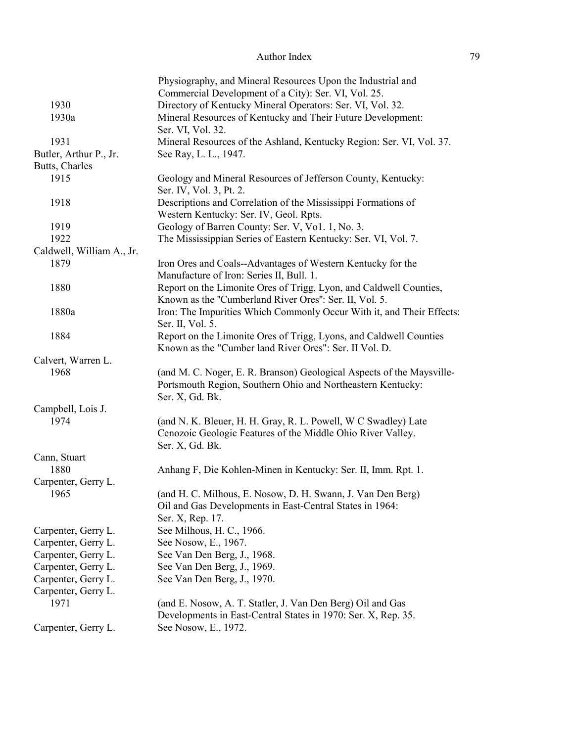Physiography, and Mineral Resources Upon the Industrial and Commercial Development of a City): Ser. VI, Vol. 25.

| | |
|---|---|
| 1930 | Directory of Kentucky Mineral Operators: Ser. VI, Vol. 32. |
| 1930a | Mineral Resources of Kentucky and Their Future Development: Ser. VI, Vol. 32. |
| 1931 | Mineral Resources of the Ashland, Kentucky Region: Ser. VI, Vol. 37. |
| Butler, Arthur P., Jr. | See Ray, L. L., 1947. |
| Butts, Charles | |
| 1915 | Geology and Mineral Resources of Jefferson County, Kentucky: Ser. IV, Vol. 3, Pt. 2. |
| 1918 | Descriptions and Correlation of the Mississippi Formations of Western Kentucky: Ser. IV, Geol. Rpts. |
| 1919 | Geology of Barren County: Ser. V, Vo1. 1, No. 3. |
| 1922 | The Mississippian Series of Eastern Kentucky: Ser. VI, Vol. 7. |
| Caldwell, William A., Jr. | |
| 1879 | Iron Ores and Coals--Advantages of Western Kentucky for the Manufacture of Iron: Series II, Bull. 1. |
| 1880 | Report on the Limonite Ores of Trigg, Lyon, and Caldwell Counties, Known as the "Cumberland River Ores": Ser. II, Vol. 5. |
| 1880a | Iron: The Impurities Which Commonly Occur With it, and Their Effects: Ser. II, Vol. 5. |
| 1884 | Report on the Limonite Ores of Trigg, Lyons, and Caldwell Counties Known as the "Cumber land River Ores": Ser. II Vol. D. |
| Calvert, Warren L. | |
| 1968 | (and M. C. Noger, E. R. Branson) Geological Aspects of the Maysville-Portsmouth Region, Southern Ohio and Northeastern Kentucky: Ser. X, Gd. Bk. |
| Campbell, Lois J. | |
| 1974 | (and N. K. Bleuer, H. H. Gray, R. L. Powell, W C Swadley) Late Cenozoic Geologic Features of the Middle Ohio River Valley. Ser. X, Gd. Bk. |
| Cann, Stuart | |
| 1880 | Anhang F, Die Kohlen-Minen in Kentucky: Ser. II, Imm. Rpt. 1. |
| Carpenter, Gerry L. | |
| 1965 | (and H. C. Milhous, E. Nosow, D. H. Swann, J. Van Den Berg) Oil and Gas Developments in East-Central States in 1964: Ser. X, Rep. 17. |
| Carpenter, Gerry L. | See Milhous, H. C., 1966. |
| Carpenter, Gerry L. | See Nosow, E., 1967. |
| Carpenter, Gerry L. | See Van Den Berg, J., 1968. |
| Carpenter, Gerry L. | See Van Den Berg, J., 1969. |
| Carpenter, Gerry L. | See Van Den Berg, J., 1970. |
| Carpenter, Gerry L. | |
| 1971 | (and E. Nosow, A. T. Statler, J. Van Den Berg) Oil and Gas Developments in East-Central States in 1970: Ser. X, Rep. 35. |
| Carpenter, Gerry L. | See Nosow, E., 1972. |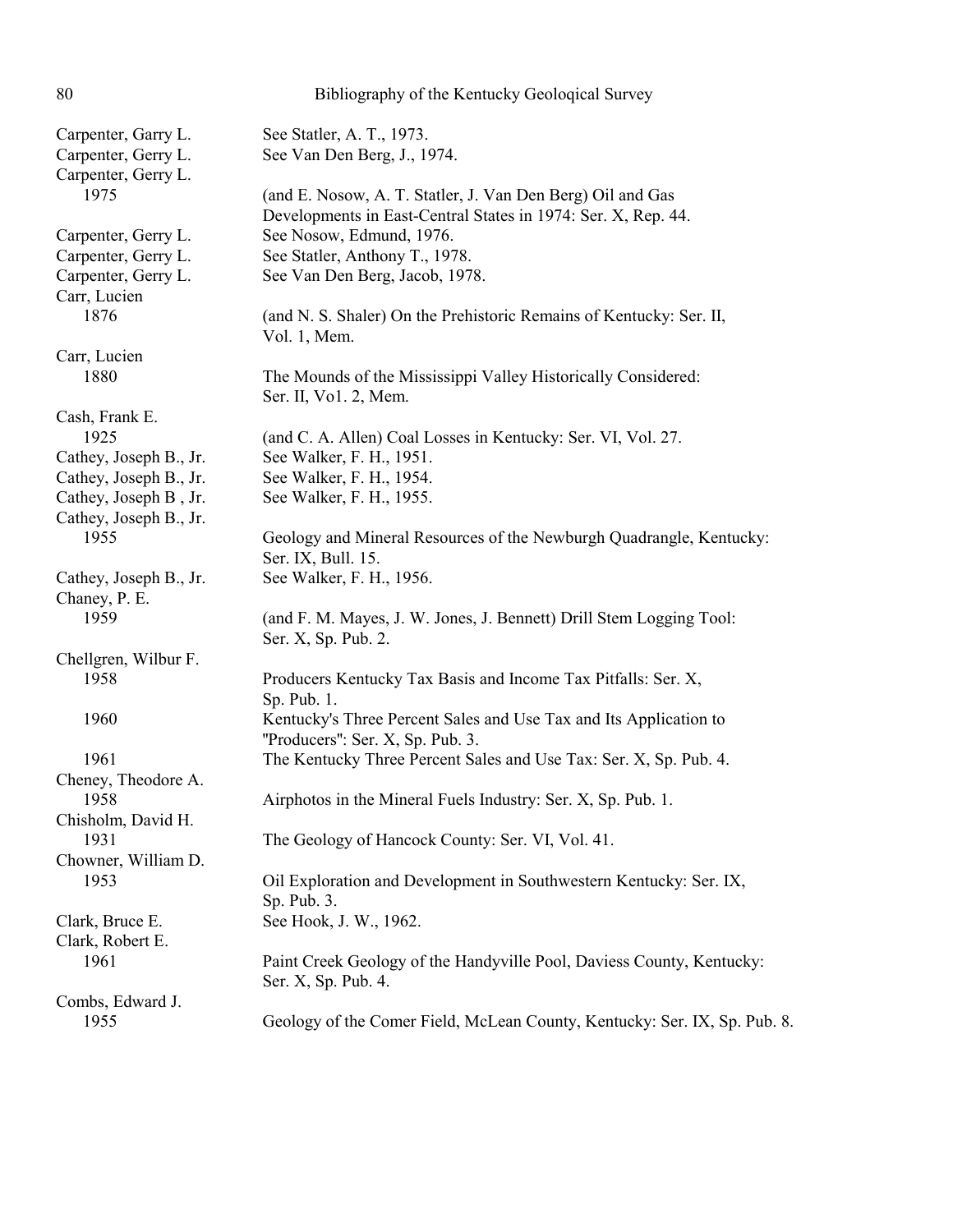Carpenter, Garry L. See Statler, A. T., 1973.
Carpenter, Gerry L. See Van Den Berg, J., 1974.
Carpenter, Gerry L.
1975 (and E. Nosow, A. T. Statler, J. Van Den Berg) Oil and Gas Developments in East-Central States in 1974: Ser. X, Rep. 44.
Carpenter, Gerry L. See Nosow, Edmund, 1976.
Carpenter, Gerry L. See Statler, Anthony T., 1978.
Carpenter, Gerry L. See Van Den Berg, Jacob, 1978.
Carr, Lucien
1876 (and N. S. Shaler) On the Prehistoric Remains of Kentucky: Ser. II, Vol. 1, Mem.
Carr, Lucien
1880 The Mounds of the Mississippi Valley Historically Considered: Ser. II, Vo1. 2, Mem.
Cash, Frank E.
1925 (and C. A. Allen) Coal Losses in Kentucky: Ser. VI, Vol. 27.
Cathey, Joseph B., Jr. See Walker, F. H., 1951.
Cathey, Joseph B., Jr. See Walker, F. H., 1954.
Cathey, Joseph B , Jr. See Walker, F. H., 1955.
Cathey, Joseph B., Jr.
1955 Geology and Mineral Resources of the Newburgh Quadrangle, Kentucky: Ser. IX, Bull. 15.
Cathey, Joseph B., Jr. See Walker, F. H., 1956.
Chaney, P. E.
1959 (and F. M. Mayes, J. W. Jones, J. Bennett) Drill Stem Logging Tool: Ser. X, Sp. Pub. 2.
Chellgren, Wilbur F.
1958 Producers Kentucky Tax Basis and Income Tax Pitfalls: Ser. X, Sp. Pub. 1.
1960 Kentucky's Three Percent Sales and Use Tax and Its Application to "Producers": Ser. X, Sp. Pub. 3.
1961 The Kentucky Three Percent Sales and Use Tax: Ser. X, Sp. Pub. 4.
Cheney, Theodore A.
1958 Airphotos in the Mineral Fuels Industry: Ser. X, Sp. Pub. 1.
Chisholm, David H.
1931 The Geology of Hancock County: Ser. VI, Vol. 41.
Chowner, William D.
1953 Oil Exploration and Development in Southwestern Kentucky: Ser. IX, Sp. Pub. 3.
Clark, Bruce E. See Hook, J. W., 1962.
Clark, Robert E.
1961 Paint Creek Geology of the Handyville Pool, Daviess County, Kentucky: Ser. X, Sp. Pub. 4.
Combs, Edward J.
1955 Geology of the Comer Field, McLean County, Kentucky: Ser. IX, Sp. Pub. 8.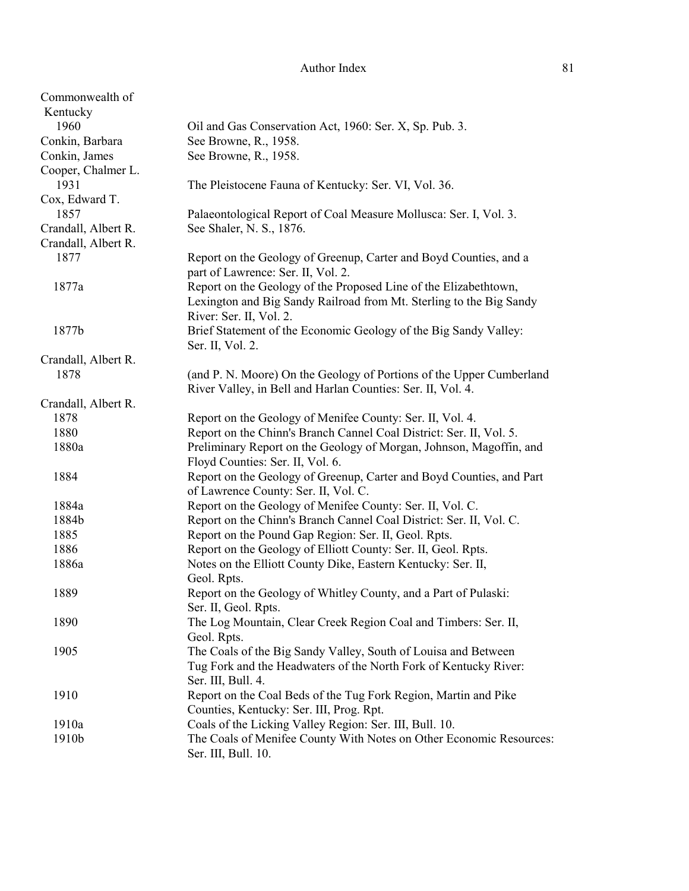| | |
|---|---|
| Commonwealth of Kentucky | |
| 1960 | Oil and Gas Conservation Act, 1960: Ser. X, Sp. Pub. 3. |
| Conkin, Barbara | See Browne, R., 1958. |
| Conkin, James | See Browne, R., 1958. |
| Cooper, Chalmer L. | |
| 1931 | The Pleistocene Fauna of Kentucky: Ser. VI, Vol. 36. |
| Cox, Edward T. | |
| 1857 | Palaeontological Report of Coal Measure Mollusca: Ser. I, Vol. 3. |
| Crandall, Albert R. | See Shaler, N. S., 1876. |
| Crandall, Albert R. | |
| 1877 | Report on the Geology of Greenup, Carter and Boyd Counties, and a part of Lawrence: Ser. II, Vol. 2. |
| 1877a | Report on the Geology of the Proposed Line of the Elizabethtown, Lexington and Big Sandy Railroad from Mt. Sterling to the Big Sandy River: Ser. II, Vol. 2. |
| 1877b | Brief Statement of the Economic Geology of the Big Sandy Valley: Ser. II, Vol. 2. |
| Crandall, Albert R. | |
| 1878 | (and P. N. Moore) On the Geology of Portions of the Upper Cumberland River Valley, in Bell and Harlan Counties: Ser. II, Vol. 4. |
| Crandall, Albert R. | |
| 1878 | Report on the Geology of Menifee County: Ser. II, Vol. 4. |
| 1880 | Report on the Chinn's Branch Cannel Coal District: Ser. II, Vol. 5. |
| 1880a | Preliminary Report on the Geology of Morgan, Johnson, Magoffin, and Floyd Counties: Ser. II, Vol. 6. |
| 1884 | Report on the Geology of Greenup, Carter and Boyd Counties, and Part of Lawrence County: Ser. II, Vol. C. |
| 1884a | Report on the Geology of Menifee County: Ser. II, Vol. C. |
| 1884b | Report on the Chinn's Branch Cannel Coal District: Ser. II, Vol. C. |
| 1885 | Report on the Pound Gap Region: Ser. II, Geol. Rpts. |
| 1886 | Report on the Geology of Elliott County: Ser. II, Geol. Rpts. |
| 1886a | Notes on the Elliott County Dike, Eastern Kentucky: Ser. II, Geol. Rpts. |
| 1889 | Report on the Geology of Whitley County, and a Part of Pulaski: Ser. II, Geol. Rpts. |
| 1890 | The Log Mountain, Clear Creek Region Coal and Timbers: Ser. II, Geol. Rpts. |
| 1905 | The Coals of the Big Sandy Valley, South of Louisa and Between Tug Fork and the Headwaters of the North Fork of Kentucky River: Ser. III, Bull. 4. |
| 1910 | Report on the Coal Beds of the Tug Fork Region, Martin and Pike Counties, Kentucky: Ser. III, Prog. Rpt. |
| 1910a | Coals of the Licking Valley Region: Ser. III, Bull. 10. |
| 1910b | The Coals of Menifee County With Notes on Other Economic Resources: Ser. III, Bull. 10. |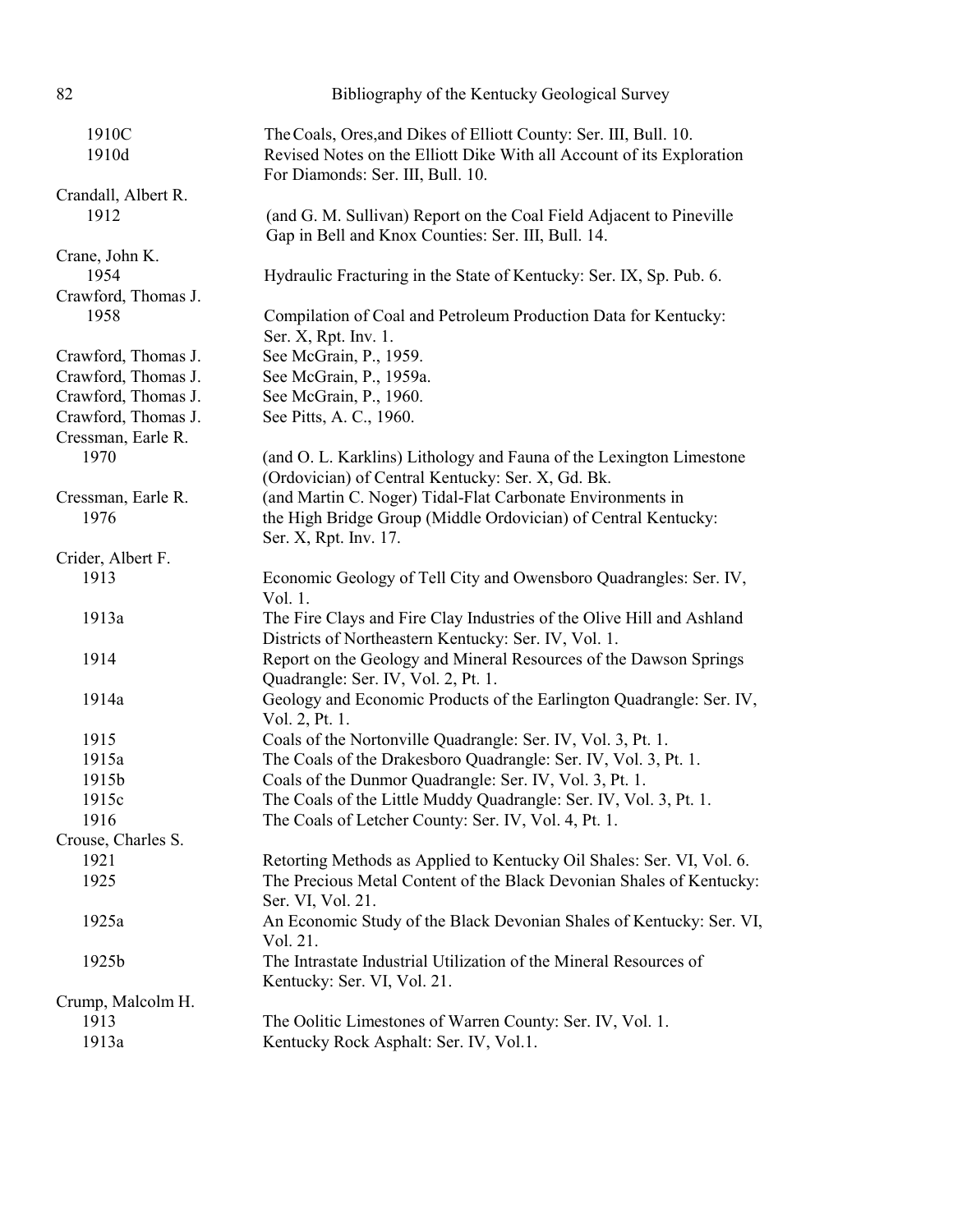| | |
|---|---|
| 1910C | The Coals, Ores, and Dikes of Elliott County: Ser. III, Bull. 10. |
| 1910d | Revised Notes on the Elliott Dike With all Account of its Exploration For Diamonds: Ser. III, Bull. 10. |
| Crandall, Albert R. | |
| 1912 | (and G. M. Sullivan) Report on the Coal Field Adjacent to Pineville Gap in Bell and Knox Counties: Ser. III, Bull. 14. |
| Crane, John K. | |
| 1954 | Hydraulic Fracturing in the State of Kentucky: Ser. IX, Sp. Pub. 6. |
| Crawford, Thomas J. | |
| 1958 | Compilation of Coal and Petroleum Production Data for Kentucky: Ser. X, Rpt. Inv. 1. |
| Crawford, Thomas J. | See McGrain, P., 1959. |
| Crawford, Thomas J. | See McGrain, P., 1959a. |
| Crawford, Thomas J. | See McGrain, P., 1960. |
| Crawford, Thomas J. | See Pitts, A. C., 1960. |
| Cressman, Earle R. | |
| 1970 | (and O. L. Karklins) Lithology and Fauna of the Lexington Limestone (Ordovician) of Central Kentucky: Ser. X, Gd. Bk. |
| Cressman, Earle R. 1976 | (and Martin C. Noger) Tidal-Flat Carbonate Environments in the High Bridge Group (Middle Ordovician) of Central Kentucky: Ser. X, Rpt. Inv. 17. |
| Crider, Albert F. | |
| 1913 | Economic Geology of Tell City and Owensboro Quadrangles: Ser. IV, Vol. 1. |
| 1913a | The Fire Clays and Fire Clay Industries of the Olive Hill and Ashland Districts of Northeastern Kentucky: Ser. IV, Vol. 1. |
| 1914 | Report on the Geology and Mineral Resources of the Dawson Springs Quadrangle: Ser. IV, Vol. 2, Pt. 1. |
| 1914a | Geology and Economic Products of the Earlington Quadrangle: Ser. IV, Vol. 2, Pt. 1. |
| 1915 | Coals of the Nortonville Quadrangle: Ser. IV, Vol. 3, Pt. 1. |
| 1915a | The Coals of the Drakesboro Quadrangle: Ser. IV, Vol. 3, Pt. 1. |
| 1915b | Coals of the Dunmor Quadrangle: Ser. IV, Vol. 3, Pt. 1. |
| 1915c | The Coals of the Little Muddy Quadrangle: Ser. IV, Vol. 3, Pt. 1. |
| 1916 | The Coals of Letcher County: Ser. IV, Vol. 4, Pt. 1. |
| Crouse, Charles S. | |
| 1921 | Retorting Methods as Applied to Kentucky Oil Shales: Ser. VI, Vol. 6. |
| 1925 | The Precious Metal Content of the Black Devonian Shales of Kentucky: Ser. VI, Vol. 21. |
| 1925a | An Economic Study of the Black Devonian Shales of Kentucky: Ser. VI, Vol. 21. |
| 1925b | The Intrastate Industrial Utilization of the Mineral Resources of Kentucky: Ser. VI, Vol. 21. |
| Crump, Malcolm H. | |
| 1913 | The Oolitic Limestones of Warren County: Ser. IV, Vol. 1. |
| 1913a | Kentucky Rock Asphalt: Ser. IV, Vol.1. |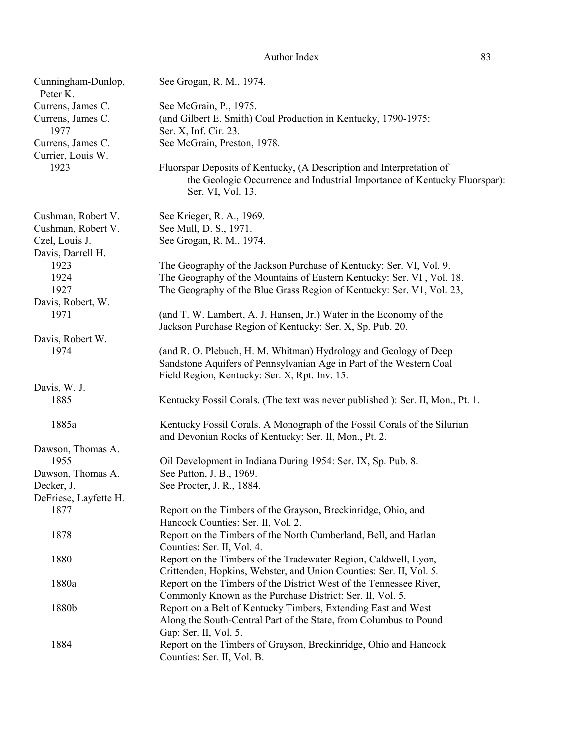| | |
|---|---|
| Cunningham-Dunlop, Peter K. | See Grogan, R. M., 1974. |
| Currens, James C. | See McGrain, P., 1975. |
| Currens, James C. 1977 | (and Gilbert E. Smith) Coal Production in Kentucky, 1790-1975: Ser. X, Inf. Cir. 23. |
| Currens, James C. | See McGrain, Preston, 1978. |
| Currier, Louis W. | |
| 1923 | Fluorspar Deposits of Kentucky, (A Description and Interpretation of the Geologic Occurrence and Industrial Importance of Kentucky Fluorspar): Ser. VI, Vol. 13. |
| Cushman, Robert V. | See Krieger, R. A., 1969. |
| Cushman, Robert V. | See Mull, D. S., 1971. |
| Czel, Louis J. | See Grogan, R. M., 1974. |
| Davis, Darrell H. | |
| 1923 | The Geography of the Jackson Purchase of Kentucky: Ser. VI, Vol. 9. |
| 1924 | The Geography of the Mountains of Eastern Kentucky: Ser. VI , Vol. 18. |
| 1927 | The Geography of the Blue Grass Region of Kentucky: Ser. V1, Vol. 23, |
| Davis, Robert, W. | |
| 1971 | (and T. W. Lambert, A. J. Hansen, Jr.) Water in the Economy of the Jackson Purchase Region of Kentucky: Ser. X, Sp. Pub. 20. |
| Davis, Robert W. | |
| 1974 | (and R. O. Plebuch, H. M. Whitman) Hydrology and Geology of Deep Sandstone Aquifers of Pennsylvanian Age in Part of the Western Coal Field Region, Kentucky: Ser. X, Rpt. Inv. 15. |
| Davis, W. J. | |
| 1885 | Kentucky Fossil Corals. (The text was never published ): Ser. II, Mon., Pt. 1. |
| 1885a | Kentucky Fossil Corals. A Monograph of the Fossil Corals of the Silurian and Devonian Rocks of Kentucky: Ser. II, Mon., Pt. 2. |
| Dawson, Thomas A. | |
| 1955 | Oil Development in Indiana During 1954: Ser. IX, Sp. Pub. 8. |
| Dawson, Thomas A. | See Patton, J. B., 1969. |
| Decker, J. | See Procter, J. R., 1884. |
| DeFriese, Layfette H. | |
| 1877 | Report on the Timbers of the Grayson, Breckinridge, Ohio, and Hancock Counties: Ser. II, Vol. 2. |
| 1878 | Report on the Timbers of the North Cumberland, Bell, and Harlan Counties: Ser. II, Vol. 4. |
| 1880 | Report on the Timbers of the Tradewater Region, Caldwell, Lyon, Crittenden, Hopkins, Webster, and Union Counties: Ser. II, Vol. 5. |
| 1880a | Report on the Timbers of the District West of the Tennessee River, Commonly Known as the Purchase District: Ser. II, Vol. 5. |
| 1880b | Report on a Belt of Kentucky Timbers, Extending East and West Along the South-Central Part of the State, from Columbus to Pound Gap: Ser. II, Vol. 5. |
| 1884 | Report on the Timbers of Grayson, Breckinridge, Ohio and Hancock Counties: Ser. II, Vol. B. |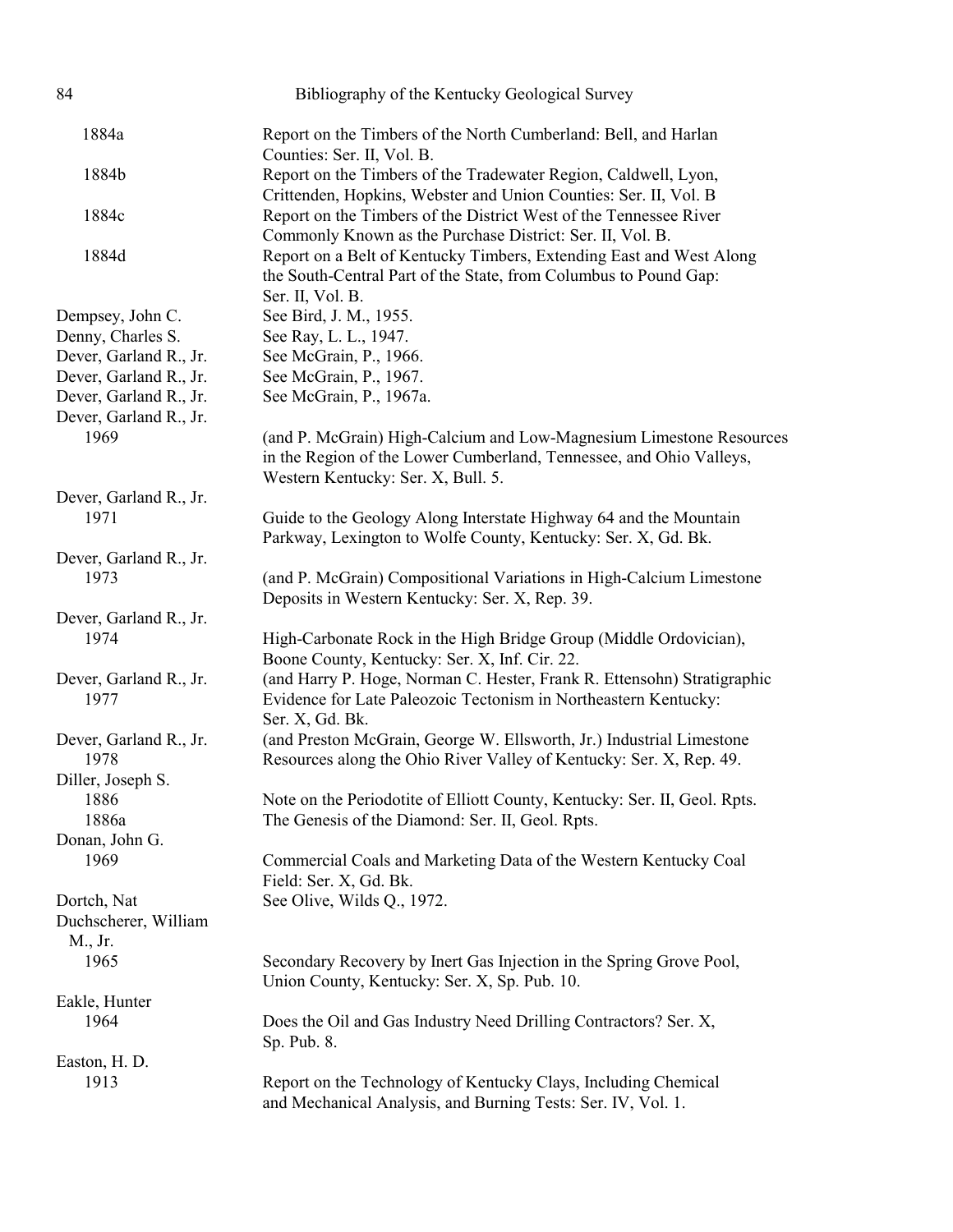| | |
|---|---|
| 1884a | Report on the Timbers of the North Cumberland: Bell, and Harlan Counties: Ser. II, Vol. B. |
| 1884b | Report on the Timbers of the Tradewater Region, Caldwell, Lyon, Crittenden, Hopkins, Webster and Union Counties: Ser. II, Vol. B |
| 1884c | Report on the Timbers of the District West of the Tennessee River Commonly Known as the Purchase District: Ser. II, Vol. B. |
| 1884d | Report on a Belt of Kentucky Timbers, Extending East and West Along the South-Central Part of the State, from Columbus to Pound Gap: Ser. II, Vol. B. |
| Dempsey, John C. | See Bird, J. M., 1955. |
| Denny, Charles S. | See Ray, L. L., 1947. |
| Dever, Garland R., Jr. | See McGrain, P., 1966. |
| Dever, Garland R., Jr. | See McGrain, P., 1967. |
| Dever, Garland R., Jr. | See McGrain, P., 1967a. |
| Dever, Garland R., Jr. | |
| 1969 | (and P. McGrain) High-Calcium and Low-Magnesium Limestone Resources in the Region of the Lower Cumberland, Tennessee, and Ohio Valleys, Western Kentucky: Ser. X, Bull. 5. |
| Dever, Garland R., Jr. | |
| 1971 | Guide to the Geology Along Interstate Highway 64 and the Mountain Parkway, Lexington to Wolfe County, Kentucky: Ser. X, Gd. Bk. |
| Dever, Garland R., Jr. | |
| 1973 | (and P. McGrain) Compositional Variations in High-Calcium Limestone Deposits in Western Kentucky: Ser. X, Rep. 39. |
| Dever, Garland R., Jr. | |
| 1974 | High-Carbonate Rock in the High Bridge Group (Middle Ordovician), Boone County, Kentucky: Ser. X, Inf. Cir. 22. |
| Dever, Garland R., Jr. 1977 | (and Harry P. Hoge, Norman C. Hester, Frank R. Ettensohn) Stratigraphic Evidence for Late Paleozoic Tectonism in Northeastern Kentucky: Ser. X, Gd. Bk. |
| Dever, Garland R., Jr. 1978 | (and Preston McGrain, George W. Ellsworth, Jr.) Industrial Limestone Resources along the Ohio River Valley of Kentucky: Ser. X, Rep. 49. |
| Diller, Joseph S. | |
| 1886 | Note on the Periodotite of Elliott County, Kentucky: Ser. II, Geol. Rpts. |
| 1886a | The Genesis of the Diamond: Ser. II, Geol. Rpts. |
| Donan, John G. | |
| 1969 | Commercial Coals and Marketing Data of the Western Kentucky Coal Field: Ser. X, Gd. Bk. |
| Dortch, Nat | See Olive, Wilds Q., 1972. |
| Duchscherer, William M., Jr. | |
| 1965 | Secondary Recovery by Inert Gas Injection in the Spring Grove Pool, Union County, Kentucky: Ser. X, Sp. Pub. 10. |
| Eakle, Hunter | |
| 1964 | Does the Oil and Gas Industry Need Drilling Contractors? Ser. X, Sp. Pub. 8. |
| Easton, H. D. | |
| 1913 | Report on the Technology of Kentucky Clays, Including Chemical and Mechanical Analysis, and Burning Tests: Ser. IV, Vol. 1. |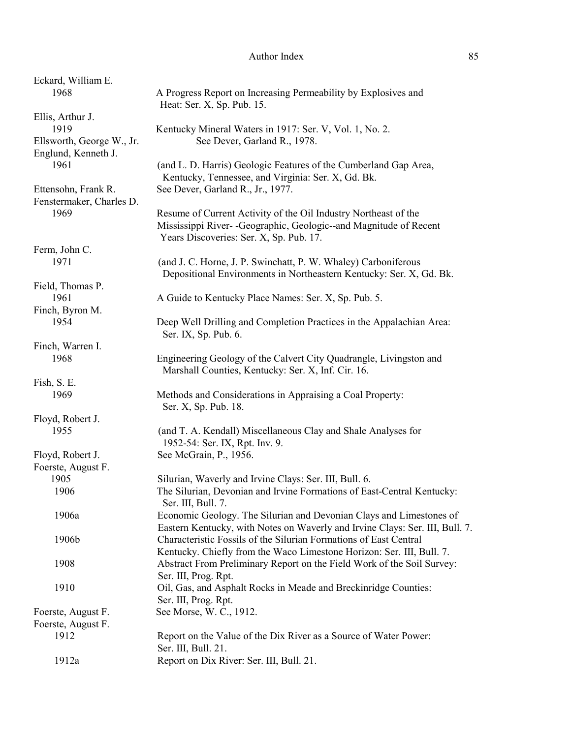Eckard, William E.

1968 A Progress Report on Increasing Permeability by Explosives and Heat: Ser. X, Sp. Pub. 15.

Ellis, Arthur J.

1919 Kentucky Mineral Waters in 1917: Ser. V, Vol. 1, No. 2.

Ellsworth, George W., Jr. See Dever, Garland R., 1978.

Englund, Kenneth J.

1961 (and L. D. Harris) Geologic Features of the Cumberland Gap Area, Kentucky, Tennessee, and Virginia: Ser. X, Gd. Bk.

Ettensohn, Frank R. See Dever, Garland R., Jr., 1977.

Fenstermaker, Charles D.

1969 Resume of Current Activity of the Oil Industry Northeast of the Mississippi River- -Geographic, Geologic--and Magnitude of Recent Years Discoveries: Ser. X, Sp. Pub. 17.

Ferm, John C.

1971 (and J. C. Horne, J. P. Swinchatt, P. W. Whaley) Carboniferous Depositional Environments in Northeastern Kentucky: Ser. X, Gd. Bk.

Field, Thomas P.

1961 A Guide to Kentucky Place Names: Ser. X, Sp. Pub. 5.

Finch, Byron M.

1954 Deep Well Drilling and Completion Practices in the Appalachian Area: Ser. IX, Sp. Pub. 6.

Finch, Warren I.

1968 Engineering Geology of the Calvert City Quadrangle, Livingston and Marshall Counties, Kentucky: Ser. X, Inf. Cir. 16.

Fish, S. E.

1969 Methods and Considerations in Appraising a Coal Property: Ser. X, Sp. Pub. 18.

Floyd, Robert J.

1955 (and T. A. Kendall) Miscellaneous Clay and Shale Analyses for 1952-54: Ser. IX, Rpt. Inv. 9.

Floyd, Robert J. See McGrain, P., 1956.

Foerste, August F.

1905 Silurian, Waverly and Irvine Clays: Ser. III, Bull. 6.

1906 The Silurian, Devonian and Irvine Formations of East-Central Kentucky: Ser. III, Bull. 7.

1906a Economic Geology. The Silurian and Devonian Clays and Limestones of Eastern Kentucky, with Notes on Waverly and Irvine Clays: Ser. III, Bull. 7.

1906b Characteristic Fossils of the Silurian Formations of East Central Kentucky. Chiefly from the Waco Limestone Horizon: Ser. III, Bull. 7.

1908 Abstract From Preliminary Report on the Field Work of the Soil Survey: Ser. III, Prog. Rpt.

1910 Oil, Gas, and Asphalt Rocks in Meade and Breckinridge Counties: Ser. III, Prog. Rpt.

Foerste, August F. See Morse, W. C., 1912.

Foerste, August F.

1912 Report on the Value of the Dix River as a Source of Water Power: Ser. III, Bull. 21.

1912a Report on Dix River: Ser. III, Bull. 21.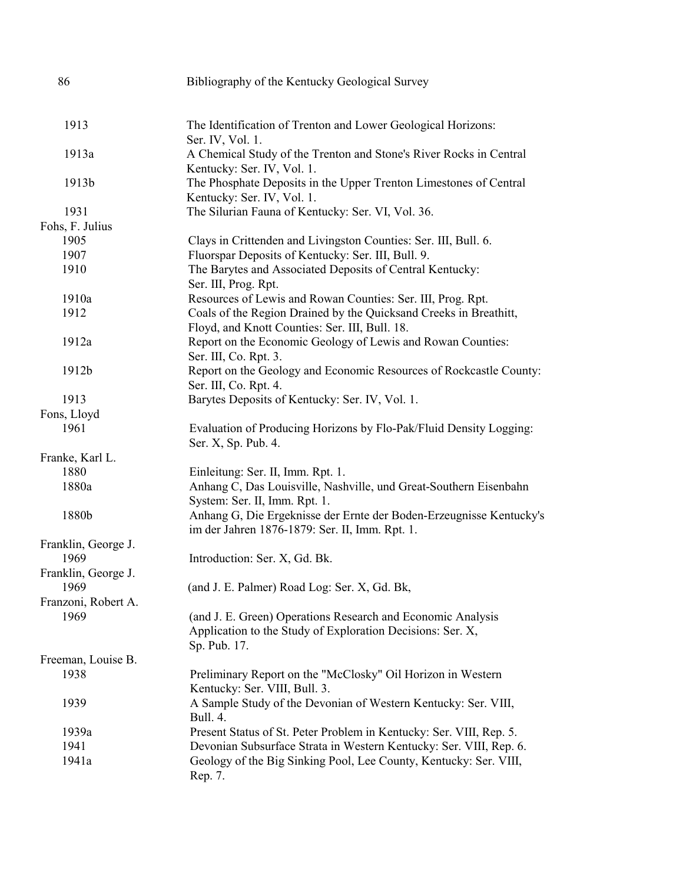1913 The Identification of Trenton and Lower Geological Horizons: Ser. IV, Vol. 1.

1913a A Chemical Study of the Trenton and Stone's River Rocks in Central Kentucky: Ser. IV, Vol. 1.

1913b The Phosphate Deposits in the Upper Trenton Limestones of Central Kentucky: Ser. IV, Vol. 1.

1931 The Silurian Fauna of Kentucky: Ser. VI, Vol. 36.

Fohs, F. Julius

1905 Clays in Crittenden and Livingston Counties: Ser. III, Bull. 6.

1907 Fluorspar Deposits of Kentucky: Ser. III, Bull. 9.

1910 The Barytes and Associated Deposits of Central Kentucky: Ser. III, Prog. Rpt.

1910a Resources of Lewis and Rowan Counties: Ser. III, Prog. Rpt.

1912 Coals of the Region Drained by the Quicksand Creeks in Breathitt, Floyd, and Knott Counties: Ser. III, Bull. 18.

1912a Report on the Economic Geology of Lewis and Rowan Counties: Ser. III, Co. Rpt. 3.

1912b Report on the Geology and Economic Resources of Rockcastle County: Ser. III, Co. Rpt. 4.

1913 Barytes Deposits of Kentucky: Ser. IV, Vol. 1.

Fons, Lloyd

1961 Evaluation of Producing Horizons by Flo-Pak/Fluid Density Logging: Ser. X, Sp. Pub. 4.

Franke, Karl L.

1880 Einleitung: Ser. II, Imm. Rpt. 1.

1880a Anhang C, Das Louisville, Nashville, und Great-Southern Eisenbahn System: Ser. II, Imm. Rpt. 1.

1880b Anhang G, Die Ergeknisse der Ernte der Boden-Erzeugnisse Kentucky's im der Jahren 1876-1879: Ser. II, Imm. Rpt. 1.

Franklin, George J.

1969 Introduction: Ser. X, Gd. Bk.

Franklin, George J.

1969 (and J. E. Palmer) Road Log: Ser. X, Gd. Bk,

Franzoni, Robert A.

1969 (and J. E. Green) Operations Research and Economic Analysis Application to the Study of Exploration Decisions: Ser. X, Sp. Pub. 17.

Freeman, Louise B.

1938 Preliminary Report on the "McClosky" Oil Horizon in Western Kentucky: Ser. VIII, Bull. 3.

1939 A Sample Study of the Devonian of Western Kentucky: Ser. VIII, Bull. 4.

1939a Present Status of St. Peter Problem in Kentucky: Ser. VIII, Rep. 5.

1941 Devonian Subsurface Strata in Western Kentucky: Ser. VIII, Rep. 6.

1941a Geology of the Big Sinking Pool, Lee County, Kentucky: Ser. VIII, Rep. 7.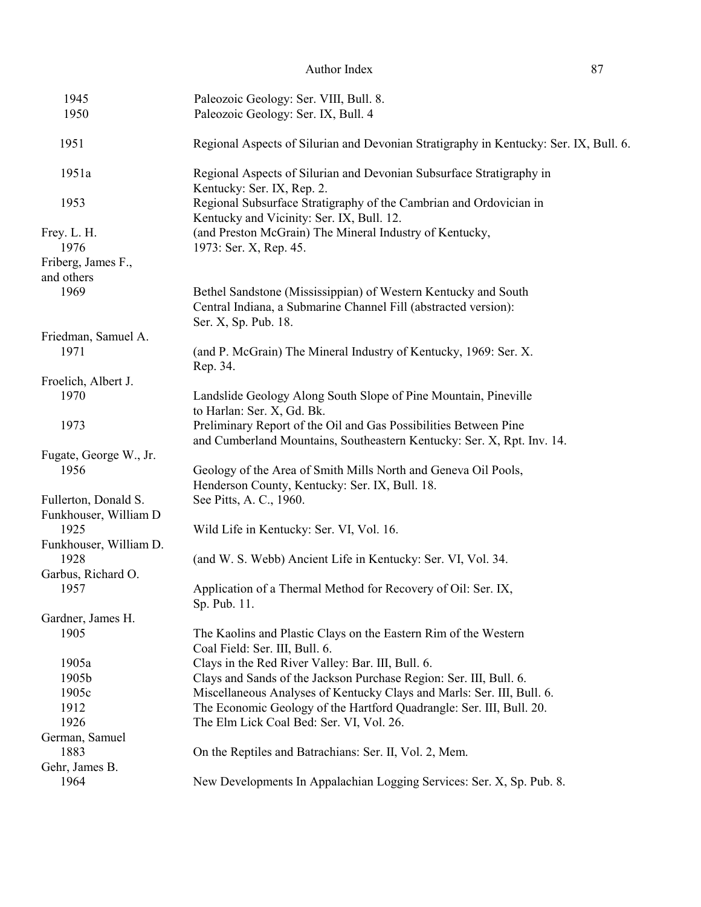| | |
|---|---|
| 1945 | Paleozoic Geology: Ser. VIII, Bull. 8. |
| 1950 | Paleozoic Geology: Ser. IX, Bull. 4 |
| 1951 | Regional Aspects of Silurian and Devonian Stratigraphy in Kentucky: Ser. IX, Bull. 6. |
| 1951a | Regional Aspects of Silurian and Devonian Subsurface Stratigraphy in Kentucky: Ser. IX, Rep. 2. |
| 1953 | Regional Subsurface Stratigraphy of the Cambrian and Ordovician in Kentucky and Vicinity: Ser. IX, Bull. 12. |
| Frey. L. H. | (and Preston McGrain) The Mineral Industry of Kentucky, |
| 1976 | 1973: Ser. X, Rep. 45. |
| Friberg, James F., and others | |
| 1969 | Bethel Sandstone (Mississippian) of Western Kentucky and South Central Indiana, a Submarine Channel Fill (abstracted version): Ser. X, Sp. Pub. 18. |
| Friedman, Samuel A. | |
| 1971 | (and P. McGrain) The Mineral Industry of Kentucky, 1969: Ser. X. Rep. 34. |
| Froelich, Albert J. | |
| 1970 | Landslide Geology Along South Slope of Pine Mountain, Pineville to Harlan: Ser. X, Gd. Bk. |
| 1973 | Preliminary Report of the Oil and Gas Possibilities Between Pine and Cumberland Mountains, Southeastern Kentucky: Ser. X, Rpt. Inv. 14. |
| Fugate, George W., Jr. | |
| 1956 | Geology of the Area of Smith Mills North and Geneva Oil Pools, Henderson County, Kentucky: Ser. IX, Bull. 18. |
| Fullerton, Donald S. | See Pitts, A. C., 1960. |
| Funkhouser, William D | |
| 1925 | Wild Life in Kentucky: Ser. VI, Vol. 16. |
| Funkhouser, William D. | |
| 1928 | (and W. S. Webb) Ancient Life in Kentucky: Ser. VI, Vol. 34. |
| Garbus, Richard O. | |
| 1957 | Application of a Thermal Method for Recovery of Oil: Ser. IX, Sp. Pub. 11. |
| Gardner, James H. | |
| 1905 | The Kaolins and Plastic Clays on the Eastern Rim of the Western Coal Field: Ser. III, Bull. 6. |
| 1905a | Clays in the Red River Valley: Bar. III, Bull. 6. |
| 1905b | Clays and Sands of the Jackson Purchase Region: Ser. III, Bull. 6. |
| 1905c | Miscellaneous Analyses of Kentucky Clays and Marls: Ser. III, Bull. 6. |
| 1912 | The Economic Geology of the Hartford Quadrangle: Ser. III, Bull. 20. |
| 1926 | The Elm Lick Coal Bed: Ser. VI, Vol. 26. |
| German, Samuel | |
| 1883 | On the Reptiles and Batrachians: Ser. II, Vol. 2, Mem. |
| Gehr, James B. | |
| 1964 | New Developments In Appalachian Logging Services: Ser. X, Sp. Pub. 8. |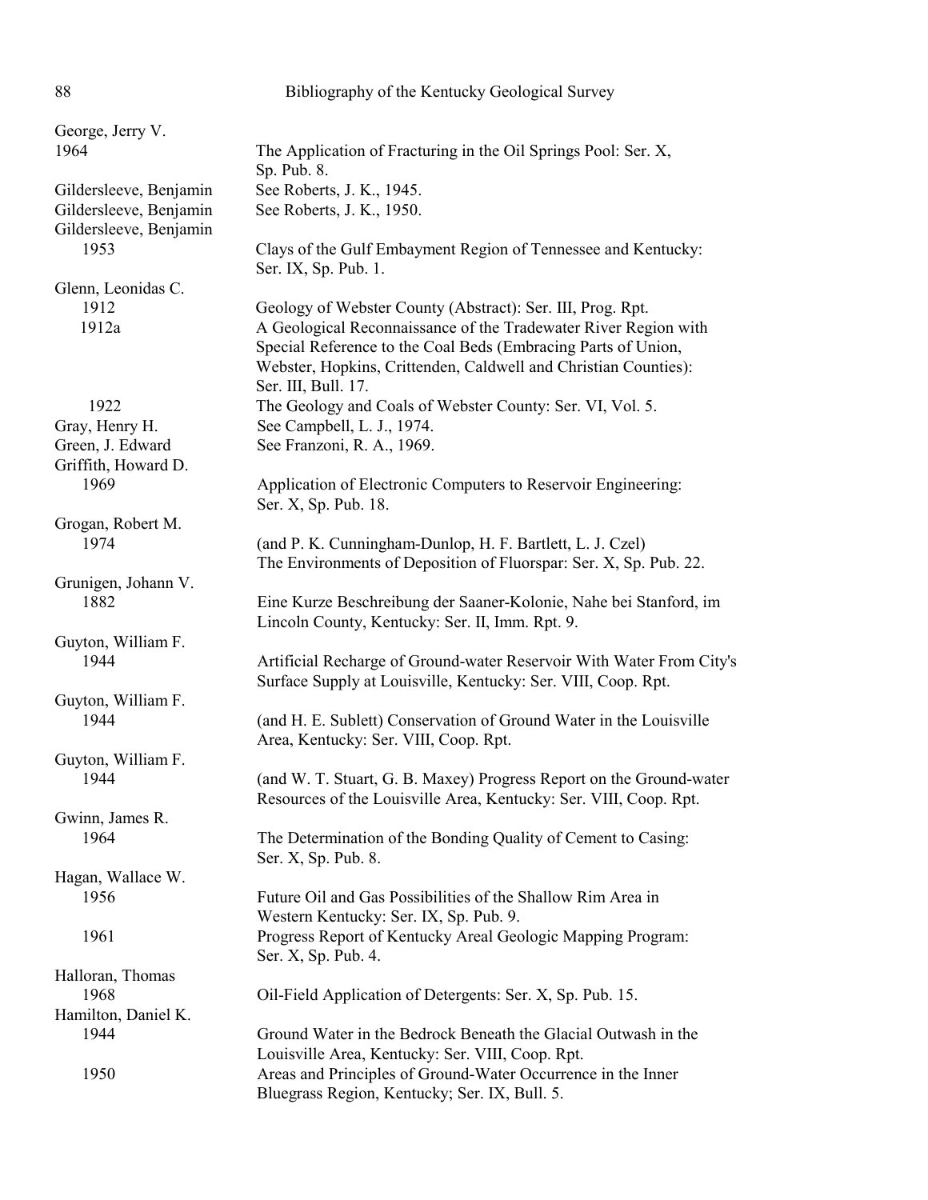George, Jerry V.
1964 — The Application of Fracturing in the Oil Springs Pool: Ser. X, Sp. Pub. 8.

Gildersleeve, Benjamin — See Roberts, J. K., 1945.

Gildersleeve, Benjamin — See Roberts, J. K., 1950.

Gildersleeve, Benjamin
1953 — Clays of the Gulf Embayment Region of Tennessee and Kentucky: Ser. IX, Sp. Pub. 1.

Glenn, Leonidas C.
1912 — Geology of Webster County (Abstract): Ser. III, Prog. Rpt.
1912a — A Geological Reconnaissance of the Tradewater River Region with Special Reference to the Coal Beds (Embracing Parts of Union, Webster, Hopkins, Crittenden, Caldwell and Christian Counties): Ser. III, Bull. 17.
1922 — The Geology and Coals of Webster County: Ser. VI, Vol. 5.

Gray, Henry H. — See Campbell, L. J., 1974.

Green, J. Edward — See Franzoni, R. A., 1969.

Griffith, Howard D.
1969 — Application of Electronic Computers to Reservoir Engineering: Ser. X, Sp. Pub. 18.

Grogan, Robert M.
1974 — (and P. K. Cunningham-Dunlop, H. F. Bartlett, L. J. Czel) The Environments of Deposition of Fluorspar: Ser. X, Sp. Pub. 22.

Grunigen, Johann V.
1882 — Eine Kurze Beschreibung der Saaner-Kolonie, Nahe bei Stanford, im Lincoln County, Kentucky: Ser. II, Imm. Rpt. 9.

Guyton, William F.
1944 — Artificial Recharge of Ground-water Reservoir With Water From City's Surface Supply at Louisville, Kentucky: Ser. VIII, Coop. Rpt.

Guyton, William F.
1944 — (and H. E. Sublett) Conservation of Ground Water in the Louisville Area, Kentucky: Ser. VIII, Coop. Rpt.

Guyton, William F.
1944 — (and W. T. Stuart, G. B. Maxey) Progress Report on the Ground-water Resources of the Louisville Area, Kentucky: Ser. VIII, Coop. Rpt.

Gwinn, James R.
1964 — The Determination of the Bonding Quality of Cement to Casing: Ser. X, Sp. Pub. 8.

Hagan, Wallace W.
1956 — Future Oil and Gas Possibilities of the Shallow Rim Area in Western Kentucky: Ser. IX, Sp. Pub. 9.
1961 — Progress Report of Kentucky Areal Geologic Mapping Program: Ser. X, Sp. Pub. 4.

Halloran, Thomas
1968 — Oil-Field Application of Detergents: Ser. X, Sp. Pub. 15.

Hamilton, Daniel K.
1944 — Ground Water in the Bedrock Beneath the Glacial Outwash in the Louisville Area, Kentucky: Ser. VIII, Coop. Rpt.
1950 — Areas and Principles of Ground-Water Occurrence in the Inner Bluegrass Region, Kentucky; Ser. IX, Bull. 5.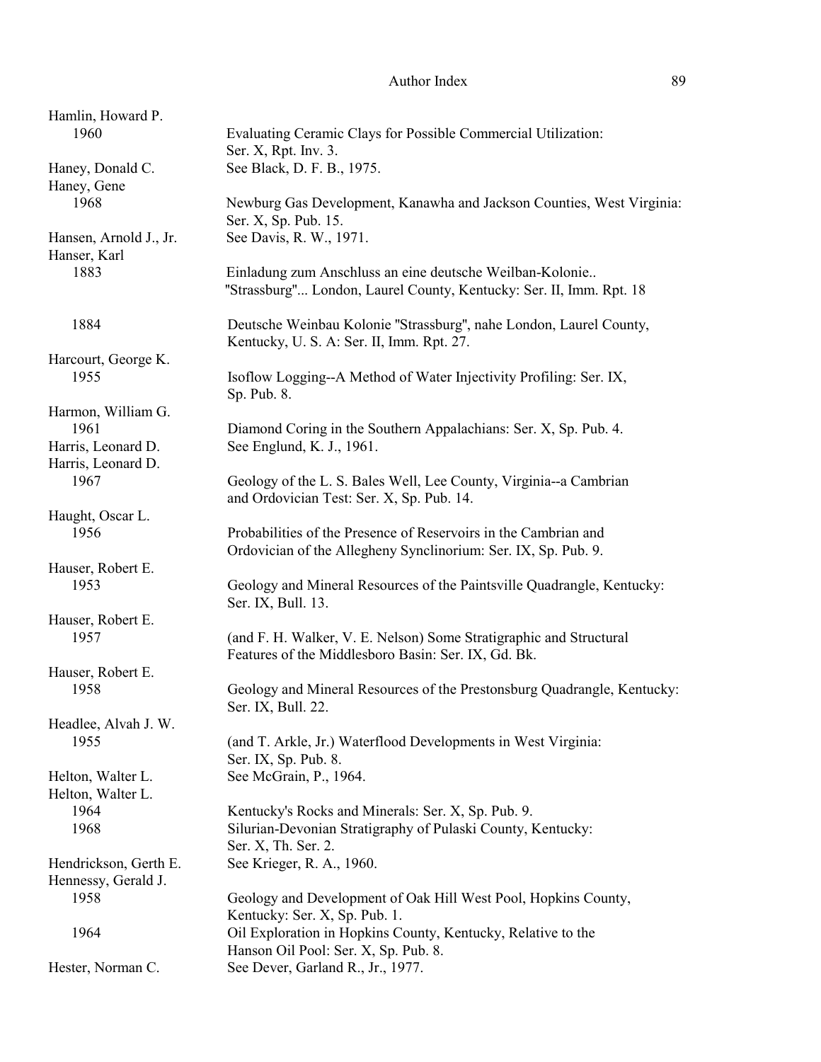Hamlin, Howard P.
  1960 — Evaluating Ceramic Clays for Possible Commercial Utilization: Ser. X, Rpt. Inv. 3.

Haney, Donald C. — See Black, D. F. B., 1975.

Haney, Gene
  1968 — Newburg Gas Development, Kanawha and Jackson Counties, West Virginia: Ser. X, Sp. Pub. 15.

Hansen, Arnold J., Jr. — See Davis, R. W., 1971.

Hanser, Karl
  1883 — Einladung zum Anschluss an eine deutsche Weilban-Kolonie.. "Strassburg"... London, Laurel County, Kentucky: Ser. II, Imm. Rpt. 18
  1884 — Deutsche Weinbau Kolonie "Strassburg", nahe London, Laurel County, Kentucky, U. S. A: Ser. II, Imm. Rpt. 27.

Harcourt, George K.
  1955 — Isoflow Logging--A Method of Water Injectivity Profiling: Ser. IX, Sp. Pub. 8.

Harmon, William G.
  1961 — Diamond Coring in the Southern Appalachians: Ser. X, Sp. Pub. 4.

Harris, Leonard D. — See Englund, K. J., 1961.

Harris, Leonard D.
  1967 — Geology of the L. S. Bales Well, Lee County, Virginia--a Cambrian and Ordovician Test: Ser. X, Sp. Pub. 14.

Haught, Oscar L.
  1956 — Probabilities of the Presence of Reservoirs in the Cambrian and Ordovician of the Allegheny Synclinorium: Ser. IX, Sp. Pub. 9.

Hauser, Robert E.
  1953 — Geology and Mineral Resources of the Paintsville Quadrangle, Kentucky: Ser. IX, Bull. 13.

Hauser, Robert E.
  1957 — (and F. H. Walker, V. E. Nelson) Some Stratigraphic and Structural Features of the Middlesboro Basin: Ser. IX, Gd. Bk.

Hauser, Robert E.
  1958 — Geology and Mineral Resources of the Prestonsburg Quadrangle, Kentucky: Ser. IX, Bull. 22.

Headlee, Alvah J. W.
  1955 — (and T. Arkle, Jr.) Waterflood Developments in West Virginia: Ser. IX, Sp. Pub. 8.

Helton, Walter L. — See McGrain, P., 1964.

Helton, Walter L.
  1964 — Kentucky's Rocks and Minerals: Ser. X, Sp. Pub. 9.
  1968 — Silurian-Devonian Stratigraphy of Pulaski County, Kentucky: Ser. X, Th. Ser. 2.

Hendrickson, Gerth E. — See Krieger, R. A., 1960.

Hennessy, Gerald J.
  1958 — Geology and Development of Oak Hill West Pool, Hopkins County, Kentucky: Ser. X, Sp. Pub. 1.
  1964 — Oil Exploration in Hopkins County, Kentucky, Relative to the Hanson Oil Pool: Ser. X, Sp. Pub. 8.

Hester, Norman C. — See Dever, Garland R., Jr., 1977.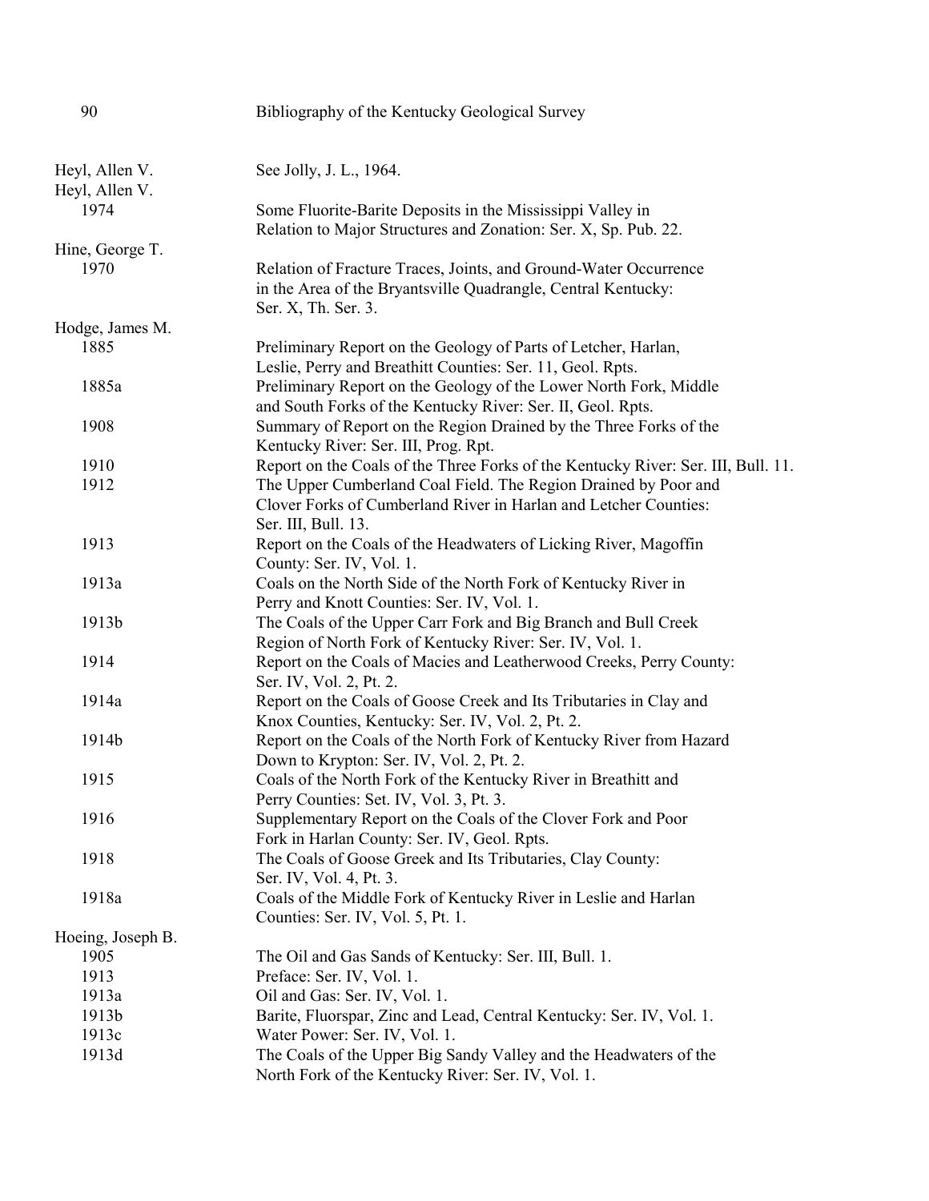| | |
|---|---|
| Heyl, Allen V. | See Jolly, J. L., 1964. |
| Heyl, Allen V. | |
| 1974 | Some Fluorite-Barite Deposits in the Mississippi Valley in Relation to Major Structures and Zonation: Ser. X, Sp. Pub. 22. |
| Hine, George T. | |
| 1970 | Relation of Fracture Traces, Joints, and Ground-Water Occurrence in the Area of the Bryantsville Quadrangle, Central Kentucky: Ser. X, Th. Ser. 3. |
| Hodge, James M. | |
| 1885 | Preliminary Report on the Geology of Parts of Letcher, Harlan, Leslie, Perry and Breathitt Counties: Ser. 11, Geol. Rpts. |
| 1885a | Preliminary Report on the Geology of the Lower North Fork, Middle and South Forks of the Kentucky River: Ser. II, Geol. Rpts. |
| 1908 | Summary of Report on the Region Drained by the Three Forks of the Kentucky River: Ser. III, Prog. Rpt. |
| 1910 | Report on the Coals of the Three Forks of the Kentucky River: Ser. III, Bull. 11. |
| 1912 | The Upper Cumberland Coal Field. The Region Drained by Poor and Clover Forks of Cumberland River in Harlan and Letcher Counties: Ser. III, Bull. 13. |
| 1913 | Report on the Coals of the Headwaters of Licking River, Magoffin County: Ser. IV, Vol. 1. |
| 1913a | Coals on the North Side of the North Fork of Kentucky River in Perry and Knott Counties: Ser. IV, Vol. 1. |
| 1913b | The Coals of the Upper Carr Fork and Big Branch and Bull Creek Region of North Fork of Kentucky River: Ser. IV, Vol. 1. |
| 1914 | Report on the Coals of Macies and Leatherwood Creeks, Perry County: Ser. IV, Vol. 2, Pt. 2. |
| 1914a | Report on the Coals of Goose Creek and Its Tributaries in Clay and Knox Counties, Kentucky: Ser. IV, Vol. 2, Pt. 2. |
| 1914b | Report on the Coals of the North Fork of Kentucky River from Hazard Down to Krypton: Ser. IV, Vol. 2, Pt. 2. |
| 1915 | Coals of the North Fork of the Kentucky River in Breathitt and Perry Counties: Set. IV, Vol. 3, Pt. 3. |
| 1916 | Supplementary Report on the Coals of the Clover Fork and Poor Fork in Harlan County: Ser. IV, Geol. Rpts. |
| 1918 | The Coals of Goose Greek and Its Tributaries, Clay County: Ser. IV, Vol. 4, Pt. 3. |
| 1918a | Coals of the Middle Fork of Kentucky River in Leslie and Harlan Counties: Ser. IV, Vol. 5, Pt. 1. |
| Hoeing, Joseph B. | |
| 1905 | The Oil and Gas Sands of Kentucky: Ser. III, Bull. 1. |
| 1913 | Preface: Ser. IV, Vol. 1. |
| 1913a | Oil and Gas: Ser. IV, Vol. 1. |
| 1913b | Barite, Fluorspar, Zinc and Lead, Central Kentucky: Ser. IV, Vol. 1. |
| 1913c | Water Power: Ser. IV, Vol. 1. |
| 1913d | The Coals of the Upper Big Sandy Valley and the Headwaters of the North Fork of the Kentucky River: Ser. IV, Vol. 1. |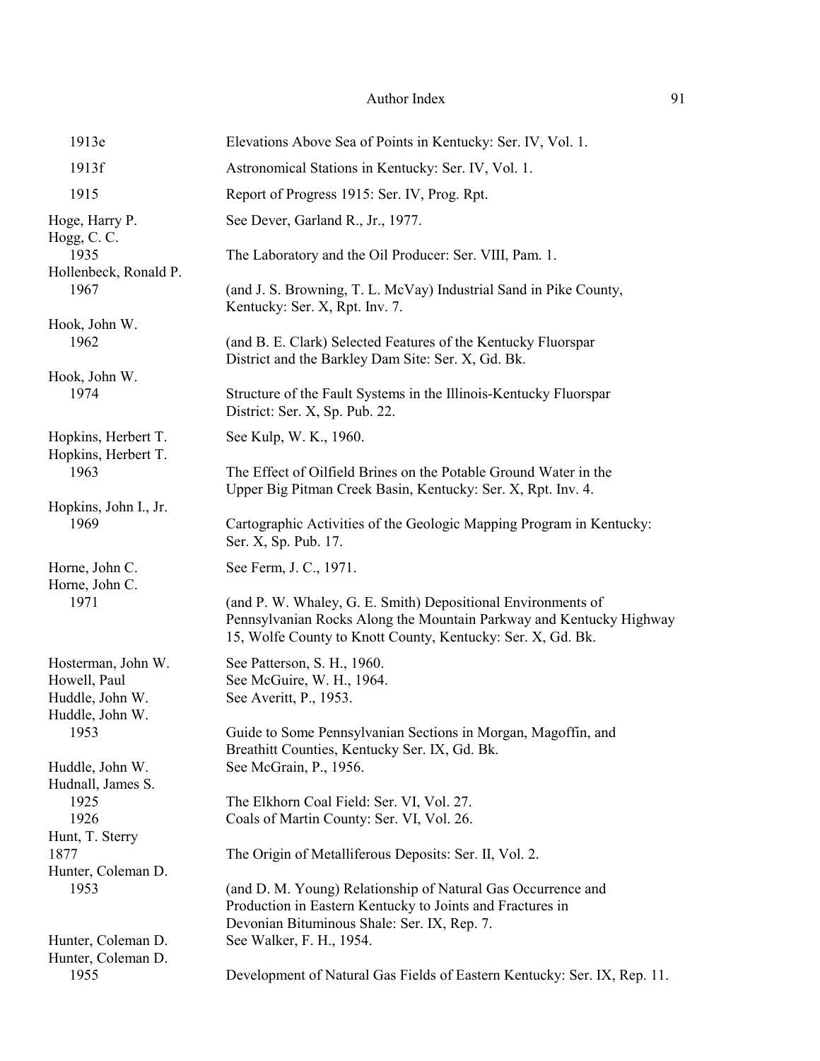| | |
|---|---|
| 1913e | Elevations Above Sea of Points in Kentucky: Ser. IV, Vol. 1. |
| 1913f | Astronomical Stations in Kentucky: Ser. IV, Vol. 1. |
| 1915 | Report of Progress 1915: Ser. IV, Prog. Rpt. |
| Hoge, Harry P. | See Dever, Garland R., Jr., 1977. |
| Hogg, C. C. | |
| 1935 | The Laboratory and the Oil Producer: Ser. VIII, Pam. 1. |
| Hollenbeck, Ronald P. | |
| 1967 | (and J. S. Browning, T. L. McVay) Industrial Sand in Pike County, Kentucky: Ser. X, Rpt. Inv. 7. |
| Hook, John W. | |
| 1962 | (and B. E. Clark) Selected Features of the Kentucky Fluorspar District and the Barkley Dam Site: Ser. X, Gd. Bk. |
| Hook, John W. | |
| 1974 | Structure of the Fault Systems in the Illinois-Kentucky Fluorspar District: Ser. X, Sp. Pub. 22. |
| Hopkins, Herbert T. | See Kulp, W. K., 1960. |
| Hopkins, Herbert T. | |
| 1963 | The Effect of Oilfield Brines on the Potable Ground Water in the Upper Big Pitman Creek Basin, Kentucky: Ser. X, Rpt. Inv. 4. |
| Hopkins, John I., Jr. | |
| 1969 | Cartographic Activities of the Geologic Mapping Program in Kentucky: Ser. X, Sp. Pub. 17. |
| Horne, John C. | See Ferm, J. C., 1971. |
| Horne, John C. | |
| 1971 | (and P. W. Whaley, G. E. Smith) Depositional Environments of Pennsylvanian Rocks Along the Mountain Parkway and Kentucky Highway 15, Wolfe County to Knott County, Kentucky: Ser. X, Gd. Bk. |
| Hosterman, John W. | See Patterson, S. H., 1960. |
| Howell, Paul | See McGuire, W. H., 1964. |
| Huddle, John W. | See Averitt, P., 1953. |
| Huddle, John W. | |
| 1953 | Guide to Some Pennsylvanian Sections in Morgan, Magoffin, and Breathitt Counties, Kentucky Ser. IX, Gd. Bk. |
| Huddle, John W. | See McGrain, P., 1956. |
| Hudnall, James S. | |
| 1925 | The Elkhorn Coal Field: Ser. VI, Vol. 27. |
| 1926 | Coals of Martin County: Ser. VI, Vol. 26. |
| Hunt, T. Sterry | |
| 1877 | The Origin of Metalliferous Deposits: Ser. II, Vol. 2. |
| Hunter, Coleman D. | |
| 1953 | (and D. M. Young) Relationship of Natural Gas Occurrence and Production in Eastern Kentucky to Joints and Fractures in Devonian Bituminous Shale: Ser. IX, Rep. 7. |
| Hunter, Coleman D. | See Walker, F. H., 1954. |
| Hunter, Coleman D. | |
| 1955 | Development of Natural Gas Fields of Eastern Kentucky: Ser. IX, Rep. 11. |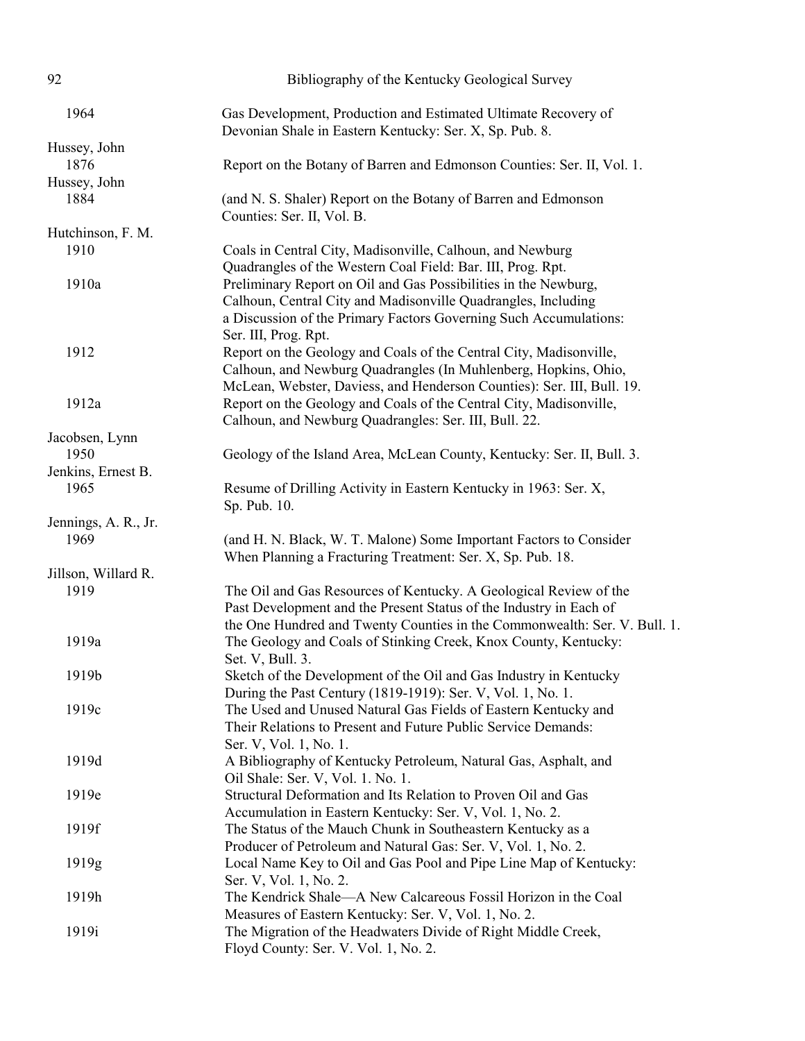1964
Gas Development, Production and Estimated Ultimate Recovery of Devonian Shale in Eastern Kentucky: Ser. X, Sp. Pub. 8.

Hussey, John

1876
Report on the Botany of Barren and Edmonson Counties: Ser. II, Vol. 1.

Hussey, John

1884
(and N. S. Shaler) Report on the Botany of Barren and Edmonson Counties: Ser. II, Vol. B.

Hutchinson, F. M.

1910
Coals in Central City, Madisonville, Calhoun, and Newburg Quadrangles of the Western Coal Field: Bar. III, Prog. Rpt.

1910a
Preliminary Report on Oil and Gas Possibilities in the Newburg, Calhoun, Central City and Madisonville Quadrangles, Including a Discussion of the Primary Factors Governing Such Accumulations: Ser. III, Prog. Rpt.

1912
Report on the Geology and Coals of the Central City, Madisonville, Calhoun, and Newburg Quadrangles (In Muhlenberg, Hopkins, Ohio, McLean, Webster, Daviess, and Henderson Counties): Ser. III, Bull. 19.

1912a
Report on the Geology and Coals of the Central City, Madisonville, Calhoun, and Newburg Quadrangles: Ser. III, Bull. 22.

Jacobsen, Lynn

1950
Geology of the Island Area, McLean County, Kentucky: Ser. II, Bull. 3.

Jenkins, Ernest B.

1965
Resume of Drilling Activity in Eastern Kentucky in 1963: Ser. X, Sp. Pub. 10.

Jennings, A. R., Jr.

1969
(and H. N. Black, W. T. Malone) Some Important Factors to Consider When Planning a Fracturing Treatment: Ser. X, Sp. Pub. 18.

Jillson, Willard R.

1919
The Oil and Gas Resources of Kentucky. A Geological Review of the Past Development and the Present Status of the Industry in Each of the One Hundred and Twenty Counties in the Commonwealth: Ser. V. Bull. 1.

1919a
The Geology and Coals of Stinking Creek, Knox County, Kentucky: Set. V, Bull. 3.

1919b
Sketch of the Development of the Oil and Gas Industry in Kentucky During the Past Century (1819-1919): Ser. V, Vol. 1, No. 1.

1919c
The Used and Unused Natural Gas Fields of Eastern Kentucky and Their Relations to Present and Future Public Service Demands: Ser. V, Vol. 1, No. 1.

1919d
A Bibliography of Kentucky Petroleum, Natural Gas, Asphalt, and Oil Shale: Ser. V, Vol. 1. No. 1.

1919e
Structural Deformation and Its Relation to Proven Oil and Gas Accumulation in Eastern Kentucky: Ser. V, Vol. 1, No. 2.

1919f
The Status of the Mauch Chunk in Southeastern Kentucky as a Producer of Petroleum and Natural Gas: Ser. V, Vol. 1, No. 2.

1919g
Local Name Key to Oil and Gas Pool and Pipe Line Map of Kentucky: Ser. V, Vol. 1, No. 2.

1919h
The Kendrick Shale—A New Calcareous Fossil Horizon in the Coal Measures of Eastern Kentucky: Ser. V, Vol. 1, No. 2.

1919i
The Migration of the Headwaters Divide of Right Middle Creek, Floyd County: Ser. V. Vol. 1, No. 2.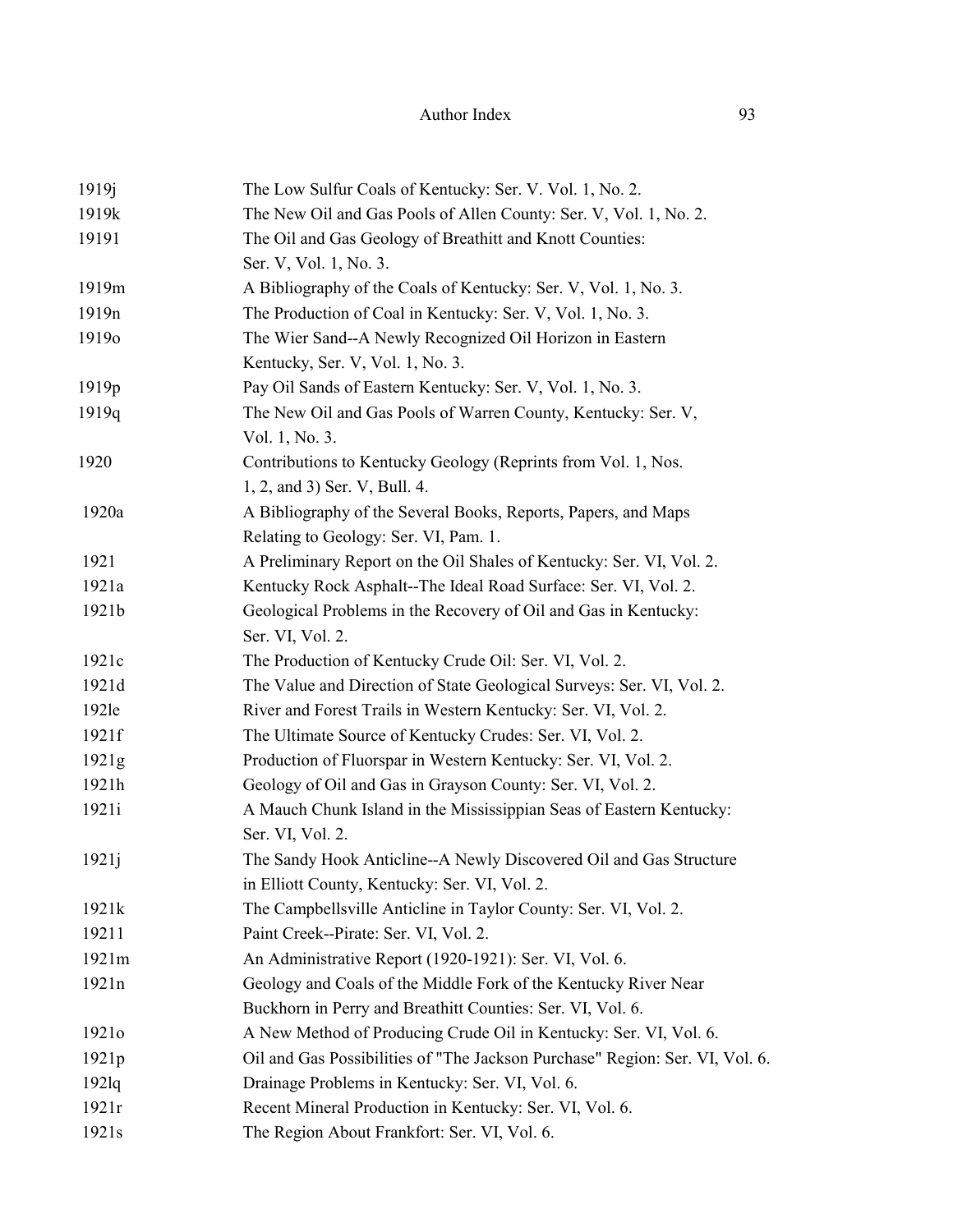| | |
|---|---|
| 1919j | The Low Sulfur Coals of Kentucky: Ser. V. Vol. 1, No. 2. |
| 1919k | The New Oil and Gas Pools of Allen County: Ser. V, Vol. 1, No. 2. |
| 19191 | The Oil and Gas Geology of Breathitt and Knott Counties: Ser. V, Vol. 1, No. 3. |
| 1919m | A Bibliography of the Coals of Kentucky: Ser. V, Vol. 1, No. 3. |
| 1919n | The Production of Coal in Kentucky: Ser. V, Vol. 1, No. 3. |
| 1919o | The Wier Sand--A Newly Recognized Oil Horizon in Eastern Kentucky, Ser. V, Vol. 1, No. 3. |
| 1919p | Pay Oil Sands of Eastern Kentucky: Ser. V, Vol. 1, No. 3. |
| 1919q | The New Oil and Gas Pools of Warren County, Kentucky: Ser. V, Vol. 1, No. 3. |
| 1920 | Contributions to Kentucky Geology (Reprints from Vol. 1, Nos. 1, 2, and 3) Ser. V, Bull. 4. |
| 1920a | A Bibliography of the Several Books, Reports, Papers, and Maps Relating to Geology: Ser. VI, Pam. 1. |
| 1921 | A Preliminary Report on the Oil Shales of Kentucky: Ser. VI, Vol. 2. |
| 1921a | Kentucky Rock Asphalt--The Ideal Road Surface: Ser. VI, Vol. 2. |
| 1921b | Geological Problems in the Recovery of Oil and Gas in Kentucky: Ser. VI, Vol. 2. |
| 1921c | The Production of Kentucky Crude Oil: Ser. VI, Vol. 2. |
| 1921d | The Value and Direction of State Geological Surveys: Ser. VI, Vol. 2. |
| 192le | River and Forest Trails in Western Kentucky: Ser. VI, Vol. 2. |
| 1921f | The Ultimate Source of Kentucky Crudes: Ser. VI, Vol. 2. |
| 1921g | Production of Fluorspar in Western Kentucky: Ser. VI, Vol. 2. |
| 1921h | Geology of Oil and Gas in Grayson County: Ser. VI, Vol. 2. |
| 1921i | A Mauch Chunk Island in the Mississippian Seas of Eastern Kentucky: Ser. VI, Vol. 2. |
| 1921j | The Sandy Hook Anticline--A Newly Discovered Oil and Gas Structure in Elliott County, Kentucky: Ser. VI, Vol. 2. |
| 1921k | The Campbellsville Anticline in Taylor County: Ser. VI, Vol. 2. |
| 19211 | Paint Creek--Pirate: Ser. VI, Vol. 2. |
| 1921m | An Administrative Report (1920-1921): Ser. VI, Vol. 6. |
| 1921n | Geology and Coals of the Middle Fork of the Kentucky River Near Buckhorn in Perry and Breathitt Counties: Ser. VI, Vol. 6. |
| 1921o | A New Method of Producing Crude Oil in Kentucky: Ser. VI, Vol. 6. |
| 1921p | Oil and Gas Possibilities of "The Jackson Purchase" Region: Ser. VI, Vol. 6. |
| 192lq | Drainage Problems in Kentucky: Ser. VI, Vol. 6. |
| 1921r | Recent Mineral Production in Kentucky: Ser. VI, Vol. 6. |
| 1921s | The Region About Frankfort: Ser. VI, Vol. 6. |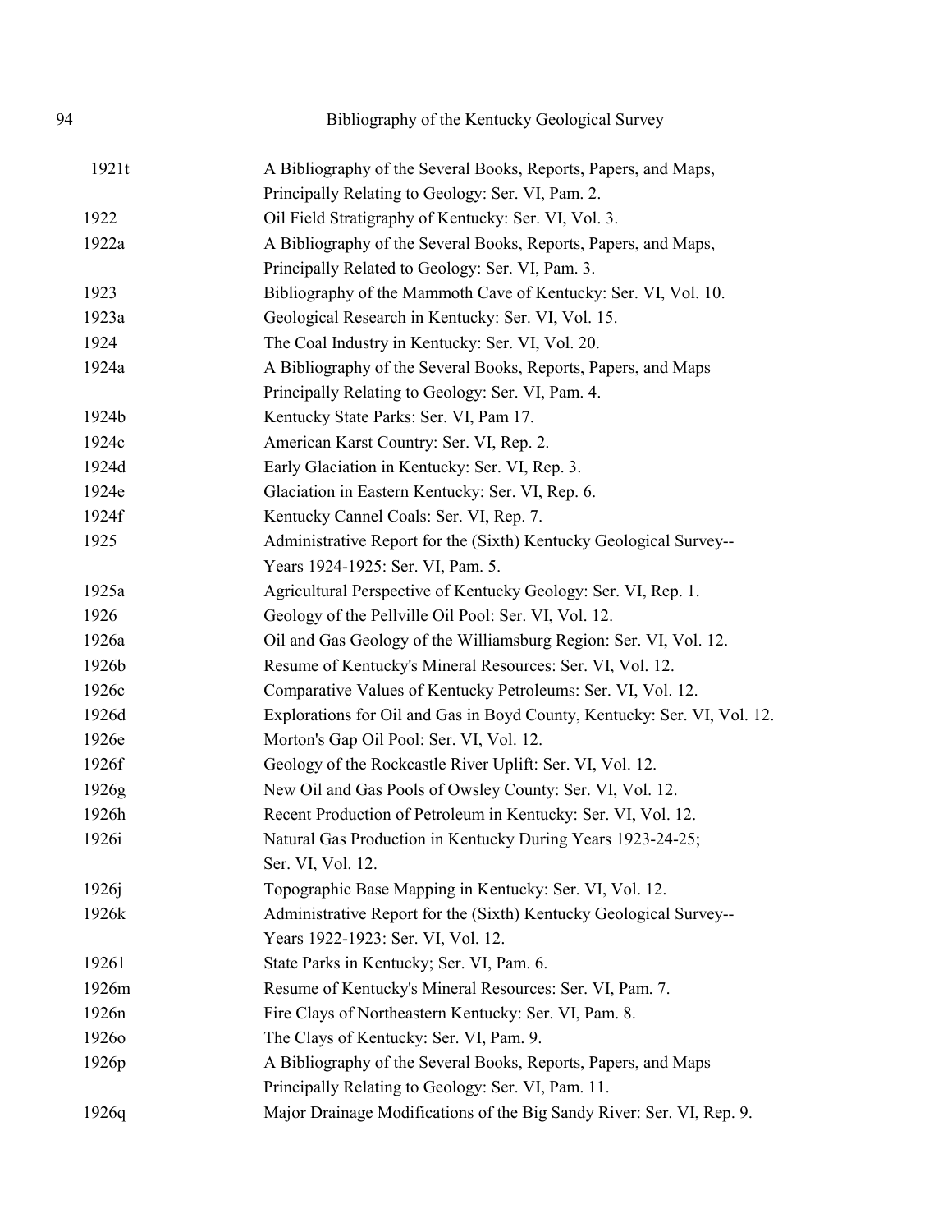| | |
|---|---|
| 1921t | A Bibliography of the Several Books, Reports, Papers, and Maps, Principally Relating to Geology: Ser. VI, Pam. 2. |
| 1922 | Oil Field Stratigraphy of Kentucky: Ser. VI, Vol. 3. |
| 1922a | A Bibliography of the Several Books, Reports, Papers, and Maps, Principally Related to Geology: Ser. VI, Pam. 3. |
| 1923 | Bibliography of the Mammoth Cave of Kentucky: Ser. VI, Vol. 10. |
| 1923a | Geological Research in Kentucky: Ser. VI, Vol. 15. |
| 1924 | The Coal Industry in Kentucky: Ser. VI, Vol. 20. |
| 1924a | A Bibliography of the Several Books, Reports, Papers, and Maps Principally Relating to Geology: Ser. VI, Pam. 4. |
| 1924b | Kentucky State Parks: Ser. VI, Pam 17. |
| 1924c | American Karst Country: Ser. VI, Rep. 2. |
| 1924d | Early Glaciation in Kentucky: Ser. VI, Rep. 3. |
| 1924e | Glaciation in Eastern Kentucky: Ser. VI, Rep. 6. |
| 1924f | Kentucky Cannel Coals: Ser. VI, Rep. 7. |
| 1925 | Administrative Report for the (Sixth) Kentucky Geological Survey-- Years 1924-1925: Ser. VI, Pam. 5. |
| 1925a | Agricultural Perspective of Kentucky Geology: Ser. VI, Rep. 1. |
| 1926 | Geology of the Pellville Oil Pool: Ser. VI, Vol. 12. |
| 1926a | Oil and Gas Geology of the Williamsburg Region: Ser. VI, Vol. 12. |
| 1926b | Resume of Kentucky's Mineral Resources: Ser. VI, Vol. 12. |
| 1926c | Comparative Values of Kentucky Petroleums: Ser. VI, Vol. 12. |
| 1926d | Explorations for Oil and Gas in Boyd County, Kentucky: Ser. VI, Vol. 12. |
| 1926e | Morton's Gap Oil Pool: Ser. VI, Vol. 12. |
| 1926f | Geology of the Rockcastle River Uplift: Ser. VI, Vol. 12. |
| 1926g | New Oil and Gas Pools of Owsley County: Ser. VI, Vol. 12. |
| 1926h | Recent Production of Petroleum in Kentucky: Ser. VI, Vol. 12. |
| 1926i | Natural Gas Production in Kentucky During Years 1923-24-25; Ser. VI, Vol. 12. |
| 1926j | Topographic Base Mapping in Kentucky: Ser. VI, Vol. 12. |
| 1926k | Administrative Report for the (Sixth) Kentucky Geological Survey-- Years 1922-1923: Ser. VI, Vol. 12. |
| 1926l | State Parks in Kentucky; Ser. VI, Pam. 6. |
| 1926m | Resume of Kentucky's Mineral Resources: Ser. VI, Pam. 7. |
| 1926n | Fire Clays of Northeastern Kentucky: Ser. VI, Pam. 8. |
| 1926o | The Clays of Kentucky: Ser. VI, Pam. 9. |
| 1926p | A Bibliography of the Several Books, Reports, Papers, and Maps Principally Relating to Geology: Ser. VI, Pam. 11. |
| 1926q | Major Drainage Modifications of the Big Sandy River: Ser. VI, Rep. 9. |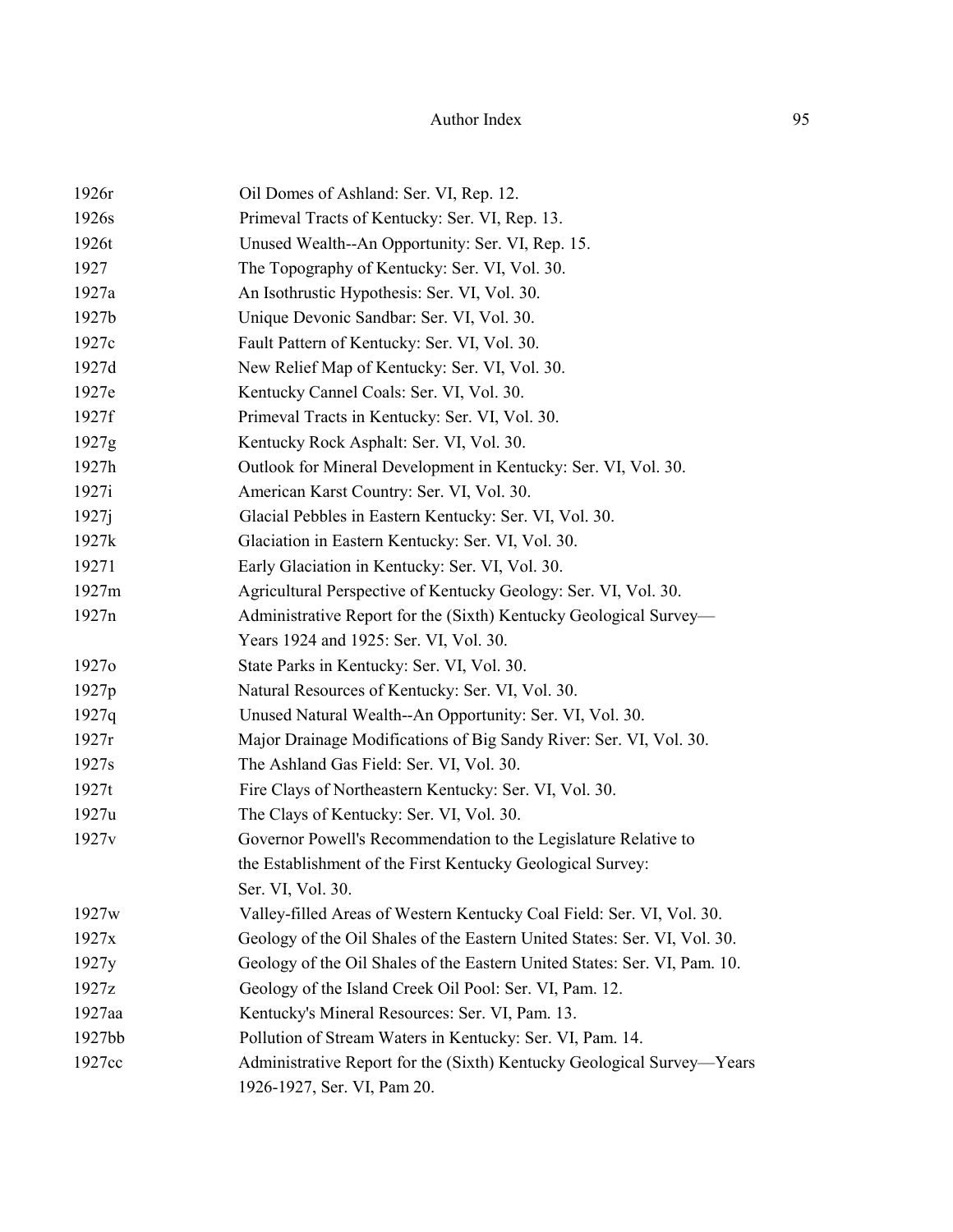| | |
|---|---|
| 1926r | Oil Domes of Ashland: Ser. VI, Rep. 12. |
| 1926s | Primeval Tracts of Kentucky: Ser. VI, Rep. 13. |
| 1926t | Unused Wealth--An Opportunity: Ser. VI, Rep. 15. |
| 1927 | The Topography of Kentucky: Ser. VI, Vol. 30. |
| 1927a | An Isothrustic Hypothesis: Ser. VI, Vol. 30. |
| 1927b | Unique Devonic Sandbar: Ser. VI, Vol. 30. |
| 1927c | Fault Pattern of Kentucky: Ser. VI, Vol. 30. |
| 1927d | New Relief Map of Kentucky: Ser. VI, Vol. 30. |
| 1927e | Kentucky Cannel Coals: Ser. VI, Vol. 30. |
| 1927f | Primeval Tracts in Kentucky: Ser. VI, Vol. 30. |
| 1927g | Kentucky Rock Asphalt: Ser. VI, Vol. 30. |
| 1927h | Outlook for Mineral Development in Kentucky: Ser. VI, Vol. 30. |
| 1927i | American Karst Country: Ser. VI, Vol. 30. |
| 1927j | Glacial Pebbles in Eastern Kentucky: Ser. VI, Vol. 30. |
| 1927k | Glaciation in Eastern Kentucky: Ser. VI, Vol. 30. |
| 1927l | Early Glaciation in Kentucky: Ser. VI, Vol. 30. |
| 1927m | Agricultural Perspective of Kentucky Geology: Ser. VI, Vol. 30. |
| 1927n | Administrative Report for the (Sixth) Kentucky Geological Survey—Years 1924 and 1925: Ser. VI, Vol. 30. |
| 1927o | State Parks in Kentucky: Ser. VI, Vol. 30. |
| 1927p | Natural Resources of Kentucky: Ser. VI, Vol. 30. |
| 1927q | Unused Natural Wealth--An Opportunity: Ser. VI, Vol. 30. |
| 1927r | Major Drainage Modifications of Big Sandy River: Ser. VI, Vol. 30. |
| 1927s | The Ashland Gas Field: Ser. VI, Vol. 30. |
| 1927t | Fire Clays of Northeastern Kentucky: Ser. VI, Vol. 30. |
| 1927u | The Clays of Kentucky: Ser. VI, Vol. 30. |
| 1927v | Governor Powell's Recommendation to the Legislature Relative to the Establishment of the First Kentucky Geological Survey: Ser. VI, Vol. 30. |
| 1927w | Valley-filled Areas of Western Kentucky Coal Field: Ser. VI, Vol. 30. |
| 1927x | Geology of the Oil Shales of the Eastern United States: Ser. VI, Vol. 30. |
| 1927y | Geology of the Oil Shales of the Eastern United States: Ser. VI, Pam. 10. |
| 1927z | Geology of the Island Creek Oil Pool: Ser. VI, Pam. 12. |
| 1927aa | Kentucky's Mineral Resources: Ser. VI, Pam. 13. |
| 1927bb | Pollution of Stream Waters in Kentucky: Ser. VI, Pam. 14. |
| 1927cc | Administrative Report for the (Sixth) Kentucky Geological Survey—Years 1926-1927, Ser. VI, Pam 20. |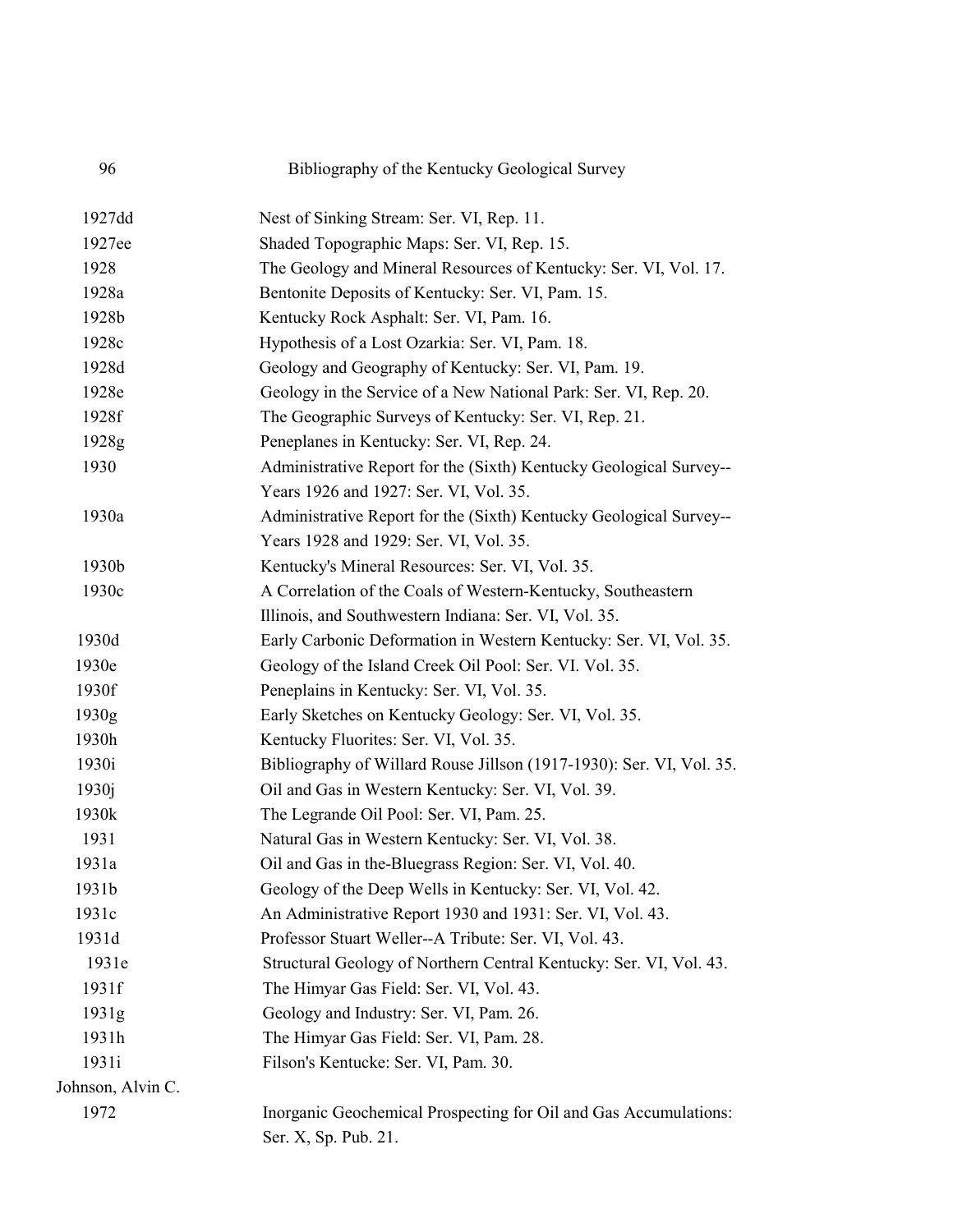| | |
|---|---|
| 1927dd | Nest of Sinking Stream: Ser. VI, Rep. 11. |
| 1927ee | Shaded Topographic Maps: Ser. VI, Rep. 15. |
| 1928 | The Geology and Mineral Resources of Kentucky: Ser. VI, Vol. 17. |
| 1928a | Bentonite Deposits of Kentucky: Ser. VI, Pam. 15. |
| 1928b | Kentucky Rock Asphalt: Ser. VI, Pam. 16. |
| 1928c | Hypothesis of a Lost Ozarkia: Ser. VI, Pam. 18. |
| 1928d | Geology and Geography of Kentucky: Ser. VI, Pam. 19. |
| 1928e | Geology in the Service of a New National Park: Ser. VI, Rep. 20. |
| 1928f | The Geographic Surveys of Kentucky: Ser. VI, Rep. 21. |
| 1928g | Peneplanes in Kentucky: Ser. VI, Rep. 24. |
| 1930 | Administrative Report for the (Sixth) Kentucky Geological Survey--Years 1926 and 1927: Ser. VI, Vol. 35. |
| 1930a | Administrative Report for the (Sixth) Kentucky Geological Survey--Years 1928 and 1929: Ser. VI, Vol. 35. |
| 1930b | Kentucky's Mineral Resources: Ser. VI, Vol. 35. |
| 1930c | A Correlation of the Coals of Western-Kentucky, Southeastern Illinois, and Southwestern Indiana: Ser. VI, Vol. 35. |
| 1930d | Early Carbonic Deformation in Western Kentucky: Ser. VI, Vol. 35. |
| 1930e | Geology of the Island Creek Oil Pool: Ser. VI. Vol. 35. |
| 1930f | Peneplains in Kentucky: Ser. VI, Vol. 35. |
| 1930g | Early Sketches on Kentucky Geology: Ser. VI, Vol. 35. |
| 1930h | Kentucky Fluorites: Ser. VI, Vol. 35. |
| 1930i | Bibliography of Willard Rouse Jillson (1917-1930): Ser. VI, Vol. 35. |
| 1930j | Oil and Gas in Western Kentucky: Ser. VI, Vol. 39. |
| 1930k | The Legrande Oil Pool: Ser. VI, Pam. 25. |
| 1931 | Natural Gas in Western Kentucky: Ser. VI, Vol. 38. |
| 1931a | Oil and Gas in the-Bluegrass Region: Ser. VI, Vol. 40. |
| 1931b | Geology of the Deep Wells in Kentucky: Ser. VI, Vol. 42. |
| 1931c | An Administrative Report 1930 and 1931: Ser. VI, Vol. 43. |
| 1931d | Professor Stuart Weller--A Tribute: Ser. VI, Vol. 43. |
| 1931e | Structural Geology of Northern Central Kentucky: Ser. VI, Vol. 43. |
| 1931f | The Himyar Gas Field: Ser. VI, Vol. 43. |
| 1931g | Geology and Industry: Ser. VI, Pam. 26. |
| 1931h | The Himyar Gas Field: Ser. VI, Pam. 28. |
| 1931i | Filson's Kentucke: Ser. VI, Pam. 30. |

Johnson, Alvin C.

| | |
|---|---|
| 1972 | Inorganic Geochemical Prospecting for Oil and Gas Accumulations: Ser. X, Sp. Pub. 21. |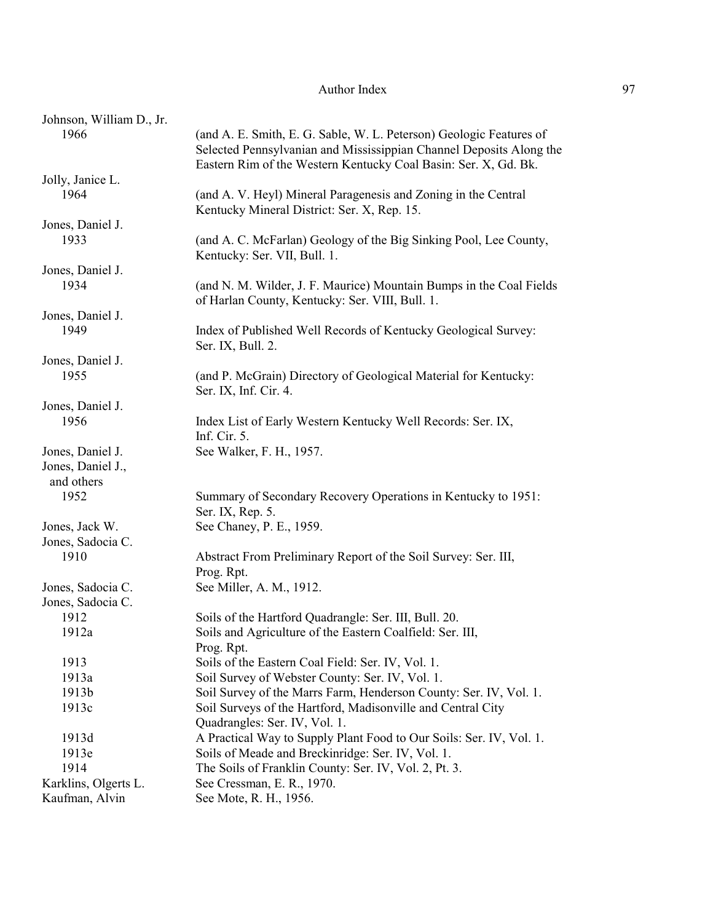Johnson, William D., Jr.

1966 — (and A. E. Smith, E. G. Sable, W. L. Peterson) Geologic Features of Selected Pennsylvanian and Mississippian Channel Deposits Along the Eastern Rim of the Western Kentucky Coal Basin: Ser. X, Gd. Bk.

Jolly, Janice L.

1964 — (and A. V. Heyl) Mineral Paragenesis and Zoning in the Central Kentucky Mineral District: Ser. X, Rep. 15.

Jones, Daniel J.

1933 — (and A. C. McFarlan) Geology of the Big Sinking Pool, Lee County, Kentucky: Ser. VII, Bull. 1.

Jones, Daniel J.

1934 — (and N. M. Wilder, J. F. Maurice) Mountain Bumps in the Coal Fields of Harlan County, Kentucky: Ser. VIII, Bull. 1.

Jones, Daniel J.

1949 — Index of Published Well Records of Kentucky Geological Survey: Ser. IX, Bull. 2.

Jones, Daniel J.

1955 — (and P. McGrain) Directory of Geological Material for Kentucky: Ser. IX, Inf. Cir. 4.

Jones, Daniel J.

1956 — Index List of Early Western Kentucky Well Records: Ser. IX, Inf. Cir. 5.

Jones, Daniel J. — See Walker, F. H., 1957.

Jones, Daniel J., and others

1952 — Summary of Secondary Recovery Operations in Kentucky to 1951: Ser. IX, Rep. 5.

Jones, Jack W. — See Chaney, P. E., 1959.

Jones, Sadocia C.

1910 — Abstract From Preliminary Report of the Soil Survey: Ser. III, Prog. Rpt.

Jones, Sadocia C. — See Miller, A. M., 1912.

Jones, Sadocia C.

1912 — Soils of the Hartford Quadrangle: Ser. III, Bull. 20.

1912a — Soils and Agriculture of the Eastern Coalfield: Ser. III, Prog. Rpt.

1913 — Soils of the Eastern Coal Field: Ser. IV, Vol. 1.

1913a — Soil Survey of Webster County: Ser. IV, Vol. 1.

1913b — Soil Survey of the Marrs Farm, Henderson County: Ser. IV, Vol. 1.

1913c — Soil Surveys of the Hartford, Madisonville and Central City Quadrangles: Ser. IV, Vol. 1.

1913d — A Practical Way to Supply Plant Food to Our Soils: Ser. IV, Vol. 1.

1913e — Soils of Meade and Breckinridge: Ser. IV, Vol. 1.

1914 — The Soils of Franklin County: Ser. IV, Vol. 2, Pt. 3.

Karklins, Olgerts L. — See Cressman, E. R., 1970.

Kaufman, Alvin — See Mote, R. H., 1956.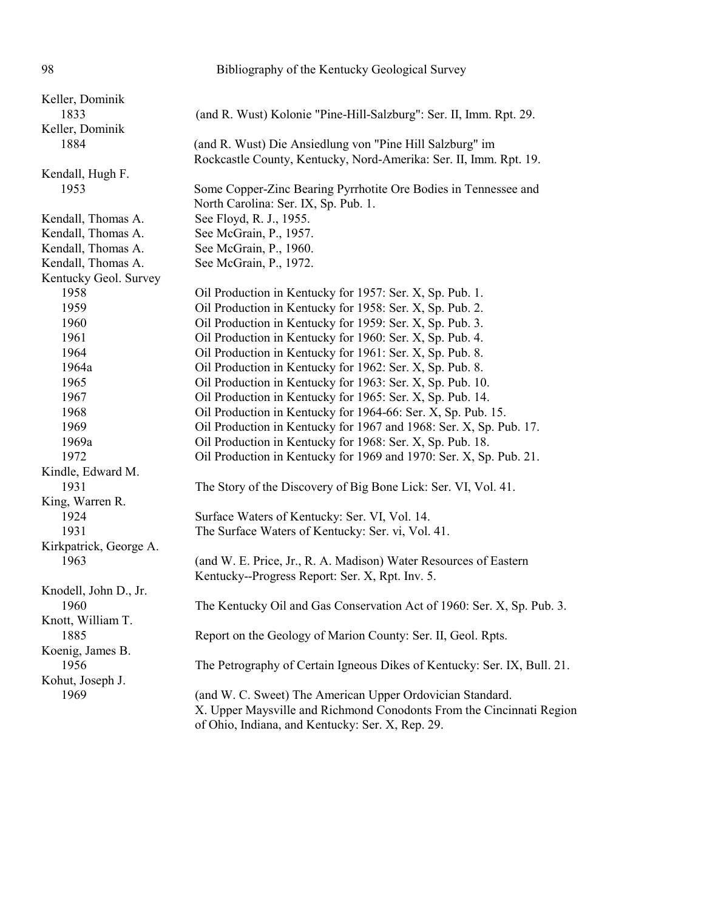Keller, Dominik
1833 (and R. Wust) Kolonie "Pine-Hill-Salzburg": Ser. II, Imm. Rpt. 29.

Keller, Dominik
1884 (and R. Wust) Die Ansiedlung von "Pine Hill Salzburg" im Rockcastle County, Kentucky, Nord-Amerika: Ser. II, Imm. Rpt. 19.

Kendall, Hugh F.
1953 Some Copper-Zinc Bearing Pyrrhotite Ore Bodies in Tennessee and North Carolina: Ser. IX, Sp. Pub. 1.

Kendall, Thomas A. See Floyd, R. J., 1955.

Kendall, Thomas A. See McGrain, P., 1957.

Kendall, Thomas A. See McGrain, P., 1960.

Kendall, Thomas A. See McGrain, P., 1972.

Kentucky Geol. Survey
1958 Oil Production in Kentucky for 1957: Ser. X, Sp. Pub. 1.
1959 Oil Production in Kentucky for 1958: Ser. X, Sp. Pub. 2.
1960 Oil Production in Kentucky for 1959: Ser. X, Sp. Pub. 3.
1961 Oil Production in Kentucky for 1960: Ser. X, Sp. Pub. 4.
1964 Oil Production in Kentucky for 1961: Ser. X, Sp. Pub. 8.
1964a Oil Production in Kentucky for 1962: Ser. X, Sp. Pub. 8.
1965 Oil Production in Kentucky for 1963: Ser. X, Sp. Pub. 10.
1967 Oil Production in Kentucky for 1965: Ser. X, Sp. Pub. 14.
1968 Oil Production in Kentucky for 1964-66: Ser. X, Sp. Pub. 15.
1969 Oil Production in Kentucky for 1967 and 1968: Ser. X, Sp. Pub. 17.
1969a Oil Production in Kentucky for 1968: Ser. X, Sp. Pub. 18.
1972 Oil Production in Kentucky for 1969 and 1970: Ser. X, Sp. Pub. 21.

Kindle, Edward M.
1931 The Story of the Discovery of Big Bone Lick: Ser. VI, Vol. 41.

King, Warren R.
1924 Surface Waters of Kentucky: Ser. VI, Vol. 14.
1931 The Surface Waters of Kentucky: Ser. vi, Vol. 41.

Kirkpatrick, George A.
1963 (and W. E. Price, Jr., R. A. Madison) Water Resources of Eastern Kentucky--Progress Report: Ser. X, Rpt. Inv. 5.

Knodell, John D., Jr.
1960 The Kentucky Oil and Gas Conservation Act of 1960: Ser. X, Sp. Pub. 3.

Knott, William T.
1885 Report on the Geology of Marion County: Ser. II, Geol. Rpts.

Koenig, James B.
1956 The Petrography of Certain Igneous Dikes of Kentucky: Ser. IX, Bull. 21.

Kohut, Joseph J.
1969 (and W. C. Sweet) The American Upper Ordovician Standard. X. Upper Maysville and Richmond Conodonts From the Cincinnati Region of Ohio, Indiana, and Kentucky: Ser. X, Rep. 29.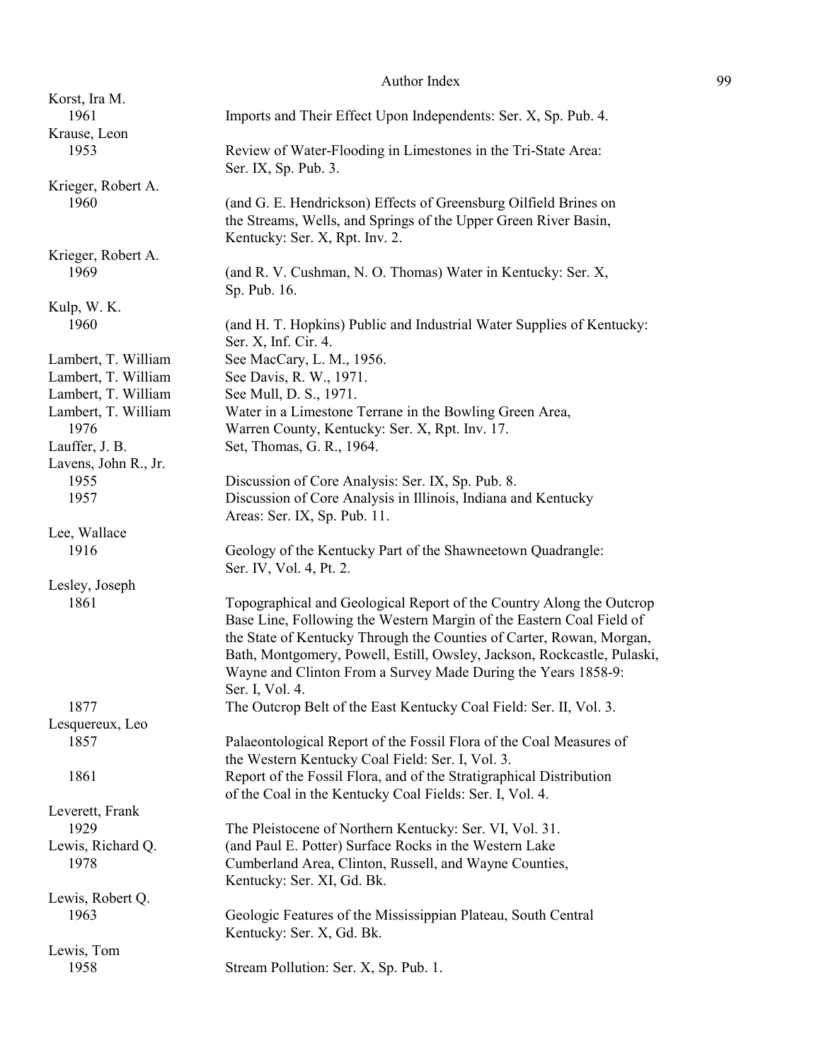Korst, Ira M.
  1961 Imports and Their Effect Upon Independents: Ser. X, Sp. Pub. 4.

Krause, Leon
  1953 Review of Water-Flooding in Limestones in the Tri-State Area: Ser. IX, Sp. Pub. 3.

Krieger, Robert A.
  1960 (and G. E. Hendrickson) Effects of Greensburg Oilfield Brines on the Streams, Wells, and Springs of the Upper Green River Basin, Kentucky: Ser. X, Rpt. Inv. 2.

Krieger, Robert A.
  1969 (and R. V. Cushman, N. O. Thomas) Water in Kentucky: Ser. X, Sp. Pub. 16.

Kulp, W. K.
  1960 (and H. T. Hopkins) Public and Industrial Water Supplies of Kentucky: Ser. X, Inf. Cir. 4.

Lambert, T. William See MacCary, L. M., 1956.

Lambert, T. William See Davis, R. W., 1971.

Lambert, T. William See Mull, D. S., 1971.

Lambert, T. William
  1976 Water in a Limestone Terrane in the Bowling Green Area, Warren County, Kentucky: Ser. X, Rpt. Inv. 17.

Lauffer, J. B. Set, Thomas, G. R., 1964.

Lavens, John R., Jr.
  1955 Discussion of Core Analysis: Ser. IX, Sp. Pub. 8.
  1957 Discussion of Core Analysis in Illinois, Indiana and Kentucky Areas: Ser. IX, Sp. Pub. 11.

Lee, Wallace
  1916 Geology of the Kentucky Part of the Shawneetown Quadrangle: Ser. IV, Vol. 4, Pt. 2.

Lesley, Joseph
  1861 Topographical and Geological Report of the Country Along the Outcrop Base Line, Following the Western Margin of the Eastern Coal Field of the State of Kentucky Through the Counties of Carter, Rowan, Morgan, Bath, Montgomery, Powell, Estill, Owsley, Jackson, Rockcastle, Pulaski, Wayne and Clinton From a Survey Made During the Years 1858-9: Ser. I, Vol. 4.
  1877 The Outcrop Belt of the East Kentucky Coal Field: Ser. II, Vol. 3.

Lesquereux, Leo
  1857 Palaeontological Report of the Fossil Flora of the Coal Measures of the Western Kentucky Coal Field: Ser. I, Vol. 3.
  1861 Report of the Fossil Flora, and of the Stratigraphical Distribution of the Coal in the Kentucky Coal Fields: Ser. I, Vol. 4.

Leverett, Frank
  1929 The Pleistocene of Northern Kentucky: Ser. VI, Vol. 31.

Lewis, Richard Q.
  1978 (and Paul E. Potter) Surface Rocks in the Western Lake Cumberland Area, Clinton, Russell, and Wayne Counties, Kentucky: Ser. XI, Gd. Bk.

Lewis, Robert Q.
  1963 Geologic Features of the Mississippian Plateau, South Central Kentucky: Ser. X, Gd. Bk.

Lewis, Tom
  1958 Stream Pollution: Ser. X, Sp. Pub. 1.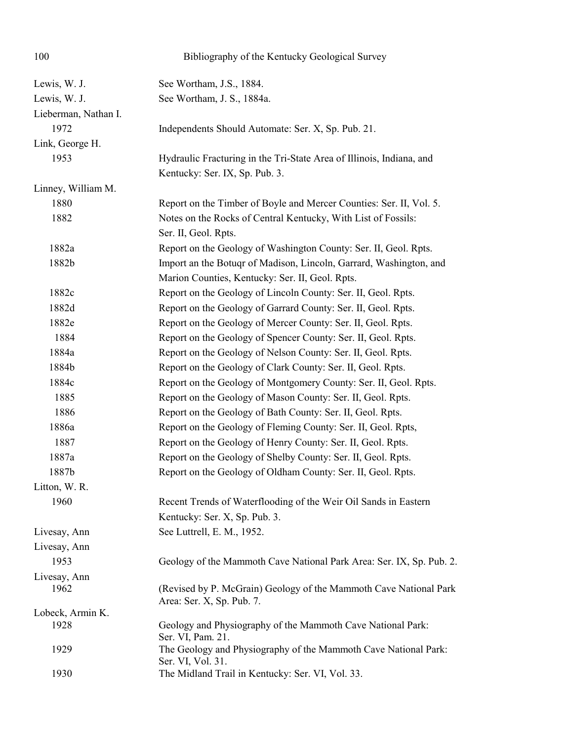| | |
|---|---|
| Lewis, W. J. | See Wortham, J.S., 1884. |
| Lewis, W. J. | See Wortham, J. S., 1884a. |
| Lieberman, Nathan I. | |
| 1972 | Independents Should Automate: Ser. X, Sp. Pub. 21. |
| Link, George H. | |
| 1953 | Hydraulic Fracturing in the Tri-State Area of Illinois, Indiana, and Kentucky: Ser. IX, Sp. Pub. 3. |
| Linney, William M. | |
| 1880 | Report on the Timber of Boyle and Mercer Counties: Ser. II, Vol. 5. |
| 1882 | Notes on the Rocks of Central Kentucky, With List of Fossils: Ser. II, Geol. Rpts. |
| 1882a | Report on the Geology of Washington County: Ser. II, Geol. Rpts. |
| 1882b | Import an the Botuqr of Madison, Lincoln, Garrard, Washington, and Marion Counties, Kentucky: Ser. II, Geol. Rpts. |
| 1882c | Report on the Geology of Lincoln County: Ser. II, Geol. Rpts. |
| 1882d | Report on the Geology of Garrard County: Ser. II, Geol. Rpts. |
| 1882e | Report on the Geology of Mercer County: Ser. II, Geol. Rpts. |
| 1884 | Report on the Geology of Spencer County: Ser. II, Geol. Rpts. |
| 1884a | Report on the Geology of Nelson County: Ser. II, Geol. Rpts. |
| 1884b | Report on the Geology of Clark County: Ser. II, Geol. Rpts. |
| 1884c | Report on the Geology of Montgomery County: Ser. II, Geol. Rpts. |
| 1885 | Report on the Geology of Mason County: Ser. II, Geol. Rpts. |
| 1886 | Report on the Geology of Bath County: Ser. II, Geol. Rpts. |
| 1886a | Report on the Geology of Fleming County: Ser. II, Geol. Rpts, |
| 1887 | Report on the Geology of Henry County: Ser. II, Geol. Rpts. |
| 1887a | Report on the Geology of Shelby County: Ser. II, Geol. Rpts. |
| 1887b | Report on the Geology of Oldham County: Ser. II, Geol. Rpts. |
| Litton, W. R. | |
| 1960 | Recent Trends of Waterflooding of the Weir Oil Sands in Eastern Kentucky: Ser. X, Sp. Pub. 3. |
| Livesay, Ann | See Luttrell, E. M., 1952. |
| Livesay, Ann | |
| 1953 | Geology of the Mammoth Cave National Park Area: Ser. IX, Sp. Pub. 2. |
| Livesay, Ann | |
| 1962 | (Revised by P. McGrain) Geology of the Mammoth Cave National Park Area: Ser. X, Sp. Pub. 7. |
| Lobeck, Armin K. | |
| 1928 | Geology and Physiography of the Mammoth Cave National Park: Ser. VI, Pam. 21. |
| 1929 | The Geology and Physiography of the Mammoth Cave National Park: Ser. VI, Vol. 31. |
| 1930 | The Midland Trail in Kentucky: Ser. VI, Vol. 33. |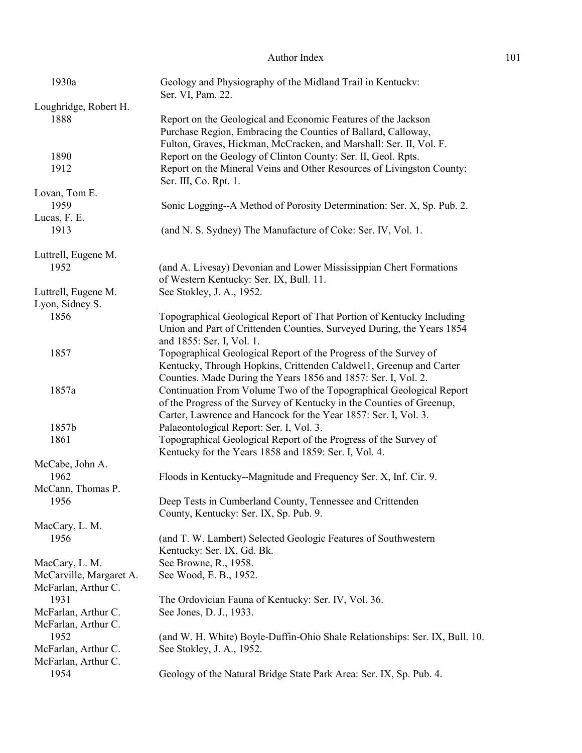| | |
|---|---|
| 1930a | Geology and Physiography of the Midland Trail in Kentuckv: Ser. VI, Pam. 22. |
| Loughridge, Robert H. | |
| 1888 | Report on the Geological and Economic Features of the Jackson Purchase Region, Embracing the Counties of Ballard, Calloway, Fulton, Graves, Hickman, McCracken, and Marshall: Ser. II, Vol. F. |
| 1890 | Report on the Geology of Clinton County: Ser. II, Geol. Rpts. |
| 1912 | Report on the Mineral Veins and Other Resources of Livingston County: Ser. III, Co. Rpt. 1. |
| Lovan, Tom E. | |
| 1959 | Sonic Logging--A Method of Porosity Determination: Ser. X, Sp. Pub. 2. |
| Lucas, F. E. | |
| 1913 | (and N. S. Sydney) The Manufacture of Coke: Ser. IV, Vol. 1. |
| Luttrell, Eugene M. | |
| 1952 | (and A. Livesay) Devonian and Lower Mississippian Chert Formations of Western Kentucky: Ser. IX, Bull. 11. |
| Luttrell, Eugene M. | See Stokley, J. A., 1952. |
| Lyon, Sidney S. | |
| 1856 | Topographical Geological Report of That Portion of Kentucky Including Union and Part of Crittenden Counties, Surveyed During, the Years 1854 and 1855: Ser. I, Vol. 1. |
| 1857 | Topographical Geological Report of the Progress of the Survey of Kentucky, Through Hopkins, Crittenden Caldwel1, Greenup and Carter Counties. Made During the Years 1856 and 1857: Ser. I, Vol. 2. |
| 1857a | Continuation From Volume Two of the Topographical Geological Report of the Progress of the Survey of Kentucky in the Counties of Greenup, Carter, Lawrence and Hancock for the Year 1857: Ser. I, Vol. 3. |
| 1857b | Palaeontological Report: Ser. I, Vol. 3. |
| 1861 | Topographical Geological Report of the Progress of the Survey of Kentucky for the Years 1858 and 1859: Ser. I, Vol. 4. |
| McCabe, John A. | |
| 1962 | Floods in Kentucky--Magnitude and Frequency Ser. X, Inf. Cir. 9. |
| McCann, Thomas P. | |
| 1956 | Deep Tests in Cumberland County, Tennessee and Crittenden County, Kentucky: Ser. IX, Sp. Pub. 9. |
| MacCary, L. M. | |
| 1956 | (and T. W. Lambert) Selected Geologic Features of Southwestern Kentucky: Ser. IX, Gd. Bk. |
| MacCary, L. M. | See Browne, R., 1958. |
| McCarville, Margaret A. | See Wood, E. B., 1952. |
| McFarlan, Arthur C. | |
| 1931 | The Ordovician Fauna of Kentucky: Ser. IV, Vol. 36. |
| McFarlan, Arthur C. | See Jones, D. J., 1933. |
| McFarlan, Arthur C. | |
| 1952 | (and W. H. White) Boyle-Duffin-Ohio Shale Relationships: Ser. IX, Bull. 10. |
| McFarlan, Arthur C. | See Stokley, J. A., 1952. |
| McFarlan, Arthur C. | |
| 1954 | Geology of the Natural Bridge State Park Area: Ser. IX, Sp. Pub. 4. |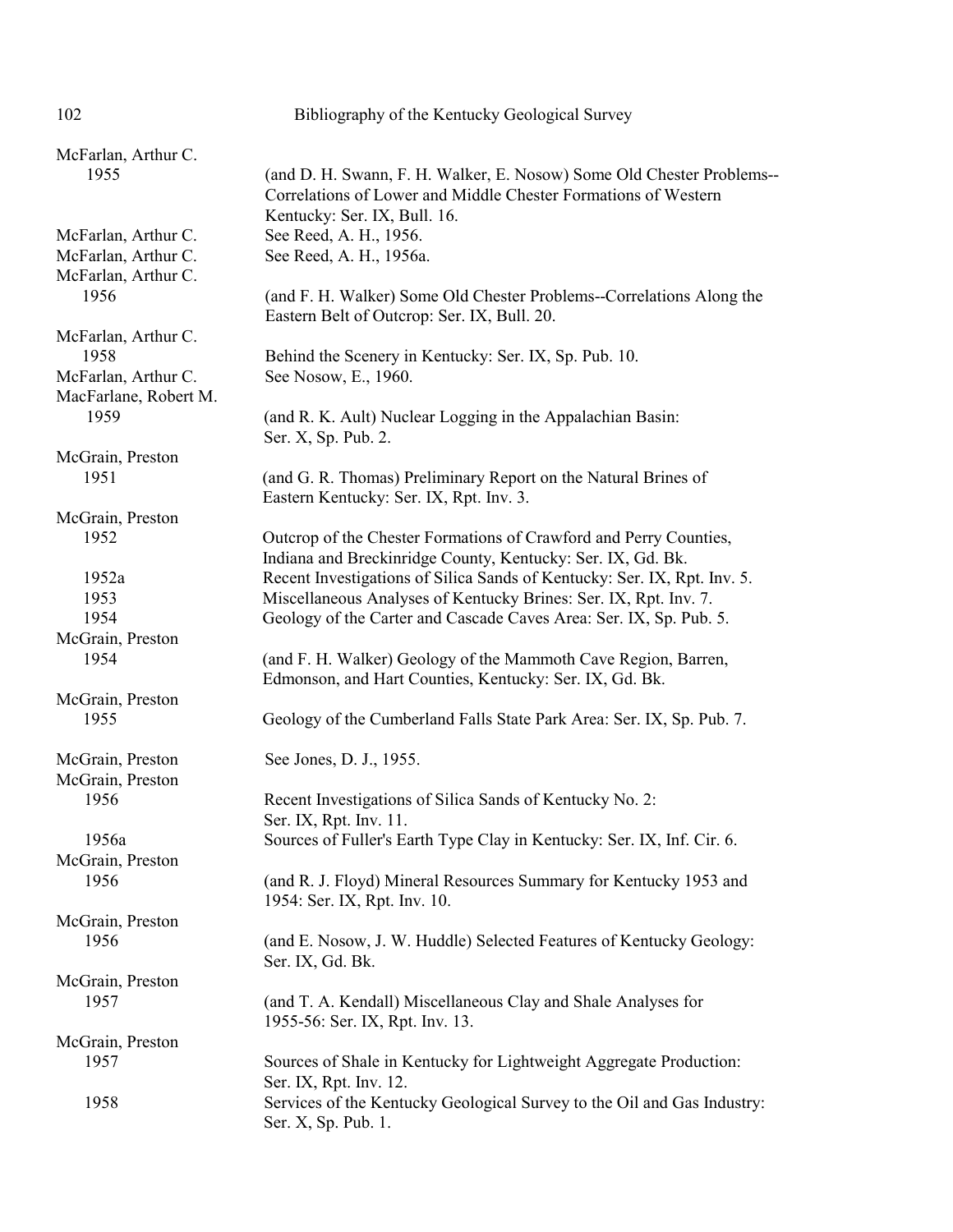McFarlan, Arthur C.
1955 (and D. H. Swann, F. H. Walker, E. Nosow) Some Old Chester Problems--Correlations of Lower and Middle Chester Formations of Western Kentucky: Ser. IX, Bull. 16.

McFarlan, Arthur C. See Reed, A. H., 1956.

McFarlan, Arthur C. See Reed, A. H., 1956a.

McFarlan, Arthur C.
1956 (and F. H. Walker) Some Old Chester Problems--Correlations Along the Eastern Belt of Outcrop: Ser. IX, Bull. 20.

McFarlan, Arthur C.
1958 Behind the Scenery in Kentucky: Ser. IX, Sp. Pub. 10.

McFarlan, Arthur C. See Nosow, E., 1960.

MacFarlane, Robert M.
1959 (and R. K. Ault) Nuclear Logging in the Appalachian Basin: Ser. X, Sp. Pub. 2.

McGrain, Preston
1951 (and G. R. Thomas) Preliminary Report on the Natural Brines of Eastern Kentucky: Ser. IX, Rpt. Inv. 3.

McGrain, Preston
1952 Outcrop of the Chester Formations of Crawford and Perry Counties, Indiana and Breckinridge County, Kentucky: Ser. IX, Gd. Bk.
1952a Recent Investigations of Silica Sands of Kentucky: Ser. IX, Rpt. Inv. 5.
1953 Miscellaneous Analyses of Kentucky Brines: Ser. IX, Rpt. Inv. 7.
1954 Geology of the Carter and Cascade Caves Area: Ser. IX, Sp. Pub. 5.

McGrain, Preston
1954 (and F. H. Walker) Geology of the Mammoth Cave Region, Barren, Edmonson, and Hart Counties, Kentucky: Ser. IX, Gd. Bk.

McGrain, Preston
1955 Geology of the Cumberland Falls State Park Area: Ser. IX, Sp. Pub. 7.

McGrain, Preston See Jones, D. J., 1955.

McGrain, Preston
1956 Recent Investigations of Silica Sands of Kentucky No. 2: Ser. IX, Rpt. Inv. 11.
1956a Sources of Fuller's Earth Type Clay in Kentucky: Ser. IX, Inf. Cir. 6.

McGrain, Preston
1956 (and R. J. Floyd) Mineral Resources Summary for Kentucky 1953 and 1954: Ser. IX, Rpt. Inv. 10.

McGrain, Preston
1956 (and E. Nosow, J. W. Huddle) Selected Features of Kentucky Geology: Ser. IX, Gd. Bk.

McGrain, Preston
1957 (and T. A. Kendall) Miscellaneous Clay and Shale Analyses for 1955-56: Ser. IX, Rpt. Inv. 13.

McGrain, Preston
1957 Sources of Shale in Kentucky for Lightweight Aggregate Production: Ser. IX, Rpt. Inv. 12.
1958 Services of the Kentucky Geological Survey to the Oil and Gas Industry: Ser. X, Sp. Pub. 1.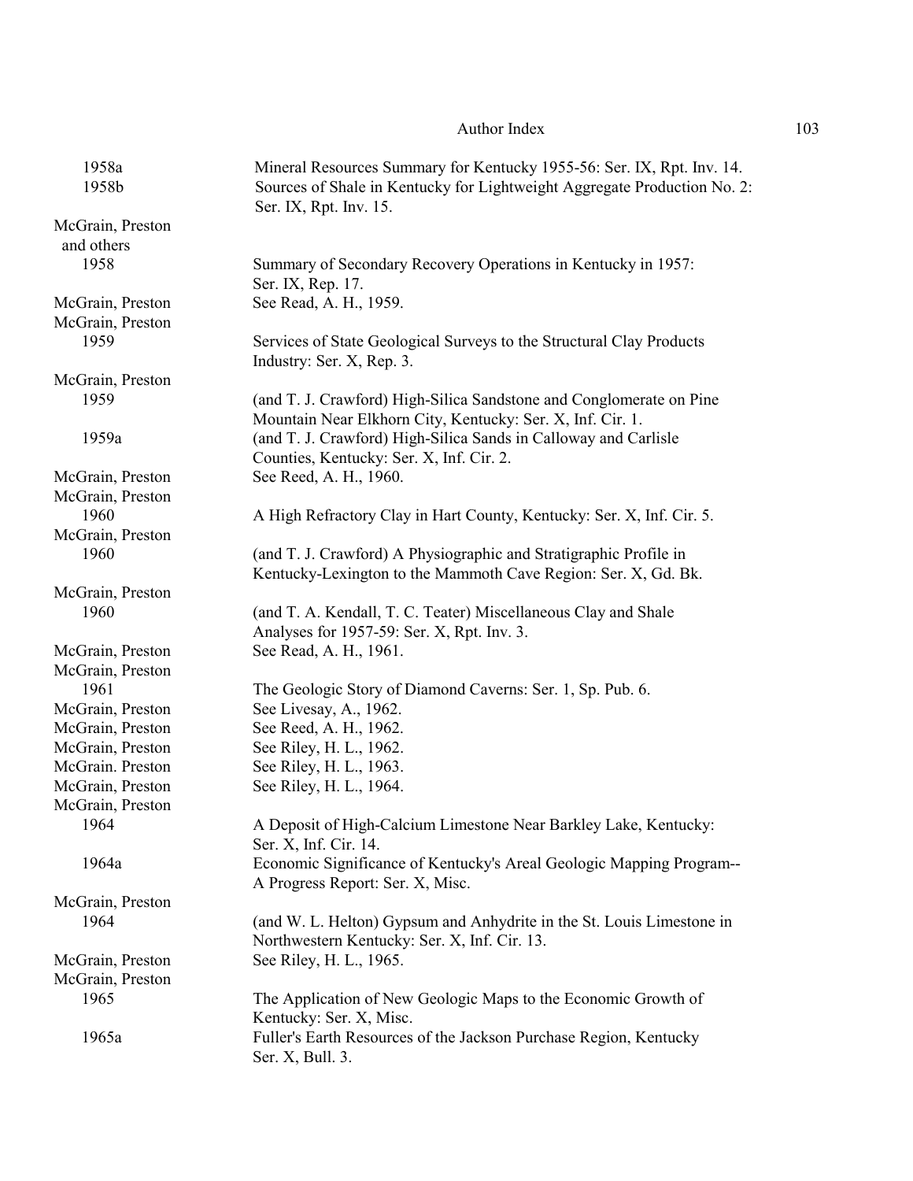| | |
|---|---|
| 1958a | Mineral Resources Summary for Kentucky 1955-56: Ser. IX, Rpt. Inv. 14. |
| 1958b | Sources of Shale in Kentucky for Lightweight Aggregate Production No. 2: Ser. IX, Rpt. Inv. 15. |
| McGrain, Preston and others | |
| 1958 | Summary of Secondary Recovery Operations in Kentucky in 1957: Ser. IX, Rep. 17. |
| McGrain, Preston | See Read, A. H., 1959. |
| McGrain, Preston | |
| 1959 | Services of State Geological Surveys to the Structural Clay Products Industry: Ser. X, Rep. 3. |
| McGrain, Preston | |
| 1959 | (and T. J. Crawford) High-Silica Sandstone and Conglomerate on Pine Mountain Near Elkhorn City, Kentucky: Ser. X, Inf. Cir. 1. |
| 1959a | (and T. J. Crawford) High-Silica Sands in Calloway and Carlisle Counties, Kentucky: Ser. X, Inf. Cir. 2. |
| McGrain, Preston | See Reed, A. H., 1960. |
| McGrain, Preston | |
| 1960 | A High Refractory Clay in Hart County, Kentucky: Ser. X, Inf. Cir. 5. |
| McGrain, Preston | |
| 1960 | (and T. J. Crawford) A Physiographic and Stratigraphic Profile in Kentucky-Lexington to the Mammoth Cave Region: Ser. X, Gd. Bk. |
| McGrain, Preston | |
| 1960 | (and T. A. Kendall, T. C. Teater) Miscellaneous Clay and Shale Analyses for 1957-59: Ser. X, Rpt. Inv. 3. |
| McGrain, Preston | See Read, A. H., 1961. |
| McGrain, Preston | |
| 1961 | The Geologic Story of Diamond Caverns: Ser. 1, Sp. Pub. 6. |
| McGrain, Preston | See Livesay, A., 1962. |
| McGrain, Preston | See Reed, A. H., 1962. |
| McGrain, Preston | See Riley, H. L., 1962. |
| McGrain. Preston | See Riley, H. L., 1963. |
| McGrain, Preston | See Riley, H. L., 1964. |
| McGrain, Preston | |
| 1964 | A Deposit of High-Calcium Limestone Near Barkley Lake, Kentucky: Ser. X, Inf. Cir. 14. |
| 1964a | Economic Significance of Kentucky's Areal Geologic Mapping Program--A Progress Report: Ser. X, Misc. |
| McGrain, Preston | |
| 1964 | (and W. L. Helton) Gypsum and Anhydrite in the St. Louis Limestone in Northwestern Kentucky: Ser. X, Inf. Cir. 13. |
| McGrain, Preston | See Riley, H. L., 1965. |
| McGrain, Preston | |
| 1965 | The Application of New Geologic Maps to the Economic Growth of Kentucky: Ser. X, Misc. |
| 1965a | Fuller's Earth Resources of the Jackson Purchase Region, Kentucky Ser. X, Bull. 3. |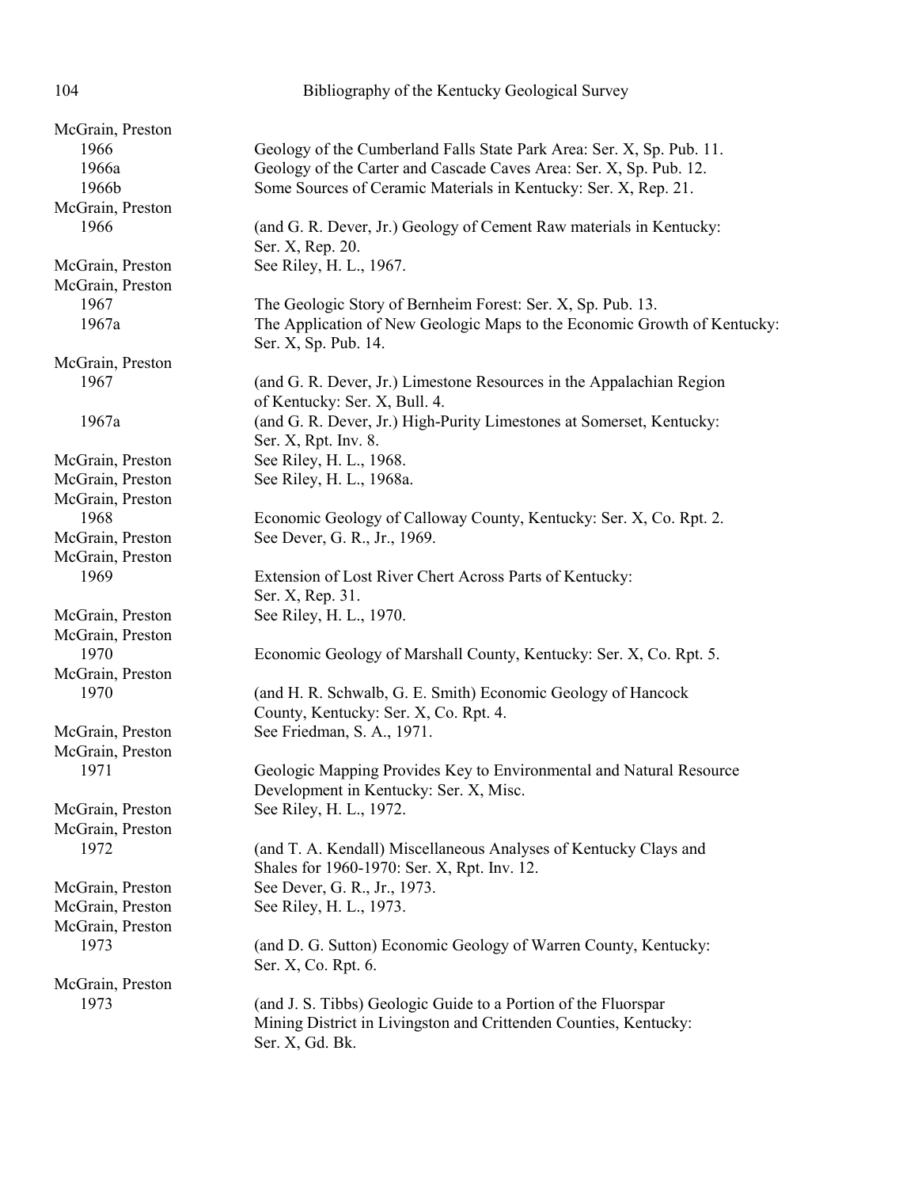McGrain, Preston
1966 Geology of the Cumberland Falls State Park Area: Ser. X, Sp. Pub. 11.
1966a Geology of the Carter and Cascade Caves Area: Ser. X, Sp. Pub. 12.
1966b Some Sources of Ceramic Materials in Kentucky: Ser. X, Rep. 21.

McGrain, Preston
1966 (and G. R. Dever, Jr.) Geology of Cement Raw materials in Kentucky: Ser. X, Rep. 20.

McGrain, Preston See Riley, H. L., 1967.

McGrain, Preston
1967 The Geologic Story of Bernheim Forest: Ser. X, Sp. Pub. 13.
1967a The Application of New Geologic Maps to the Economic Growth of Kentucky: Ser. X, Sp. Pub. 14.

McGrain, Preston
1967 (and G. R. Dever, Jr.) Limestone Resources in the Appalachian Region of Kentucky: Ser. X, Bull. 4.
1967a (and G. R. Dever, Jr.) High-Purity Limestones at Somerset, Kentucky: Ser. X, Rpt. Inv. 8.

McGrain, Preston See Riley, H. L., 1968.

McGrain, Preston See Riley, H. L., 1968a.

McGrain, Preston
1968 Economic Geology of Calloway County, Kentucky: Ser. X, Co. Rpt. 2.

McGrain, Preston See Dever, G. R., Jr., 1969.

McGrain, Preston
1969 Extension of Lost River Chert Across Parts of Kentucky: Ser. X, Rep. 31.

McGrain, Preston See Riley, H. L., 1970.

McGrain, Preston
1970 Economic Geology of Marshall County, Kentucky: Ser. X, Co. Rpt. 5.

McGrain, Preston
1970 (and H. R. Schwalb, G. E. Smith) Economic Geology of Hancock County, Kentucky: Ser. X, Co. Rpt. 4.

McGrain, Preston See Friedman, S. A., 1971.

McGrain, Preston
1971 Geologic Mapping Provides Key to Environmental and Natural Resource Development in Kentucky: Ser. X, Misc.

McGrain, Preston See Riley, H. L., 1972.

McGrain, Preston
1972 (and T. A. Kendall) Miscellaneous Analyses of Kentucky Clays and Shales for 1960-1970: Ser. X, Rpt. Inv. 12.

McGrain, Preston See Dever, G. R., Jr., 1973.

McGrain, Preston See Riley, H. L., 1973.

McGrain, Preston
1973 (and D. G. Sutton) Economic Geology of Warren County, Kentucky: Ser. X, Co. Rpt. 6.

McGrain, Preston
1973 (and J. S. Tibbs) Geologic Guide to a Portion of the Fluorspar Mining District in Livingston and Crittenden Counties, Kentucky: Ser. X, Gd. Bk.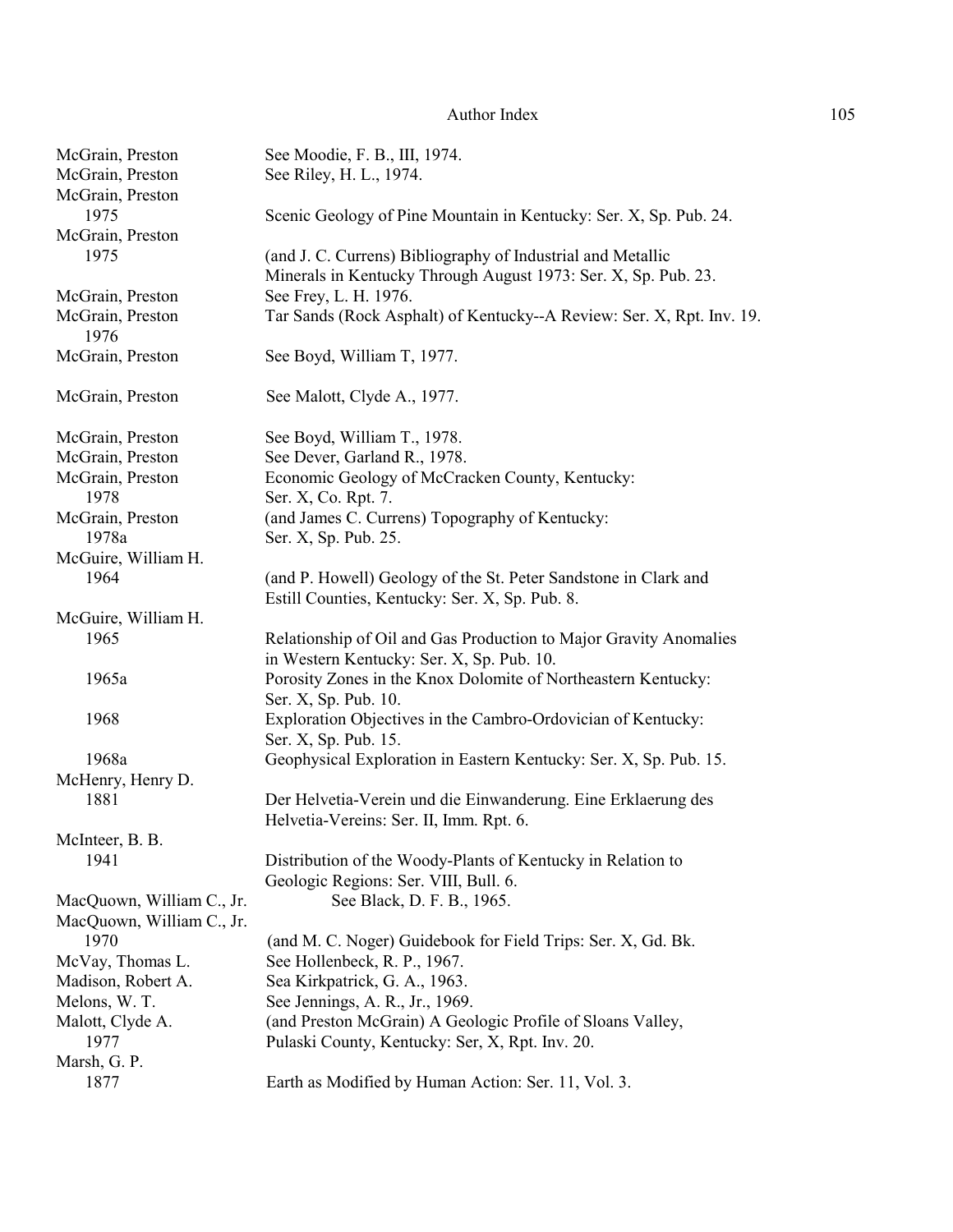| | |
|---|---|
| McGrain, Preston | See Moodie, F. B., III, 1974. |
| McGrain, Preston | See Riley, H. L., 1974. |
| McGrain, Preston<br>1975 | Scenic Geology of Pine Mountain in Kentucky: Ser. X, Sp. Pub. 24. |
| McGrain, Preston<br>1975 | (and J. C. Currens) Bibliography of Industrial and Metallic Minerals in Kentucky Through August 1973: Ser. X, Sp. Pub. 23. |
| McGrain, Preston | See Frey, L. H. 1976. |
| McGrain, Preston<br>1976 | Tar Sands (Rock Asphalt) of Kentucky--A Review: Ser. X, Rpt. Inv. 19. |
| McGrain, Preston | See Boyd, William T, 1977. |
| McGrain, Preston | See Malott, Clyde A., 1977. |
| McGrain, Preston | See Boyd, William T., 1978. |
| McGrain, Preston | See Dever, Garland R., 1978. |
| McGrain, Preston<br>1978 | Economic Geology of McCracken County, Kentucky: Ser. X, Co. Rpt. 7. |
| McGrain, Preston<br>1978a | (and James C. Currens) Topography of Kentucky: Ser. X, Sp. Pub. 25. |
| McGuire, William H.<br>1964 | (and P. Howell) Geology of the St. Peter Sandstone in Clark and Estill Counties, Kentucky: Ser. X, Sp. Pub. 8. |
| McGuire, William H.<br>1965 | Relationship of Oil and Gas Production to Major Gravity Anomalies in Western Kentucky: Ser. X, Sp. Pub. 10. |
| 1965a | Porosity Zones in the Knox Dolomite of Northeastern Kentucky: Ser. X, Sp. Pub. 10. |
| 1968 | Exploration Objectives in the Cambro-Ordovician of Kentucky: Ser. X, Sp. Pub. 15. |
| 1968a | Geophysical Exploration in Eastern Kentucky: Ser. X, Sp. Pub. 15. |
| McHenry, Henry D.<br>1881 | Der Helvetia-Verein und die Einwanderung. Eine Erklaerung des Helvetia-Vereins: Ser. II, Imm. Rpt. 6. |
| McInteer, B. B.<br>1941 | Distribution of the Woody-Plants of Kentucky in Relation to Geologic Regions: Ser. VIII, Bull. 6. |
| MacQuown, William C., Jr. | See Black, D. F. B., 1965. |
| MacQuown, William C., Jr.<br>1970 | (and M. C. Noger) Guidebook for Field Trips: Ser. X, Gd. Bk. |
| McVay, Thomas L. | See Hollenbeck, R. P., 1967. |
| Madison, Robert A. | Sea Kirkpatrick, G. A., 1963. |
| Melons, W. T. | See Jennings, A. R., Jr., 1969. |
| Malott, Clyde A.<br>1977 | (and Preston McGrain) A Geologic Profile of Sloans Valley, Pulaski County, Kentucky: Ser, X, Rpt. Inv. 20. |
| Marsh, G. P.<br>1877 | Earth as Modified by Human Action: Ser. 11, Vol. 3. |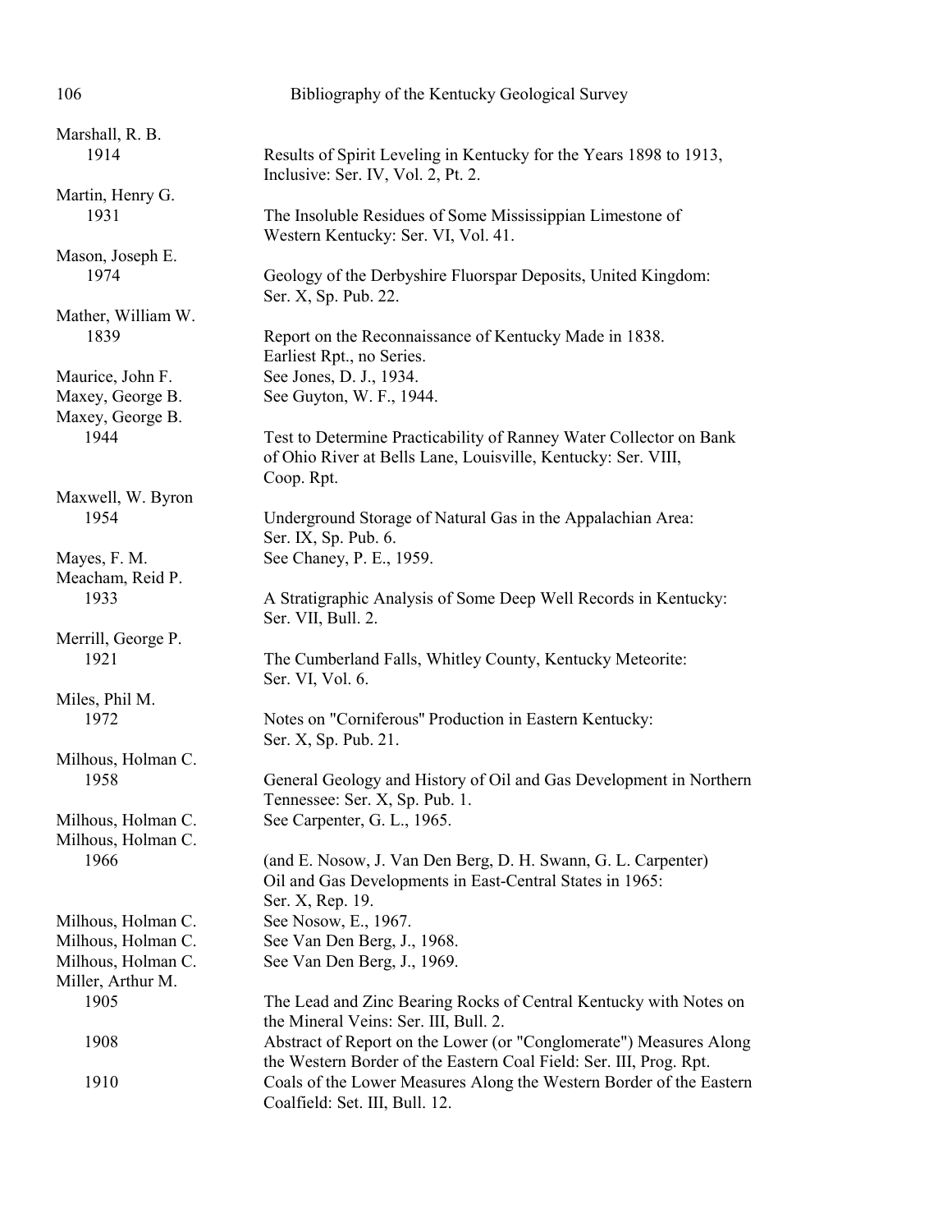Marshall, R. B.
- 1914 — Results of Spirit Leveling in Kentucky for the Years 1898 to 1913, Inclusive: Ser. IV, Vol. 2, Pt. 2.

Martin, Henry G.
- 1931 — The Insoluble Residues of Some Mississippian Limestone of Western Kentucky: Ser. VI, Vol. 41.

Mason, Joseph E.
- 1974 — Geology of the Derbyshire Fluorspar Deposits, United Kingdom: Ser. X, Sp. Pub. 22.

Mather, William W.
- 1839 — Report on the Reconnaissance of Kentucky Made in 1838. Earliest Rpt., no Series.

Maurice, John F. — See Jones, D. J., 1934.

Maxey, George B. — See Guyton, W. F., 1944.

Maxey, George B.
- 1944 — Test to Determine Practicability of Ranney Water Collector on Bank of Ohio River at Bells Lane, Louisville, Kentucky: Ser. VIII, Coop. Rpt.

Maxwell, W. Byron
- 1954 — Underground Storage of Natural Gas in the Appalachian Area: Ser. IX, Sp. Pub. 6.

Mayes, F. M. — See Chaney, P. E., 1959.

Meacham, Reid P.
- 1933 — A Stratigraphic Analysis of Some Deep Well Records in Kentucky: Ser. VII, Bull. 2.

Merrill, George P.
- 1921 — The Cumberland Falls, Whitley County, Kentucky Meteorite: Ser. VI, Vol. 6.

Miles, Phil M.
- 1972 — Notes on "Corniferous" Production in Eastern Kentucky: Ser. X, Sp. Pub. 21.

Milhous, Holman C.
- 1958 — General Geology and History of Oil and Gas Development in Northern Tennessee: Ser. X, Sp. Pub. 1.

Milhous, Holman C. — See Carpenter, G. L., 1965.

Milhous, Holman C.
- 1966 — (and E. Nosow, J. Van Den Berg, D. H. Swann, G. L. Carpenter) Oil and Gas Developments in East-Central States in 1965: Ser. X, Rep. 19.

Milhous, Holman C. — See Nosow, E., 1967.

Milhous, Holman C. — See Van Den Berg, J., 1968.

Milhous, Holman C. — See Van Den Berg, J., 1969.

Miller, Arthur M.
- 1905 — The Lead and Zinc Bearing Rocks of Central Kentucky with Notes on the Mineral Veins: Ser. III, Bull. 2.
- 1908 — Abstract of Report on the Lower (or "Conglomerate") Measures Along the Western Border of the Eastern Coal Field: Ser. III, Prog. Rpt.
- 1910 — Coals of the Lower Measures Along the Western Border of the Eastern Coalfield: Set. III, Bull. 12.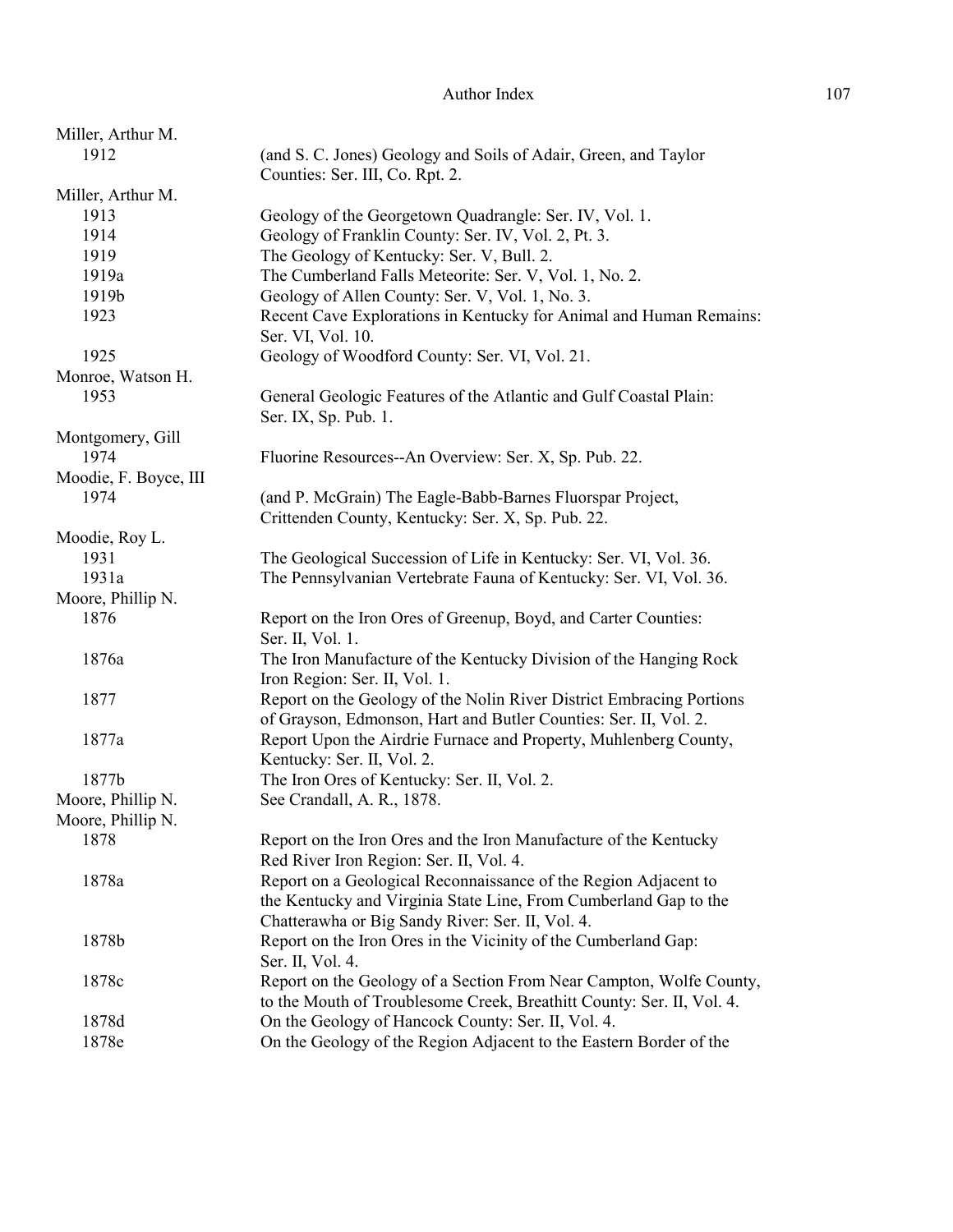Miller, Arthur M.

| | |
|---|---|
| 1912 | (and S. C. Jones) Geology and Soils of Adair, Green, and Taylor Counties: Ser. III, Co. Rpt. 2. |

Miller, Arthur M.

| | |
|---|---|
| 1913 | Geology of the Georgetown Quadrangle: Ser. IV, Vol. 1. |
| 1914 | Geology of Franklin County: Ser. IV, Vol. 2, Pt. 3. |
| 1919 | The Geology of Kentucky: Ser. V, Bull. 2. |
| 1919a | The Cumberland Falls Meteorite: Ser. V, Vol. 1, No. 2. |
| 1919b | Geology of Allen County: Ser. V, Vol. 1, No. 3. |
| 1923 | Recent Cave Explorations in Kentucky for Animal and Human Remains: Ser. VI, Vol. 10. |
| 1925 | Geology of Woodford County: Ser. VI, Vol. 21. |

Monroe, Watson H.

| | |
|---|---|
| 1953 | General Geologic Features of the Atlantic and Gulf Coastal Plain: Ser. IX, Sp. Pub. 1. |

Montgomery, Gill

| | |
|---|---|
| 1974 | Fluorine Resources--An Overview: Ser. X, Sp. Pub. 22. |

Moodie, F. Boyce, III

| | |
|---|---|
| 1974 | (and P. McGrain) The Eagle-Babb-Barnes Fluorspar Project, Crittenden County, Kentucky: Ser. X, Sp. Pub. 22. |

Moodie, Roy L.

| | |
|---|---|
| 1931 | The Geological Succession of Life in Kentucky: Ser. VI, Vol. 36. |
| 1931a | The Pennsylvanian Vertebrate Fauna of Kentucky: Ser. VI, Vol. 36. |

Moore, Phillip N.

| | |
|---|---|
| 1876 | Report on the Iron Ores of Greenup, Boyd, and Carter Counties: Ser. II, Vol. 1. |
| 1876a | The Iron Manufacture of the Kentucky Division of the Hanging Rock Iron Region: Ser. II, Vol. 1. |
| 1877 | Report on the Geology of the Nolin River District Embracing Portions of Grayson, Edmonson, Hart and Butler Counties: Ser. II, Vol. 2. |
| 1877a | Report Upon the Airdrie Furnace and Property, Muhlenberg County, Kentucky: Ser. II, Vol. 2. |
| 1877b | The Iron Ores of Kentucky: Ser. II, Vol. 2. |

Moore, Phillip N. See Crandall, A. R., 1878.

Moore, Phillip N.

| | |
|---|---|
| 1878 | Report on the Iron Ores and the Iron Manufacture of the Kentucky Red River Iron Region: Ser. II, Vol. 4. |
| 1878a | Report on a Geological Reconnaissance of the Region Adjacent to the Kentucky and Virginia State Line, From Cumberland Gap to the Chatterawha or Big Sandy River: Ser. II, Vol. 4. |
| 1878b | Report on the Iron Ores in the Vicinity of the Cumberland Gap: Ser. II, Vol. 4. |
| 1878c | Report on the Geology of a Section From Near Campton, Wolfe County, to the Mouth of Troublesome Creek, Breathitt County: Ser. II, Vol. 4. |
| 1878d | On the Geology of Hancock County: Ser. II, Vol. 4. |
| 1878e | On the Geology of the Region Adjacent to the Eastern Border of the |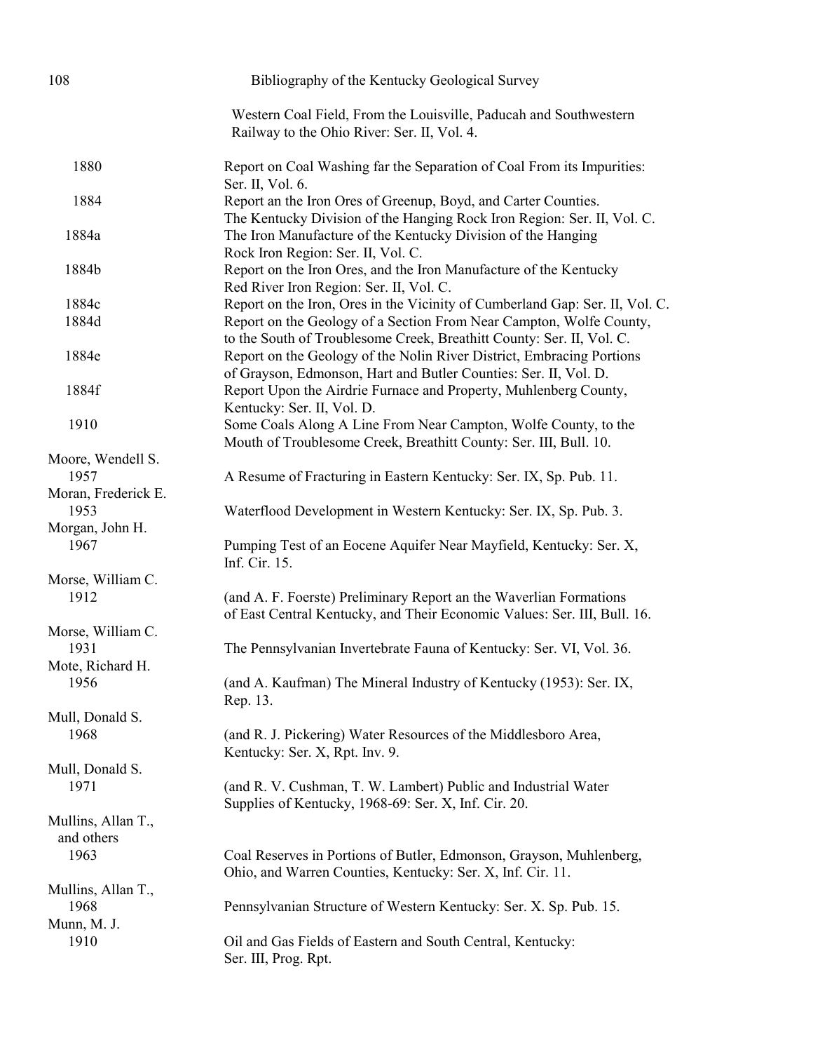Western Coal Field, From the Louisville, Paducah and Southwestern Railway to the Ohio River: Ser. II, Vol. 4.

1880 — Report on Coal Washing far the Separation of Coal From its Impurities: Ser. II, Vol. 6.

1884 — Report an the Iron Ores of Greenup, Boyd, and Carter Counties. The Kentucky Division of the Hanging Rock Iron Region: Ser. II, Vol. C.

1884a — The Iron Manufacture of the Kentucky Division of the Hanging Rock Iron Region: Ser. II, Vol. C.

1884b — Report on the Iron Ores, and the Iron Manufacture of the Kentucky Red River Iron Region: Ser. II, Vol. C.

1884c — Report on the Iron, Ores in the Vicinity of Cumberland Gap: Ser. II, Vol. C.

1884d — Report on the Geology of a Section From Near Campton, Wolfe County, to the South of Troublesome Creek, Breathitt County: Ser. II, Vol. C.

1884e — Report on the Geology of the Nolin River District, Embracing Portions of Grayson, Edmonson, Hart and Butler Counties: Ser. II, Vol. D.

1884f — Report Upon the Airdrie Furnace and Property, Muhlenberg County, Kentucky: Ser. II, Vol. D.

1910 — Some Coals Along A Line From Near Campton, Wolfe County, to the Mouth of Troublesome Creek, Breathitt County: Ser. III, Bull. 10.

Moore, Wendell S.
1957 — A Resume of Fracturing in Eastern Kentucky: Ser. IX, Sp. Pub. 11.

Moran, Frederick E.
1953 — Waterflood Development in Western Kentucky: Ser. IX, Sp. Pub. 3.

Morgan, John H.
1967 — Pumping Test of an Eocene Aquifer Near Mayfield, Kentucky: Ser. X, Inf. Cir. 15.

Morse, William C.
1912 — (and A. F. Foerste) Preliminary Report an the Waverlian Formations of East Central Kentucky, and Their Economic Values: Ser. III, Bull. 16.

Morse, William C.
1931 — The Pennsylvanian Invertebrate Fauna of Kentucky: Ser. VI, Vol. 36.

Mote, Richard H.
1956 — (and A. Kaufman) The Mineral Industry of Kentucky (1953): Ser. IX, Rep. 13.

Mull, Donald S.
1968 — (and R. J. Pickering) Water Resources of the Middlesboro Area, Kentucky: Ser. X, Rpt. Inv. 9.

Mull, Donald S.
1971 — (and R. V. Cushman, T. W. Lambert) Public and Industrial Water Supplies of Kentucky, 1968-69: Ser. X, Inf. Cir. 20.

Mullins, Allan T., and others
1963 — Coal Reserves in Portions of Butler, Edmonson, Grayson, Muhlenberg, Ohio, and Warren Counties, Kentucky: Ser. X, Inf. Cir. 11.

Mullins, Allan T.,
1968 — Pennsylvanian Structure of Western Kentucky: Ser. X. Sp. Pub. 15.

Munn, M. J.
1910 — Oil and Gas Fields of Eastern and South Central, Kentucky: Ser. III, Prog. Rpt.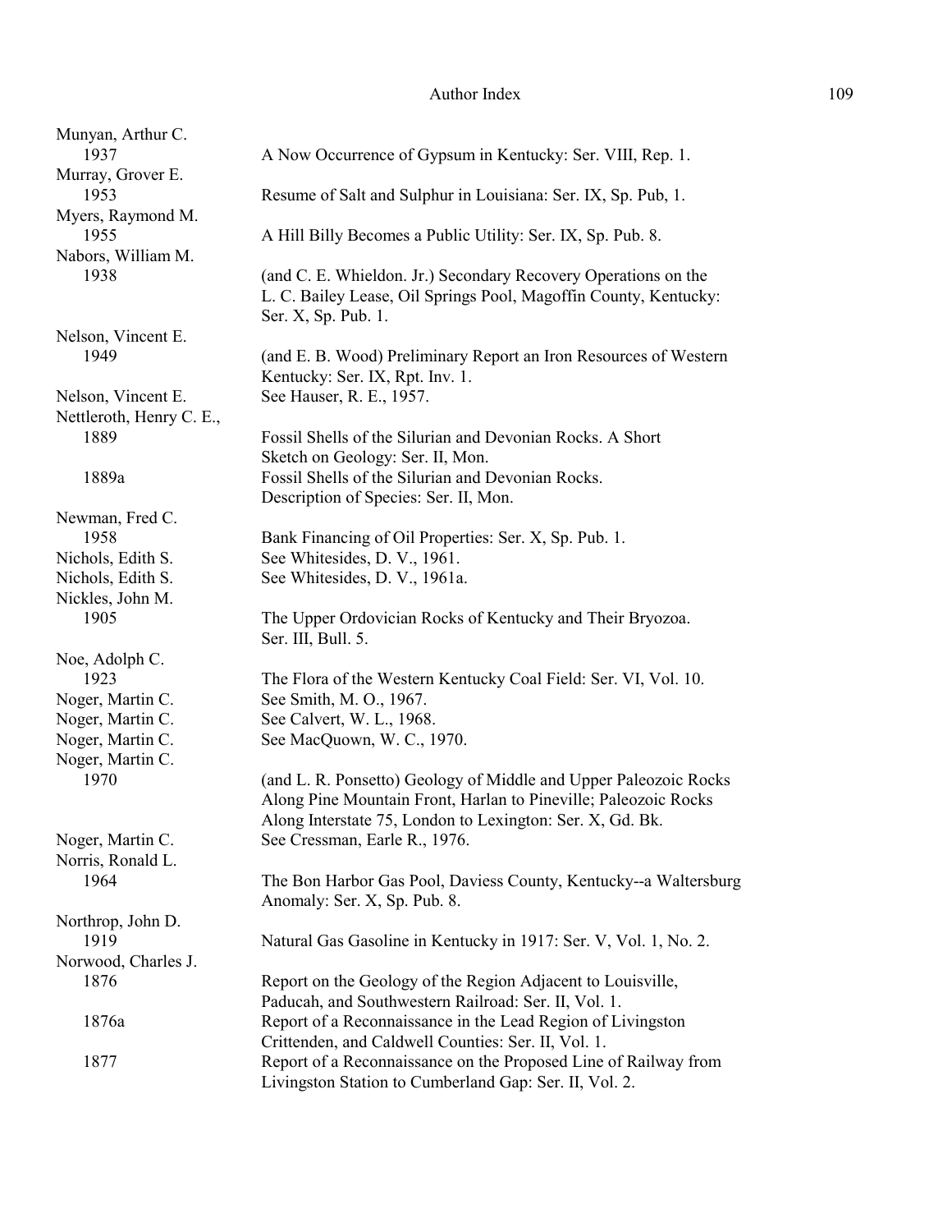Munyan, Arthur C.
1937 A Now Occurrence of Gypsum in Kentucky: Ser. VIII, Rep. 1.

Murray, Grover E.
1953 Resume of Salt and Sulphur in Louisiana: Ser. IX, Sp. Pub, 1.

Myers, Raymond M.
1955 A Hill Billy Becomes a Public Utility: Ser. IX, Sp. Pub. 8.

Nabors, William M.
1938 (and C. E. Whieldon. Jr.) Secondary Recovery Operations on the L. C. Bailey Lease, Oil Springs Pool, Magoffin County, Kentucky: Ser. X, Sp. Pub. 1.

Nelson, Vincent E.
1949 (and E. B. Wood) Preliminary Report an Iron Resources of Western Kentucky: Ser. IX, Rpt. Inv. 1.

Nelson, Vincent E. See Hauser, R. E., 1957.

Nettleroth, Henry C. E.,
1889 Fossil Shells of the Silurian and Devonian Rocks. A Short Sketch on Geology: Ser. II, Mon.
1889a Fossil Shells of the Silurian and Devonian Rocks. Description of Species: Ser. II, Mon.

Newman, Fred C.
1958 Bank Financing of Oil Properties: Ser. X, Sp. Pub. 1.

Nichols, Edith S. See Whitesides, D. V., 1961.

Nichols, Edith S. See Whitesides, D. V., 1961a.

Nickles, John M.
1905 The Upper Ordovician Rocks of Kentucky and Their Bryozoa. Ser. III, Bull. 5.

Noe, Adolph C.
1923 The Flora of the Western Kentucky Coal Field: Ser. VI, Vol. 10.

Noger, Martin C. See Smith, M. O., 1967.

Noger, Martin C. See Calvert, W. L., 1968.

Noger, Martin C. See MacQuown, W. C., 1970.

Noger, Martin C.
1970 (and L. R. Ponsetto) Geology of Middle and Upper Paleozoic Rocks Along Pine Mountain Front, Harlan to Pineville; Paleozoic Rocks Along Interstate 75, London to Lexington: Ser. X, Gd. Bk.

Noger, Martin C. See Cressman, Earle R., 1976.

Norris, Ronald L.
1964 The Bon Harbor Gas Pool, Daviess County, Kentucky--a Waltersburg Anomaly: Ser. X, Sp. Pub. 8.

Northrop, John D.
1919 Natural Gas Gasoline in Kentucky in 1917: Ser. V, Vol. 1, No. 2.

Norwood, Charles J.
1876 Report on the Geology of the Region Adjacent to Louisville, Paducah, and Southwestern Railroad: Ser. II, Vol. 1.
1876a Report of a Reconnaissance in the Lead Region of Livingston Crittenden, and Caldwell Counties: Ser. II, Vol. 1.
1877 Report of a Reconnaissance on the Proposed Line of Railway from Livingston Station to Cumberland Gap: Ser. II, Vol. 2.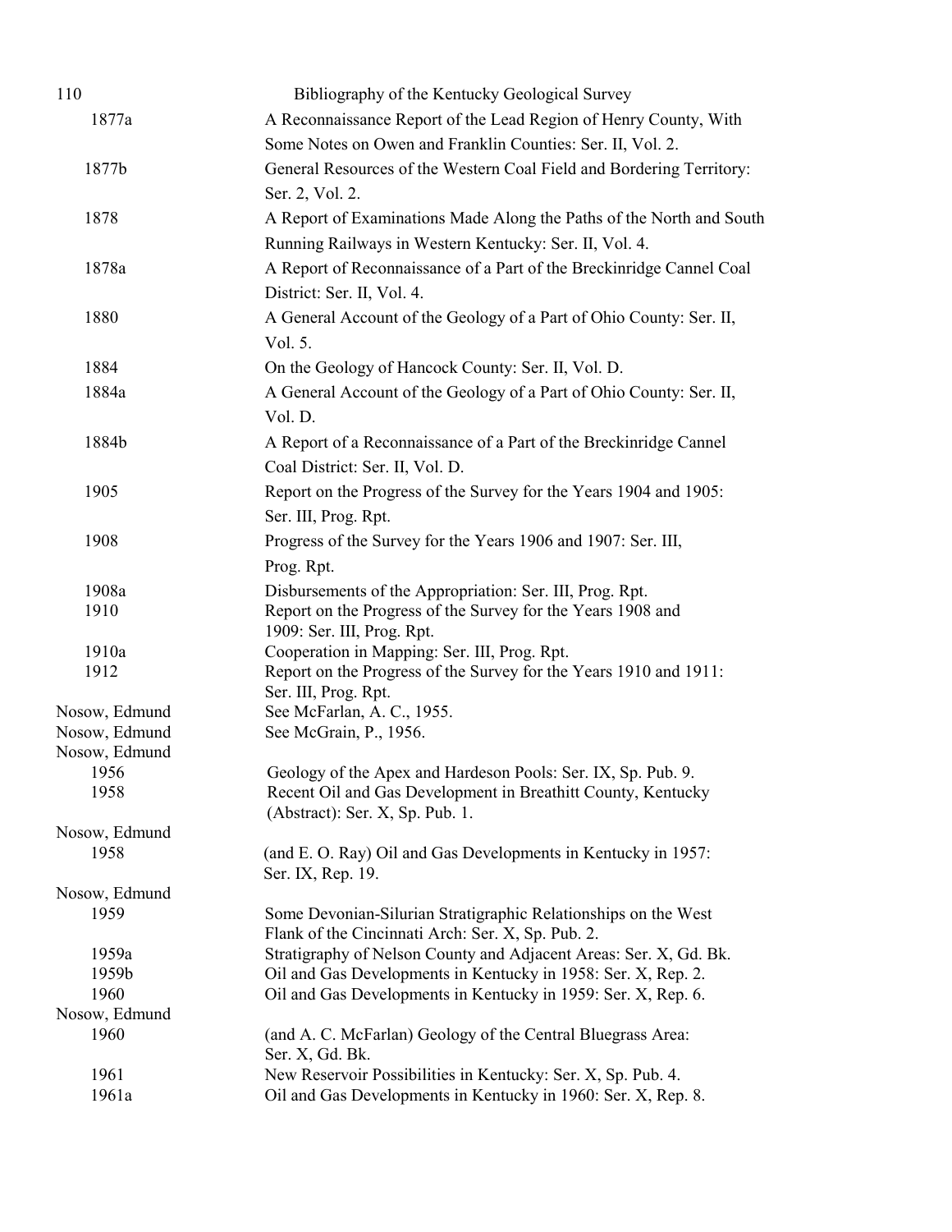| | |
|---|---|
| 1877a | A Reconnaissance Report of the Lead Region of Henry County, With Some Notes on Owen and Franklin Counties: Ser. II, Vol. 2. |
| 1877b | General Resources of the Western Coal Field and Bordering Territory: Ser. 2, Vol. 2. |
| 1878 | A Report of Examinations Made Along the Paths of the North and South Running Railways in Western Kentucky: Ser. II, Vol. 4. |
| 1878a | A Report of Reconnaissance of a Part of the Breckinridge Cannel Coal District: Ser. II, Vol. 4. |
| 1880 | A General Account of the Geology of a Part of Ohio County: Ser. II, Vol. 5. |
| 1884 | On the Geology of Hancock County: Ser. II, Vol. D. |
| 1884a | A General Account of the Geology of a Part of Ohio County: Ser. II, Vol. D. |
| 1884b | A Report of a Reconnaissance of a Part of the Breckinridge Cannel Coal District: Ser. II, Vol. D. |
| 1905 | Report on the Progress of the Survey for the Years 1904 and 1905: Ser. III, Prog. Rpt. |
| 1908 | Progress of the Survey for the Years 1906 and 1907: Ser. III, Prog. Rpt. |
| 1908a | Disbursements of the Appropriation: Ser. III, Prog. Rpt. |
| 1910 | Report on the Progress of the Survey for the Years 1908 and 1909: Ser. III, Prog. Rpt. |
| 1910a | Cooperation in Mapping: Ser. III, Prog. Rpt. |
| 1912 | Report on the Progress of the Survey for the Years 1910 and 1911: Ser. III, Prog. Rpt. |
| Nosow, Edmund | See McFarlan, A. C., 1955. |
| Nosow, Edmund | See McGrain, P., 1956. |
| Nosow, Edmund | |
| 1956 | Geology of the Apex and Hardeson Pools: Ser. IX, Sp. Pub. 9. |
| 1958 | Recent Oil and Gas Development in Breathitt County, Kentucky (Abstract): Ser. X, Sp. Pub. 1. |
| Nosow, Edmund | |
| 1958 | (and E. O. Ray) Oil and Gas Developments in Kentucky in 1957: Ser. IX, Rep. 19. |
| Nosow, Edmund | |
| 1959 | Some Devonian-Silurian Stratigraphic Relationships on the West Flank of the Cincinnati Arch: Ser. X, Sp. Pub. 2. |
| 1959a | Stratigraphy of Nelson County and Adjacent Areas: Ser. X, Gd. Bk. |
| 1959b | Oil and Gas Developments in Kentucky in 1958: Ser. X, Rep. 2. |
| 1960 | Oil and Gas Developments in Kentucky in 1959: Ser. X, Rep. 6. |
| Nosow, Edmund | |
| 1960 | (and A. C. McFarlan) Geology of the Central Bluegrass Area: Ser. X, Gd. Bk. |
| 1961 | New Reservoir Possibilities in Kentucky: Ser. X, Sp. Pub. 4. |
| 1961a | Oil and Gas Developments in Kentucky in 1960: Ser. X, Rep. 8. |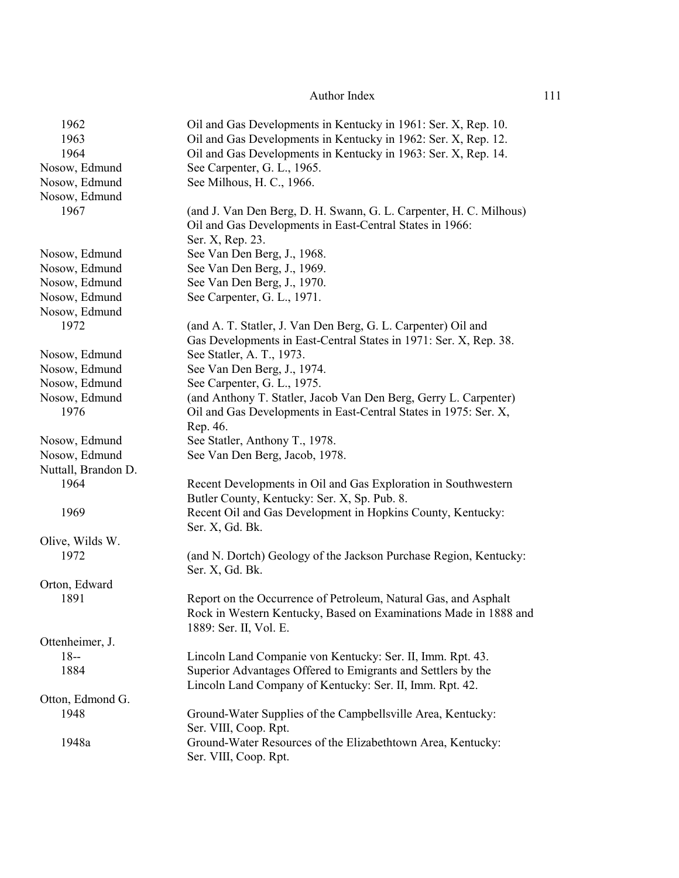| | |
|---|---|
| 1962 | Oil and Gas Developments in Kentucky in 1961: Ser. X, Rep. 10. |
| 1963 | Oil and Gas Developments in Kentucky in 1962: Ser. X, Rep. 12. |
| 1964 | Oil and Gas Developments in Kentucky in 1963: Ser. X, Rep. 14. |
| Nosow, Edmund | See Carpenter, G. L., 1965. |
| Nosow, Edmund | See Milhous, H. C., 1966. |
| Nosow, Edmund | |
| 1967 | (and J. Van Den Berg, D. H. Swann, G. L. Carpenter, H. C. Milhous) Oil and Gas Developments in East-Central States in 1966: Ser. X, Rep. 23. |
| Nosow, Edmund | See Van Den Berg, J., 1968. |
| Nosow, Edmund | See Van Den Berg, J., 1969. |
| Nosow, Edmund | See Van Den Berg, J., 1970. |
| Nosow, Edmund | See Carpenter, G. L., 1971. |
| Nosow, Edmund | |
| 1972 | (and A. T. Statler, J. Van Den Berg, G. L. Carpenter) Oil and Gas Developments in East-Central States in 1971: Ser. X, Rep. 38. |
| Nosow, Edmund | See Statler, A. T., 1973. |
| Nosow, Edmund | See Van Den Berg, J., 1974. |
| Nosow, Edmund | See Carpenter, G. L., 1975. |
| Nosow, Edmund 1976 | (and Anthony T. Statler, Jacob Van Den Berg, Gerry L. Carpenter) Oil and Gas Developments in East-Central States in 1975: Ser. X, Rep. 46. |
| Nosow, Edmund | See Statler, Anthony T., 1978. |
| Nosow, Edmund | See Van Den Berg, Jacob, 1978. |
| Nuttall, Brandon D. | |
| 1964 | Recent Developments in Oil and Gas Exploration in Southwestern Butler County, Kentucky: Ser. X, Sp. Pub. 8. |
| 1969 | Recent Oil and Gas Development in Hopkins County, Kentucky: Ser. X, Gd. Bk. |
| Olive, Wilds W. | |
| 1972 | (and N. Dortch) Geology of the Jackson Purchase Region, Kentucky: Ser. X, Gd. Bk. |
| Orton, Edward | |
| 1891 | Report on the Occurrence of Petroleum, Natural Gas, and Asphalt Rock in Western Kentucky, Based on Examinations Made in 1888 and 1889: Ser. II, Vol. E. |
| Ottenheimer, J. | |
| 18-- | Lincoln Land Companie von Kentucky: Ser. II, Imm. Rpt. 43. |
| 1884 | Superior Advantages Offered to Emigrants and Settlers by the Lincoln Land Company of Kentucky: Ser. II, Imm. Rpt. 42. |
| Otton, Edmond G. | |
| 1948 | Ground-Water Supplies of the Campbellsville Area, Kentucky: Ser. VIII, Coop. Rpt. |
| 1948a | Ground-Water Resources of the Elizabethtown Area, Kentucky: Ser. VIII, Coop. Rpt. |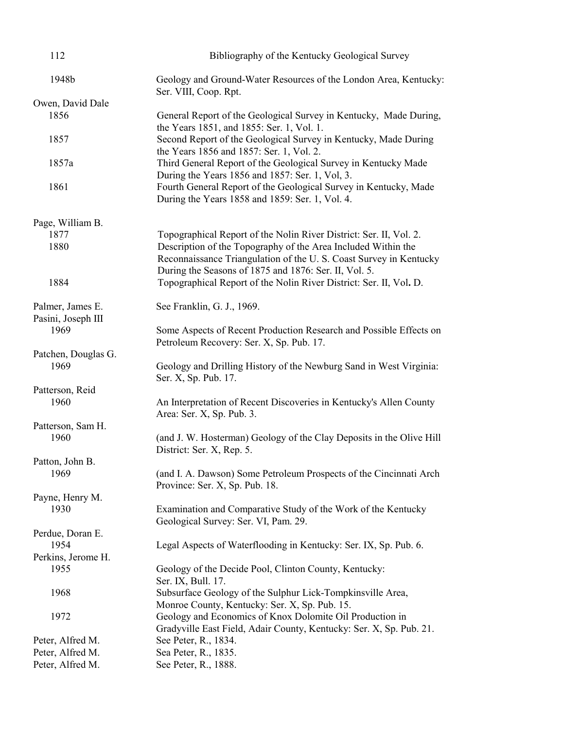1948b Geology and Ground-Water Resources of the London Area, Kentucky: Ser. VIII, Coop. Rpt.

Owen, David Dale

1856 General Report of the Geological Survey in Kentucky, Made During, the Years 1851, and 1855: Ser. 1, Vol. 1.

1857 Second Report of the Geological Survey in Kentucky, Made During the Years 1856 and 1857: Ser. 1, Vol. 2.

1857a Third General Report of the Geological Survey in Kentucky Made During the Years 1856 and 1857: Ser. 1, Vol, 3.

1861 Fourth General Report of the Geological Survey in Kentucky, Made During the Years 1858 and 1859: Ser. 1, Vol. 4.

Page, William B.

1877 Topographical Report of the Nolin River District: Ser. II, Vol. 2.

1880 Description of the Topography of the Area Included Within the Reconnaissance Triangulation of the U. S. Coast Survey in Kentucky During the Seasons of 1875 and 1876: Ser. II, Vol. 5.

1884 Topographical Report of the Nolin River District: Ser. II, Vol**.** D.

Palmer, James E. See Franklin, G. J., 1969.

Pasini, Joseph III

1969 Some Aspects of Recent Production Research and Possible Effects on Petroleum Recovery: Ser. X, Sp. Pub. 17.

Patchen, Douglas G.

1969 Geology and Drilling History of the Newburg Sand in West Virginia: Ser. X, Sp. Pub. 17.

Patterson, Reid

1960 An Interpretation of Recent Discoveries in Kentucky's Allen County Area: Ser. X, Sp. Pub. 3.

Patterson, Sam H.

1960 (and J. W. Hosterman) Geology of the Clay Deposits in the Olive Hill District: Ser. X, Rep. 5.

Patton, John B.

1969 (and I. A. Dawson) Some Petroleum Prospects of the Cincinnati Arch Province: Ser. X, Sp. Pub. 18.

Payne, Henry M.

1930 Examination and Comparative Study of the Work of the Kentucky Geological Survey: Ser. VI, Pam. 29.

Perdue, Doran E.

1954 Legal Aspects of Waterflooding in Kentucky: Ser. IX, Sp. Pub. 6.

Perkins, Jerome H.

1955 Geology of the Decide Pool, Clinton County, Kentucky: Ser. IX, Bull. 17.

1968 Subsurface Geology of the Sulphur Lick-Tompkinsville Area, Monroe County, Kentucky: Ser. X, Sp. Pub. 15.

1972 Geology and Economics of Knox Dolomite Oil Production in Gradyville East Field, Adair County, Kentucky: Ser. X, Sp. Pub. 21.

Peter, Alfred M. See Peter, R., 1834.

Peter, Alfred M. Sea Peter, R., 1835.

Peter, Alfred M. See Peter, R., 1888.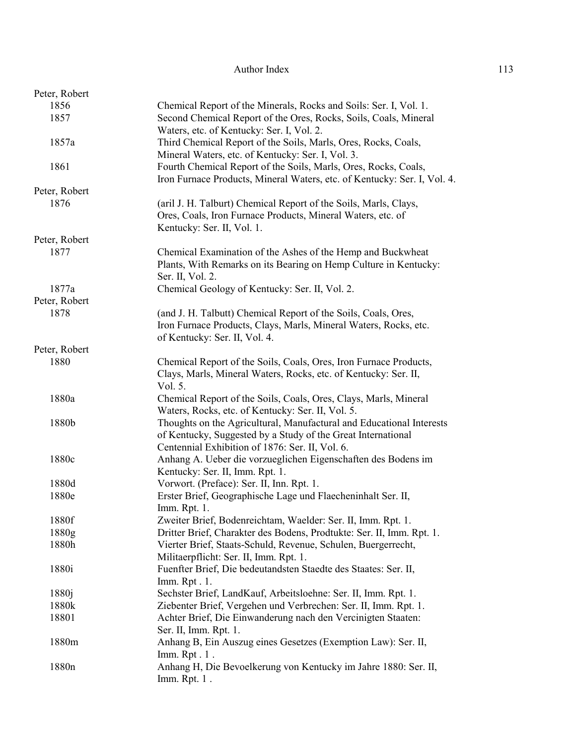Peter, Robert

| | |
|---|---|
| 1856 | Chemical Report of the Minerals, Rocks and Soils: Ser. I, Vol. 1. |
| 1857 | Second Chemical Report of the Ores, Rocks, Soils, Coals, Mineral Waters, etc. of Kentucky: Ser. I, Vol. 2. |
| 1857a | Third Chemical Report of the Soils, Marls, Ores, Rocks, Coals, Mineral Waters, etc. of Kentucky: Ser. I, Vol. 3. |
| 1861 | Fourth Chemical Report of the Soils, Marls, Ores, Rocks, Coals, Iron Furnace Products, Mineral Waters, etc. of Kentucky: Ser. I, Vol. 4. |

Peter, Robert

| | |
|---|---|
| 1876 | (aril J. H. Talburt) Chemical Report of the Soils, Marls, Clays, Ores, Coals, Iron Furnace Products, Mineral Waters, etc. of Kentucky: Ser. II, Vol. 1. |

Peter, Robert

| | |
|---|---|
| 1877 | Chemical Examination of the Ashes of the Hemp and Buckwheat Plants, With Remarks on its Bearing on Hemp Culture in Kentucky: Ser. II, Vol. 2. |
| 1877a | Chemical Geology of Kentucky: Ser. II, Vol. 2. |

Peter, Robert

| | |
|---|---|
| 1878 | (and J. H. Talbutt) Chemical Report of the Soils, Coals, Ores, Iron Furnace Products, Clays, Marls, Mineral Waters, Rocks, etc. of Kentucky: Ser. II, Vol. 4. |

Peter, Robert

| | |
|---|---|
| 1880 | Chemical Report of the Soils, Coals, Ores, Iron Furnace Products, Clays, Marls, Mineral Waters, Rocks, etc. of Kentucky: Ser. II, Vol. 5. |
| 1880a | Chemical Report of the Soils, Coals, Ores, Clays, Marls, Mineral Waters, Rocks, etc. of Kentucky: Ser. II, Vol. 5. |
| 1880b | Thoughts on the Agricultural, Manufactural and Educational Interests of Kentucky, Suggested by a Study of the Great International Centennial Exhibition of 1876: Ser. II, Vol. 6. |
| 1880c | Anhang A. Ueber die vorzueglichen Eigenschaften des Bodens im Kentucky: Ser. II, Imm. Rpt. 1. |
| 1880d | Vorwort. (Preface): Ser. II, Inn. Rpt. 1. |
| 1880e | Erster Brief, Geographische Lage und Flaecheninhalt Ser. II, Imm. Rpt. 1. |
| 1880f | Zweiter Brief, Bodenreichtam, Waelder: Ser. II, Imm. Rpt. 1. |
| 1880g | Dritter Brief, Charakter des Bodens, Prodtukte: Ser. II, Imm. Rpt. 1. |
| 1880h | Vierter Brief, Staats-Schuld, Revenue, Schulen, Buergerrecht, Militaerpflicht: Ser. II, Imm. Rpt. 1. |
| 1880i | Fuenfter Brief, Die bedeutandsten Staedte des Staates: Ser. II, Imm. Rpt . 1. |
| 1880j | Sechster Brief, LandKauf, Arbeitsloehne: Ser. II, Imm. Rpt. 1. |
| 1880k | Ziebenter Brief, Vergehen und Verbrechen: Ser. II, Imm. Rpt. 1. |
| 18801 | Achter Brief, Die Einwanderung nach den Vercinigten Staaten: Ser. II, Imm. Rpt. 1. |
| 1880m | Anhang B, Ein Auszug eines Gesetzes (Exemption Law): Ser. II, Imm. Rpt . 1 . |
| 1880n | Anhang H, Die Bevoelkerung von Kentucky im Jahre 1880: Ser. II, Imm. Rpt. 1 . |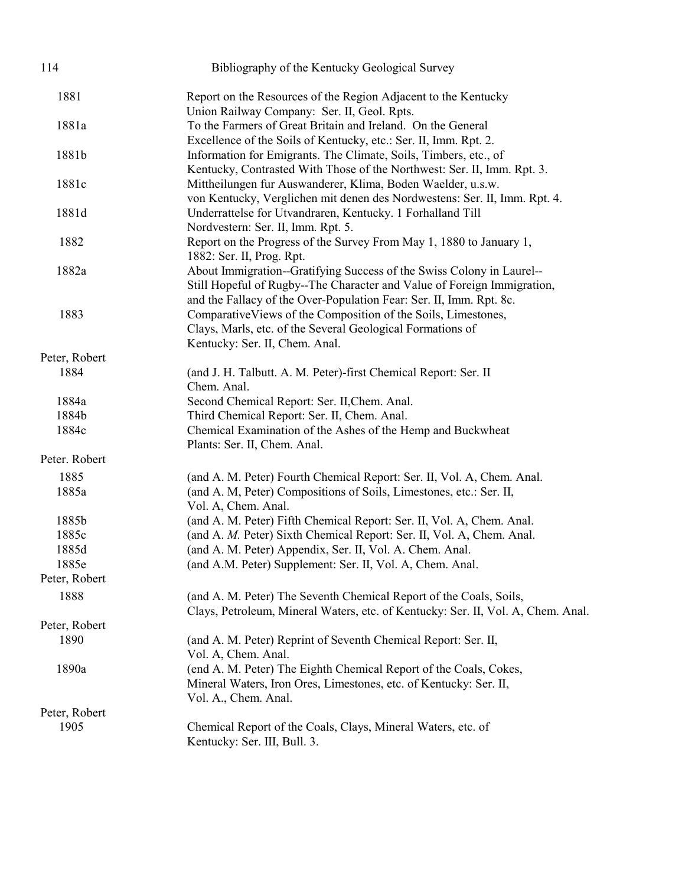| | |
|---|---|
| 1881 | Report on the Resources of the Region Adjacent to the Kentucky Union Railway Company: Ser. II, Geol. Rpts. |
| 1881a | To the Farmers of Great Britain and Ireland. On the General Excellence of the Soils of Kentucky, etc.: Ser. II, Imm. Rpt. 2. |
| 1881b | Information for Emigrants. The Climate, Soils, Timbers, etc., of Kentucky, Contrasted With Those of the Northwest: Ser. II, Imm. Rpt. 3. |
| 1881c | Mittheilungen fur Auswanderer, Klima, Boden Waelder, u.s.w. von Kentucky, Verglichen mit denen des Nordwestens: Ser. II, Imm. Rpt. 4. |
| 1881d | Underrattelse for Utvandraren, Kentucky. 1 Forhalland Till Nordvestern: Ser. II, Imm. Rpt. 5. |
| 1882 | Report on the Progress of the Survey From May 1, 1880 to January 1, 1882: Ser. II, Prog. Rpt. |
| 1882a | About Immigration--Gratifying Success of the Swiss Colony in Laurel--Still Hopeful of Rugby--The Character and Value of Foreign Immigration, and the Fallacy of the Over-Population Fear: Ser. II, Imm. Rpt. 8c. |
| 1883 | ComparativeViews of the Composition of the Soils, Limestones, Clays, Marls, etc. of the Several Geological Formations of Kentucky: Ser. II, Chem. Anal. |
| Peter, Robert | |
| 1884 | (and J. H. Talbutt. A. M. Peter)-first Chemical Report: Ser. II Chem. Anal. |
| 1884a | Second Chemical Report: Ser. II,Chem. Anal. |
| 1884b | Third Chemical Report: Ser. II, Chem. Anal. |
| 1884c | Chemical Examination of the Ashes of the Hemp and Buckwheat Plants: Ser. II, Chem. Anal. |
| Peter. Robert | |
| 1885 | (and A. M. Peter) Fourth Chemical Report: Ser. II, Vol. A, Chem. Anal. |
| 1885a | (and A. M, Peter) Compositions of Soils, Limestones, etc.: Ser. II, Vol. A, Chem. Anal. |
| 1885b | (and A. M. Peter) Fifth Chemical Report: Ser. II, Vol. A, Chem. Anal. |
| 1885c | (and A. *M.* Peter) Sixth Chemical Report: Ser. II, Vol. A, Chem. Anal. |
| 1885d | (and A. M. Peter) Appendix, Ser. II, Vol. A. Chem. Anal. |
| 1885e | (and A.M. Peter) Supplement: Ser. II, Vol. A, Chem. Anal. |
| Peter, Robert | |
| 1888 | (and A. M. Peter) The Seventh Chemical Report of the Coals, Soils, Clays, Petroleum, Mineral Waters, etc. of Kentucky: Ser. II, Vol. A, Chem. Anal. |
| Peter, Robert | |
| 1890 | (and A. M. Peter) Reprint of Seventh Chemical Report: Ser. II, Vol. A, Chem. Anal. |
| 1890a | (end A. M. Peter) The Eighth Chemical Report of the Coals, Cokes, Mineral Waters, Iron Ores, Limestones, etc. of Kentucky: Ser. II, Vol. A., Chem. Anal. |
| Peter, Robert | |
| 1905 | Chemical Report of the Coals, Clays, Mineral Waters, etc. of Kentucky: Ser. III, Bull. 3. |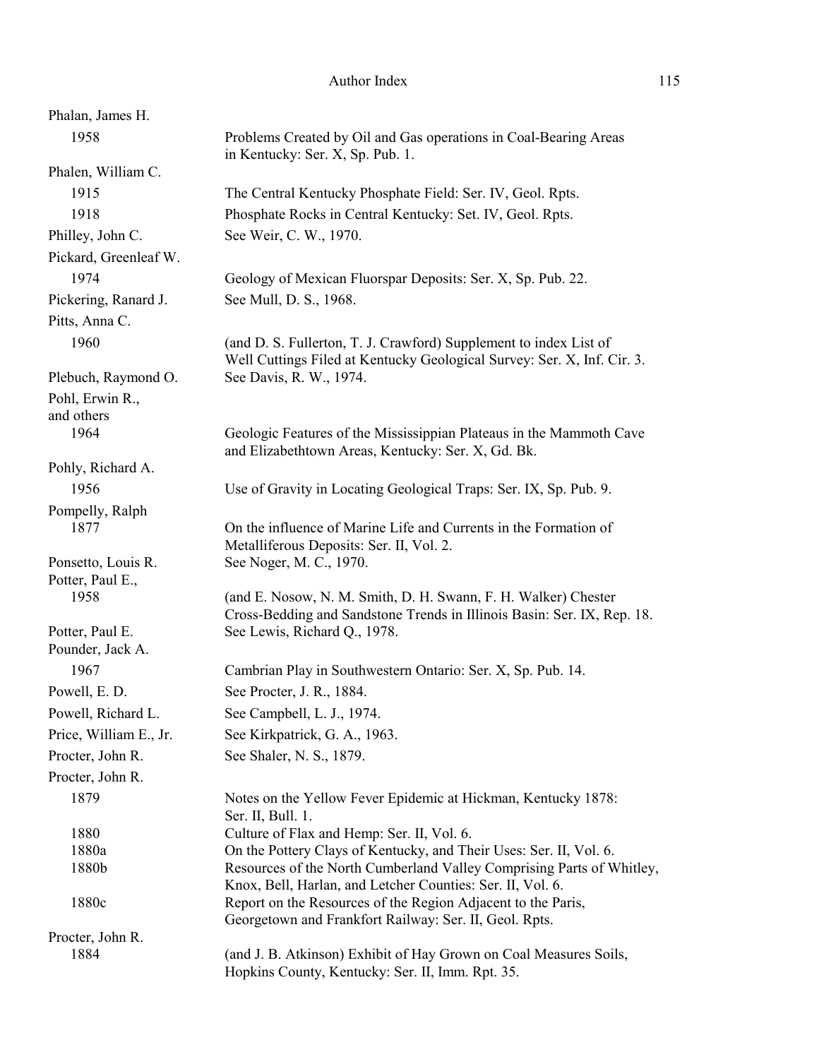Phalan, James H.

1958 Problems Created by Oil and Gas operations in Coal-Bearing Areas in Kentucky: Ser. X, Sp. Pub. 1.

Phalen, William C.

1915 The Central Kentucky Phosphate Field: Ser. IV, Geol. Rpts.

1918 Phosphate Rocks in Central Kentucky: Set. IV, Geol. Rpts.

Philley, John C. See Weir, C. W., 1970.

Pickard, Greenleaf W.

1974 Geology of Mexican Fluorspar Deposits: Ser. X, Sp. Pub. 22.

Pickering, Ranard J. See Mull, D. S., 1968.

Pitts, Anna C.

1960 (and D. S. Fullerton, T. J. Crawford) Supplement to index List of Well Cuttings Filed at Kentucky Geological Survey: Ser. X, Inf. Cir. 3.

Plebuch, Raymond O. See Davis, R. W., 1974.

Pohl, Erwin R., and others

1964 Geologic Features of the Mississippian Plateaus in the Mammoth Cave and Elizabethtown Areas, Kentucky: Ser. X, Gd. Bk.

Pohly, Richard A.

1956 Use of Gravity in Locating Geological Traps: Ser. IX, Sp. Pub. 9.

Pompelly, Ralph

1877 On the influence of Marine Life and Currents in the Formation of Metalliferous Deposits: Ser. II, Vol. 2.

Ponsetto, Louis R. See Noger, M. C., 1970.

Potter, Paul E.,

1958 (and E. Nosow, N. M. Smith, D. H. Swann, F. H. Walker) Chester Cross-Bedding and Sandstone Trends in Illinois Basin: Ser. IX, Rep. 18.

Potter, Paul E. See Lewis, Richard Q., 1978.

Pounder, Jack A.

1967 Cambrian Play in Southwestern Ontario: Ser. X, Sp. Pub. 14.

Powell, E. D. See Procter, J. R., 1884.

Powell, Richard L. See Campbell, L. J., 1974.

Price, William E., Jr. See Kirkpatrick, G. A., 1963.

Procter, John R. See Shaler, N. S., 1879.

Procter, John R.

1879 Notes on the Yellow Fever Epidemic at Hickman, Kentucky 1878: Ser. II, Bull. 1.

1880 Culture of Flax and Hemp: Ser. II, Vol. 6.

1880a On the Pottery Clays of Kentucky, and Their Uses: Ser. II, Vol. 6.

1880b Resources of the North Cumberland Valley Comprising Parts of Whitley, Knox, Bell, Harlan, and Letcher Counties: Ser. II, Vol. 6.

1880c Report on the Resources of the Region Adjacent to the Paris, Georgetown and Frankfort Railway: Ser. II, Geol. Rpts.

Procter, John R.

1884 (and J. B. Atkinson) Exhibit of Hay Grown on Coal Measures Soils, Hopkins County, Kentucky: Ser. II, Imm. Rpt. 35.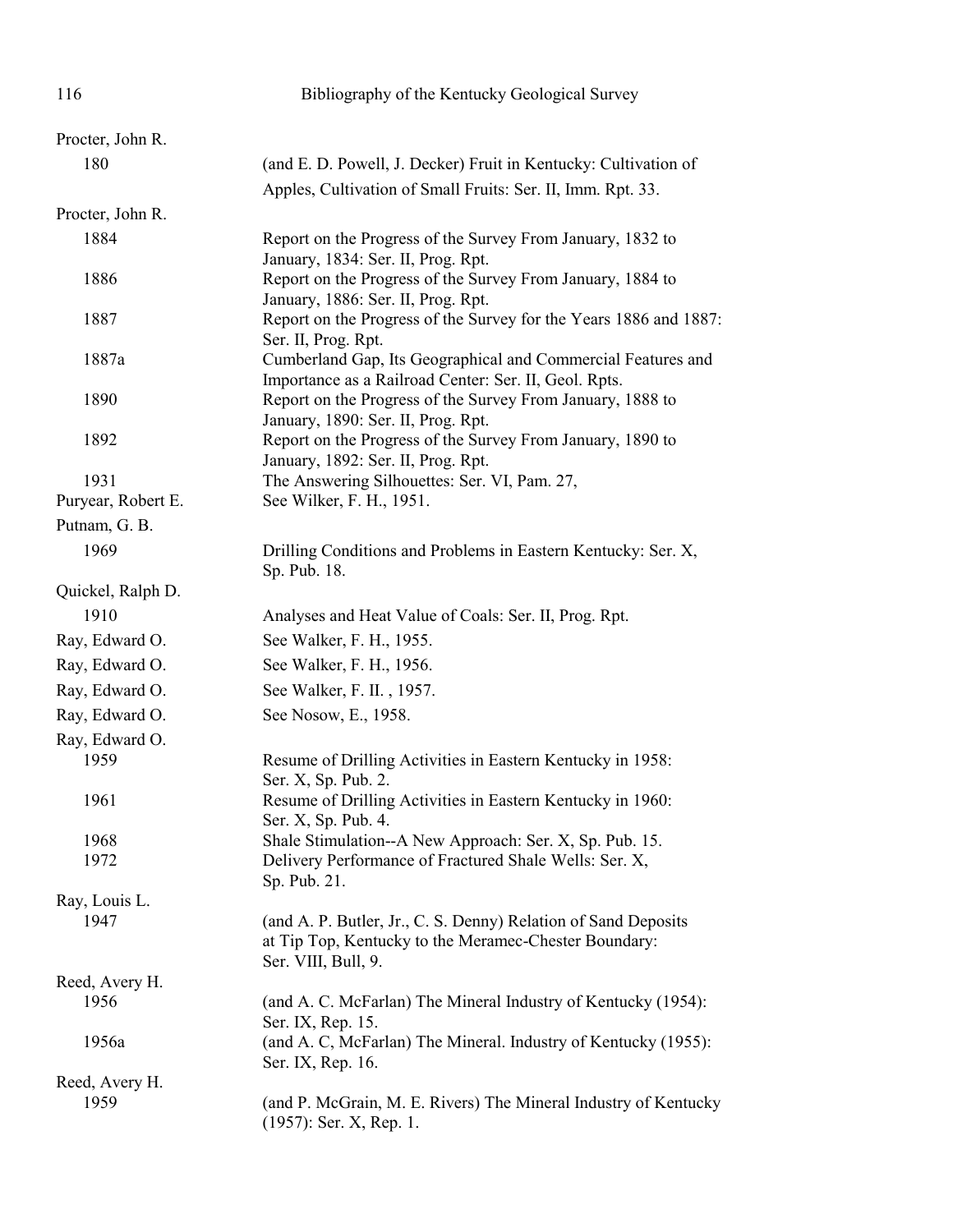Procter, John R.

| | |
|---|---|
| 180 | (and E. D. Powell, J. Decker) Fruit in Kentucky: Cultivation of Apples, Cultivation of Small Fruits: Ser. II, Imm. Rpt. 33. |

Procter, John R.

| | |
|---|---|
| 1884 | Report on the Progress of the Survey From January, 1832 to January, 1834: Ser. II, Prog. Rpt. |
| 1886 | Report on the Progress of the Survey From January, 1884 to January, 1886: Ser. II, Prog. Rpt. |
| 1887 | Report on the Progress of the Survey for the Years 1886 and 1887: Ser. II, Prog. Rpt. |
| 1887a | Cumberland Gap, Its Geographical and Commercial Features and Importance as a Railroad Center: Ser. II, Geol. Rpts. |
| 1890 | Report on the Progress of the Survey From January, 1888 to January, 1890: Ser. II, Prog. Rpt. |
| 1892 | Report on the Progress of the Survey From January, 1890 to January, 1892: Ser. II, Prog. Rpt. |
| 1931 | The Answering Silhouettes: Ser. VI, Pam. 27, |

Puryear, Robert E. See Wilker, F. H., 1951.

Putnam, G. B.

| | |
|---|---|
| 1969 | Drilling Conditions and Problems in Eastern Kentucky: Ser. X, Sp. Pub. 18. |

Quickel, Ralph D.

| | |
|---|---|
| 1910 | Analyses and Heat Value of Coals: Ser. II, Prog. Rpt. |

Ray, Edward O. See Walker, F. H., 1955.

Ray, Edward O. See Walker, F. H., 1956.

Ray, Edward O. See Walker, F. II. , 1957.

Ray, Edward O. See Nosow, E., 1958.

Ray, Edward O.

| | |
|---|---|
| 1959 | Resume of Drilling Activities in Eastern Kentucky in 1958: Ser. X, Sp. Pub. 2. |
| 1961 | Resume of Drilling Activities in Eastern Kentucky in 1960: Ser. X, Sp. Pub. 4. |
| 1968 | Shale Stimulation--A New Approach: Ser. X, Sp. Pub. 15. |
| 1972 | Delivery Performance of Fractured Shale Wells: Ser. X, Sp. Pub. 21. |

Ray, Louis L.

| | |
|---|---|
| 1947 | (and A. P. Butler, Jr., C. S. Denny) Relation of Sand Deposits at Tip Top, Kentucky to the Meramec-Chester Boundary: Ser. VIII, Bull, 9. |

Reed, Avery H.

| | |
|---|---|
| 1956 | (and A. C. McFarlan) The Mineral Industry of Kentucky (1954): Ser. IX, Rep. 15. |
| 1956a | (and A. C, McFarlan) The Mineral. Industry of Kentucky (1955): Ser. IX, Rep. 16. |

Reed, Avery H.

| | |
|---|---|
| 1959 | (and P. McGrain, M. E. Rivers) The Mineral Industry of Kentucky (1957): Ser. X, Rep. 1. |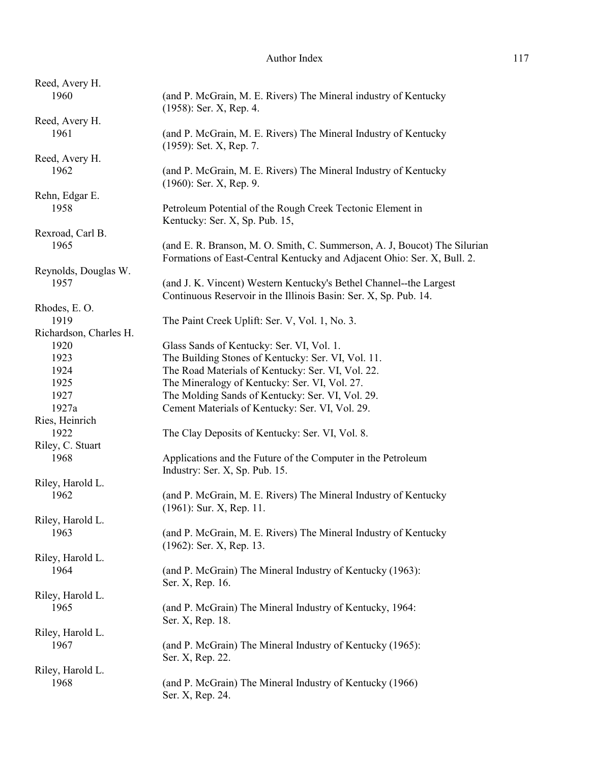Reed, Avery H.
  1960 (and P. McGrain, M. E. Rivers) The Mineral industry of Kentucky (1958): Ser. X, Rep. 4.

Reed, Avery H.
  1961 (and P. McGrain, M. E. Rivers) The Mineral Industry of Kentucky (1959): Set. X, Rep. 7.

Reed, Avery H.
  1962 (and P. McGrain, M. E. Rivers) The Mineral Industry of Kentucky (1960): Ser. X, Rep. 9.

Rehn, Edgar E.
  1958 Petroleum Potential of the Rough Creek Tectonic Element in Kentucky: Ser. X, Sp. Pub. 15,

Rexroad, Carl B.
  1965 (and E. R. Branson, M. O. Smith, C. Summerson, A. J, Boucot) The Silurian Formations of East-Central Kentucky and Adjacent Ohio: Ser. X, Bull. 2.

Reynolds, Douglas W.
  1957 (and J. K. Vincent) Western Kentucky's Bethel Channel--the Largest Continuous Reservoir in the Illinois Basin: Ser. X, Sp. Pub. 14.

Rhodes, E. O.
  1919 The Paint Creek Uplift: Ser. V, Vol. 1, No. 3.

Richardson, Charles H.
  1920 Glass Sands of Kentucky: Ser. VI, Vol. 1.
  1923 The Building Stones of Kentucky: Ser. VI, Vol. 11.
  1924 The Road Materials of Kentucky: Ser. VI, Vol. 22.
  1925 The Mineralogy of Kentucky: Ser. VI, Vol. 27.
  1927 The Molding Sands of Kentucky: Ser. VI, Vol. 29.
  1927a Cement Materials of Kentucky: Ser. VI, Vol. 29.

Ries, Heinrich
  1922 The Clay Deposits of Kentucky: Ser. VI, Vol. 8.

Riley, C. Stuart
  1968 Applications and the Future of the Computer in the Petroleum Industry: Ser. X, Sp. Pub. 15.

Riley, Harold L.
  1962 (and P. McGrain, M. E. Rivers) The Mineral Industry of Kentucky (1961): Sur. X, Rep. 11.

Riley, Harold L.
  1963 (and P. McGrain, M. E. Rivers) The Mineral Industry of Kentucky (1962): Ser. X, Rep. 13.

Riley, Harold L.
  1964 (and P. McGrain) The Mineral Industry of Kentucky (1963): Ser. X, Rep. 16.

Riley, Harold L.
  1965 (and P. McGrain) The Mineral Industry of Kentucky, 1964: Ser. X, Rep. 18.

Riley, Harold L.
  1967 (and P. McGrain) The Mineral Industry of Kentucky (1965): Ser. X, Rep. 22.

Riley, Harold L.
  1968 (and P. McGrain) The Mineral Industry of Kentucky (1966) Ser. X, Rep. 24.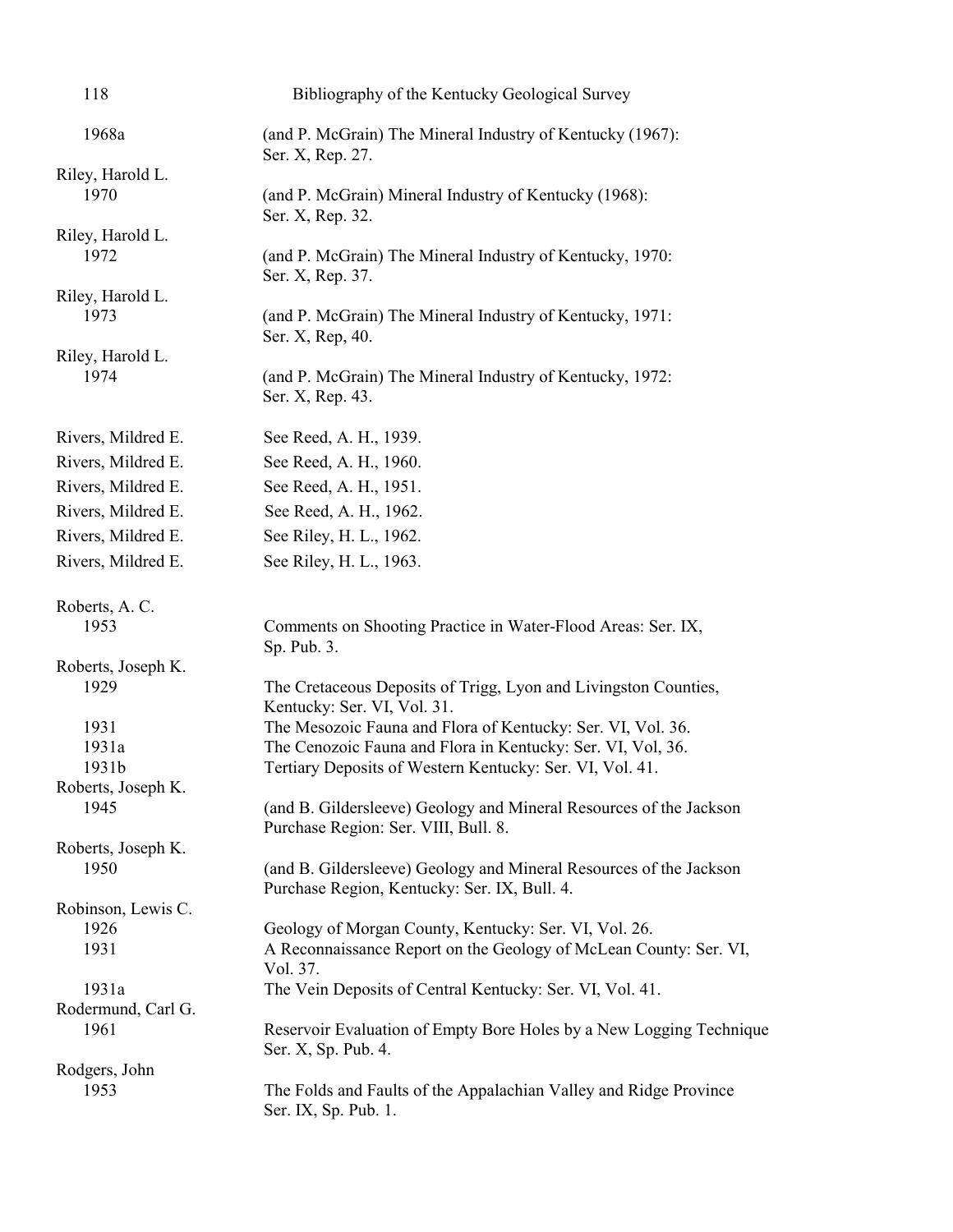1968a (and P. McGrain) The Mineral Industry of Kentucky (1967): Ser. X, Rep. 27.

Riley, Harold L.
1970 (and P. McGrain) Mineral Industry of Kentucky (1968): Ser. X, Rep. 32.

Riley, Harold L.
1972 (and P. McGrain) The Mineral Industry of Kentucky, 1970: Ser. X, Rep. 37.

Riley, Harold L.
1973 (and P. McGrain) The Mineral Industry of Kentucky, 1971: Ser. X, Rep, 40.

Riley, Harold L.
1974 (and P. McGrain) The Mineral Industry of Kentucky, 1972: Ser. X, Rep. 43.

Rivers, Mildred E. See Reed, A. H., 1939.

Rivers, Mildred E. See Reed, A. H., 1960.

Rivers, Mildred E. See Reed, A. H., 1951.

Rivers, Mildred E. See Reed, A. H., 1962.

Rivers, Mildred E. See Riley, H. L., 1962.

Rivers, Mildred E. See Riley, H. L., 1963.

Roberts, A. C.
1953 Comments on Shooting Practice in Water-Flood Areas: Ser. IX, Sp. Pub. 3.

Roberts, Joseph K.
1929 The Cretaceous Deposits of Trigg, Lyon and Livingston Counties, Kentucky: Ser. VI, Vol. 31.
1931 The Mesozoic Fauna and Flora of Kentucky: Ser. VI, Vol. 36.
1931a The Cenozoic Fauna and Flora in Kentucky: Ser. VI, Vol, 36.
1931b Tertiary Deposits of Western Kentucky: Ser. VI, Vol. 41.

Roberts, Joseph K.
1945 (and B. Gildersleeve) Geology and Mineral Resources of the Jackson Purchase Region: Ser. VIII, Bull. 8.

Roberts, Joseph K.
1950 (and B. Gildersleeve) Geology and Mineral Resources of the Jackson Purchase Region, Kentucky: Ser. IX, Bull. 4.

Robinson, Lewis C.
1926 Geology of Morgan County, Kentucky: Ser. VI, Vol. 26.
1931 A Reconnaissance Report on the Geology of McLean County: Ser. VI, Vol. 37.
1931a The Vein Deposits of Central Kentucky: Ser. VI, Vol. 41.

Rodermund, Carl G.
1961 Reservoir Evaluation of Empty Bore Holes by a New Logging Technique Ser. X, Sp. Pub. 4.

Rodgers, John
1953 The Folds and Faults of the Appalachian Valley and Ridge Province Ser. IX, Sp. Pub. 1.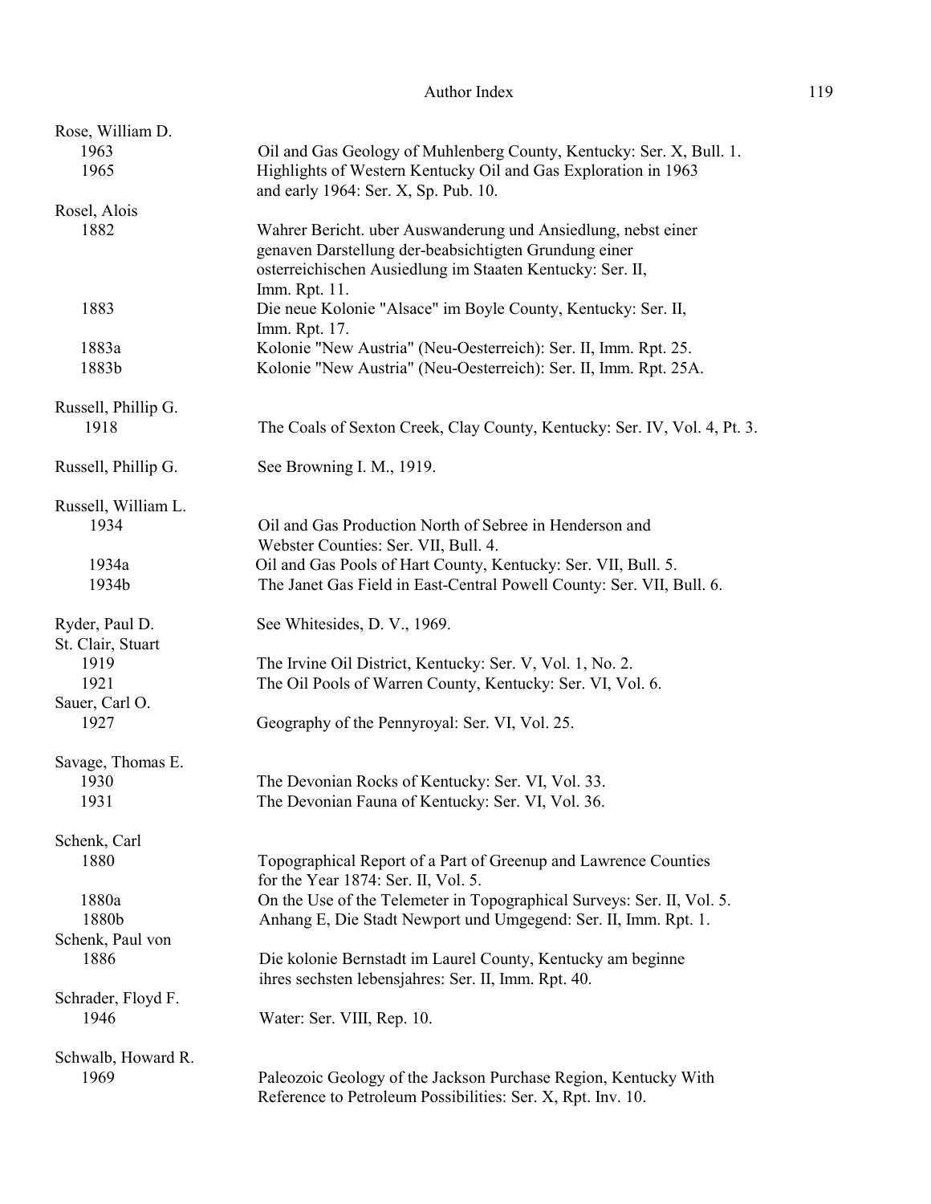Rose, William D.

1963 Oil and Gas Geology of Muhlenberg County, Kentucky: Ser. X, Bull. 1.

1965 Highlights of Western Kentucky Oil and Gas Exploration in 1963 and early 1964: Ser. X, Sp. Pub. 10.

Rosel, Alois

1882 Wahrer Bericht. uber Auswanderung und Ansiedlung, nebst einer genaven Darstellung der-beabsichtigten Grundung einer osterreichischen Ausiedlung im Staaten Kentucky: Ser. II, Imm. Rpt. 11.

1883 Die neue Kolonie "Alsace" im Boyle County, Kentucky: Ser. II, Imm. Rpt. 17.

1883a Kolonie "New Austria" (Neu-Oesterreich): Ser. II, Imm. Rpt. 25.

1883b Kolonie "New Austria" (Neu-Oesterreich): Ser. II, Imm. Rpt. 25A.

Russell, Phillip G.

1918 The Coals of Sexton Creek, Clay County, Kentucky: Ser. IV, Vol. 4, Pt. 3.

Russell, Phillip G. See Browning I. M., 1919.

Russell, William L.

1934 Oil and Gas Production North of Sebree in Henderson and Webster Counties: Ser. VII, Bull. 4.

1934a Oil and Gas Pools of Hart County, Kentucky: Ser. VII, Bull. 5.

1934b The Janet Gas Field in East-Central Powell County: Ser. VII, Bull. 6.

Ryder, Paul D. See Whitesides, D. V., 1969.

St. Clair, Stuart

1919 The Irvine Oil District, Kentucky: Ser. V, Vol. 1, No. 2.

1921 The Oil Pools of Warren County, Kentucky: Ser. VI, Vol. 6.

Sauer, Carl O.

1927 Geography of the Pennyroyal: Ser. VI, Vol. 25.

Savage, Thomas E.

1930 The Devonian Rocks of Kentucky: Ser. VI, Vol. 33.

1931 The Devonian Fauna of Kentucky: Ser. VI, Vol. 36.

Schenk, Carl

1880 Topographical Report of a Part of Greenup and Lawrence Counties for the Year 1874: Ser. II, Vol. 5.

1880a On the Use of the Telemeter in Topographical Surveys: Ser. II, Vol. 5.

1880b Anhang E, Die Stadt Newport und Umgegend: Ser. II, Imm. Rpt. 1.

Schenk, Paul von

1886 Die kolonie Bernstadt im Laurel County, Kentucky am beginne ihres sechsten lebensjahres: Ser. II, Imm. Rpt. 40.

Schrader, Floyd F.

1946 Water: Ser. VIII, Rep. 10.

Schwalb, Howard R.

1969 Paleozoic Geology of the Jackson Purchase Region, Kentucky With Reference to Petroleum Possibilities: Ser. X, Rpt. Inv. 10.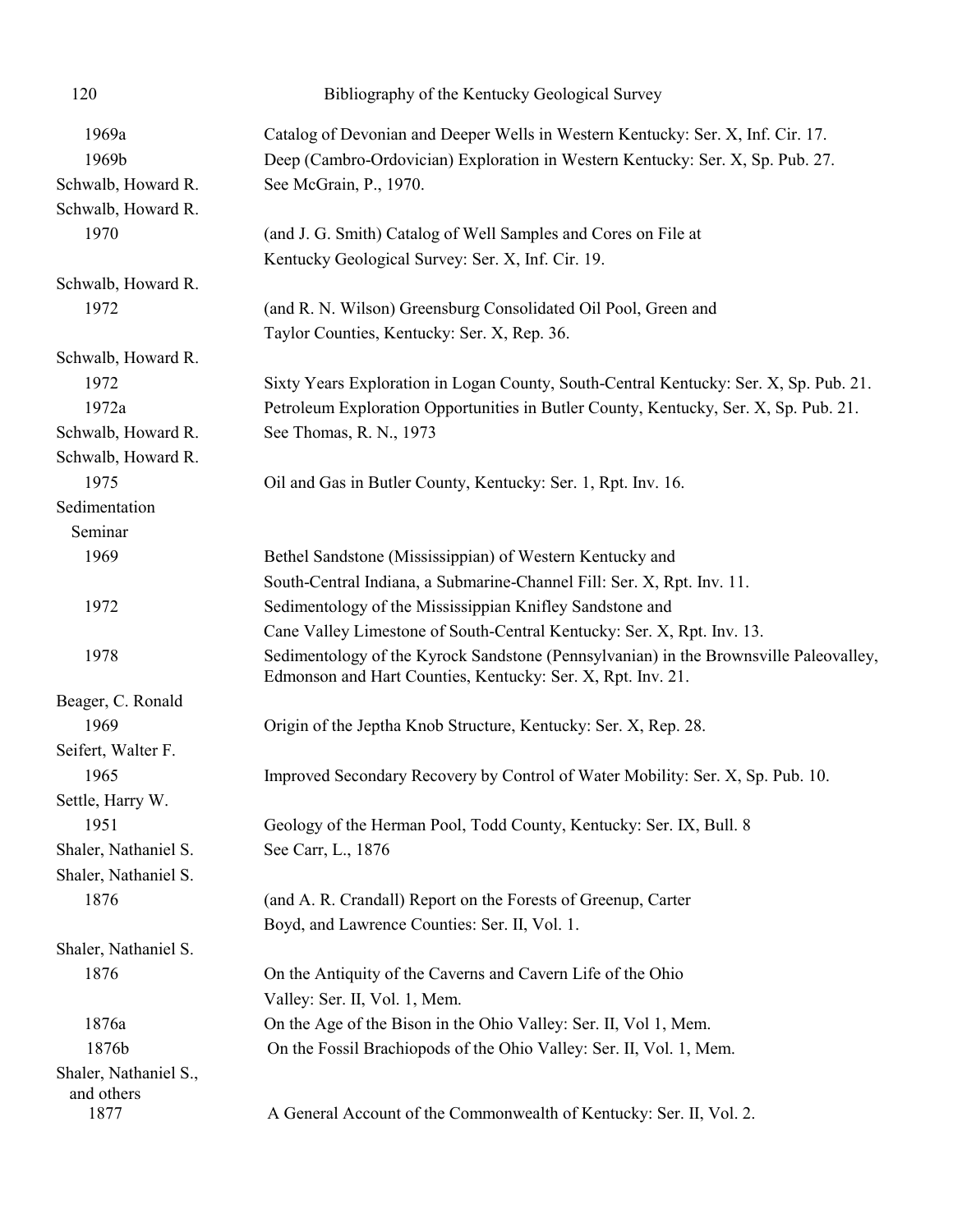| | |
|---|---|
| 1969a | Catalog of Devonian and Deeper Wells in Western Kentucky: Ser. X, Inf. Cir. 17. |
| 1969b | Deep (Cambro-Ordovician) Exploration in Western Kentucky: Ser. X, Sp. Pub. 27. |
| Schwalb, Howard R. | See McGrain, P., 1970. |
| Schwalb, Howard R. | |
| 1970 | (and J. G. Smith) Catalog of Well Samples and Cores on File at Kentucky Geological Survey: Ser. X, Inf. Cir. 19. |
| Schwalb, Howard R. | |
| 1972 | (and R. N. Wilson) Greensburg Consolidated Oil Pool, Green and Taylor Counties, Kentucky: Ser. X, Rep. 36. |
| Schwalb, Howard R. | |
| 1972 | Sixty Years Exploration in Logan County, South-Central Kentucky: Ser. X, Sp. Pub. 21. |
| 1972a | Petroleum Exploration Opportunities in Butler County, Kentucky, Ser. X, Sp. Pub. 21. |
| Schwalb, Howard R. | See Thomas, R. N., 1973 |
| Schwalb, Howard R. | |
| 1975 | Oil and Gas in Butler County, Kentucky: Ser. 1, Rpt. Inv. 16. |
| Sedimentation Seminar | |
| 1969 | Bethel Sandstone (Mississippian) of Western Kentucky and South-Central Indiana, a Submarine-Channel Fill: Ser. X, Rpt. Inv. 11. |
| 1972 | Sedimentology of the Mississippian Knifley Sandstone and Cane Valley Limestone of South-Central Kentucky: Ser. X, Rpt. Inv. 13. |
| 1978 | Sedimentology of the Kyrock Sandstone (Pennsylvanian) in the Brownsville Paleovalley, Edmonson and Hart Counties, Kentucky: Ser. X, Rpt. Inv. 21. |
| Beager, C. Ronald | |
| 1969 | Origin of the Jeptha Knob Structure, Kentucky: Ser. X, Rep. 28. |
| Seifert, Walter F. | |
| 1965 | Improved Secondary Recovery by Control of Water Mobility: Ser. X, Sp. Pub. 10. |
| Settle, Harry W. | |
| 1951 | Geology of the Herman Pool, Todd County, Kentucky: Ser. IX, Bull. 8 |
| Shaler, Nathaniel S. | See Carr, L., 1876 |
| Shaler, Nathaniel S. | |
| 1876 | (and A. R. Crandall) Report on the Forests of Greenup, Carter Boyd, and Lawrence Counties: Ser. II, Vol. 1. |
| Shaler, Nathaniel S. | |
| 1876 | On the Antiquity of the Caverns and Cavern Life of the Ohio Valley: Ser. II, Vol. 1, Mem. |
| 1876a | On the Age of the Bison in the Ohio Valley: Ser. II, Vol 1, Mem. |
| 1876b | On the Fossil Brachiopods of the Ohio Valley: Ser. II, Vol. 1, Mem. |
| Shaler, Nathaniel S., and others | |
| 1877 | A General Account of the Commonwealth of Kentucky: Ser. II, Vol. 2. |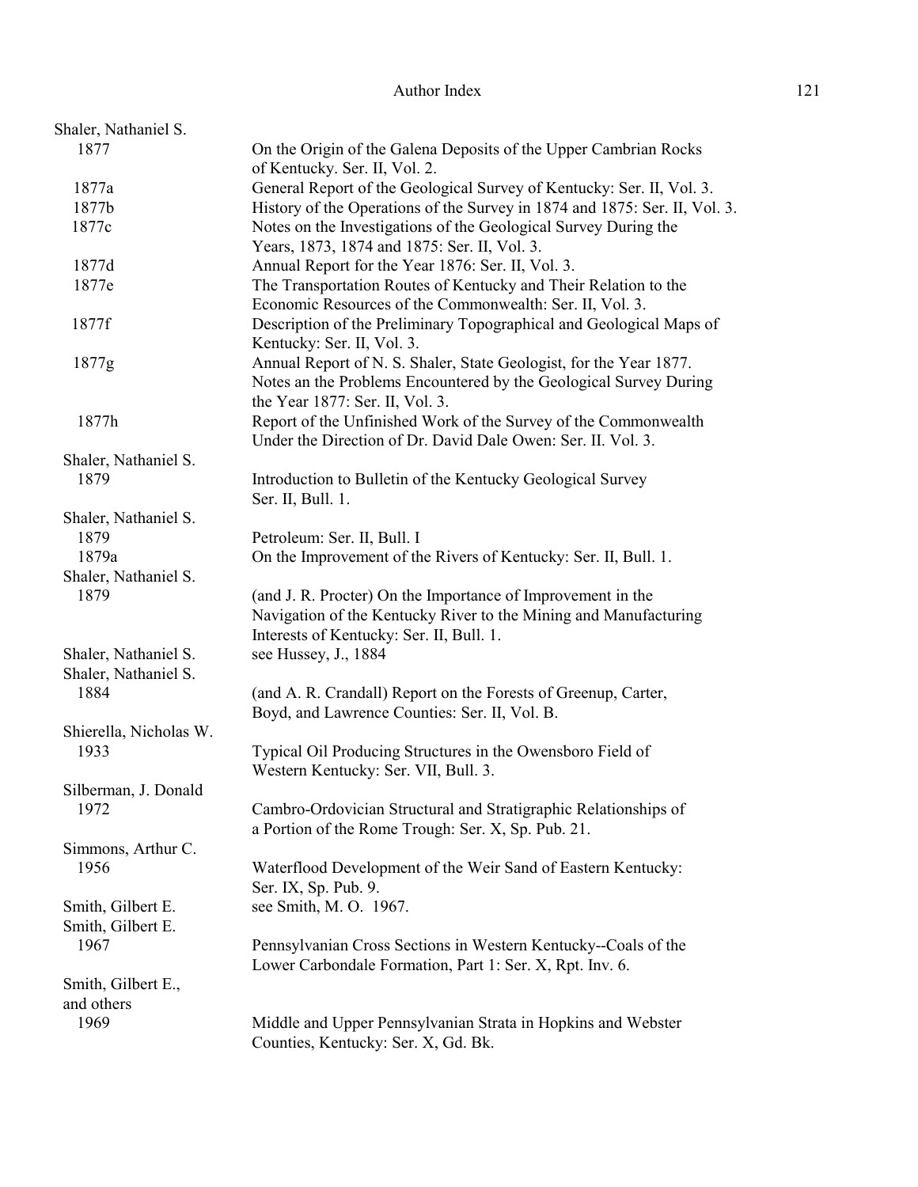Shaler, Nathaniel S.

| | |
|---|---|
| 1877 | On the Origin of the Galena Deposits of the Upper Cambrian Rocks of Kentucky. Ser. II, Vol. 2. |
| 1877a | General Report of the Geological Survey of Kentucky: Ser. II, Vol. 3. |
| 1877b | History of the Operations of the Survey in 1874 and 1875: Ser. II, Vol. 3. |
| 1877c | Notes on the Investigations of the Geological Survey During the Years, 1873, 1874 and 1875: Ser. II, Vol. 3. |
| 1877d | Annual Report for the Year 1876: Ser. II, Vol. 3. |
| 1877e | The Transportation Routes of Kentucky and Their Relation to the Economic Resources of the Commonwealth: Ser. II, Vol. 3. |
| 1877f | Description of the Preliminary Topographical and Geological Maps of Kentucky: Ser. II, Vol. 3. |
| 1877g | Annual Report of N. S. Shaler, State Geologist, for the Year 1877. Notes an the Problems Encountered by the Geological Survey During the Year 1877: Ser. II, Vol. 3. |
| 1877h | Report of the Unfinished Work of the Survey of the Commonwealth Under the Direction of Dr. David Dale Owen: Ser. II. Vol. 3. |
| Shaler, Nathaniel S. | |
| 1879 | Introduction to Bulletin of the Kentucky Geological Survey Ser. II, Bull. 1. |
| Shaler, Nathaniel S. | |
| 1879 | Petroleum: Ser. II, Bull. I |
| 1879a | On the Improvement of the Rivers of Kentucky: Ser. II, Bull. 1. |
| Shaler, Nathaniel S. | |
| 1879 | (and J. R. Procter) On the Importance of Improvement in the Navigation of the Kentucky River to the Mining and Manufacturing Interests of Kentucky: Ser. II, Bull. 1. |
| Shaler, Nathaniel S. | see Hussey, J., 1884 |
| Shaler, Nathaniel S. | |
| 1884 | (and A. R. Crandall) Report on the Forests of Greenup, Carter, Boyd, and Lawrence Counties: Ser. II, Vol. B. |
| Shierella, Nicholas W. | |
| 1933 | Typical Oil Producing Structures in the Owensboro Field of Western Kentucky: Ser. VII, Bull. 3. |
| Silberman, J. Donald | |
| 1972 | Cambro-Ordovician Structural and Stratigraphic Relationships of a Portion of the Rome Trough: Ser. X, Sp. Pub. 21. |
| Simmons, Arthur C. | |
| 1956 | Waterflood Development of the Weir Sand of Eastern Kentucky: Ser. IX, Sp. Pub. 9. |
| Smith, Gilbert E. | see Smith, M. O. 1967. |
| Smith, Gilbert E. | |
| 1967 | Pennsylvanian Cross Sections in Western Kentucky--Coals of the Lower Carbondale Formation, Part 1: Ser. X, Rpt. Inv. 6. |
| Smith, Gilbert E., and others | |
| 1969 | Middle and Upper Pennsylvanian Strata in Hopkins and Webster Counties, Kentucky: Ser. X, Gd. Bk. |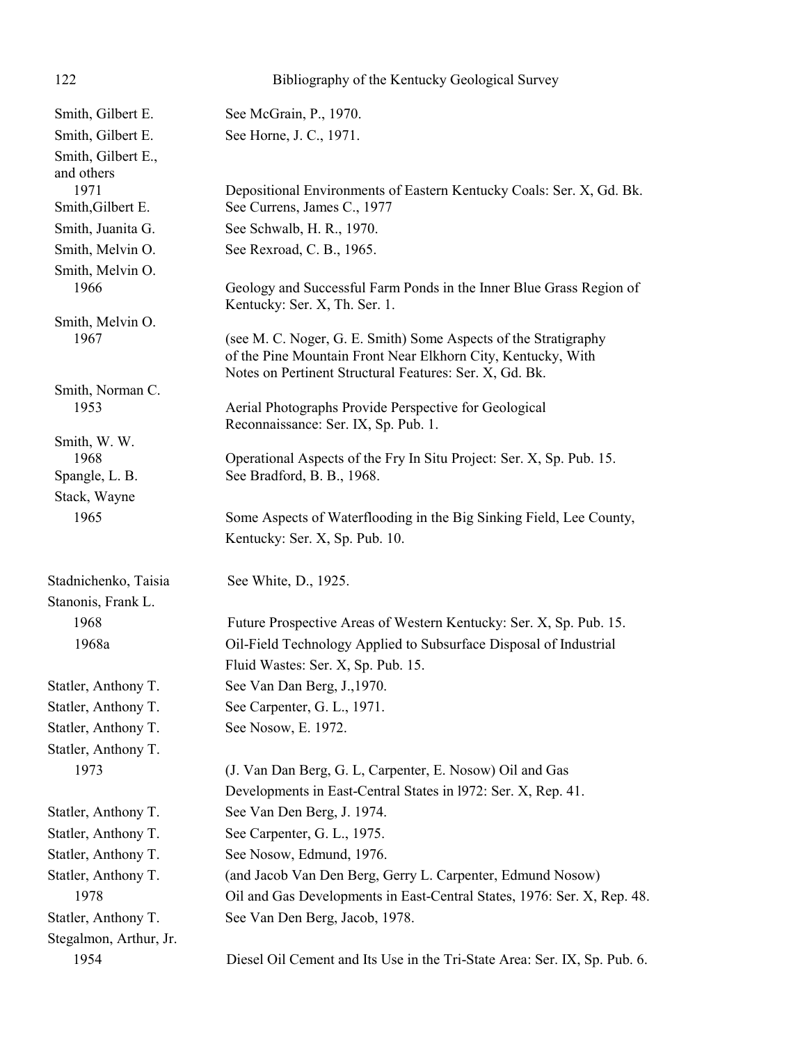| | |
|---|---|
| Smith, Gilbert E. | See McGrain, P., 1970. |
| Smith, Gilbert E. | See Horne, J. C., 1971. |
| Smith, Gilbert E., and others | |
| 1971 | Depositional Environments of Eastern Kentucky Coals: Ser. X, Gd. Bk. |
| Smith,Gilbert E. | See Currens, James C., 1977 |
| Smith, Juanita G. | See Schwalb, H. R., 1970. |
| Smith, Melvin O. | See Rexroad, C. B., 1965. |
| Smith, Melvin O. | |
| 1966 | Geology and Successful Farm Ponds in the Inner Blue Grass Region of Kentucky: Ser. X, Th. Ser. 1. |
| Smith, Melvin O. | |
| 1967 | (see M. C. Noger, G. E. Smith) Some Aspects of the Stratigraphy of the Pine Mountain Front Near Elkhorn City, Kentucky, With Notes on Pertinent Structural Features: Ser. X, Gd. Bk. |
| Smith, Norman C. | |
| 1953 | Aerial Photographs Provide Perspective for Geological Reconnaissance: Ser. IX, Sp. Pub. 1. |
| Smith, W. W. | |
| 1968 | Operational Aspects of the Fry In Situ Project: Ser. X, Sp. Pub. 15. |
| Spangle, L. B. | See Bradford, B. B., 1968. |
| Stack, Wayne | |
| 1965 | Some Aspects of Waterflooding in the Big Sinking Field, Lee County, Kentucky: Ser. X, Sp. Pub. 10. |
| Stadnichenko, Taisia | See White, D., 1925. |
| Stanonis, Frank L. | |
| 1968 | Future Prospective Areas of Western Kentucky: Ser. X, Sp. Pub. 15. |
| 1968a | Oil-Field Technology Applied to Subsurface Disposal of Industrial Fluid Wastes: Ser. X, Sp. Pub. 15. |
| Statler, Anthony T. | See Van Dan Berg, J.,1970. |
| Statler, Anthony T. | See Carpenter, G. L., 1971. |
| Statler, Anthony T. | See Nosow, E. 1972. |
| Statler, Anthony T. | |
| 1973 | (J. Van Dan Berg, G. L, Carpenter, E. Nosow) Oil and Gas Developments in East-Central States in l972: Ser. X, Rep. 41. |
| Statler, Anthony T. | See Van Den Berg, J. 1974. |
| Statler, Anthony T. | See Carpenter, G. L., 1975. |
| Statler, Anthony T. | See Nosow, Edmund, 1976. |
| Statler, Anthony T. | (and Jacob Van Den Berg, Gerry L. Carpenter, Edmund Nosow) |
| 1978 | Oil and Gas Developments in East-Central States, 1976: Ser. X, Rep. 48. |
| Statler, Anthony T. | See Van Den Berg, Jacob, 1978. |
| Stegalmon, Arthur, Jr. | |
| 1954 | Diesel Oil Cement and Its Use in the Tri-State Area: Ser. IX, Sp. Pub. 6. |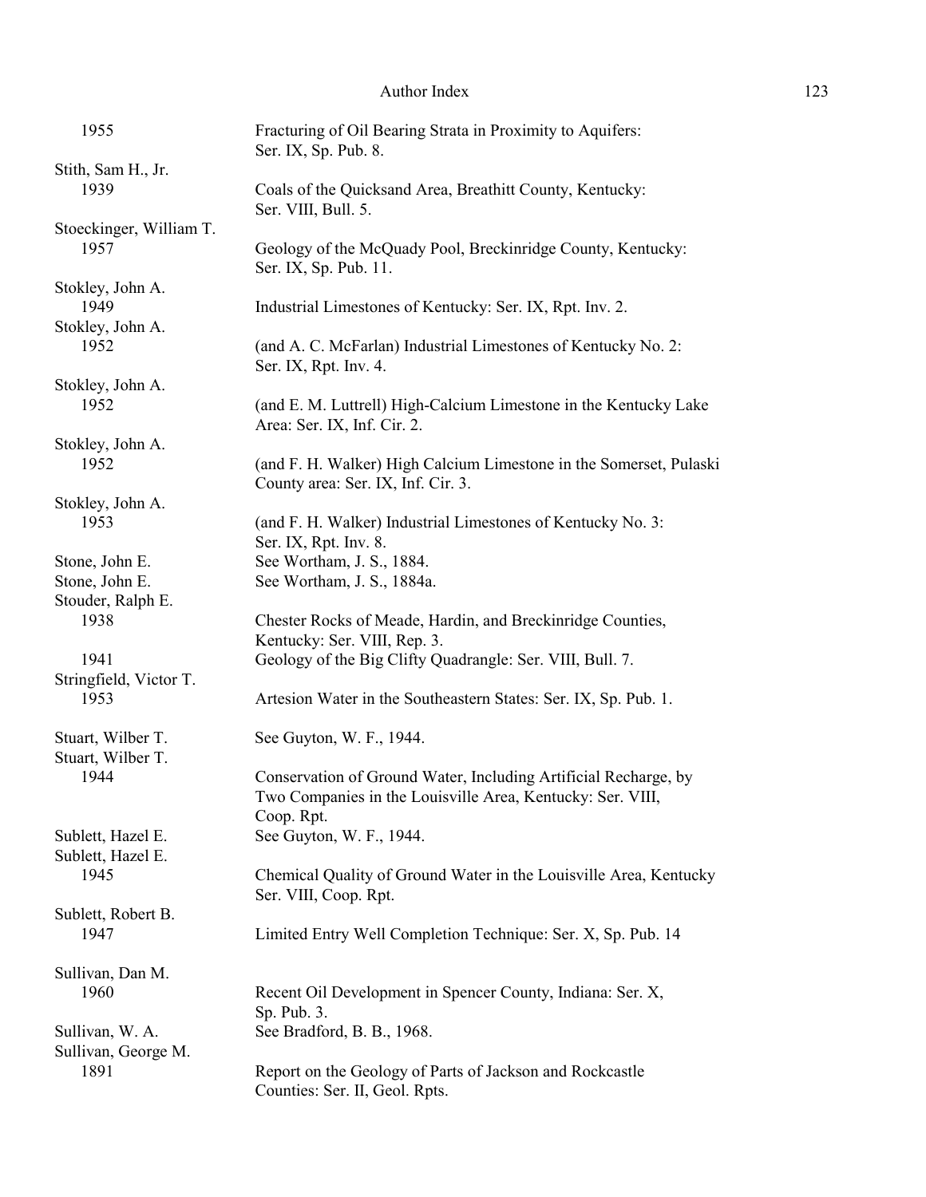1955 Fracturing of Oil Bearing Strata in Proximity to Aquifers: Ser. IX, Sp. Pub. 8.

Stith, Sam H., Jr.
1939 Coals of the Quicksand Area, Breathitt County, Kentucky: Ser. VIII, Bull. 5.

Stoeckinger, William T.
1957 Geology of the McQuady Pool, Breckinridge County, Kentucky: Ser. IX, Sp. Pub. 11.

Stokley, John A.
1949 Industrial Limestones of Kentucky: Ser. IX, Rpt. Inv. 2.

Stokley, John A.
1952 (and A. C. McFarlan) Industrial Limestones of Kentucky No. 2: Ser. IX, Rpt. Inv. 4.

Stokley, John A.
1952 (and E. M. Luttrell) High-Calcium Limestone in the Kentucky Lake Area: Ser. IX, Inf. Cir. 2.

Stokley, John A.
1952 (and F. H. Walker) High Calcium Limestone in the Somerset, Pulaski County area: Ser. IX, Inf. Cir. 3.

Stokley, John A.
1953 (and F. H. Walker) Industrial Limestones of Kentucky No. 3: Ser. IX, Rpt. Inv. 8.

Stone, John E. See Wortham, J. S., 1884.

Stone, John E. See Wortham, J. S., 1884a.

Stouder, Ralph E.
1938 Chester Rocks of Meade, Hardin, and Breckinridge Counties, Kentucky: Ser. VIII, Rep. 3.
1941 Geology of the Big Clifty Quadrangle: Ser. VIII, Bull. 7.

Stringfield, Victor T.
1953 Artesion Water in the Southeastern States: Ser. IX, Sp. Pub. 1.

Stuart, Wilber T. See Guyton, W. F., 1944.

Stuart, Wilber T.
1944 Conservation of Ground Water, Including Artificial Recharge, by Two Companies in the Louisville Area, Kentucky: Ser. VIII, Coop. Rpt.

Sublett, Hazel E. See Guyton, W. F., 1944.

Sublett, Hazel E.
1945 Chemical Quality of Ground Water in the Louisville Area, Kentucky Ser. VIII, Coop. Rpt.

Sublett, Robert B.
1947 Limited Entry Well Completion Technique: Ser. X, Sp. Pub. 14

Sullivan, Dan M.
1960 Recent Oil Development in Spencer County, Indiana: Ser. X, Sp. Pub. 3.

Sullivan, W. A. See Bradford, B. B., 1968.

Sullivan, George M.
1891 Report on the Geology of Parts of Jackson and Rockcastle Counties: Ser. II, Geol. Rpts.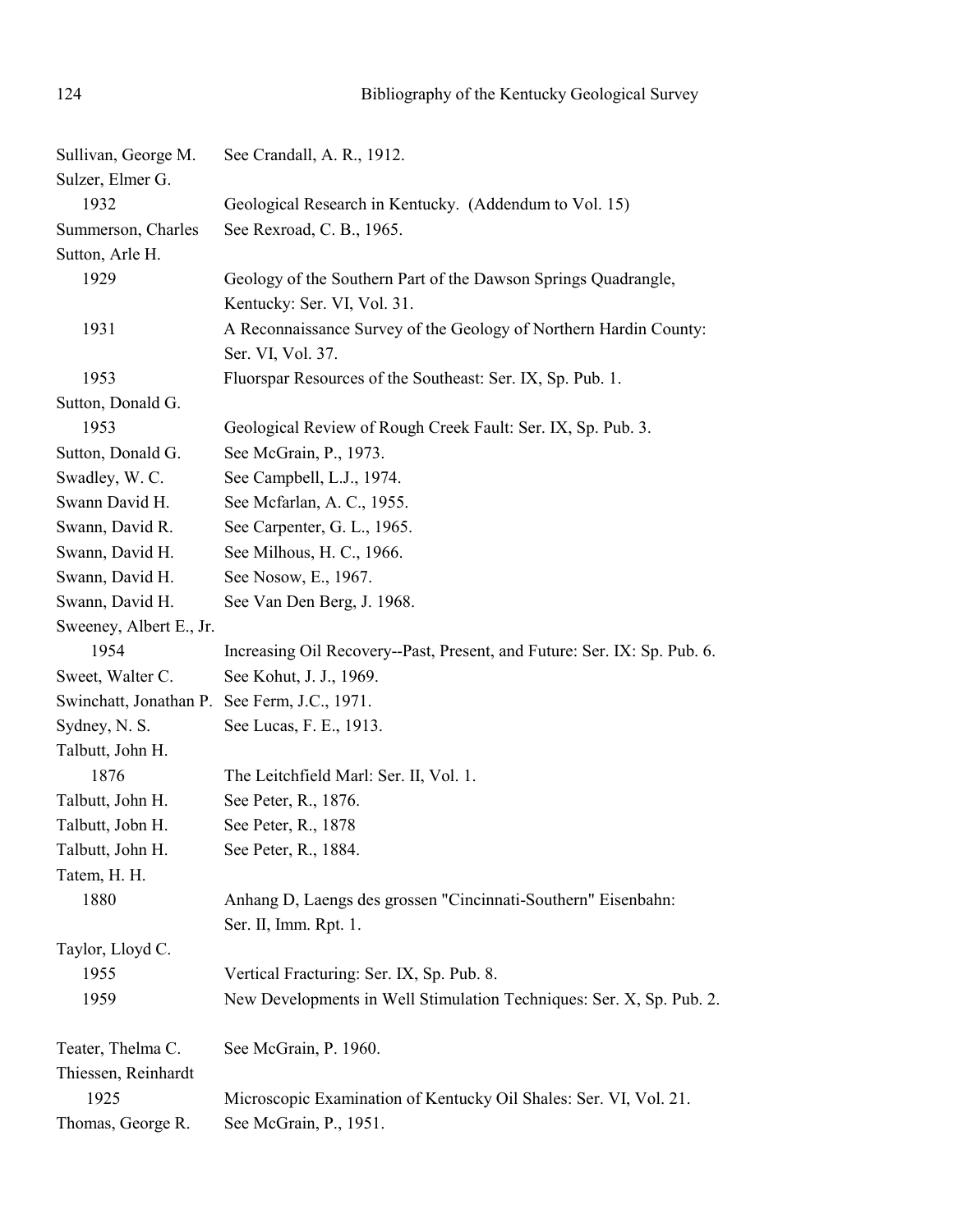Sullivan, George M. See Crandall, A. R., 1912.

Sulzer, Elmer G.

1932 Geological Research in Kentucky. (Addendum to Vol. 15)

Summerson, Charles See Rexroad, C. B., 1965.

Sutton, Arle H.

1929 Geology of the Southern Part of the Dawson Springs Quadrangle, Kentucky: Ser. VI, Vol. 31.

1931 A Reconnaissance Survey of the Geology of Northern Hardin County: Ser. VI, Vol. 37.

1953 Fluorspar Resources of the Southeast: Ser. IX, Sp. Pub. 1.

Sutton, Donald G.

1953 Geological Review of Rough Creek Fault: Ser. IX, Sp. Pub. 3.

Sutton, Donald G. See McGrain, P., 1973.

Swadley, W. C. See Campbell, L.J., 1974.

Swann David H. See Mcfarlan, A. C., 1955.

Swann, David R. See Carpenter, G. L., 1965.

Swann, David H. See Milhous, H. C., 1966.

Swann, David H. See Nosow, E., 1967.

Swann, David H. See Van Den Berg, J. 1968.

Sweeney, Albert E., Jr.

1954 Increasing Oil Recovery--Past, Present, and Future: Ser. IX: Sp. Pub. 6.

Sweet, Walter C. See Kohut, J. J., 1969.

Swinchatt, Jonathan P. See Ferm, J.C., 1971.

Sydney, N. S. See Lucas, F. E., 1913.

Talbutt, John H.

1876 The Leitchfield Marl: Ser. II, Vol. 1.

Talbutt, John H. See Peter, R., 1876.

Talbutt, Jobn H. See Peter, R., 1878

Talbutt, John H. See Peter, R., 1884.

Tatem, H. H.

1880 Anhang D, Laengs des grossen "Cincinnati-Southern" Eisenbahn: Ser. II, Imm. Rpt. 1.

Taylor, Lloyd C.

1955 Vertical Fracturing: Ser. IX, Sp. Pub. 8.

1959 New Developments in Well Stimulation Techniques: Ser. X, Sp. Pub. 2.

Teater, Thelma C. See McGrain, P. 1960.

Thiessen, Reinhardt

1925 Microscopic Examination of Kentucky Oil Shales: Ser. VI, Vol. 21.

Thomas, George R. See McGrain, P., 1951.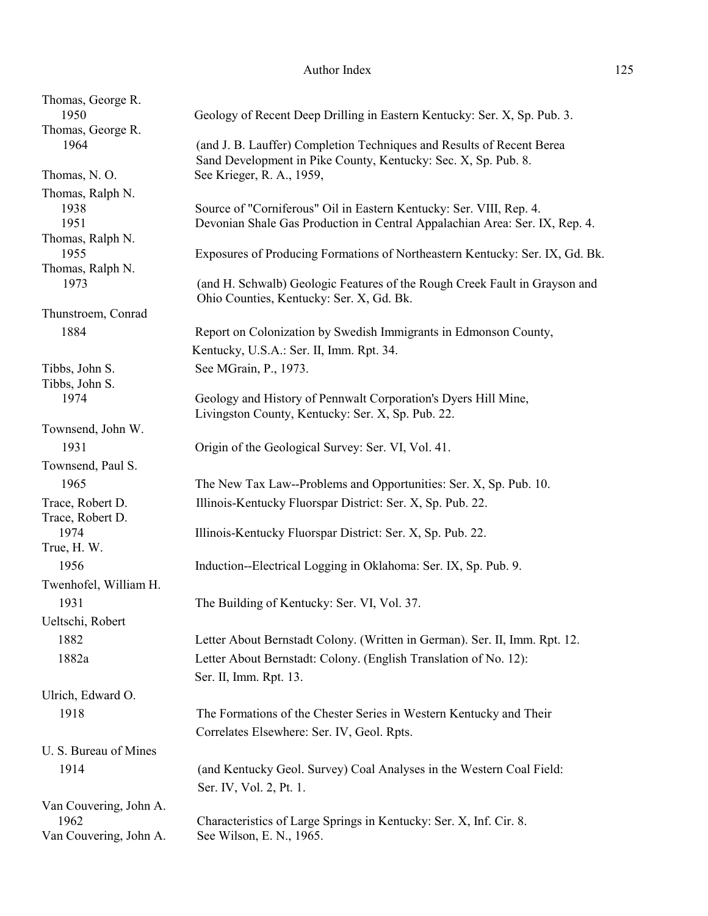Thomas, George R.
1950 Geology of Recent Deep Drilling in Eastern Kentucky: Ser. X, Sp. Pub. 3.

Thomas, George R.
1964 (and J. B. Lauffer) Completion Techniques and Results of Recent Berea Sand Development in Pike County, Kentucky: Sec. X, Sp. Pub. 8.

Thomas, N. O. See Krieger, R. A., 1959,

Thomas, Ralph N.
1938 Source of "Corniferous" Oil in Eastern Kentucky: Ser. VIII, Rep. 4.
1951 Devonian Shale Gas Production in Central Appalachian Area: Ser. IX, Rep. 4.

Thomas, Ralph N.
1955 Exposures of Producing Formations of Northeastern Kentucky: Ser. IX, Gd. Bk.

Thomas, Ralph N.
1973 (and H. Schwalb) Geologic Features of the Rough Creek Fault in Grayson and Ohio Counties, Kentucky: Ser. X, Gd. Bk.

Thunstroem, Conrad
1884 Report on Colonization by Swedish Immigrants in Edmonson County, Kentucky, U.S.A.: Ser. II, Imm. Rpt. 34.

Tibbs, John S. See MGrain, P., 1973.

Tibbs, John S.
1974 Geology and History of Pennwalt Corporation's Dyers Hill Mine, Livingston County, Kentucky: Ser. X, Sp. Pub. 22.

Townsend, John W.
1931 Origin of the Geological Survey: Ser. VI, Vol. 41.

Townsend, Paul S.
1965 The New Tax Law--Problems and Opportunities: Ser. X, Sp. Pub. 10.

Trace, Robert D. Illinois-Kentucky Fluorspar District: Ser. X, Sp. Pub. 22.

Trace, Robert D.
1974 Illinois-Kentucky Fluorspar District: Ser. X, Sp. Pub. 22.

True, H. W.
1956 Induction--Electrical Logging in Oklahoma: Ser. IX, Sp. Pub. 9.

Twenhofel, William H.
1931 The Building of Kentucky: Ser. VI, Vol. 37.

Ueltschi, Robert
1882 Letter About Bernstadt Colony. (Written in German). Ser. II, Imm. Rpt. 12.
1882a Letter About Bernstadt: Colony. (English Translation of No. 12): Ser. II, Imm. Rpt. 13.

Ulrich, Edward O.
1918 The Formations of the Chester Series in Western Kentucky and Their Correlates Elsewhere: Ser. IV, Geol. Rpts.

U. S. Bureau of Mines
1914 (and Kentucky Geol. Survey) Coal Analyses in the Western Coal Field: Ser. IV, Vol. 2, Pt. 1.

Van Couvering, John A.
1962 Characteristics of Large Springs in Kentucky: Ser. X, Inf. Cir. 8.

Van Couvering, John A. See Wilson, E. N., 1965.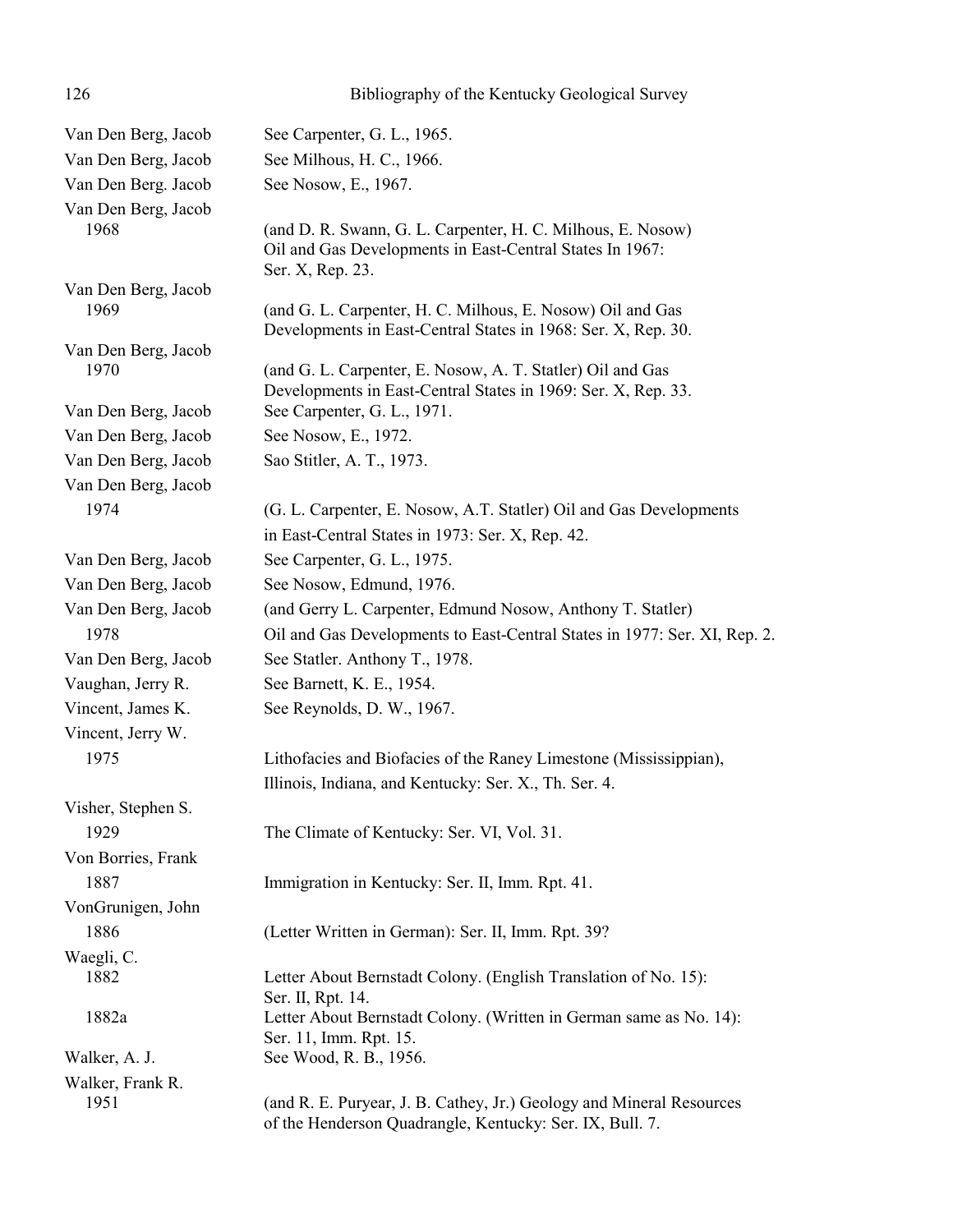Van Den Berg, Jacob See Carpenter, G. L., 1965.

Van Den Berg, Jacob See Milhous, H. C., 1966.

Van Den Berg. Jacob See Nosow, E., 1967.

Van Den Berg, Jacob
1968 (and D. R. Swann, G. L. Carpenter, H. C. Milhous, E. Nosow) Oil and Gas Developments in East-Central States In 1967: Ser. X, Rep. 23.

Van Den Berg, Jacob
1969 (and G. L. Carpenter, H. C. Milhous, E. Nosow) Oil and Gas Developments in East-Central States in 1968: Ser. X, Rep. 30.

Van Den Berg, Jacob
1970 (and G. L. Carpenter, E. Nosow, A. T. Statler) Oil and Gas Developments in East-Central States in 1969: Ser. X, Rep. 33.

Van Den Berg, Jacob See Carpenter, G. L., 1971.

Van Den Berg, Jacob See Nosow, E., 1972.

Van Den Berg, Jacob Sao Stitler, A. T., 1973.

Van Den Berg, Jacob
1974 (G. L. Carpenter, E. Nosow, A.T. Statler) Oil and Gas Developments in East-Central States in 1973: Ser. X, Rep. 42.

Van Den Berg, Jacob See Carpenter, G. L., 1975.

Van Den Berg, Jacob See Nosow, Edmund, 1976.

Van Den Berg, Jacob
1978 (and Gerry L. Carpenter, Edmund Nosow, Anthony T. Statler) Oil and Gas Developments to East-Central States in 1977: Ser. XI, Rep. 2.

Van Den Berg, Jacob See Statler. Anthony T., 1978.

Vaughan, Jerry R. See Barnett, K. E., 1954.

Vincent, James K. See Reynolds, D. W., 1967.

Vincent, Jerry W.
1975 Lithofacies and Biofacies of the Raney Limestone (Mississippian), Illinois, Indiana, and Kentucky: Ser. X., Th. Ser. 4.

Visher, Stephen S.
1929 The Climate of Kentucky: Ser. VI, Vol. 31.

Von Borries, Frank
1887 Immigration in Kentucky: Ser. II, Imm. Rpt. 41.

VonGrunigen, John
1886 (Letter Written in German): Ser. II, Imm. Rpt. 39?

Waegli, C.
1882 Letter About Bernstadt Colony. (English Translation of No. 15): Ser. II, Rpt. 14.
1882a Letter About Bernstadt Colony. (Written in German same as No. 14): Ser. 11, Imm. Rpt. 15.

Walker, A. J. See Wood, R. B., 1956.

Walker, Frank R.
1951 (and R. E. Puryear, J. B. Cathey, Jr.) Geology and Mineral Resources of the Henderson Quadrangle, Kentucky: Ser. IX, Bull. 7.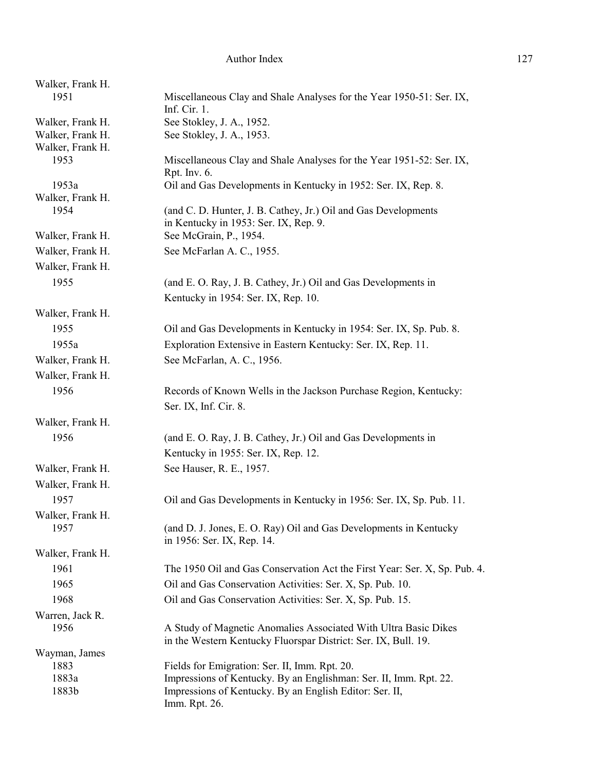Walker, Frank H.
1951 Miscellaneous Clay and Shale Analyses for the Year 1950-51: Ser. IX, Inf. Cir. 1.

Walker, Frank H. See Stokley, J. A., 1952.

Walker, Frank H. See Stokley, J. A., 1953.

Walker, Frank H.
1953 Miscellaneous Clay and Shale Analyses for the Year 1951-52: Ser. IX, Rpt. Inv. 6.
1953a Oil and Gas Developments in Kentucky in 1952: Ser. IX, Rep. 8.

Walker, Frank H.
1954 (and C. D. Hunter, J. B. Cathey, Jr.) Oil and Gas Developments in Kentucky in 1953: Ser. IX, Rep. 9.

Walker, Frank H. See McGrain, P., 1954.

Walker, Frank H. See McFarlan A. C., 1955.

Walker, Frank H.
1955 (and E. O. Ray, J. B. Cathey, Jr.) Oil and Gas Developments in Kentucky in 1954: Ser. IX, Rep. 10.

Walker, Frank H.
1955 Oil and Gas Developments in Kentucky in 1954: Ser. IX, Sp. Pub. 8.
1955a Exploration Extensive in Eastern Kentucky: Ser. IX, Rep. 11.

Walker, Frank H. See McFarlan, A. C., 1956.

Walker, Frank H.
1956 Records of Known Wells in the Jackson Purchase Region, Kentucky: Ser. IX, Inf. Cir. 8.

Walker, Frank H.
1956 (and E. O. Ray, J. B. Cathey, Jr.) Oil and Gas Developments in Kentucky in 1955: Ser. IX, Rep. 12.

Walker, Frank H. See Hauser, R. E., 1957.

Walker, Frank H.
1957 Oil and Gas Developments in Kentucky in 1956: Ser. IX, Sp. Pub. 11.

Walker, Frank H.
1957 (and D. J. Jones, E. O. Ray) Oil and Gas Developments in Kentucky in 1956: Ser. IX, Rep. 14.

Walker, Frank H.
1961 The 1950 Oil and Gas Conservation Act the First Year: Ser. X, Sp. Pub. 4.
1965 Oil and Gas Conservation Activities: Ser. X, Sp. Pub. 10.
1968 Oil and Gas Conservation Activities: Ser. X, Sp. Pub. 15.

Warren, Jack R.
1956 A Study of Magnetic Anomalies Associated With Ultra Basic Dikes in the Western Kentucky Fluorspar District: Ser. IX, Bull. 19.

Wayman, James
1883 Fields for Emigration: Ser. II, Imm. Rpt. 20.
1883a Impressions of Kentucky. By an Englishman: Ser. II, Imm. Rpt. 22.
1883b Impressions of Kentucky. By an English Editor: Ser. II, Imm. Rpt. 26.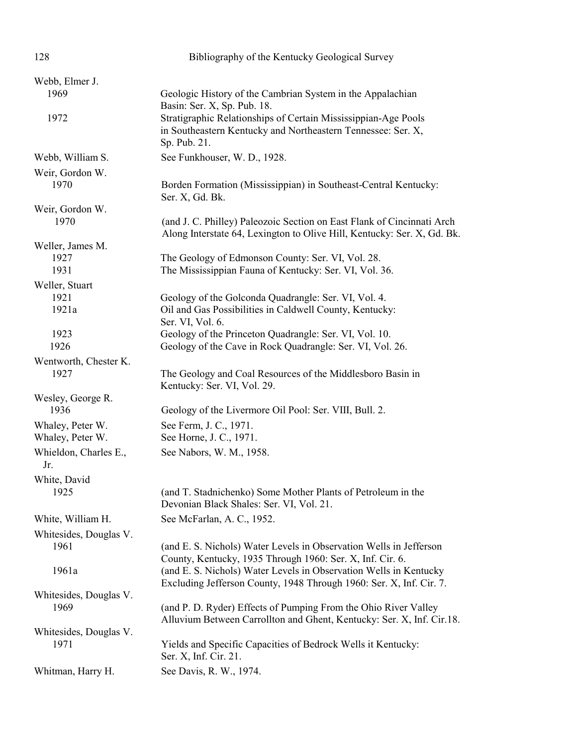Webb, Elmer J.

| | |
|---|---|
| 1969 | Geologic History of the Cambrian System in the Appalachian Basin: Ser. X, Sp. Pub. 18. |
| 1972 | Stratigraphic Relationships of Certain Mississippian-Age Pools in Southeastern Kentucky and Northeastern Tennessee: Ser. X, Sp. Pub. 21. |

Webb, William S. — See Funkhouser, W. D., 1928.

Weir, Gordon W.

| | |
|---|---|
| 1970 | Borden Formation (Mississippian) in Southeast-Central Kentucky: Ser. X, Gd. Bk. |

Weir, Gordon W.

| | |
|---|---|
| 1970 | (and J. C. Philley) Paleozoic Section on East Flank of Cincinnati Arch Along Interstate 64, Lexington to Olive Hill, Kentucky: Ser. X, Gd. Bk. |

Weller, James M.

| | |
|---|---|
| 1927 | The Geology of Edmonson County: Ser. VI, Vol. 28. |
| 1931 | The Mississippian Fauna of Kentucky: Ser. VI, Vol. 36. |

Weller, Stuart

| | |
|---|---|
| 1921 | Geology of the Golconda Quadrangle: Ser. VI, Vol. 4. |
| 1921a | Oil and Gas Possibilities in Caldwell County, Kentucky: Ser. VI, Vol. 6. |
| 1923 | Geology of the Princeton Quadrangle: Ser. VI, Vol. 10. |
| 1926 | Geology of the Cave in Rock Quadrangle: Ser. VI, Vol. 26. |

Wentworth, Chester K.

| | |
|---|---|
| 1927 | The Geology and Coal Resources of the Middlesboro Basin in Kentucky: Ser. VI, Vol. 29. |

Wesley, George R.

| | |
|---|---|
| 1936 | Geology of the Livermore Oil Pool: Ser. VIII, Bull. 2. |

Whaley, Peter W. — See Ferm, J. C., 1971.

Whaley, Peter W. — See Horne, J. C., 1971.

Whieldon, Charles E., Jr. — See Nabors, W. M., 1958.

White, David

| | |
|---|---|
| 1925 | (and T. Stadnichenko) Some Mother Plants of Petroleum in the Devonian Black Shales: Ser. VI, Vol. 21. |

White, William H. — See McFarlan, A. C., 1952.

Whitesides, Douglas V.

| | |
|---|---|
| 1961 | (and E. S. Nichols) Water Levels in Observation Wells in Jefferson County, Kentucky, 1935 Through 1960: Ser. X, Inf. Cir. 6. |
| 1961a | (and E. S. Nichols) Water Levels in Observation Wells in Kentucky Excluding Jefferson County, 1948 Through 1960: Ser. X, Inf. Cir. 7. |

Whitesides, Douglas V.

| | |
|---|---|
| 1969 | (and P. D. Ryder) Effects of Pumping From the Ohio River Valley Alluvium Between Carrollton and Ghent, Kentucky: Ser. X, Inf. Cir.18. |

Whitesides, Douglas V.

| | |
|---|---|
| 1971 | Yields and Specific Capacities of Bedrock Wells it Kentucky: Ser. X, Inf. Cir. 21. |

Whitman, Harry H. — See Davis, R. W., 1974.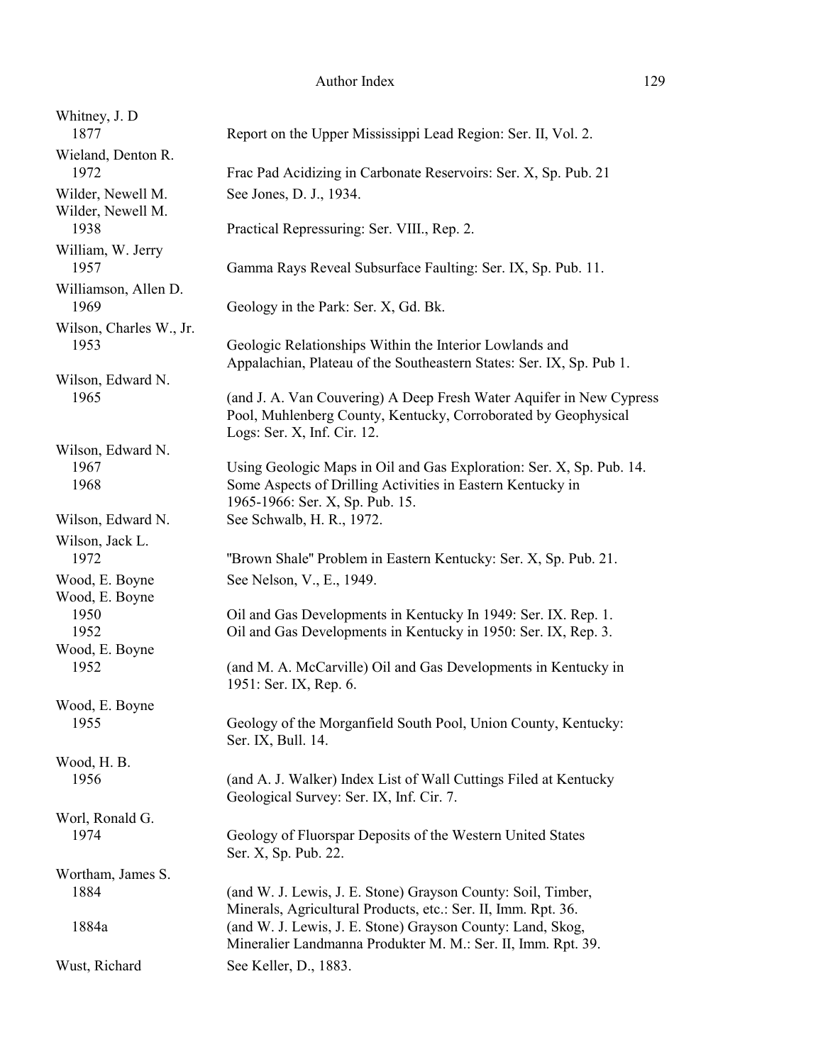Whitney, J. D
  1877 Report on the Upper Mississippi Lead Region: Ser. II, Vol. 2.

Wieland, Denton R.
  1972 Frac Pad Acidizing in Carbonate Reservoirs: Ser. X, Sp. Pub. 21

Wilder, Newell M. See Jones, D. J., 1934.

Wilder, Newell M.
  1938 Practical Repressuring: Ser. VIII., Rep. 2.

William, W. Jerry
  1957 Gamma Rays Reveal Subsurface Faulting: Ser. IX, Sp. Pub. 11.

Williamson, Allen D.
  1969 Geology in the Park: Ser. X, Gd. Bk.

Wilson, Charles W., Jr.
  1953 Geologic Relationships Within the Interior Lowlands and Appalachian, Plateau of the Southeastern States: Ser. IX, Sp. Pub 1.

Wilson, Edward N.
  1965 (and J. A. Van Couvering) A Deep Fresh Water Aquifer in New Cypress Pool, Muhlenberg County, Kentucky, Corroborated by Geophysical Logs: Ser. X, Inf. Cir. 12.

Wilson, Edward N.
  1967 Using Geologic Maps in Oil and Gas Exploration: Ser. X, Sp. Pub. 14.
  1968 Some Aspects of Drilling Activities in Eastern Kentucky in 1965-1966: Ser. X, Sp. Pub. 15.

Wilson, Edward N. See Schwalb, H. R., 1972.

Wilson, Jack L.
  1972 "Brown Shale" Problem in Eastern Kentucky: Ser. X, Sp. Pub. 21.

Wood, E. Boyne See Nelson, V., E., 1949.

Wood, E. Boyne
  1950 Oil and Gas Developments in Kentucky In 1949: Ser. IX. Rep. 1.
  1952 Oil and Gas Developments in Kentucky in 1950: Ser. IX, Rep. 3.

Wood, E. Boyne
  1952 (and M. A. McCarville) Oil and Gas Developments in Kentucky in 1951: Ser. IX, Rep. 6.

Wood, E. Boyne
  1955 Geology of the Morganfield South Pool, Union County, Kentucky: Ser. IX, Bull. 14.

Wood, H. B.
  1956 (and A. J. Walker) Index List of Wall Cuttings Filed at Kentucky Geological Survey: Ser. IX, Inf. Cir. 7.

Worl, Ronald G.
  1974 Geology of Fluorspar Deposits of the Western United States Ser. X, Sp. Pub. 22.

Wortham, James S.
  1884 (and W. J. Lewis, J. E. Stone) Grayson County: Soil, Timber, Minerals, Agricultural Products, etc.: Ser. II, Imm. Rpt. 36.
  1884a (and W. J. Lewis, J. E. Stone) Grayson County: Land, Skog, Mineralier Landmanna Produkter M. M.: Ser. II, Imm. Rpt. 39.

Wust, Richard See Keller, D., 1883.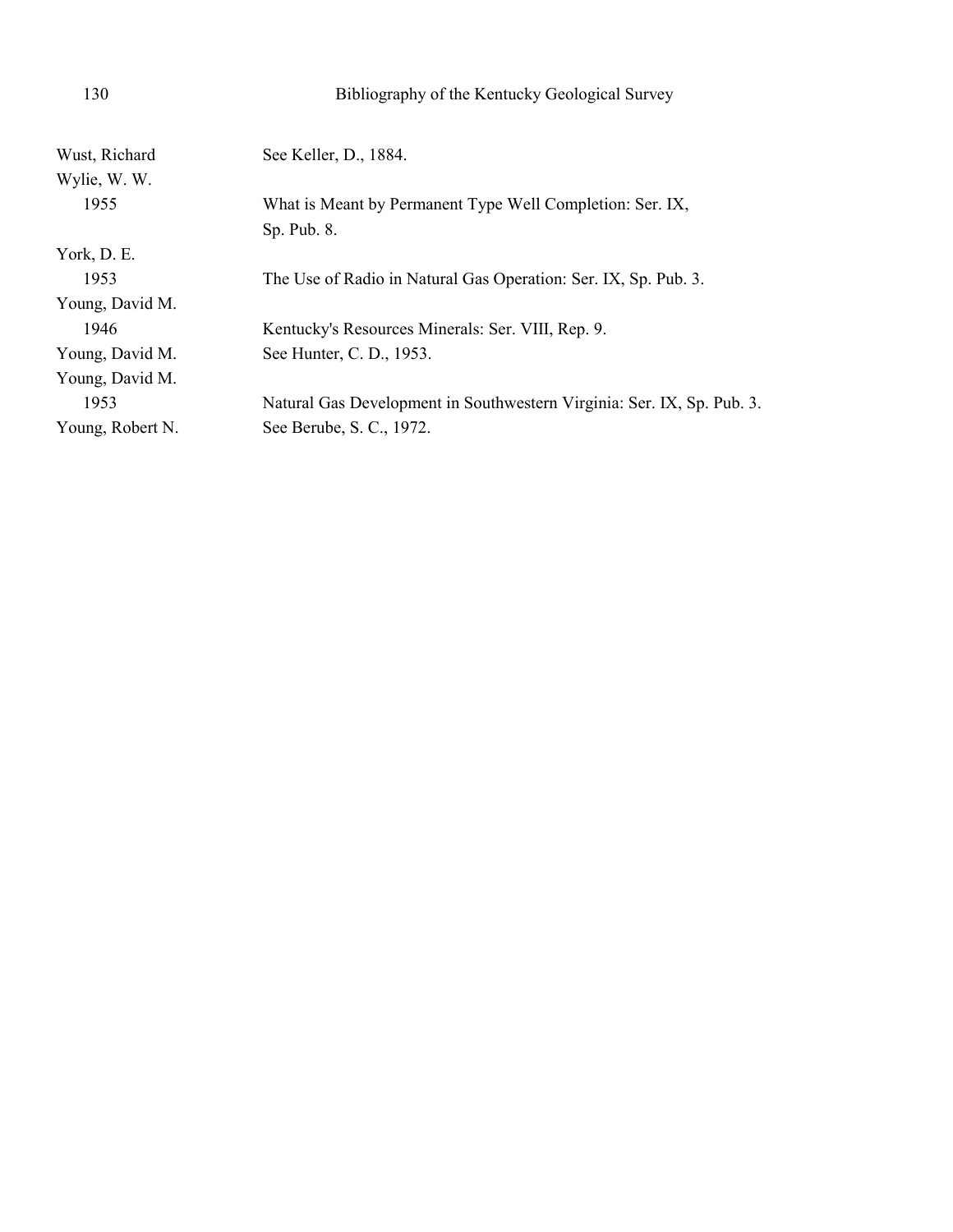Wust, Richard — See Keller, D., 1884.

Wylie, W. W.

1955 — What is Meant by Permanent Type Well Completion: Ser. IX, Sp. Pub. 8.

York, D. E.

1953 — The Use of Radio in Natural Gas Operation: Ser. IX, Sp. Pub. 3.

Young, David M.

1946 — Kentucky's Resources Minerals: Ser. VIII, Rep. 9.

Young, David M. — See Hunter, C. D., 1953.

Young, David M.

1953 — Natural Gas Development in Southwestern Virginia: Ser. IX, Sp. Pub. 3.

Young, Robert N. — See Berube, S. C., 1972.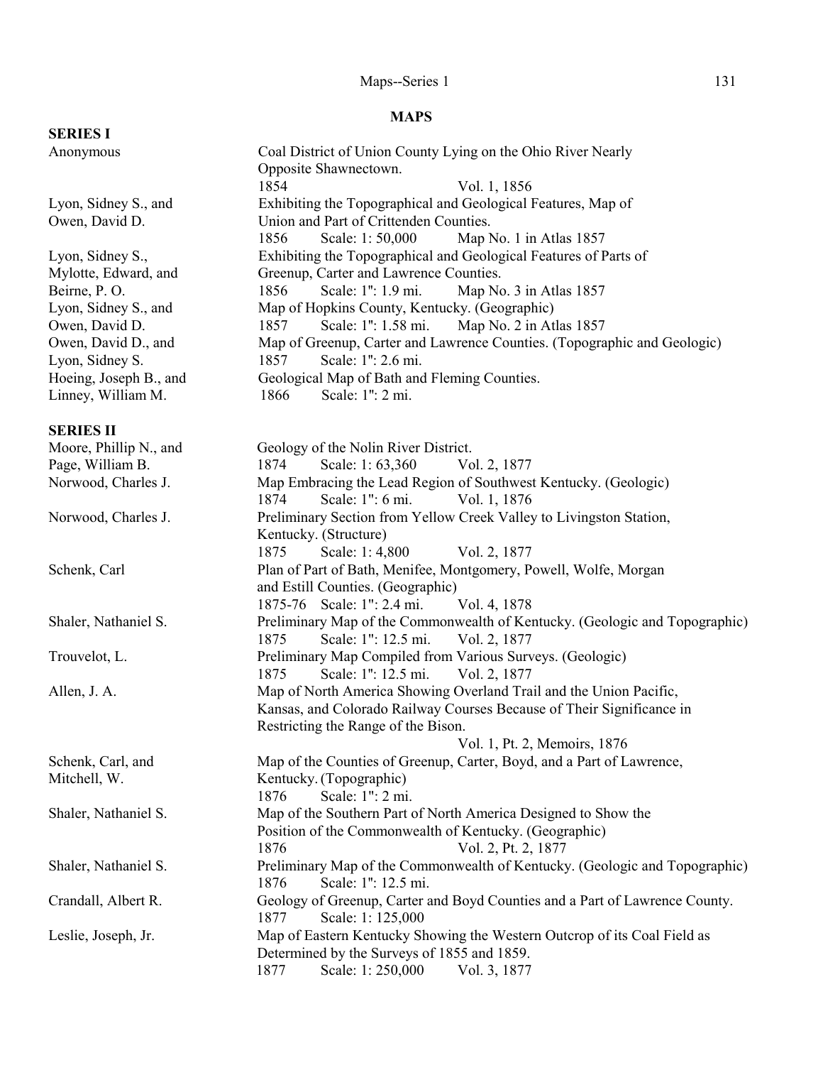## MAPS

### SERIES I

| Author | Title / Date / Scale / Source |
|---|---|
| Anonymous | Coal District of Union County Lying on the Ohio River Nearly Opposite Shawnectown.<br>1854 &nbsp;&nbsp; Vol. 1, 1856 |
| Lyon, Sidney S., and Owen, David D. | Exhibiting the Topographical and Geological Features, Map of Union and Part of Crittenden Counties.<br>1856 &nbsp;&nbsp; Scale: 1: 50,000 &nbsp;&nbsp; Map No. 1 in Atlas 1857 |
| Lyon, Sidney S., Mylotte, Edward, and Beirne, P. O. | Exhibiting the Topographical and Geological Features of Parts of Greenup, Carter and Lawrence Counties.<br>1856 &nbsp;&nbsp; Scale: 1": 1.9 mi. &nbsp;&nbsp; Map No. 3 in Atlas 1857 |
| Lyon, Sidney S., and Owen, David D. | Map of Hopkins County, Kentucky. (Geographic)<br>1857 &nbsp;&nbsp; Scale: 1": 1.58 mi. &nbsp;&nbsp; Map No. 2 in Atlas 1857 |
| Owen, David D., and Lyon, Sidney S. | Map of Greenup, Carter and Lawrence Counties. (Topographic and Geologic)<br>1857 &nbsp;&nbsp; Scale: 1": 2.6 mi. |
| Hoeing, Joseph B., and Linney, William M. | Geological Map of Bath and Fleming Counties.<br>1866 &nbsp;&nbsp; Scale: 1": 2 mi. |

### SERIES II

| Author | Title / Date / Scale / Source |
|---|---|
| Moore, Phillip N., and Page, William B. | Geology of the Nolin River District.<br>1874 &nbsp;&nbsp; Scale: 1: 63,360 &nbsp;&nbsp; Vol. 2, 1877 |
| Norwood, Charles J. | Map Embracing the Lead Region of Southwest Kentucky. (Geologic)<br>1874 &nbsp;&nbsp; Scale: 1": 6 mi. &nbsp;&nbsp; Vol. 1, 1876 |
| Norwood, Charles J. | Preliminary Section from Yellow Creek Valley to Livingston Station, Kentucky. (Structure)<br>1875 &nbsp;&nbsp; Scale: 1: 4,800 &nbsp;&nbsp; Vol. 2, 1877 |
| Schenk, Carl | Plan of Part of Bath, Menifee, Montgomery, Powell, Wolfe, Morgan and Estill Counties. (Geographic)<br>1875-76 &nbsp;&nbsp; Scale: 1": 2.4 mi. &nbsp;&nbsp; Vol. 4, 1878 |
| Shaler, Nathaniel S. | Preliminary Map of the Commonwealth of Kentucky. (Geologic and Topographic)<br>1875 &nbsp;&nbsp; Scale: 1": 12.5 mi. &nbsp;&nbsp; Vol. 2, 1877 |
| Trouvelot, L. | Preliminary Map Compiled from Various Surveys. (Geologic)<br>1875 &nbsp;&nbsp; Scale: 1": 12.5 mi. &nbsp;&nbsp; Vol. 2, 1877 |
| Allen, J. A. | Map of North America Showing Overland Trail and the Union Pacific, Kansas, and Colorado Railway Courses Because of Their Significance in Restricting the Range of the Bison.<br>Vol. 1, Pt. 2, Memoirs, 1876 |
| Schenk, Carl, and Mitchell, W. | Map of the Counties of Greenup, Carter, Boyd, and a Part of Lawrence, Kentucky. (Topographic)<br>1876 &nbsp;&nbsp; Scale: 1": 2 mi. |
| Shaler, Nathaniel S. | Map of the Southern Part of North America Designed to Show the Position of the Commonwealth of Kentucky. (Geographic)<br>1876 &nbsp;&nbsp; Vol. 2, Pt. 2, 1877 |
| Shaler, Nathaniel S. | Preliminary Map of the Commonwealth of Kentucky. (Geologic and Topographic)<br>1876 &nbsp;&nbsp; Scale: 1": 12.5 mi. |
| Crandall, Albert R. | Geology of Greenup, Carter and Boyd Counties and a Part of Lawrence County.<br>1877 &nbsp;&nbsp; Scale: 1: 125,000 |
| Leslie, Joseph, Jr. | Map of Eastern Kentucky Showing the Western Outcrop of its Coal Field as Determined by the Surveys of 1855 and 1859.<br>1877 &nbsp;&nbsp; Scale: 1: 250,000 &nbsp;&nbsp; Vol. 3, 1877 |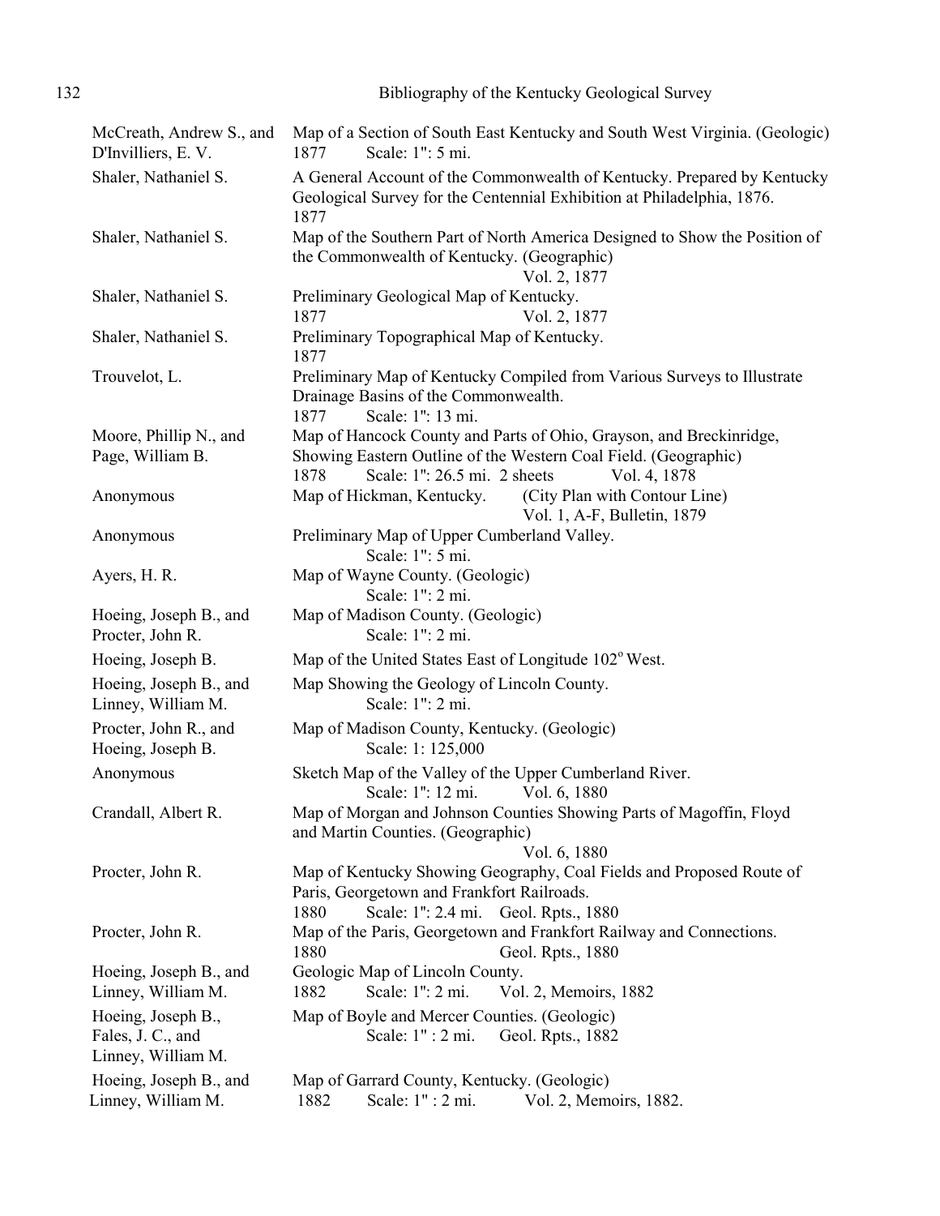| | |
|---|---|
| McCreath, Andrew S., and D'Invilliers, E. V. | Map of a Section of South East Kentucky and South West Virginia. (Geologic)<br>1877 Scale: 1": 5 mi. |
| Shaler, Nathaniel S. | A General Account of the Commonwealth of Kentucky. Prepared by Kentucky Geological Survey for the Centennial Exhibition at Philadelphia, 1876.<br>1877 |
| Shaler, Nathaniel S. | Map of the Southern Part of North America Designed to Show the Position of the Commonwealth of Kentucky. (Geographic)<br>Vol. 2, 1877 |
| Shaler, Nathaniel S. | Preliminary Geological Map of Kentucky.<br>1877 Vol. 2, 1877 |
| Shaler, Nathaniel S. | Preliminary Topographical Map of Kentucky.<br>1877 |
| Trouvelot, L. | Preliminary Map of Kentucky Compiled from Various Surveys to Illustrate Drainage Basins of the Commonwealth.<br>1877 Scale: 1": 13 mi. |
| Moore, Phillip N., and Page, William B. | Map of Hancock County and Parts of Ohio, Grayson, and Breckinridge, Showing Eastern Outline of the Western Coal Field. (Geographic)<br>1878 Scale: 1": 26.5 mi. 2 sheets Vol. 4, 1878 |
| Anonymous | Map of Hickman, Kentucky. (City Plan with Contour Line)<br>Vol. 1, A-F, Bulletin, 1879 |
| Anonymous | Preliminary Map of Upper Cumberland Valley.<br>Scale: 1": 5 mi. |
| Ayers, H. R. | Map of Wayne County. (Geologic)<br>Scale: 1": 2 mi. |
| Hoeing, Joseph B., and Procter, John R. | Map of Madison County. (Geologic)<br>Scale: 1": 2 mi. |
| Hoeing, Joseph B. | Map of the United States East of Longitude 102° West. |
| Hoeing, Joseph B., and Linney, William M. | Map Showing the Geology of Lincoln County.<br>Scale: 1": 2 mi. |
| Procter, John R., and Hoeing, Joseph B. | Map of Madison County, Kentucky. (Geologic)<br>Scale: 1: 125,000 |
| Anonymous | Sketch Map of the Valley of the Upper Cumberland River.<br>Scale: 1": 12 mi. Vol. 6, 1880 |
| Crandall, Albert R. | Map of Morgan and Johnson Counties Showing Parts of Magoffin, Floyd and Martin Counties. (Geographic)<br>Vol. 6, 1880 |
| Procter, John R. | Map of Kentucky Showing Geography, Coal Fields and Proposed Route of Paris, Georgetown and Frankfort Railroads.<br>1880 Scale: 1": 2.4 mi. Geol. Rpts., 1880 |
| Procter, John R. | Map of the Paris, Georgetown and Frankfort Railway and Connections.<br>1880 Geol. Rpts., 1880 |
| Hoeing, Joseph B., and Linney, William M. | Geologic Map of Lincoln County.<br>1882 Scale: 1": 2 mi. Vol. 2, Memoirs, 1882 |
| Hoeing, Joseph B., Fales, J. C., and Linney, William M. | Map of Boyle and Mercer Counties. (Geologic)<br>Scale: 1" : 2 mi. Geol. Rpts., 1882 |
| Hoeing, Joseph B., and Linney, William M. | Map of Garrard County, Kentucky. (Geologic)<br>1882 Scale: 1" : 2 mi. Vol. 2, Memoirs, 1882. |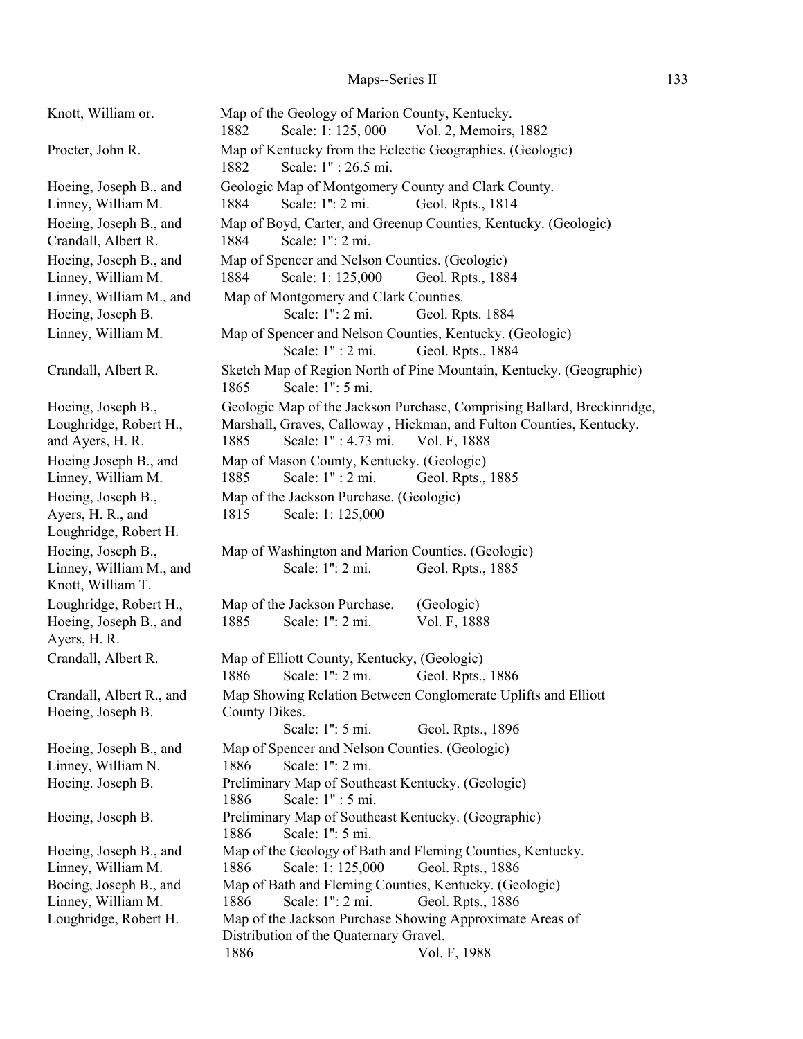| Author | Title / Date / Scale / Source |
| --- | --- |
| Knott, William or. | Map of the Geology of Marion County, Kentucky. 1882 Scale: 1: 125, 000 Vol. 2, Memoirs, 1882 |
| Procter, John R. | Map of Kentucky from the Eclectic Geographies. (Geologic) 1882 Scale: 1" : 26.5 mi. |
| Hoeing, Joseph B., and Linney, William M. | Geologic Map of Montgomery County and Clark County. 1884 Scale: 1": 2 mi. Geol. Rpts., 1814 |
| Hoeing, Joseph B., and Crandall, Albert R. | Map of Boyd, Carter, and Greenup Counties, Kentucky. (Geologic) 1884 Scale: 1": 2 mi. |
| Hoeing, Joseph B., and Linney, William M. | Map of Spencer and Nelson Counties. (Geologic) 1884 Scale: 1: 125,000 Geol. Rpts., 1884 |
| Linney, William M., and Hoeing, Joseph B. | Map of Montgomery and Clark Counties. Scale: 1": 2 mi. Geol. Rpts. 1884 |
| Linney, William M. | Map of Spencer and Nelson Counties, Kentucky. (Geologic) Scale: 1" : 2 mi. Geol. Rpts., 1884 |
| Crandall, Albert R. | Sketch Map of Region North of Pine Mountain, Kentucky. (Geographic) 1865 Scale: 1": 5 mi. |
| Hoeing, Joseph B., Loughridge, Robert H., and Ayers, H. R. | Geologic Map of the Jackson Purchase, Comprising Ballard, Breckinridge, Marshall, Graves, Calloway , Hickman, and Fulton Counties, Kentucky. 1885 Scale: 1" : 4.73 mi. Vol. F, 1888 |
| Hoeing Joseph B., and Linney, William M. | Map of Mason County, Kentucky. (Geologic) 1885 Scale: 1" : 2 mi. Geol. Rpts., 1885 |
| Hoeing, Joseph B., Ayers, H. R., and Loughridge, Robert H. | Map of the Jackson Purchase. (Geologic) 1815 Scale: 1: 125,000 |
| Hoeing, Joseph B., Linney, William M., and Knott, William T. | Map of Washington and Marion Counties. (Geologic) Scale: 1": 2 mi. Geol. Rpts., 1885 |
| Loughridge, Robert H., Hoeing, Joseph B., and Ayers, H. R. | Map of the Jackson Purchase. (Geologic) 1885 Scale: 1": 2 mi. Vol. F, 1888 |
| Crandall, Albert R. | Map of Elliott County, Kentucky, (Geologic) 1886 Scale: 1": 2 mi. Geol. Rpts., 1886 |
| Crandall, Albert R., and Hoeing, Joseph B. | Map Showing Relation Between Conglomerate Uplifts and Elliott County Dikes. Scale: 1": 5 mi. Geol. Rpts., 1896 |
| Hoeing, Joseph B., and Linney, William N. | Map of Spencer and Nelson Counties. (Geologic) 1886 Scale: 1": 2 mi. |
| Hoeing. Joseph B. | Preliminary Map of Southeast Kentucky. (Geologic) 1886 Scale: 1" : 5 mi. |
| Hoeing, Joseph B. | Preliminary Map of Southeast Kentucky. (Geographic) 1886 Scale: 1": 5 mi. |
| Hoeing, Joseph B., and Linney, William M. | Map of the Geology of Bath and Fleming Counties, Kentucky. 1886 Scale: 1: 125,000 Geol. Rpts., 1886 |
| Boeing, Joseph B., and Linney, William M. | Map of Bath and Fleming Counties, Kentucky. (Geologic) 1886 Scale: 1": 2 mi. Geol. Rpts., 1886 |
| Loughridge, Robert H. | Map of the Jackson Purchase Showing Approximate Areas of Distribution of the Quaternary Gravel. 1886 Vol. F, 1988 |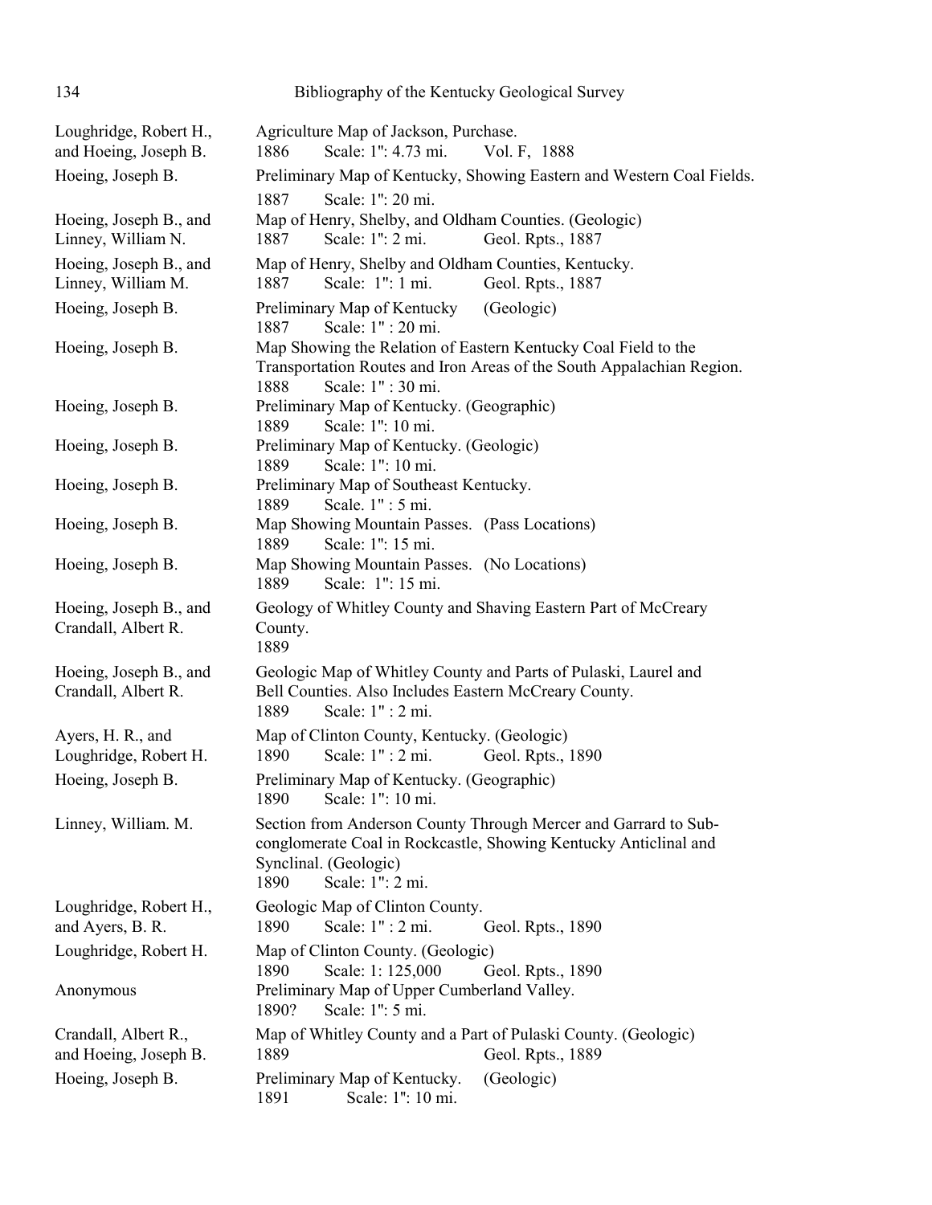Loughridge, Robert H., and Hoeing, Joseph B. — Agriculture Map of Jackson, Purchase.
1886 Scale: 1": 4.73 mi. Vol. F, 1888

Hoeing, Joseph B. — Preliminary Map of Kentucky, Showing Eastern and Western Coal Fields.
1887 Scale: 1": 20 mi.

Hoeing, Joseph B., and Linney, William N. — Map of Henry, Shelby, and Oldham Counties. (Geologic)
1887 Scale: 1": 2 mi. Geol. Rpts., 1887

Hoeing, Joseph B., and Linney, William M. — Map of Henry, Shelby and Oldham Counties, Kentucky.
1887 Scale: 1": 1 mi. Geol. Rpts., 1887

Hoeing, Joseph B. — Preliminary Map of Kentucky (Geologic)
1887 Scale: 1" : 20 mi.

Hoeing, Joseph B. — Map Showing the Relation of Eastern Kentucky Coal Field to the Transportation Routes and Iron Areas of the South Appalachian Region.
1888 Scale: 1" : 30 mi.

Hoeing, Joseph B. — Preliminary Map of Kentucky. (Geographic)
1889 Scale: 1": 10 mi.

Hoeing, Joseph B. — Preliminary Map of Kentucky. (Geologic)
1889 Scale: 1": 10 mi.

Hoeing, Joseph B. — Preliminary Map of Southeast Kentucky.
1889 Scale. 1" : 5 mi.

Hoeing, Joseph B. — Map Showing Mountain Passes. (Pass Locations)
1889 Scale: 1": 15 mi.

Hoeing, Joseph B. — Map Showing Mountain Passes. (No Locations)
1889 Scale: 1": 15 mi.

Hoeing, Joseph B., and Crandall, Albert R. — Geology of Whitley County and Shaving Eastern Part of McCreary County.
1889

Hoeing, Joseph B., and Crandall, Albert R. — Geologic Map of Whitley County and Parts of Pulaski, Laurel and Bell Counties. Also Includes Eastern McCreary County.
1889 Scale: 1" : 2 mi.

Ayers, H. R., and Loughridge, Robert H. — Map of Clinton County, Kentucky. (Geologic)
1890 Scale: 1" : 2 mi. Geol. Rpts., 1890

Hoeing, Joseph B. — Preliminary Map of Kentucky. (Geographic)
1890 Scale: 1": 10 mi.

Linney, William. M. — Section from Anderson County Through Mercer and Garrard to Sub-conglomerate Coal in Rockcastle, Showing Kentucky Anticlinal and Synclinal. (Geologic)
1890 Scale: 1": 2 mi.

Loughridge, Robert H., and Ayers, B. R. — Geologic Map of Clinton County.
1890 Scale: 1" : 2 mi. Geol. Rpts., 1890

Loughridge, Robert H. — Map of Clinton County. (Geologic)
1890 Scale: 1: 125,000 Geol. Rpts., 1890

Anonymous — Preliminary Map of Upper Cumberland Valley.
1890? Scale: 1": 5 mi.

Crandall, Albert R., and Hoeing, Joseph B. — Map of Whitley County and a Part of Pulaski County. (Geologic)
1889 Geol. Rpts., 1889

Hoeing, Joseph B. — Preliminary Map of Kentucky. (Geologic)
1891 Scale: 1": 10 mi.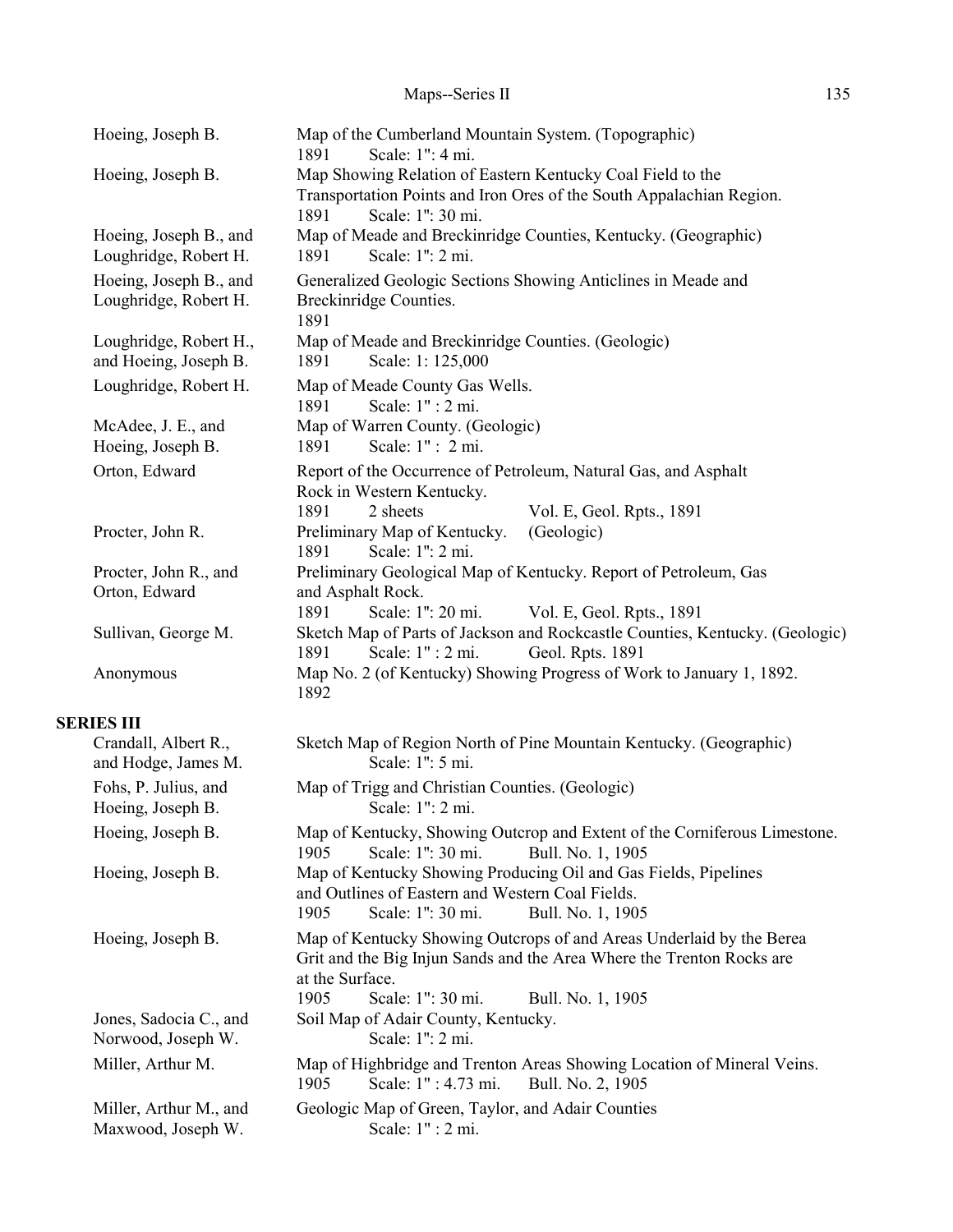Hoeing, Joseph B. — Map of the Cumberland Mountain System. (Topographic)
1891 Scale: 1": 4 mi.

Hoeing, Joseph B. — Map Showing Relation of Eastern Kentucky Coal Field to the Transportation Points and Iron Ores of the South Appalachian Region.
1891 Scale: 1": 30 mi.

Hoeing, Joseph B., and Loughridge, Robert H. — Map of Meade and Breckinridge Counties, Kentucky. (Geographic)
1891 Scale: 1": 2 mi.

Hoeing, Joseph B., and Loughridge, Robert H. — Generalized Geologic Sections Showing Anticlines in Meade and Breckinridge Counties.
1891

Loughridge, Robert H., and Hoeing, Joseph B. — Map of Meade and Breckinridge Counties. (Geologic)
1891 Scale: 1: 125,000

Loughridge, Robert H. — Map of Meade County Gas Wells.
1891 Scale: 1" : 2 mi.

McAdee, J. E., and Hoeing, Joseph B. — Map of Warren County. (Geologic)
1891 Scale: 1" : 2 mi.

Orton, Edward — Report of the Occurrence of Petroleum, Natural Gas, and Asphalt Rock in Western Kentucky.
1891 2 sheets Vol. E, Geol. Rpts., 1891

Procter, John R. — Preliminary Map of Kentucky. (Geologic)
1891 Scale: 1": 2 mi.

Procter, John R., and Orton, Edward — Preliminary Geological Map of Kentucky. Report of Petroleum, Gas and Asphalt Rock.
1891 Scale: 1": 20 mi. Vol. E, Geol. Rpts., 1891

Sullivan, George M. — Sketch Map of Parts of Jackson and Rockcastle Counties, Kentucky. (Geologic)
1891 Scale: 1" : 2 mi. Geol. Rpts. 1891

Anonymous — Map No. 2 (of Kentucky) Showing Progress of Work to January 1, 1892.
1892

**SERIES III**

Crandall, Albert R., and Hodge, James M. — Sketch Map of Region North of Pine Mountain Kentucky. (Geographic)
Scale: 1": 5 mi.

Fohs, P. Julius, and Hoeing, Joseph B. — Map of Trigg and Christian Counties. (Geologic)
Scale: 1": 2 mi.

Hoeing, Joseph B. — Map of Kentucky, Showing Outcrop and Extent of the Corniferous Limestone.
1905 Scale: 1": 30 mi. Bull. No. 1, 1905

Hoeing, Joseph B. — Map of Kentucky Showing Producing Oil and Gas Fields, Pipelines and Outlines of Eastern and Western Coal Fields.
1905 Scale: 1": 30 mi. Bull. No. 1, 1905

Hoeing, Joseph B. — Map of Kentucky Showing Outcrops of and Areas Underlaid by the Berea Grit and the Big Injun Sands and the Area Where the Trenton Rocks are at the Surface.
1905 Scale: 1": 30 mi. Bull. No. 1, 1905

Jones, Sadocia C., and Norwood, Joseph W. — Soil Map of Adair County, Kentucky.
Scale: 1": 2 mi.

Miller, Arthur M. — Map of Highbridge and Trenton Areas Showing Location of Mineral Veins.
1905 Scale: 1" : 4.73 mi. Bull. No. 2, 1905

Miller, Arthur M., and Maxwood, Joseph W. — Geologic Map of Green, Taylor, and Adair Counties
Scale: 1" : 2 mi.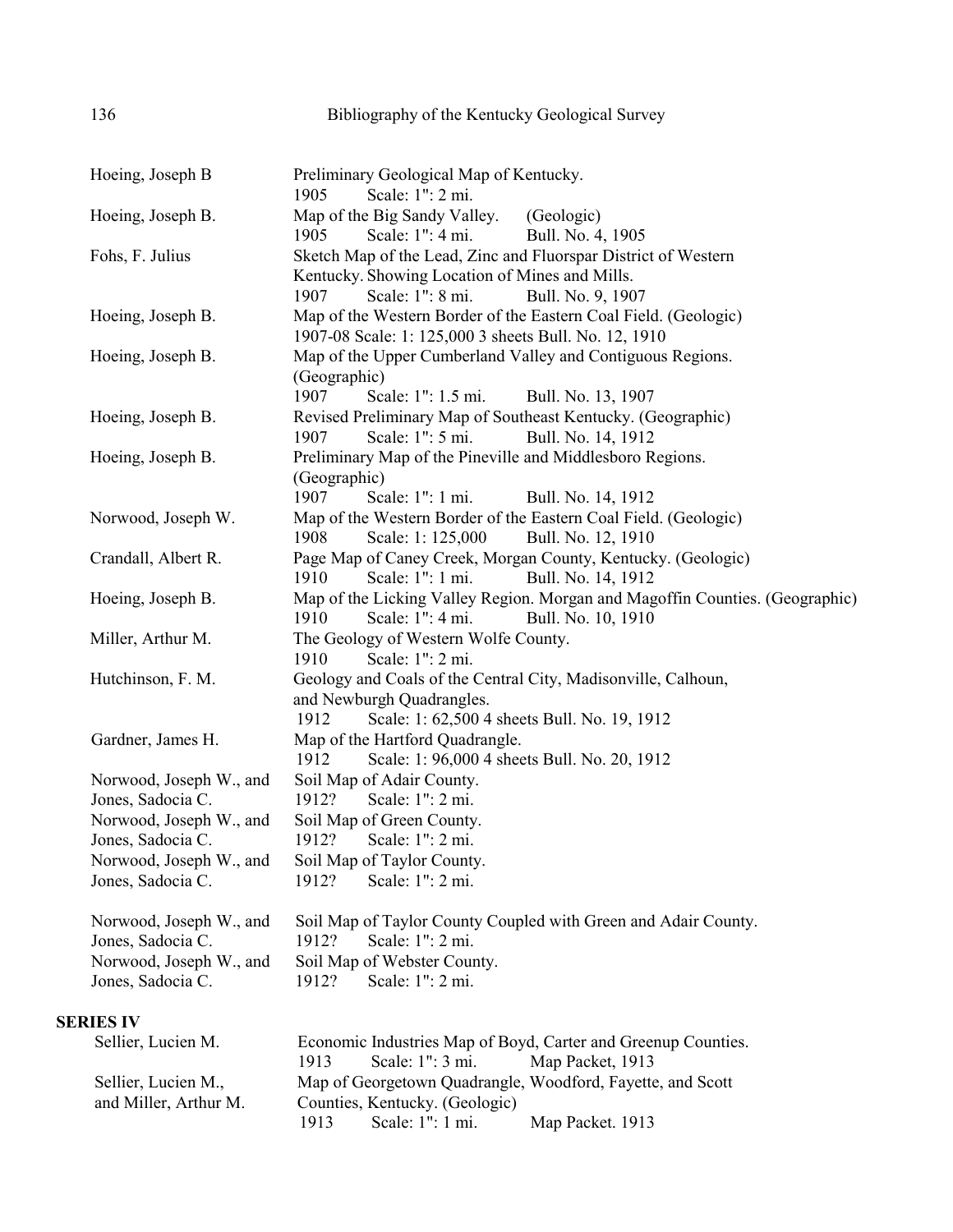Hoeing, Joseph B
Preliminary Geological Map of Kentucky.
1905 Scale: 1": 2 mi.

Hoeing, Joseph B.
Map of the Big Sandy Valley. (Geologic)
1905 Scale: 1": 4 mi. Bull. No. 4, 1905

Fohs, F. Julius
Sketch Map of the Lead, Zinc and Fluorspar District of Western Kentucky. Showing Location of Mines and Mills.
1907 Scale: 1": 8 mi. Bull. No. 9, 1907

Hoeing, Joseph B.
Map of the Western Border of the Eastern Coal Field. (Geologic)
1907-08 Scale: 1: 125,000 3 sheets Bull. No. 12, 1910

Hoeing, Joseph B.
Map of the Upper Cumberland Valley and Contiguous Regions. (Geographic)
1907 Scale: 1": 1.5 mi. Bull. No. 13, 1907

Hoeing, Joseph B.
Revised Preliminary Map of Southeast Kentucky. (Geographic)
1907 Scale: 1": 5 mi. Bull. No. 14, 1912

Hoeing, Joseph B.
Preliminary Map of the Pineville and Middlesboro Regions. (Geographic)
1907 Scale: 1": 1 mi. Bull. No. 14, 1912

Norwood, Joseph W.
Map of the Western Border of the Eastern Coal Field. (Geologic)
1908 Scale: 1: 125,000 Bull. No. 12, 1910

Crandall, Albert R.
Page Map of Caney Creek, Morgan County, Kentucky. (Geologic)
1910 Scale: 1": 1 mi. Bull. No. 14, 1912

Hoeing, Joseph B.
Map of the Licking Valley Region. Morgan and Magoffin Counties. (Geographic)
1910 Scale: 1": 4 mi. Bull. No. 10, 1910

Miller, Arthur M.
The Geology of Western Wolfe County.
1910 Scale: 1": 2 mi.

Hutchinson, F. M.
Geology and Coals of the Central City, Madisonville, Calhoun, and Newburgh Quadrangles.
1912 Scale: 1: 62,500 4 sheets Bull. No. 19, 1912

Gardner, James H.
Map of the Hartford Quadrangle.
1912 Scale: 1: 96,000 4 sheets Bull. No. 20, 1912

Norwood, Joseph W., and Jones, Sadocia C.
Soil Map of Adair County.
1912? Scale: 1": 2 mi.

Norwood, Joseph W., and Jones, Sadocia C.
Soil Map of Green County.
1912? Scale: 1": 2 mi.

Norwood, Joseph W., and Jones, Sadocia C.
Soil Map of Taylor County.
1912? Scale: 1": 2 mi.

Norwood, Joseph W., and Jones, Sadocia C.
Soil Map of Taylor County Coupled with Green and Adair County.
1912? Scale: 1": 2 mi.

Norwood, Joseph W., and Jones, Sadocia C.
Soil Map of Webster County.
1912? Scale: 1": 2 mi.

**SERIES IV**

Sellier, Lucien M.
Economic Industries Map of Boyd, Carter and Greenup Counties.
1913 Scale: 1": 3 mi. Map Packet, 1913

Sellier, Lucien M., and Miller, Arthur M.
Map of Georgetown Quadrangle, Woodford, Fayette, and Scott Counties, Kentucky. (Geologic)
1913 Scale: 1": 1 mi. Map Packet. 1913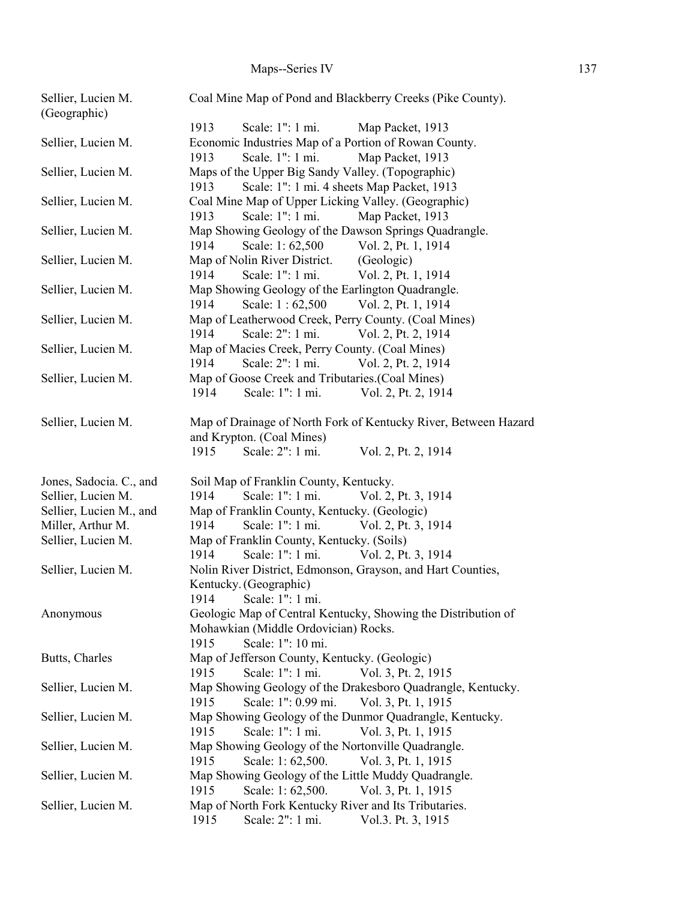| Author | Title / Year / Scale / Source |
|---|---|
| Sellier, Lucien M. (Geographic) | Coal Mine Map of Pond and Blackberry Creeks (Pike County). |
| | 1913 Scale: 1": 1 mi. Map Packet, 1913 |
| Sellier, Lucien M. | Economic Industries Map of a Portion of Rowan County. |
| | 1913 Scale. 1": 1 mi. Map Packet, 1913 |
| Sellier, Lucien M. | Maps of the Upper Big Sandy Valley. (Topographic) |
| | 1913 Scale: 1": 1 mi. 4 sheets Map Packet, 1913 |
| Sellier, Lucien M. | Coal Mine Map of Upper Licking Valley. (Geographic) |
| | 1913 Scale: 1": 1 mi. Map Packet, 1913 |
| Sellier, Lucien M. | Map Showing Geology of the Dawson Springs Quadrangle. |
| | 1914 Scale: 1: 62,500 Vol. 2, Pt. 1, 1914 |
| Sellier, Lucien M. | Map of Nolin River District. (Geologic) |
| | 1914 Scale: 1": 1 mi. Vol. 2, Pt. 1, 1914 |
| Sellier, Lucien M. | Map Showing Geology of the Earlington Quadrangle. |
| | 1914 Scale: 1 : 62,500 Vol. 2, Pt. 1, 1914 |
| Sellier, Lucien M. | Map of Leatherwood Creek, Perry County. (Coal Mines) |
| | 1914 Scale: 2": 1 mi. Vol. 2, Pt. 2, 1914 |
| Sellier, Lucien M. | Map of Macies Creek, Perry County. (Coal Mines) |
| | 1914 Scale: 2": 1 mi. Vol. 2, Pt. 2, 1914 |
| Sellier, Lucien M. | Map of Goose Creek and Tributaries.(Coal Mines) |
| | 1914 Scale: 1": 1 mi. Vol. 2, Pt. 2, 1914 |
| Sellier, Lucien M. | Map of Drainage of North Fork of Kentucky River, Between Hazard and Krypton. (Coal Mines) |
| | 1915 Scale: 2": 1 mi. Vol. 2, Pt. 2, 1914 |
| Jones, Sadocia. C., and Sellier, Lucien M. | Soil Map of Franklin County, Kentucky. |
| | 1914 Scale: 1": 1 mi. Vol. 2, Pt. 3, 1914 |
| Sellier, Lucien M., and Miller, Arthur M. | Map of Franklin County, Kentucky. (Geologic) |
| | 1914 Scale: 1": 1 mi. Vol. 2, Pt. 3, 1914 |
| Sellier, Lucien M. | Map of Franklin County, Kentucky. (Soils) |
| | 1914 Scale: 1": 1 mi. Vol. 2, Pt. 3, 1914 |
| Sellier, Lucien M. | Nolin River District, Edmonson, Grayson, and Hart Counties, Kentucky. (Geographic) |
| | 1914 Scale: 1": 1 mi. |
| Anonymous | Geologic Map of Central Kentucky, Showing the Distribution of Mohawkian (Middle Ordovician) Rocks. |
| | 1915 Scale: 1": 10 mi. |
| Butts, Charles | Map of Jefferson County, Kentucky. (Geologic) |
| | 1915 Scale: 1": 1 mi. Vol. 3, Pt. 2, 1915 |
| Sellier, Lucien M. | Map Showing Geology of the Drakesboro Quadrangle, Kentucky. |
| | 1915 Scale: 1": 0.99 mi. Vol. 3, Pt. 1, 1915 |
| Sellier, Lucien M. | Map Showing Geology of the Dunmor Quadrangle, Kentucky. |
| | 1915 Scale: 1": 1 mi. Vol. 3, Pt. 1, 1915 |
| Sellier, Lucien M. | Map Showing Geology of the Nortonville Quadrangle. |
| | 1915 Scale: 1: 62,500. Vol. 3, Pt. 1, 1915 |
| Sellier, Lucien M. | Map Showing Geology of the Little Muddy Quadrangle. |
| | 1915 Scale: 1: 62,500. Vol. 3, Pt. 1, 1915 |
| Sellier, Lucien M. | Map of North Fork Kentucky River and Its Tributaries. |
| | 1915 Scale: 2": 1 mi. Vol.3. Pt. 3, 1915 |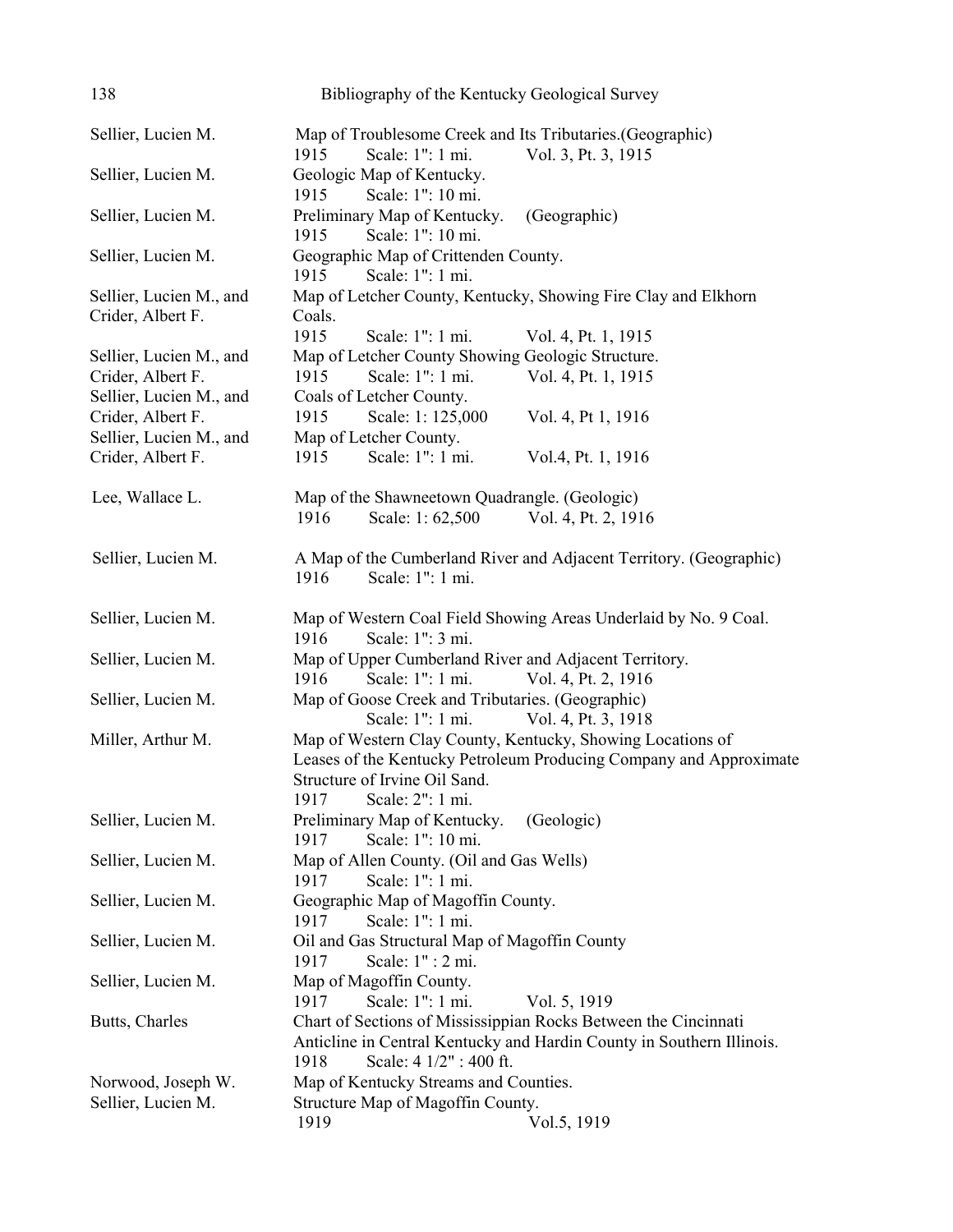Sellier, Lucien M. — Map of Troublesome Creek and Its Tributaries.(Geographic)
1915 Scale: 1": 1 mi. Vol. 3, Pt. 3, 1915

Sellier, Lucien M. — Geologic Map of Kentucky.
1915 Scale: 1": 10 mi.

Sellier, Lucien M. — Preliminary Map of Kentucky. (Geographic)
1915 Scale: 1": 10 mi.

Sellier, Lucien M. — Geographic Map of Crittenden County.
1915 Scale: 1": 1 mi.

Sellier, Lucien M., and Crider, Albert F. — Map of Letcher County, Kentucky, Showing Fire Clay and Elkhorn Coals.
1915 Scale: 1": 1 mi. Vol. 4, Pt. 1, 1915

Sellier, Lucien M., and Crider, Albert F. — Map of Letcher County Showing Geologic Structure.
1915 Scale: 1": 1 mi. Vol. 4, Pt. 1, 1915

Sellier, Lucien M., and Crider, Albert F. — Coals of Letcher County.
1915 Scale: 1: 125,000 Vol. 4, Pt 1, 1916

Sellier, Lucien M., and Crider, Albert F. — Map of Letcher County.
1915 Scale: 1": 1 mi. Vol.4, Pt. 1, 1916

Lee, Wallace L. — Map of the Shawneetown Quadrangle. (Geologic)
1916 Scale: 1: 62,500 Vol. 4, Pt. 2, 1916

Sellier, Lucien M. — A Map of the Cumberland River and Adjacent Territory. (Geographic)
1916 Scale: 1": 1 mi.

Sellier, Lucien M. — Map of Western Coal Field Showing Areas Underlaid by No. 9 Coal.
1916 Scale: 1": 3 mi.

Sellier, Lucien M. — Map of Upper Cumberland River and Adjacent Territory.
1916 Scale: 1": 1 mi. Vol. 4, Pt. 2, 1916

Sellier, Lucien M. — Map of Goose Creek and Tributaries. (Geographic)
Scale: 1": 1 mi. Vol. 4, Pt. 3, 1918

Miller, Arthur M. — Map of Western Clay County, Kentucky, Showing Locations of Leases of the Kentucky Petroleum Producing Company and Approximate Structure of Irvine Oil Sand.
1917 Scale: 2": 1 mi.

Sellier, Lucien M. — Preliminary Map of Kentucky. (Geologic)
1917 Scale: 1": 10 mi.

Sellier, Lucien M. — Map of Allen County. (Oil and Gas Wells)
1917 Scale: 1": 1 mi.

Sellier, Lucien M. — Geographic Map of Magoffin County.
1917 Scale: 1": 1 mi.

Sellier, Lucien M. — Oil and Gas Structural Map of Magoffin County
1917 Scale: 1" : 2 mi.

Sellier, Lucien M. — Map of Magoffin County.
1917 Scale: 1": 1 mi. Vol. 5, 1919

Butts, Charles — Chart of Sections of Mississippian Rocks Between the Cincinnati Anticline in Central Kentucky and Hardin County in Southern Illinois.
1918 Scale: 4 1/2" : 400 ft.

Norwood, Joseph W. — Map of Kentucky Streams and Counties.

Sellier, Lucien M. — Structure Map of Magoffin County.
1919 Vol.5, 1919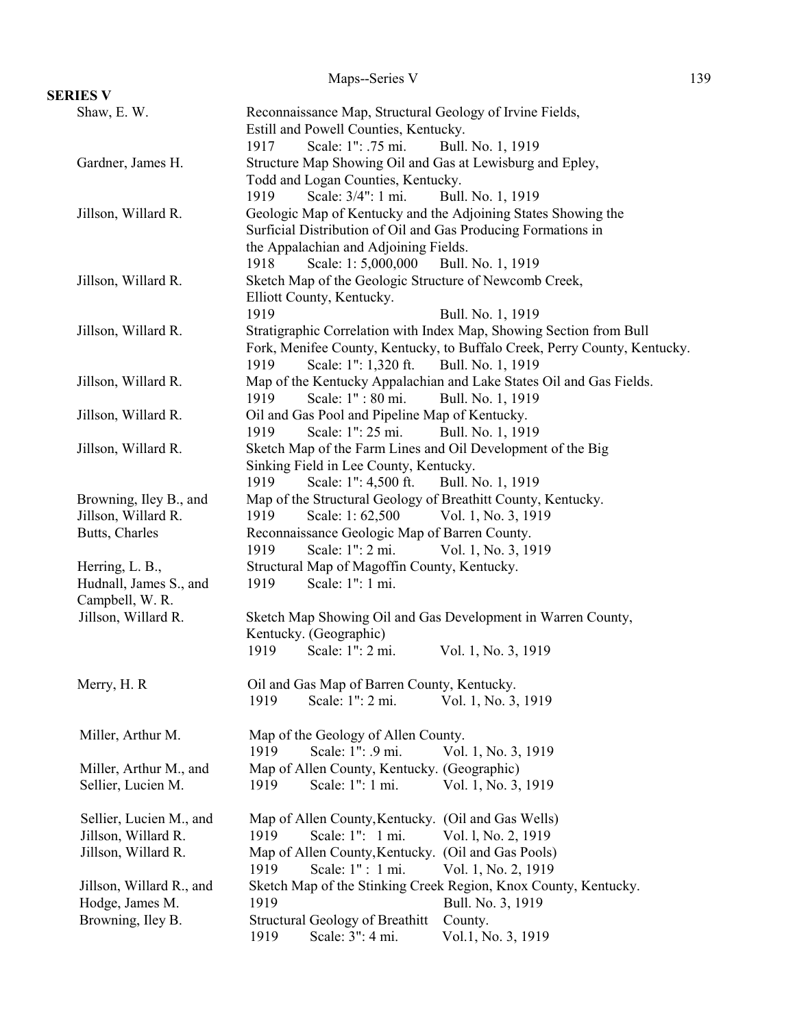## SERIES V

| Author | Title / Details |
|---|---|
| Shaw, E. W. | Reconnaissance Map, Structural Geology of Irvine Fields, Estill and Powell Counties, Kentucky.<br>1917 Scale: 1": .75 mi. Bull. No. 1, 1919 |
| Gardner, James H. | Structure Map Showing Oil and Gas at Lewisburg and Epley, Todd and Logan Counties, Kentucky.<br>1919 Scale: 3/4": 1 mi. Bull. No. 1, 1919 |
| Jillson, Willard R. | Geologic Map of Kentucky and the Adjoining States Showing the Surficial Distribution of Oil and Gas Producing Formations in the Appalachian and Adjoining Fields.<br>1918 Scale: 1: 5,000,000 Bull. No. 1, 1919 |
| Jillson, Willard R. | Sketch Map of the Geologic Structure of Newcomb Creek, Elliott County, Kentucky.<br>1919 Bull. No. 1, 1919 |
| Jillson, Willard R. | Stratigraphic Correlation with Index Map, Showing Section from Bull Fork, Menifee County, Kentucky, to Buffalo Creek, Perry County, Kentucky.<br>1919 Scale: 1": 1,320 ft. Bull. No. 1, 1919 |
| Jillson, Willard R. | Map of the Kentucky Appalachian and Lake States Oil and Gas Fields.<br>1919 Scale: 1" : 80 mi. Bull. No. 1, 1919 |
| Jillson, Willard R. | Oil and Gas Pool and Pipeline Map of Kentucky.<br>1919 Scale: 1": 25 mi. Bull. No. 1, 1919 |
| Jillson, Willard R. | Sketch Map of the Farm Lines and Oil Development of the Big Sinking Field in Lee County, Kentucky.<br>1919 Scale: 1": 4,500 ft. Bull. No. 1, 1919 |
| Browning, Iley B., and Jillson, Willard R. | Map of the Structural Geology of Breathitt County, Kentucky.<br>1919 Scale: 1: 62,500 Vol. 1, No. 3, 1919 |
| Butts, Charles | Reconnaissance Geologic Map of Barren County.<br>1919 Scale: 1": 2 mi. Vol. 1, No. 3, 1919 |
| Herring, L. B., Hudnall, James S., and Campbell, W. R. | Structural Map of Magoffin County, Kentucky.<br>1919 Scale: 1": 1 mi. |
| Jillson, Willard R. | Sketch Map Showing Oil and Gas Development in Warren County, Kentucky. (Geographic)<br>1919 Scale: 1": 2 mi. Vol. 1, No. 3, 1919 |
| Merry, H. R | Oil and Gas Map of Barren County, Kentucky.<br>1919 Scale: 1": 2 mi. Vol. 1, No. 3, 1919 |
| Miller, Arthur M. | Map of the Geology of Allen County.<br>1919 Scale: 1": .9 mi. Vol. 1, No. 3, 1919 |
| Miller, Arthur M., and Sellier, Lucien M. | Map of Allen County, Kentucky. (Geographic)<br>1919 Scale: 1": 1 mi. Vol. 1, No. 3, 1919 |
| Sellier, Lucien M., and Jillson, Willard R. | Map of Allen County, Kentucky. (Oil and Gas Wells)<br>1919 Scale: 1": 1 mi. Vol. l, No. 2, 1919 |
| Jillson, Willard R. | Map of Allen County, Kentucky. (Oil and Gas Pools)<br>1919 Scale: 1" : 1 mi. Vol. 1, No. 2, 1919 |
| Jillson, Willard R., and Hodge, James M. | Sketch Map of the Stinking Creek Region, Knox County, Kentucky.<br>1919 Bull. No. 3, 1919 |
| Browning, Iley B. | Structural Geology of Breathitt County.<br>1919 Scale: 3": 4 mi. Vol.1, No. 3, 1919 |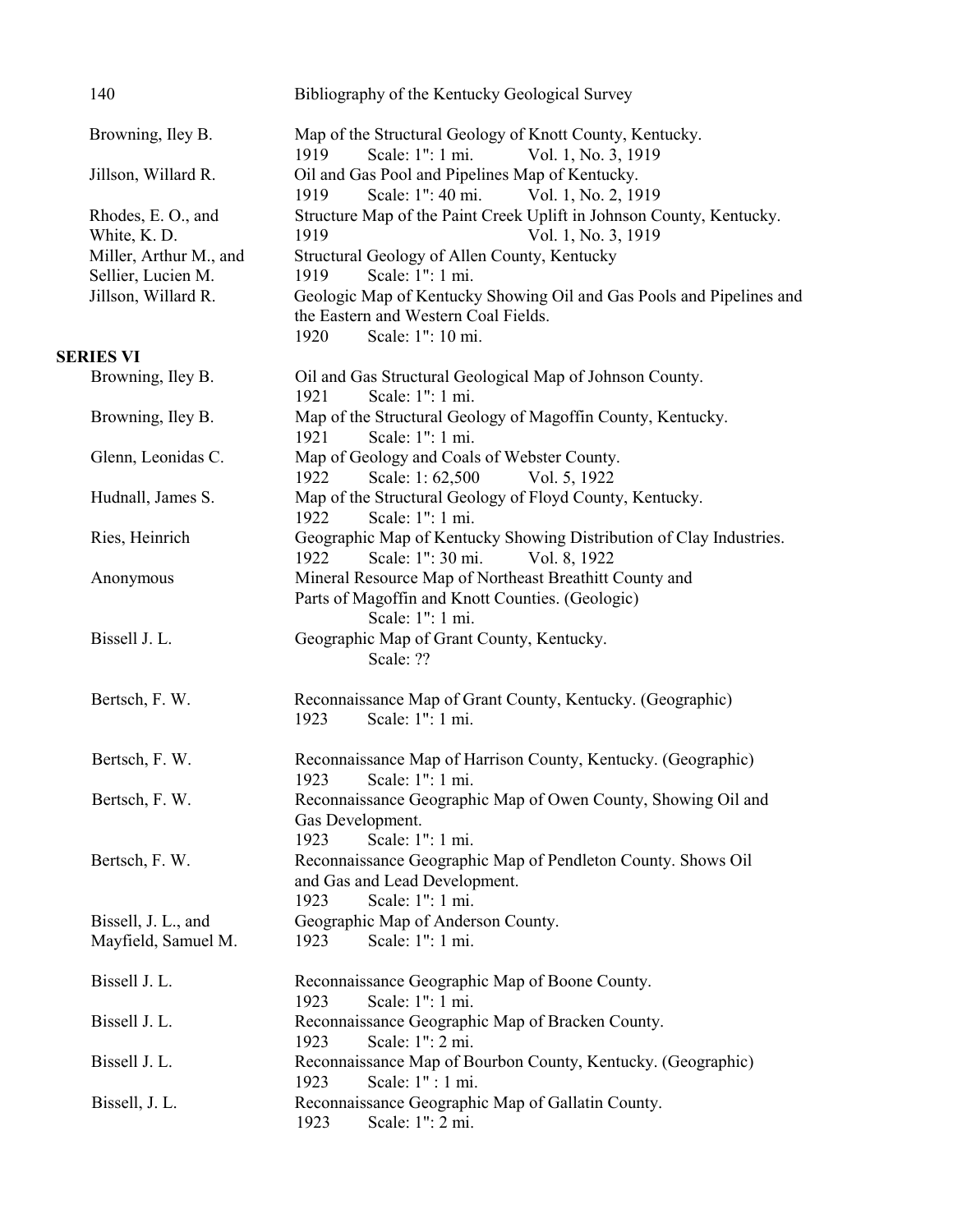Browning, Iley B. — Map of the Structural Geology of Knott County, Kentucky.
1919 Scale: 1": 1 mi. Vol. 1, No. 3, 1919

Jillson, Willard R. — Oil and Gas Pool and Pipelines Map of Kentucky.
1919 Scale: 1": 40 mi. Vol. 1, No. 2, 1919

Rhodes, E. O., and White, K. D. — Structure Map of the Paint Creek Uplift in Johnson County, Kentucky.
1919 Vol. 1, No. 3, 1919

Miller, Arthur M., and Sellier, Lucien M. — Structural Geology of Allen County, Kentucky
1919 Scale: 1": 1 mi.

Jillson, Willard R. — Geologic Map of Kentucky Showing Oil and Gas Pools and Pipelines and the Eastern and Western Coal Fields.
1920 Scale: 1": 10 mi.

**SERIES VI**

Browning, Iley B. — Oil and Gas Structural Geological Map of Johnson County.
1921 Scale: 1": 1 mi.

Browning, Iley B. — Map of the Structural Geology of Magoffin County, Kentucky.
1921 Scale: 1": 1 mi.

Glenn, Leonidas C. — Map of Geology and Coals of Webster County.
1922 Scale: 1: 62,500 Vol. 5, 1922

Hudnall, James S. — Map of the Structural Geology of Floyd County, Kentucky.
1922 Scale: 1": 1 mi.

Ries, Heinrich — Geographic Map of Kentucky Showing Distribution of Clay Industries.
1922 Scale: 1": 30 mi. Vol. 8, 1922

Anonymous — Mineral Resource Map of Northeast Breathitt County and Parts of Magoffin and Knott Counties. (Geologic)
Scale: 1": 1 mi.

Bissell J. L. — Geographic Map of Grant County, Kentucky.
Scale: ??

Bertsch, F. W. — Reconnaissance Map of Grant County, Kentucky. (Geographic)
1923 Scale: 1": 1 mi.

Bertsch, F. W. — Reconnaissance Map of Harrison County, Kentucky. (Geographic)
1923 Scale: 1": 1 mi.

Bertsch, F. W. — Reconnaissance Geographic Map of Owen County, Showing Oil and Gas Development.
1923 Scale: 1": 1 mi.

Bertsch, F. W. — Reconnaissance Geographic Map of Pendleton County. Shows Oil and Gas and Lead Development.
1923 Scale: 1": 1 mi.

Bissell, J. L., and Mayfield, Samuel M. — Geographic Map of Anderson County.
1923 Scale: 1": 1 mi.

Bissell J. L. — Reconnaissance Geographic Map of Boone County.
1923 Scale: 1": 1 mi.

Bissell J. L. — Reconnaissance Geographic Map of Bracken County.
1923 Scale: 1": 2 mi.

Bissell J. L. — Reconnaissance Map of Bourbon County, Kentucky. (Geographic)
1923 Scale: 1" : 1 mi.

Bissell, J. L. — Reconnaissance Geographic Map of Gallatin County.
1923 Scale: 1": 2 mi.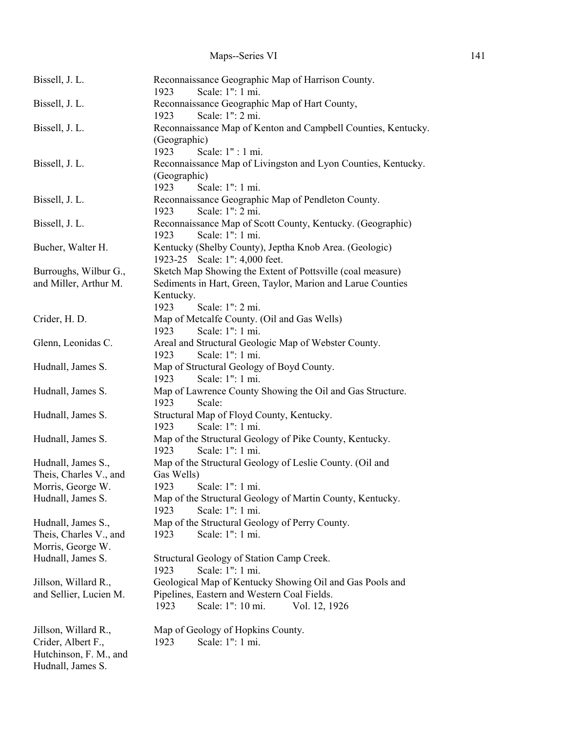| | |
|---|---|
| Bissell, J. L. | Reconnaissance Geographic Map of Harrison County.<br>1923 Scale: 1": 1 mi. |
| Bissell, J. L. | Reconnaissance Geographic Map of Hart County,<br>1923 Scale: 1": 2 mi. |
| Bissell, J. L. | Reconnaissance Map of Kenton and Campbell Counties, Kentucky. (Geographic)<br>1923 Scale: 1" : 1 mi. |
| Bissell, J. L. | Reconnaissance Map of Livingston and Lyon Counties, Kentucky. (Geographic)<br>1923 Scale: 1": 1 mi. |
| Bissell, J. L. | Reconnaissance Geographic Map of Pendleton County.<br>1923 Scale: 1": 2 mi. |
| Bissell, J. L. | Reconnaissance Map of Scott County, Kentucky. (Geographic)<br>1923 Scale: 1": 1 mi. |
| Bucher, Walter H. | Kentucky (Shelby County), Jeptha Knob Area. (Geologic)<br>1923-25 Scale: 1": 4,000 feet. |
| Burroughs, Wilbur G., and Miller, Arthur M. | Sketch Map Showing the Extent of Pottsville (coal measure) Sediments in Hart, Green, Taylor, Marion and Larue Counties Kentucky.<br>1923 Scale: 1": 2 mi. |
| Crider, H. D. | Map of Metcalfe County. (Oil and Gas Wells)<br>1923 Scale: 1": 1 mi. |
| Glenn, Leonidas C. | Areal and Structural Geologic Map of Webster County.<br>1923 Scale: 1": 1 mi. |
| Hudnall, James S. | Map of Structural Geology of Boyd County.<br>1923 Scale: 1": 1 mi. |
| Hudnall, James S. | Map of Lawrence County Showing the Oil and Gas Structure.<br>1923 Scale: |
| Hudnall, James S. | Structural Map of Floyd County, Kentucky.<br>1923 Scale: 1": 1 mi. |
| Hudnall, James S. | Map of the Structural Geology of Pike County, Kentucky.<br>1923 Scale: 1": 1 mi. |
| Hudnall, James S., Theis, Charles V., and Morris, George W. | Map of the Structural Geology of Leslie County. (Oil and Gas Wells)<br>1923 Scale: 1": 1 mi. |
| Hudnall, James S. | Map of the Structural Geology of Martin County, Kentucky.<br>1923 Scale: 1": 1 mi. |
| Hudnall, James S., Theis, Charles V., and Morris, George W. | Map of the Structural Geology of Perry County.<br>1923 Scale: 1": 1 mi. |
| Hudnall, James S. | Structural Geology of Station Camp Creek.<br>1923 Scale: 1": 1 mi. |
| Jillson, Willard R., and Sellier, Lucien M. | Geological Map of Kentucky Showing Oil and Gas Pools and Pipelines, Eastern and Western Coal Fields.<br>1923 Scale: 1": 10 mi. Vol. 12, 1926 |
| Jillson, Willard R., Crider, Albert F., Hutchinson, F. M., and Hudnall, James S. | Map of Geology of Hopkins County.<br>1923 Scale: 1": 1 mi. |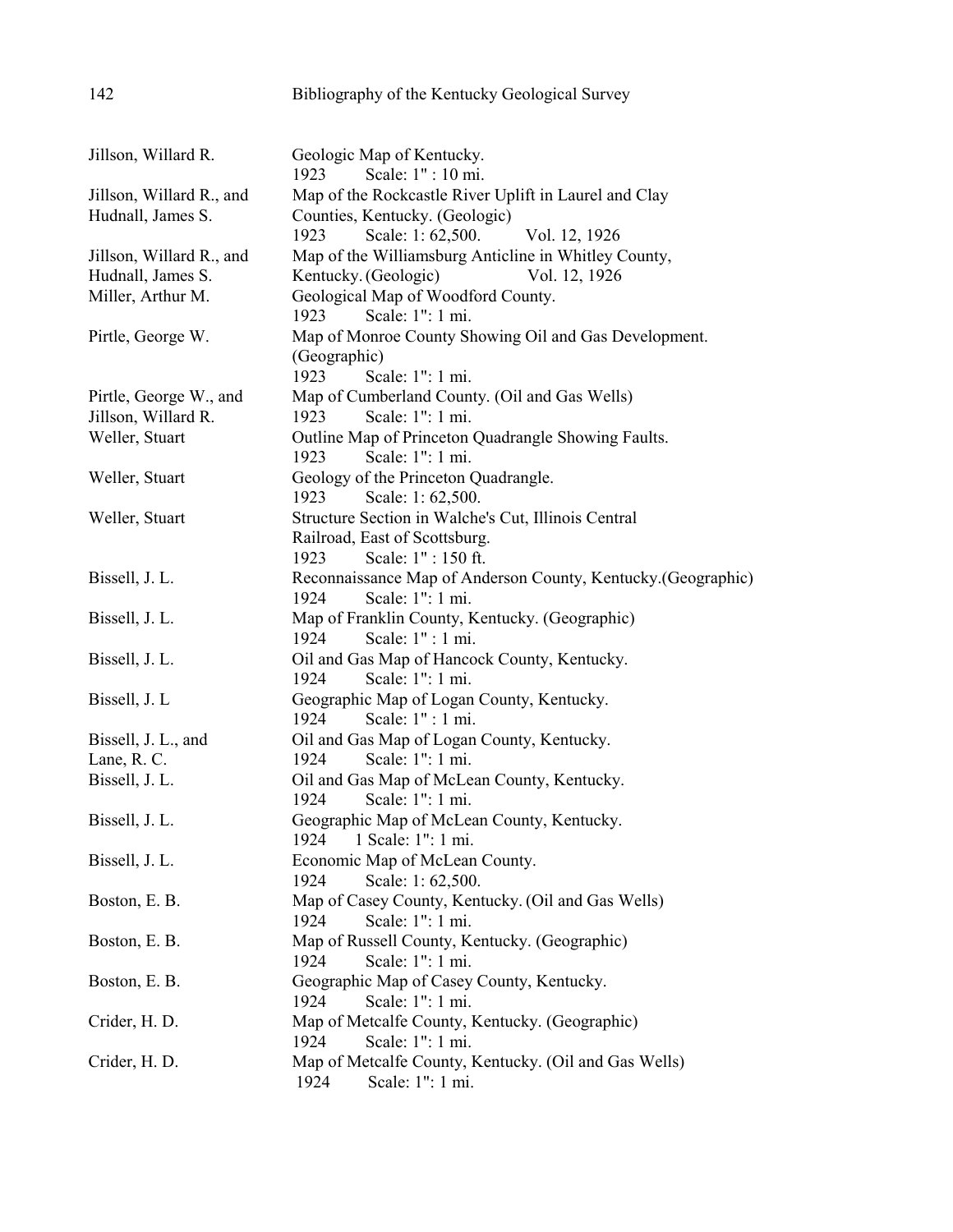| | |
|---|---|
| Jillson, Willard R. | Geologic Map of Kentucky.<br>1923 Scale: 1" : 10 mi. |
| Jillson, Willard R., and Hudnall, James S. | Map of the Rockcastle River Uplift in Laurel and Clay Counties, Kentucky. (Geologic)<br>1923 Scale: 1: 62,500. Vol. 12, 1926 |
| Jillson, Willard R., and Hudnall, James S. | Map of the Williamsburg Anticline in Whitley County, Kentucky. (Geologic) Vol. 12, 1926 |
| Miller, Arthur M. | Geological Map of Woodford County.<br>1923 Scale: 1": 1 mi. |
| Pirtle, George W. | Map of Monroe County Showing Oil and Gas Development. (Geographic)<br>1923 Scale: 1": 1 mi. |
| Pirtle, George W., and Jillson, Willard R. | Map of Cumberland County. (Oil and Gas Wells)<br>1923 Scale: 1": 1 mi. |
| Weller, Stuart | Outline Map of Princeton Quadrangle Showing Faults.<br>1923 Scale: 1": 1 mi. |
| Weller, Stuart | Geology of the Princeton Quadrangle.<br>1923 Scale: 1: 62,500. |
| Weller, Stuart | Structure Section in Walche's Cut, Illinois Central Railroad, East of Scottsburg.<br>1923 Scale: 1" : 150 ft. |
| Bissell, J. L. | Reconnaissance Map of Anderson County, Kentucky.(Geographic)<br>1924 Scale: 1": 1 mi. |
| Bissell, J. L. | Map of Franklin County, Kentucky. (Geographic)<br>1924 Scale: 1" : 1 mi. |
| Bissell, J. L. | Oil and Gas Map of Hancock County, Kentucky.<br>1924 Scale: 1": 1 mi. |
| Bissell, J. L | Geographic Map of Logan County, Kentucky.<br>1924 Scale: 1" : 1 mi. |
| Bissell, J. L., and Lane, R. C. | Oil and Gas Map of Logan County, Kentucky.<br>1924 Scale: 1": 1 mi. |
| Bissell, J. L. | Oil and Gas Map of McLean County, Kentucky.<br>1924 Scale: 1": 1 mi. |
| Bissell, J. L. | Geographic Map of McLean County, Kentucky.<br>1924 1 Scale: 1": 1 mi. |
| Bissell, J. L. | Economic Map of McLean County.<br>1924 Scale: 1: 62,500. |
| Boston, E. B. | Map of Casey County, Kentucky. (Oil and Gas Wells)<br>1924 Scale: 1": 1 mi. |
| Boston, E. B. | Map of Russell County, Kentucky. (Geographic)<br>1924 Scale: 1": 1 mi. |
| Boston, E. B. | Geographic Map of Casey County, Kentucky.<br>1924 Scale: 1": 1 mi. |
| Crider, H. D. | Map of Metcalfe County, Kentucky. (Geographic)<br>1924 Scale: 1": 1 mi. |
| Crider, H. D. | Map of Metcalfe County, Kentucky. (Oil and Gas Wells)<br>1924 Scale: 1": 1 mi. |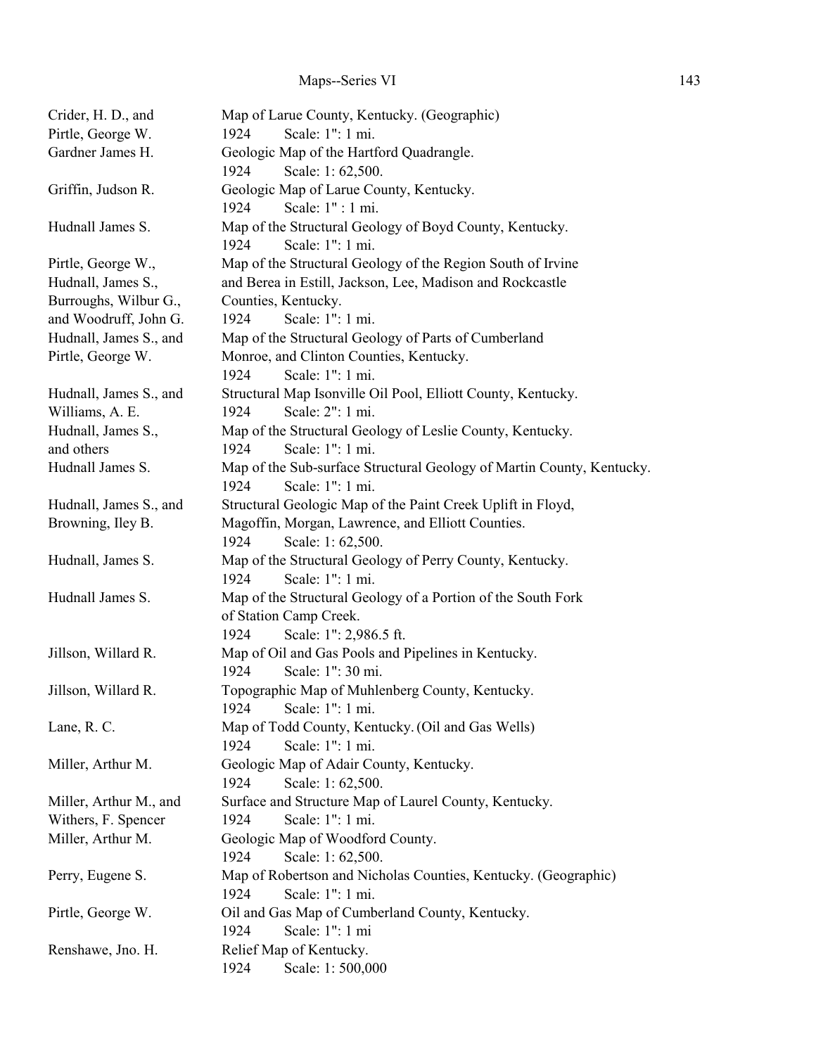| | |
|---|---|
| Crider, H. D., and Pirtle, George W. | Map of Larue County, Kentucky. (Geographic)<br>1924 Scale: 1": 1 mi. |
| Gardner James H. | Geologic Map of the Hartford Quadrangle.<br>1924 Scale: 1: 62,500. |
| Griffin, Judson R. | Geologic Map of Larue County, Kentucky.<br>1924 Scale: 1" : 1 mi. |
| Hudnall James S. | Map of the Structural Geology of Boyd County, Kentucky.<br>1924 Scale: 1": 1 mi. |
| Pirtle, George W., Hudnall, James S., Burroughs, Wilbur G., and Woodruff, John G. | Map of the Structural Geology of the Region South of Irvine and Berea in Estill, Jackson, Lee, Madison and Rockcastle Counties, Kentucky.<br>1924 Scale: 1": 1 mi. |
| Hudnall, James S., and Pirtle, George W. | Map of the Structural Geology of Parts of Cumberland Monroe, and Clinton Counties, Kentucky.<br>1924 Scale: 1": 1 mi. |
| Hudnall, James S., and Williams, A. E. | Structural Map Isonville Oil Pool, Elliott County, Kentucky.<br>1924 Scale: 2": 1 mi. |
| Hudnall, James S., and others | Map of the Structural Geology of Leslie County, Kentucky.<br>1924 Scale: 1": 1 mi. |
| Hudnall James S. | Map of the Sub-surface Structural Geology of Martin County, Kentucky.<br>1924 Scale: 1": 1 mi. |
| Hudnall, James S., and Browning, Iley B. | Structural Geologic Map of the Paint Creek Uplift in Floyd, Magoffin, Morgan, Lawrence, and Elliott Counties.<br>1924 Scale: 1: 62,500. |
| Hudnall, James S. | Map of the Structural Geology of Perry County, Kentucky.<br>1924 Scale: 1": 1 mi. |
| Hudnall James S. | Map of the Structural Geology of a Portion of the South Fork of Station Camp Creek.<br>1924 Scale: 1": 2,986.5 ft. |
| Jillson, Willard R. | Map of Oil and Gas Pools and Pipelines in Kentucky.<br>1924 Scale: 1": 30 mi. |
| Jillson, Willard R. | Topographic Map of Muhlenberg County, Kentucky.<br>1924 Scale: 1": 1 mi. |
| Lane, R. C. | Map of Todd County, Kentucky. (Oil and Gas Wells)<br>1924 Scale: 1": 1 mi. |
| Miller, Arthur M. | Geologic Map of Adair County, Kentucky.<br>1924 Scale: 1: 62,500. |
| Miller, Arthur M., and Withers, F. Spencer | Surface and Structure Map of Laurel County, Kentucky.<br>1924 Scale: 1": 1 mi. |
| Miller, Arthur M. | Geologic Map of Woodford County.<br>1924 Scale: 1: 62,500. |
| Perry, Eugene S. | Map of Robertson and Nicholas Counties, Kentucky. (Geographic)<br>1924 Scale: 1": 1 mi. |
| Pirtle, George W. | Oil and Gas Map of Cumberland County, Kentucky.<br>1924 Scale: 1": 1 mi |
| Renshawe, Jno. H. | Relief Map of Kentucky.<br>1924 Scale: 1: 500,000 |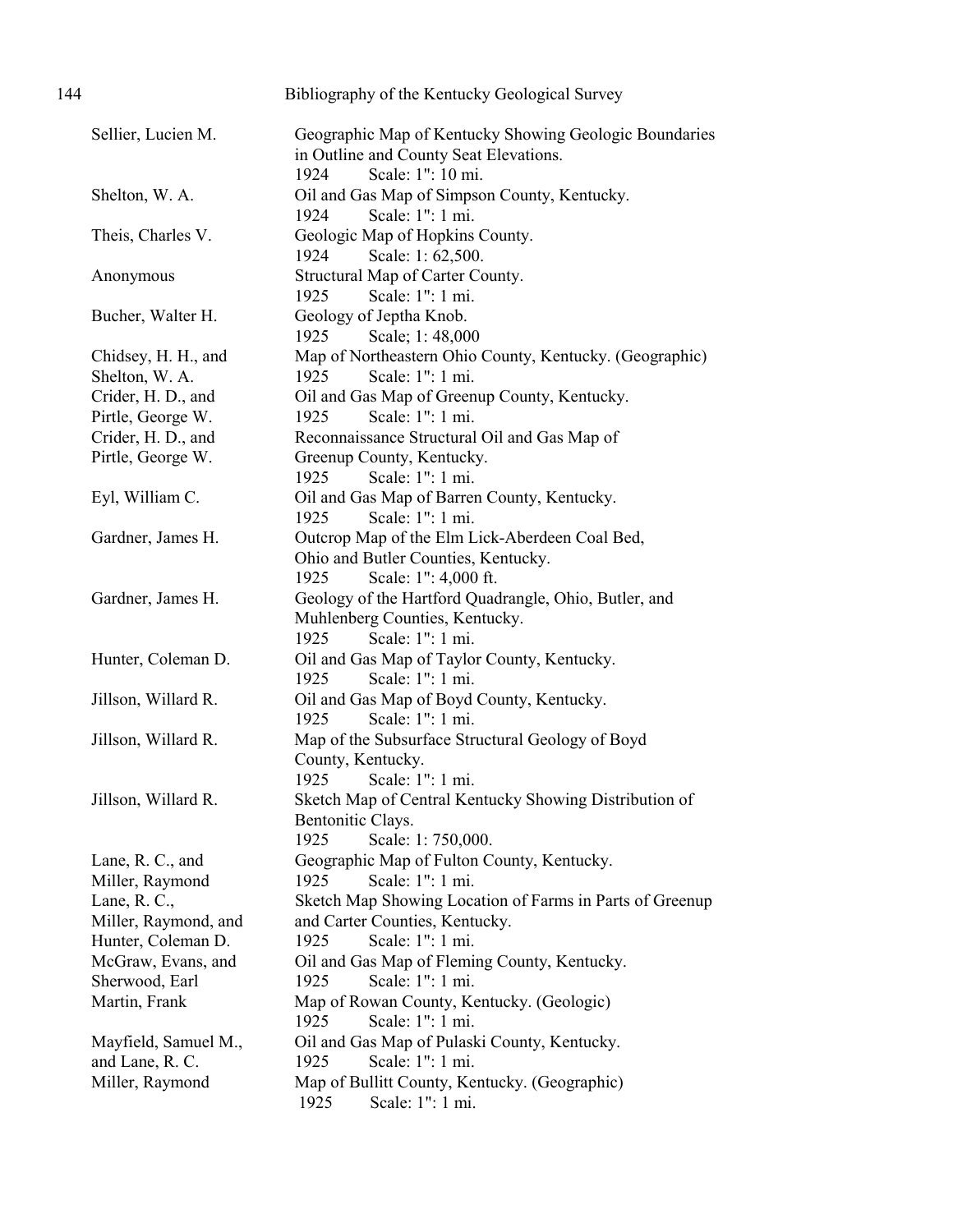| Author | Title |
| --- | --- |
| Sellier, Lucien M. | Geographic Map of Kentucky Showing Geologic Boundaries in Outline and County Seat Elevations.<br>1924 Scale: 1": 10 mi. |
| Shelton, W. A. | Oil and Gas Map of Simpson County, Kentucky.<br>1924 Scale: 1": 1 mi. |
| Theis, Charles V. | Geologic Map of Hopkins County.<br>1924 Scale: 1: 62,500. |
| Anonymous | Structural Map of Carter County.<br>1925 Scale: 1": 1 mi. |
| Bucher, Walter H. | Geology of Jeptha Knob.<br>1925 Scale; 1: 48,000 |
| Chidsey, H. H., and Shelton, W. A. | Map of Northeastern Ohio County, Kentucky. (Geographic)<br>1925 Scale: 1": 1 mi. |
| Crider, H. D., and Pirtle, George W. | Oil and Gas Map of Greenup County, Kentucky.<br>1925 Scale: 1": 1 mi. |
| Crider, H. D., and Pirtle, George W. | Reconnaissance Structural Oil and Gas Map of Greenup County, Kentucky.<br>1925 Scale: 1": 1 mi. |
| Eyl, William C. | Oil and Gas Map of Barren County, Kentucky.<br>1925 Scale: 1": 1 mi. |
| Gardner, James H. | Outcrop Map of the Elm Lick-Aberdeen Coal Bed, Ohio and Butler Counties, Kentucky.<br>1925 Scale: 1": 4,000 ft. |
| Gardner, James H. | Geology of the Hartford Quadrangle, Ohio, Butler, and Muhlenberg Counties, Kentucky.<br>1925 Scale: 1": 1 mi. |
| Hunter, Coleman D. | Oil and Gas Map of Taylor County, Kentucky.<br>1925 Scale: 1": 1 mi. |
| Jillson, Willard R. | Oil and Gas Map of Boyd County, Kentucky.<br>1925 Scale: 1": 1 mi. |
| Jillson, Willard R. | Map of the Subsurface Structural Geology of Boyd County, Kentucky.<br>1925 Scale: 1": 1 mi. |
| Jillson, Willard R. | Sketch Map of Central Kentucky Showing Distribution of Bentonitic Clays.<br>1925 Scale: 1: 750,000. |
| Lane, R. C., and Miller, Raymond | Geographic Map of Fulton County, Kentucky.<br>1925 Scale: 1": 1 mi. |
| Lane, R. C., Miller, Raymond, and Hunter, Coleman D. | Sketch Map Showing Location of Farms in Parts of Greenup and Carter Counties, Kentucky.<br>1925 Scale: 1": 1 mi. |
| McGraw, Evans, and Sherwood, Earl | Oil and Gas Map of Fleming County, Kentucky.<br>1925 Scale: 1": 1 mi. |
| Martin, Frank | Map of Rowan County, Kentucky. (Geologic)<br>1925 Scale: 1": 1 mi. |
| Mayfield, Samuel M., and Lane, R. C. | Oil and Gas Map of Pulaski County, Kentucky.<br>1925 Scale: 1": 1 mi. |
| Miller, Raymond | Map of Bullitt County, Kentucky. (Geographic)<br>1925 Scale: 1": 1 mi. |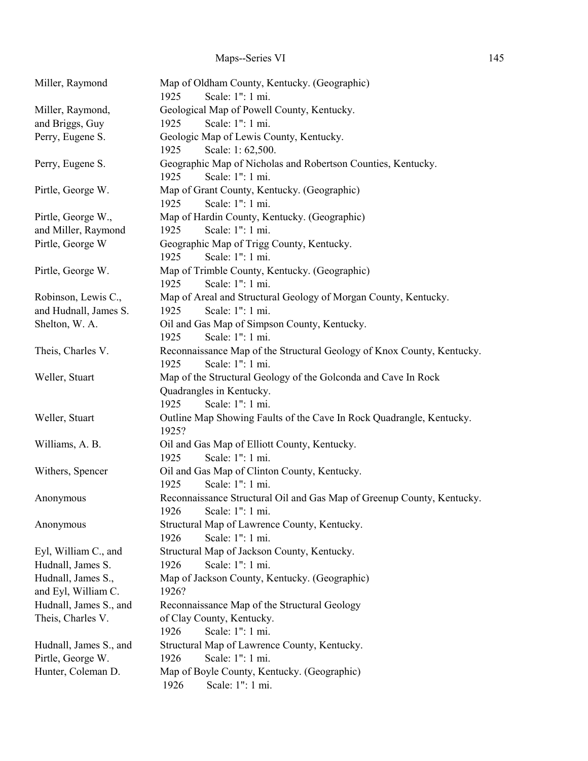| | |
|---|---|
| Miller, Raymond | Map of Oldham County, Kentucky. (Geographic)<br>1925 Scale: 1": 1 mi. |
| Miller, Raymond, and Briggs, Guy | Geological Map of Powell County, Kentucky.<br>1925 Scale: 1": 1 mi. |
| Perry, Eugene S. | Geologic Map of Lewis County, Kentucky.<br>1925 Scale: 1: 62,500. |
| Perry, Eugene S. | Geographic Map of Nicholas and Robertson Counties, Kentucky.<br>1925 Scale: 1": 1 mi. |
| Pirtle, George W. | Map of Grant County, Kentucky. (Geographic)<br>1925 Scale: 1": 1 mi. |
| Pirtle, George W., and Miller, Raymond | Map of Hardin County, Kentucky. (Geographic)<br>1925 Scale: 1": 1 mi. |
| Pirtle, George W | Geographic Map of Trigg County, Kentucky.<br>1925 Scale: 1": 1 mi. |
| Pirtle, George W. | Map of Trimble County, Kentucky. (Geographic)<br>1925 Scale: 1": 1 mi. |
| Robinson, Lewis C., and Hudnall, James S. | Map of Areal and Structural Geology of Morgan County, Kentucky.<br>1925 Scale: 1": 1 mi. |
| Shelton, W. A. | Oil and Gas Map of Simpson County, Kentucky.<br>1925 Scale: 1": 1 mi. |
| Theis, Charles V. | Reconnaissance Map of the Structural Geology of Knox County, Kentucky.<br>1925 Scale: 1": 1 mi. |
| Weller, Stuart | Map of the Structural Geology of the Golconda and Cave In Rock Quadrangles in Kentucky.<br>1925 Scale: 1": 1 mi. |
| Weller, Stuart | Outline Map Showing Faults of the Cave In Rock Quadrangle, Kentucky.<br>1925? |
| Williams, A. B. | Oil and Gas Map of Elliott County, Kentucky.<br>1925 Scale: 1": 1 mi. |
| Withers, Spencer | Oil and Gas Map of Clinton County, Kentucky.<br>1925 Scale: 1": 1 mi. |
| Anonymous | Reconnaissance Structural Oil and Gas Map of Greenup County, Kentucky.<br>1926 Scale: 1": 1 mi. |
| Anonymous | Structural Map of Lawrence County, Kentucky.<br>1926 Scale: 1": 1 mi. |
| Eyl, William C., and Hudnall, James S. | Structural Map of Jackson County, Kentucky.<br>1926 Scale: 1": 1 mi. |
| Hudnall, James S., and Eyl, William C. | Map of Jackson County, Kentucky. (Geographic)<br>1926? |
| Hudnall, James S., and Theis, Charles V. | Reconnaissance Map of the Structural Geology of Clay County, Kentucky.<br>1926 Scale: 1": 1 mi. |
| Hudnall, James S., and Pirtle, George W. | Structural Map of Lawrence County, Kentucky.<br>1926 Scale: 1": 1 mi. |
| Hunter, Coleman D. | Map of Boyle County, Kentucky. (Geographic)<br>1926 Scale: 1": 1 mi. |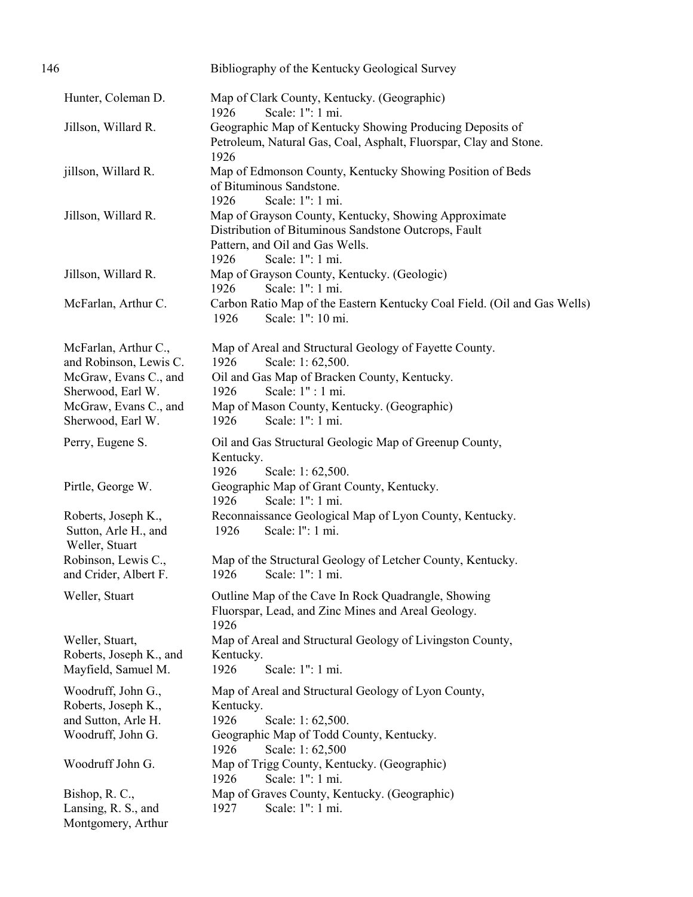| Author | Title |
|---|---|
| Hunter, Coleman D. | Map of Clark County, Kentucky. (Geographic)<br>1926 Scale: 1": 1 mi. |
| Jillson, Willard R. | Geographic Map of Kentucky Showing Producing Deposits of Petroleum, Natural Gas, Coal, Asphalt, Fluorspar, Clay and Stone.<br>1926 |
| jillson, Willard R. | Map of Edmonson County, Kentucky Showing Position of Beds of Bituminous Sandstone.<br>1926 Scale: 1": 1 mi. |
| Jillson, Willard R. | Map of Grayson County, Kentucky, Showing Approximate Distribution of Bituminous Sandstone Outcrops, Fault Pattern, and Oil and Gas Wells.<br>1926 Scale: 1": 1 mi. |
| Jillson, Willard R. | Map of Grayson County, Kentucky. (Geologic)<br>1926 Scale: 1": 1 mi. |
| McFarlan, Arthur C. | Carbon Ratio Map of the Eastern Kentucky Coal Field. (Oil and Gas Wells)<br>1926 Scale: 1": 10 mi. |
| McFarlan, Arthur C., and Robinson, Lewis C. | Map of Areal and Structural Geology of Fayette County.<br>1926 Scale: 1: 62,500. |
| McGraw, Evans C., and Sherwood, Earl W. | Oil and Gas Map of Bracken County, Kentucky.<br>1926 Scale: 1" : 1 mi. |
| McGraw, Evans C., and Sherwood, Earl W. | Map of Mason County, Kentucky. (Geographic)<br>1926 Scale: 1": 1 mi. |
| Perry, Eugene S. | Oil and Gas Structural Geologic Map of Greenup County, Kentucky.<br>1926 Scale: 1: 62,500. |
| Pirtle, George W. | Geographic Map of Grant County, Kentucky.<br>1926 Scale: 1": 1 mi. |
| Roberts, Joseph K., Sutton, Arle H., and Weller, Stuart | Reconnaissance Geological Map of Lyon County, Kentucky.<br>1926 Scale: l": 1 mi. |
| Robinson, Lewis C., and Crider, Albert F. | Map of the Structural Geology of Letcher County, Kentucky.<br>1926 Scale: 1": 1 mi. |
| Weller, Stuart | Outline Map of the Cave In Rock Quadrangle, Showing Fluorspar, Lead, and Zinc Mines and Areal Geology.<br>1926 |
| Weller, Stuart, Roberts, Joseph K., and Mayfield, Samuel M. | Map of Areal and Structural Geology of Livingston County, Kentucky.<br>1926 Scale: 1": 1 mi. |
| Woodruff, John G., Roberts, Joseph K., and Sutton, Arle H. | Map of Areal and Structural Geology of Lyon County, Kentucky.<br>1926 Scale: 1: 62,500. |
| Woodruff, John G. | Geographic Map of Todd County, Kentucky.<br>1926 Scale: 1: 62,500 |
| Woodruff John G. | Map of Trigg County, Kentucky. (Geographic)<br>1926 Scale: 1": 1 mi. |
| Bishop, R. C., Lansing, R. S., and Montgomery, Arthur | Map of Graves County, Kentucky. (Geographic)<br>1927 Scale: 1": 1 mi. |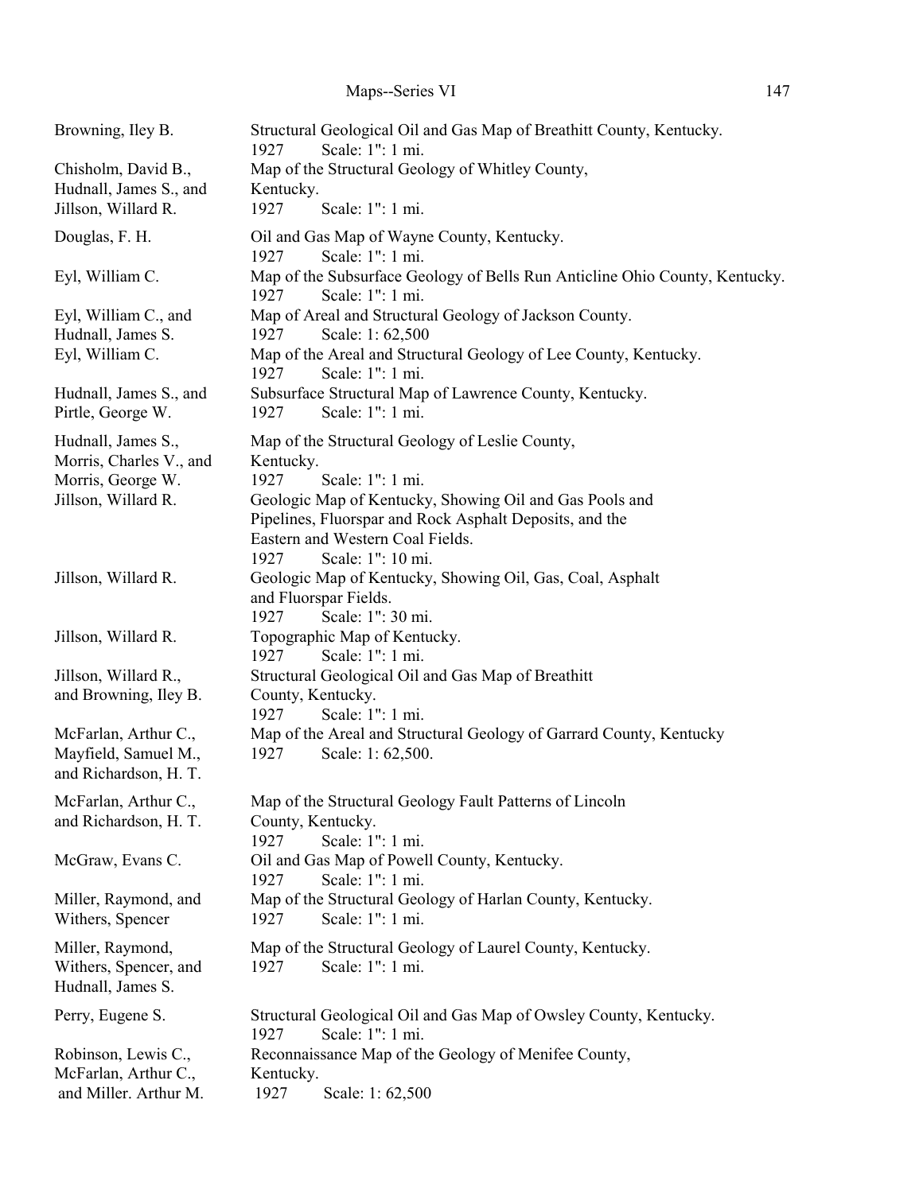| | |
|---|---|
| Browning, Iley B. | Structural Geological Oil and Gas Map of Breathitt County, Kentucky. 1927 Scale: 1": 1 mi. |
| Chisholm, David B., Hudnall, James S., and Jillson, Willard R. | Map of the Structural Geology of Whitley County, Kentucky. 1927 Scale: 1": 1 mi. |
| Douglas, F. H. | Oil and Gas Map of Wayne County, Kentucky. 1927 Scale: 1": 1 mi. |
| Eyl, William C. | Map of the Subsurface Geology of Bells Run Anticline Ohio County, Kentucky. 1927 Scale: 1": 1 mi. |
| Eyl, William C., and Hudnall, James S. | Map of Areal and Structural Geology of Jackson County. 1927 Scale: 1: 62,500 |
| Eyl, William C. | Map of the Areal and Structural Geology of Lee County, Kentucky. 1927 Scale: 1": 1 mi. |
| Hudnall, James S., and Pirtle, George W. | Subsurface Structural Map of Lawrence County, Kentucky. 1927 Scale: 1": 1 mi. |
| Hudnall, James S., Morris, Charles V., and Morris, George W. | Map of the Structural Geology of Leslie County, Kentucky. 1927 Scale: 1": 1 mi. |
| Jillson, Willard R. | Geologic Map of Kentucky, Showing Oil and Gas Pools and Pipelines, Fluorspar and Rock Asphalt Deposits, and the Eastern and Western Coal Fields. 1927 Scale: 1": 10 mi. |
| Jillson, Willard R. | Geologic Map of Kentucky, Showing Oil, Gas, Coal, Asphalt and Fluorspar Fields. 1927 Scale: 1": 30 mi. |
| Jillson, Willard R. | Topographic Map of Kentucky. 1927 Scale: 1": 1 mi. |
| Jillson, Willard R., and Browning, Iley B. | Structural Geological Oil and Gas Map of Breathitt County, Kentucky. 1927 Scale: 1": 1 mi. |
| McFarlan, Arthur C., Mayfield, Samuel M., and Richardson, H. T. | Map of the Areal and Structural Geology of Garrard County, Kentucky 1927 Scale: 1: 62,500. |
| McFarlan, Arthur C., and Richardson, H. T. | Map of the Structural Geology Fault Patterns of Lincoln County, Kentucky. 1927 Scale: 1": 1 mi. |
| McGraw, Evans C. | Oil and Gas Map of Powell County, Kentucky. 1927 Scale: 1": 1 mi. |
| Miller, Raymond, and Withers, Spencer | Map of the Structural Geology of Harlan County, Kentucky. 1927 Scale: 1": 1 mi. |
| Miller, Raymond, Withers, Spencer, and Hudnall, James S. | Map of the Structural Geology of Laurel County, Kentucky. 1927 Scale: 1": 1 mi. |
| Perry, Eugene S. | Structural Geological Oil and Gas Map of Owsley County, Kentucky. 1927 Scale: 1": 1 mi. |
| Robinson, Lewis C., McFarlan, Arthur C., and Miller. Arthur M. | Reconnaissance Map of the Geology of Menifee County, Kentucky. 1927 Scale: 1: 62,500 |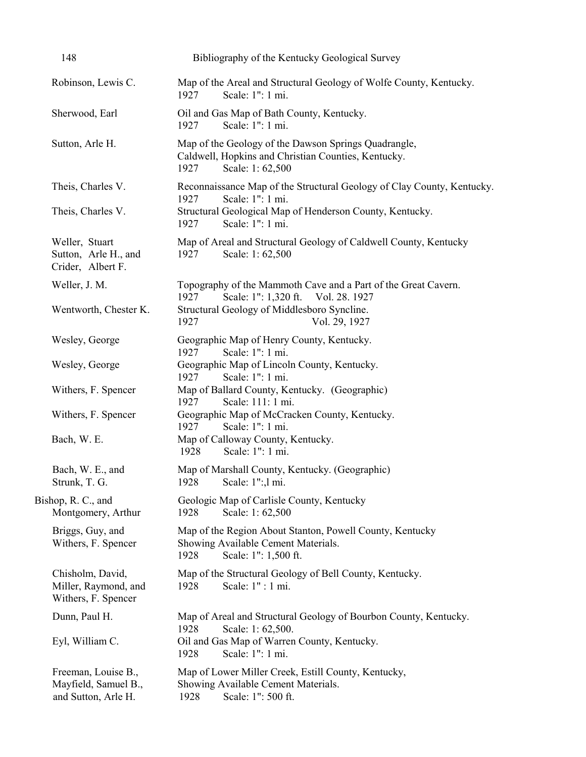| | |
|---|---|
| Robinson, Lewis C. | Map of the Areal and Structural Geology of Wolfe County, Kentucky. 1927 Scale: 1": 1 mi. |
| Sherwood, Earl | Oil and Gas Map of Bath County, Kentucky. 1927 Scale: 1": 1 mi. |
| Sutton, Arle H. | Map of the Geology of the Dawson Springs Quadrangle, Caldwell, Hopkins and Christian Counties, Kentucky. 1927 Scale: 1: 62,500 |
| Theis, Charles V. | Reconnaissance Map of the Structural Geology of Clay County, Kentucky. 1927 Scale: 1": 1 mi. |
| Theis, Charles V. | Structural Geological Map of Henderson County, Kentucky. 1927 Scale: 1": 1 mi. |
| Weller, Stuart Sutton, Arle H., and Crider, Albert F. | Map of Areal and Structural Geology of Caldwell County, Kentucky 1927 Scale: 1: 62,500 |
| Weller, J. M. | Topography of the Mammoth Cave and a Part of the Great Cavern. 1927 Scale: 1": 1,320 ft. Vol. 28. 1927 |
| Wentworth, Chester K. | Structural Geology of Middlesboro Syncline. 1927 Vol. 29, 1927 |
| Wesley, George | Geographic Map of Henry County, Kentucky. 1927 Scale: 1": 1 mi. |
| Wesley, George | Geographic Map of Lincoln County, Kentucky. 1927 Scale: 1": 1 mi. |
| Withers, F. Spencer | Map of Ballard County, Kentucky. (Geographic) 1927 Scale: 111: 1 mi. |
| Withers, F. Spencer | Geographic Map of McCracken County, Kentucky. 1927 Scale: 1": 1 mi. |
| Bach, W. E. | Map of Calloway County, Kentucky. 1928 Scale: 1": 1 mi. |
| Bach, W. E., and Strunk, T. G. | Map of Marshall County, Kentucky. (Geographic) 1928 Scale: 1":,l mi. |
| Bishop, R. C., and Montgomery, Arthur | Geologic Map of Carlisle County, Kentucky 1928 Scale: 1: 62,500 |
| Briggs, Guy, and Withers, F. Spencer | Map of the Region About Stanton, Powell County, Kentucky Showing Available Cement Materials. 1928 Scale: 1": 1,500 ft. |
| Chisholm, David, Miller, Raymond, and Withers, F. Spencer | Map of the Structural Geology of Bell County, Kentucky. 1928 Scale: 1" : 1 mi. |
| Dunn, Paul H. | Map of Areal and Structural Geology of Bourbon County, Kentucky. 1928 Scale: 1: 62,500. |
| Eyl, William C. | Oil and Gas Map of Warren County, Kentucky. 1928 Scale: 1": 1 mi. |
| Freeman, Louise B., Mayfield, Samuel B., and Sutton, Arle H. | Map of Lower Miller Creek, Estill County, Kentucky, Showing Available Cement Materials. 1928 Scale: 1": 500 ft. |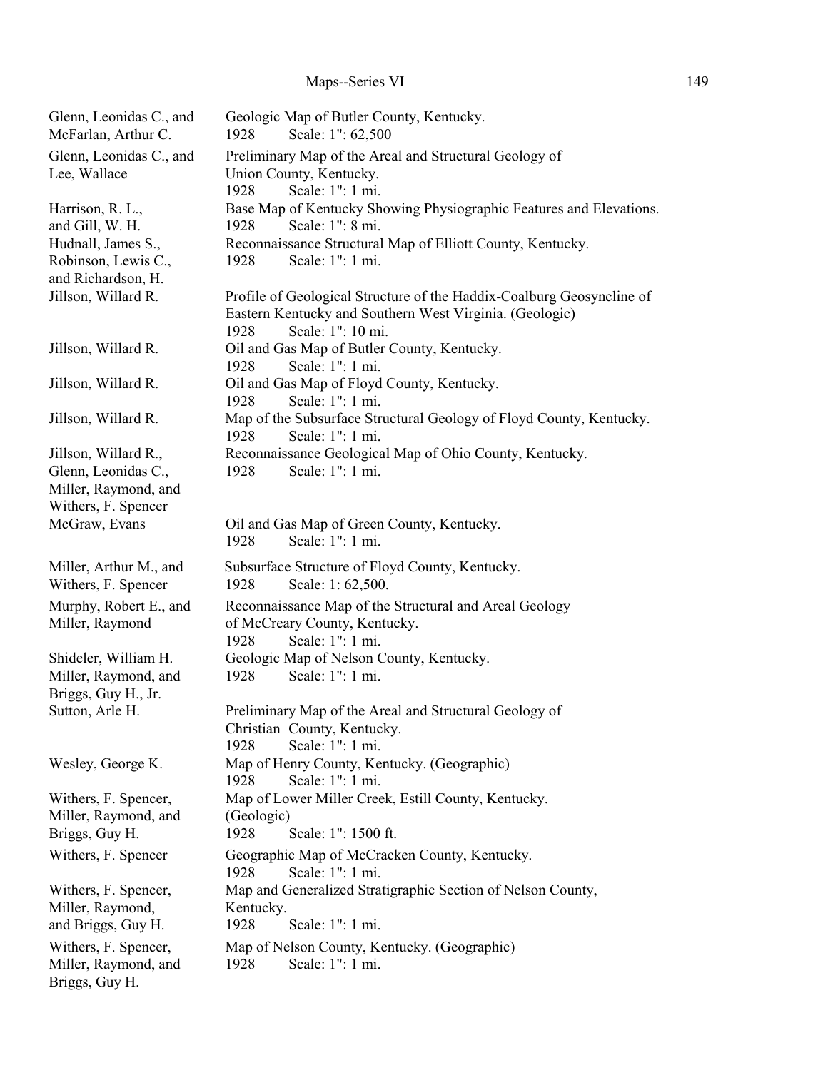Glenn, Leonidas C., and McFarlan, Arthur C.
Geologic Map of Butler County, Kentucky.
1928 Scale: 1": 62,500

Glenn, Leonidas C., and Lee, Wallace
Preliminary Map of the Areal and Structural Geology of Union County, Kentucky.
1928 Scale: 1": 1 mi.

Harrison, R. L., and Gill, W. H.
Base Map of Kentucky Showing Physiographic Features and Elevations.
1928 Scale: 1": 8 mi.

Hudnall, James S., Robinson, Lewis C., and Richardson, H.
Reconnaissance Structural Map of Elliott County, Kentucky.
1928 Scale: 1": 1 mi.

Jillson, Willard R.
Profile of Geological Structure of the Haddix-Coalburg Geosyncline of Eastern Kentucky and Southern West Virginia. (Geologic)
1928 Scale: 1": 10 mi.

Jillson, Willard R.
Oil and Gas Map of Butler County, Kentucky.
1928 Scale: 1": 1 mi.

Jillson, Willard R.
Oil and Gas Map of Floyd County, Kentucky.
1928 Scale: 1": 1 mi.

Jillson, Willard R.
Map of the Subsurface Structural Geology of Floyd County, Kentucky.
1928 Scale: 1": 1 mi.

Jillson, Willard R., Glenn, Leonidas C., Miller, Raymond, and Withers, F. Spencer
Reconnaissance Geological Map of Ohio County, Kentucky.
1928 Scale: 1": 1 mi.

McGraw, Evans
Oil and Gas Map of Green County, Kentucky.
1928 Scale: 1": 1 mi.

Miller, Arthur M., and Withers, F. Spencer
Subsurface Structure of Floyd County, Kentucky.
1928 Scale: 1: 62,500.

Murphy, Robert E., and Miller, Raymond
Reconnaissance Map of the Structural and Areal Geology of McCreary County, Kentucky.
1928 Scale: 1": 1 mi.

Shideler, William H. Miller, Raymond, and Briggs, Guy H., Jr.
Geologic Map of Nelson County, Kentucky.
1928 Scale: 1": 1 mi.

Sutton, Arle H.
Preliminary Map of the Areal and Structural Geology of Christian County, Kentucky.
1928 Scale: 1": 1 mi.

Wesley, George K.
Map of Henry County, Kentucky. (Geographic)
1928 Scale: 1": 1 mi.

Withers, F. Spencer, Miller, Raymond, and Briggs, Guy H.
Map of Lower Miller Creek, Estill County, Kentucky. (Geologic)
1928 Scale: 1": 1500 ft.

Withers, F. Spencer
Geographic Map of McCracken County, Kentucky.
1928 Scale: 1": 1 mi.

Withers, F. Spencer, Miller, Raymond, and Briggs, Guy H.
Map and Generalized Stratigraphic Section of Nelson County, Kentucky.
1928 Scale: 1": 1 mi.

Withers, F. Spencer, Miller, Raymond, and Briggs, Guy H.
Map of Nelson County, Kentucky. (Geographic)
1928 Scale: 1": 1 mi.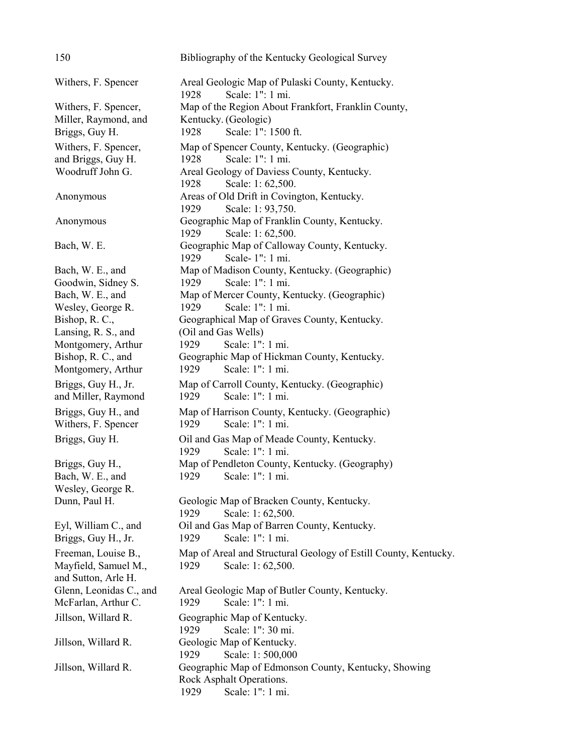| | |
|---|---|
| Withers, F. Spencer | Areal Geologic Map of Pulaski County, Kentucky.<br>1928 Scale: 1": 1 mi. |
| Withers, F. Spencer, Miller, Raymond, and Briggs, Guy H. | Map of the Region About Frankfort, Franklin County, Kentucky. (Geologic)<br>1928 Scale: 1": 1500 ft. |
| Withers, F. Spencer, and Briggs, Guy H. | Map of Spencer County, Kentucky. (Geographic)<br>1928 Scale: 1": 1 mi. |
| Woodruff John G. | Areal Geology of Daviess County, Kentucky.<br>1928 Scale: 1: 62,500. |
| Anonymous | Areas of Old Drift in Covington, Kentucky.<br>1929 Scale: 1: 93,750. |
| Anonymous | Geographic Map of Franklin County, Kentucky.<br>1929 Scale: 1: 62,500. |
| Bach, W. E. | Geographic Map of Calloway County, Kentucky.<br>1929 Scale- 1": 1 mi. |
| Bach, W. E., and Goodwin, Sidney S. | Map of Madison County, Kentucky. (Geographic)<br>1929 Scale: 1": 1 mi. |
| Bach, W. E., and Wesley, George R. | Map of Mercer County, Kentucky. (Geographic)<br>1929 Scale: 1": 1 mi. |
| Bishop, R. C., Lansing, R. S., and Montgomery, Arthur | Geographical Map of Graves County, Kentucky. (Oil and Gas Wells)<br>1929 Scale: 1": 1 mi. |
| Bishop, R. C., and Montgomery, Arthur | Geographic Map of Hickman County, Kentucky.<br>1929 Scale: 1": 1 mi. |
| Briggs, Guy H., Jr. and Miller, Raymond | Map of Carroll County, Kentucky. (Geographic)<br>1929 Scale: 1": 1 mi. |
| Briggs, Guy H., and Withers, F. Spencer | Map of Harrison County, Kentucky. (Geographic)<br>1929 Scale: 1": 1 mi. |
| Briggs, Guy H. | Oil and Gas Map of Meade County, Kentucky.<br>1929 Scale: 1": 1 mi. |
| Briggs, Guy H., Bach, W. E., and Wesley, George R. | Map of Pendleton County, Kentucky. (Geography)<br>1929 Scale: 1": 1 mi. |
| Dunn, Paul H. | Geologic Map of Bracken County, Kentucky.<br>1929 Scale: 1: 62,500. |
| Eyl, William C., and Briggs, Guy H., Jr. | Oil and Gas Map of Barren County, Kentucky.<br>1929 Scale: 1": 1 mi. |
| Freeman, Louise B., Mayfield, Samuel M., and Sutton, Arle H. | Map of Areal and Structural Geology of Estill County, Kentucky.<br>1929 Scale: 1: 62,500. |
| Glenn, Leonidas C., and McFarlan, Arthur C. | Areal Geologic Map of Butler County, Kentucky.<br>1929 Scale: 1": 1 mi. |
| Jillson, Willard R. | Geographic Map of Kentucky.<br>1929 Scale: 1": 30 mi. |
| Jillson, Willard R. | Geologic Map of Kentucky.<br>1929 Scale: 1: 500,000 |
| Jillson, Willard R. | Geographic Map of Edmonson County, Kentucky, Showing Rock Asphalt Operations.<br>1929 Scale: 1": 1 mi. |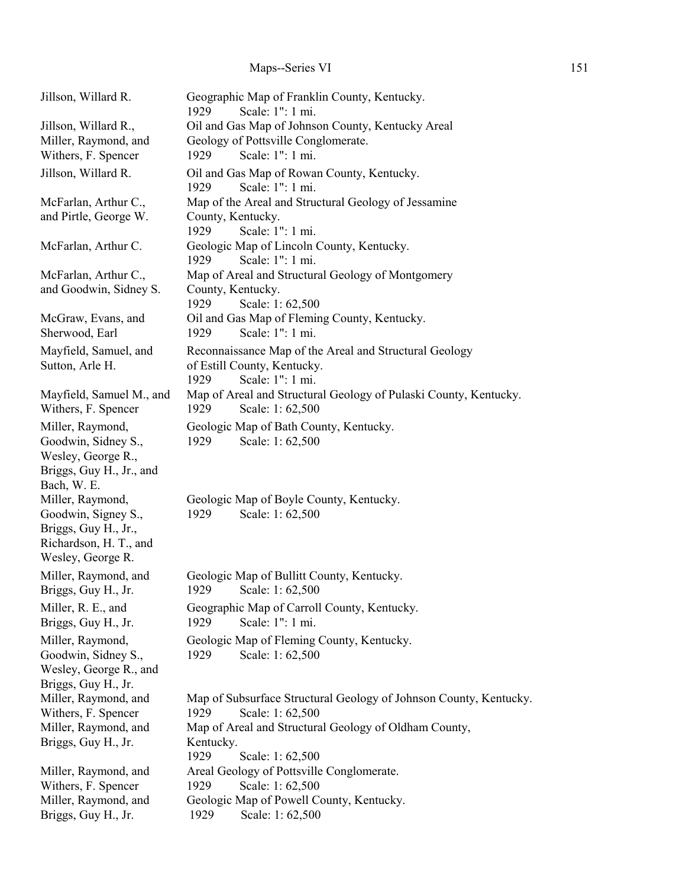| Author | Title |
|---|---|
| Jillson, Willard R. | Geographic Map of Franklin County, Kentucky.<br>1929 Scale: 1": 1 mi. |
| Jillson, Willard R., Miller, Raymond, and Withers, F. Spencer | Oil and Gas Map of Johnson County, Kentucky Areal Geology of Pottsville Conglomerate.<br>1929 Scale: 1": 1 mi. |
| Jillson, Willard R. | Oil and Gas Map of Rowan County, Kentucky.<br>1929 Scale: 1": 1 mi. |
| McFarlan, Arthur C., and Pirtle, George W. | Map of the Areal and Structural Geology of Jessamine County, Kentucky.<br>1929 Scale: 1": 1 mi. |
| McFarlan, Arthur C. | Geologic Map of Lincoln County, Kentucky.<br>1929 Scale: 1": 1 mi. |
| McFarlan, Arthur C., and Goodwin, Sidney S. | Map of Areal and Structural Geology of Montgomery County, Kentucky.<br>1929 Scale: 1: 62,500 |
| McGraw, Evans, and Sherwood, Earl | Oil and Gas Map of Fleming County, Kentucky.<br>1929 Scale: 1": 1 mi. |
| Mayfield, Samuel, and Sutton, Arle H. | Reconnaissance Map of the Areal and Structural Geology of Estill County, Kentucky.<br>1929 Scale: 1": 1 mi. |
| Mayfield, Samuel M., and Withers, F. Spencer | Map of Areal and Structural Geology of Pulaski County, Kentucky.<br>1929 Scale: 1: 62,500 |
| Miller, Raymond, Goodwin, Sidney S., Wesley, George R., Briggs, Guy H., Jr., and Bach, W. E. | Geologic Map of Bath County, Kentucky.<br>1929 Scale: 1: 62,500 |
| Miller, Raymond, Goodwin, Signey S., Briggs, Guy H., Jr., Richardson, H. T., and Wesley, George R. | Geologic Map of Boyle County, Kentucky.<br>1929 Scale: 1: 62,500 |
| Miller, Raymond, and Briggs, Guy H., Jr. | Geologic Map of Bullitt County, Kentucky.<br>1929 Scale: 1: 62,500 |
| Miller, R. E., and Briggs, Guy H., Jr. | Geographic Map of Carroll County, Kentucky.<br>1929 Scale: 1": 1 mi. |
| Miller, Raymond, Goodwin, Sidney S., Wesley, George R., and Briggs, Guy H., Jr. | Geologic Map of Fleming County, Kentucky.<br>1929 Scale: 1: 62,500 |
| Miller, Raymond, and Withers, F. Spencer | Map of Subsurface Structural Geology of Johnson County, Kentucky.<br>1929 Scale: 1: 62,500 |
| Miller, Raymond, and Briggs, Guy H., Jr. | Map of Areal and Structural Geology of Oldham County, Kentucky.<br>1929 Scale: 1: 62,500 |
| Miller, Raymond, and Withers, F. Spencer | Areal Geology of Pottsville Conglomerate.<br>1929 Scale: 1: 62,500 |
| Miller, Raymond, and Briggs, Guy H., Jr. | Geologic Map of Powell County, Kentucky.<br>1929 Scale: 1: 62,500 |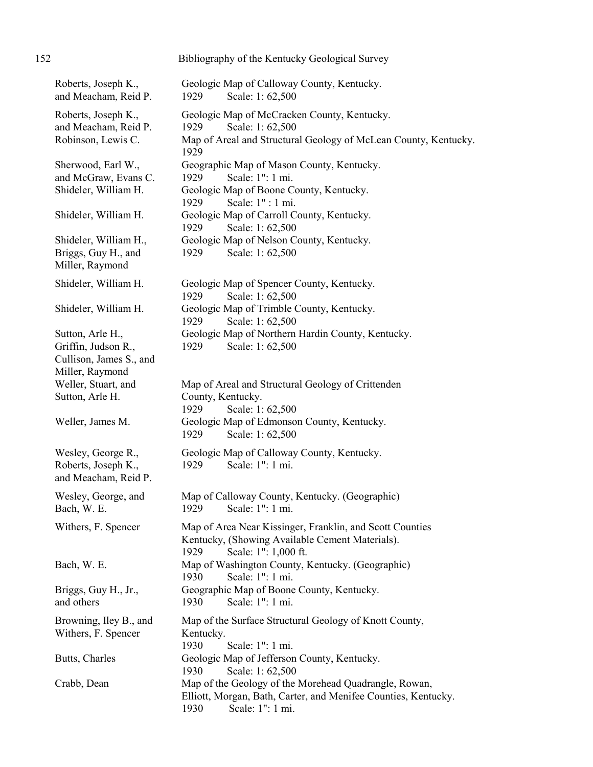Roberts, Joseph K., and Meacham, Reid P. — Geologic Map of Calloway County, Kentucky.
1929 Scale: 1: 62,500

Roberts, Joseph K., and Meacham, Reid P. — Geologic Map of McCracken County, Kentucky.
1929 Scale: 1: 62,500

Robinson, Lewis C. — Map of Areal and Structural Geology of McLean County, Kentucky.
1929

Sherwood, Earl W., and McGraw, Evans C. — Geographic Map of Mason County, Kentucky.
1929 Scale: 1": 1 mi.

Shideler, William H. — Geologic Map of Boone County, Kentucky.
1929 Scale: 1" : 1 mi.

Shideler, William H. — Geologic Map of Carroll County, Kentucky.
1929 Scale: 1: 62,500

Shideler, William H., Briggs, Guy H., and Miller, Raymond — Geologic Map of Nelson County, Kentucky.
1929 Scale: 1: 62,500

Shideler, William H. — Geologic Map of Spencer County, Kentucky.
1929 Scale: 1: 62,500

Shideler, William H. — Geologic Map of Trimble County, Kentucky.
1929 Scale: 1: 62,500

Sutton, Arle H., Griffin, Judson R., Cullison, James S., and Miller, Raymond — Geologic Map of Northern Hardin County, Kentucky.
1929 Scale: 1: 62,500

Weller, Stuart, and Sutton, Arle H. — Map of Areal and Structural Geology of Crittenden County, Kentucky.
1929 Scale: 1: 62,500

Weller, James M. — Geologic Map of Edmonson County, Kentucky.
1929 Scale: 1: 62,500

Wesley, George R., Roberts, Joseph K., and Meacham, Reid P. — Geologic Map of Calloway County, Kentucky.
1929 Scale: 1": 1 mi.

Wesley, George, and Bach, W. E. — Map of Calloway County, Kentucky. (Geographic)
1929 Scale: 1": 1 mi.

Withers, F. Spencer — Map of Area Near Kissinger, Franklin, and Scott Counties Kentucky, (Showing Available Cement Materials).
1929 Scale: 1": 1,000 ft.

Bach, W. E. — Map of Washington County, Kentucky. (Geographic)
1930 Scale: 1": 1 mi.

Briggs, Guy H., Jr., and others — Geographic Map of Boone County, Kentucky.
1930 Scale: 1": 1 mi.

Browning, Iley B., and Withers, F. Spencer — Map of the Surface Structural Geology of Knott County, Kentucky.
1930 Scale: 1": 1 mi.

Butts, Charles — Geologic Map of Jefferson County, Kentucky.
1930 Scale: 1: 62,500

Crabb, Dean — Map of the Geology of the Morehead Quadrangle, Rowan, Elliott, Morgan, Bath, Carter, and Menifee Counties, Kentucky.
1930 Scale: 1": 1 mi.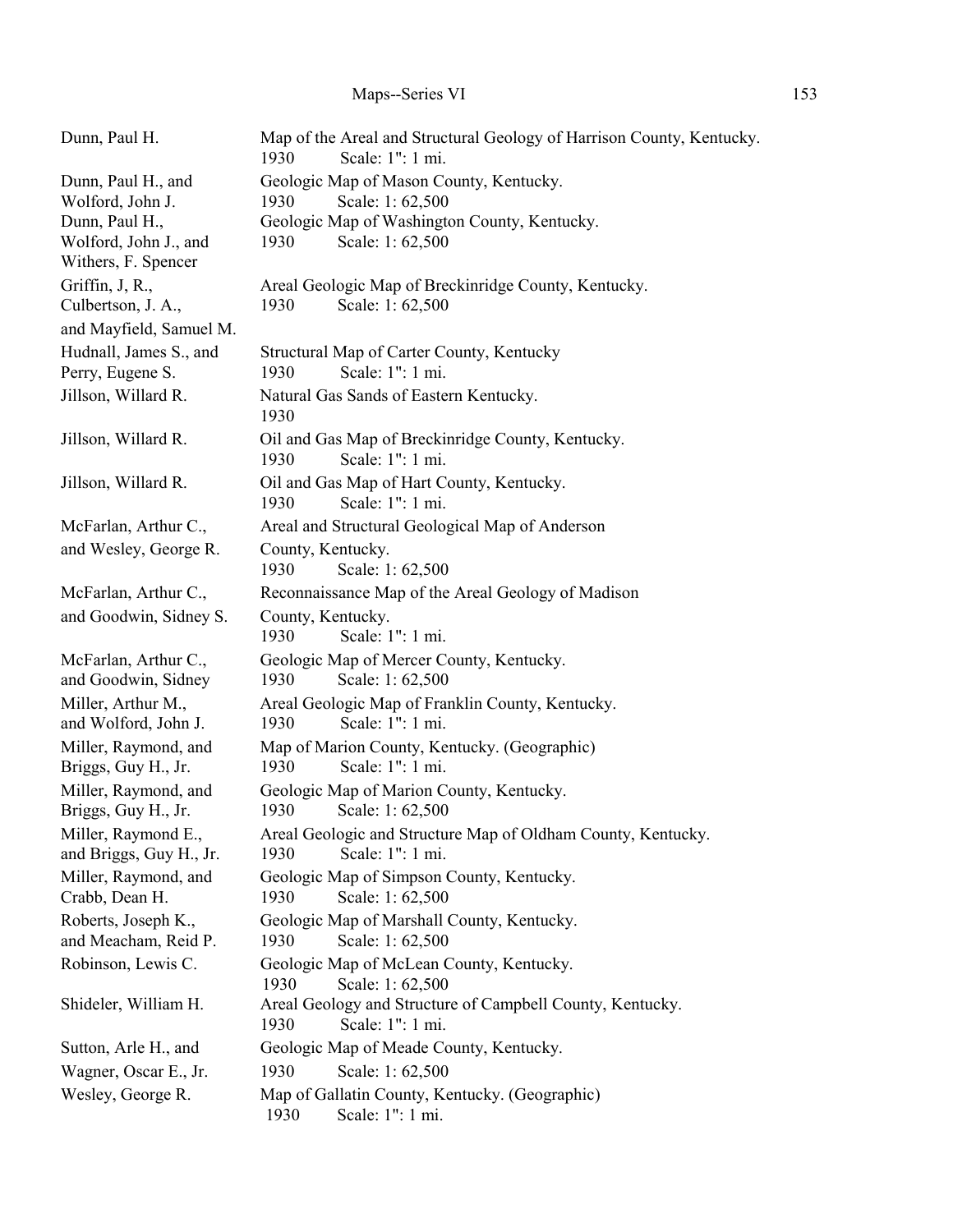| Author | Title |
| --- | --- |
| Dunn, Paul H. | Map of the Areal and Structural Geology of Harrison County, Kentucky. 1930 Scale: 1": 1 mi. |
| Dunn, Paul H., and Wolford, John J. | Geologic Map of Mason County, Kentucky. 1930 Scale: 1: 62,500 |
| Dunn, Paul H., Wolford, John J., and Withers, F. Spencer | Geologic Map of Washington County, Kentucky. 1930 Scale: 1: 62,500 |
| Griffin, J, R., Culbertson, J. A., and Mayfield, Samuel M. | Areal Geologic Map of Breckinridge County, Kentucky. 1930 Scale: 1: 62,500 |
| Hudnall, James S., and Perry, Eugene S. | Structural Map of Carter County, Kentucky 1930 Scale: 1": 1 mi. |
| Jillson, Willard R. | Natural Gas Sands of Eastern Kentucky. 1930 |
| Jillson, Willard R. | Oil and Gas Map of Breckinridge County, Kentucky. 1930 Scale: 1": 1 mi. |
| Jillson, Willard R. | Oil and Gas Map of Hart County, Kentucky. 1930 Scale: 1": 1 mi. |
| McFarlan, Arthur C., and Wesley, George R. | Areal and Structural Geological Map of Anderson County, Kentucky. 1930 Scale: 1: 62,500 |
| McFarlan, Arthur C., and Goodwin, Sidney S. | Reconnaissance Map of the Areal Geology of Madison County, Kentucky. 1930 Scale: 1": 1 mi. |
| McFarlan, Arthur C., and Goodwin, Sidney | Geologic Map of Mercer County, Kentucky. 1930 Scale: 1: 62,500 |
| Miller, Arthur M., and Wolford, John J. | Areal Geologic Map of Franklin County, Kentucky. 1930 Scale: 1": 1 mi. |
| Miller, Raymond, and Briggs, Guy H., Jr. | Map of Marion County, Kentucky. (Geographic) 1930 Scale: 1": 1 mi. |
| Miller, Raymond, and Briggs, Guy H., Jr. | Geologic Map of Marion County, Kentucky. 1930 Scale: 1: 62,500 |
| Miller, Raymond E., and Briggs, Guy H., Jr. | Areal Geologic and Structure Map of Oldham County, Kentucky. 1930 Scale: 1": 1 mi. |
| Miller, Raymond, and Crabb, Dean H. | Geologic Map of Simpson County, Kentucky. 1930 Scale: 1: 62,500 |
| Roberts, Joseph K., and Meacham, Reid P. | Geologic Map of Marshall County, Kentucky. 1930 Scale: 1: 62,500 |
| Robinson, Lewis C. | Geologic Map of McLean County, Kentucky. 1930 Scale: 1: 62,500 |
| Shideler, William H. | Areal Geology and Structure of Campbell County, Kentucky. 1930 Scale: 1": 1 mi. |
| Sutton, Arle H., and Wagner, Oscar E., Jr. | Geologic Map of Meade County, Kentucky. 1930 Scale: 1: 62,500 |
| Wesley, George R. | Map of Gallatin County, Kentucky. (Geographic) 1930 Scale: 1": 1 mi. |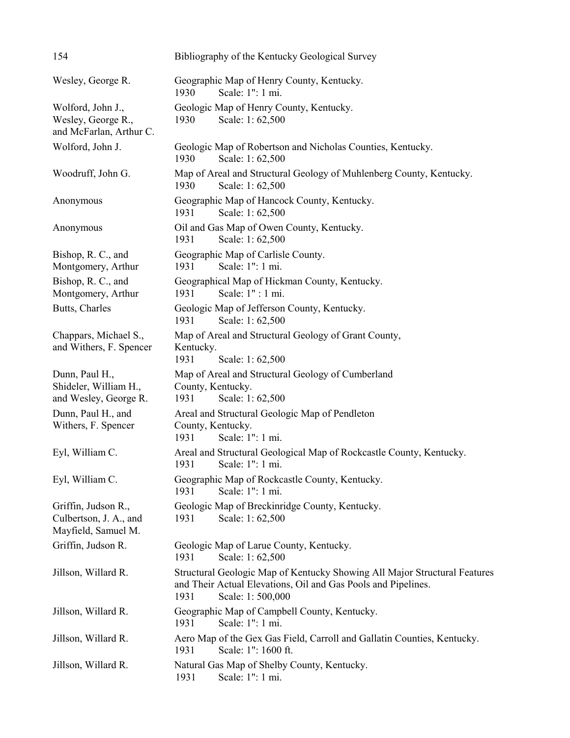Wesley, George R. — Geographic Map of Henry County, Kentucky.
1930 Scale: 1": 1 mi.

Wolford, John J., Wesley, George R., and McFarlan, Arthur C. — Geologic Map of Henry County, Kentucky.
1930 Scale: 1: 62,500

Wolford, John J. — Geologic Map of Robertson and Nicholas Counties, Kentucky.
1930 Scale: 1: 62,500

Woodruff, John G. — Map of Areal and Structural Geology of Muhlenberg County, Kentucky.
1930 Scale: 1: 62,500

Anonymous — Geographic Map of Hancock County, Kentucky.
1931 Scale: 1: 62,500

Anonymous — Oil and Gas Map of Owen County, Kentucky.
1931 Scale: 1: 62,500

Bishop, R. C., and Montgomery, Arthur — Geographic Map of Carlisle County.
1931 Scale: 1": 1 mi.

Bishop, R. C., and Montgomery, Arthur — Geographical Map of Hickman County, Kentucky.
1931 Scale: 1" : 1 mi.

Butts, Charles — Geologic Map of Jefferson County, Kentucky.
1931 Scale: 1: 62,500

Chappars, Michael S., and Withers, F. Spencer — Map of Areal and Structural Geology of Grant County, Kentucky.
1931 Scale: 1: 62,500

Dunn, Paul H., Shideler, William H., and Wesley, George R. — Map of Areal and Structural Geology of Cumberland County, Kentucky.
1931 Scale: 1: 62,500

Dunn, Paul H., and Withers, F. Spencer — Areal and Structural Geologic Map of Pendleton County, Kentucky.
1931 Scale: 1": 1 mi.

Eyl, William C. — Areal and Structural Geological Map of Rockcastle County, Kentucky.
1931 Scale: 1": 1 mi.

Eyl, William C. — Geographic Map of Rockcastle County, Kentucky.
1931 Scale: 1": 1 mi.

Griffin, Judson R., Culbertson, J. A., and Mayfield, Samuel M. — Geologic Map of Breckinridge County, Kentucky.
1931 Scale: 1: 62,500

Griffin, Judson R. — Geologic Map of Larue County, Kentucky.
1931 Scale: 1: 62,500

Jillson, Willard R. — Structural Geologic Map of Kentucky Showing All Major Structural Features and Their Actual Elevations, Oil and Gas Pools and Pipelines.
1931 Scale: 1: 500,000

Jillson, Willard R. — Geographic Map of Campbell County, Kentucky.
1931 Scale: 1": 1 mi.

Jillson, Willard R. — Aero Map of the Gex Gas Field, Carroll and Gallatin Counties, Kentucky.
1931 Scale: 1": 1600 ft.

Jillson, Willard R. — Natural Gas Map of Shelby County, Kentucky.
1931 Scale: 1": 1 mi.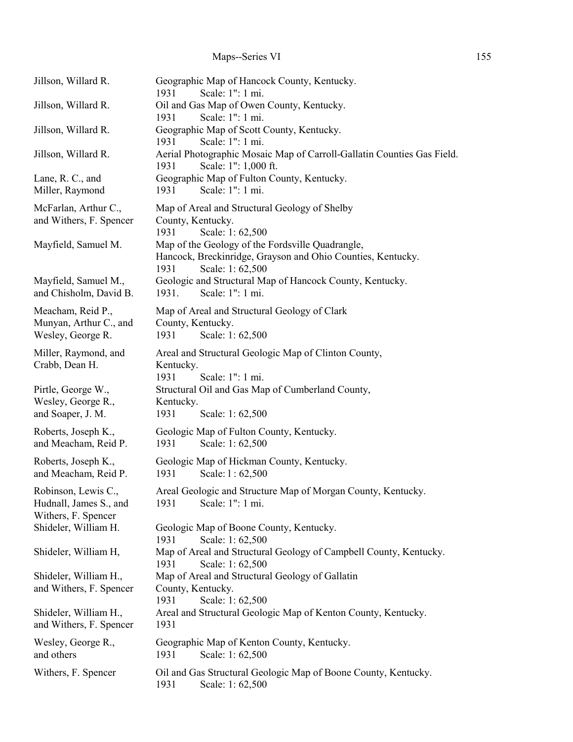| | |
|---|---|
| Jillson, Willard R. | Geographic Map of Hancock County, Kentucky.<br>1931 Scale: 1": 1 mi. |
| Jillson, Willard R. | Oil and Gas Map of Owen County, Kentucky.<br>1931 Scale: 1": 1 mi. |
| Jillson, Willard R. | Geographic Map of Scott County, Kentucky.<br>1931 Scale: 1": 1 mi. |
| Jillson, Willard R. | Aerial Photographic Mosaic Map of Carroll-Gallatin Counties Gas Field.<br>1931 Scale: 1": 1,000 ft. |
| Lane, R. C., and<br>Miller, Raymond | Geographic Map of Fulton County, Kentucky.<br>1931 Scale: 1": 1 mi. |
| McFarlan, Arthur C.,<br>and Withers, F. Spencer | Map of Areal and Structural Geology of Shelby<br>County, Kentucky.<br>1931 Scale: 1: 62,500 |
| Mayfield, Samuel M. | Map of the Geology of the Fordsville Quadrangle,<br>Hancock, Breckinridge, Grayson and Ohio Counties, Kentucky.<br>1931 Scale: 1: 62,500 |
| Mayfield, Samuel M.,<br>and Chisholm, David B. | Geologic and Structural Map of Hancock County, Kentucky.<br>1931. Scale: 1": 1 mi. |
| Meacham, Reid P.,<br>Munyan, Arthur C., and<br>Wesley, George R. | Map of Areal and Structural Geology of Clark<br>County, Kentucky.<br>1931 Scale: 1: 62,500 |
| Miller, Raymond, and<br>Crabb, Dean H. | Areal and Structural Geologic Map of Clinton County,<br>Kentucky.<br>1931 Scale: 1": 1 mi. |
| Pirtle, George W.,<br>Wesley, George R.,<br>and Soaper, J. M. | Structural Oil and Gas Map of Cumberland County,<br>Kentucky.<br>1931 Scale: 1: 62,500 |
| Roberts, Joseph K.,<br>and Meacham, Reid P. | Geologic Map of Fulton County, Kentucky.<br>1931 Scale: 1: 62,500 |
| Roberts, Joseph K.,<br>and Meacham, Reid P. | Geologic Map of Hickman County, Kentucky.<br>1931 Scale: l : 62,500 |
| Robinson, Lewis C.,<br>Hudnall, James S., and<br>Withers, F. Spencer | Areal Geologic and Structure Map of Morgan County, Kentucky.<br>1931 Scale: 1": 1 mi. |
| Shideler, William H. | Geologic Map of Boone County, Kentucky.<br>1931 Scale: 1: 62,500 |
| Shideler, William H, | Map of Areal and Structural Geology of Campbell County, Kentucky.<br>1931 Scale: 1: 62,500 |
| Shideler, William H.,<br>and Withers, F. Spencer | Map of Areal and Structural Geology of Gallatin<br>County, Kentucky.<br>1931 Scale: 1: 62,500 |
| Shideler, William H.,<br>and Withers, F. Spencer | Areal and Structural Geologic Map of Kenton County, Kentucky.<br>1931 |
| Wesley, George R.,<br>and others | Geographic Map of Kenton County, Kentucky.<br>1931 Scale: 1: 62,500 |
| Withers, F. Spencer | Oil and Gas Structural Geologic Map of Boone County, Kentucky.<br>1931 Scale: 1: 62,500 |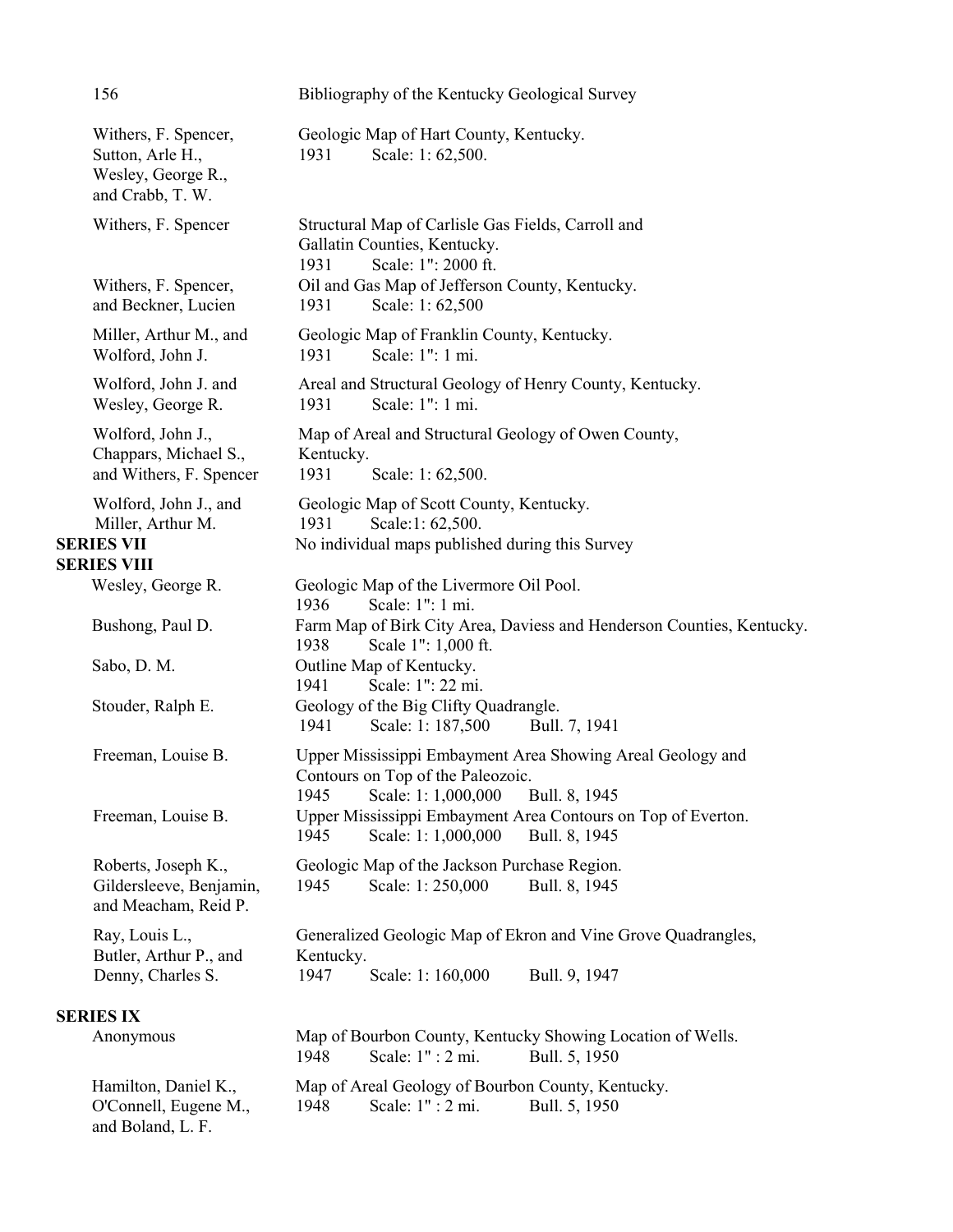| Author | Title |
| --- | --- |
| Withers, F. Spencer, Sutton, Arle H., Wesley, George R., and Crabb, T. W. | Geologic Map of Hart County, Kentucky. 1931 Scale: 1: 62,500. |
| Withers, F. Spencer | Structural Map of Carlisle Gas Fields, Carroll and Gallatin Counties, Kentucky. 1931 Scale: 1": 2000 ft. |
| Withers, F. Spencer, and Beckner, Lucien | Oil and Gas Map of Jefferson County, Kentucky. 1931 Scale: 1: 62,500 |
| Miller, Arthur M., and Wolford, John J. | Geologic Map of Franklin County, Kentucky. 1931 Scale: 1": 1 mi. |
| Wolford, John J. and Wesley, George R. | Areal and Structural Geology of Henry County, Kentucky. 1931 Scale: 1": 1 mi. |
| Wolford, John J., Chappars, Michael S., and Withers, F. Spencer | Map of Areal and Structural Geology of Owen County, Kentucky. 1931 Scale: 1: 62,500. |
| Wolford, John J., and Miller, Arthur M. | Geologic Map of Scott County, Kentucky. 1931 Scale:1: 62,500. |

**SERIES VII** No individual maps published during this Survey

**SERIES VIII**

| Author | Title |
| --- | --- |
| Wesley, George R. | Geologic Map of the Livermore Oil Pool. 1936 Scale: 1": 1 mi. |
| Bushong, Paul D. | Farm Map of Birk City Area, Daviess and Henderson Counties, Kentucky. 1938 Scale 1": 1,000 ft. |
| Sabo, D. M. | Outline Map of Kentucky. 1941 Scale: 1": 22 mi. |
| Stouder, Ralph E. | Geology of the Big Clifty Quadrangle. 1941 Scale: 1: 187,500 Bull. 7, 1941 |
| Freeman, Louise B. | Upper Mississippi Embayment Area Showing Areal Geology and Contours on Top of the Paleozoic. 1945 Scale: 1: 1,000,000 Bull. 8, 1945 |
| Freeman, Louise B. | Upper Mississippi Embayment Area Contours on Top of Everton. 1945 Scale: 1: 1,000,000 Bull. 8, 1945 |
| Roberts, Joseph K., Gildersleeve, Benjamin, and Meacham, Reid P. | Geologic Map of the Jackson Purchase Region. 1945 Scale: 1: 250,000 Bull. 8, 1945 |
| Ray, Louis L., Butler, Arthur P., and Denny, Charles S. | Generalized Geologic Map of Ekron and Vine Grove Quadrangles, Kentucky. 1947 Scale: 1: 160,000 Bull. 9, 1947 |

**SERIES IX**

| Author | Title |
| --- | --- |
| Anonymous | Map of Bourbon County, Kentucky Showing Location of Wells. 1948 Scale: 1" : 2 mi. Bull. 5, 1950 |
| Hamilton, Daniel K., O'Connell, Eugene M., and Boland, L. F. | Map of Areal Geology of Bourbon County, Kentucky. 1948 Scale: 1" : 2 mi. Bull. 5, 1950 |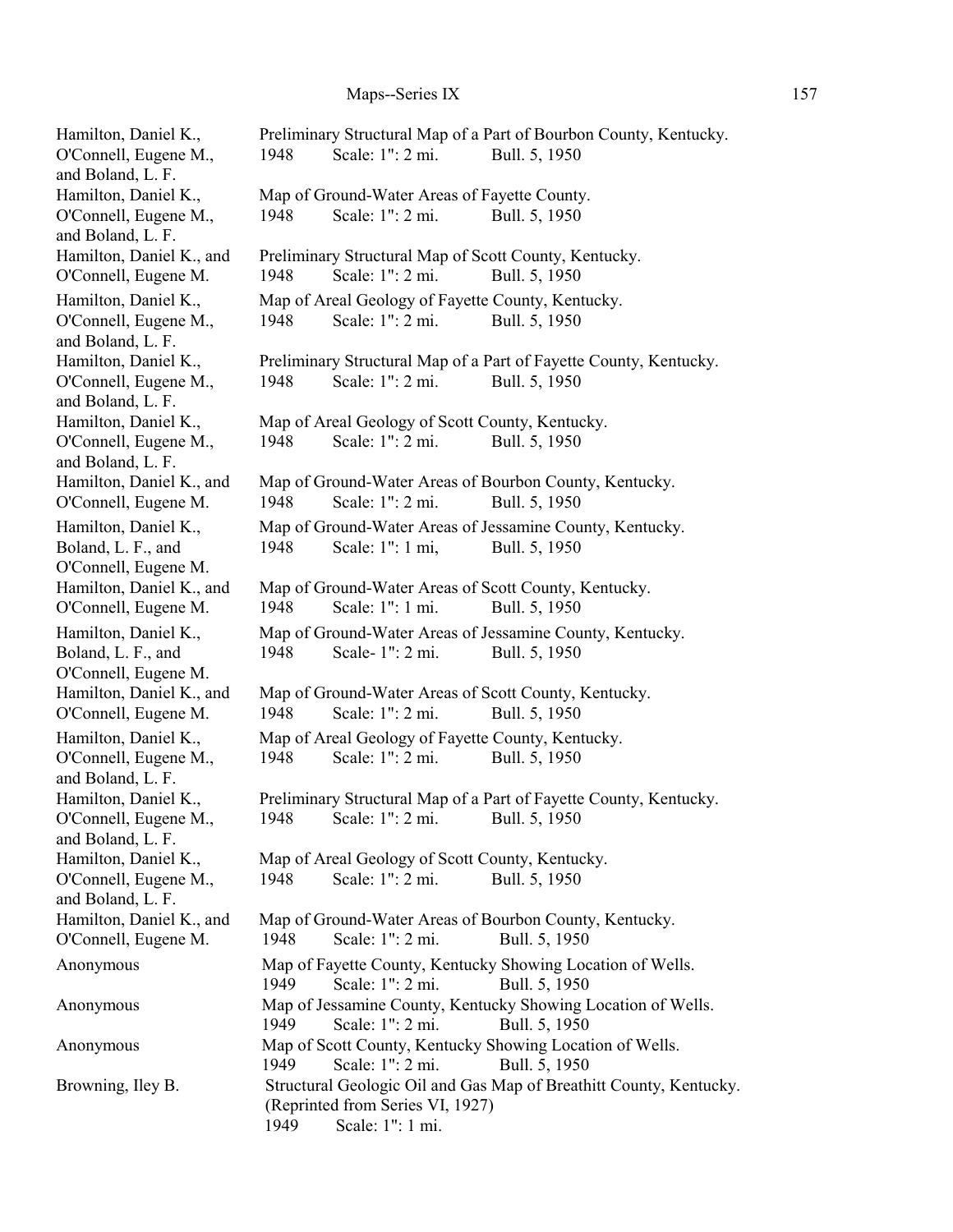| Author | Title |
| --- | --- |
| Hamilton, Daniel K., O'Connell, Eugene M., and Boland, L. F. | Preliminary Structural Map of a Part of Bourbon County, Kentucky. 1948 Scale: 1": 2 mi. Bull. 5, 1950 |
| Hamilton, Daniel K., O'Connell, Eugene M., and Boland, L. F. | Map of Ground-Water Areas of Fayette County. 1948 Scale: 1": 2 mi. Bull. 5, 1950 |
| Hamilton, Daniel K., and O'Connell, Eugene M. | Preliminary Structural Map of Scott County, Kentucky. 1948 Scale: 1": 2 mi. Bull. 5, 1950 |
| Hamilton, Daniel K., O'Connell, Eugene M., and Boland, L. F. | Map of Areal Geology of Fayette County, Kentucky. 1948 Scale: 1": 2 mi. Bull. 5, 1950 |
| Hamilton, Daniel K., O'Connell, Eugene M., and Boland, L. F. | Preliminary Structural Map of a Part of Fayette County, Kentucky. 1948 Scale: 1": 2 mi. Bull. 5, 1950 |
| Hamilton, Daniel K., O'Connell, Eugene M., and Boland, L. F. | Map of Areal Geology of Scott County, Kentucky. 1948 Scale: 1": 2 mi. Bull. 5, 1950 |
| Hamilton, Daniel K., and O'Connell, Eugene M. | Map of Ground-Water Areas of Bourbon County, Kentucky. 1948 Scale: 1": 2 mi. Bull. 5, 1950 |
| Hamilton, Daniel K., Boland, L. F., and O'Connell, Eugene M. | Map of Ground-Water Areas of Jessamine County, Kentucky. 1948 Scale: 1": 1 mi, Bull. 5, 1950 |
| Hamilton, Daniel K., and O'Connell, Eugene M. | Map of Ground-Water Areas of Scott County, Kentucky. 1948 Scale: 1": 1 mi. Bull. 5, 1950 |
| Hamilton, Daniel K., Boland, L. F., and O'Connell, Eugene M. | Map of Ground-Water Areas of Jessamine County, Kentucky. 1948 Scale- 1": 2 mi. Bull. 5, 1950 |
| Hamilton, Daniel K., and O'Connell, Eugene M. | Map of Ground-Water Areas of Scott County, Kentucky. 1948 Scale: 1": 2 mi. Bull. 5, 1950 |
| Hamilton, Daniel K., O'Connell, Eugene M., and Boland, L. F. | Map of Areal Geology of Fayette County, Kentucky. 1948 Scale: 1": 2 mi. Bull. 5, 1950 |
| Hamilton, Daniel K., O'Connell, Eugene M., and Boland, L. F. | Preliminary Structural Map of a Part of Fayette County, Kentucky. 1948 Scale: 1": 2 mi. Bull. 5, 1950 |
| Hamilton, Daniel K., O'Connell, Eugene M., and Boland, L. F. | Map of Areal Geology of Scott County, Kentucky. 1948 Scale: 1": 2 mi. Bull. 5, 1950 |
| Hamilton, Daniel K., and O'Connell, Eugene M. | Map of Ground-Water Areas of Bourbon County, Kentucky. 1948 Scale: 1": 2 mi. Bull. 5, 1950 |
| Anonymous | Map of Fayette County, Kentucky Showing Location of Wells. 1949 Scale: 1": 2 mi. Bull. 5, 1950 |
| Anonymous | Map of Jessamine County, Kentucky Showing Location of Wells. 1949 Scale: 1": 2 mi. Bull. 5, 1950 |
| Anonymous | Map of Scott County, Kentucky Showing Location of Wells. 1949 Scale: 1": 2 mi. Bull. 5, 1950 |
| Browning, Iley B. | Structural Geologic Oil and Gas Map of Breathitt County, Kentucky. (Reprinted from Series VI, 1927) 1949 Scale: 1": 1 mi. |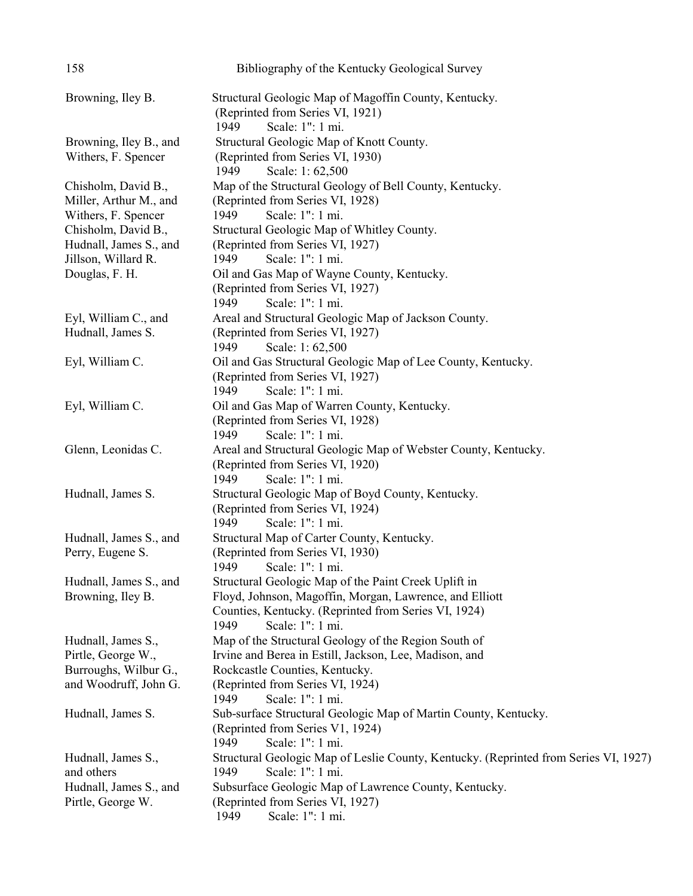| | |
|---|---|
| Browning, Iley B. | Structural Geologic Map of Magoffin County, Kentucky. (Reprinted from Series VI, 1921) 1949 Scale: 1": 1 mi. |
| Browning, Iley B., and Withers, F. Spencer | Structural Geologic Map of Knott County. (Reprinted from Series VI, 1930) 1949 Scale: 1: 62,500 |
| Chisholm, David B., Miller, Arthur M., and Withers, F. Spencer | Map of the Structural Geology of Bell County, Kentucky. (Reprinted from Series VI, 1928) 1949 Scale: 1": 1 mi. |
| Chisholm, David B., Hudnall, James S., and Jillson, Willard R. | Structural Geologic Map of Whitley County. (Reprinted from Series VI, 1927) 1949 Scale: 1": 1 mi. |
| Douglas, F. H. | Oil and Gas Map of Wayne County, Kentucky. (Reprinted from Series VI, 1927) 1949 Scale: 1": 1 mi. |
| Eyl, William C., and Hudnall, James S. | Areal and Structural Geologic Map of Jackson County. (Reprinted from Series VI, 1927) 1949 Scale: 1: 62,500 |
| Eyl, William C. | Oil and Gas Structural Geologic Map of Lee County, Kentucky. (Reprinted from Series VI, 1927) 1949 Scale: 1": 1 mi. |
| Eyl, William C. | Oil and Gas Map of Warren County, Kentucky. (Reprinted from Series VI, 1928) 1949 Scale: 1": 1 mi. |
| Glenn, Leonidas C. | Areal and Structural Geologic Map of Webster County, Kentucky. (Reprinted from Series VI, 1920) 1949 Scale: 1": 1 mi. |
| Hudnall, James S. | Structural Geologic Map of Boyd County, Kentucky. (Reprinted from Series VI, 1924) 1949 Scale: 1": 1 mi. |
| Hudnall, James S., and Perry, Eugene S. | Structural Map of Carter County, Kentucky. (Reprinted from Series VI, 1930) 1949 Scale: 1": 1 mi. |
| Hudnall, James S., and Browning, Iley B. | Structural Geologic Map of the Paint Creek Uplift in Floyd, Johnson, Magoffin, Morgan, Lawrence, and Elliott Counties, Kentucky. (Reprinted from Series VI, 1924) 1949 Scale: 1": 1 mi. |
| Hudnall, James S., Pirtle, George W., Burroughs, Wilbur G., and Woodruff, John G. | Map of the Structural Geology of the Region South of Irvine and Berea in Estill, Jackson, Lee, Madison, and Rockcastle Counties, Kentucky. (Reprinted from Series VI, 1924) 1949 Scale: 1": 1 mi. |
| Hudnall, James S. | Sub-surface Structural Geologic Map of Martin County, Kentucky. (Reprinted from Series V1, 1924) 1949 Scale: 1": 1 mi. |
| Hudnall, James S., and others | Structural Geologic Map of Leslie County, Kentucky. (Reprinted from Series VI, 1927) 1949 Scale: 1": 1 mi. |
| Hudnall, James S., and Pirtle, George W. | Subsurface Geologic Map of Lawrence County, Kentucky. (Reprinted from Series VI, 1927) 1949 Scale: 1": 1 mi. |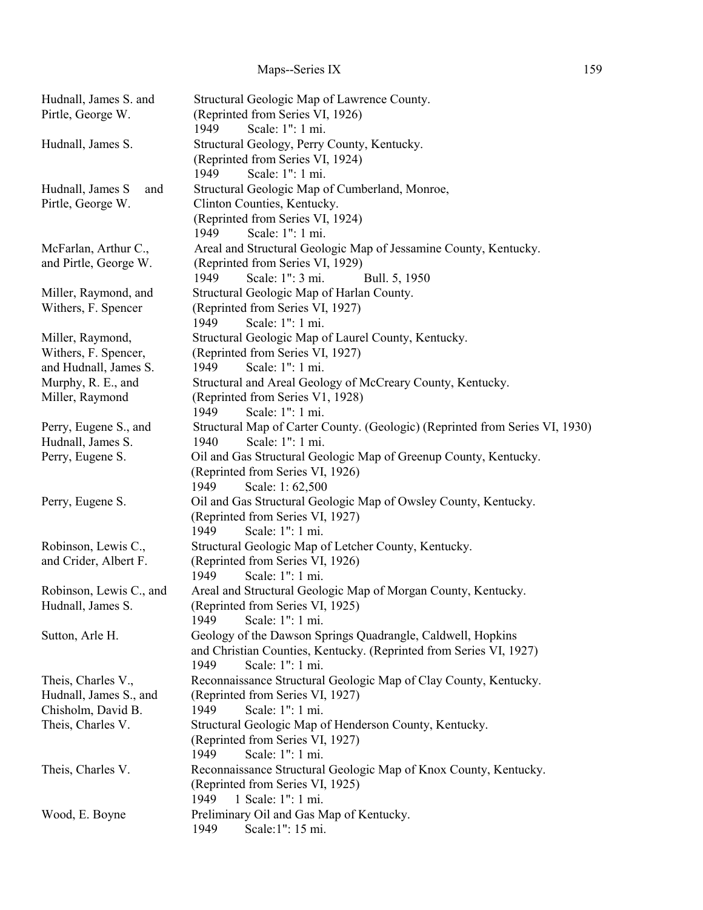| | |
|---|---|
| Hudnall, James S. and Pirtle, George W. | Structural Geologic Map of Lawrence County. (Reprinted from Series VI, 1926) 1949 Scale: 1": 1 mi. |
| Hudnall, James S. | Structural Geology, Perry County, Kentucky. (Reprinted from Series VI, 1924) 1949 Scale: 1": 1 mi. |
| Hudnall, James S and Pirtle, George W. | Structural Geologic Map of Cumberland, Monroe, Clinton Counties, Kentucky. (Reprinted from Series VI, 1924) 1949 Scale: 1": 1 mi. |
| McFarlan, Arthur C., and Pirtle, George W. | Areal and Structural Geologic Map of Jessamine County, Kentucky. (Reprinted from Series VI, 1929) 1949 Scale: 1": 3 mi. Bull. 5, 1950 |
| Miller, Raymond, and Withers, F. Spencer | Structural Geologic Map of Harlan County. (Reprinted from Series VI, 1927) 1949 Scale: 1": 1 mi. |
| Miller, Raymond, Withers, F. Spencer, and Hudnall, James S. | Structural Geologic Map of Laurel County, Kentucky. (Reprinted from Series VI, 1927) 1949 Scale: 1": 1 mi. |
| Murphy, R. E., and Miller, Raymond | Structural and Areal Geology of McCreary County, Kentucky. (Reprinted from Series V1, 1928) 1949 Scale: 1": 1 mi. |
| Perry, Eugene S., and Hudnall, James S. | Structural Map of Carter County. (Geologic) (Reprinted from Series VI, 1930) 1940 Scale: 1": 1 mi. |
| Perry, Eugene S. | Oil and Gas Structural Geologic Map of Greenup County, Kentucky. (Reprinted from Series VI, 1926) 1949 Scale: 1: 62,500 |
| Perry, Eugene S. | Oil and Gas Structural Geologic Map of Owsley County, Kentucky. (Reprinted from Series VI, 1927) 1949 Scale: 1": 1 mi. |
| Robinson, Lewis C., and Crider, Albert F. | Structural Geologic Map of Letcher County, Kentucky. (Reprinted from Series VI, 1926) 1949 Scale: 1": 1 mi. |
| Robinson, Lewis C., and Hudnall, James S. | Areal and Structural Geologic Map of Morgan County, Kentucky. (Reprinted from Series VI, 1925) 1949 Scale: 1": 1 mi. |
| Sutton, Arle H. | Geology of the Dawson Springs Quadrangle, Caldwell, Hopkins and Christian Counties, Kentucky. (Reprinted from Series VI, 1927) 1949 Scale: 1": 1 mi. |
| Theis, Charles V., Hudnall, James S., and Chisholm, David B. | Reconnaissance Structural Geologic Map of Clay County, Kentucky. (Reprinted from Series VI, 1927) 1949 Scale: 1": 1 mi. |
| Theis, Charles V. | Structural Geologic Map of Henderson County, Kentucky. (Reprinted from Series VI, 1927) 1949 Scale: 1": 1 mi. |
| Theis, Charles V. | Reconnaissance Structural Geologic Map of Knox County, Kentucky. (Reprinted from Series VI, 1925) 1949 1 Scale: 1": 1 mi. |
| Wood, E. Boyne | Preliminary Oil and Gas Map of Kentucky. 1949 Scale:1": 15 mi. |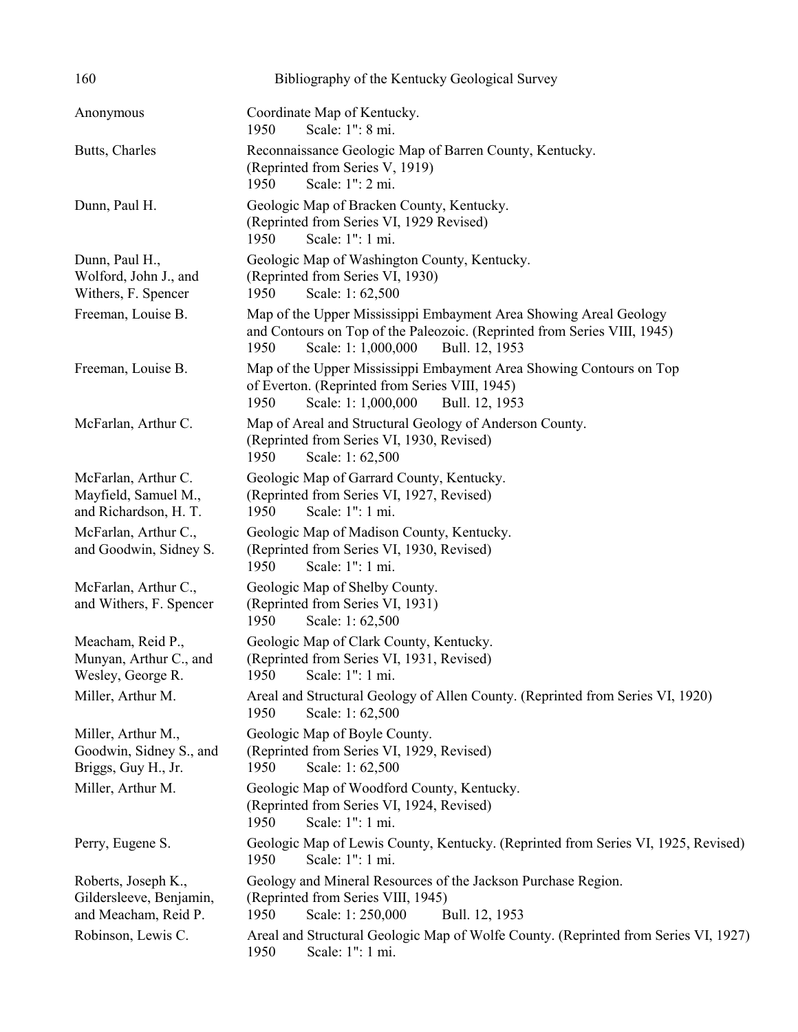| | |
|---|---|
| Anonymous | Coordinate Map of Kentucky.<br>1950 Scale: 1": 8 mi. |
| Butts, Charles | Reconnaissance Geologic Map of Barren County, Kentucky.<br>(Reprinted from Series V, 1919)<br>1950 Scale: 1": 2 mi. |
| Dunn, Paul H. | Geologic Map of Bracken County, Kentucky.<br>(Reprinted from Series VI, 1929 Revised)<br>1950 Scale: 1": 1 mi. |
| Dunn, Paul H.,<br>Wolford, John J., and<br>Withers, F. Spencer | Geologic Map of Washington County, Kentucky.<br>(Reprinted from Series VI, 1930)<br>1950 Scale: 1: 62,500 |
| Freeman, Louise B. | Map of the Upper Mississippi Embayment Area Showing Areal Geology and Contours on Top of the Paleozoic. (Reprinted from Series VIII, 1945)<br>1950 Scale: 1: 1,000,000 Bull. 12, 1953 |
| Freeman, Louise B. | Map of the Upper Mississippi Embayment Area Showing Contours on Top of Everton. (Reprinted from Series VIII, 1945)<br>1950 Scale: 1: 1,000,000 Bull. 12, 1953 |
| McFarlan, Arthur C. | Map of Areal and Structural Geology of Anderson County.<br>(Reprinted from Series VI, 1930, Revised)<br>1950 Scale: 1: 62,500 |
| McFarlan, Arthur C.<br>Mayfield, Samuel M.,<br>and Richardson, H. T. | Geologic Map of Garrard County, Kentucky.<br>(Reprinted from Series VI, 1927, Revised)<br>1950 Scale: 1": 1 mi. |
| McFarlan, Arthur C.,<br>and Goodwin, Sidney S. | Geologic Map of Madison County, Kentucky.<br>(Reprinted from Series VI, 1930, Revised)<br>1950 Scale: 1": 1 mi. |
| McFarlan, Arthur C.,<br>and Withers, F. Spencer | Geologic Map of Shelby County.<br>(Reprinted from Series VI, 1931)<br>1950 Scale: 1: 62,500 |
| Meacham, Reid P.,<br>Munyan, Arthur C., and<br>Wesley, George R. | Geologic Map of Clark County, Kentucky.<br>(Reprinted from Series VI, 1931, Revised)<br>1950 Scale: 1": 1 mi. |
| Miller, Arthur M. | Areal and Structural Geology of Allen County. (Reprinted from Series VI, 1920)<br>1950 Scale: 1: 62,500 |
| Miller, Arthur M.,<br>Goodwin, Sidney S., and<br>Briggs, Guy H., Jr. | Geologic Map of Boyle County.<br>(Reprinted from Series VI, 1929, Revised)<br>1950 Scale: 1: 62,500 |
| Miller, Arthur M. | Geologic Map of Woodford County, Kentucky.<br>(Reprinted from Series VI, 1924, Revised)<br>1950 Scale: 1": 1 mi. |
| Perry, Eugene S. | Geologic Map of Lewis County, Kentucky. (Reprinted from Series VI, 1925, Revised)<br>1950 Scale: 1": 1 mi. |
| Roberts, Joseph K.,<br>Gildersleeve, Benjamin,<br>and Meacham, Reid P. | Geology and Mineral Resources of the Jackson Purchase Region.<br>(Reprinted from Series VIII, 1945)<br>1950 Scale: 1: 250,000 Bull. 12, 1953 |
| Robinson, Lewis C. | Areal and Structural Geologic Map of Wolfe County. (Reprinted from Series VI, 1927)<br>1950 Scale: 1": 1 mi. |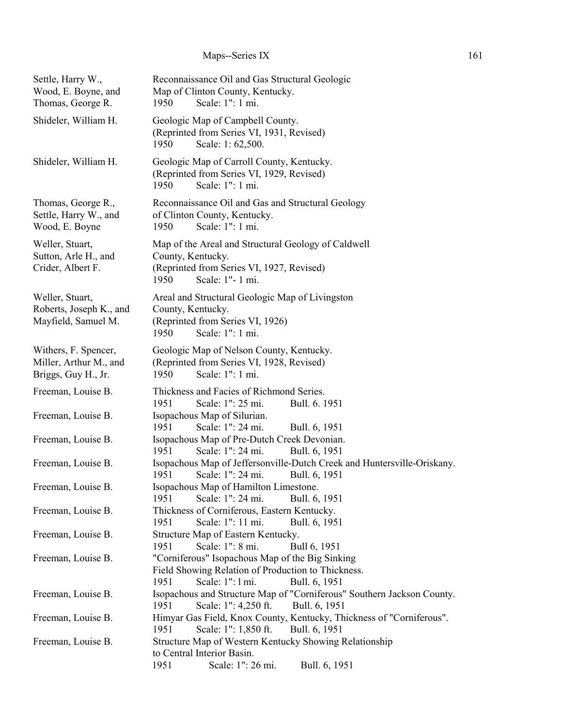| | |
|---|---|
| Settle, Harry W., Wood, E. Boyne, and Thomas, George R. | Reconnaissance Oil and Gas Structural Geologic Map of Clinton County, Kentucky. 1950 Scale: 1": 1 mi. |
| Shideler, William H. | Geologic Map of Campbell County. (Reprinted from Series VI, 1931, Revised) 1950 Scale: 1: 62,500. |
| Shideler, William H. | Geologic Map of Carroll County, Kentucky. (Reprinted from Series VI, 1929, Revised) 1950 Scale: 1": 1 mi. |
| Thomas, George R., Settle, Harry W., and Wood, E. Boyne | Reconnaissance Oil and Gas and Structural Geology of Clinton County, Kentucky. 1950 Scale: 1": 1 mi. |
| Weller, Stuart, Sutton, Arle H., and Crider, Albert F. | Map of the Areal and Structural Geology of Caldwell County, Kentucky. (Reprinted from Series VI, 1927, Revised) 1950 Scale: 1"- 1 mi. |
| Weller, Stuart, Roberts, Joseph K., and Mayfield, Samuel M. | Areal and Structural Geologic Map of Livingston County, Kentucky. (Reprinted from Series VI, 1926) 1950 Scale: 1": 1 mi. |
| Withers, F. Spencer, Miller, Arthur M., and Briggs, Guy H., Jr. | Geologic Map of Nelson County, Kentucky. (Reprinted from Series VI, 1928, Revised) 1950 Scale: 1": 1 mi. |
| Freeman, Louise B. | Thickness and Facies of Richmond Series. 1951 Scale: 1": 25 mi. Bull. 6. 1951 |
| Freeman, Louise B. | Isopachous Map of Silurian. 1951 Scale: 1": 24 mi. Bull. 6, 1951 |
| Freeman, Louise B. | Isopachous Map of Pre-Dutch Creek Devonian. 1951 Scale: 1": 24 mi. Bull. 6, 1951 |
| Freeman, Louise B. | Isopachous Map of Jeffersonville-Dutch Creek and Huntersville-Oriskany. 1951 Scale: 1": 24 mi. Bull. 6, 1951 |
| Freeman, Louise B. | Isopachous Map of Hamilton Limestone. 1951 Scale: 1": 24 mi. Bull. 6, 1951 |
| Freeman, Louise B. | Thickness of Corniferous, Eastern Kentucky. 1951 Scale: 1": 11 mi. Bull. 6, 1951 |
| Freeman, Louise B. | Structure Map of Eastern Kentucky. 1951 Scale: 1": 8 mi. Bull 6, 1951 |
| Freeman, Louise B. | "Corniferous" Isopachous Map of the Big Sinking Field Showing Relation of Production to Thickness. 1951 Scale: 1": l mi. Bull. 6, 1951 |
| Freeman, Louise B. | Isopachous and Structure Map of "Corniferous" Southern Jackson County. 1951 Scale: 1": 4,250 ft. Bull. 6, 1951 |
| Freeman, Louise B. | Himyar Gas Field, Knox County, Kentucky, Thickness of "Corniferous". 1951 Scale: 1": 1,850 ft. Bull. 6, 1951 |
| Freeman, Louise B. | Structure Map of Western Kentucky Showing Relationship to Central Interior Basin. 1951 Scale: 1": 26 mi. Bull. 6, 1951 |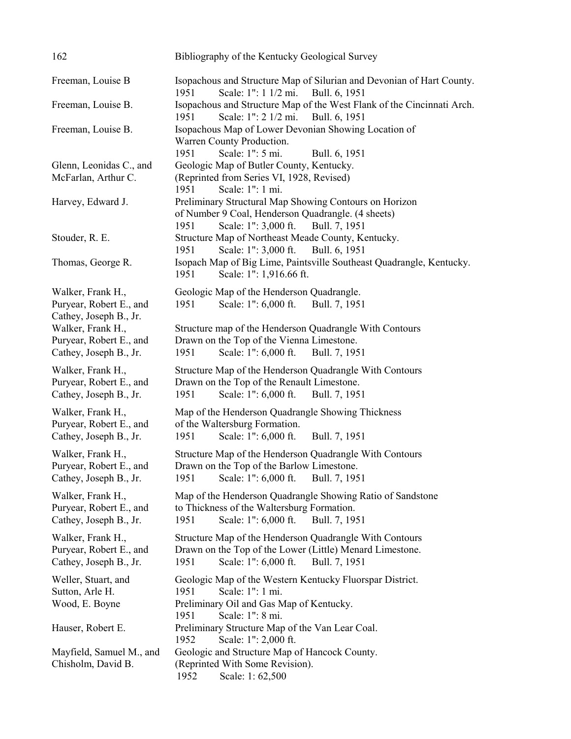| Author | Entry |
|---|---|
| Freeman, Louise B | Isopachous and Structure Map of Silurian and Devonian of Hart County.<br>1951 Scale: 1": 1 1/2 mi. Bull. 6, 1951 |
| Freeman, Louise B. | Isopachous and Structure Map of the West Flank of the Cincinnati Arch.<br>1951 Scale: 1": 2 1/2 mi. Bull. 6, 1951 |
| Freeman, Louise B. | Isopachous Map of Lower Devonian Showing Location of Warren County Production.<br>1951 Scale: 1": 5 mi. Bull. 6, 1951 |
| Glenn, Leonidas C., and McFarlan, Arthur C. | Geologic Map of Butler County, Kentucky.<br>(Reprinted from Series VI, 1928, Revised)<br>1951 Scale: 1": 1 mi. |
| Harvey, Edward J. | Preliminary Structural Map Showing Contours on Horizon of Number 9 Coal, Henderson Quadrangle. (4 sheets)<br>1951 Scale: 1": 3,000 ft. Bull. 7, 1951 |
| Stouder, R. E. | Structure Map of Northeast Meade County, Kentucky.<br>1951 Scale: 1": 3,000 ft. Bull. 6, 1951 |
| Thomas, George R. | Isopach Map of Big Lime, Paintsville Southeast Quadrangle, Kentucky.<br>1951 Scale: 1": 1,916.66 ft. |
| Walker, Frank H., Puryear, Robert E., and Cathey, Joseph B., Jr. | Geologic Map of the Henderson Quadrangle.<br>1951 Scale: 1": 6,000 ft. Bull. 7, 1951 |
| Walker, Frank H., Puryear, Robert E., and Cathey, Joseph B., Jr. | Structure map of the Henderson Quadrangle With Contours Drawn on the Top of the Vienna Limestone.<br>1951 Scale: 1": 6,000 ft. Bull. 7, 1951 |
| Walker, Frank H., Puryear, Robert E., and Cathey, Joseph B., Jr. | Structure Map of the Henderson Quadrangle With Contours Drawn on the Top of the Renault Limestone.<br>1951 Scale: 1": 6,000 ft. Bull. 7, 1951 |
| Walker, Frank H., Puryear, Robert E., and Cathey, Joseph B., Jr. | Map of the Henderson Quadrangle Showing Thickness of the Waltersburg Formation.<br>1951 Scale: 1": 6,000 ft. Bull. 7, 1951 |
| Walker, Frank H., Puryear, Robert E., and Cathey, Joseph B., Jr. | Structure Map of the Henderson Quadrangle With Contours Drawn on the Top of the Barlow Limestone.<br>1951 Scale: 1": 6,000 ft. Bull. 7, 1951 |
| Walker, Frank H., Puryear, Robert E., and Cathey, Joseph B., Jr. | Map of the Henderson Quadrangle Showing Ratio of Sandstone to Thickness of the Waltersburg Formation.<br>1951 Scale: 1": 6,000 ft. Bull. 7, 1951 |
| Walker, Frank H., Puryear, Robert E., and Cathey, Joseph B., Jr. | Structure Map of the Henderson Quadrangle With Contours Drawn on the Top of the Lower (Little) Menard Limestone.<br>1951 Scale: 1": 6,000 ft. Bull. 7, 1951 |
| Weller, Stuart, and Sutton, Arle H. | Geologic Map of the Western Kentucky Fluorspar District.<br>1951 Scale: 1": 1 mi. |
| Wood, E. Boyne | Preliminary Oil and Gas Map of Kentucky.<br>1951 Scale: 1": 8 mi. |
| Hauser, Robert E. | Preliminary Structure Map of the Van Lear Coal.<br>1952 Scale: 1": 2,000 ft. |
| Mayfield, Samuel M., and Chisholm, David B. | Geologic and Structure Map of Hancock County.<br>(Reprinted With Some Revision).<br>1952 Scale: 1: 62,500 |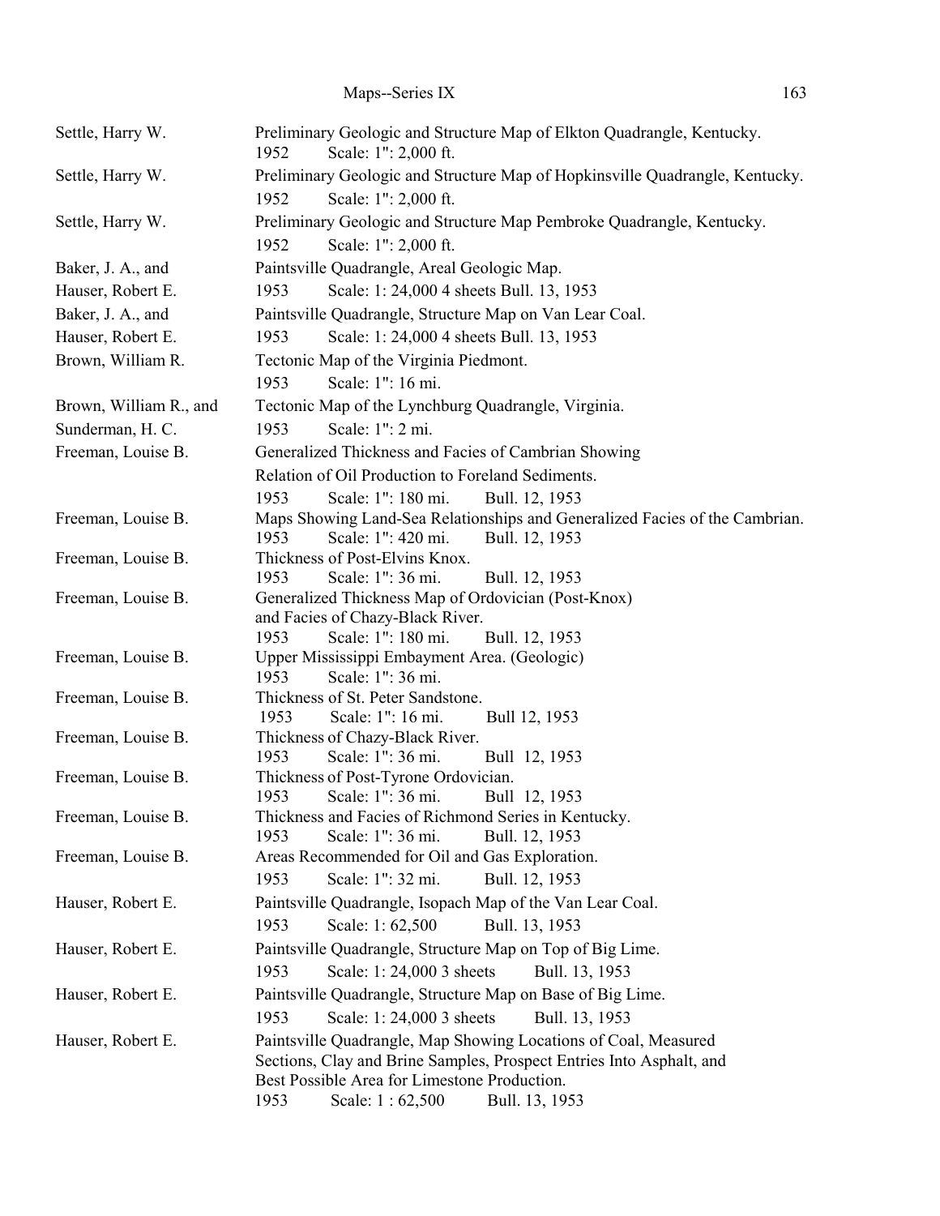| | |
|---|---|
| Settle, Harry W. | Preliminary Geologic and Structure Map of Elkton Quadrangle, Kentucky.<br>1952 Scale: 1": 2,000 ft. |
| Settle, Harry W. | Preliminary Geologic and Structure Map of Hopkinsville Quadrangle, Kentucky.<br>1952 Scale: 1": 2,000 ft. |
| Settle, Harry W. | Preliminary Geologic and Structure Map Pembroke Quadrangle, Kentucky.<br>1952 Scale: 1": 2,000 ft. |
| Baker, J. A., and<br>Hauser, Robert E. | Paintsville Quadrangle, Areal Geologic Map.<br>1953 Scale: 1: 24,000 4 sheets Bull. 13, 1953 |
| Baker, J. A., and<br>Hauser, Robert E. | Paintsville Quadrangle, Structure Map on Van Lear Coal.<br>1953 Scale: 1: 24,000 4 sheets Bull. 13, 1953 |
| Brown, William R. | Tectonic Map of the Virginia Piedmont.<br>1953 Scale: 1": 16 mi. |
| Brown, William R., and<br>Sunderman, H. C. | Tectonic Map of the Lynchburg Quadrangle, Virginia.<br>1953 Scale: 1": 2 mi. |
| Freeman, Louise B. | Generalized Thickness and Facies of Cambrian Showing<br>Relation of Oil Production to Foreland Sediments.<br>1953 Scale: 1": 180 mi. Bull. 12, 1953 |
| Freeman, Louise B. | Maps Showing Land-Sea Relationships and Generalized Facies of the Cambrian.<br>1953 Scale: 1": 420 mi. Bull. 12, 1953 |
| Freeman, Louise B. | Thickness of Post-Elvins Knox.<br>1953 Scale: 1": 36 mi. Bull. 12, 1953 |
| Freeman, Louise B. | Generalized Thickness Map of Ordovician (Post-Knox)<br>and Facies of Chazy-Black River.<br>1953 Scale: 1": 180 mi. Bull. 12, 1953 |
| Freeman, Louise B. | Upper Mississippi Embayment Area. (Geologic)<br>1953 Scale: 1": 36 mi. |
| Freeman, Louise B. | Thickness of St. Peter Sandstone.<br>1953 Scale: 1": 16 mi. Bull 12, 1953 |
| Freeman, Louise B. | Thickness of Chazy-Black River.<br>1953 Scale: 1": 36 mi. Bull 12, 1953 |
| Freeman, Louise B. | Thickness of Post-Tyrone Ordovician.<br>1953 Scale: 1": 36 mi. Bull 12, 1953 |
| Freeman, Louise B. | Thickness and Facies of Richmond Series in Kentucky.<br>1953 Scale: 1": 36 mi. Bull. 12, 1953 |
| Freeman, Louise B. | Areas Recommended for Oil and Gas Exploration.<br>1953 Scale: 1": 32 mi. Bull. 12, 1953 |
| Hauser, Robert E. | Paintsville Quadrangle, Isopach Map of the Van Lear Coal.<br>1953 Scale: 1: 62,500 Bull. 13, 1953 |
| Hauser, Robert E. | Paintsville Quadrangle, Structure Map on Top of Big Lime.<br>1953 Scale: 1: 24,000 3 sheets Bull. 13, 1953 |
| Hauser, Robert E. | Paintsville Quadrangle, Structure Map on Base of Big Lime.<br>1953 Scale: 1: 24,000 3 sheets Bull. 13, 1953 |
| Hauser, Robert E. | Paintsville Quadrangle, Map Showing Locations of Coal, Measured<br>Sections, Clay and Brine Samples, Prospect Entries Into Asphalt, and<br>Best Possible Area for Limestone Production.<br>1953 Scale: 1 : 62,500 Bull. 13, 1953 |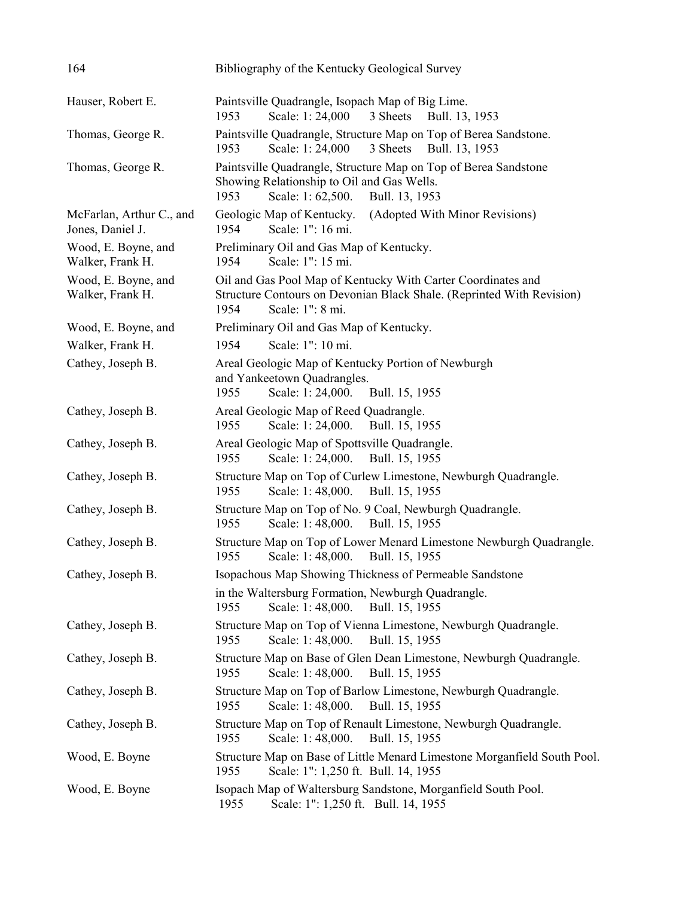Hauser, Robert E. — Paintsville Quadrangle, Isopach Map of Big Lime.
1953 Scale: 1: 24,000 3 Sheets Bull. 13, 1953

Thomas, George R. — Paintsville Quadrangle, Structure Map on Top of Berea Sandstone.
1953 Scale: 1: 24,000 3 Sheets Bull. 13, 1953

Thomas, George R. — Paintsville Quadrangle, Structure Map on Top of Berea Sandstone Showing Relationship to Oil and Gas Wells.
1953 Scale: 1: 62,500. Bull. 13, 1953

McFarlan, Arthur C., and Jones, Daniel J. — Geologic Map of Kentucky. (Adopted With Minor Revisions)
1954 Scale: 1": 16 mi.

Wood, E. Boyne, and Walker, Frank H. — Preliminary Oil and Gas Map of Kentucky.
1954 Scale: 1": 15 mi.

Wood, E. Boyne, and Walker, Frank H. — Oil and Gas Pool Map of Kentucky With Carter Coordinates and Structure Contours on Devonian Black Shale. (Reprinted With Revision)
1954 Scale: 1": 8 mi.

Wood, E. Boyne, and Walker, Frank H. — Preliminary Oil and Gas Map of Kentucky.
1954 Scale: 1": 10 mi.

Cathey, Joseph B. — Areal Geologic Map of Kentucky Portion of Newburgh and Yankeetown Quadrangles.
1955 Scale: 1: 24,000. Bull. 15, 1955

Cathey, Joseph B. — Areal Geologic Map of Reed Quadrangle.
1955 Scale: 1: 24,000. Bull. 15, 1955

Cathey, Joseph B. — Areal Geologic Map of Spottsville Quadrangle.
1955 Scale: 1: 24,000. Bull. 15, 1955

Cathey, Joseph B. — Structure Map on Top of Curlew Limestone, Newburgh Quadrangle.
1955 Scale: 1: 48,000. Bull. 15, 1955

Cathey, Joseph B. — Structure Map on Top of No. 9 Coal, Newburgh Quadrangle.
1955 Scale: 1: 48,000. Bull. 15, 1955

Cathey, Joseph B. — Structure Map on Top of Lower Menard Limestone Newburgh Quadrangle.
1955 Scale: 1: 48,000. Bull. 15, 1955

Cathey, Joseph B. — Isopachous Map Showing Thickness of Permeable Sandstone in the Waltersburg Formation, Newburgh Quadrangle.
1955 Scale: 1: 48,000. Bull. 15, 1955

Cathey, Joseph B. — Structure Map on Top of Vienna Limestone, Newburgh Quadrangle.
1955 Scale: 1: 48,000. Bull. 15, 1955

Cathey, Joseph B. — Structure Map on Base of Glen Dean Limestone, Newburgh Quadrangle.
1955 Scale: 1: 48,000. Bull. 15, 1955

Cathey, Joseph B. — Structure Map on Top of Barlow Limestone, Newburgh Quadrangle.
1955 Scale: 1: 48,000. Bull. 15, 1955

Cathey, Joseph B. — Structure Map on Top of Renault Limestone, Newburgh Quadrangle.
1955 Scale: 1: 48,000. Bull. 15, 1955

Wood, E. Boyne — Structure Map on Base of Little Menard Limestone Morganfield South Pool.
1955 Scale: 1": 1,250 ft. Bull. 14, 1955

Wood, E. Boyne — Isopach Map of Waltersburg Sandstone, Morganfield South Pool.
1955 Scale: 1": 1,250 ft. Bull. 14, 1955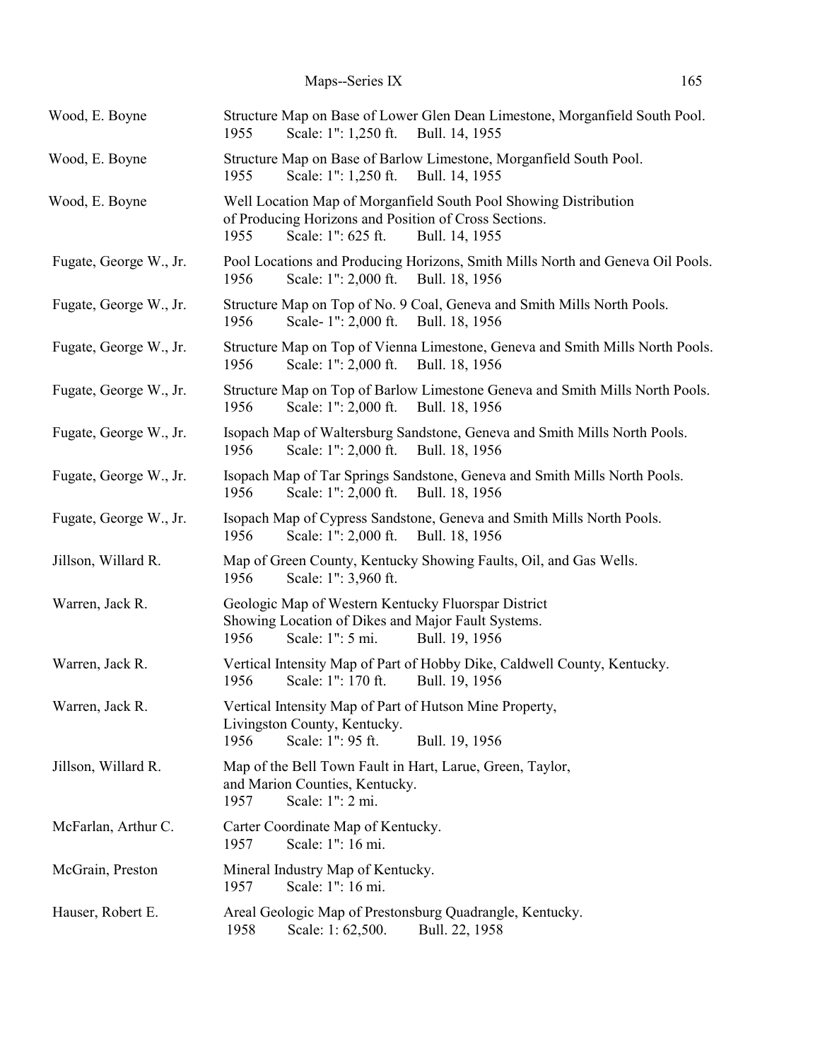| | |
|---|---|
| Wood, E. Boyne | Structure Map on Base of Lower Glen Dean Limestone, Morganfield South Pool.<br>1955 Scale: 1": 1,250 ft. Bull. 14, 1955 |
| Wood, E. Boyne | Structure Map on Base of Barlow Limestone, Morganfield South Pool.<br>1955 Scale: 1": 1,250 ft. Bull. 14, 1955 |
| Wood, E. Boyne | Well Location Map of Morganfield South Pool Showing Distribution of Producing Horizons and Position of Cross Sections.<br>1955 Scale: 1": 625 ft. Bull. 14, 1955 |
| Fugate, George W., Jr. | Pool Locations and Producing Horizons, Smith Mills North and Geneva Oil Pools.<br>1956 Scale: 1": 2,000 ft. Bull. 18, 1956 |
| Fugate, George W., Jr. | Structure Map on Top of No. 9 Coal, Geneva and Smith Mills North Pools.<br>1956 Scale- 1": 2,000 ft. Bull. 18, 1956 |
| Fugate, George W., Jr. | Structure Map on Top of Vienna Limestone, Geneva and Smith Mills North Pools.<br>1956 Scale: 1": 2,000 ft. Bull. 18, 1956 |
| Fugate, George W., Jr. | Structure Map on Top of Barlow Limestone Geneva and Smith Mills North Pools.<br>1956 Scale: 1": 2,000 ft. Bull. 18, 1956 |
| Fugate, George W., Jr. | Isopach Map of Waltersburg Sandstone, Geneva and Smith Mills North Pools.<br>1956 Scale: 1": 2,000 ft. Bull. 18, 1956 |
| Fugate, George W., Jr. | Isopach Map of Tar Springs Sandstone, Geneva and Smith Mills North Pools.<br>1956 Scale: 1": 2,000 ft. Bull. 18, 1956 |
| Fugate, George W., Jr. | Isopach Map of Cypress Sandstone, Geneva and Smith Mills North Pools.<br>1956 Scale: 1": 2,000 ft. Bull. 18, 1956 |
| Jillson, Willard R. | Map of Green County, Kentucky Showing Faults, Oil, and Gas Wells.<br>1956 Scale: 1": 3,960 ft. |
| Warren, Jack R. | Geologic Map of Western Kentucky Fluorspar District Showing Location of Dikes and Major Fault Systems.<br>1956 Scale: 1": 5 mi. Bull. 19, 1956 |
| Warren, Jack R. | Vertical Intensity Map of Part of Hobby Dike, Caldwell County, Kentucky.<br>1956 Scale: 1": 170 ft. Bull. 19, 1956 |
| Warren, Jack R. | Vertical Intensity Map of Part of Hutson Mine Property, Livingston County, Kentucky.<br>1956 Scale: 1": 95 ft. Bull. 19, 1956 |
| Jillson, Willard R. | Map of the Bell Town Fault in Hart, Larue, Green, Taylor, and Marion Counties, Kentucky.<br>1957 Scale: 1": 2 mi. |
| McFarlan, Arthur C. | Carter Coordinate Map of Kentucky.<br>1957 Scale: 1": 16 mi. |
| McGrain, Preston | Mineral Industry Map of Kentucky.<br>1957 Scale: 1": 16 mi. |
| Hauser, Robert E. | Areal Geologic Map of Prestonsburg Quadrangle, Kentucky.<br>1958 Scale: 1: 62,500. Bull. 22, 1958 |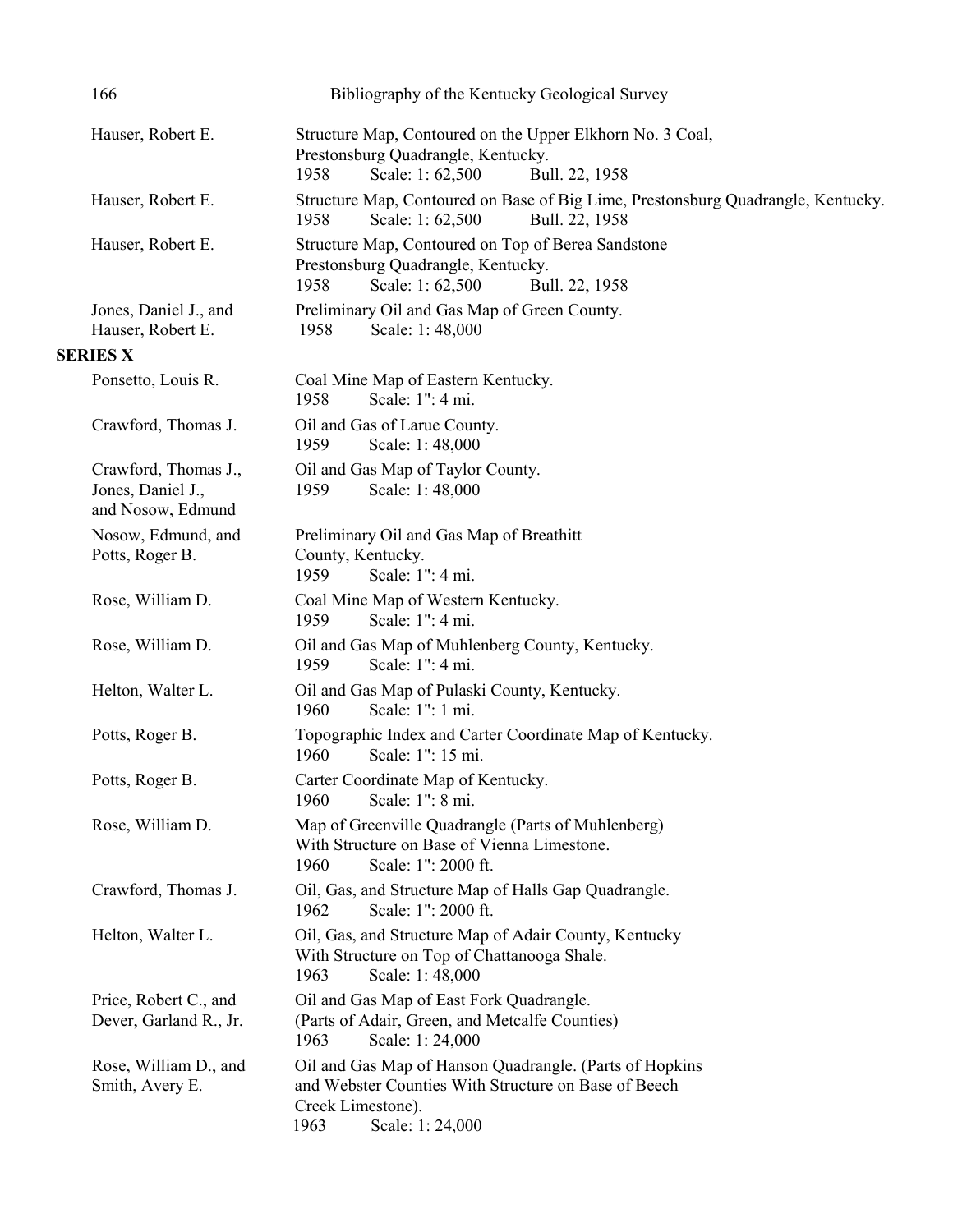Hauser, Robert E. — Structure Map, Contoured on the Upper Elkhorn No. 3 Coal, Prestonsburg Quadrangle, Kentucky.
1958  Scale: 1: 62,500  Bull. 22, 1958

Hauser, Robert E. — Structure Map, Contoured on Base of Big Lime, Prestonsburg Quadrangle, Kentucky.
1958  Scale: 1: 62,500  Bull. 22, 1958

Hauser, Robert E. — Structure Map, Contoured on Top of Berea Sandstone Prestonsburg Quadrangle, Kentucky.
1958  Scale: 1: 62,500  Bull. 22, 1958

Jones, Daniel J., and Hauser, Robert E. — Preliminary Oil and Gas Map of Green County.
1958  Scale: 1: 48,000

**SERIES X**

Ponsetto, Louis R. — Coal Mine Map of Eastern Kentucky.
1958  Scale: 1": 4 mi.

Crawford, Thomas J. — Oil and Gas of Larue County.
1959  Scale: 1: 48,000

Crawford, Thomas J., Jones, Daniel J., and Nosow, Edmund — Oil and Gas Map of Taylor County.
1959  Scale: 1: 48,000

Nosow, Edmund, and Potts, Roger B. — Preliminary Oil and Gas Map of Breathitt County, Kentucky.
1959  Scale: 1": 4 mi.

Rose, William D. — Coal Mine Map of Western Kentucky.
1959  Scale: 1": 4 mi.

Rose, William D. — Oil and Gas Map of Muhlenberg County, Kentucky.
1959  Scale: 1": 4 mi.

Helton, Walter L. — Oil and Gas Map of Pulaski County, Kentucky.
1960  Scale: 1": 1 mi.

Potts, Roger B. — Topographic Index and Carter Coordinate Map of Kentucky.
1960  Scale: 1": 15 mi.

Potts, Roger B. — Carter Coordinate Map of Kentucky.
1960  Scale: 1": 8 mi.

Rose, William D. — Map of Greenville Quadrangle (Parts of Muhlenberg) With Structure on Base of Vienna Limestone.
1960  Scale: 1": 2000 ft.

Crawford, Thomas J. — Oil, Gas, and Structure Map of Halls Gap Quadrangle.
1962  Scale: 1": 2000 ft.

Helton, Walter L. — Oil, Gas, and Structure Map of Adair County, Kentucky With Structure on Top of Chattanooga Shale.
1963  Scale: 1: 48,000

Price, Robert C., and Dever, Garland R., Jr. — Oil and Gas Map of East Fork Quadrangle. (Parts of Adair, Green, and Metcalfe Counties)
1963  Scale: 1: 24,000

Rose, William D., and Smith, Avery E. — Oil and Gas Map of Hanson Quadrangle. (Parts of Hopkins and Webster Counties With Structure on Base of Beech Creek Limestone).
1963  Scale: 1: 24,000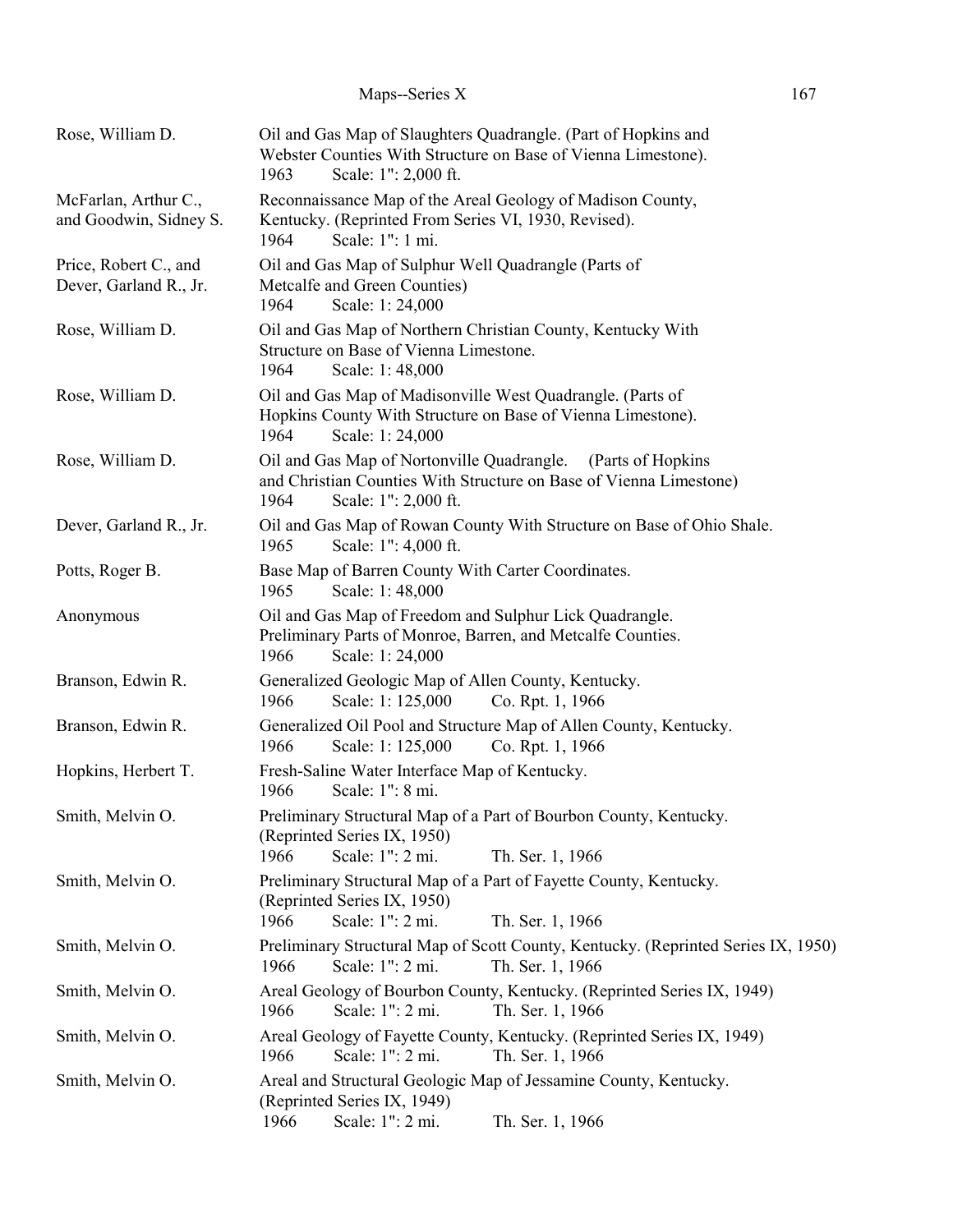| Author | Title |
|---|---|
| Rose, William D. | Oil and Gas Map of Slaughters Quadrangle. (Part of Hopkins and Webster Counties With Structure on Base of Vienna Limestone).<br>1963 Scale: 1": 2,000 ft. |
| McFarlan, Arthur C., and Goodwin, Sidney S. | Reconnaissance Map of the Areal Geology of Madison County, Kentucky. (Reprinted From Series VI, 1930, Revised).<br>1964 Scale: 1": 1 mi. |
| Price, Robert C., and Dever, Garland R., Jr. | Oil and Gas Map of Sulphur Well Quadrangle (Parts of Metcalfe and Green Counties)<br>1964 Scale: 1: 24,000 |
| Rose, William D. | Oil and Gas Map of Northern Christian County, Kentucky With Structure on Base of Vienna Limestone.<br>1964 Scale: 1: 48,000 |
| Rose, William D. | Oil and Gas Map of Madisonville West Quadrangle. (Parts of Hopkins County With Structure on Base of Vienna Limestone).<br>1964 Scale: 1: 24,000 |
| Rose, William D. | Oil and Gas Map of Nortonville Quadrangle. (Parts of Hopkins and Christian Counties With Structure on Base of Vienna Limestone)<br>1964 Scale: 1": 2,000 ft. |
| Dever, Garland R., Jr. | Oil and Gas Map of Rowan County With Structure on Base of Ohio Shale.<br>1965 Scale: 1": 4,000 ft. |
| Potts, Roger B. | Base Map of Barren County With Carter Coordinates.<br>1965 Scale: 1: 48,000 |
| Anonymous | Oil and Gas Map of Freedom and Sulphur Lick Quadrangle. Preliminary Parts of Monroe, Barren, and Metcalfe Counties.<br>1966 Scale: 1: 24,000 |
| Branson, Edwin R. | Generalized Geologic Map of Allen County, Kentucky.<br>1966 Scale: 1: 125,000 Co. Rpt. 1, 1966 |
| Branson, Edwin R. | Generalized Oil Pool and Structure Map of Allen County, Kentucky.<br>1966 Scale: 1: 125,000 Co. Rpt. 1, 1966 |
| Hopkins, Herbert T. | Fresh-Saline Water Interface Map of Kentucky.<br>1966 Scale: 1": 8 mi. |
| Smith, Melvin O. | Preliminary Structural Map of a Part of Bourbon County, Kentucky. (Reprinted Series IX, 1950)<br>1966 Scale: 1": 2 mi. Th. Ser. 1, 1966 |
| Smith, Melvin O. | Preliminary Structural Map of a Part of Fayette County, Kentucky. (Reprinted Series IX, 1950)<br>1966 Scale: 1": 2 mi. Th. Ser. 1, 1966 |
| Smith, Melvin O. | Preliminary Structural Map of Scott County, Kentucky. (Reprinted Series IX, 1950)<br>1966 Scale: 1": 2 mi. Th. Ser. 1, 1966 |
| Smith, Melvin O. | Areal Geology of Bourbon County, Kentucky. (Reprinted Series IX, 1949)<br>1966 Scale: 1": 2 mi. Th. Ser. 1, 1966 |
| Smith, Melvin O. | Areal Geology of Fayette County, Kentucky. (Reprinted Series IX, 1949)<br>1966 Scale: 1": 2 mi. Th. Ser. 1, 1966 |
| Smith, Melvin O. | Areal and Structural Geologic Map of Jessamine County, Kentucky. (Reprinted Series IX, 1949)<br>1966 Scale: 1": 2 mi. Th. Ser. 1, 1966 |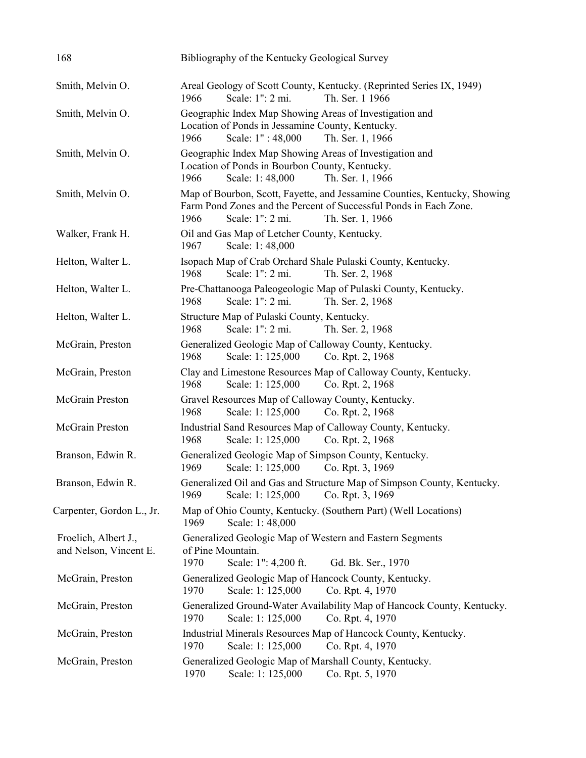Smith, Melvin O.
Areal Geology of Scott County, Kentucky. (Reprinted Series IX, 1949)
1966 Scale: 1": 2 mi. Th. Ser. 1 1966

Smith, Melvin O.
Geographic Index Map Showing Areas of Investigation and Location of Ponds in Jessamine County, Kentucky.
1966 Scale: 1" : 48,000 Th. Ser. 1, 1966

Smith, Melvin O.
Geographic Index Map Showing Areas of Investigation and Location of Ponds in Bourbon County, Kentucky.
1966 Scale: 1: 48,000 Th. Ser. 1, 1966

Smith, Melvin O.
Map of Bourbon, Scott, Fayette, and Jessamine Counties, Kentucky, Showing Farm Pond Zones and the Percent of Successful Ponds in Each Zone.
1966 Scale: 1": 2 mi. Th. Ser. 1, 1966

Walker, Frank H.
Oil and Gas Map of Letcher County, Kentucky.
1967 Scale: 1: 48,000

Helton, Walter L.
Isopach Map of Crab Orchard Shale Pulaski County, Kentucky.
1968 Scale: 1": 2 mi. Th. Ser. 2, 1968

Helton, Walter L.
Pre-Chattanooga Paleogeologic Map of Pulaski County, Kentucky.
1968 Scale: 1": 2 mi. Th. Ser. 2, 1968

Helton, Walter L.
Structure Map of Pulaski County, Kentucky.
1968 Scale: 1": 2 mi. Th. Ser. 2, 1968

McGrain, Preston
Generalized Geologic Map of Calloway County, Kentucky.
1968 Scale: 1: 125,000 Co. Rpt. 2, 1968

McGrain, Preston
Clay and Limestone Resources Map of Calloway County, Kentucky.
1968 Scale: 1: 125,000 Co. Rpt. 2, 1968

McGrain Preston
Gravel Resources Map of Calloway County, Kentucky.
1968 Scale: 1: 125,000 Co. Rpt. 2, 1968

McGrain Preston
Industrial Sand Resources Map of Calloway County, Kentucky.
1968 Scale: 1: 125,000 Co. Rpt. 2, 1968

Branson, Edwin R.
Generalized Geologic Map of Simpson County, Kentucky.
1969 Scale: 1: 125,000 Co. Rpt. 3, 1969

Branson, Edwin R.
Generalized Oil and Gas and Structure Map of Simpson County, Kentucky.
1969 Scale: 1: 125,000 Co. Rpt. 3, 1969

Carpenter, Gordon L., Jr.
Map of Ohio County, Kentucky. (Southern Part) (Well Locations)
1969 Scale: 1: 48,000

Froelich, Albert J., and Nelson, Vincent E.
Generalized Geologic Map of Western and Eastern Segments of Pine Mountain.
1970 Scale: 1": 4,200 ft. Gd. Bk. Ser., 1970

McGrain, Preston
Generalized Geologic Map of Hancock County, Kentucky.
1970 Scale: 1: 125,000 Co. Rpt. 4, 1970

McGrain, Preston
Generalized Ground-Water Availability Map of Hancock County, Kentucky.
1970 Scale: 1: 125,000 Co. Rpt. 4, 1970

McGrain, Preston
Industrial Minerals Resources Map of Hancock County, Kentucky.
1970 Scale: 1: 125,000 Co. Rpt. 4, 1970

McGrain, Preston
Generalized Geologic Map of Marshall County, Kentucky.
1970 Scale: 1: 125,000 Co. Rpt. 5, 1970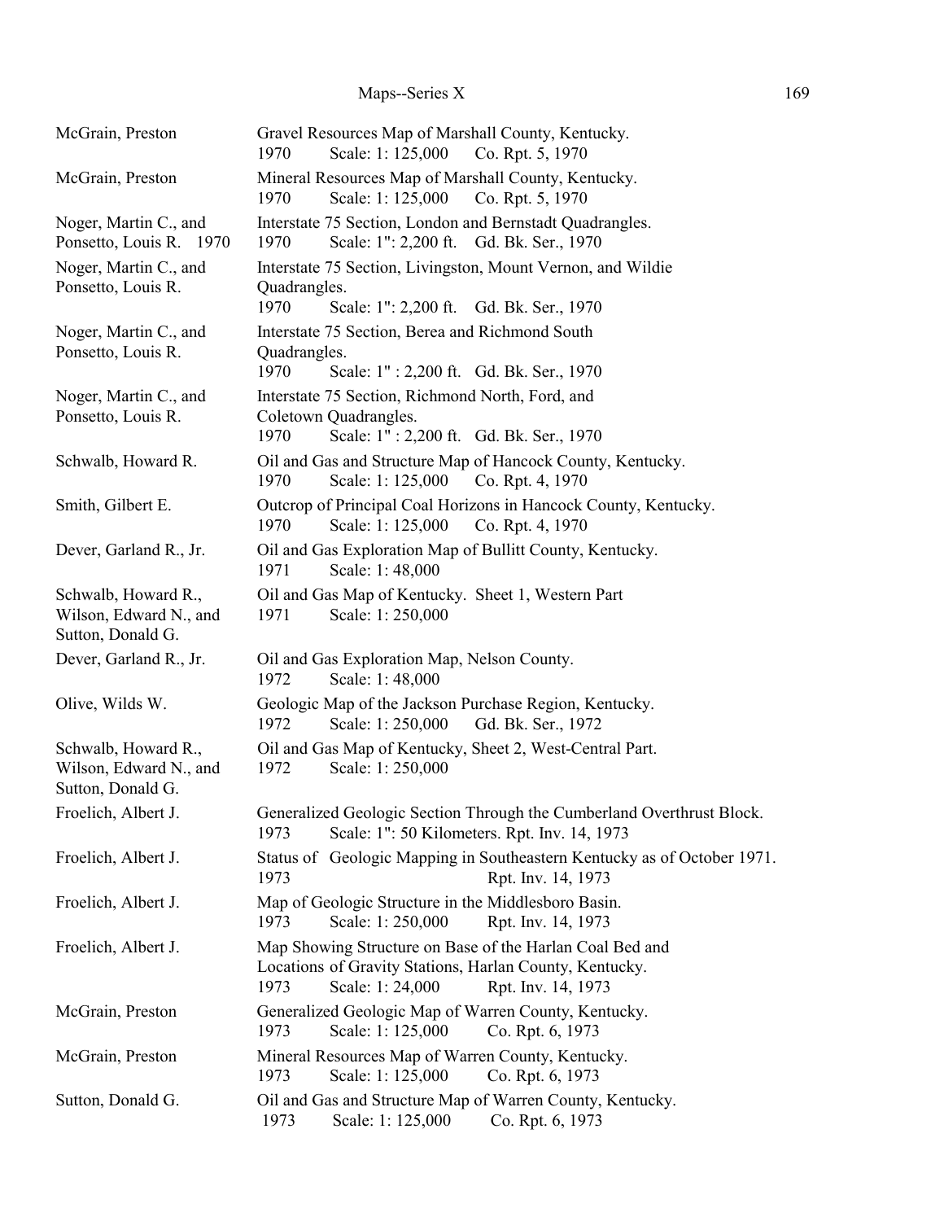| Author | Title |
|---|---|
| McGrain, Preston | Gravel Resources Map of Marshall County, Kentucky.<br>1970 Scale: 1: 125,000 Co. Rpt. 5, 1970 |
| McGrain, Preston | Mineral Resources Map of Marshall County, Kentucky.<br>1970 Scale: 1: 125,000 Co. Rpt. 5, 1970 |
| Noger, Martin C., and Ponsetto, Louis R. 1970 | Interstate 75 Section, London and Bernstadt Quadrangles.<br>1970 Scale: 1": 2,200 ft. Gd. Bk. Ser., 1970 |
| Noger, Martin C., and Ponsetto, Louis R. | Interstate 75 Section, Livingston, Mount Vernon, and Wildie Quadrangles.<br>1970 Scale: 1": 2,200 ft. Gd. Bk. Ser., 1970 |
| Noger, Martin C., and Ponsetto, Louis R. | Interstate 75 Section, Berea and Richmond South Quadrangles.<br>1970 Scale: 1" : 2,200 ft. Gd. Bk. Ser., 1970 |
| Noger, Martin C., and Ponsetto, Louis R. | Interstate 75 Section, Richmond North, Ford, and Coletown Quadrangles.<br>1970 Scale: 1" : 2,200 ft. Gd. Bk. Ser., 1970 |
| Schwalb, Howard R. | Oil and Gas and Structure Map of Hancock County, Kentucky.<br>1970 Scale: 1: 125,000 Co. Rpt. 4, 1970 |
| Smith, Gilbert E. | Outcrop of Principal Coal Horizons in Hancock County, Kentucky.<br>1970 Scale: 1: 125,000 Co. Rpt. 4, 1970 |
| Dever, Garland R., Jr. | Oil and Gas Exploration Map of Bullitt County, Kentucky.<br>1971 Scale: 1: 48,000 |
| Schwalb, Howard R., Wilson, Edward N., and Sutton, Donald G. | Oil and Gas Map of Kentucky. Sheet 1, Western Part<br>1971 Scale: 1: 250,000 |
| Dever, Garland R., Jr. | Oil and Gas Exploration Map, Nelson County.<br>1972 Scale: 1: 48,000 |
| Olive, Wilds W. | Geologic Map of the Jackson Purchase Region, Kentucky.<br>1972 Scale: 1: 250,000 Gd. Bk. Ser., 1972 |
| Schwalb, Howard R., Wilson, Edward N., and Sutton, Donald G. | Oil and Gas Map of Kentucky, Sheet 2, West-Central Part.<br>1972 Scale: 1: 250,000 |
| Froelich, Albert J. | Generalized Geologic Section Through the Cumberland Overthrust Block.<br>1973 Scale: 1": 50 Kilometers. Rpt. Inv. 14, 1973 |
| Froelich, Albert J. | Status of Geologic Mapping in Southeastern Kentucky as of October 1971.<br>1973 Rpt. Inv. 14, 1973 |
| Froelich, Albert J. | Map of Geologic Structure in the Middlesboro Basin.<br>1973 Scale: 1: 250,000 Rpt. Inv. 14, 1973 |
| Froelich, Albert J. | Map Showing Structure on Base of the Harlan Coal Bed and Locations of Gravity Stations, Harlan County, Kentucky.<br>1973 Scale: 1: 24,000 Rpt. Inv. 14, 1973 |
| McGrain, Preston | Generalized Geologic Map of Warren County, Kentucky.<br>1973 Scale: 1: 125,000 Co. Rpt. 6, 1973 |
| McGrain, Preston | Mineral Resources Map of Warren County, Kentucky.<br>1973 Scale: 1: 125,000 Co. Rpt. 6, 1973 |
| Sutton, Donald G. | Oil and Gas and Structure Map of Warren County, Kentucky.<br>1973 Scale: 1: 125,000 Co. Rpt. 6, 1973 |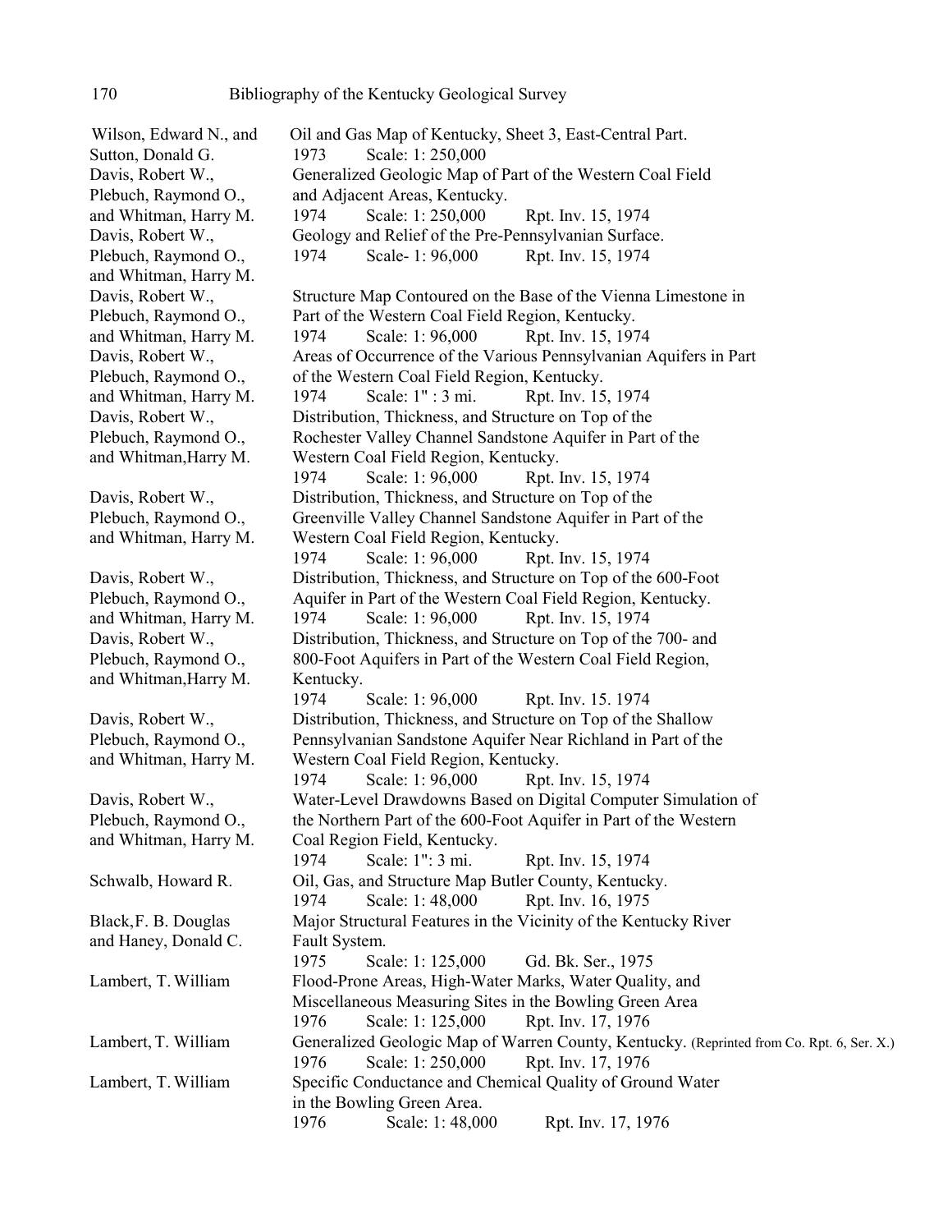| Author | Title / Details |
|---|---|
| Wilson, Edward N., and Sutton, Donald G. | Oil and Gas Map of Kentucky, Sheet 3, East-Central Part. 1973 Scale: 1: 250,000 |
| Davis, Robert W., Plebuch, Raymond O., and Whitman, Harry M. | Generalized Geologic Map of Part of the Western Coal Field and Adjacent Areas, Kentucky. 1974 Scale: 1: 250,000 Rpt. Inv. 15, 1974 |
| Davis, Robert W., Plebuch, Raymond O., and Whitman, Harry M. | Geology and Relief of the Pre-Pennsylvanian Surface. 1974 Scale- 1: 96,000 Rpt. Inv. 15, 1974 |
| Davis, Robert W., Plebuch, Raymond O., and Whitman, Harry M. | Structure Map Contoured on the Base of the Vienna Limestone in Part of the Western Coal Field Region, Kentucky. 1974 Scale: 1: 96,000 Rpt. Inv. 15, 1974 |
| Davis, Robert W., Plebuch, Raymond O., and Whitman, Harry M. | Areas of Occurrence of the Various Pennsylvanian Aquifers in Part of the Western Coal Field Region, Kentucky. 1974 Scale: 1" : 3 mi. Rpt. Inv. 15, 1974 |
| Davis, Robert W., Plebuch, Raymond O., and Whitman,Harry M. | Distribution, Thickness, and Structure on Top of the Rochester Valley Channel Sandstone Aquifer in Part of the Western Coal Field Region, Kentucky. 1974 Scale: 1: 96,000 Rpt. Inv. 15, 1974 |
| Davis, Robert W., Plebuch, Raymond O., and Whitman, Harry M. | Distribution, Thickness, and Structure on Top of the Greenville Valley Channel Sandstone Aquifer in Part of the Western Coal Field Region, Kentucky. 1974 Scale: 1: 96,000 Rpt. Inv. 15, 1974 |
| Davis, Robert W., Plebuch, Raymond O., and Whitman, Harry M. | Distribution, Thickness, and Structure on Top of the 600-Foot Aquifer in Part of the Western Coal Field Region, Kentucky. 1974 Scale: 1: 96,000 Rpt. Inv. 15, 1974 |
| Davis, Robert W., Plebuch, Raymond O., and Whitman,Harry M. | Distribution, Thickness, and Structure on Top of the 700- and 800-Foot Aquifers in Part of the Western Coal Field Region, Kentucky. 1974 Scale: 1: 96,000 Rpt. Inv. 15. 1974 |
| Davis, Robert W., Plebuch, Raymond O., and Whitman, Harry M. | Distribution, Thickness, and Structure on Top of the Shallow Pennsylvanian Sandstone Aquifer Near Richland in Part of the Western Coal Field Region, Kentucky. 1974 Scale: 1: 96,000 Rpt. Inv. 15, 1974 |
| Davis, Robert W., Plebuch, Raymond O., and Whitman, Harry M. | Water-Level Drawdowns Based on Digital Computer Simulation of the Northern Part of the 600-Foot Aquifer in Part of the Western Coal Region Field, Kentucky. 1974 Scale: 1": 3 mi. Rpt. Inv. 15, 1974 |
| Schwalb, Howard R. | Oil, Gas, and Structure Map Butler County, Kentucky. 1974 Scale: 1: 48,000 Rpt. Inv. 16, 1975 |
| Black,F. B. Douglas and Haney, Donald C. | Major Structural Features in the Vicinity of the Kentucky River Fault System. 1975 Scale: 1: 125,000 Gd. Bk. Ser., 1975 |
| Lambert, T. William | Flood-Prone Areas, High-Water Marks, Water Quality, and Miscellaneous Measuring Sites in the Bowling Green Area 1976 Scale: 1: 125,000 Rpt. Inv. 17, 1976 |
| Lambert, T. William | Generalized Geologic Map of Warren County, Kentucky. (Reprinted from Co. Rpt. 6, Ser. X.) 1976 Scale: 1: 250,000 Rpt. Inv. 17, 1976 |
| Lambert, T. William | Specific Conductance and Chemical Quality of Ground Water in the Bowling Green Area. 1976 Scale: 1: 48,000 Rpt. Inv. 17, 1976 |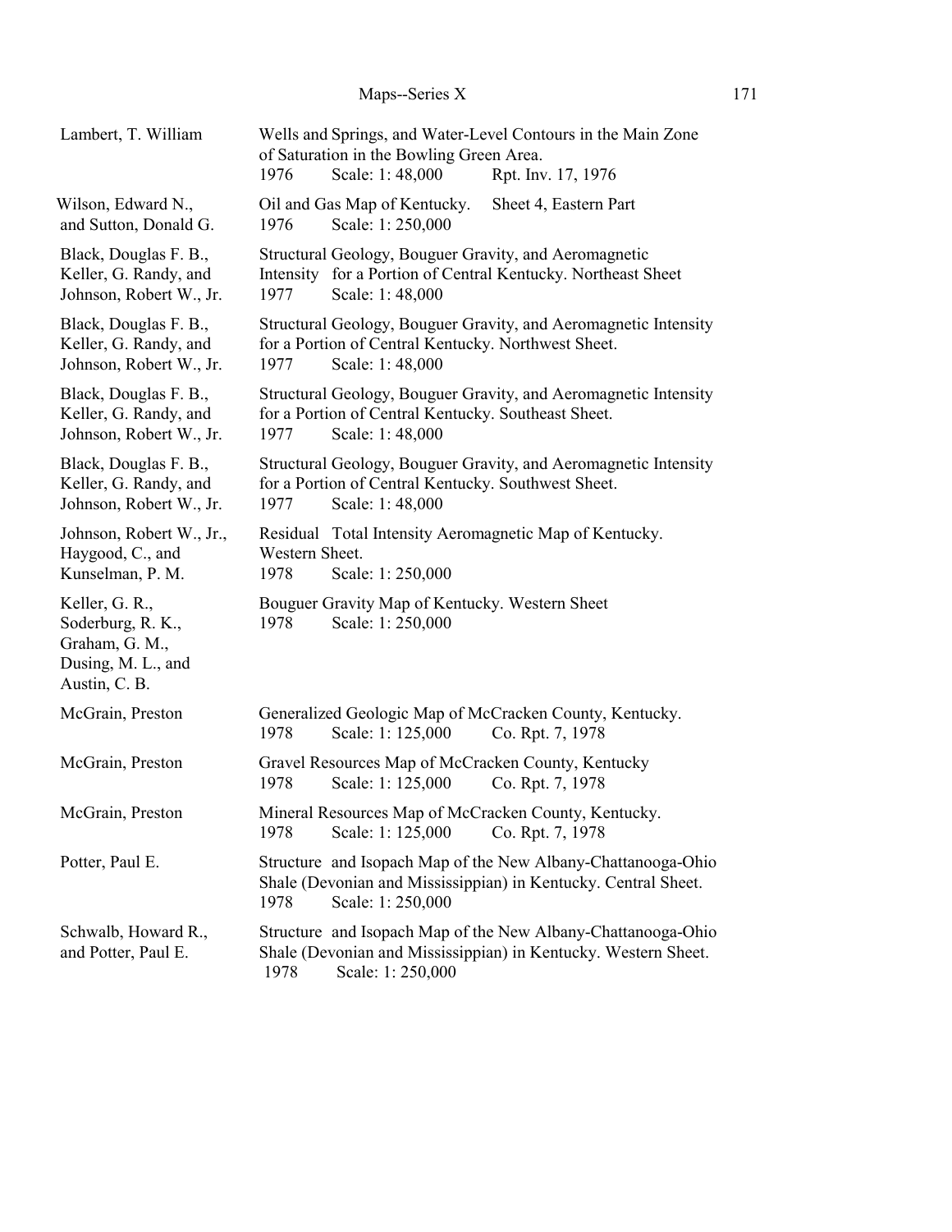| | |
|---|---|
| Lambert, T. William | Wells and Springs, and Water-Level Contours in the Main Zone of Saturation in the Bowling Green Area.<br>1976 Scale: 1: 48,000 Rpt. Inv. 17, 1976 |
| Wilson, Edward N., and Sutton, Donald G. | Oil and Gas Map of Kentucky. Sheet 4, Eastern Part<br>1976 Scale: 1: 250,000 |
| Black, Douglas F. B., Keller, G. Randy, and Johnson, Robert W., Jr. | Structural Geology, Bouguer Gravity, and Aeromagnetic Intensity for a Portion of Central Kentucky. Northeast Sheet<br>1977 Scale: 1: 48,000 |
| Black, Douglas F. B., Keller, G. Randy, and Johnson, Robert W., Jr. | Structural Geology, Bouguer Gravity, and Aeromagnetic Intensity for a Portion of Central Kentucky. Northwest Sheet.<br>1977 Scale: 1: 48,000 |
| Black, Douglas F. B., Keller, G. Randy, and Johnson, Robert W., Jr. | Structural Geology, Bouguer Gravity, and Aeromagnetic Intensity for a Portion of Central Kentucky. Southeast Sheet.<br>1977 Scale: 1: 48,000 |
| Black, Douglas F. B., Keller, G. Randy, and Johnson, Robert W., Jr. | Structural Geology, Bouguer Gravity, and Aeromagnetic Intensity for a Portion of Central Kentucky. Southwest Sheet.<br>1977 Scale: 1: 48,000 |
| Johnson, Robert W., Jr., Haygood, C., and Kunselman, P. M. | Residual Total Intensity Aeromagnetic Map of Kentucky. Western Sheet.<br>1978 Scale: 1: 250,000 |
| Keller, G. R., Soderburg, R. K., Graham, G. M., Dusing, M. L., and Austin, C. B. | Bouguer Gravity Map of Kentucky. Western Sheet<br>1978 Scale: 1: 250,000 |
| McGrain, Preston | Generalized Geologic Map of McCracken County, Kentucky.<br>1978 Scale: 1: 125,000 Co. Rpt. 7, 1978 |
| McGrain, Preston | Gravel Resources Map of McCracken County, Kentucky<br>1978 Scale: 1: 125,000 Co. Rpt. 7, 1978 |
| McGrain, Preston | Mineral Resources Map of McCracken County, Kentucky.<br>1978 Scale: 1: 125,000 Co. Rpt. 7, 1978 |
| Potter, Paul E. | Structure and Isopach Map of the New Albany-Chattanooga-Ohio Shale (Devonian and Mississippian) in Kentucky. Central Sheet.<br>1978 Scale: 1: 250,000 |
| Schwalb, Howard R., and Potter, Paul E. | Structure and Isopach Map of the New Albany-Chattanooga-Ohio Shale (Devonian and Mississippian) in Kentucky. Western Sheet.<br>1978 Scale: 1: 250,000 |